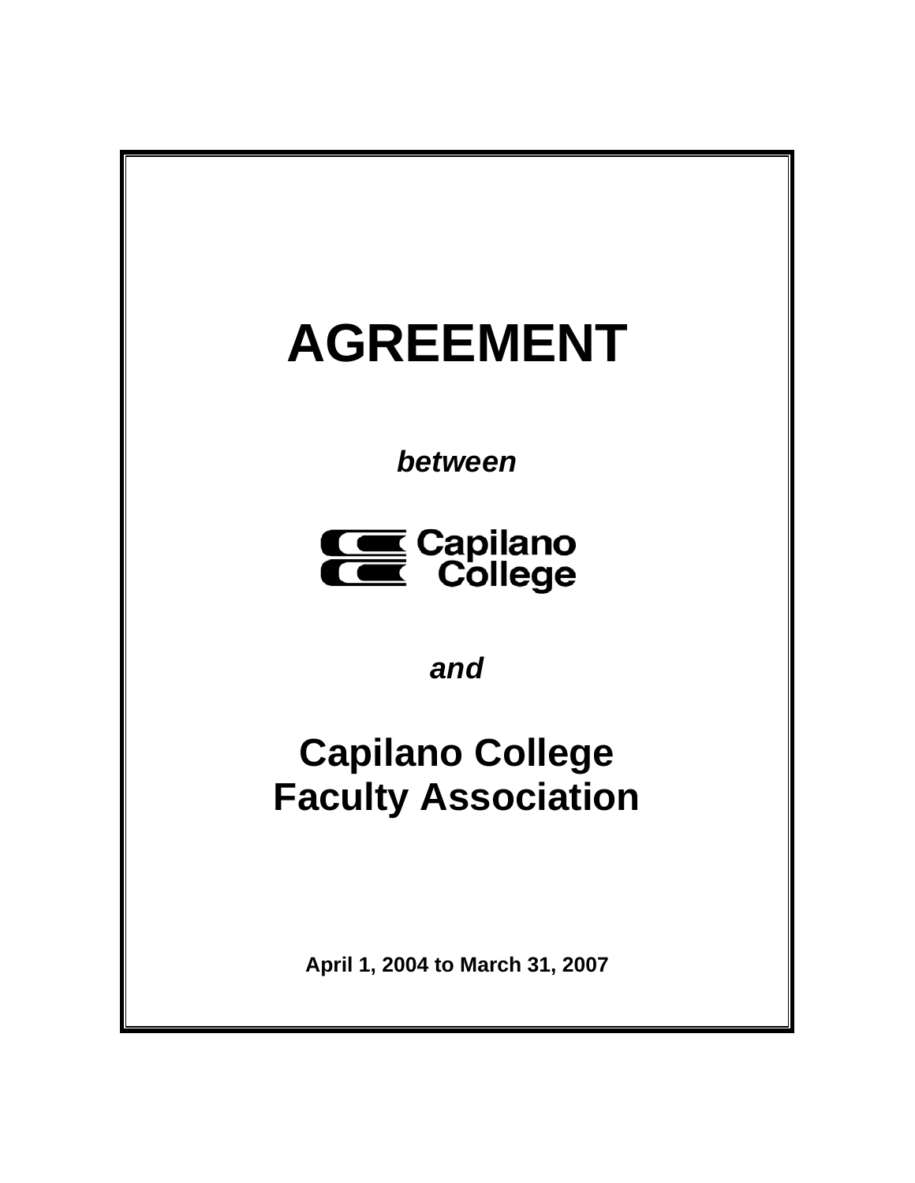# AGREEMENT

***between***

**Capilano College**

***and***

## Capilano College Faculty Association

**April 1, 2004 to March 31, 2007**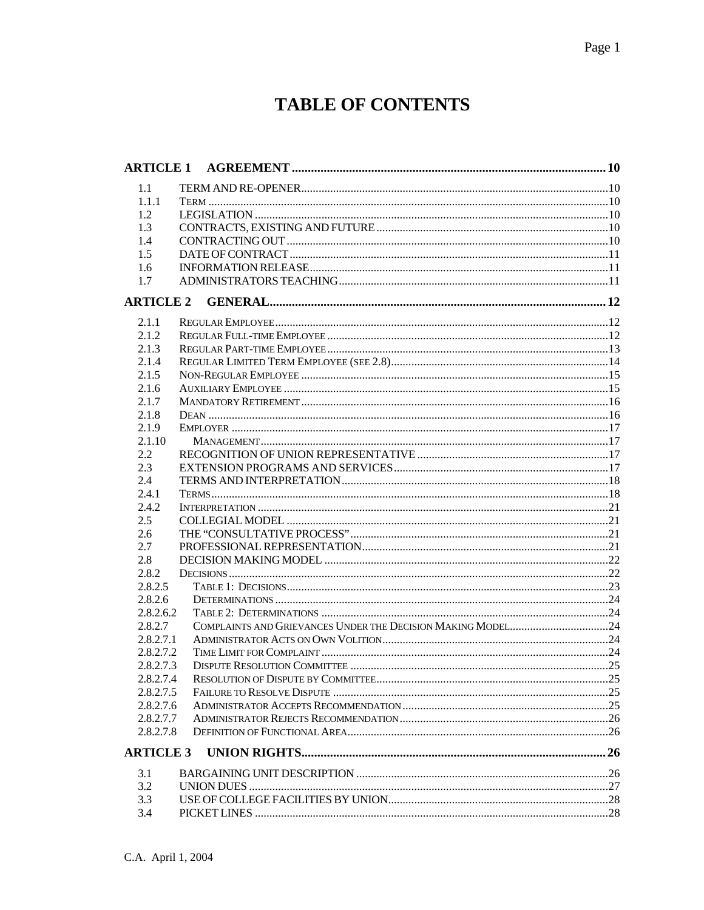# TABLE OF CONTENTS

| | | |
|---|---|---|
| **ARTICLE 1** | **AGREEMENT** | **10** |
| 1.1 | TERM AND RE-OPENER | 10 |
| 1.1.1 | TERM | 10 |
| 1.2 | LEGISLATION | 10 |
| 1.3 | CONTRACTS, EXISTING AND FUTURE | 10 |
| 1.4 | CONTRACTING OUT | 10 |
| 1.5 | DATE OF CONTRACT | 11 |
| 1.6 | INFORMATION RELEASE | 11 |
| 1.7 | ADMINISTRATORS TEACHING | 11 |
| **ARTICLE 2** | **GENERAL** | **12** |
| 2.1.1 | REGULAR EMPLOYEE | 12 |
| 2.1.2 | REGULAR FULL-TIME EMPLOYEE | 12 |
| 2.1.3 | REGULAR PART-TIME EMPLOYEE | 13 |
| 2.1.4 | REGULAR LIMITED TERM EMPLOYEE (SEE 2.8) | 14 |
| 2.1.5 | NON-REGULAR EMPLOYEE | 15 |
| 2.1.6 | AUXILIARY EMPLOYEE | 15 |
| 2.1.7 | MANDATORY RETIREMENT | 16 |
| 2.1.8 | DEAN | 16 |
| 2.1.9 | EMPLOYER | 17 |
| 2.1.10 | MANAGEMENT | 17 |
| 2.2 | RECOGNITION OF UNION REPRESENTATIVE | 17 |
| 2.3 | EXTENSION PROGRAMS AND SERVICES | 17 |
| 2.4 | TERMS AND INTERPRETATION | 18 |
| 2.4.1 | TERMS | 18 |
| 2.4.2 | INTERPRETATION | 21 |
| 2.5 | COLLEGIAL MODEL | 21 |
| 2.6 | THE "CONSULTATIVE PROCESS" | 21 |
| 2.7 | PROFESSIONAL REPRESENTATION | 21 |
| 2.8 | DECISION MAKING MODEL | 22 |
| 2.8.2 | DECISIONS | 22 |
| 2.8.2.5 | TABLE 1: DECISIONS | 23 |
| 2.8.2.6 | DETERMINATIONS | 24 |
| 2.8.2.6.2 | TABLE 2: DETERMINATIONS | 24 |
| 2.8.2.7 | COMPLAINTS AND GRIEVANCES UNDER THE DECISION MAKING MODEL | 24 |
| 2.8.2.7.1 | ADMINISTRATOR ACTS ON OWN VOLITION | 24 |
| 2.8.2.7.2 | TIME LIMIT FOR COMPLAINT | 24 |
| 2.8.2.7.3 | DISPUTE RESOLUTION COMMITTEE | 25 |
| 2.8.2.7.4 | RESOLUTION OF DISPUTE BY COMMITTEE | 25 |
| 2.8.2.7.5 | FAILURE TO RESOLVE DISPUTE | 25 |
| 2.8.2.7.6 | ADMINISTRATOR ACCEPTS RECOMMENDATION | 25 |
| 2.8.2.7.7 | ADMINISTRATOR REJECTS RECOMMENDATION | 26 |
| 2.8.2.7.8 | DEFINITION OF FUNCTIONAL AREA | 26 |
| **ARTICLE 3** | **UNION RIGHTS** | **26** |
| 3.1 | BARGAINING UNIT DESCRIPTION | 26 |
| 3.2 | UNION DUES | 27 |
| 3.3 | USE OF COLLEGE FACILITIES BY UNION | 28 |
| 3.4 | PICKET LINES | 28 |

C.A. April 1, 2004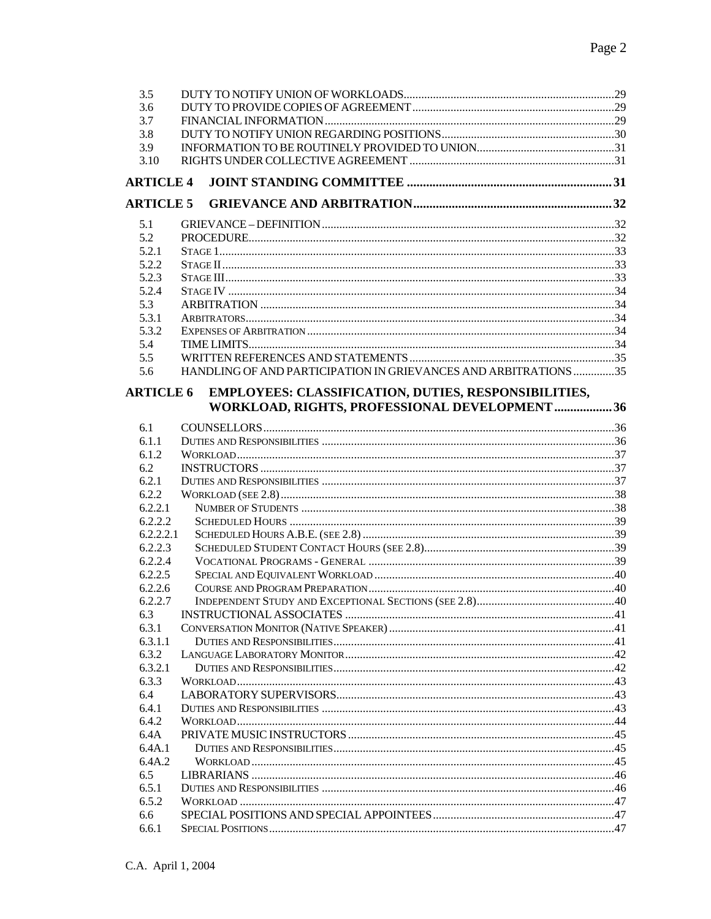| | | |
|---|---|---|
| 3.5 | DUTY TO NOTIFY UNION OF WORKLOADS | 29 |
| 3.6 | DUTY TO PROVIDE COPIES OF AGREEMENT | 29 |
| 3.7 | FINANCIAL INFORMATION | 29 |
| 3.8 | DUTY TO NOTIFY UNION REGARDING POSITIONS | 30 |
| 3.9 | INFORMATION TO BE ROUTINELY PROVIDED TO UNION | 31 |
| 3.10 | RIGHTS UNDER COLLECTIVE AGREEMENT | 31 |
| **ARTICLE 4** | **JOINT STANDING COMMITTEE** | **31** |
| **ARTICLE 5** | **GRIEVANCE AND ARBITRATION** | **32** |
| 5.1 | GRIEVANCE – DEFINITION | 32 |
| 5.2 | PROCEDURE | 32 |
| 5.2.1 | STAGE 1 | 33 |
| 5.2.2 | STAGE II | 33 |
| 5.2.3 | STAGE III | 33 |
| 5.2.4 | STAGE IV | 34 |
| 5.3 | ARBITRATION | 34 |
| 5.3.1 | ARBITRATORS | 34 |
| 5.3.2 | EXPENSES OF ARBITRATION | 34 |
| 5.4 | TIME LIMITS | 34 |
| 5.5 | WRITTEN REFERENCES AND STATEMENTS | 35 |
| 5.6 | HANDLING OF AND PARTICIPATION IN GRIEVANCES AND ARBITRATIONS | 35 |
| **ARTICLE 6** | **EMPLOYEES: CLASSIFICATION, DUTIES, RESPONSIBILITIES, WORKLOAD, RIGHTS, PROFESSIONAL DEVELOPMENT** | **36** |
| 6.1 | COUNSELLORS | 36 |
| 6.1.1 | DUTIES AND RESPONSIBILITIES | 36 |
| 6.1.2 | WORKLOAD | 37 |
| 6.2 | INSTRUCTORS | 37 |
| 6.2.1 | DUTIES AND RESPONSIBILITIES | 37 |
| 6.2.2 | WORKLOAD (SEE 2.8) | 38 |
| 6.2.2.1 | NUMBER OF STUDENTS | 38 |
| 6.2.2.2 | SCHEDULED HOURS | 39 |
| 6.2.2.2.1 | SCHEDULED HOURS A.B.E. (SEE 2.8) | 39 |
| 6.2.2.3 | SCHEDULED STUDENT CONTACT HOURS (SEE 2.8) | 39 |
| 6.2.2.4 | VOCATIONAL PROGRAMS - GENERAL | 39 |
| 6.2.2.5 | SPECIAL AND EQUIVALENT WORKLOAD | 40 |
| 6.2.2.6 | COURSE AND PROGRAM PREPARATION | 40 |
| 6.2.2.7 | INDEPENDENT STUDY AND EXCEPTIONAL SECTIONS (SEE 2.8) | 40 |
| 6.3 | INSTRUCTIONAL ASSOCIATES | 41 |
| 6.3.1 | CONVERSATION MONITOR (NATIVE SPEAKER) | 41 |
| 6.3.1.1 | DUTIES AND RESPONSIBILITIES | 41 |
| 6.3.2 | LANGUAGE LABORATORY MONITOR | 42 |
| 6.3.2.1 | DUTIES AND RESPONSIBILITIES | 42 |
| 6.3.3 | WORKLOAD | 43 |
| 6.4 | LABORATORY SUPERVISORS | 43 |
| 6.4.1 | DUTIES AND RESPONSIBILITIES | 43 |
| 6.4.2 | WORKLOAD | 44 |
| 6.4A | PRIVATE MUSIC INSTRUCTORS | 45 |
| 6.4A.1 | DUTIES AND RESPONSIBILITIES | 45 |
| 6.4A.2 | WORKLOAD | 45 |
| 6.5 | LIBRARIANS | 46 |
| 6.5.1 | DUTIES AND RESPONSIBILITIES | 46 |
| 6.5.2 | WORKLOAD | 47 |
| 6.6 | SPECIAL POSITIONS AND SPECIAL APPOINTEES | 47 |
| 6.6.1 | SPECIAL POSITIONS | 47 |

C.A. April 1, 2004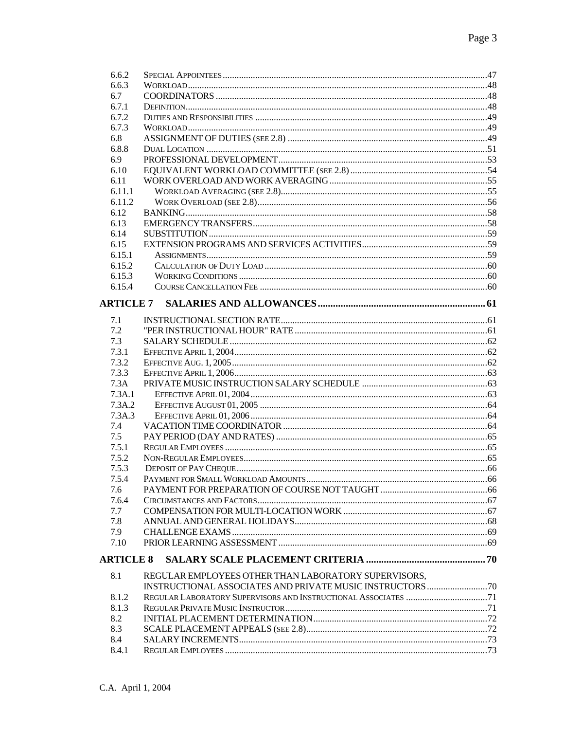| | | |
|---|---|---|
| 6.6.2 | SPECIAL APPOINTEES | 47 |
| 6.6.3 | WORKLOAD | 48 |
| 6.7 | COORDINATORS | 48 |
| 6.7.1 | DEFINITION | 48 |
| 6.7.2 | DUTIES AND RESPONSIBILITIES | 49 |
| 6.7.3 | WORKLOAD | 49 |
| 6.8 | ASSIGNMENT OF DUTIES (SEE 2.8) | 49 |
| 6.8.8 | DUAL LOCATION | 51 |
| 6.9 | PROFESSIONAL DEVELOPMENT | 53 |
| 6.10 | EQUIVALENT WORKLOAD COMMITTEE (SEE 2.8) | 54 |
| 6.11 | WORK OVERLOAD AND WORK AVERAGING | 55 |
| 6.11.1 | WORKLOAD AVERAGING (SEE 2.8) | 55 |
| 6.11.2 | WORK OVERLOAD (SEE 2.8) | 56 |
| 6.12 | BANKING | 58 |
| 6.13 | EMERGENCY TRANSFERS | 58 |
| 6.14 | SUBSTITUTION | 59 |
| 6.15 | EXTENSION PROGRAMS AND SERVICES ACTIVITIES | 59 |
| 6.15.1 | ASSIGNMENTS | 59 |
| 6.15.2 | CALCULATION OF DUTY LOAD | 60 |
| 6.15.3 | WORKING CONDITIONS | 60 |
| 6.15.4 | COURSE CANCELLATION FEE | 60 |
| **ARTICLE 7** | **SALARIES AND ALLOWANCES** | **61** |
| 7.1 | INSTRUCTIONAL SECTION RATE | 61 |
| 7.2 | "PER INSTRUCTIONAL HOUR" RATE | 61 |
| 7.3 | SALARY SCHEDULE | 62 |
| 7.3.1 | EFFECTIVE APRIL 1, 2004 | 62 |
| 7.3.2 | EFFECTIVE AUG. 1, 2005 | 62 |
| 7.3.3 | EFFECTIVE APRIL 1, 2006 | 63 |
| 7.3A | PRIVATE MUSIC INSTRUCTION SALARY SCHEDULE | 63 |
| 7.3A.1 | EFFECTIVE APRIL 01, 2004 | 63 |
| 7.3A.2 | EFFECTIVE AUGUST 01, 2005 | 64 |
| 7.3A.3 | EFFECTIVE APRIL 01, 2006 | 64 |
| 7.4 | VACATION TIME COORDINATOR | 64 |
| 7.5 | PAY PERIOD (DAY AND RATES) | 65 |
| 7.5.1 | REGULAR EMPLOYEES | 65 |
| 7.5.2 | NON-REGULAR EMPLOYEES | 65 |
| 7.5.3 | DEPOSIT OF PAY CHEQUE | 66 |
| 7.5.4 | PAYMENT FOR SMALL WORKLOAD AMOUNTS | 66 |
| 7.6 | PAYMENT FOR PREPARATION OF COURSE NOT TAUGHT | 66 |
| 7.6.4 | CIRCUMSTANCES AND FACTORS | 67 |
| 7.7 | COMPENSATION FOR MULTI-LOCATION WORK | 67 |
| 7.8 | ANNUAL AND GENERAL HOLIDAYS | 68 |
| 7.9 | CHALLENGE EXAMS | 69 |
| 7.10 | PRIOR LEARNING ASSESSMENT | 69 |
| **ARTICLE 8** | **SALARY SCALE PLACEMENT CRITERIA** | **70** |
| 8.1 | REGULAR EMPLOYEES OTHER THAN LABORATORY SUPERVISORS, INSTRUCTIONAL ASSOCIATES AND PRIVATE MUSIC INSTRUCTORS | 70 |
| 8.1.2 | REGULAR LABORATORY SUPERVISORS AND INSTRUCTIONAL ASSOCIATES | 71 |
| 8.1.3 | REGULAR PRIVATE MUSIC INSTRUCTOR | 71 |
| 8.2 | INITIAL PLACEMENT DETERMINATION | 72 |
| 8.3 | SCALE PLACEMENT APPEALS (SEE 2.8) | 72 |
| 8.4 | SALARY INCREMENTS | 73 |
| 8.4.1 | REGULAR EMPLOYEES | 73 |

C.A. April 1, 2004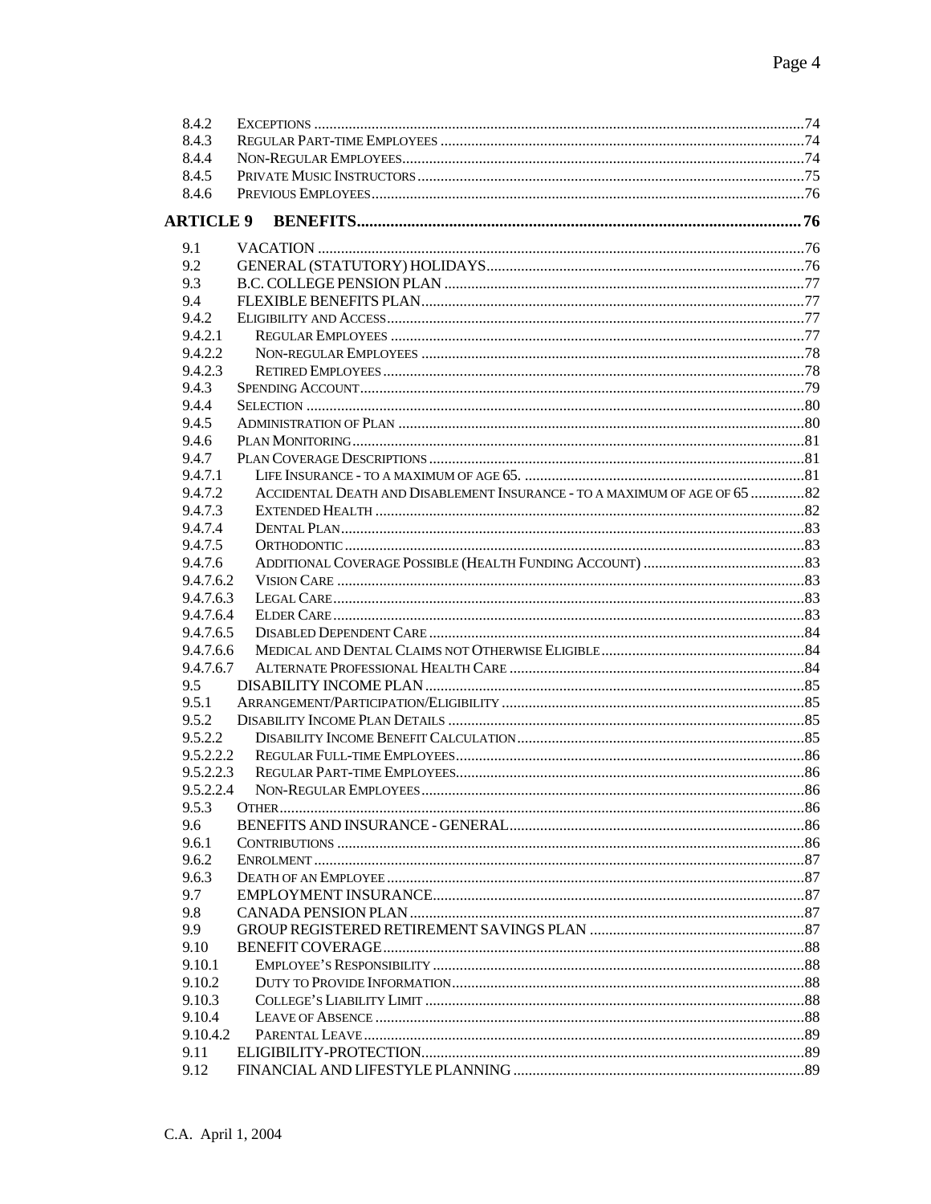| | | |
|---|---|---|
| 8.4.2 | EXCEPTIONS | 74 |
| 8.4.3 | REGULAR PART-TIME EMPLOYEES | 74 |
| 8.4.4 | NON-REGULAR EMPLOYEES | 74 |
| 8.4.5 | PRIVATE MUSIC INSTRUCTORS | 75 |
| 8.4.6 | PREVIOUS EMPLOYEES | 76 |
| **ARTICLE 9** | **BENEFITS** | **76** |
| 9.1 | VACATION | 76 |
| 9.2 | GENERAL (STATUTORY) HOLIDAYS | 76 |
| 9.3 | B.C. COLLEGE PENSION PLAN | 77 |
| 9.4 | FLEXIBLE BENEFITS PLAN | 77 |
| 9.4.2 | ELIGIBILITY AND ACCESS | 77 |
| 9.4.2.1 | REGULAR EMPLOYEES | 77 |
| 9.4.2.2 | NON-REGULAR EMPLOYEES | 78 |
| 9.4.2.3 | RETIRED EMPLOYEES | 78 |
| 9.4.3 | SPENDING ACCOUNT | 79 |
| 9.4.4 | SELECTION | 80 |
| 9.4.5 | ADMINISTRATION OF PLAN | 80 |
| 9.4.6 | PLAN MONITORING | 81 |
| 9.4.7 | PLAN COVERAGE DESCRIPTIONS | 81 |
| 9.4.7.1 | LIFE INSURANCE - TO A MAXIMUM OF AGE 65. | 81 |
| 9.4.7.2 | ACCIDENTAL DEATH AND DISABLEMENT INSURANCE - TO A MAXIMUM OF AGE 65 | 82 |
| 9.4.7.3 | EXTENDED HEALTH | 82 |
| 9.4.7.4 | DENTAL PLAN | 83 |
| 9.4.7.5 | ORTHODONTIC | 83 |
| 9.4.7.6 | ADDITIONAL COVERAGE POSSIBLE (HEALTH FUNDING ACCOUNT) | 83 |
| 9.4.7.6.2 | VISION CARE | 83 |
| 9.4.7.6.3 | LEGAL CARE | 83 |
| 9.4.7.6.4 | ELDER CARE | 83 |
| 9.4.7.6.5 | DISABLED DEPENDENT CARE | 84 |
| 9.4.7.6.6 | MEDICAL AND DENTAL CLAIMS NOT OTHERWISE ELIGIBLE | 84 |
| 9.4.7.6.7 | ALTERNATE PROFESSIONAL HEALTH CARE | 84 |
| 9.5 | DISABILITY INCOME PLAN | 85 |
| 9.5.1 | ARRANGEMENT/PARTICIPATION/ELIGIBILITY | 85 |
| 9.5.2 | DISABILITY INCOME PLAN DETAILS | 85 |
| 9.5.2.2 | DISABILITY INCOME BENEFIT CALCULATION | 85 |
| 9.5.2.2.2 | REGULAR FULL-TIME EMPLOYEES | 86 |
| 9.5.2.2.3 | REGULAR PART-TIME EMPLOYEES | 86 |
| 9.5.2.2.4 | NON-REGULAR EMPLOYEES | 86 |
| 9.5.3 | OTHER | 86 |
| 9.6 | BENEFITS AND INSURANCE - GENERAL | 86 |
| 9.6.1 | CONTRIBUTIONS | 86 |
| 9.6.2 | ENROLMENT | 87 |
| 9.6.3 | DEATH OF AN EMPLOYEE | 87 |
| 9.7 | EMPLOYMENT INSURANCE | 87 |
| 9.8 | CANADA PENSION PLAN | 87 |
| 9.9 | GROUP REGISTERED RETIREMENT SAVINGS PLAN | 87 |
| 9.10 | BENEFIT COVERAGE | 88 |
| 9.10.1 | EMPLOYEE'S RESPONSIBILITY | 88 |
| 9.10.2 | DUTY TO PROVIDE INFORMATION | 88 |
| 9.10.3 | COLLEGE'S LIABILITY LIMIT | 88 |
| 9.10.4 | LEAVE OF ABSENCE | 88 |
| 9.10.4.2 | PARENTAL LEAVE | 89 |
| 9.11 | ELIGIBILITY-PROTECTION | 89 |
| 9.12 | FINANCIAL AND LIFESTYLE PLANNING | 89 |

C.A. April 1, 2004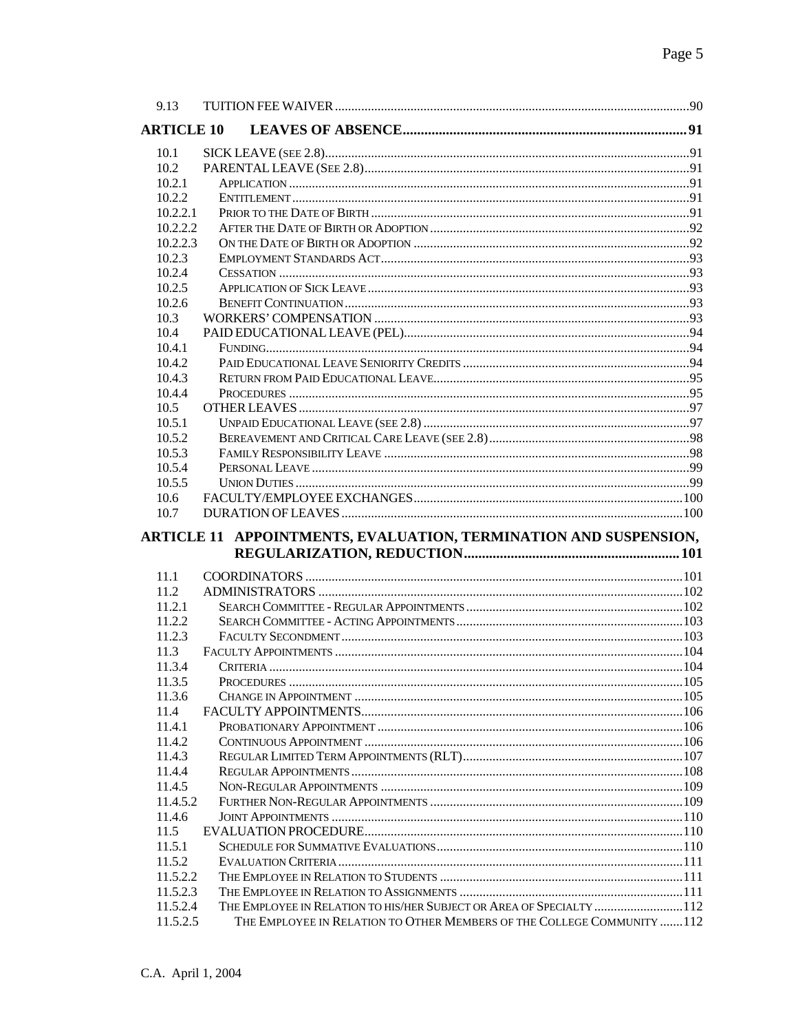| | | |
|---|---|---|
| 9.13 | TUITION FEE WAIVER | 90 |
| **ARTICLE 10** | **LEAVES OF ABSENCE** | **91** |
| 10.1 | SICK LEAVE (SEE 2.8) | 91 |
| 10.2 | PARENTAL LEAVE (SEE 2.8) | 91 |
| 10.2.1 | APPLICATION | 91 |
| 10.2.2 | ENTITLEMENT | 91 |
| 10.2.2.1 | PRIOR TO THE DATE OF BIRTH | 91 |
| 10.2.2.2 | AFTER THE DATE OF BIRTH OR ADOPTION | 92 |
| 10.2.2.3 | ON THE DATE OF BIRTH OR ADOPTION | 92 |
| 10.2.3 | EMPLOYMENT STANDARDS ACT | 93 |
| 10.2.4 | CESSATION | 93 |
| 10.2.5 | APPLICATION OF SICK LEAVE | 93 |
| 10.2.6 | BENEFIT CONTINUATION | 93 |
| 10.3 | WORKERS' COMPENSATION | 93 |
| 10.4 | PAID EDUCATIONAL LEAVE (PEL) | 94 |
| 10.4.1 | FUNDING | 94 |
| 10.4.2 | PAID EDUCATIONAL LEAVE SENIORITY CREDITS | 94 |
| 10.4.3 | RETURN FROM PAID EDUCATIONAL LEAVE | 95 |
| 10.4.4 | PROCEDURES | 95 |
| 10.5 | OTHER LEAVES | 97 |
| 10.5.1 | UNPAID EDUCATIONAL LEAVE (SEE 2.8) | 97 |
| 10.5.2 | BEREAVEMENT AND CRITICAL CARE LEAVE (SEE 2.8) | 98 |
| 10.5.3 | FAMILY RESPONSIBILITY LEAVE | 98 |
| 10.5.4 | PERSONAL LEAVE | 99 |
| 10.5.5 | UNION DUTIES | 99 |
| 10.6 | FACULTY/EMPLOYEE EXCHANGES | 100 |
| 10.7 | DURATION OF LEAVES | 100 |
| **ARTICLE 11** | **APPOINTMENTS, EVALUATION, TERMINATION AND SUSPENSION, REGULARIZATION, REDUCTION** | **101** |
| 11.1 | COORDINATORS | 101 |
| 11.2 | ADMINISTRATORS | 102 |
| 11.2.1 | SEARCH COMMITTEE - REGULAR APPOINTMENTS | 102 |
| 11.2.2 | SEARCH COMMITTEE - ACTING APPOINTMENTS | 103 |
| 11.2.3 | FACULTY SECONDMENT | 103 |
| 11.3 | FACULTY APPOINTMENTS | 104 |
| 11.3.4 | CRITERIA | 104 |
| 11.3.5 | PROCEDURES | 105 |
| 11.3.6 | CHANGE IN APPOINTMENT | 105 |
| 11.4 | FACULTY APPOINTMENTS | 106 |
| 11.4.1 | PROBATIONARY APPOINTMENT | 106 |
| 11.4.2 | CONTINUOUS APPOINTMENT | 106 |
| 11.4.3 | REGULAR LIMITED TERM APPOINTMENTS (RLT) | 107 |
| 11.4.4 | REGULAR APPOINTMENTS | 108 |
| 11.4.5 | NON-REGULAR APPOINTMENTS | 109 |
| 11.4.5.2 | FURTHER NON-REGULAR APPOINTMENTS | 109 |
| 11.4.6 | JOINT APPOINTMENTS | 110 |
| 11.5 | EVALUATION PROCEDURE | 110 |
| 11.5.1 | SCHEDULE FOR SUMMATIVE EVALUATIONS | 110 |
| 11.5.2 | EVALUATION CRITERIA | 111 |
| 11.5.2.2 | THE EMPLOYEE IN RELATION TO STUDENTS | 111 |
| 11.5.2.3 | THE EMPLOYEE IN RELATION TO ASSIGNMENTS | 111 |
| 11.5.2.4 | THE EMPLOYEE IN RELATION TO HIS/HER SUBJECT OR AREA OF SPECIALTY | 112 |
| 11.5.2.5 | THE EMPLOYEE IN RELATION TO OTHER MEMBERS OF THE COLLEGE COMMUNITY | 112 |

C.A. April 1, 2004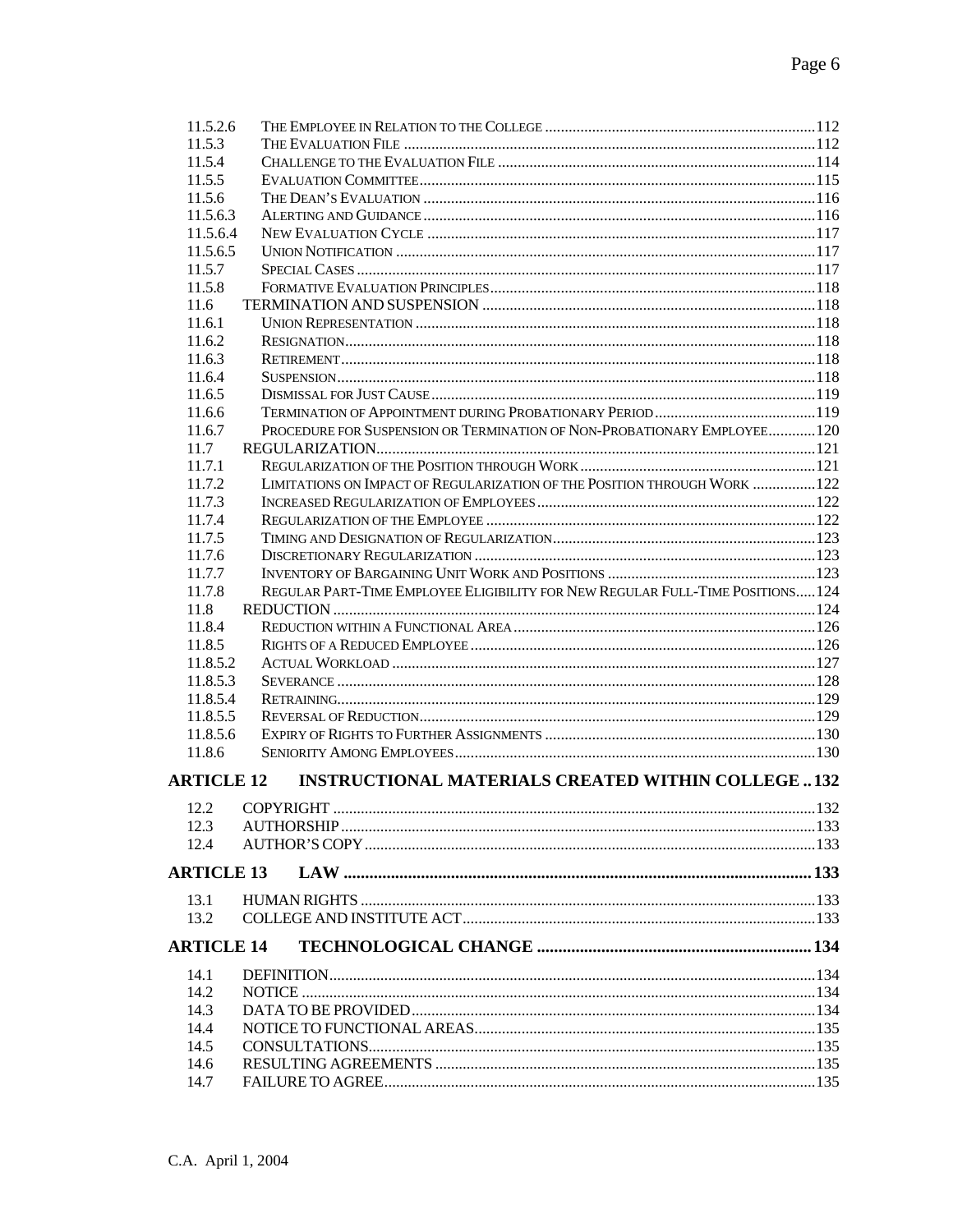| | | |
|---|---|---|
| 11.5.2.6 | THE EMPLOYEE IN RELATION TO THE COLLEGE | 112 |
| 11.5.3 | THE EVALUATION FILE | 112 |
| 11.5.4 | CHALLENGE TO THE EVALUATION FILE | 114 |
| 11.5.5 | EVALUATION COMMITTEE | 115 |
| 11.5.6 | THE DEAN'S EVALUATION | 116 |
| 11.5.6.3 | ALERTING AND GUIDANCE | 116 |
| 11.5.6.4 | NEW EVALUATION CYCLE | 117 |
| 11.5.6.5 | UNION NOTIFICATION | 117 |
| 11.5.7 | SPECIAL CASES | 117 |
| 11.5.8 | FORMATIVE EVALUATION PRINCIPLES | 118 |
| 11.6 | TERMINATION AND SUSPENSION | 118 |
| 11.6.1 | UNION REPRESENTATION | 118 |
| 11.6.2 | RESIGNATION | 118 |
| 11.6.3 | RETIREMENT | 118 |
| 11.6.4 | SUSPENSION | 118 |
| 11.6.5 | DISMISSAL FOR JUST CAUSE | 119 |
| 11.6.6 | TERMINATION OF APPOINTMENT DURING PROBATIONARY PERIOD | 119 |
| 11.6.7 | PROCEDURE FOR SUSPENSION OR TERMINATION OF NON-PROBATIONARY EMPLOYEE | 120 |
| 11.7 | REGULARIZATION | 121 |
| 11.7.1 | REGULARIZATION OF THE POSITION THROUGH WORK | 121 |
| 11.7.2 | LIMITATIONS ON IMPACT OF REGULARIZATION OF THE POSITION THROUGH WORK | 122 |
| 11.7.3 | INCREASED REGULARIZATION OF EMPLOYEES | 122 |
| 11.7.4 | REGULARIZATION OF THE EMPLOYEE | 122 |
| 11.7.5 | TIMING AND DESIGNATION OF REGULARIZATION | 123 |
| 11.7.6 | DISCRETIONARY REGULARIZATION | 123 |
| 11.7.7 | INVENTORY OF BARGAINING UNIT WORK AND POSITIONS | 123 |
| 11.7.8 | REGULAR PART-TIME EMPLOYEE ELIGIBILITY FOR NEW REGULAR FULL-TIME POSITIONS | 124 |
| 11.8 | REDUCTION | 124 |
| 11.8.4 | REDUCTION WITHIN A FUNCTIONAL AREA | 126 |
| 11.8.5 | RIGHTS OF A REDUCED EMPLOYEE | 126 |
| 11.8.5.2 | ACTUAL WORKLOAD | 127 |
| 11.8.5.3 | SEVERANCE | 128 |
| 11.8.5.4 | RETRAINING | 129 |
| 11.8.5.5 | REVERSAL OF REDUCTION | 129 |
| 11.8.5.6 | EXPIRY OF RIGHTS TO FURTHER ASSIGNMENTS | 130 |
| 11.8.6 | SENIORITY AMONG EMPLOYEES | 130 |

**ARTICLE 12 INSTRUCTIONAL MATERIALS CREATED WITHIN COLLEGE .. 132**

| | | |
|---|---|---|
| 12.2 | COPYRIGHT | 132 |
| 12.3 | AUTHORSHIP | 133 |
| 12.4 | AUTHOR'S COPY | 133 |

**ARTICLE 13 LAW ... 133**

| | | |
|---|---|---|
| 13.1 | HUMAN RIGHTS | 133 |
| 13.2 | COLLEGE AND INSTITUTE ACT | 133 |

**ARTICLE 14 TECHNOLOGICAL CHANGE ... 134**

| | | |
|---|---|---|
| 14.1 | DEFINITION | 134 |
| 14.2 | NOTICE | 134 |
| 14.3 | DATA TO BE PROVIDED | 134 |
| 14.4 | NOTICE TO FUNCTIONAL AREAS | 135 |
| 14.5 | CONSULTATIONS | 135 |
| 14.6 | RESULTING AGREEMENTS | 135 |
| 14.7 | FAILURE TO AGREE | 135 |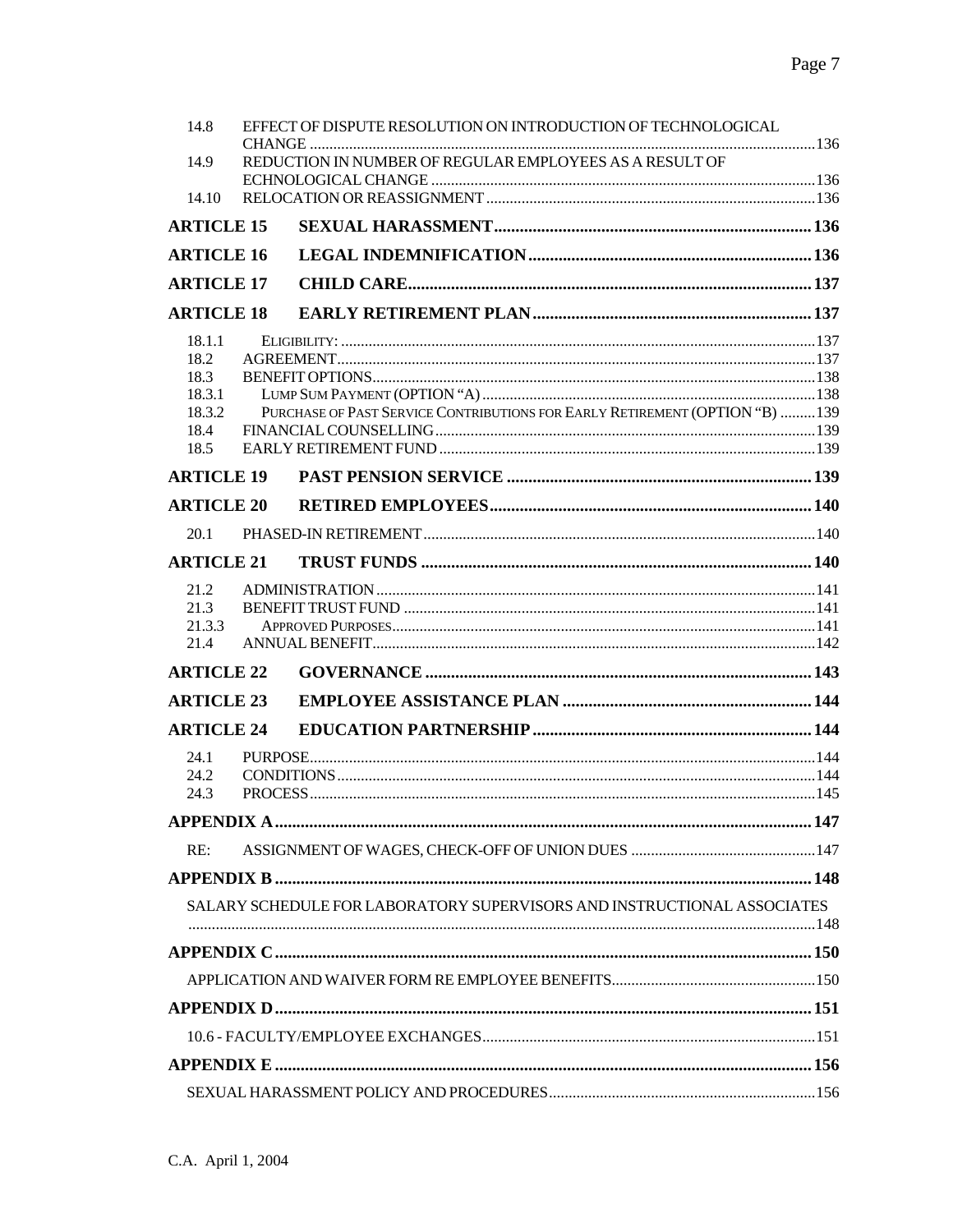| | | |
|---|---|---|
| 14.8 | EFFECT OF DISPUTE RESOLUTION ON INTRODUCTION OF TECHNOLOGICAL CHANGE | 136 |
| 14.9 | REDUCTION IN NUMBER OF REGULAR EMPLOYEES AS A RESULT OF ECHNOLOGICAL CHANGE | 136 |
| 14.10 | RELOCATION OR REASSIGNMENT | 136 |
| **ARTICLE 15** | **SEXUAL HARASSMENT** | **136** |
| **ARTICLE 16** | **LEGAL INDEMNIFICATION** | **136** |
| **ARTICLE 17** | **CHILD CARE** | **137** |
| **ARTICLE 18** | **EARLY RETIREMENT PLAN** | **137** |
| 18.1.1 | ELIGIBILITY: | 137 |
| 18.2 | AGREEMENT | 137 |
| 18.3 | BENEFIT OPTIONS | 138 |
| 18.3.1 | LUMP SUM PAYMENT (OPTION "A) | 138 |
| 18.3.2 | PURCHASE OF PAST SERVICE CONTRIBUTIONS FOR EARLY RETIREMENT (OPTION "B) | 139 |
| 18.4 | FINANCIAL COUNSELLING | 139 |
| 18.5 | EARLY RETIREMENT FUND | 139 |
| **ARTICLE 19** | **PAST PENSION SERVICE** | **139** |
| **ARTICLE 20** | **RETIRED EMPLOYEES** | **140** |
| 20.1 | PHASED-IN RETIREMENT | 140 |
| **ARTICLE 21** | **TRUST FUNDS** | **140** |
| 21.2 | ADMINISTRATION | 141 |
| 21.3 | BENEFIT TRUST FUND | 141 |
| 21.3.3 | APPROVED PURPOSES | 141 |
| 21.4 | ANNUAL BENEFIT | 142 |
| **ARTICLE 22** | **GOVERNANCE** | **143** |
| **ARTICLE 23** | **EMPLOYEE ASSISTANCE PLAN** | **144** |
| **ARTICLE 24** | **EDUCATION PARTNERSHIP** | **144** |
| 24.1 | PURPOSE | 144 |
| 24.2 | CONDITIONS | 144 |
| 24.3 | PROCESS | 145 |
| **APPENDIX A** | | **147** |
| RE: | ASSIGNMENT OF WAGES, CHECK-OFF OF UNION DUES | 147 |
| **APPENDIX B** | | **148** |
| | SALARY SCHEDULE FOR LABORATORY SUPERVISORS AND INSTRUCTIONAL ASSOCIATES | 148 |
| **APPENDIX C** | | **150** |
| | APPLICATION AND WAIVER FORM RE EMPLOYEE BENEFITS | 150 |
| **APPENDIX D** | | **151** |
| | 10.6 - FACULTY/EMPLOYEE EXCHANGES | 151 |
| **APPENDIX E** | | **156** |
| | SEXUAL HARASSMENT POLICY AND PROCEDURES | 156 |

C.A. April 1, 2004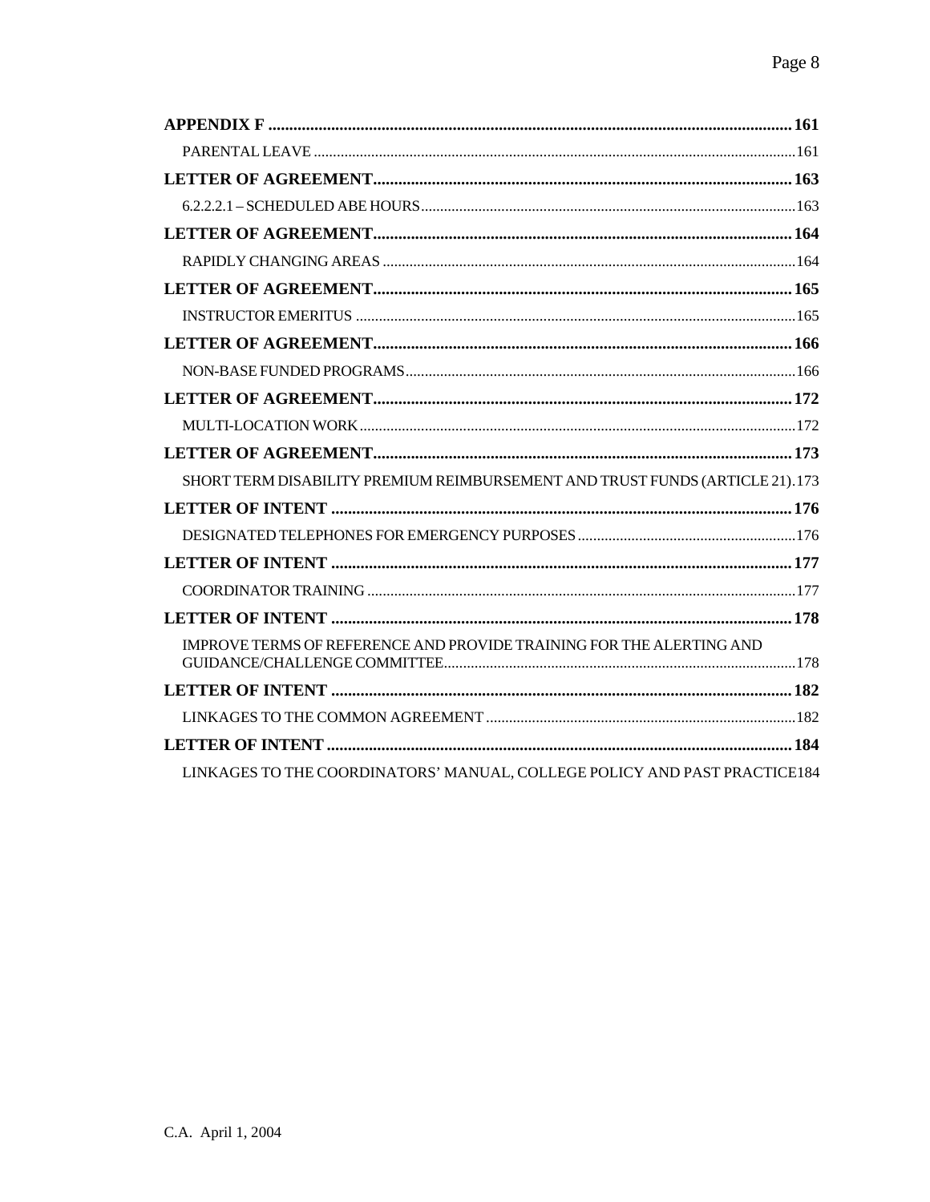**APPENDIX F** .......... **161**

PARENTAL LEAVE .......... 161

**LETTER OF AGREEMENT** .......... **163**

6.2.2.2.1 – SCHEDULED ABE HOURS .......... 163

**LETTER OF AGREEMENT** .......... **164**

RAPIDLY CHANGING AREAS .......... 164

**LETTER OF AGREEMENT** .......... **165**

INSTRUCTOR EMERITUS .......... 165

**LETTER OF AGREEMENT** .......... **166**

NON-BASE FUNDED PROGRAMS .......... 166

**LETTER OF AGREEMENT** .......... **172**

MULTI-LOCATION WORK .......... 172

**LETTER OF AGREEMENT** .......... **173**

SHORT TERM DISABILITY PREMIUM REIMBURSEMENT AND TRUST FUNDS (ARTICLE 21) .......... 173

**LETTER OF INTENT** .......... **176**

DESIGNATED TELEPHONES FOR EMERGENCY PURPOSES .......... 176

**LETTER OF INTENT** .......... **177**

COORDINATOR TRAINING .......... 177

**LETTER OF INTENT** .......... **178**

IMPROVE TERMS OF REFERENCE AND PROVIDE TRAINING FOR THE ALERTING AND GUIDANCE/CHALLENGE COMMITTEE .......... 178

**LETTER OF INTENT** .......... **182**

LINKAGES TO THE COMMON AGREEMENT .......... 182

**LETTER OF INTENT** .......... **184**

LINKAGES TO THE COORDINATORS' MANUAL, COLLEGE POLICY AND PAST PRACTICE 184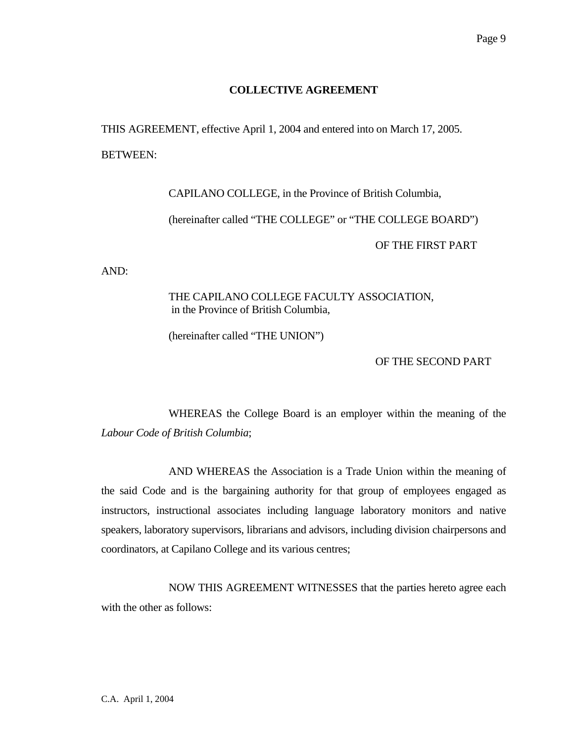# COLLECTIVE AGREEMENT

THIS AGREEMENT, effective April 1, 2004 and entered into on March 17, 2005.

BETWEEN:

CAPILANO COLLEGE, in the Province of British Columbia,

(hereinafter called "THE COLLEGE" or "THE COLLEGE BOARD")

OF THE FIRST PART

AND:

THE CAPILANO COLLEGE FACULTY ASSOCIATION, in the Province of British Columbia,

(hereinafter called "THE UNION")

OF THE SECOND PART

WHEREAS the College Board is an employer within the meaning of the *Labour Code of British Columbia*;

AND WHEREAS the Association is a Trade Union within the meaning of the said Code and is the bargaining authority for that group of employees engaged as instructors, instructional associates including language laboratory monitors and native speakers, laboratory supervisors, librarians and advisors, including division chairpersons and coordinators, at Capilano College and its various centres;

NOW THIS AGREEMENT WITNESSES that the parties hereto agree each with the other as follows: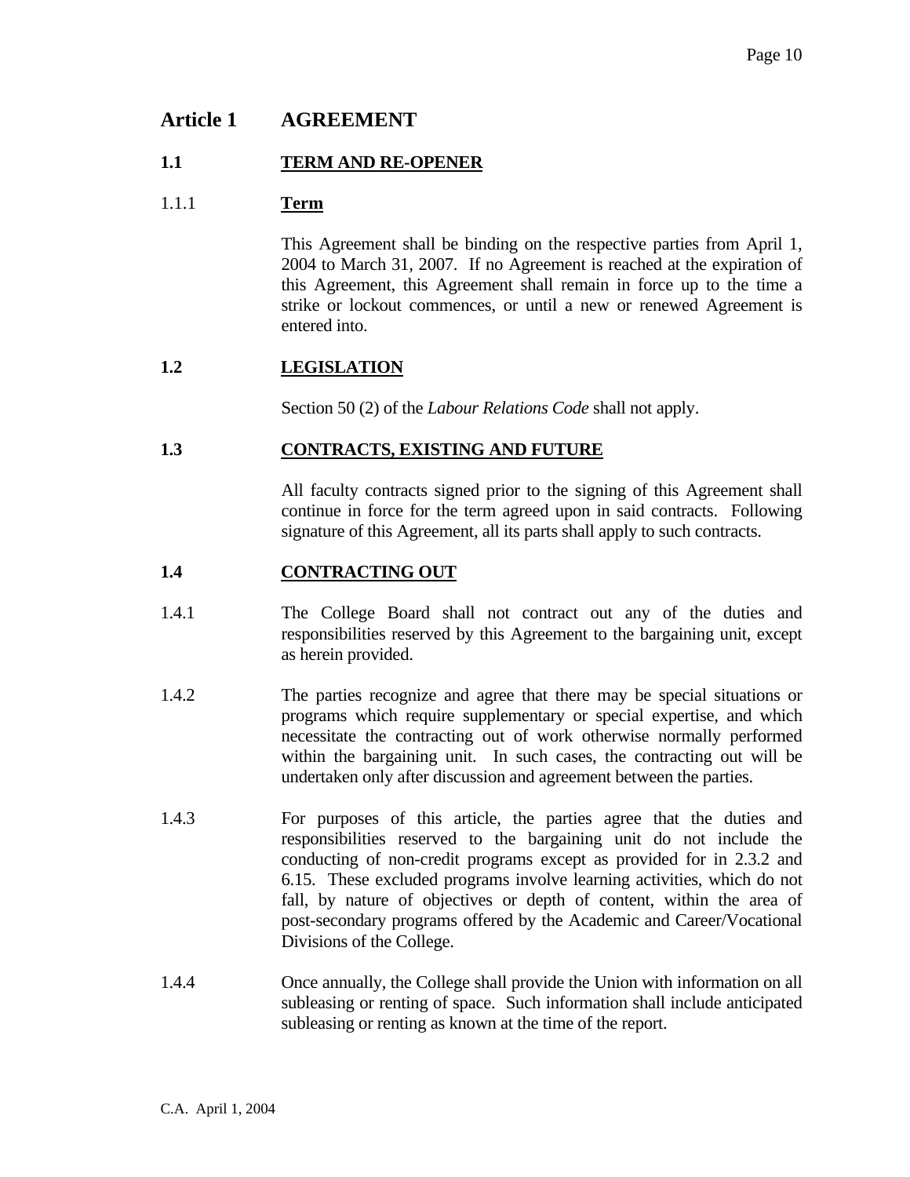# Article 1 AGREEMENT

## 1.1 TERM AND RE-OPENER

### 1.1.1 Term

This Agreement shall be binding on the respective parties from April 1, 2004 to March 31, 2007. If no Agreement is reached at the expiration of this Agreement, this Agreement shall remain in force up to the time a strike or lockout commences, or until a new or renewed Agreement is entered into.

## 1.2 LEGISLATION

Section 50 (2) of the *Labour Relations Code* shall not apply.

## 1.3 CONTRACTS, EXISTING AND FUTURE

All faculty contracts signed prior to the signing of this Agreement shall continue in force for the term agreed upon in said contracts. Following signature of this Agreement, all its parts shall apply to such contracts.

## 1.4 CONTRACTING OUT

1.4.1 The College Board shall not contract out any of the duties and responsibilities reserved by this Agreement to the bargaining unit, except as herein provided.

1.4.2 The parties recognize and agree that there may be special situations or programs which require supplementary or special expertise, and which necessitate the contracting out of work otherwise normally performed within the bargaining unit. In such cases, the contracting out will be undertaken only after discussion and agreement between the parties.

1.4.3 For purposes of this article, the parties agree that the duties and responsibilities reserved to the bargaining unit do not include the conducting of non-credit programs except as provided for in 2.3.2 and 6.15. These excluded programs involve learning activities, which do not fall, by nature of objectives or depth of content, within the area of post-secondary programs offered by the Academic and Career/Vocational Divisions of the College.

1.4.4 Once annually, the College shall provide the Union with information on all subleasing or renting of space. Such information shall include anticipated subleasing or renting as known at the time of the report.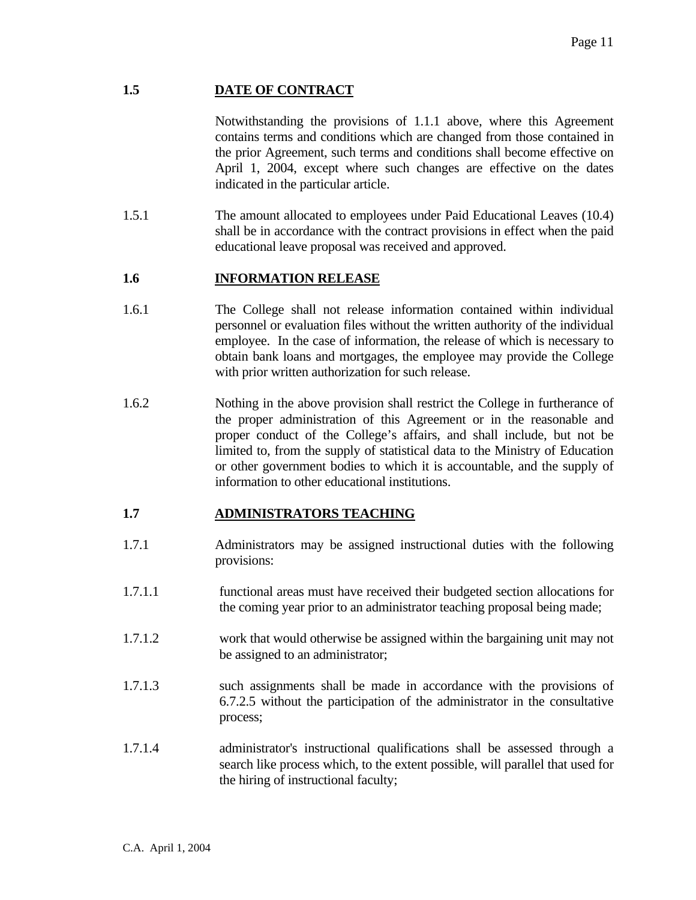## 1.5 DATE OF CONTRACT

Notwithstanding the provisions of 1.1.1 above, where this Agreement contains terms and conditions which are changed from those contained in the prior Agreement, such terms and conditions shall become effective on April 1, 2004, except where such changes are effective on the dates indicated in the particular article.

1.5.1 The amount allocated to employees under Paid Educational Leaves (10.4) shall be in accordance with the contract provisions in effect when the paid educational leave proposal was received and approved.

## 1.6 INFORMATION RELEASE

1.6.1 The College shall not release information contained within individual personnel or evaluation files without the written authority of the individual employee. In the case of information, the release of which is necessary to obtain bank loans and mortgages, the employee may provide the College with prior written authorization for such release.

1.6.2 Nothing in the above provision shall restrict the College in furtherance of the proper administration of this Agreement or in the reasonable and proper conduct of the College's affairs, and shall include, but not be limited to, from the supply of statistical data to the Ministry of Education or other government bodies to which it is accountable, and the supply of information to other educational institutions.

## 1.7 ADMINISTRATORS TEACHING

1.7.1 Administrators may be assigned instructional duties with the following provisions:

1.7.1.1 functional areas must have received their budgeted section allocations for the coming year prior to an administrator teaching proposal being made;

1.7.1.2 work that would otherwise be assigned within the bargaining unit may not be assigned to an administrator;

1.7.1.3 such assignments shall be made in accordance with the provisions of 6.7.2.5 without the participation of the administrator in the consultative process;

1.7.1.4 administrator's instructional qualifications shall be assessed through a search like process which, to the extent possible, will parallel that used for the hiring of instructional faculty;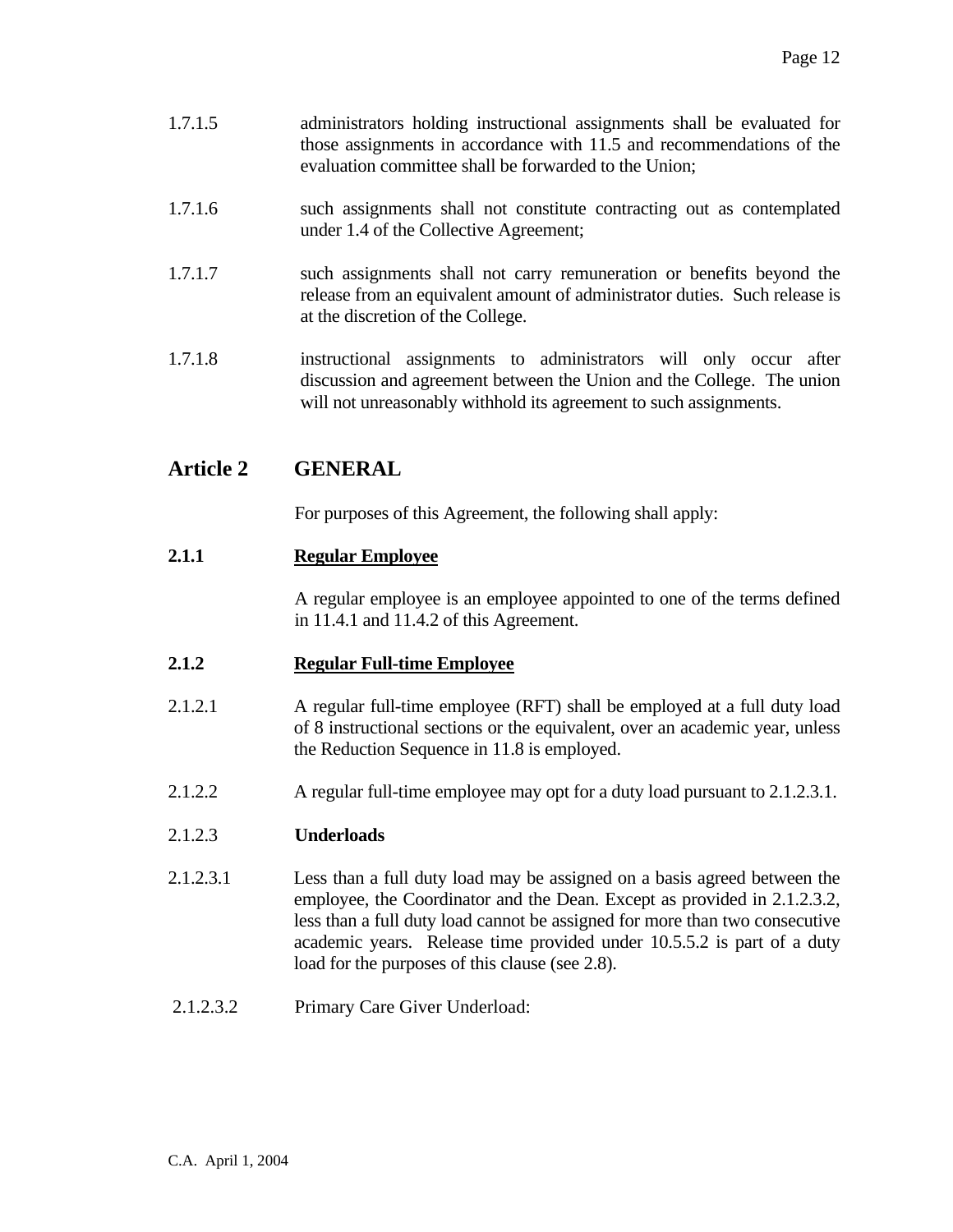1.7.1.5 administrators holding instructional assignments shall be evaluated for those assignments in accordance with 11.5 and recommendations of the evaluation committee shall be forwarded to the Union;

1.7.1.6 such assignments shall not constitute contracting out as contemplated under 1.4 of the Collective Agreement;

1.7.1.7 such assignments shall not carry remuneration or benefits beyond the release from an equivalent amount of administrator duties. Such release is at the discretion of the College.

1.7.1.8 instructional assignments to administrators will only occur after discussion and agreement between the Union and the College. The union will not unreasonably withhold its agreement to such assignments.

## Article 2 GENERAL

For purposes of this Agreement, the following shall apply:

### 2.1.1 Regular Employee

A regular employee is an employee appointed to one of the terms defined in 11.4.1 and 11.4.2 of this Agreement.

### 2.1.2 Regular Full-time Employee

2.1.2.1 A regular full-time employee (RFT) shall be employed at a full duty load of 8 instructional sections or the equivalent, over an academic year, unless the Reduction Sequence in 11.8 is employed.

2.1.2.2 A regular full-time employee may opt for a duty load pursuant to 2.1.2.3.1.

2.1.2.3 **Underloads**

2.1.2.3.1 Less than a full duty load may be assigned on a basis agreed between the employee, the Coordinator and the Dean. Except as provided in 2.1.2.3.2, less than a full duty load cannot be assigned for more than two consecutive academic years. Release time provided under 10.5.5.2 is part of a duty load for the purposes of this clause (see 2.8).

2.1.2.3.2 Primary Care Giver Underload: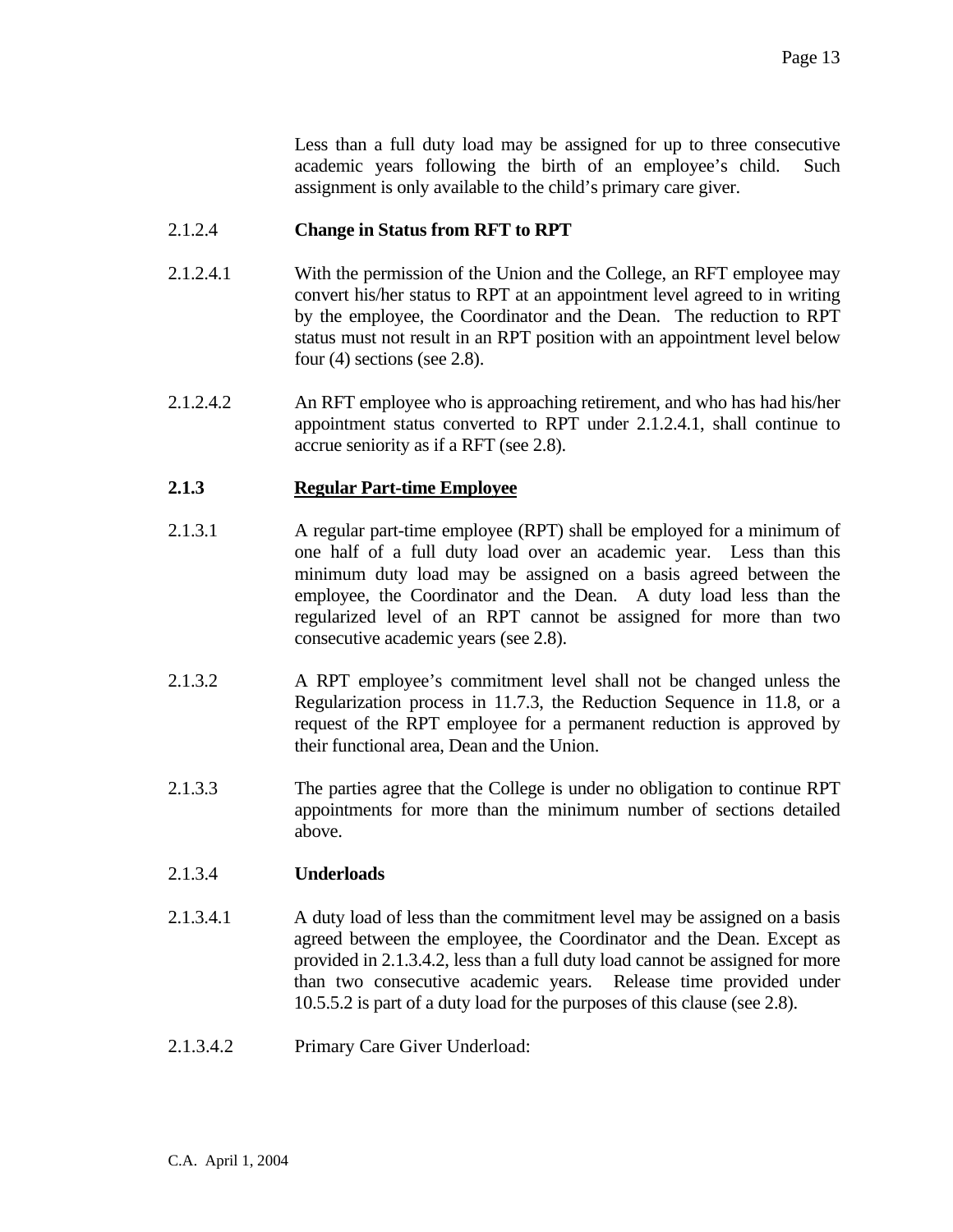Less than a full duty load may be assigned for up to three consecutive academic years following the birth of an employee's child. Such assignment is only available to the child's primary care giver.

2.1.2.4 **Change in Status from RFT to RPT**

2.1.2.4.1 With the permission of the Union and the College, an RFT employee may convert his/her status to RPT at an appointment level agreed to in writing by the employee, the Coordinator and the Dean. The reduction to RPT status must not result in an RPT position with an appointment level below four (4) sections (see 2.8).

2.1.2.4.2 An RFT employee who is approaching retirement, and who has had his/her appointment status converted to RPT under 2.1.2.4.1, shall continue to accrue seniority as if a RFT (see 2.8).

### 2.1.3 Regular Part-time Employee

2.1.3.1 A regular part-time employee (RPT) shall be employed for a minimum of one half of a full duty load over an academic year. Less than this minimum duty load may be assigned on a basis agreed between the employee, the Coordinator and the Dean. A duty load less than the regularized level of an RPT cannot be assigned for more than two consecutive academic years (see 2.8).

2.1.3.2 A RPT employee's commitment level shall not be changed unless the Regularization process in 11.7.3, the Reduction Sequence in 11.8, or a request of the RPT employee for a permanent reduction is approved by their functional area, Dean and the Union.

2.1.3.3 The parties agree that the College is under no obligation to continue RPT appointments for more than the minimum number of sections detailed above.

2.1.3.4 **Underloads**

2.1.3.4.1 A duty load of less than the commitment level may be assigned on a basis agreed between the employee, the Coordinator and the Dean. Except as provided in 2.1.3.4.2, less than a full duty load cannot be assigned for more than two consecutive academic years. Release time provided under 10.5.5.2 is part of a duty load for the purposes of this clause (see 2.8).

2.1.3.4.2 Primary Care Giver Underload: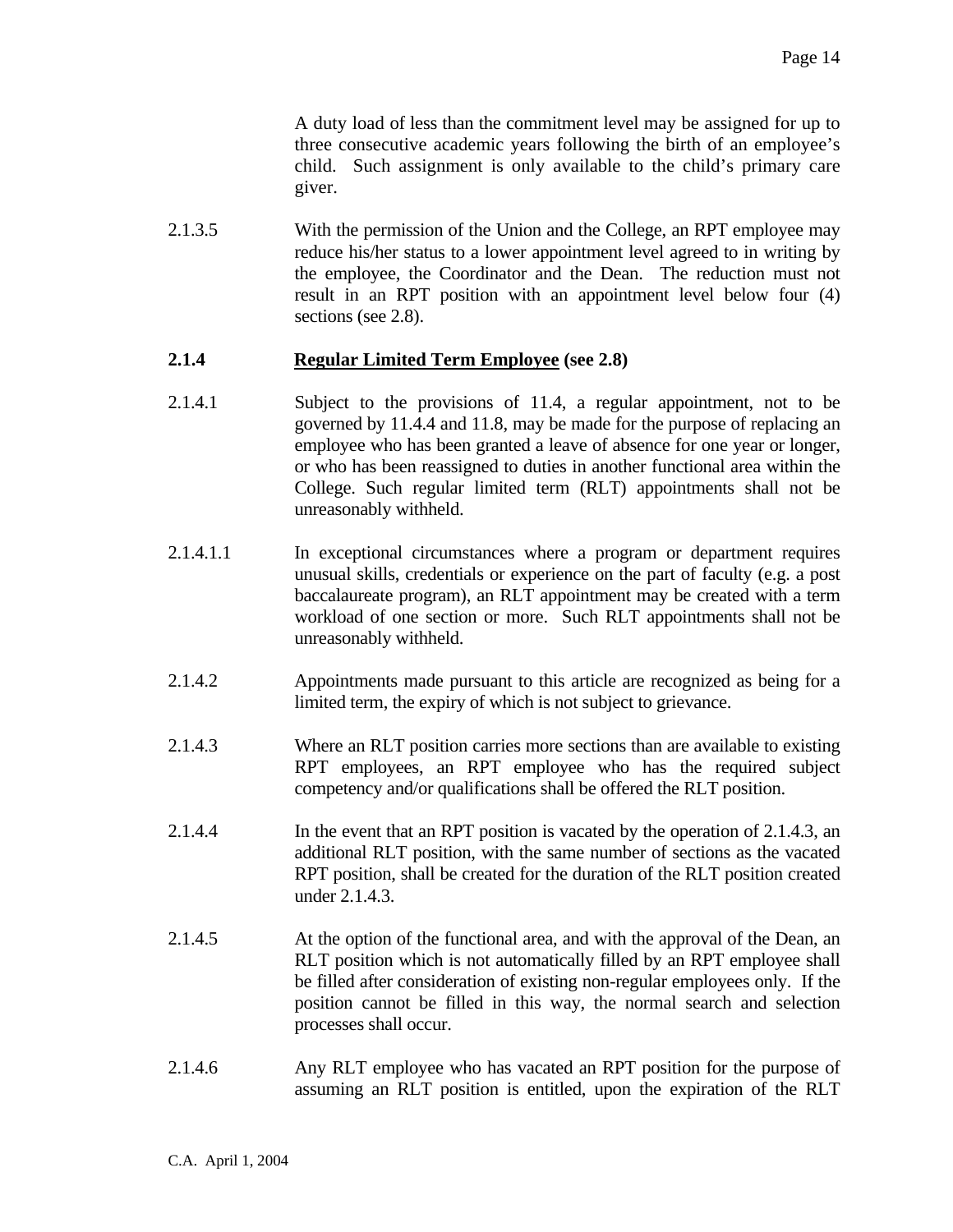A duty load of less than the commitment level may be assigned for up to three consecutive academic years following the birth of an employee's child. Such assignment is only available to the child's primary care giver.

2.1.3.5 With the permission of the Union and the College, an RPT employee may reduce his/her status to a lower appointment level agreed to in writing by the employee, the Coordinator and the Dean. The reduction must not result in an RPT position with an appointment level below four (4) sections (see 2.8).

### 2.1.4 <u>Regular Limited Term Employee</u> (see 2.8)

2.1.4.1 Subject to the provisions of 11.4, a regular appointment, not to be governed by 11.4.4 and 11.8, may be made for the purpose of replacing an employee who has been granted a leave of absence for one year or longer, or who has been reassigned to duties in another functional area within the College. Such regular limited term (RLT) appointments shall not be unreasonably withheld.

2.1.4.1.1 In exceptional circumstances where a program or department requires unusual skills, credentials or experience on the part of faculty (e.g. a post baccalaureate program), an RLT appointment may be created with a term workload of one section or more. Such RLT appointments shall not be unreasonably withheld.

2.1.4.2 Appointments made pursuant to this article are recognized as being for a limited term, the expiry of which is not subject to grievance.

2.1.4.3 Where an RLT position carries more sections than are available to existing RPT employees, an RPT employee who has the required subject competency and/or qualifications shall be offered the RLT position.

2.1.4.4 In the event that an RPT position is vacated by the operation of 2.1.4.3, an additional RLT position, with the same number of sections as the vacated RPT position, shall be created for the duration of the RLT position created under 2.1.4.3.

2.1.4.5 At the option of the functional area, and with the approval of the Dean, an RLT position which is not automatically filled by an RPT employee shall be filled after consideration of existing non-regular employees only. If the position cannot be filled in this way, the normal search and selection processes shall occur.

2.1.4.6 Any RLT employee who has vacated an RPT position for the purpose of assuming an RLT position is entitled, upon the expiration of the RLT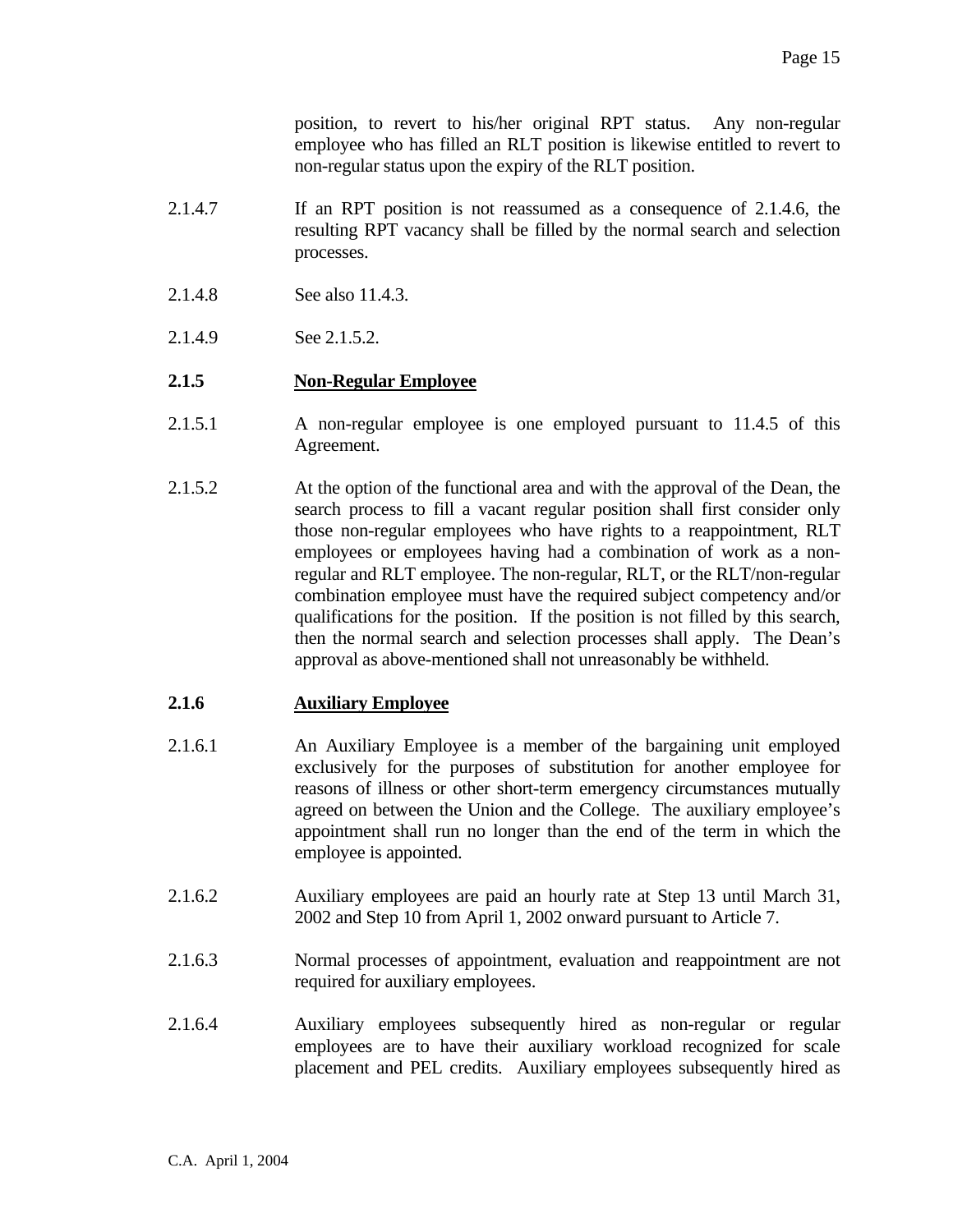position, to revert to his/her original RPT status. Any non-regular employee who has filled an RLT position is likewise entitled to revert to non-regular status upon the expiry of the RLT position.

2.1.4.7 If an RPT position is not reassumed as a consequence of 2.1.4.6, the resulting RPT vacancy shall be filled by the normal search and selection processes.

2.1.4.8 See also 11.4.3.

2.1.4.9 See 2.1.5.2.

### 2.1.5 Non-Regular Employee

2.1.5.1 A non-regular employee is one employed pursuant to 11.4.5 of this Agreement.

2.1.5.2 At the option of the functional area and with the approval of the Dean, the search process to fill a vacant regular position shall first consider only those non-regular employees who have rights to a reappointment, RLT employees or employees having had a combination of work as a non-regular and RLT employee. The non-regular, RLT, or the RLT/non-regular combination employee must have the required subject competency and/or qualifications for the position. If the position is not filled by this search, then the normal search and selection processes shall apply. The Dean's approval as above-mentioned shall not unreasonably be withheld.

### 2.1.6 Auxiliary Employee

2.1.6.1 An Auxiliary Employee is a member of the bargaining unit employed exclusively for the purposes of substitution for another employee for reasons of illness or other short-term emergency circumstances mutually agreed on between the Union and the College. The auxiliary employee's appointment shall run no longer than the end of the term in which the employee is appointed.

2.1.6.2 Auxiliary employees are paid an hourly rate at Step 13 until March 31, 2002 and Step 10 from April 1, 2002 onward pursuant to Article 7.

2.1.6.3 Normal processes of appointment, evaluation and reappointment are not required for auxiliary employees.

2.1.6.4 Auxiliary employees subsequently hired as non-regular or regular employees are to have their auxiliary workload recognized for scale placement and PEL credits. Auxiliary employees subsequently hired as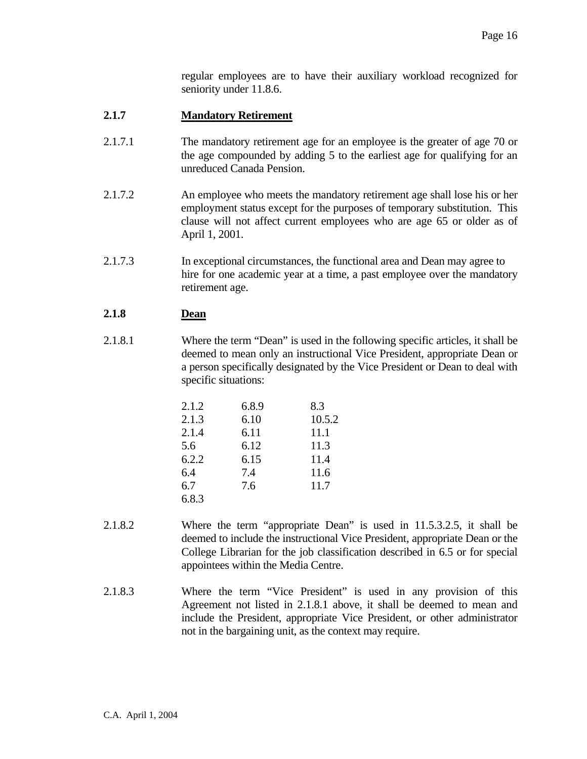regular employees are to have their auxiliary workload recognized for seniority under 11.8.6.

### 2.1.7 Mandatory Retirement

2.1.7.1 The mandatory retirement age for an employee is the greater of age 70 or the age compounded by adding 5 to the earliest age for qualifying for an unreduced Canada Pension.

2.1.7.2 An employee who meets the mandatory retirement age shall lose his or her employment status except for the purposes of temporary substitution. This clause will not affect current employees who are age 65 or older as of April 1, 2001.

2.1.7.3 In exceptional circumstances, the functional area and Dean may agree to hire for one academic year at a time, a past employee over the mandatory retirement age.

### 2.1.8 Dean

2.1.8.1 Where the term "Dean" is used in the following specific articles, it shall be deemed to mean only an instructional Vice President, appropriate Dean or a person specifically designated by the Vice President or Dean to deal with specific situations:

| | | |
|---|---|---|
| 2.1.2 | 6.8.9 | 8.3 |
| 2.1.3 | 6.10 | 10.5.2 |
| 2.1.4 | 6.11 | 11.1 |
| 5.6 | 6.12 | 11.3 |
| 6.2.2 | 6.15 | 11.4 |
| 6.4 | 7.4 | 11.6 |
| 6.7 | 7.6 | 11.7 |
| 6.8.3 | | |

2.1.8.2 Where the term "appropriate Dean" is used in 11.5.3.2.5, it shall be deemed to include the instructional Vice President, appropriate Dean or the College Librarian for the job classification described in 6.5 or for special appointees within the Media Centre.

2.1.8.3 Where the term "Vice President" is used in any provision of this Agreement not listed in 2.1.8.1 above, it shall be deemed to mean and include the President, appropriate Vice President, or other administrator not in the bargaining unit, as the context may require.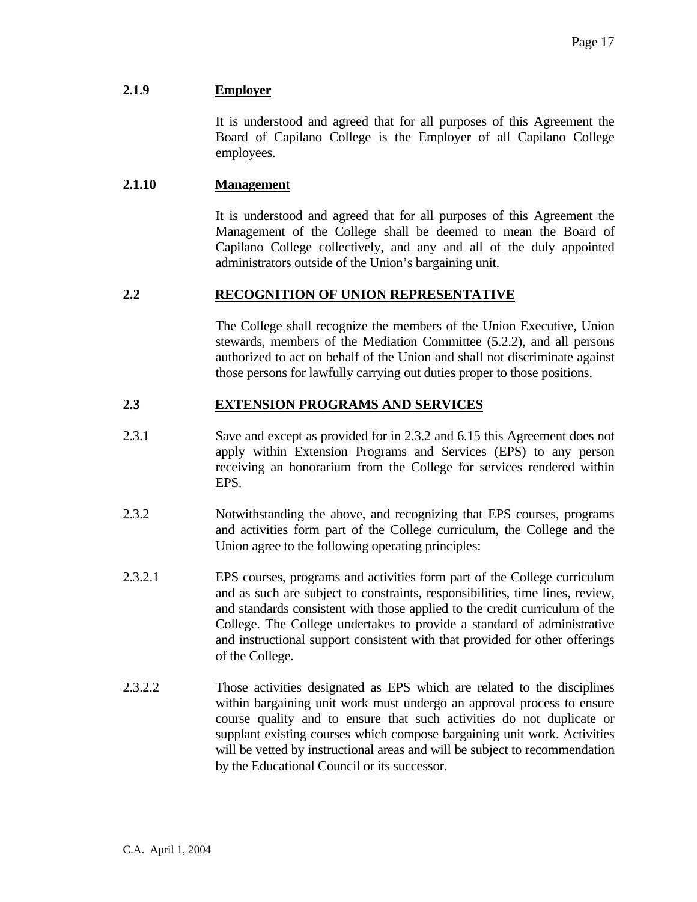### 2.1.9 Employer

It is understood and agreed that for all purposes of this Agreement the Board of Capilano College is the Employer of all Capilano College employees.

### 2.1.10 Management

It is understood and agreed that for all purposes of this Agreement the Management of the College shall be deemed to mean the Board of Capilano College collectively, and any and all of the duly appointed administrators outside of the Union's bargaining unit.

## 2.2 RECOGNITION OF UNION REPRESENTATIVE

The College shall recognize the members of the Union Executive, Union stewards, members of the Mediation Committee (5.2.2), and all persons authorized to act on behalf of the Union and shall not discriminate against those persons for lawfully carrying out duties proper to those positions.

## 2.3 EXTENSION PROGRAMS AND SERVICES

2.3.1 Save and except as provided for in 2.3.2 and 6.15 this Agreement does not apply within Extension Programs and Services (EPS) to any person receiving an honorarium from the College for services rendered within EPS.

2.3.2 Notwithstanding the above, and recognizing that EPS courses, programs and activities form part of the College curriculum, the College and the Union agree to the following operating principles:

2.3.2.1 EPS courses, programs and activities form part of the College curriculum and as such are subject to constraints, responsibilities, time lines, review, and standards consistent with those applied to the credit curriculum of the College. The College undertakes to provide a standard of administrative and instructional support consistent with that provided for other offerings of the College.

2.3.2.2 Those activities designated as EPS which are related to the disciplines within bargaining unit work must undergo an approval process to ensure course quality and to ensure that such activities do not duplicate or supplant existing courses which compose bargaining unit work. Activities will be vetted by instructional areas and will be subject to recommendation by the Educational Council or its successor.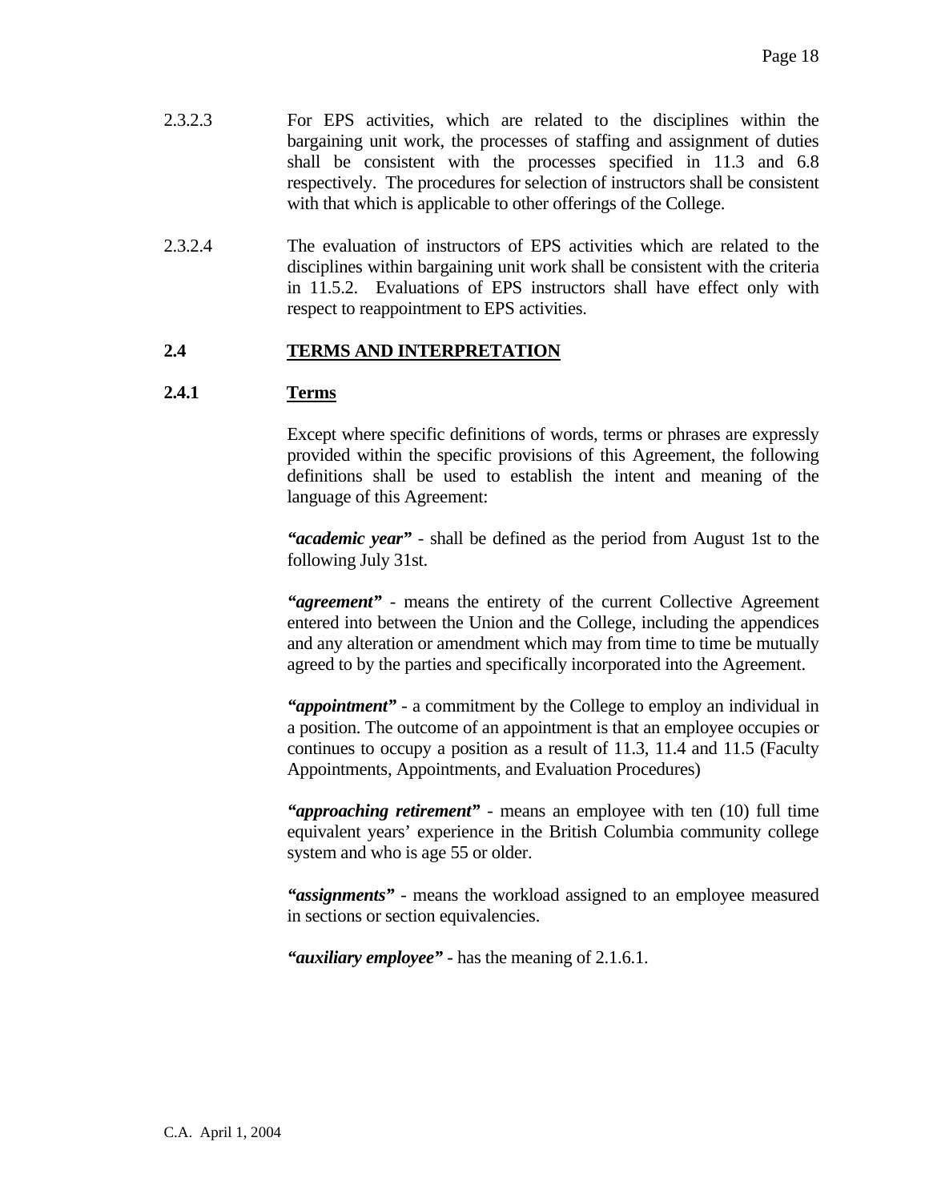2.3.2.3 For EPS activities, which are related to the disciplines within the bargaining unit work, the processes of staffing and assignment of duties shall be consistent with the processes specified in 11.3 and 6.8 respectively. The procedures for selection of instructors shall be consistent with that which is applicable to other offerings of the College.

2.3.2.4 The evaluation of instructors of EPS activities which are related to the disciplines within bargaining unit work shall be consistent with the criteria in 11.5.2. Evaluations of EPS instructors shall have effect only with respect to reappointment to EPS activities.

## 2.4 TERMS AND INTERPRETATION

### 2.4.1 Terms

Except where specific definitions of words, terms or phrases are expressly provided within the specific provisions of this Agreement, the following definitions shall be used to establish the intent and meaning of the language of this Agreement:

***"academic year"*** - shall be defined as the period from August 1st to the following July 31st.

***"agreement"*** - means the entirety of the current Collective Agreement entered into between the Union and the College, including the appendices and any alteration or amendment which may from time to time be mutually agreed to by the parties and specifically incorporated into the Agreement.

***"appointment"*** - a commitment by the College to employ an individual in a position. The outcome of an appointment is that an employee occupies or continues to occupy a position as a result of 11.3, 11.4 and 11.5 (Faculty Appointments, Appointments, and Evaluation Procedures)

***"approaching retirement"*** - means an employee with ten (10) full time equivalent years' experience in the British Columbia community college system and who is age 55 or older.

***"assignments"*** - means the workload assigned to an employee measured in sections or section equivalencies.

***"auxiliary employee"*** - has the meaning of 2.1.6.1.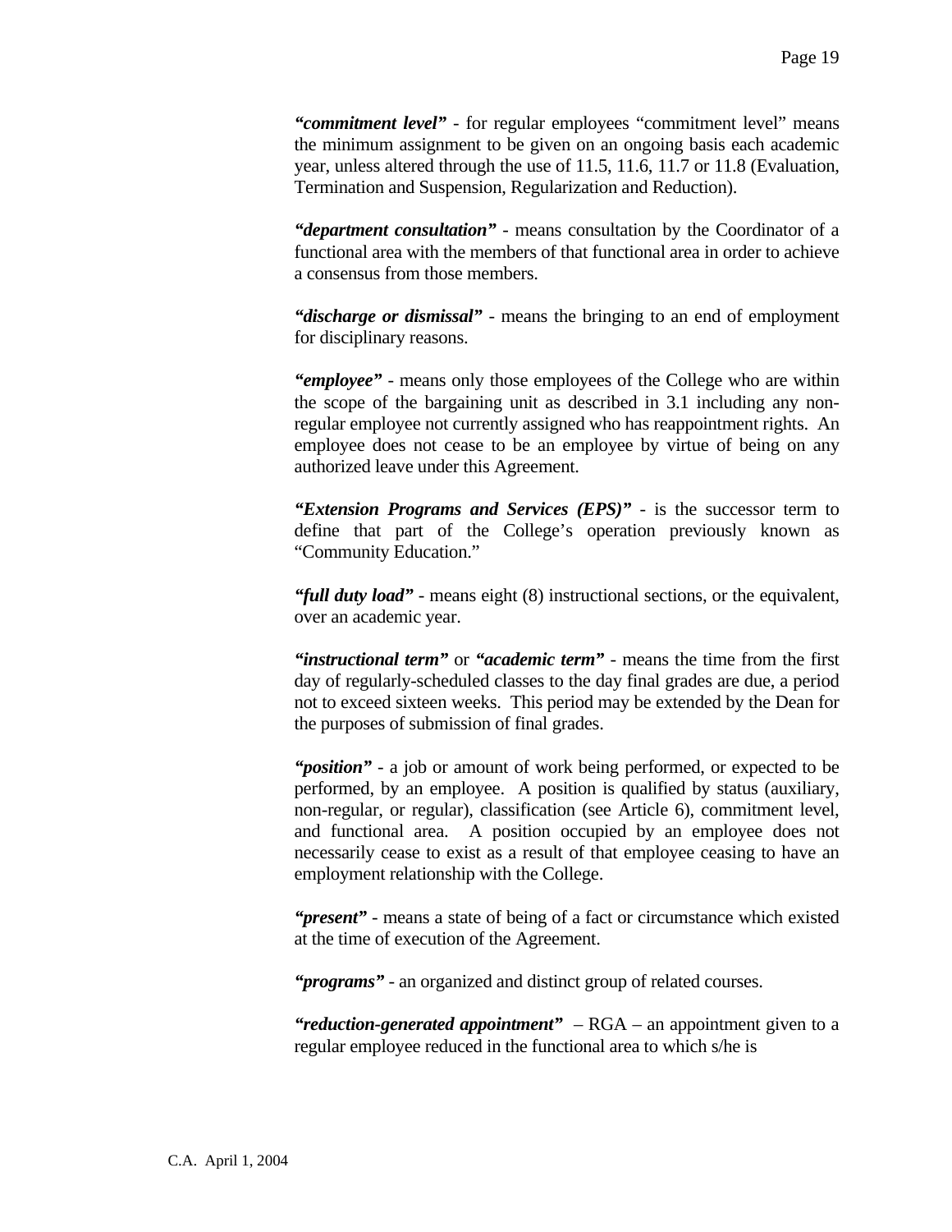***"commitment level"*** - for regular employees "commitment level" means the minimum assignment to be given on an ongoing basis each academic year, unless altered through the use of 11.5, 11.6, 11.7 or 11.8 (Evaluation, Termination and Suspension, Regularization and Reduction).

***"department consultation"*** - means consultation by the Coordinator of a functional area with the members of that functional area in order to achieve a consensus from those members.

***"discharge or dismissal"*** - means the bringing to an end of employment for disciplinary reasons.

***"employee"*** - means only those employees of the College who are within the scope of the bargaining unit as described in 3.1 including any non-regular employee not currently assigned who has reappointment rights. An employee does not cease to be an employee by virtue of being on any authorized leave under this Agreement.

***"Extension Programs and Services (EPS)"*** - is the successor term to define that part of the College's operation previously known as "Community Education."

***"full duty load"*** - means eight (8) instructional sections, or the equivalent, over an academic year.

***"instructional term"*** or ***"academic term"*** - means the time from the first day of regularly-scheduled classes to the day final grades are due, a period not to exceed sixteen weeks. This period may be extended by the Dean for the purposes of submission of final grades.

***"position"*** - a job or amount of work being performed, or expected to be performed, by an employee. A position is qualified by status (auxiliary, non-regular, or regular), classification (see Article 6), commitment level, and functional area. A position occupied by an employee does not necessarily cease to exist as a result of that employee ceasing to have an employment relationship with the College.

***"present"*** - means a state of being of a fact or circumstance which existed at the time of execution of the Agreement.

***"programs"*** - an organized and distinct group of related courses.

***"reduction-generated appointment"*** – RGA – an appointment given to a regular employee reduced in the functional area to which s/he is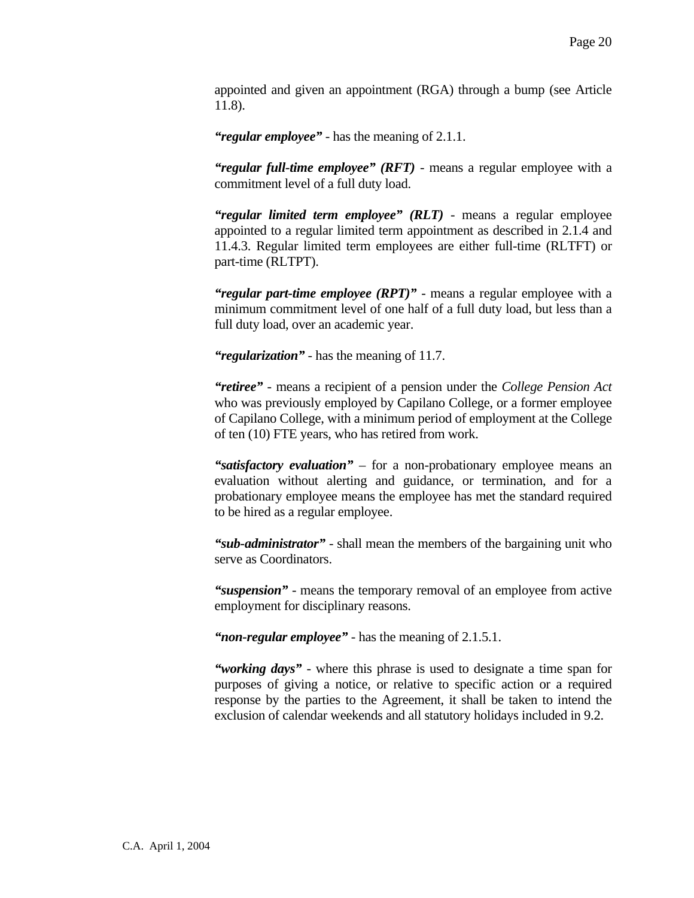appointed and given an appointment (RGA) through a bump (see Article 11.8).

***"regular employee"*** - has the meaning of 2.1.1.

***"regular full-time employee" (RFT)*** - means a regular employee with a commitment level of a full duty load.

***"regular limited term employee" (RLT)*** - means a regular employee appointed to a regular limited term appointment as described in 2.1.4 and 11.4.3. Regular limited term employees are either full-time (RLTFT) or part-time (RLTPT).

***"regular part-time employee (RPT)"*** - means a regular employee with a minimum commitment level of one half of a full duty load, but less than a full duty load, over an academic year.

***"regularization"*** - has the meaning of 11.7.

***"retiree"*** - means a recipient of a pension under the *College Pension Act* who was previously employed by Capilano College, or a former employee of Capilano College, with a minimum period of employment at the College of ten (10) FTE years, who has retired from work.

***"satisfactory evaluation"*** – for a non-probationary employee means an evaluation without alerting and guidance, or termination, and for a probationary employee means the employee has met the standard required to be hired as a regular employee.

***"sub-administrator"*** - shall mean the members of the bargaining unit who serve as Coordinators.

***"suspension"*** - means the temporary removal of an employee from active employment for disciplinary reasons.

***"non-regular employee"*** - has the meaning of 2.1.5.1.

***"working days"*** - where this phrase is used to designate a time span for purposes of giving a notice, or relative to specific action or a required response by the parties to the Agreement, it shall be taken to intend the exclusion of calendar weekends and all statutory holidays included in 9.2.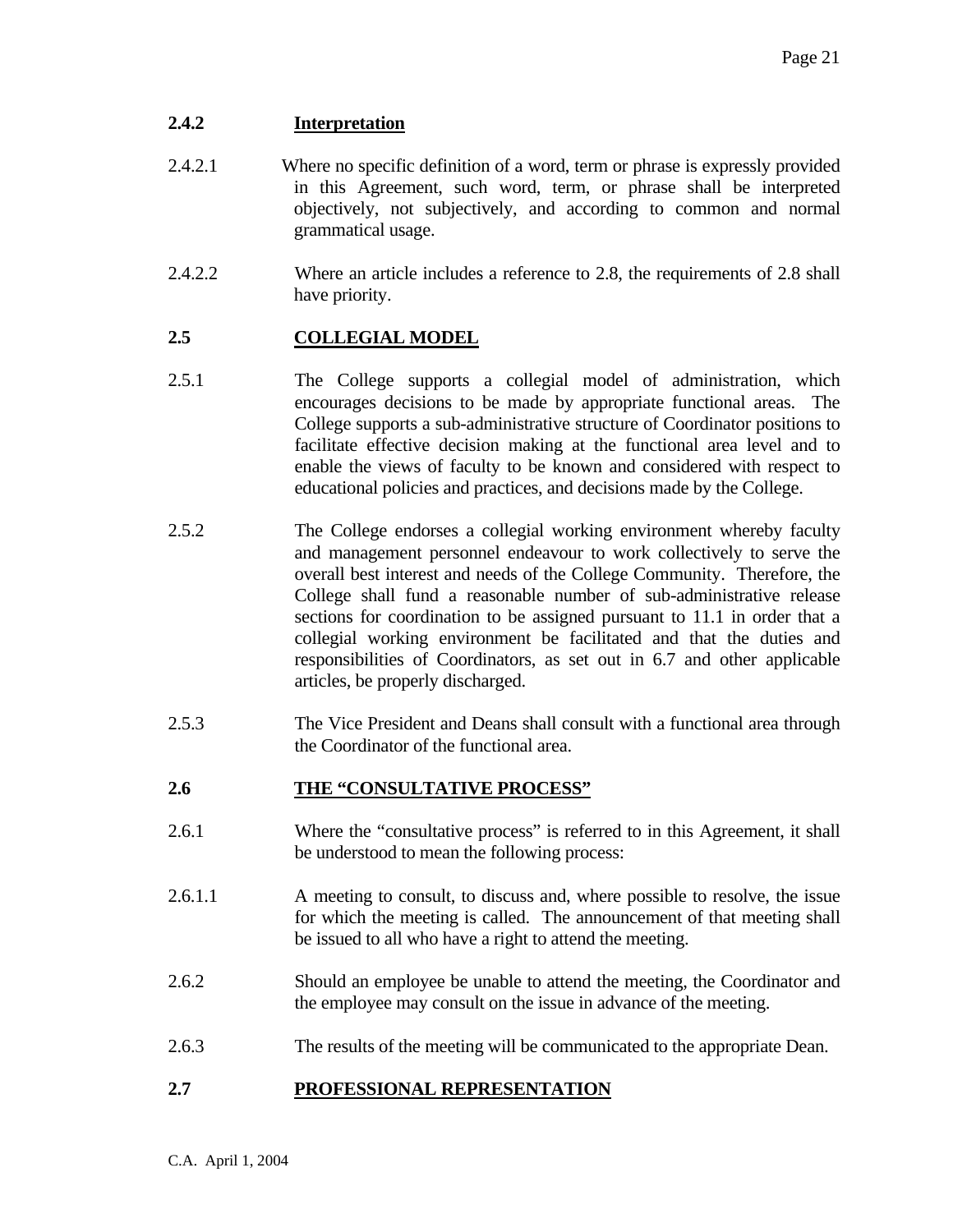### 2.4.2 Interpretation

2.4.2.1 Where no specific definition of a word, term or phrase is expressly provided in this Agreement, such word, term, or phrase shall be interpreted objectively, not subjectively, and according to common and normal grammatical usage.

2.4.2.2 Where an article includes a reference to 2.8, the requirements of 2.8 shall have priority.

## 2.5 COLLEGIAL MODEL

2.5.1 The College supports a collegial model of administration, which encourages decisions to be made by appropriate functional areas. The College supports a sub-administrative structure of Coordinator positions to facilitate effective decision making at the functional area level and to enable the views of faculty to be known and considered with respect to educational policies and practices, and decisions made by the College.

2.5.2 The College endorses a collegial working environment whereby faculty and management personnel endeavour to work collectively to serve the overall best interest and needs of the College Community. Therefore, the College shall fund a reasonable number of sub-administrative release sections for coordination to be assigned pursuant to 11.1 in order that a collegial working environment be facilitated and that the duties and responsibilities of Coordinators, as set out in 6.7 and other applicable articles, be properly discharged.

2.5.3 The Vice President and Deans shall consult with a functional area through the Coordinator of the functional area.

## 2.6 THE "CONSULTATIVE PROCESS"

2.6.1 Where the "consultative process" is referred to in this Agreement, it shall be understood to mean the following process:

2.6.1.1 A meeting to consult, to discuss and, where possible to resolve, the issue for which the meeting is called. The announcement of that meeting shall be issued to all who have a right to attend the meeting.

2.6.2 Should an employee be unable to attend the meeting, the Coordinator and the employee may consult on the issue in advance of the meeting.

2.6.3 The results of the meeting will be communicated to the appropriate Dean.

## 2.7 PROFESSIONAL REPRESENTATION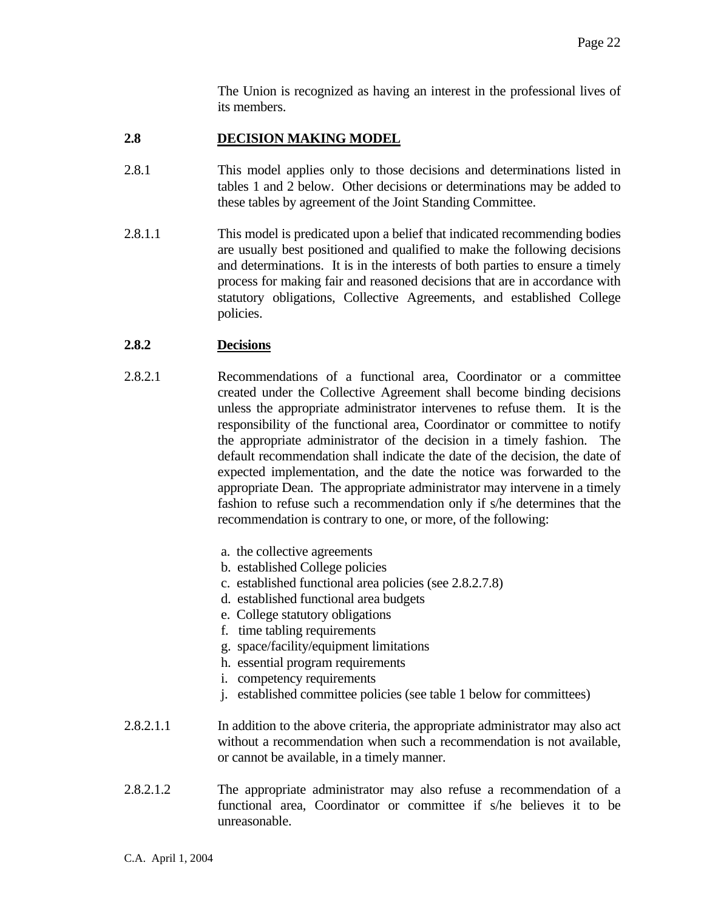The Union is recognized as having an interest in the professional lives of its members.

## 2.8 DECISION MAKING MODEL

2.8.1 This model applies only to those decisions and determinations listed in tables 1 and 2 below. Other decisions or determinations may be added to these tables by agreement of the Joint Standing Committee.

2.8.1.1 This model is predicated upon a belief that indicated recommending bodies are usually best positioned and qualified to make the following decisions and determinations. It is in the interests of both parties to ensure a timely process for making fair and reasoned decisions that are in accordance with statutory obligations, Collective Agreements, and established College policies.

### 2.8.2 Decisions

2.8.2.1 Recommendations of a functional area, Coordinator or a committee created under the Collective Agreement shall become binding decisions unless the appropriate administrator intervenes to refuse them. It is the responsibility of the functional area, Coordinator or committee to notify the appropriate administrator of the decision in a timely fashion. The default recommendation shall indicate the date of the decision, the date of expected implementation, and the date the notice was forwarded to the appropriate Dean. The appropriate administrator may intervene in a timely fashion to refuse such a recommendation only if s/he determines that the recommendation is contrary to one, or more, of the following:

a. the collective agreements
b. established College policies
c. established functional area policies (see 2.8.2.7.8)
d. established functional area budgets
e. College statutory obligations
f. time tabling requirements
g. space/facility/equipment limitations
h. essential program requirements
i. competency requirements
j. established committee policies (see table 1 below for committees)

2.8.2.1.1 In addition to the above criteria, the appropriate administrator may also act without a recommendation when such a recommendation is not available, or cannot be available, in a timely manner.

2.8.2.1.2 The appropriate administrator may also refuse a recommendation of a functional area, Coordinator or committee if s/he believes it to be unreasonable.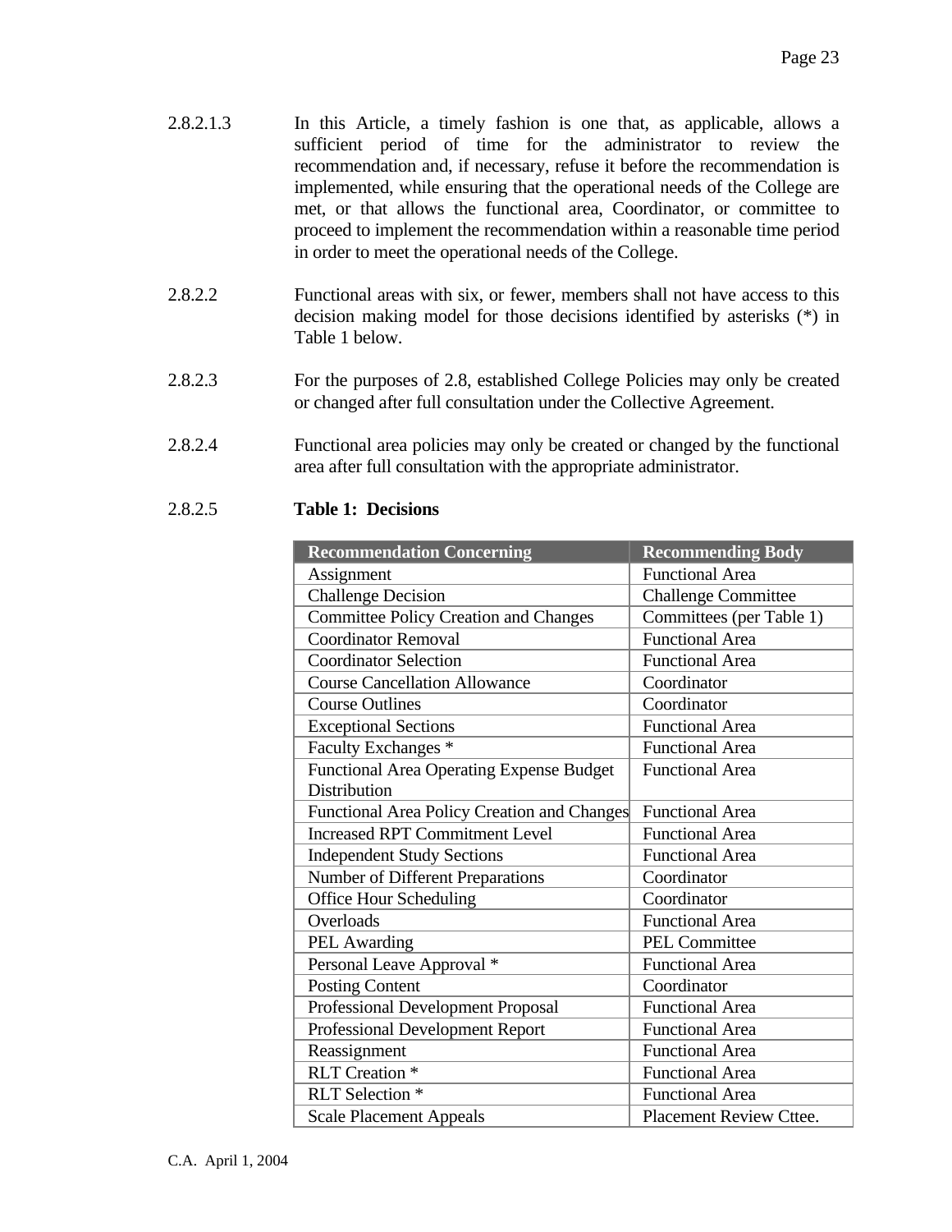2.8.2.1.3 In this Article, a timely fashion is one that, as applicable, allows a sufficient period of time for the administrator to review the recommendation and, if necessary, refuse it before the recommendation is implemented, while ensuring that the operational needs of the College are met, or that allows the functional area, Coordinator, or committee to proceed to implement the recommendation within a reasonable time period in order to meet the operational needs of the College.

2.8.2.2 Functional areas with six, or fewer, members shall not have access to this decision making model for those decisions identified by asterisks (*) in Table 1 below.

2.8.2.3 For the purposes of 2.8, established College Policies may only be created or changed after full consultation under the Collective Agreement.

2.8.2.4 Functional area policies may only be created or changed by the functional area after full consultation with the appropriate administrator.

2.8.2.5 **Table 1: Decisions**

| Recommendation Concerning | Recommending Body |
|---|---|
| Assignment | Functional Area |
| Challenge Decision | Challenge Committee |
| Committee Policy Creation and Changes | Committees (per Table 1) |
| Coordinator Removal | Functional Area |
| Coordinator Selection | Functional Area |
| Course Cancellation Allowance | Coordinator |
| Course Outlines | Coordinator |
| Exceptional Sections | Functional Area |
| Faculty Exchanges * | Functional Area |
| Functional Area Operating Expense Budget Distribution | Functional Area |
| Functional Area Policy Creation and Changes | Functional Area |
| Increased RPT Commitment Level | Functional Area |
| Independent Study Sections | Functional Area |
| Number of Different Preparations | Coordinator |
| Office Hour Scheduling | Coordinator |
| Overloads | Functional Area |
| PEL Awarding | PEL Committee |
| Personal Leave Approval * | Functional Area |
| Posting Content | Coordinator |
| Professional Development Proposal | Functional Area |
| Professional Development Report | Functional Area |
| Reassignment | Functional Area |
| RLT Creation * | Functional Area |
| RLT Selection * | Functional Area |
| Scale Placement Appeals | Placement Review Cttee. |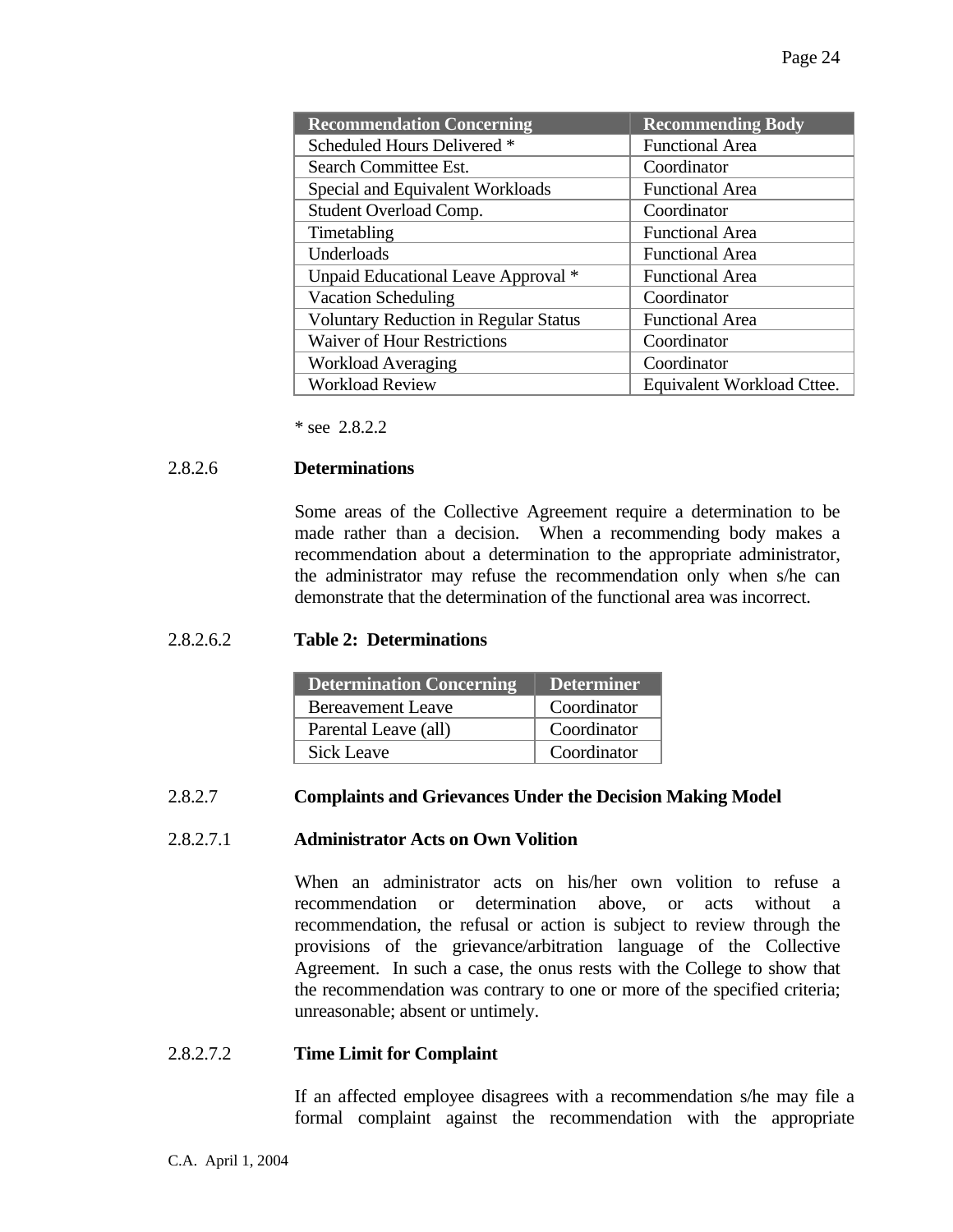| Recommendation Concerning | Recommending Body |
|---|---|
| Scheduled Hours Delivered * | Functional Area |
| Search Committee Est. | Coordinator |
| Special and Equivalent Workloads | Functional Area |
| Student Overload Comp. | Coordinator |
| Timetabling | Functional Area |
| Underloads | Functional Area |
| Unpaid Educational Leave Approval * | Functional Area |
| Vacation Scheduling | Coordinator |
| Voluntary Reduction in Regular Status | Functional Area |
| Waiver of Hour Restrictions | Coordinator |
| Workload Averaging | Coordinator |
| Workload Review | Equivalent Workload Cttee. |

* see 2.8.2.2

**2.8.2.6 Determinations**

Some areas of the Collective Agreement require a determination to be made rather than a decision. When a recommending body makes a recommendation about a determination to the appropriate administrator, the administrator may refuse the recommendation only when s/he can demonstrate that the determination of the functional area was incorrect.

**2.8.2.6.2 Table 2: Determinations**

| Determination Concerning | Determiner |
|---|---|
| Bereavement Leave | Coordinator |
| Parental Leave (all) | Coordinator |
| Sick Leave | Coordinator |

**2.8.2.7 Complaints and Grievances Under the Decision Making Model**

**2.8.2.7.1 Administrator Acts on Own Volition**

When an administrator acts on his/her own volition to refuse a recommendation or determination above, or acts without a recommendation, the refusal or action is subject to review through the provisions of the grievance/arbitration language of the Collective Agreement. In such a case, the onus rests with the College to show that the recommendation was contrary to one or more of the specified criteria; unreasonable; absent or untimely.

**2.8.2.7.2 Time Limit for Complaint**

If an affected employee disagrees with a recommendation s/he may file a formal complaint against the recommendation with the appropriate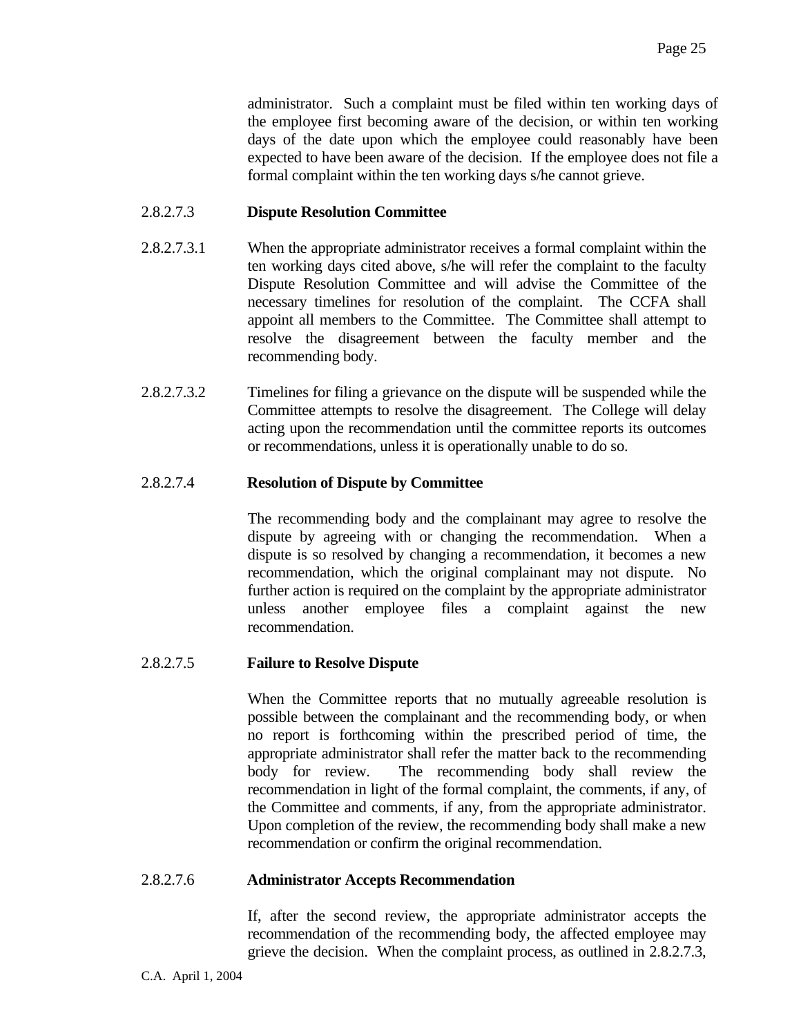administrator. Such a complaint must be filed within ten working days of the employee first becoming aware of the decision, or within ten working days of the date upon which the employee could reasonably have been expected to have been aware of the decision. If the employee does not file a formal complaint within the ten working days s/he cannot grieve.

2.8.2.7.3 **Dispute Resolution Committee**

2.8.2.7.3.1 When the appropriate administrator receives a formal complaint within the ten working days cited above, s/he will refer the complaint to the faculty Dispute Resolution Committee and will advise the Committee of the necessary timelines for resolution of the complaint. The CCFA shall appoint all members to the Committee. The Committee shall attempt to resolve the disagreement between the faculty member and the recommending body.

2.8.2.7.3.2 Timelines for filing a grievance on the dispute will be suspended while the Committee attempts to resolve the disagreement. The College will delay acting upon the recommendation until the committee reports its outcomes or recommendations, unless it is operationally unable to do so.

2.8.2.7.4 **Resolution of Dispute by Committee**

The recommending body and the complainant may agree to resolve the dispute by agreeing with or changing the recommendation. When a dispute is so resolved by changing a recommendation, it becomes a new recommendation, which the original complainant may not dispute. No further action is required on the complaint by the appropriate administrator unless another employee files a complaint against the new recommendation.

2.8.2.7.5 **Failure to Resolve Dispute**

When the Committee reports that no mutually agreeable resolution is possible between the complainant and the recommending body, or when no report is forthcoming within the prescribed period of time, the appropriate administrator shall refer the matter back to the recommending body for review. The recommending body shall review the recommendation in light of the formal complaint, the comments, if any, of the Committee and comments, if any, from the appropriate administrator. Upon completion of the review, the recommending body shall make a new recommendation or confirm the original recommendation.

2.8.2.7.6 **Administrator Accepts Recommendation**

If, after the second review, the appropriate administrator accepts the recommendation of the recommending body, the affected employee may grieve the decision. When the complaint process, as outlined in 2.8.2.7.3,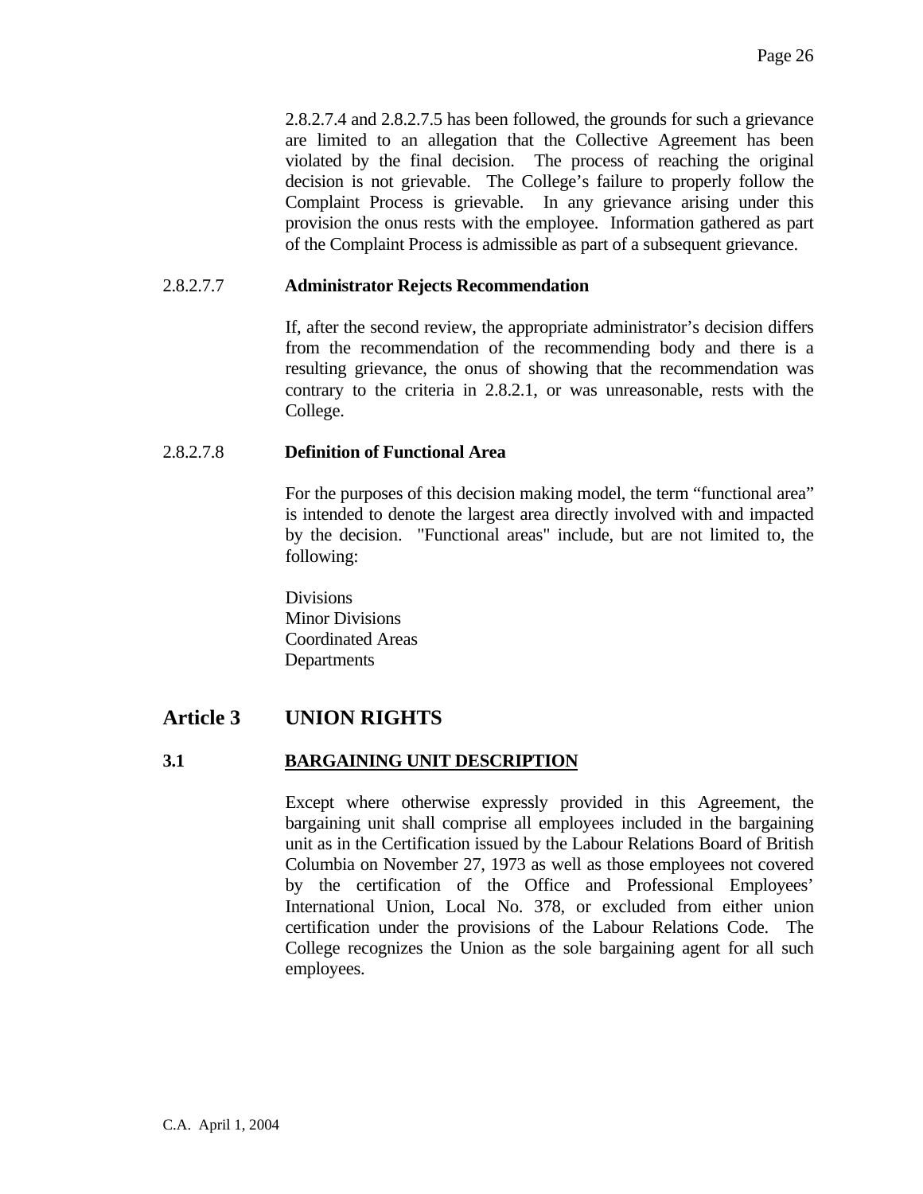2.8.2.7.4 and 2.8.2.7.5 has been followed, the grounds for such a grievance are limited to an allegation that the Collective Agreement has been violated by the final decision. The process of reaching the original decision is not grievable. The College's failure to properly follow the Complaint Process is grievable. In any grievance arising under this provision the onus rests with the employee. Information gathered as part of the Complaint Process is admissible as part of a subsequent grievance.

2.8.2.7.7 **Administrator Rejects Recommendation**

If, after the second review, the appropriate administrator's decision differs from the recommendation of the recommending body and there is a resulting grievance, the onus of showing that the recommendation was contrary to the criteria in 2.8.2.1, or was unreasonable, rests with the College.

2.8.2.7.8 **Definition of Functional Area**

For the purposes of this decision making model, the term "functional area" is intended to denote the largest area directly involved with and impacted by the decision. "Functional areas" include, but are not limited to, the following:

Divisions
Minor Divisions
Coordinated Areas
Departments

# Article 3 UNION RIGHTS

## 3.1 <u>BARGAINING UNIT DESCRIPTION</u>

Except where otherwise expressly provided in this Agreement, the bargaining unit shall comprise all employees included in the bargaining unit as in the Certification issued by the Labour Relations Board of British Columbia on November 27, 1973 as well as those employees not covered by the certification of the Office and Professional Employees' International Union, Local No. 378, or excluded from either union certification under the provisions of the Labour Relations Code. The College recognizes the Union as the sole bargaining agent for all such employees.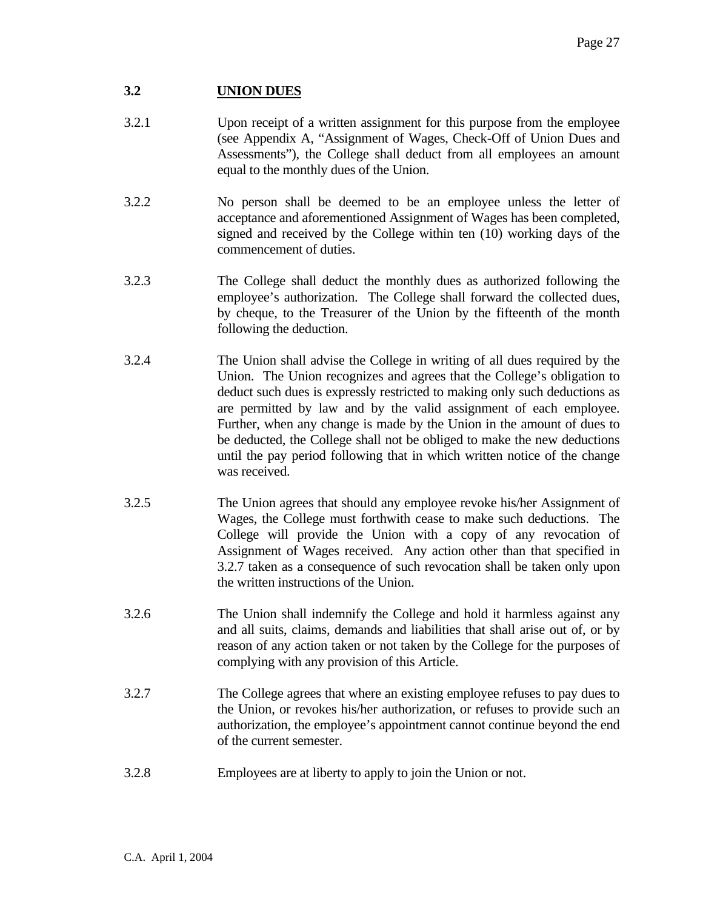## 3.2 UNION DUES

3.2.1 Upon receipt of a written assignment for this purpose from the employee (see Appendix A, "Assignment of Wages, Check-Off of Union Dues and Assessments"), the College shall deduct from all employees an amount equal to the monthly dues of the Union.

3.2.2 No person shall be deemed to be an employee unless the letter of acceptance and aforementioned Assignment of Wages has been completed, signed and received by the College within ten (10) working days of the commencement of duties.

3.2.3 The College shall deduct the monthly dues as authorized following the employee's authorization. The College shall forward the collected dues, by cheque, to the Treasurer of the Union by the fifteenth of the month following the deduction.

3.2.4 The Union shall advise the College in writing of all dues required by the Union. The Union recognizes and agrees that the College's obligation to deduct such dues is expressly restricted to making only such deductions as are permitted by law and by the valid assignment of each employee. Further, when any change is made by the Union in the amount of dues to be deducted, the College shall not be obliged to make the new deductions until the pay period following that in which written notice of the change was received.

3.2.5 The Union agrees that should any employee revoke his/her Assignment of Wages, the College must forthwith cease to make such deductions. The College will provide the Union with a copy of any revocation of Assignment of Wages received. Any action other than that specified in 3.2.7 taken as a consequence of such revocation shall be taken only upon the written instructions of the Union.

3.2.6 The Union shall indemnify the College and hold it harmless against any and all suits, claims, demands and liabilities that shall arise out of, or by reason of any action taken or not taken by the College for the purposes of complying with any provision of this Article.

3.2.7 The College agrees that where an existing employee refuses to pay dues to the Union, or revokes his/her authorization, or refuses to provide such an authorization, the employee's appointment cannot continue beyond the end of the current semester.

3.2.8 Employees are at liberty to apply to join the Union or not.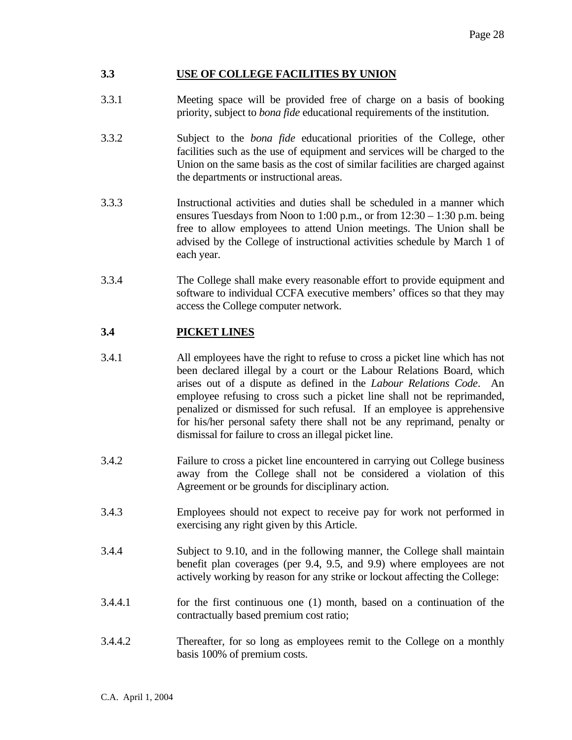### 3.3 USE OF COLLEGE FACILITIES BY UNION

3.3.1 Meeting space will be provided free of charge on a basis of booking priority, subject to *bona fide* educational requirements of the institution.

3.3.2 Subject to the *bona fide* educational priorities of the College, other facilities such as the use of equipment and services will be charged to the Union on the same basis as the cost of similar facilities are charged against the departments or instructional areas.

3.3.3 Instructional activities and duties shall be scheduled in a manner which ensures Tuesdays from Noon to 1:00 p.m., or from 12:30 – 1:30 p.m. being free to allow employees to attend Union meetings. The Union shall be advised by the College of instructional activities schedule by March 1 of each year.

3.3.4 The College shall make every reasonable effort to provide equipment and software to individual CCFA executive members' offices so that they may access the College computer network.

### 3.4 PICKET LINES

3.4.1 All employees have the right to refuse to cross a picket line which has not been declared illegal by a court or the Labour Relations Board, which arises out of a dispute as defined in the *Labour Relations Code*. An employee refusing to cross such a picket line shall not be reprimanded, penalized or dismissed for such refusal. If an employee is apprehensive for his/her personal safety there shall not be any reprimand, penalty or dismissal for failure to cross an illegal picket line.

3.4.2 Failure to cross a picket line encountered in carrying out College business away from the College shall not be considered a violation of this Agreement or be grounds for disciplinary action.

3.4.3 Employees should not expect to receive pay for work not performed in exercising any right given by this Article.

3.4.4 Subject to 9.10, and in the following manner, the College shall maintain benefit plan coverages (per 9.4, 9.5, and 9.9) where employees are not actively working by reason for any strike or lockout affecting the College:

3.4.4.1 for the first continuous one (1) month, based on a continuation of the contractually based premium cost ratio;

3.4.4.2 Thereafter, for so long as employees remit to the College on a monthly basis 100% of premium costs.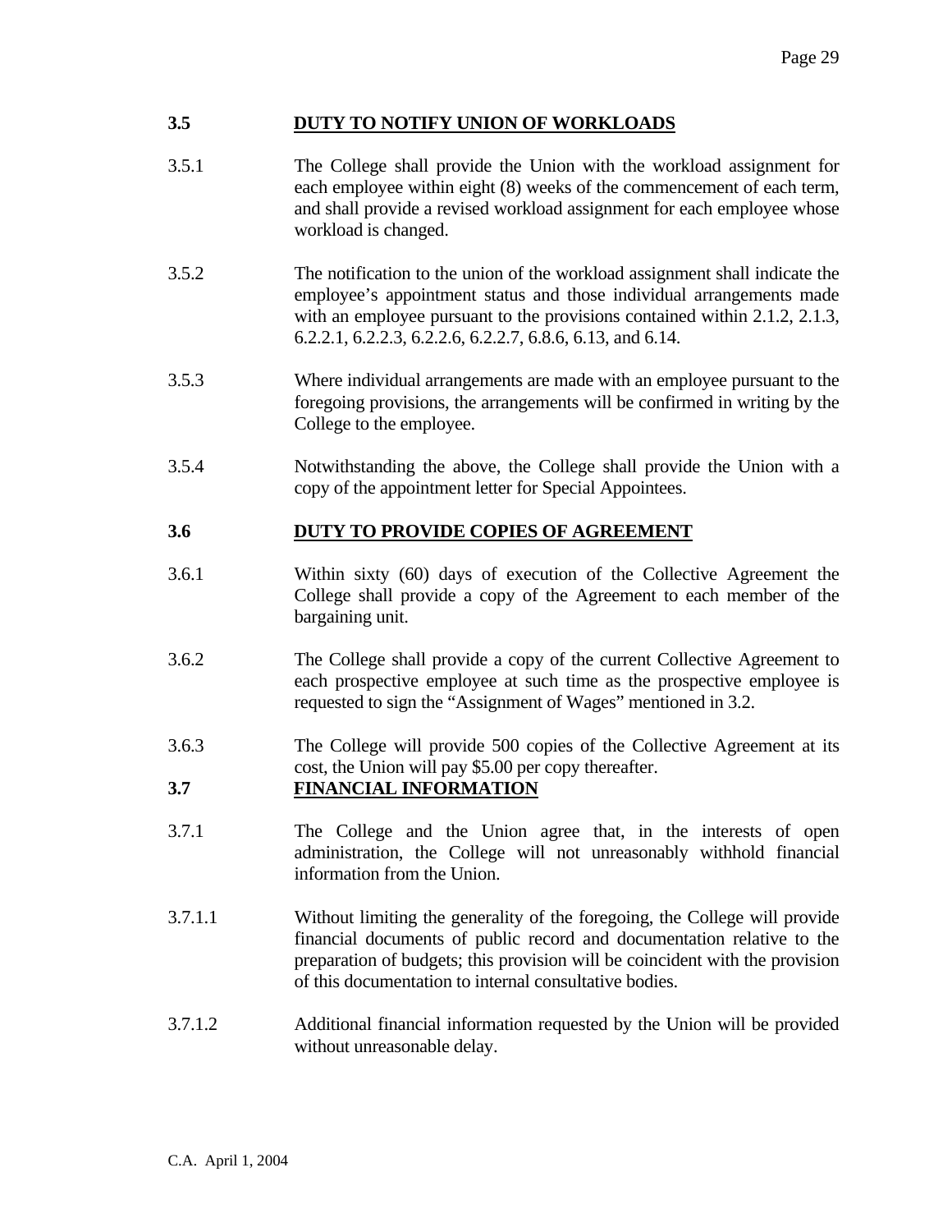### 3.5 DUTY TO NOTIFY UNION OF WORKLOADS

3.5.1 The College shall provide the Union with the workload assignment for each employee within eight (8) weeks of the commencement of each term, and shall provide a revised workload assignment for each employee whose workload is changed.

3.5.2 The notification to the union of the workload assignment shall indicate the employee's appointment status and those individual arrangements made with an employee pursuant to the provisions contained within 2.1.2, 2.1.3, 6.2.2.1, 6.2.2.3, 6.2.2.6, 6.2.2.7, 6.8.6, 6.13, and 6.14.

3.5.3 Where individual arrangements are made with an employee pursuant to the foregoing provisions, the arrangements will be confirmed in writing by the College to the employee.

3.5.4 Notwithstanding the above, the College shall provide the Union with a copy of the appointment letter for Special Appointees.

### 3.6 DUTY TO PROVIDE COPIES OF AGREEMENT

3.6.1 Within sixty (60) days of execution of the Collective Agreement the College shall provide a copy of the Agreement to each member of the bargaining unit.

3.6.2 The College shall provide a copy of the current Collective Agreement to each prospective employee at such time as the prospective employee is requested to sign the "Assignment of Wages" mentioned in 3.2.

3.6.3 The College will provide 500 copies of the Collective Agreement at its cost, the Union will pay $5.00 per copy thereafter.

### 3.7 FINANCIAL INFORMATION

3.7.1 The College and the Union agree that, in the interests of open administration, the College will not unreasonably withhold financial information from the Union.

3.7.1.1 Without limiting the generality of the foregoing, the College will provide financial documents of public record and documentation relative to the preparation of budgets; this provision will be coincident with the provision of this documentation to internal consultative bodies.

3.7.1.2 Additional financial information requested by the Union will be provided without unreasonable delay.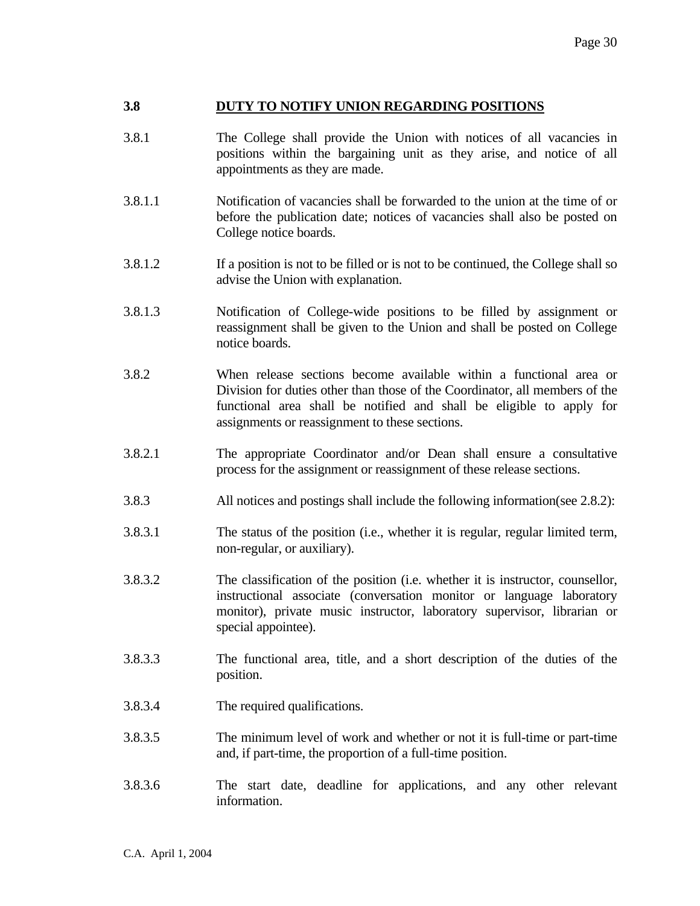## 3.8 DUTY TO NOTIFY UNION REGARDING POSITIONS

3.8.1 The College shall provide the Union with notices of all vacancies in positions within the bargaining unit as they arise, and notice of all appointments as they are made.

3.8.1.1 Notification of vacancies shall be forwarded to the union at the time of or before the publication date; notices of vacancies shall also be posted on College notice boards.

3.8.1.2 If a position is not to be filled or is not to be continued, the College shall so advise the Union with explanation.

3.8.1.3 Notification of College-wide positions to be filled by assignment or reassignment shall be given to the Union and shall be posted on College notice boards.

3.8.2 When release sections become available within a functional area or Division for duties other than those of the Coordinator, all members of the functional area shall be notified and shall be eligible to apply for assignments or reassignment to these sections.

3.8.2.1 The appropriate Coordinator and/or Dean shall ensure a consultative process for the assignment or reassignment of these release sections.

3.8.3 All notices and postings shall include the following information(see 2.8.2):

3.8.3.1 The status of the position (i.e., whether it is regular, regular limited term, non-regular, or auxiliary).

3.8.3.2 The classification of the position (i.e. whether it is instructor, counsellor, instructional associate (conversation monitor or language laboratory monitor), private music instructor, laboratory supervisor, librarian or special appointee).

3.8.3.3 The functional area, title, and a short description of the duties of the position.

3.8.3.4 The required qualifications.

3.8.3.5 The minimum level of work and whether or not it is full-time or part-time and, if part-time, the proportion of a full-time position.

3.8.3.6 The start date, deadline for applications, and any other relevant information.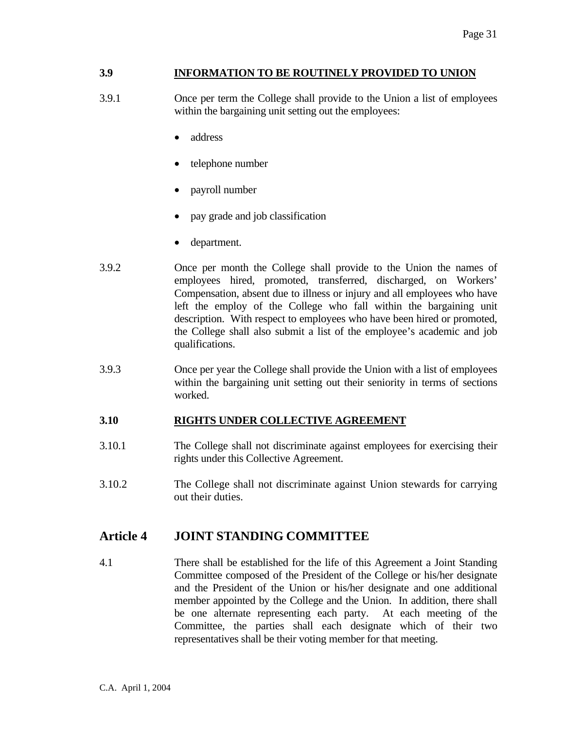### 3.9 INFORMATION TO BE ROUTINELY PROVIDED TO UNION

3.9.1 Once per term the College shall provide to the Union a list of employees within the bargaining unit setting out the employees:

- address
- telephone number
- payroll number
- pay grade and job classification
- department.

3.9.2 Once per month the College shall provide to the Union the names of employees hired, promoted, transferred, discharged, on Workers' Compensation, absent due to illness or injury and all employees who have left the employ of the College who fall within the bargaining unit description. With respect to employees who have been hired or promoted, the College shall also submit a list of the employee's academic and job qualifications.

3.9.3 Once per year the College shall provide the Union with a list of employees within the bargaining unit setting out their seniority in terms of sections worked.

### 3.10 RIGHTS UNDER COLLECTIVE AGREEMENT

3.10.1 The College shall not discriminate against employees for exercising their rights under this Collective Agreement.

3.10.2 The College shall not discriminate against Union stewards for carrying out their duties.

## Article 4 JOINT STANDING COMMITTEE

4.1 There shall be established for the life of this Agreement a Joint Standing Committee composed of the President of the College or his/her designate and the President of the Union or his/her designate and one additional member appointed by the College and the Union. In addition, there shall be one alternate representing each party. At each meeting of the Committee, the parties shall each designate which of their two representatives shall be their voting member for that meeting.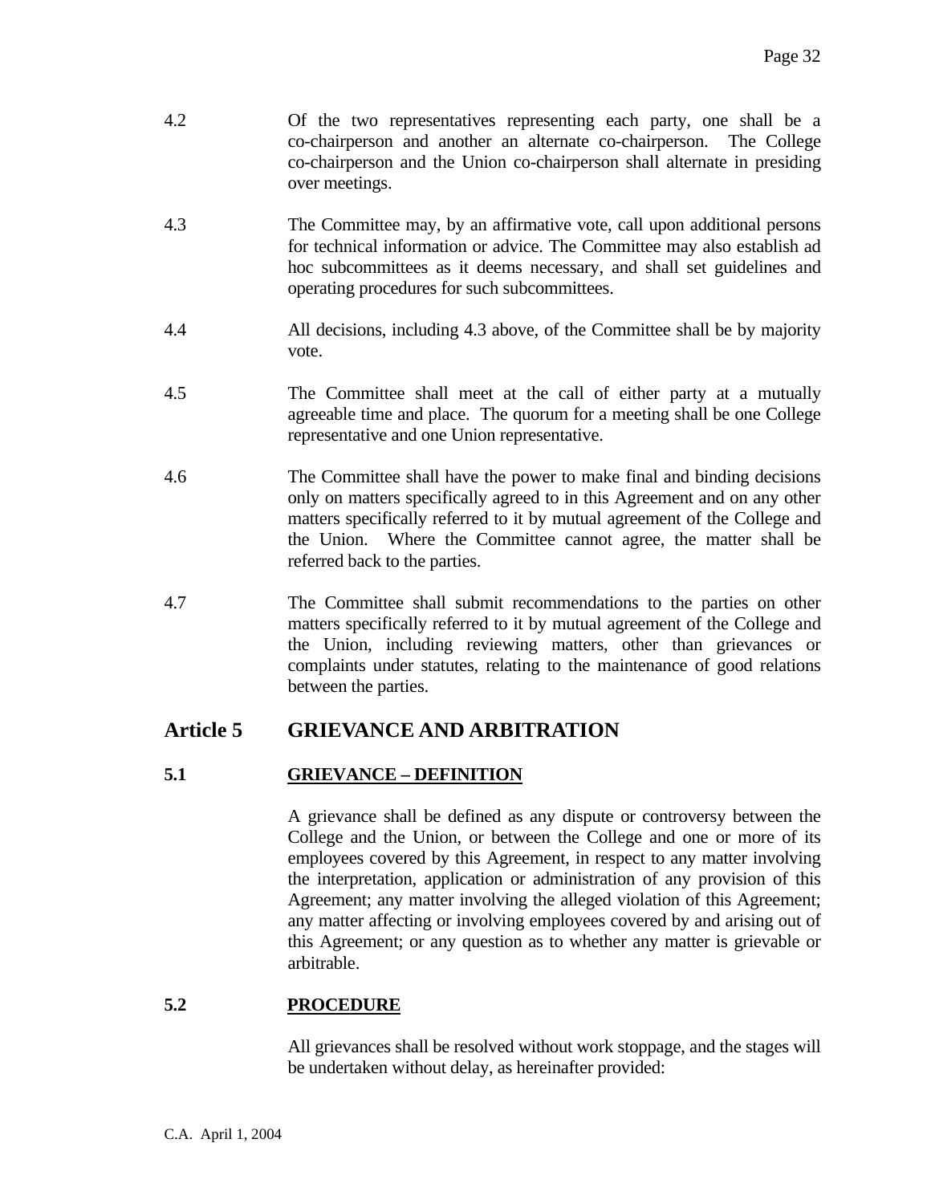4.2 Of the two representatives representing each party, one shall be a co-chairperson and another an alternate co-chairperson. The College co-chairperson and the Union co-chairperson shall alternate in presiding over meetings.

4.3 The Committee may, by an affirmative vote, call upon additional persons for technical information or advice. The Committee may also establish ad hoc subcommittees as it deems necessary, and shall set guidelines and operating procedures for such subcommittees.

4.4 All decisions, including 4.3 above, of the Committee shall be by majority vote.

4.5 The Committee shall meet at the call of either party at a mutually agreeable time and place. The quorum for a meeting shall be one College representative and one Union representative.

4.6 The Committee shall have the power to make final and binding decisions only on matters specifically agreed to in this Agreement and on any other matters specifically referred to it by mutual agreement of the College and the Union. Where the Committee cannot agree, the matter shall be referred back to the parties.

4.7 The Committee shall submit recommendations to the parties on other matters specifically referred to it by mutual agreement of the College and the Union, including reviewing matters, other than grievances or complaints under statutes, relating to the maintenance of good relations between the parties.

## Article 5 GRIEVANCE AND ARBITRATION

### 5.1 GRIEVANCE – DEFINITION

A grievance shall be defined as any dispute or controversy between the College and the Union, or between the College and one or more of its employees covered by this Agreement, in respect to any matter involving the interpretation, application or administration of any provision of this Agreement; any matter involving the alleged violation of this Agreement; any matter affecting or involving employees covered by and arising out of this Agreement; or any question as to whether any matter is grievable or arbitrable.

### 5.2 PROCEDURE

All grievances shall be resolved without work stoppage, and the stages will be undertaken without delay, as hereinafter provided: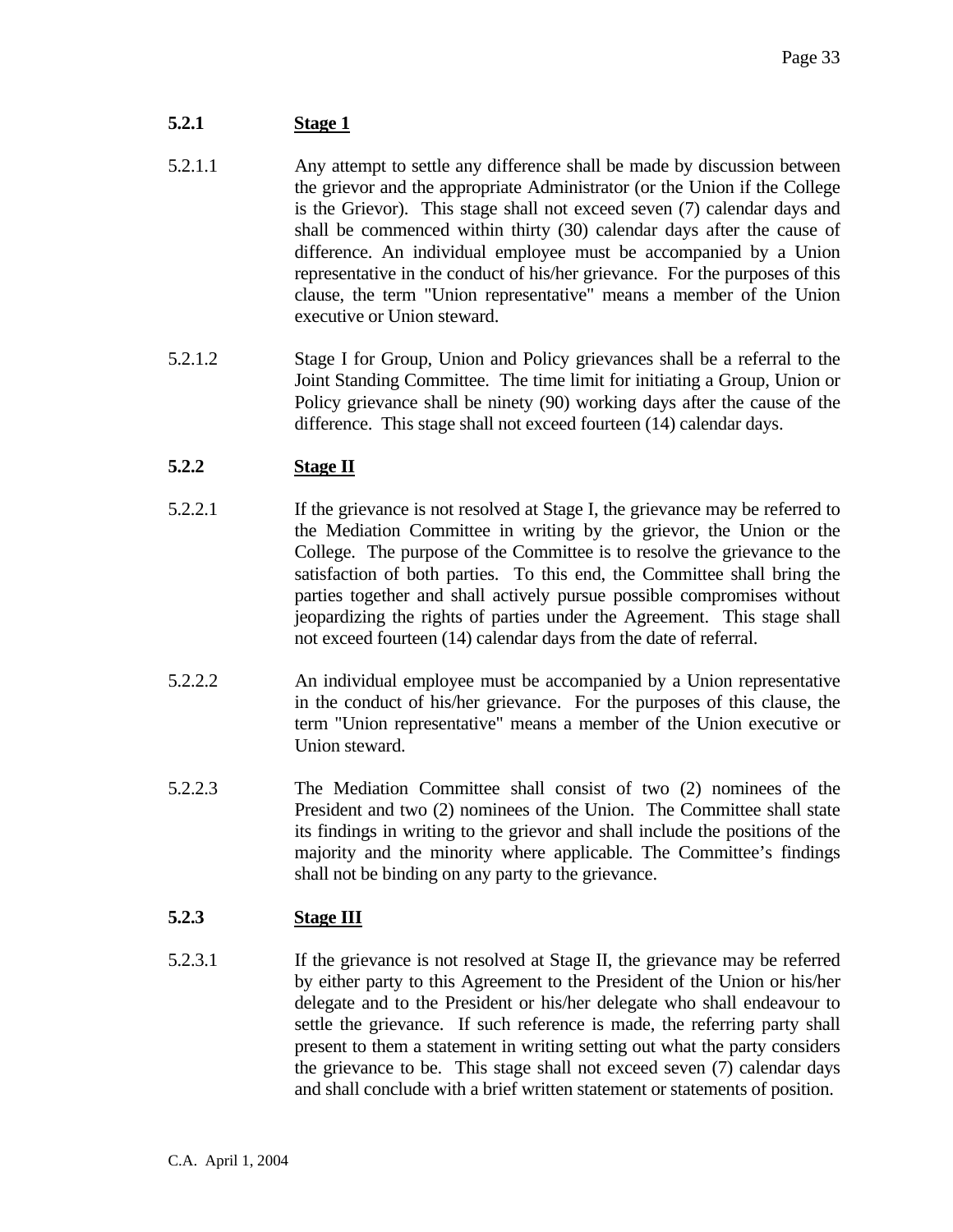### 5.2.1 Stage 1

5.2.1.1 Any attempt to settle any difference shall be made by discussion between the grievor and the appropriate Administrator (or the Union if the College is the Grievor). This stage shall not exceed seven (7) calendar days and shall be commenced within thirty (30) calendar days after the cause of difference. An individual employee must be accompanied by a Union representative in the conduct of his/her grievance. For the purposes of this clause, the term "Union representative" means a member of the Union executive or Union steward.

5.2.1.2 Stage I for Group, Union and Policy grievances shall be a referral to the Joint Standing Committee. The time limit for initiating a Group, Union or Policy grievance shall be ninety (90) working days after the cause of the difference. This stage shall not exceed fourteen (14) calendar days.

### 5.2.2 Stage II

5.2.2.1 If the grievance is not resolved at Stage I, the grievance may be referred to the Mediation Committee in writing by the grievor, the Union or the College. The purpose of the Committee is to resolve the grievance to the satisfaction of both parties. To this end, the Committee shall bring the parties together and shall actively pursue possible compromises without jeopardizing the rights of parties under the Agreement. This stage shall not exceed fourteen (14) calendar days from the date of referral.

5.2.2.2 An individual employee must be accompanied by a Union representative in the conduct of his/her grievance. For the purposes of this clause, the term "Union representative" means a member of the Union executive or Union steward.

5.2.2.3 The Mediation Committee shall consist of two (2) nominees of the President and two (2) nominees of the Union. The Committee shall state its findings in writing to the grievor and shall include the positions of the majority and the minority where applicable. The Committee's findings shall not be binding on any party to the grievance.

### 5.2.3 Stage III

5.2.3.1 If the grievance is not resolved at Stage II, the grievance may be referred by either party to this Agreement to the President of the Union or his/her delegate and to the President or his/her delegate who shall endeavour to settle the grievance. If such reference is made, the referring party shall present to them a statement in writing setting out what the party considers the grievance to be. This stage shall not exceed seven (7) calendar days and shall conclude with a brief written statement or statements of position.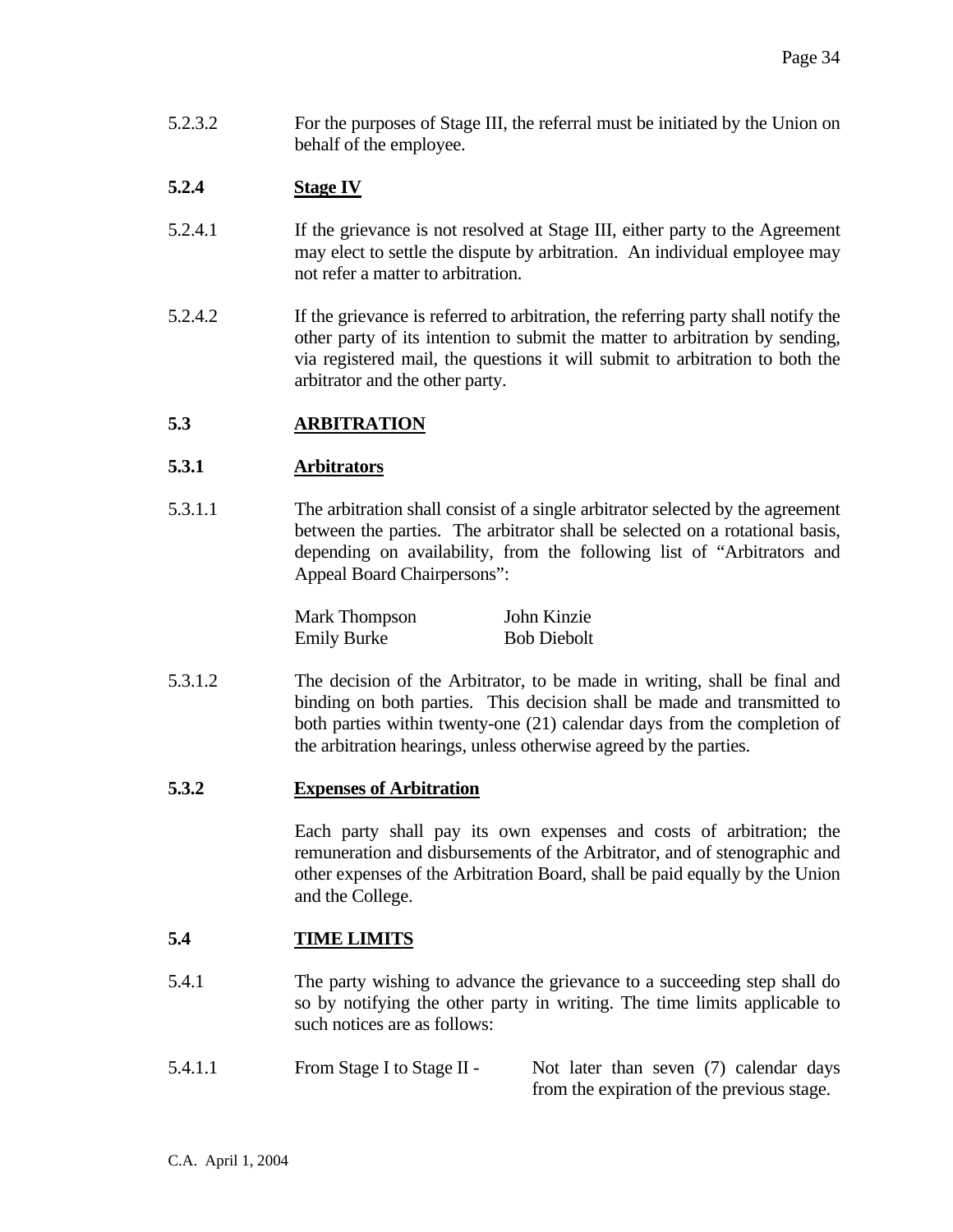5.2.3.2 For the purposes of Stage III, the referral must be initiated by the Union on behalf of the employee.

### 5.2.4 Stage IV

5.2.4.1 If the grievance is not resolved at Stage III, either party to the Agreement may elect to settle the dispute by arbitration. An individual employee may not refer a matter to arbitration.

5.2.4.2 If the grievance is referred to arbitration, the referring party shall notify the other party of its intention to submit the matter to arbitration by sending, via registered mail, the questions it will submit to arbitration to both the arbitrator and the other party.

## 5.3 ARBITRATION

### 5.3.1 Arbitrators

5.3.1.1 The arbitration shall consist of a single arbitrator selected by the agreement between the parties. The arbitrator shall be selected on a rotational basis, depending on availability, from the following list of "Arbitrators and Appeal Board Chairpersons":

| | |
|---|---|
| Mark Thompson | John Kinzie |
| Emily Burke | Bob Diebolt |

5.3.1.2 The decision of the Arbitrator, to be made in writing, shall be final and binding on both parties. This decision shall be made and transmitted to both parties within twenty-one (21) calendar days from the completion of the arbitration hearings, unless otherwise agreed by the parties.

### 5.3.2 Expenses of Arbitration

Each party shall pay its own expenses and costs of arbitration; the remuneration and disbursements of the Arbitrator, and of stenographic and other expenses of the Arbitration Board, shall be paid equally by the Union and the College.

## 5.4 TIME LIMITS

5.4.1 The party wishing to advance the grievance to a succeeding step shall do so by notifying the other party in writing. The time limits applicable to such notices are as follows:

5.4.1.1 From Stage I to Stage II - Not later than seven (7) calendar days from the expiration of the previous stage.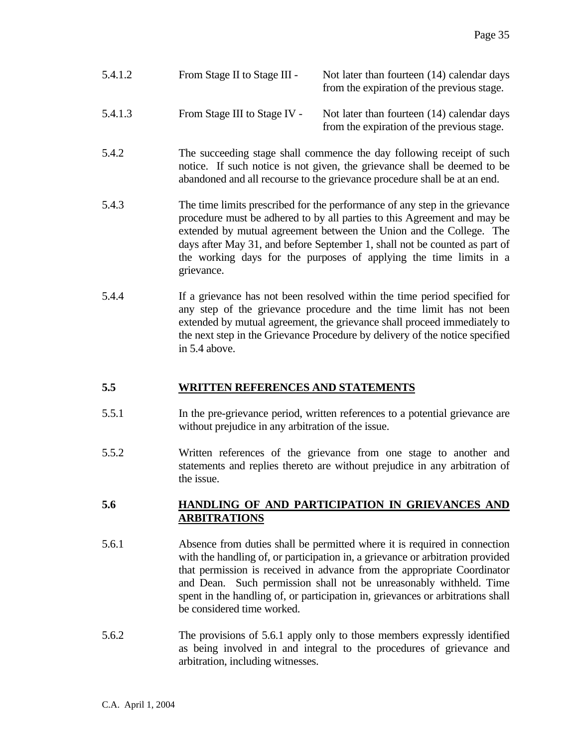5.4.1.2 From Stage II to Stage III - Not later than fourteen (14) calendar days from the expiration of the previous stage.

5.4.1.3 From Stage III to Stage IV - Not later than fourteen (14) calendar days from the expiration of the previous stage.

5.4.2 The succeeding stage shall commence the day following receipt of such notice. If such notice is not given, the grievance shall be deemed to be abandoned and all recourse to the grievance procedure shall be at an end.

5.4.3 The time limits prescribed for the performance of any step in the grievance procedure must be adhered to by all parties to this Agreement and may be extended by mutual agreement between the Union and the College. The days after May 31, and before September 1, shall not be counted as part of the working days for the purposes of applying the time limits in a grievance.

5.4.4 If a grievance has not been resolved within the time period specified for any step of the grievance procedure and the time limit has not been extended by mutual agreement, the grievance shall proceed immediately to the next step in the Grievance Procedure by delivery of the notice specified in 5.4 above.

## 5.5 WRITTEN REFERENCES AND STATEMENTS

5.5.1 In the pre-grievance period, written references to a potential grievance are without prejudice in any arbitration of the issue.

5.5.2 Written references of the grievance from one stage to another and statements and replies thereto are without prejudice in any arbitration of the issue.

## 5.6 HANDLING OF AND PARTICIPATION IN GRIEVANCES AND ARBITRATIONS

5.6.1 Absence from duties shall be permitted where it is required in connection with the handling of, or participation in, a grievance or arbitration provided that permission is received in advance from the appropriate Coordinator and Dean. Such permission shall not be unreasonably withheld. Time spent in the handling of, or participation in, grievances or arbitrations shall be considered time worked.

5.6.2 The provisions of 5.6.1 apply only to those members expressly identified as being involved in and integral to the procedures of grievance and arbitration, including witnesses.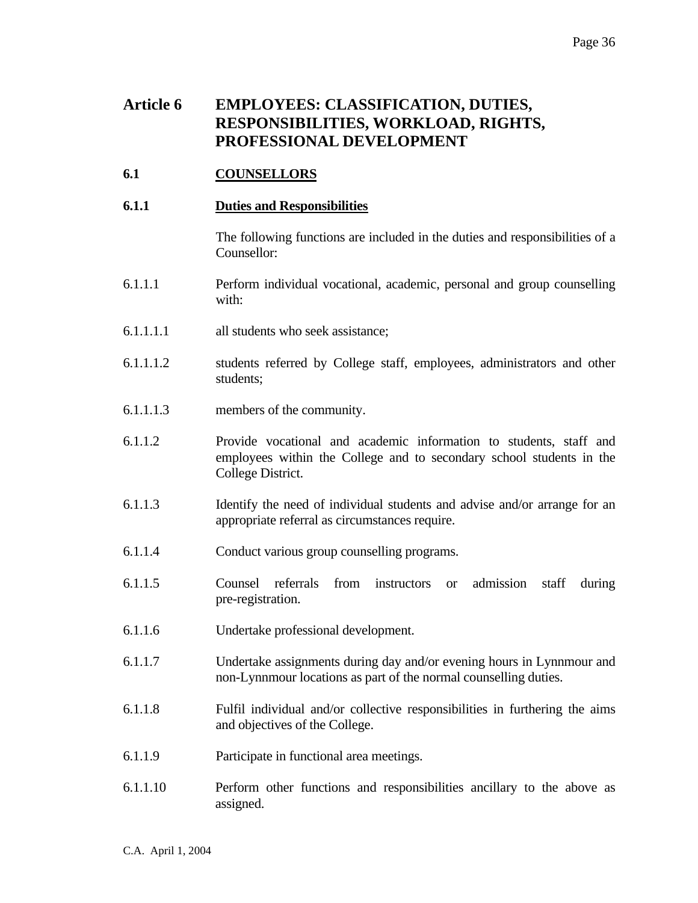# Article 6 EMPLOYEES: CLASSIFICATION, DUTIES, RESPONSIBILITIES, WORKLOAD, RIGHTS, PROFESSIONAL DEVELOPMENT

## 6.1 COUNSELLORS

### 6.1.1 Duties and Responsibilities

The following functions are included in the duties and responsibilities of a Counsellor:

6.1.1.1 Perform individual vocational, academic, personal and group counselling with:

6.1.1.1.1 all students who seek assistance;

6.1.1.1.2 students referred by College staff, employees, administrators and other students;

6.1.1.1.3 members of the community.

6.1.1.2 Provide vocational and academic information to students, staff and employees within the College and to secondary school students in the College District.

6.1.1.3 Identify the need of individual students and advise and/or arrange for an appropriate referral as circumstances require.

6.1.1.4 Conduct various group counselling programs.

6.1.1.5 Counsel referrals from instructors or admission staff during pre-registration.

6.1.1.6 Undertake professional development.

6.1.1.7 Undertake assignments during day and/or evening hours in Lynnmour and non-Lynnmour locations as part of the normal counselling duties.

6.1.1.8 Fulfil individual and/or collective responsibilities in furthering the aims and objectives of the College.

6.1.1.9 Participate in functional area meetings.

6.1.1.10 Perform other functions and responsibilities ancillary to the above as assigned.

C.A. April 1, 2004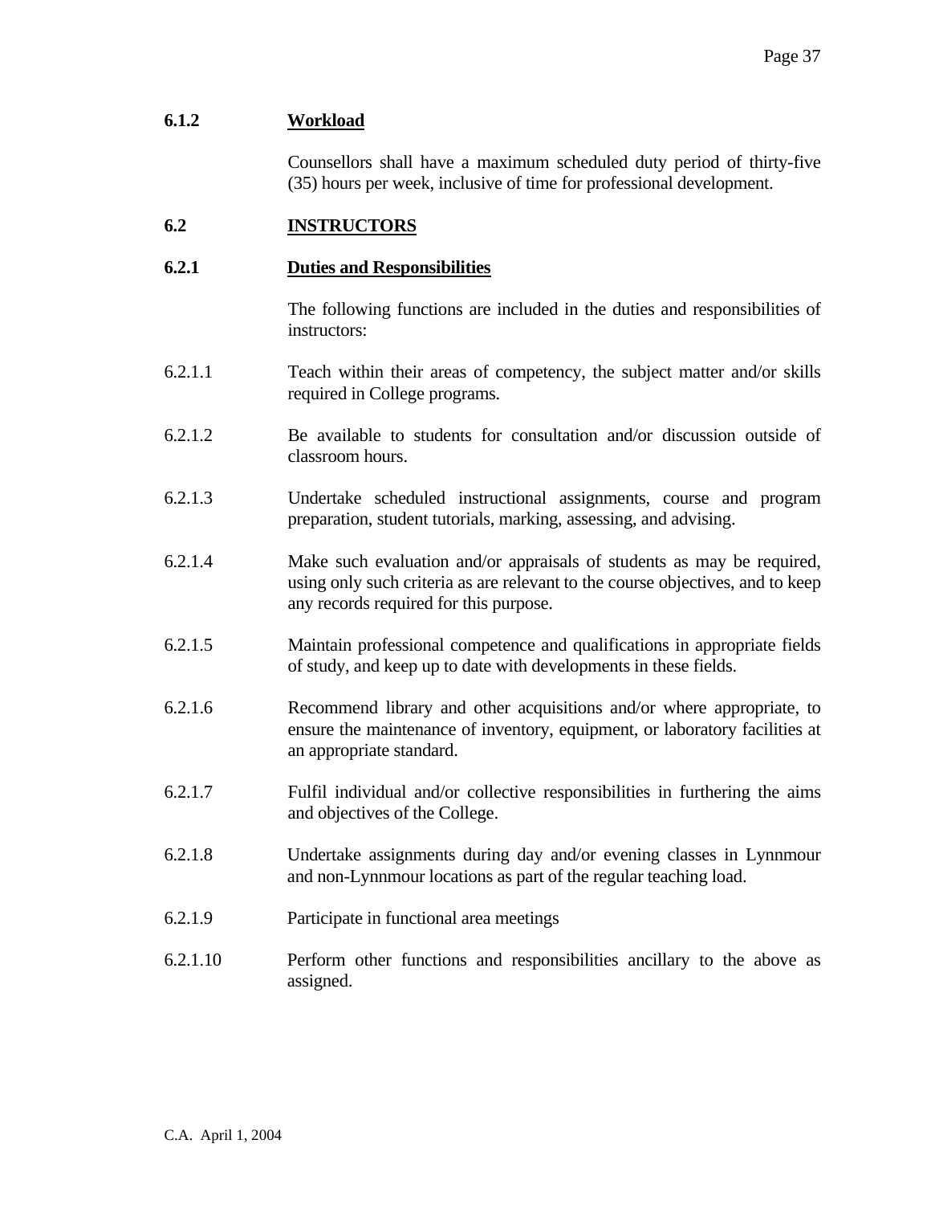### 6.1.2 Workload

Counsellors shall have a maximum scheduled duty period of thirty-five (35) hours per week, inclusive of time for professional development.

## 6.2 INSTRUCTORS

### 6.2.1 Duties and Responsibilities

The following functions are included in the duties and responsibilities of instructors:

6.2.1.1 Teach within their areas of competency, the subject matter and/or skills required in College programs.

6.2.1.2 Be available to students for consultation and/or discussion outside of classroom hours.

6.2.1.3 Undertake scheduled instructional assignments, course and program preparation, student tutorials, marking, assessing, and advising.

6.2.1.4 Make such evaluation and/or appraisals of students as may be required, using only such criteria as are relevant to the course objectives, and to keep any records required for this purpose.

6.2.1.5 Maintain professional competence and qualifications in appropriate fields of study, and keep up to date with developments in these fields.

6.2.1.6 Recommend library and other acquisitions and/or where appropriate, to ensure the maintenance of inventory, equipment, or laboratory facilities at an appropriate standard.

6.2.1.7 Fulfil individual and/or collective responsibilities in furthering the aims and objectives of the College.

6.2.1.8 Undertake assignments during day and/or evening classes in Lynnmour and non-Lynnmour locations as part of the regular teaching load.

6.2.1.9 Participate in functional area meetings

6.2.1.10 Perform other functions and responsibilities ancillary to the above as assigned.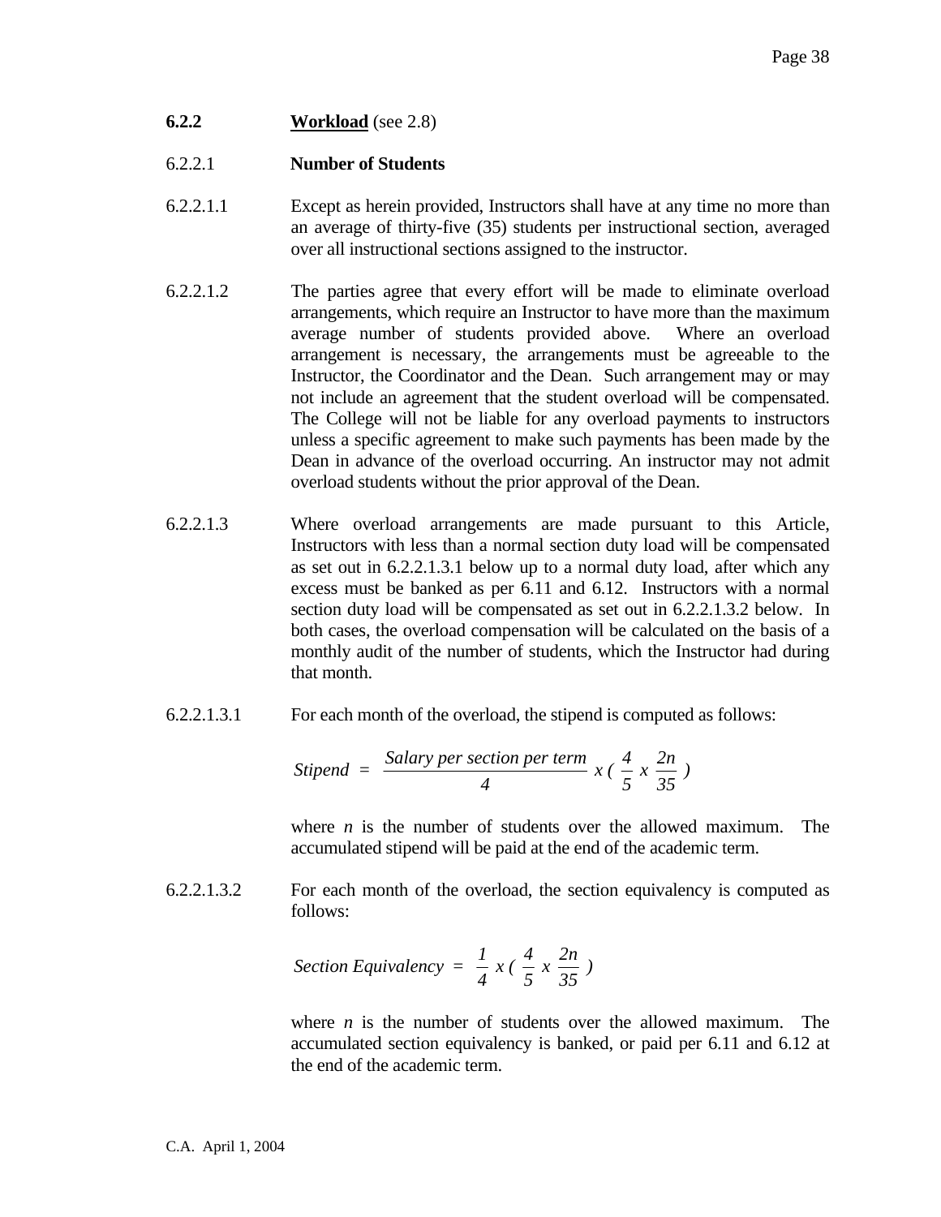**6.2.2** **<u>Workload</u>** (see 2.8)

6.2.2.1 **Number of Students**

6.2.2.1.1 Except as herein provided, Instructors shall have at any time no more than an average of thirty-five (35) students per instructional section, averaged over all instructional sections assigned to the instructor.

6.2.2.1.2 The parties agree that every effort will be made to eliminate overload arrangements, which require an Instructor to have more than the maximum average number of students provided above. Where an overload arrangement is necessary, the arrangements must be agreeable to the Instructor, the Coordinator and the Dean. Such arrangement may or may not include an agreement that the student overload will be compensated. The College will not be liable for any overload payments to instructors unless a specific agreement to make such payments has been made by the Dean in advance of the overload occurring. An instructor may not admit overload students without the prior approval of the Dean.

6.2.2.1.3 Where overload arrangements are made pursuant to this Article, Instructors with less than a normal section duty load will be compensated as set out in 6.2.2.1.3.1 below up to a normal duty load, after which any excess must be banked as per 6.11 and 6.12. Instructors with a normal section duty load will be compensated as set out in 6.2.2.1.3.2 below. In both cases, the overload compensation will be calculated on the basis of a monthly audit of the number of students, which the Instructor had during that month.

6.2.2.1.3.1 For each month of the overload, the stipend is computed as follows:

$$Stipend = \frac{Salary\ per\ section\ per\ term}{4}\ x\ (\frac{4}{5}\ x\ \frac{2n}{35})$$

where $n$ is the number of students over the allowed maximum. The accumulated stipend will be paid at the end of the academic term.

6.2.2.1.3.2 For each month of the overload, the section equivalency is computed as follows:

$$Section\ Equivalency = \frac{1}{4}\ x\ (\frac{4}{5}\ x\ \frac{2n}{35})$$

where $n$ is the number of students over the allowed maximum. The accumulated section equivalency is banked, or paid per 6.11 and 6.12 at the end of the academic term.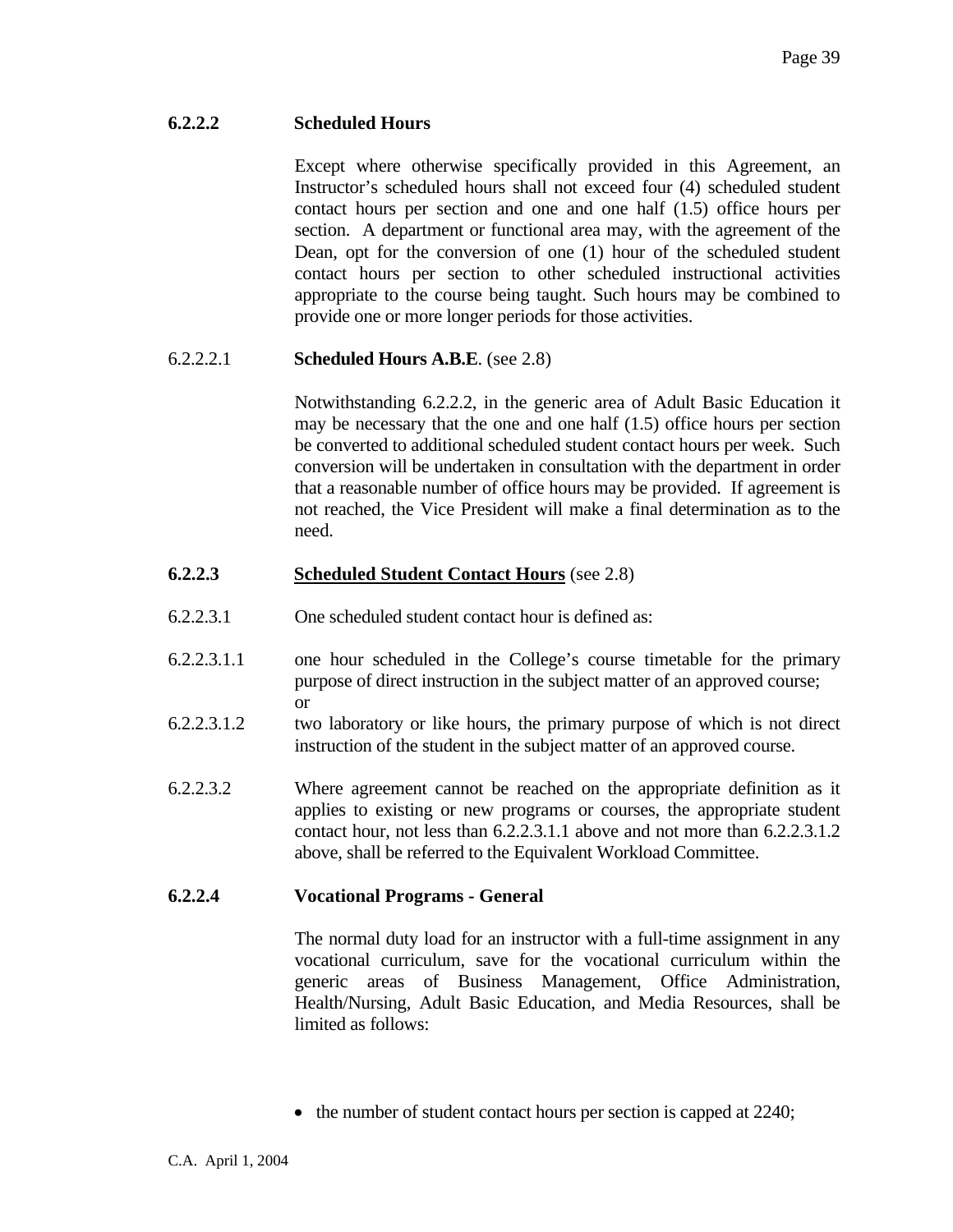**6.2.2.2 Scheduled Hours**

Except where otherwise specifically provided in this Agreement, an Instructor's scheduled hours shall not exceed four (4) scheduled student contact hours per section and one and one half (1.5) office hours per section. A department or functional area may, with the agreement of the Dean, opt for the conversion of one (1) hour of the scheduled student contact hours per section to other scheduled instructional activities appropriate to the course being taught. Such hours may be combined to provide one or more longer periods for those activities.

6.2.2.2.1 **Scheduled Hours A.B.E**. (see 2.8)

Notwithstanding 6.2.2.2, in the generic area of Adult Basic Education it may be necessary that the one and one half (1.5) office hours per section be converted to additional scheduled student contact hours per week. Such conversion will be undertaken in consultation with the department in order that a reasonable number of office hours may be provided. If agreement is not reached, the Vice President will make a final determination as to the need.

**6.2.2.3 <u>Scheduled Student Contact Hours</u>** (see 2.8)

6.2.2.3.1 One scheduled student contact hour is defined as:

6.2.2.3.1.1 one hour scheduled in the College's course timetable for the primary purpose of direct instruction in the subject matter of an approved course; or

6.2.2.3.1.2 two laboratory or like hours, the primary purpose of which is not direct instruction of the student in the subject matter of an approved course.

6.2.2.3.2 Where agreement cannot be reached on the appropriate definition as it applies to existing or new programs or courses, the appropriate student contact hour, not less than 6.2.2.3.1.1 above and not more than 6.2.2.3.1.2 above, shall be referred to the Equivalent Workload Committee.

**6.2.2.4 Vocational Programs - General**

The normal duty load for an instructor with a full-time assignment in any vocational curriculum, save for the vocational curriculum within the generic areas of Business Management, Office Administration, Health/Nursing, Adult Basic Education, and Media Resources, shall be limited as follows:

- the number of student contact hours per section is capped at 2240;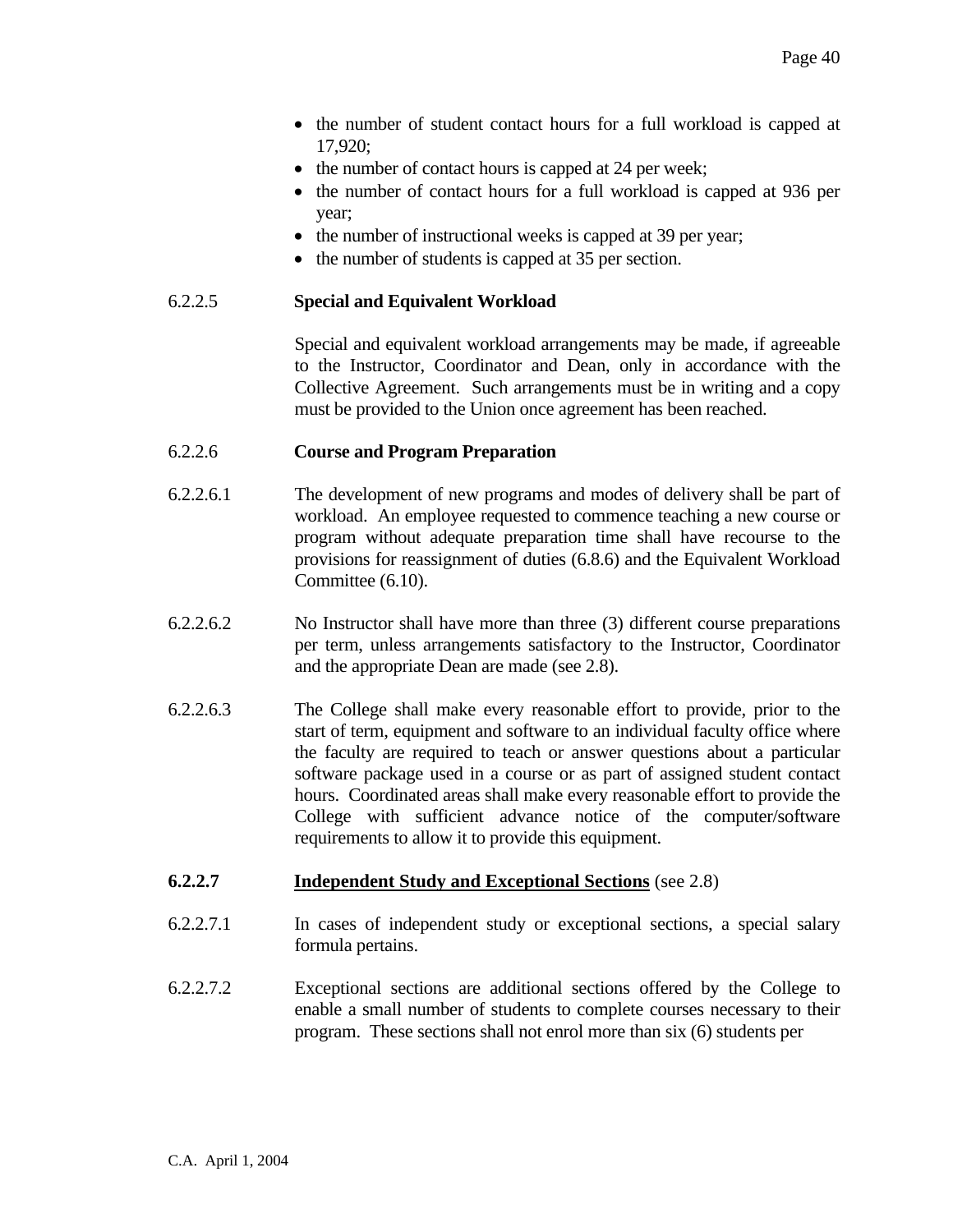- the number of student contact hours for a full workload is capped at 17,920;
- the number of contact hours is capped at 24 per week;
- the number of contact hours for a full workload is capped at 936 per year;
- the number of instructional weeks is capped at 39 per year;
- the number of students is capped at 35 per section.

6.2.2.5 **Special and Equivalent Workload**

Special and equivalent workload arrangements may be made, if agreeable to the Instructor, Coordinator and Dean, only in accordance with the Collective Agreement. Such arrangements must be in writing and a copy must be provided to the Union once agreement has been reached.

6.2.2.6 **Course and Program Preparation**

6.2.2.6.1 The development of new programs and modes of delivery shall be part of workload. An employee requested to commence teaching a new course or program without adequate preparation time shall have recourse to the provisions for reassignment of duties (6.8.6) and the Equivalent Workload Committee (6.10).

6.2.2.6.2 No Instructor shall have more than three (3) different course preparations per term, unless arrangements satisfactory to the Instructor, Coordinator and the appropriate Dean are made (see 2.8).

6.2.2.6.3 The College shall make every reasonable effort to provide, prior to the start of term, equipment and software to an individual faculty office where the faculty are required to teach or answer questions about a particular software package used in a course or as part of assigned student contact hours. Coordinated areas shall make every reasonable effort to provide the College with sufficient advance notice of the computer/software requirements to allow it to provide this equipment.

**6.2.2.7** **<u>Independent Study and Exceptional Sections</u>** (see 2.8)

6.2.2.7.1 In cases of independent study or exceptional sections, a special salary formula pertains.

6.2.2.7.2 Exceptional sections are additional sections offered by the College to enable a small number of students to complete courses necessary to their program. These sections shall not enrol more than six (6) students per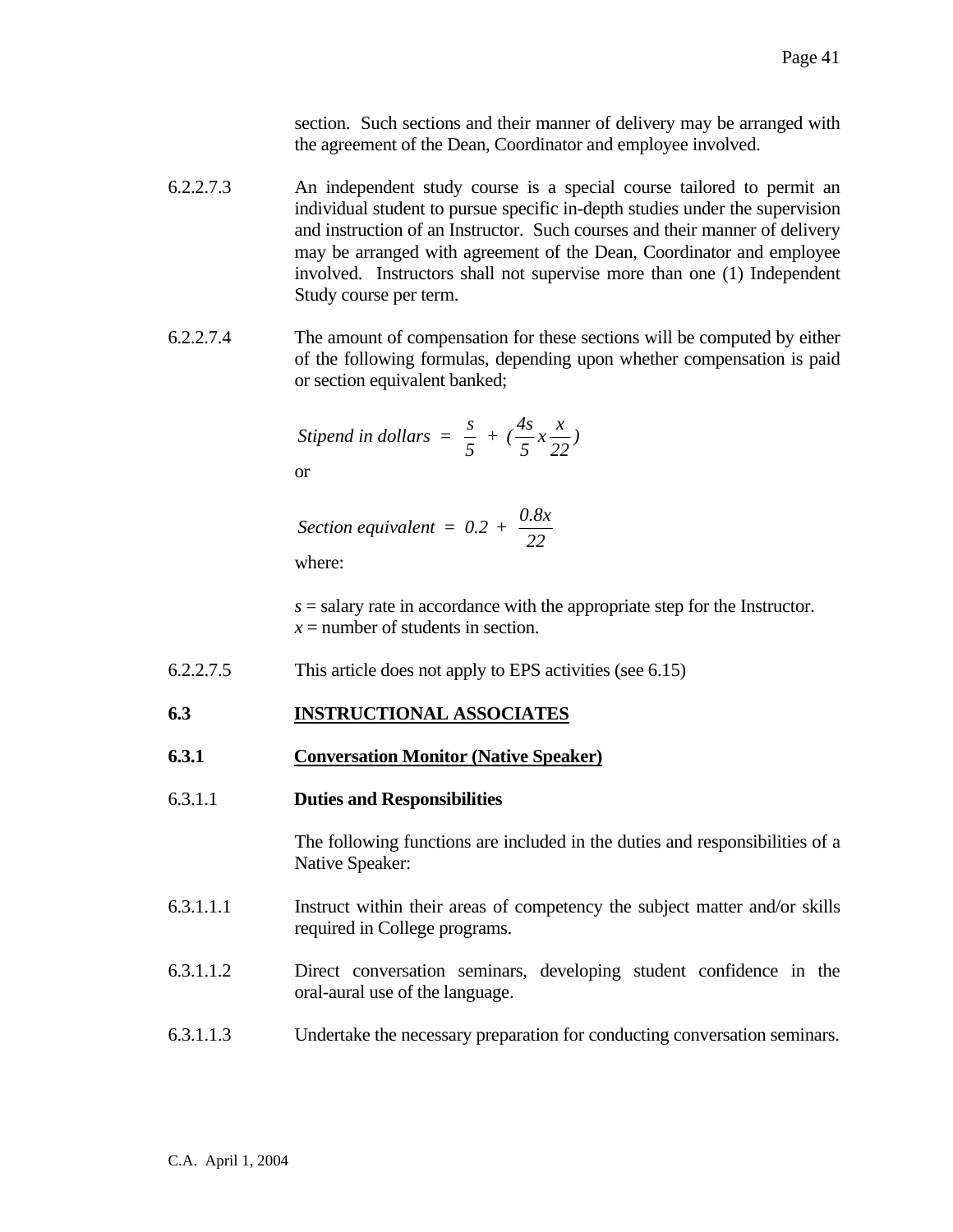section. Such sections and their manner of delivery may be arranged with the agreement of the Dean, Coordinator and employee involved.

6.2.2.7.3 An independent study course is a special course tailored to permit an individual student to pursue specific in-depth studies under the supervision and instruction of an Instructor. Such courses and their manner of delivery may be arranged with agreement of the Dean, Coordinator and employee involved. Instructors shall not supervise more than one (1) Independent Study course per term.

6.2.2.7.4 The amount of compensation for these sections will be computed by either of the following formulas, depending upon whether compensation is paid or section equivalent banked;

$$Stipend\ in\ dollars\ =\ \frac{s}{5}\ +\ (\frac{4s}{5} x \frac{x}{22})$$

or

$$Section\ equivalent\ =\ 0.2\ +\ \frac{0.8x}{22}$$

where:

$s$ = salary rate in accordance with the appropriate step for the Instructor.
$x$ = number of students in section.

6.2.2.7.5 This article does not apply to EPS activities (see 6.15)

## 6.3 INSTRUCTIONAL ASSOCIATES

### 6.3.1 Conversation Monitor (Native Speaker)

#### 6.3.1.1 Duties and Responsibilities

The following functions are included in the duties and responsibilities of a Native Speaker:

6.3.1.1.1 Instruct within their areas of competency the subject matter and/or skills required in College programs.

6.3.1.1.2 Direct conversation seminars, developing student confidence in the oral-aural use of the language.

6.3.1.1.3 Undertake the necessary preparation for conducting conversation seminars.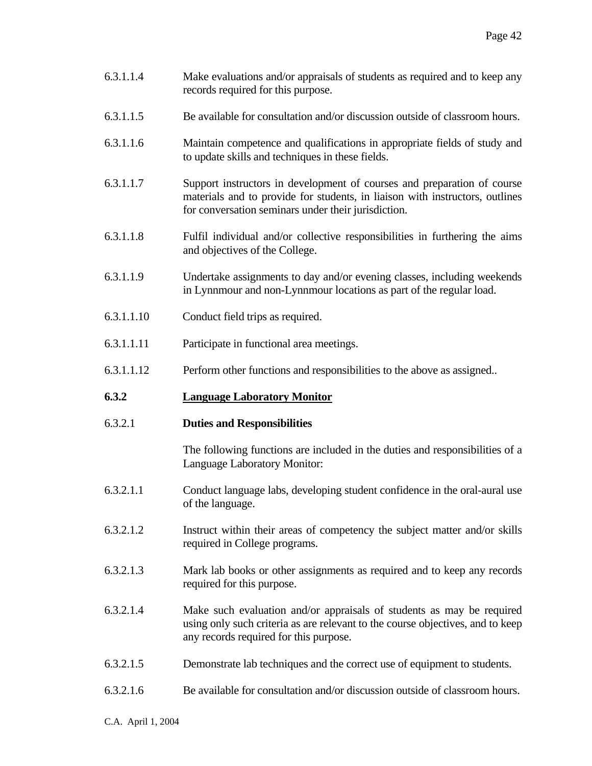6.3.1.1.4 Make evaluations and/or appraisals of students as required and to keep any records required for this purpose.

6.3.1.1.5 Be available for consultation and/or discussion outside of classroom hours.

6.3.1.1.6 Maintain competence and qualifications in appropriate fields of study and to update skills and techniques in these fields.

6.3.1.1.7 Support instructors in development of courses and preparation of course materials and to provide for students, in liaison with instructors, outlines for conversation seminars under their jurisdiction.

6.3.1.1.8 Fulfil individual and/or collective responsibilities in furthering the aims and objectives of the College.

6.3.1.1.9 Undertake assignments to day and/or evening classes, including weekends in Lynnmour and non-Lynnmour locations as part of the regular load.

6.3.1.1.10 Conduct field trips as required.

6.3.1.1.11 Participate in functional area meetings.

6.3.1.1.12 Perform other functions and responsibilities to the above as assigned..

## 6.3.2 Language Laboratory Monitor

### 6.3.2.1 Duties and Responsibilities

The following functions are included in the duties and responsibilities of a Language Laboratory Monitor:

6.3.2.1.1 Conduct language labs, developing student confidence in the oral-aural use of the language.

6.3.2.1.2 Instruct within their areas of competency the subject matter and/or skills required in College programs.

6.3.2.1.3 Mark lab books or other assignments as required and to keep any records required for this purpose.

6.3.2.1.4 Make such evaluation and/or appraisals of students as may be required using only such criteria as are relevant to the course objectives, and to keep any records required for this purpose.

6.3.2.1.5 Demonstrate lab techniques and the correct use of equipment to students.

6.3.2.1.6 Be available for consultation and/or discussion outside of classroom hours.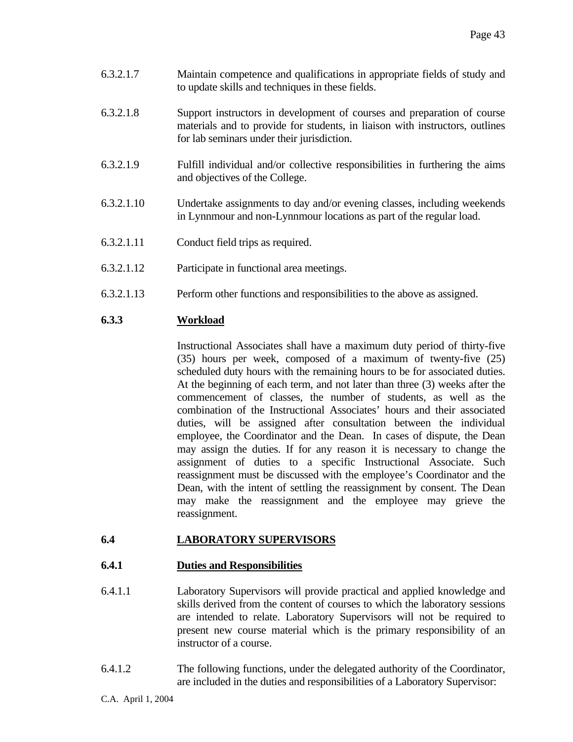6.3.2.1.7 Maintain competence and qualifications in appropriate fields of study and to update skills and techniques in these fields.

6.3.2.1.8 Support instructors in development of courses and preparation of course materials and to provide for students, in liaison with instructors, outlines for lab seminars under their jurisdiction.

6.3.2.1.9 Fulfill individual and/or collective responsibilities in furthering the aims and objectives of the College.

6.3.2.1.10 Undertake assignments to day and/or evening classes, including weekends in Lynnmour and non-Lynnmour locations as part of the regular load.

6.3.2.1.11 Conduct field trips as required.

6.3.2.1.12 Participate in functional area meetings.

6.3.2.1.13 Perform other functions and responsibilities to the above as assigned.

### 6.3.3 Workload

Instructional Associates shall have a maximum duty period of thirty-five (35) hours per week, composed of a maximum of twenty-five (25) scheduled duty hours with the remaining hours to be for associated duties. At the beginning of each term, and not later than three (3) weeks after the commencement of classes, the number of students, as well as the combination of the Instructional Associates' hours and their associated duties, will be assigned after consultation between the individual employee, the Coordinator and the Dean. In cases of dispute, the Dean may assign the duties. If for any reason it is necessary to change the assignment of duties to a specific Instructional Associate. Such reassignment must be discussed with the employee's Coordinator and the Dean, with the intent of settling the reassignment by consent. The Dean may make the reassignment and the employee may grieve the reassignment.

## 6.4 LABORATORY SUPERVISORS

### 6.4.1 Duties and Responsibilities

6.4.1.1 Laboratory Supervisors will provide practical and applied knowledge and skills derived from the content of courses to which the laboratory sessions are intended to relate. Laboratory Supervisors will not be required to present new course material which is the primary responsibility of an instructor of a course.

6.4.1.2 The following functions, under the delegated authority of the Coordinator, are included in the duties and responsibilities of a Laboratory Supervisor: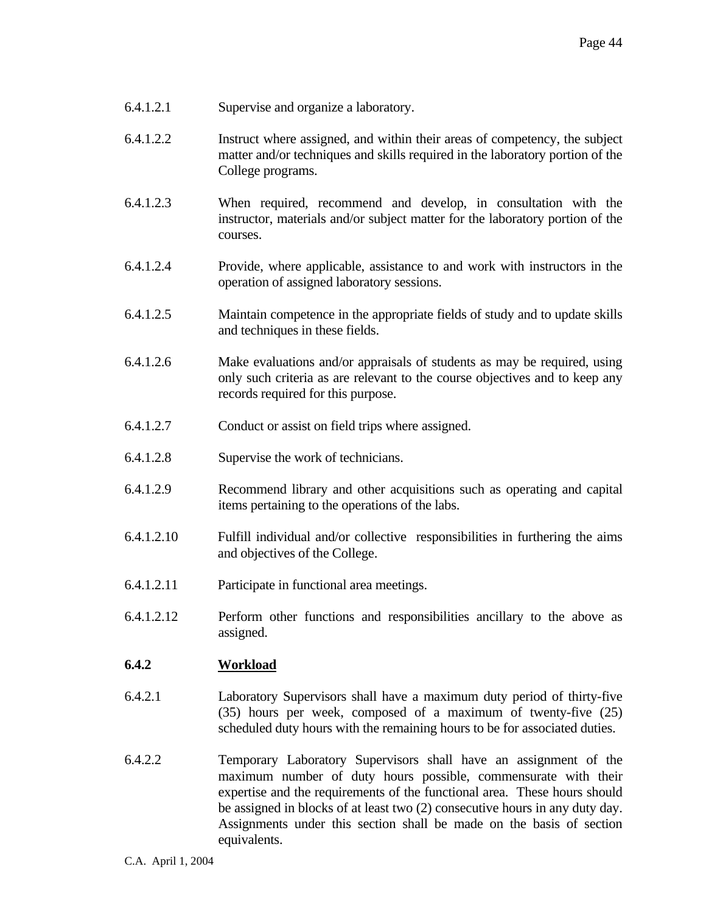6.4.1.2.1 Supervise and organize a laboratory.

6.4.1.2.2 Instruct where assigned, and within their areas of competency, the subject matter and/or techniques and skills required in the laboratory portion of the College programs.

6.4.1.2.3 When required, recommend and develop, in consultation with the instructor, materials and/or subject matter for the laboratory portion of the courses.

6.4.1.2.4 Provide, where applicable, assistance to and work with instructors in the operation of assigned laboratory sessions.

6.4.1.2.5 Maintain competence in the appropriate fields of study and to update skills and techniques in these fields.

6.4.1.2.6 Make evaluations and/or appraisals of students as may be required, using only such criteria as are relevant to the course objectives and to keep any records required for this purpose.

6.4.1.2.7 Conduct or assist on field trips where assigned.

6.4.1.2.8 Supervise the work of technicians.

6.4.1.2.9 Recommend library and other acquisitions such as operating and capital items pertaining to the operations of the labs.

6.4.1.2.10 Fulfill individual and/or collective responsibilities in furthering the aims and objectives of the College.

6.4.1.2.11 Participate in functional area meetings.

6.4.1.2.12 Perform other functions and responsibilities ancillary to the above as assigned.

### 6.4.2 Workload

6.4.2.1 Laboratory Supervisors shall have a maximum duty period of thirty-five (35) hours per week, composed of a maximum of twenty-five (25) scheduled duty hours with the remaining hours to be for associated duties.

6.4.2.2 Temporary Laboratory Supervisors shall have an assignment of the maximum number of duty hours possible, commensurate with their expertise and the requirements of the functional area. These hours should be assigned in blocks of at least two (2) consecutive hours in any duty day. Assignments under this section shall be made on the basis of section equivalents.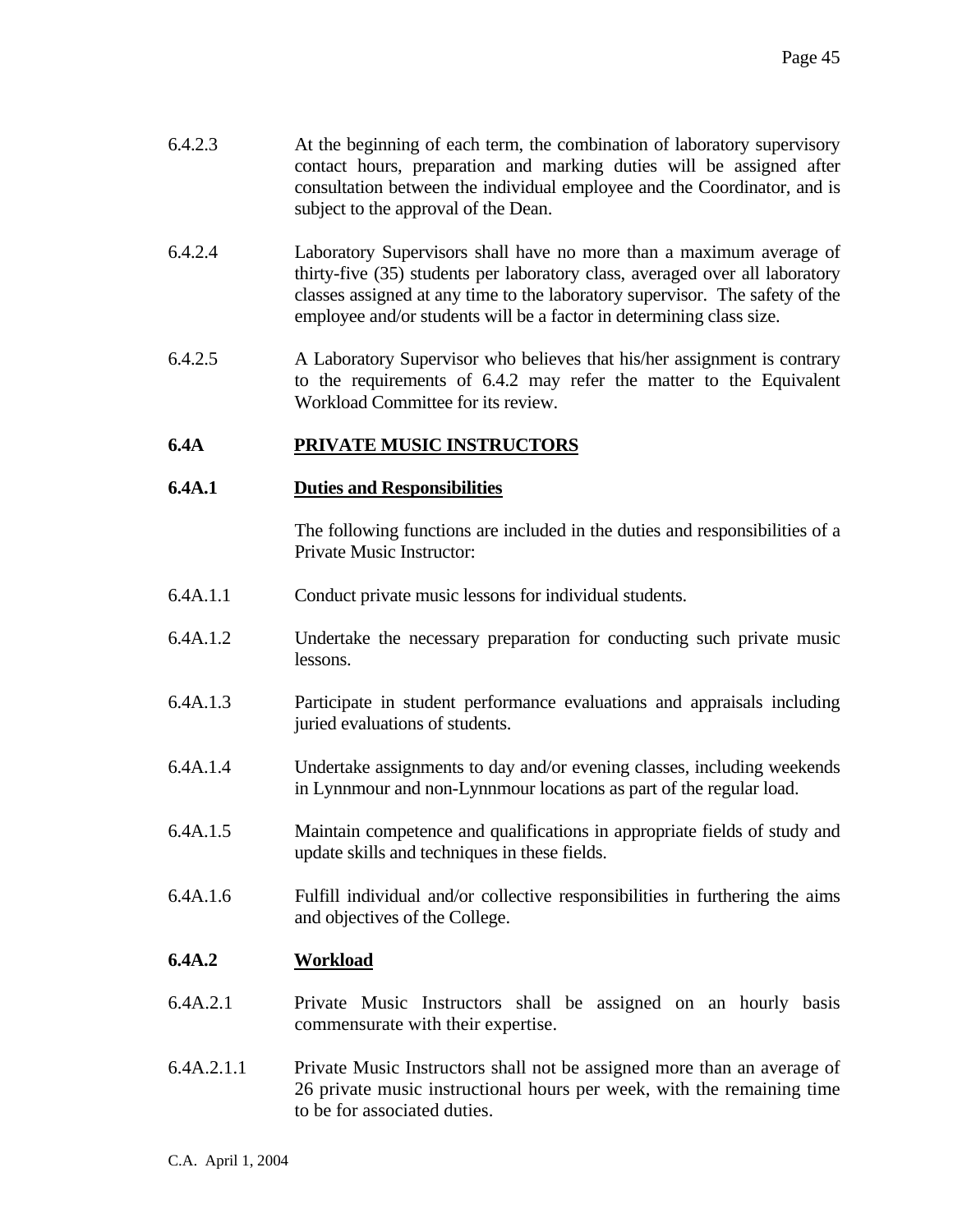6.4.2.3 At the beginning of each term, the combination of laboratory supervisory contact hours, preparation and marking duties will be assigned after consultation between the individual employee and the Coordinator, and is subject to the approval of the Dean.

6.4.2.4 Laboratory Supervisors shall have no more than a maximum average of thirty-five (35) students per laboratory class, averaged over all laboratory classes assigned at any time to the laboratory supervisor. The safety of the employee and/or students will be a factor in determining class size.

6.4.2.5 A Laboratory Supervisor who believes that his/her assignment is contrary to the requirements of 6.4.2 may refer the matter to the Equivalent Workload Committee for its review.

## 6.4A PRIVATE MUSIC INSTRUCTORS

### 6.4A.1 Duties and Responsibilities

The following functions are included in the duties and responsibilities of a Private Music Instructor:

6.4A.1.1 Conduct private music lessons for individual students.

6.4A.1.2 Undertake the necessary preparation for conducting such private music lessons.

6.4A.1.3 Participate in student performance evaluations and appraisals including juried evaluations of students.

6.4A.1.4 Undertake assignments to day and/or evening classes, including weekends in Lynnmour and non-Lynnmour locations as part of the regular load.

6.4A.1.5 Maintain competence and qualifications in appropriate fields of study and update skills and techniques in these fields.

6.4A.1.6 Fulfill individual and/or collective responsibilities in furthering the aims and objectives of the College.

### 6.4A.2 Workload

6.4A.2.1 Private Music Instructors shall be assigned on an hourly basis commensurate with their expertise.

6.4A.2.1.1 Private Music Instructors shall not be assigned more than an average of 26 private music instructional hours per week, with the remaining time to be for associated duties.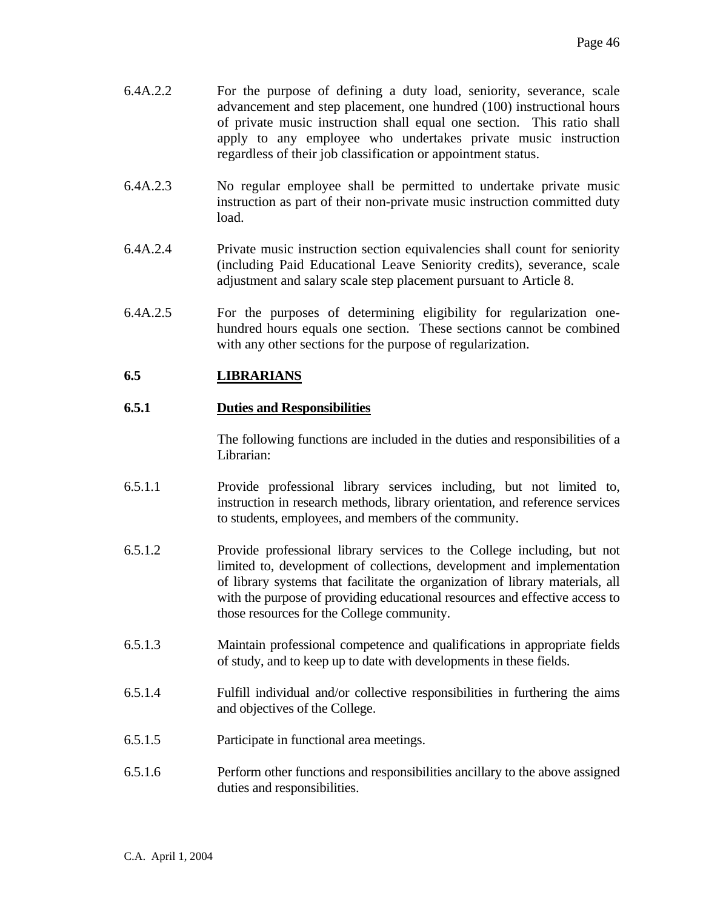6.4A.2.2 For the purpose of defining a duty load, seniority, severance, scale advancement and step placement, one hundred (100) instructional hours of private music instruction shall equal one section. This ratio shall apply to any employee who undertakes private music instruction regardless of their job classification or appointment status.

6.4A.2.3 No regular employee shall be permitted to undertake private music instruction as part of their non-private music instruction committed duty load.

6.4A.2.4 Private music instruction section equivalencies shall count for seniority (including Paid Educational Leave Seniority credits), severance, scale adjustment and salary scale step placement pursuant to Article 8.

6.4A.2.5 For the purposes of determining eligibility for regularization one-hundred hours equals one section. These sections cannot be combined with any other sections for the purpose of regularization.

## 6.5 LIBRARIANS

### 6.5.1 Duties and Responsibilities

The following functions are included in the duties and responsibilities of a Librarian:

6.5.1.1 Provide professional library services including, but not limited to, instruction in research methods, library orientation, and reference services to students, employees, and members of the community.

6.5.1.2 Provide professional library services to the College including, but not limited to, development of collections, development and implementation of library systems that facilitate the organization of library materials, all with the purpose of providing educational resources and effective access to those resources for the College community.

6.5.1.3 Maintain professional competence and qualifications in appropriate fields of study, and to keep up to date with developments in these fields.

6.5.1.4 Fulfill individual and/or collective responsibilities in furthering the aims and objectives of the College.

6.5.1.5 Participate in functional area meetings.

6.5.1.6 Perform other functions and responsibilities ancillary to the above assigned duties and responsibilities.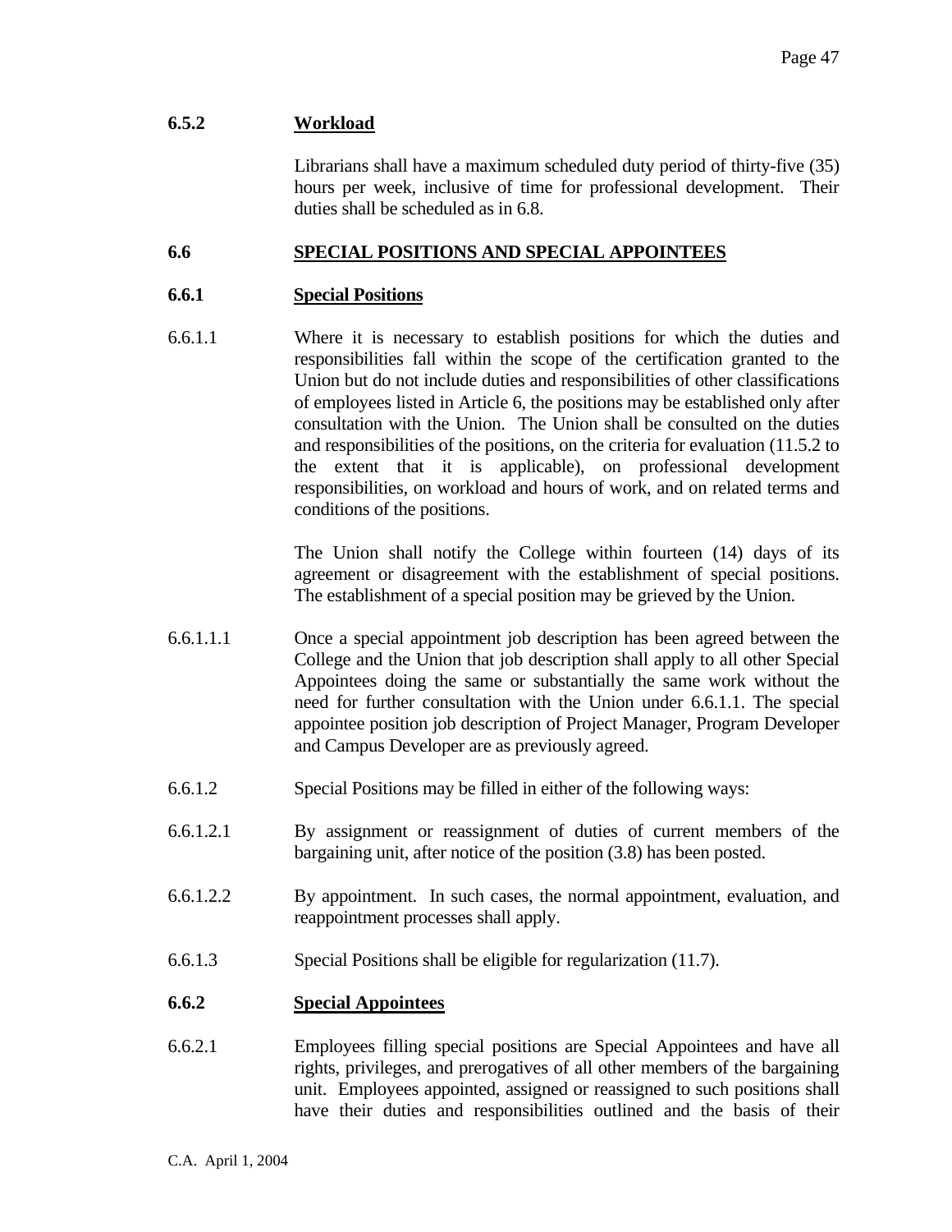### 6.5.2 Workload

Librarians shall have a maximum scheduled duty period of thirty-five (35) hours per week, inclusive of time for professional development. Their duties shall be scheduled as in 6.8.

## 6.6 SPECIAL POSITIONS AND SPECIAL APPOINTEES

### 6.6.1 Special Positions

6.6.1.1 Where it is necessary to establish positions for which the duties and responsibilities fall within the scope of the certification granted to the Union but do not include duties and responsibilities of other classifications of employees listed in Article 6, the positions may be established only after consultation with the Union. The Union shall be consulted on the duties and responsibilities of the positions, on the criteria for evaluation (11.5.2 to the extent that it is applicable), on professional development responsibilities, on workload and hours of work, and on related terms and conditions of the positions.

The Union shall notify the College within fourteen (14) days of its agreement or disagreement with the establishment of special positions. The establishment of a special position may be grieved by the Union.

6.6.1.1.1 Once a special appointment job description has been agreed between the College and the Union that job description shall apply to all other Special Appointees doing the same or substantially the same work without the need for further consultation with the Union under 6.6.1.1. The special appointee position job description of Project Manager, Program Developer and Campus Developer are as previously agreed.

6.6.1.2 Special Positions may be filled in either of the following ways:

6.6.1.2.1 By assignment or reassignment of duties of current members of the bargaining unit, after notice of the position (3.8) has been posted.

6.6.1.2.2 By appointment. In such cases, the normal appointment, evaluation, and reappointment processes shall apply.

6.6.1.3 Special Positions shall be eligible for regularization (11.7).

### 6.6.2 Special Appointees

6.6.2.1 Employees filling special positions are Special Appointees and have all rights, privileges, and prerogatives of all other members of the bargaining unit. Employees appointed, assigned or reassigned to such positions shall have their duties and responsibilities outlined and the basis of their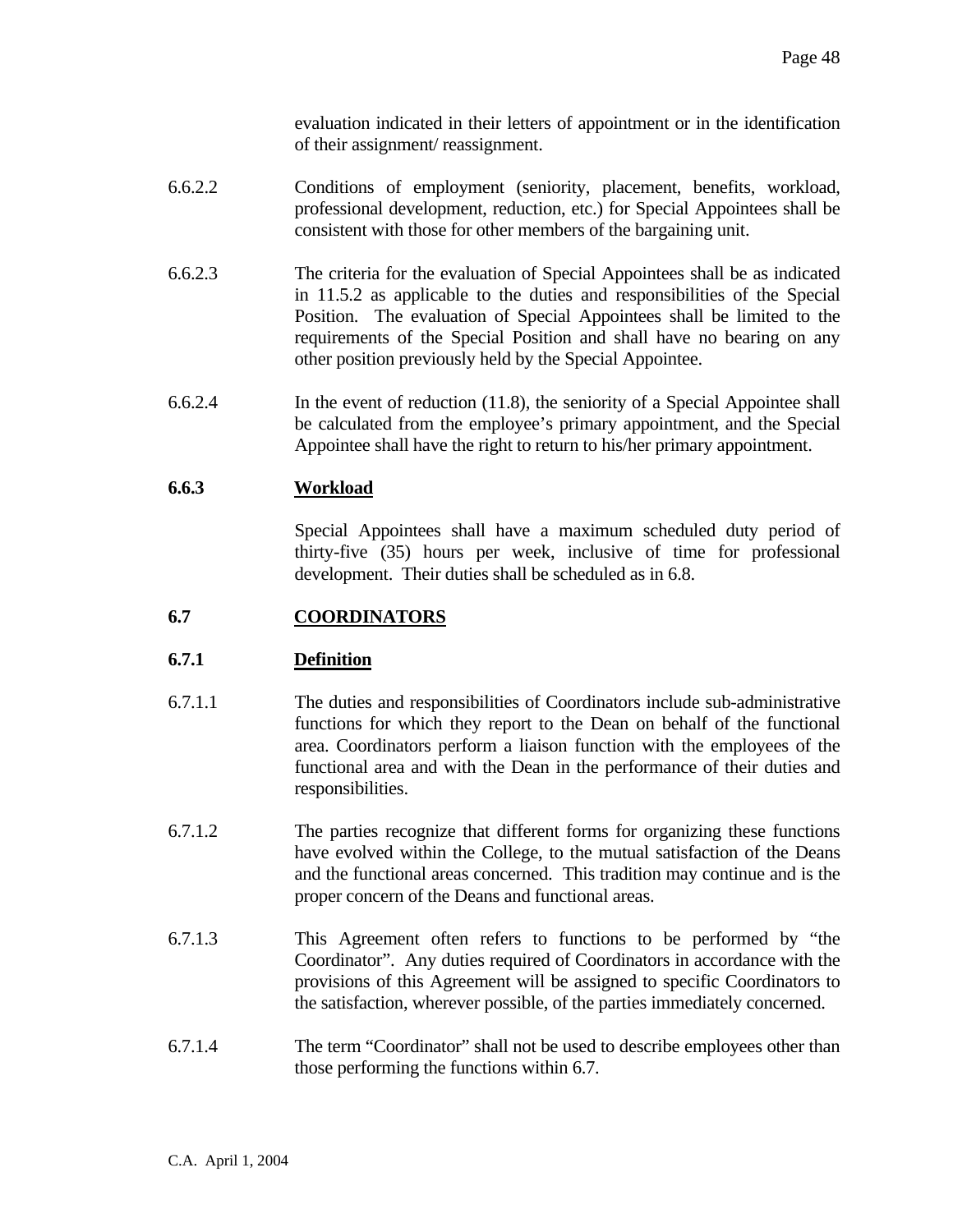evaluation indicated in their letters of appointment or in the identification of their assignment/ reassignment.

6.6.2.2 Conditions of employment (seniority, placement, benefits, workload, professional development, reduction, etc.) for Special Appointees shall be consistent with those for other members of the bargaining unit.

6.6.2.3 The criteria for the evaluation of Special Appointees shall be as indicated in 11.5.2 as applicable to the duties and responsibilities of the Special Position. The evaluation of Special Appointees shall be limited to the requirements of the Special Position and shall have no bearing on any other position previously held by the Special Appointee.

6.6.2.4 In the event of reduction (11.8), the seniority of a Special Appointee shall be calculated from the employee's primary appointment, and the Special Appointee shall have the right to return to his/her primary appointment.

### 6.6.3 Workload

Special Appointees shall have a maximum scheduled duty period of thirty-five (35) hours per week, inclusive of time for professional development. Their duties shall be scheduled as in 6.8.

## 6.7 COORDINATORS

### 6.7.1 Definition

6.7.1.1 The duties and responsibilities of Coordinators include sub-administrative functions for which they report to the Dean on behalf of the functional area. Coordinators perform a liaison function with the employees of the functional area and with the Dean in the performance of their duties and responsibilities.

6.7.1.2 The parties recognize that different forms for organizing these functions have evolved within the College, to the mutual satisfaction of the Deans and the functional areas concerned. This tradition may continue and is the proper concern of the Deans and functional areas.

6.7.1.3 This Agreement often refers to functions to be performed by "the Coordinator". Any duties required of Coordinators in accordance with the provisions of this Agreement will be assigned to specific Coordinators to the satisfaction, wherever possible, of the parties immediately concerned.

6.7.1.4 The term "Coordinator" shall not be used to describe employees other than those performing the functions within 6.7.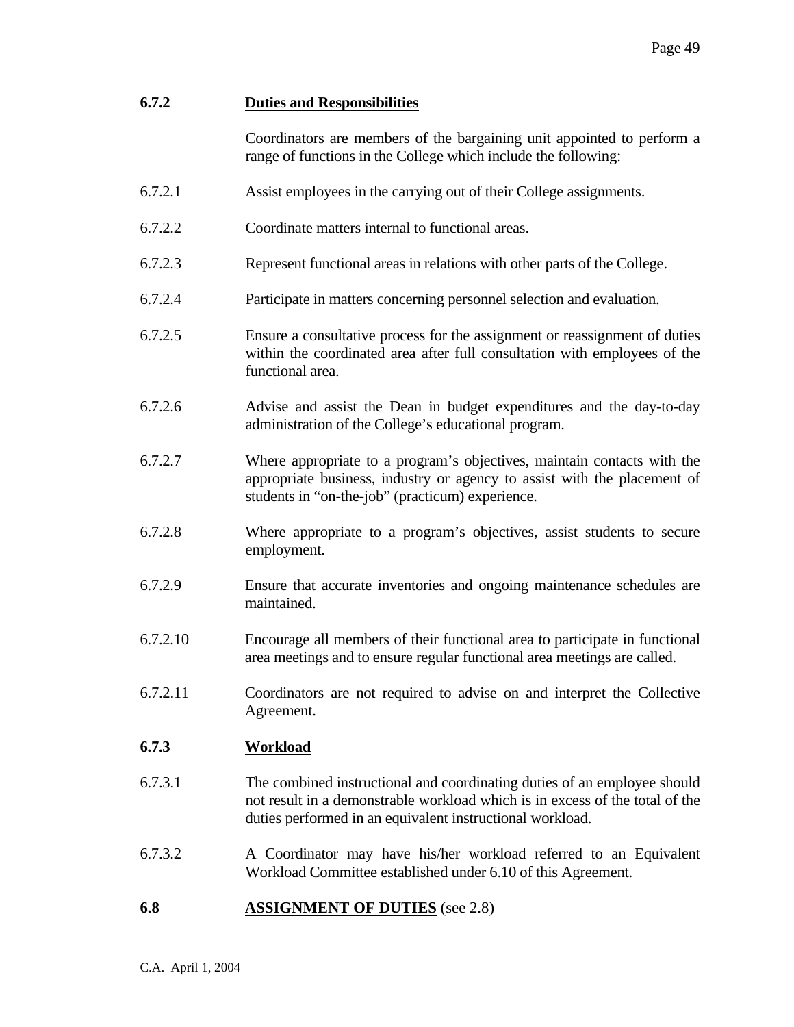### 6.7.2 Duties and Responsibilities

Coordinators are members of the bargaining unit appointed to perform a range of functions in the College which include the following:

6.7.2.1 Assist employees in the carrying out of their College assignments.

6.7.2.2 Coordinate matters internal to functional areas.

6.7.2.3 Represent functional areas in relations with other parts of the College.

6.7.2.4 Participate in matters concerning personnel selection and evaluation.

6.7.2.5 Ensure a consultative process for the assignment or reassignment of duties within the coordinated area after full consultation with employees of the functional area.

6.7.2.6 Advise and assist the Dean in budget expenditures and the day-to-day administration of the College's educational program.

6.7.2.7 Where appropriate to a program's objectives, maintain contacts with the appropriate business, industry or agency to assist with the placement of students in "on-the-job" (practicum) experience.

6.7.2.8 Where appropriate to a program's objectives, assist students to secure employment.

6.7.2.9 Ensure that accurate inventories and ongoing maintenance schedules are maintained.

6.7.2.10 Encourage all members of their functional area to participate in functional area meetings and to ensure regular functional area meetings are called.

6.7.2.11 Coordinators are not required to advise on and interpret the Collective Agreement.

### 6.7.3 Workload

6.7.3.1 The combined instructional and coordinating duties of an employee should not result in a demonstrable workload which is in excess of the total of the duties performed in an equivalent instructional workload.

6.7.3.2 A Coordinator may have his/her workload referred to an Equivalent Workload Committee established under 6.10 of this Agreement.

## 6.8 ASSIGNMENT OF DUTIES (see 2.8)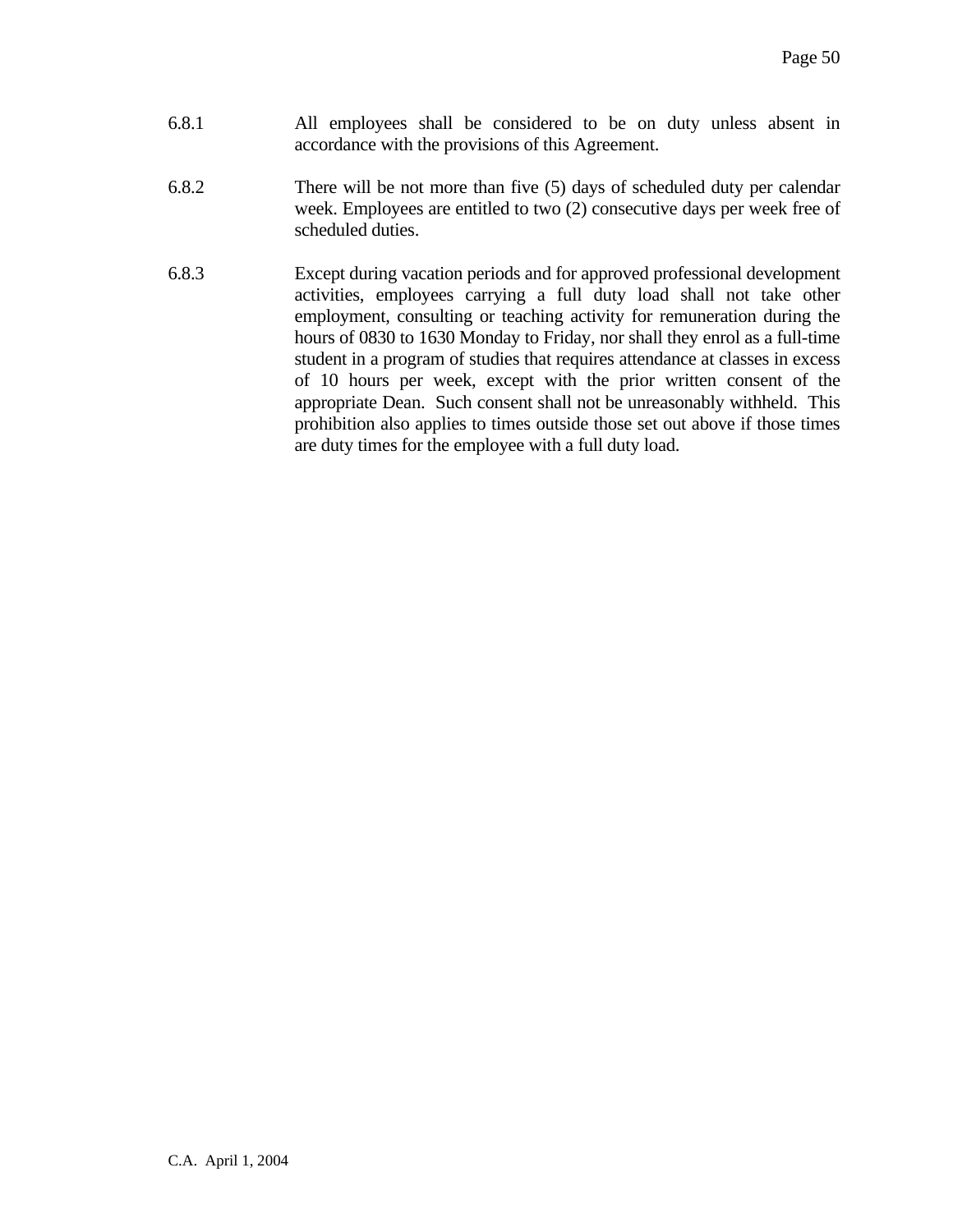6.8.1 All employees shall be considered to be on duty unless absent in accordance with the provisions of this Agreement.

6.8.2 There will be not more than five (5) days of scheduled duty per calendar week. Employees are entitled to two (2) consecutive days per week free of scheduled duties.

6.8.3 Except during vacation periods and for approved professional development activities, employees carrying a full duty load shall not take other employment, consulting or teaching activity for remuneration during the hours of 0830 to 1630 Monday to Friday, nor shall they enrol as a full-time student in a program of studies that requires attendance at classes in excess of 10 hours per week, except with the prior written consent of the appropriate Dean. Such consent shall not be unreasonably withheld. This prohibition also applies to times outside those set out above if those times are duty times for the employee with a full duty load.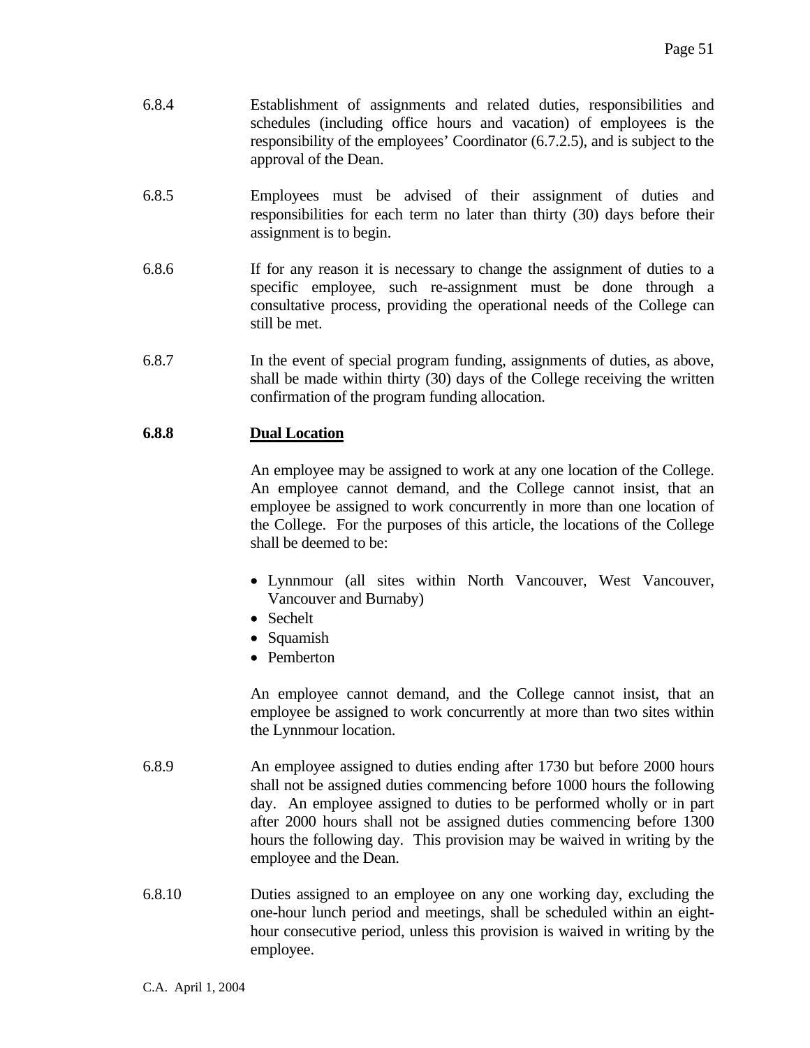6.8.4 Establishment of assignments and related duties, responsibilities and schedules (including office hours and vacation) of employees is the responsibility of the employees' Coordinator (6.7.2.5), and is subject to the approval of the Dean.

6.8.5 Employees must be advised of their assignment of duties and responsibilities for each term no later than thirty (30) days before their assignment is to begin.

6.8.6 If for any reason it is necessary to change the assignment of duties to a specific employee, such re-assignment must be done through a consultative process, providing the operational needs of the College can still be met.

6.8.7 In the event of special program funding, assignments of duties, as above, shall be made within thirty (30) days of the College receiving the written confirmation of the program funding allocation.

**6.8.8 <u>Dual Location</u>**

An employee may be assigned to work at any one location of the College. An employee cannot demand, and the College cannot insist, that an employee be assigned to work concurrently in more than one location of the College. For the purposes of this article, the locations of the College shall be deemed to be:

- Lynnmour (all sites within North Vancouver, West Vancouver, Vancouver and Burnaby)
- Sechelt
- Squamish
- Pemberton

An employee cannot demand, and the College cannot insist, that an employee be assigned to work concurrently at more than two sites within the Lynnmour location.

6.8.9 An employee assigned to duties ending after 1730 but before 2000 hours shall not be assigned duties commencing before 1000 hours the following day. An employee assigned to duties to be performed wholly or in part after 2000 hours shall not be assigned duties commencing before 1300 hours the following day. This provision may be waived in writing by the employee and the Dean.

6.8.10 Duties assigned to an employee on any one working day, excluding the one-hour lunch period and meetings, shall be scheduled within an eight-hour consecutive period, unless this provision is waived in writing by the employee.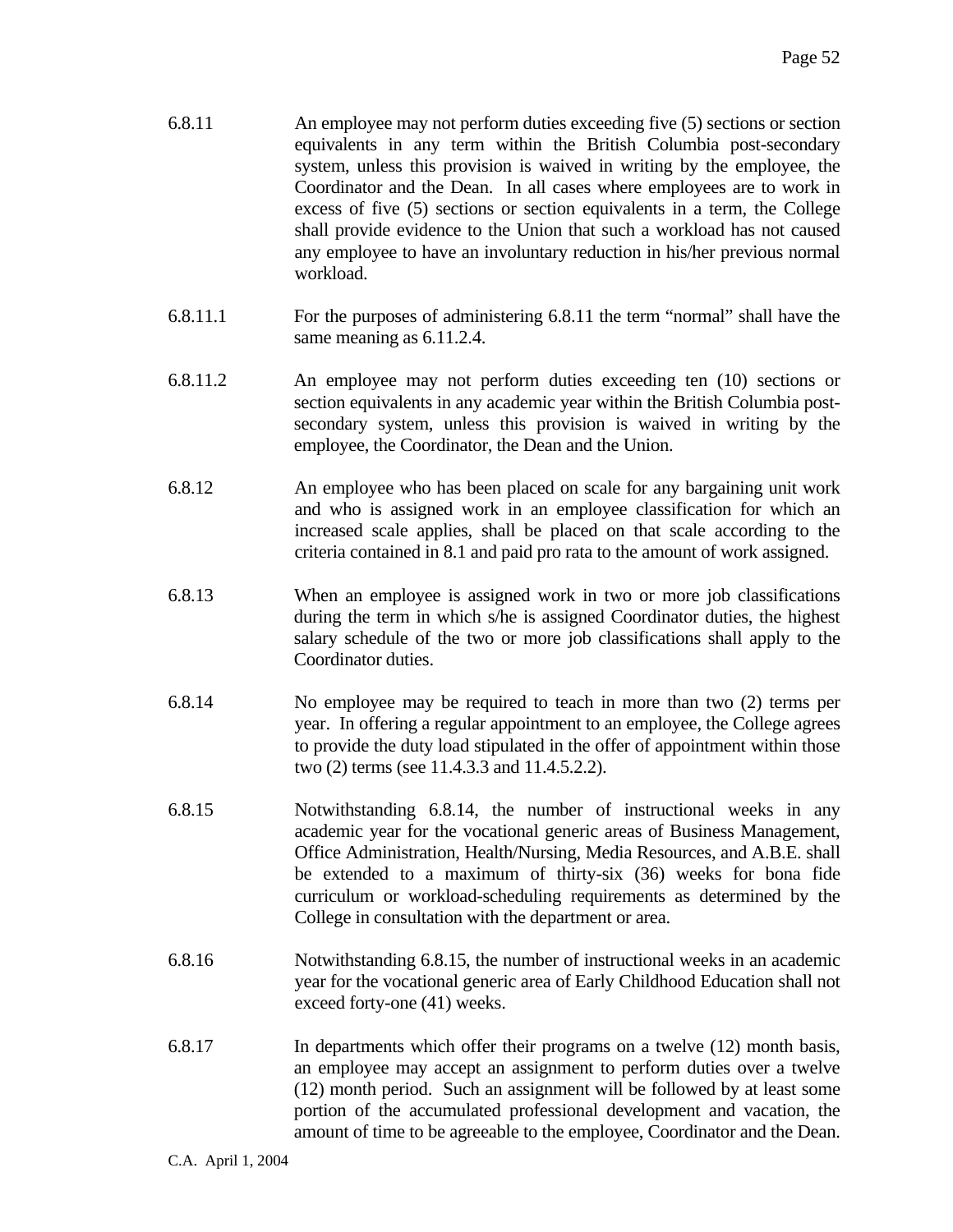6.8.11 An employee may not perform duties exceeding five (5) sections or section equivalents in any term within the British Columbia post-secondary system, unless this provision is waived in writing by the employee, the Coordinator and the Dean. In all cases where employees are to work in excess of five (5) sections or section equivalents in a term, the College shall provide evidence to the Union that such a workload has not caused any employee to have an involuntary reduction in his/her previous normal workload.

6.8.11.1 For the purposes of administering 6.8.11 the term "normal" shall have the same meaning as 6.11.2.4.

6.8.11.2 An employee may not perform duties exceeding ten (10) sections or section equivalents in any academic year within the British Columbia post-secondary system, unless this provision is waived in writing by the employee, the Coordinator, the Dean and the Union.

6.8.12 An employee who has been placed on scale for any bargaining unit work and who is assigned work in an employee classification for which an increased scale applies, shall be placed on that scale according to the criteria contained in 8.1 and paid pro rata to the amount of work assigned.

6.8.13 When an employee is assigned work in two or more job classifications during the term in which s/he is assigned Coordinator duties, the highest salary schedule of the two or more job classifications shall apply to the Coordinator duties.

6.8.14 No employee may be required to teach in more than two (2) terms per year. In offering a regular appointment to an employee, the College agrees to provide the duty load stipulated in the offer of appointment within those two (2) terms (see 11.4.3.3 and 11.4.5.2.2).

6.8.15 Notwithstanding 6.8.14, the number of instructional weeks in any academic year for the vocational generic areas of Business Management, Office Administration, Health/Nursing, Media Resources, and A.B.E. shall be extended to a maximum of thirty-six (36) weeks for bona fide curriculum or workload-scheduling requirements as determined by the College in consultation with the department or area.

6.8.16 Notwithstanding 6.8.15, the number of instructional weeks in an academic year for the vocational generic area of Early Childhood Education shall not exceed forty-one (41) weeks.

6.8.17 In departments which offer their programs on a twelve (12) month basis, an employee may accept an assignment to perform duties over a twelve (12) month period. Such an assignment will be followed by at least some portion of the accumulated professional development and vacation, the amount of time to be agreeable to the employee, Coordinator and the Dean.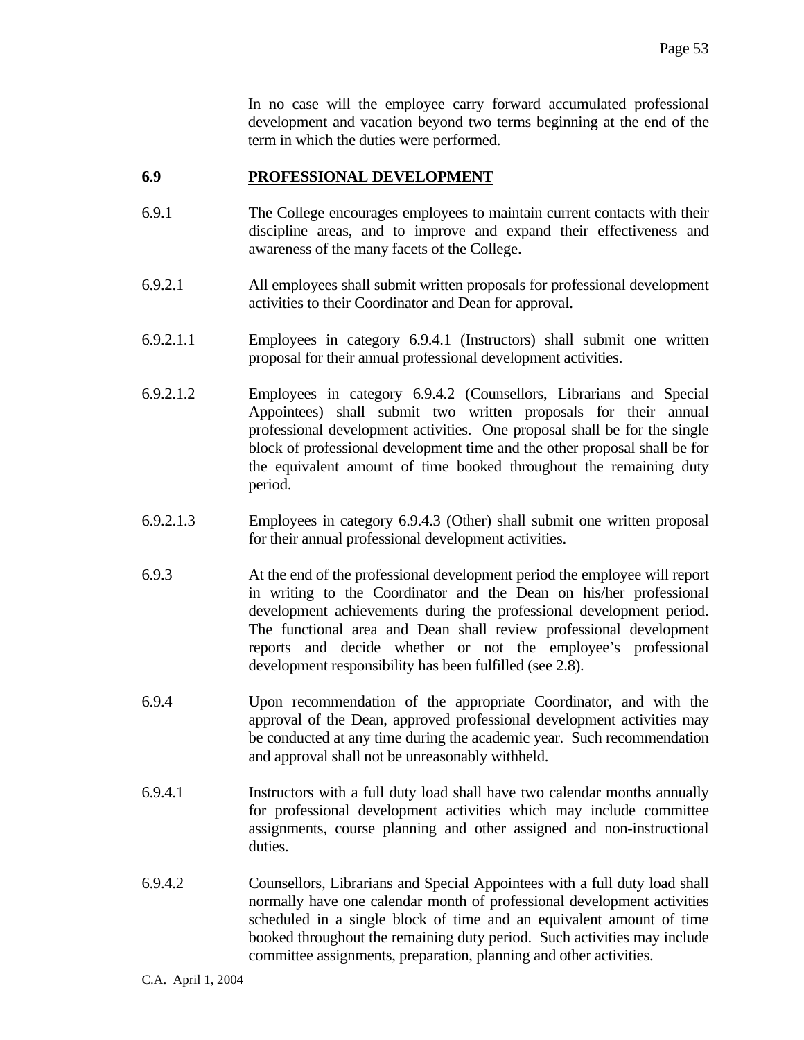In no case will the employee carry forward accumulated professional development and vacation beyond two terms beginning at the end of the term in which the duties were performed.

## 6.9 PROFESSIONAL DEVELOPMENT

6.9.1 The College encourages employees to maintain current contacts with their discipline areas, and to improve and expand their effectiveness and awareness of the many facets of the College.

6.9.2.1 All employees shall submit written proposals for professional development activities to their Coordinator and Dean for approval.

6.9.2.1.1 Employees in category 6.9.4.1 (Instructors) shall submit one written proposal for their annual professional development activities.

6.9.2.1.2 Employees in category 6.9.4.2 (Counsellors, Librarians and Special Appointees) shall submit two written proposals for their annual professional development activities. One proposal shall be for the single block of professional development time and the other proposal shall be for the equivalent amount of time booked throughout the remaining duty period.

6.9.2.1.3 Employees in category 6.9.4.3 (Other) shall submit one written proposal for their annual professional development activities.

6.9.3 At the end of the professional development period the employee will report in writing to the Coordinator and the Dean on his/her professional development achievements during the professional development period. The functional area and Dean shall review professional development reports and decide whether or not the employee's professional development responsibility has been fulfilled (see 2.8).

6.9.4 Upon recommendation of the appropriate Coordinator, and with the approval of the Dean, approved professional development activities may be conducted at any time during the academic year. Such recommendation and approval shall not be unreasonably withheld.

6.9.4.1 Instructors with a full duty load shall have two calendar months annually for professional development activities which may include committee assignments, course planning and other assigned and non-instructional duties.

6.9.4.2 Counsellors, Librarians and Special Appointees with a full duty load shall normally have one calendar month of professional development activities scheduled in a single block of time and an equivalent amount of time booked throughout the remaining duty period. Such activities may include committee assignments, preparation, planning and other activities.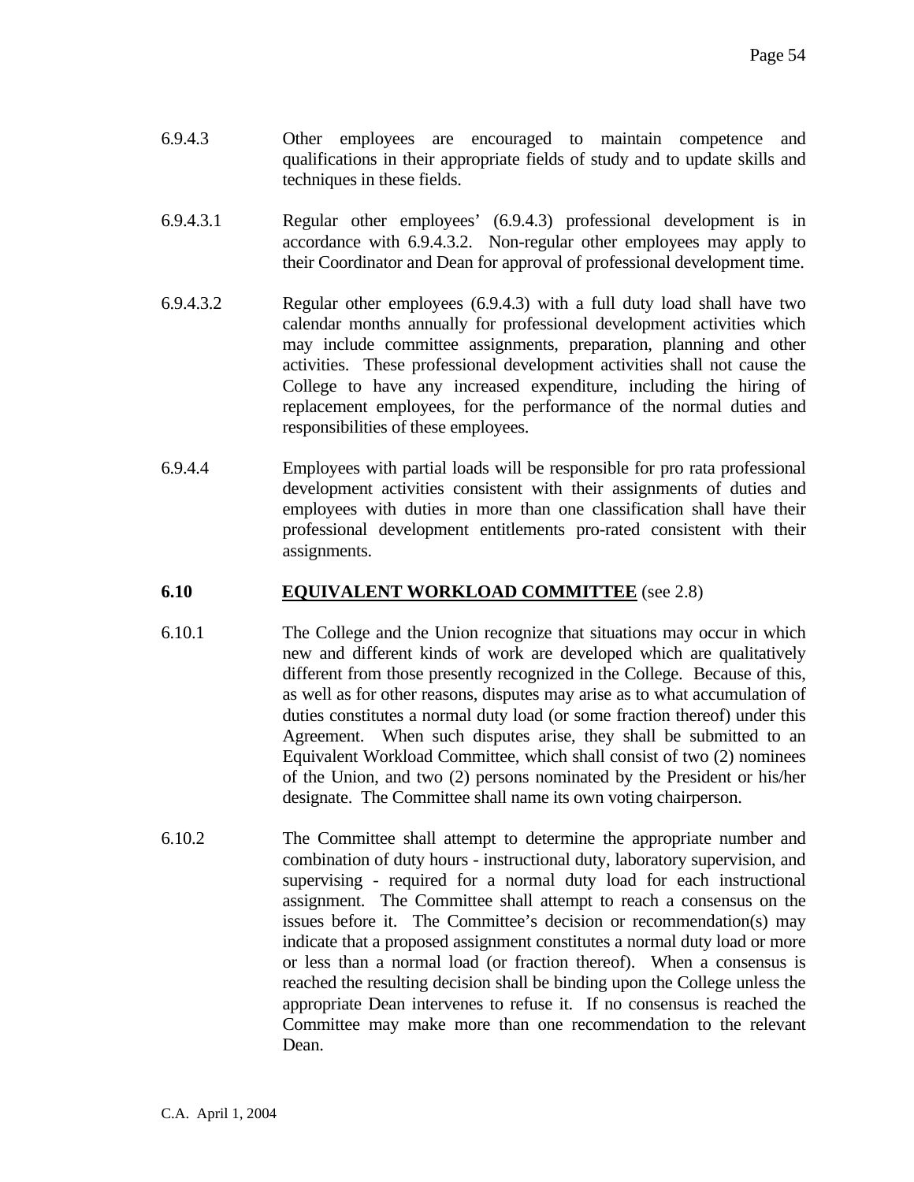6.9.4.3 Other employees are encouraged to maintain competence and qualifications in their appropriate fields of study and to update skills and techniques in these fields.

6.9.4.3.1 Regular other employees' (6.9.4.3) professional development is in accordance with 6.9.4.3.2. Non-regular other employees may apply to their Coordinator and Dean for approval of professional development time.

6.9.4.3.2 Regular other employees (6.9.4.3) with a full duty load shall have two calendar months annually for professional development activities which may include committee assignments, preparation, planning and other activities. These professional development activities shall not cause the College to have any increased expenditure, including the hiring of replacement employees, for the performance of the normal duties and responsibilities of these employees.

6.9.4.4 Employees with partial loads will be responsible for pro rata professional development activities consistent with their assignments of duties and employees with duties in more than one classification shall have their professional development entitlements pro-rated consistent with their assignments.

## 6.10 EQUIVALENT WORKLOAD COMMITTEE (see 2.8)

6.10.1 The College and the Union recognize that situations may occur in which new and different kinds of work are developed which are qualitatively different from those presently recognized in the College. Because of this, as well as for other reasons, disputes may arise as to what accumulation of duties constitutes a normal duty load (or some fraction thereof) under this Agreement. When such disputes arise, they shall be submitted to an Equivalent Workload Committee, which shall consist of two (2) nominees of the Union, and two (2) persons nominated by the President or his/her designate. The Committee shall name its own voting chairperson.

6.10.2 The Committee shall attempt to determine the appropriate number and combination of duty hours - instructional duty, laboratory supervision, and supervising - required for a normal duty load for each instructional assignment. The Committee shall attempt to reach a consensus on the issues before it. The Committee's decision or recommendation(s) may indicate that a proposed assignment constitutes a normal duty load or more or less than a normal load (or fraction thereof). When a consensus is reached the resulting decision shall be binding upon the College unless the appropriate Dean intervenes to refuse it. If no consensus is reached the Committee may make more than one recommendation to the relevant Dean.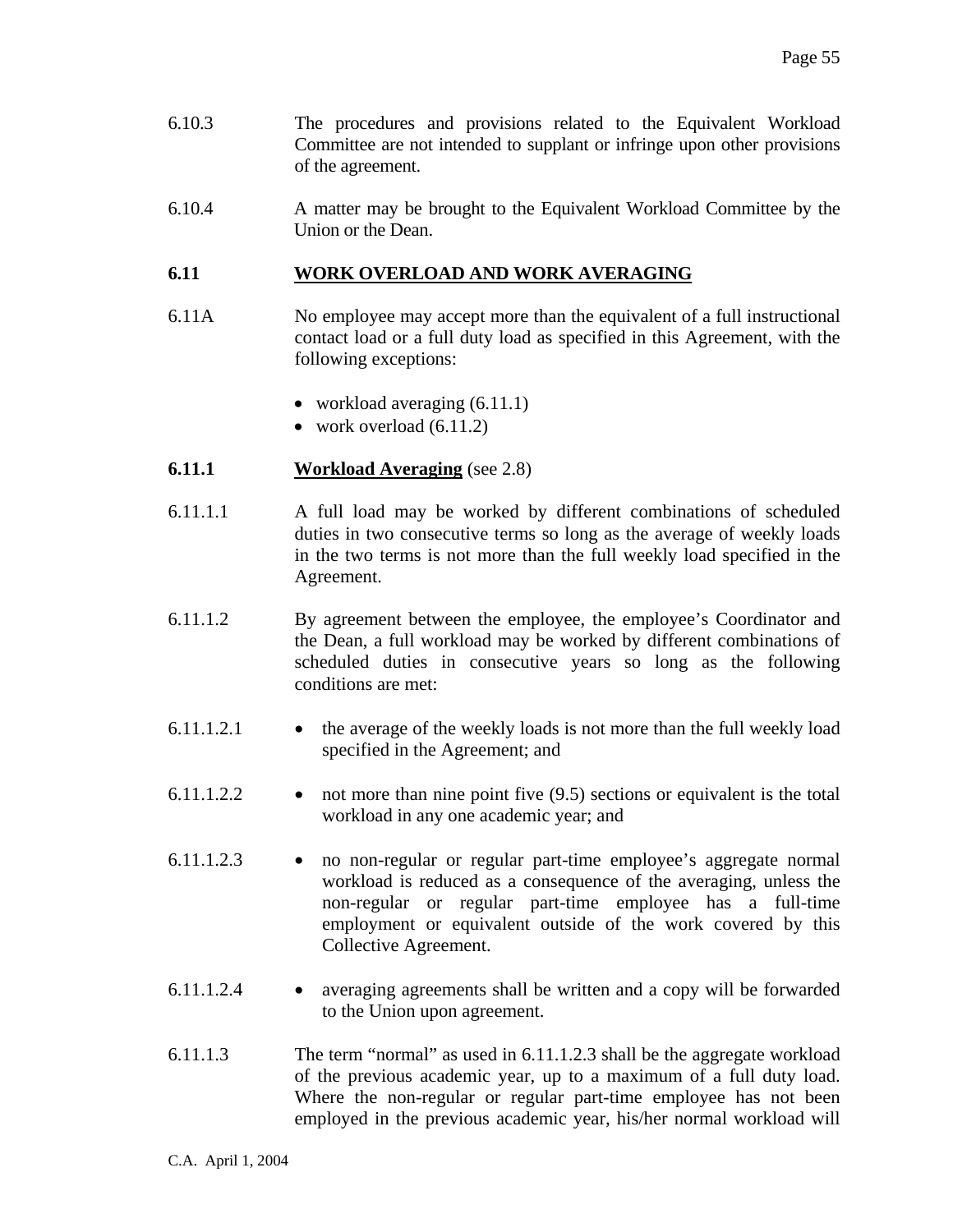6.10.3 The procedures and provisions related to the Equivalent Workload Committee are not intended to supplant or infringe upon other provisions of the agreement.

6.10.4 A matter may be brought to the Equivalent Workload Committee by the Union or the Dean.

## 6.11 WORK OVERLOAD AND WORK AVERAGING

6.11A No employee may accept more than the equivalent of a full instructional contact load or a full duty load as specified in this Agreement, with the following exceptions:

- workload averaging (6.11.1)
- work overload (6.11.2)

### 6.11.1 Workload Averaging (see 2.8)

6.11.1.1 A full load may be worked by different combinations of scheduled duties in two consecutive terms so long as the average of weekly loads in the two terms is not more than the full weekly load specified in the Agreement.

6.11.1.2 By agreement between the employee, the employee's Coordinator and the Dean, a full workload may be worked by different combinations of scheduled duties in consecutive years so long as the following conditions are met:

6.11.1.2.1 • the average of the weekly loads is not more than the full weekly load specified in the Agreement; and

6.11.1.2.2 • not more than nine point five (9.5) sections or equivalent is the total workload in any one academic year; and

6.11.1.2.3 • no non-regular or regular part-time employee's aggregate normal workload is reduced as a consequence of the averaging, unless the non-regular or regular part-time employee has a full-time employment or equivalent outside of the work covered by this Collective Agreement.

6.11.1.2.4 • averaging agreements shall be written and a copy will be forwarded to the Union upon agreement.

6.11.1.3 The term "normal" as used in 6.11.1.2.3 shall be the aggregate workload of the previous academic year, up to a maximum of a full duty load. Where the non-regular or regular part-time employee has not been employed in the previous academic year, his/her normal workload will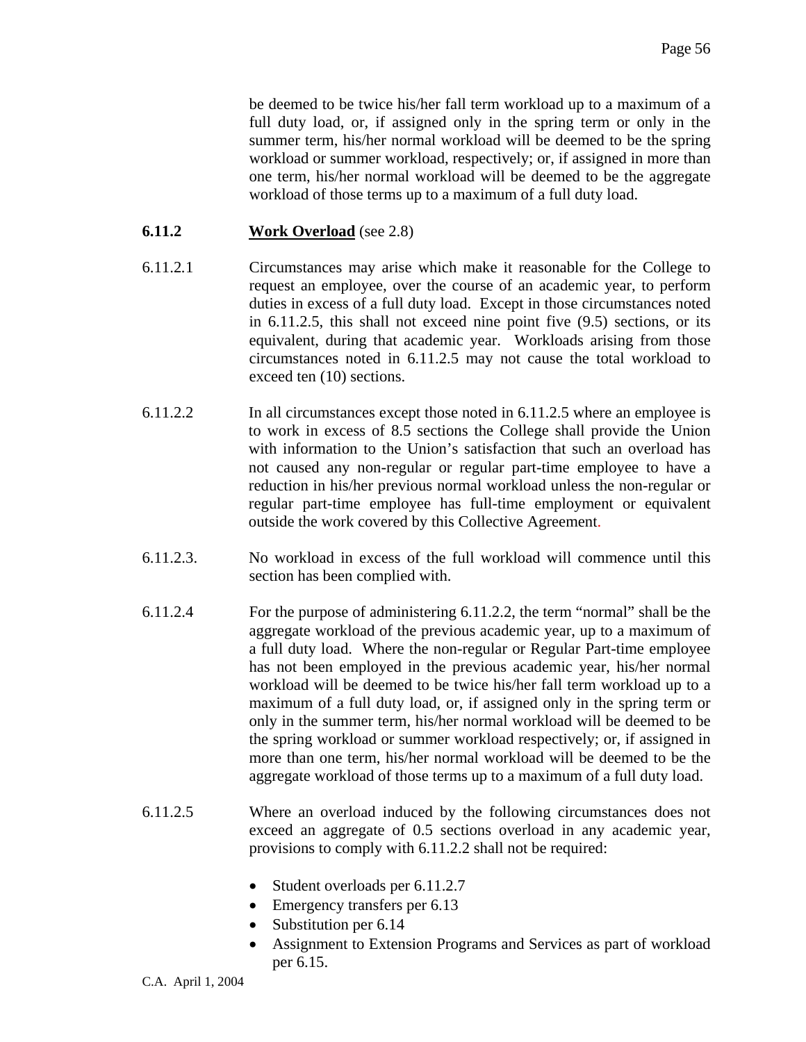be deemed to be twice his/her fall term workload up to a maximum of a full duty load, or, if assigned only in the spring term or only in the summer term, his/her normal workload will be deemed to be the spring workload or summer workload, respectively; or, if assigned in more than one term, his/her normal workload will be deemed to be the aggregate workload of those terms up to a maximum of a full duty load.

**6.11.2** **Work Overload** (see 2.8)

6.11.2.1 Circumstances may arise which make it reasonable for the College to request an employee, over the course of an academic year, to perform duties in excess of a full duty load. Except in those circumstances noted in 6.11.2.5, this shall not exceed nine point five (9.5) sections, or its equivalent, during that academic year. Workloads arising from those circumstances noted in 6.11.2.5 may not cause the total workload to exceed ten (10) sections.

6.11.2.2 In all circumstances except those noted in 6.11.2.5 where an employee is to work in excess of 8.5 sections the College shall provide the Union with information to the Union's satisfaction that such an overload has not caused any non-regular or regular part-time employee to have a reduction in his/her previous normal workload unless the non-regular or regular part-time employee has full-time employment or equivalent outside the work covered by this Collective Agreement.

6.11.2.3. No workload in excess of the full workload will commence until this section has been complied with.

6.11.2.4 For the purpose of administering 6.11.2.2, the term "normal" shall be the aggregate workload of the previous academic year, up to a maximum of a full duty load. Where the non-regular or Regular Part-time employee has not been employed in the previous academic year, his/her normal workload will be deemed to be twice his/her fall term workload up to a maximum of a full duty load, or, if assigned only in the spring term or only in the summer term, his/her normal workload will be deemed to be the spring workload or summer workload respectively; or, if assigned in more than one term, his/her normal workload will be deemed to be the aggregate workload of those terms up to a maximum of a full duty load.

6.11.2.5 Where an overload induced by the following circumstances does not exceed an aggregate of 0.5 sections overload in any academic year, provisions to comply with 6.11.2.2 shall not be required:

- Student overloads per 6.11.2.7
- Emergency transfers per 6.13
- Substitution per 6.14
- Assignment to Extension Programs and Services as part of workload per 6.15.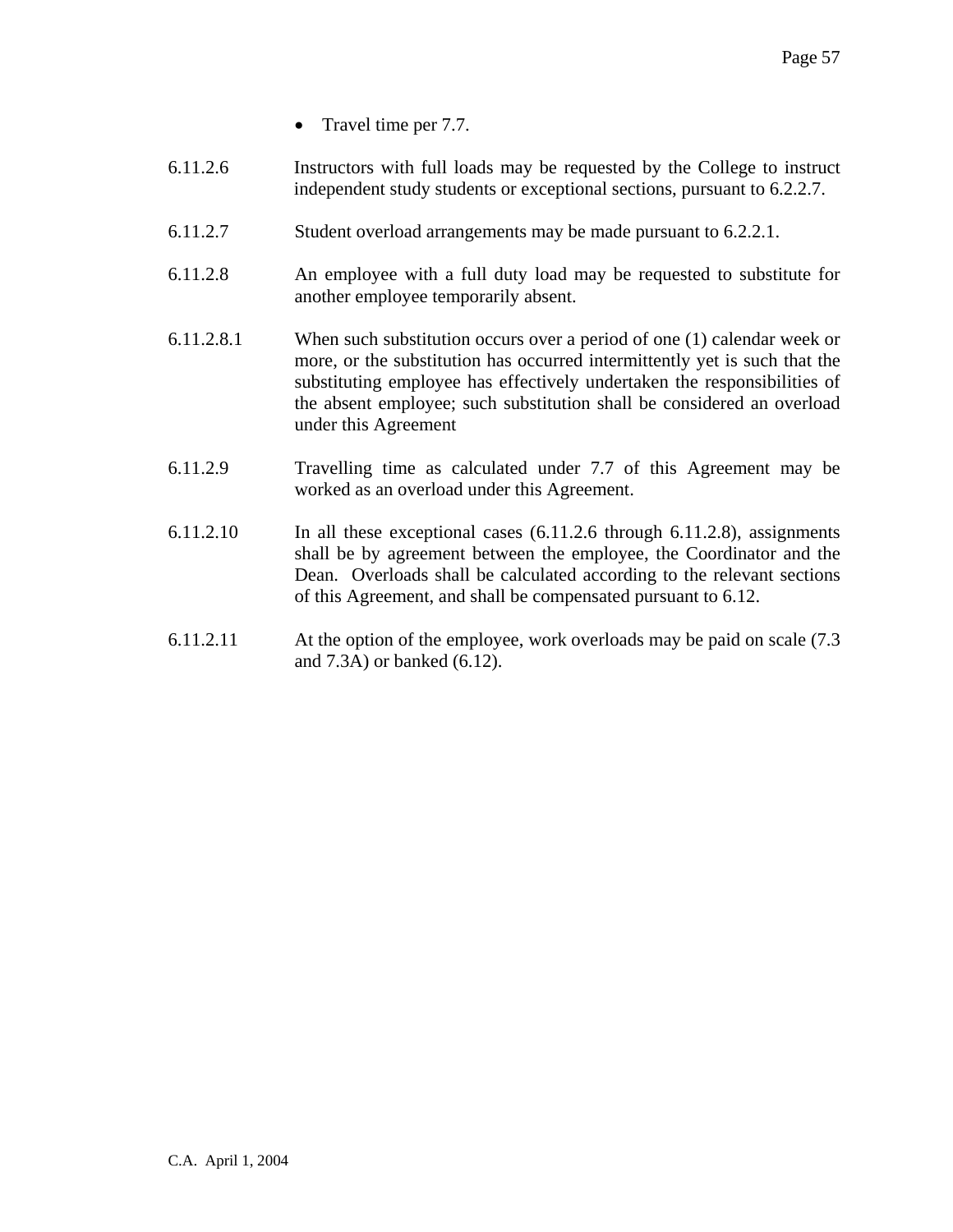- Travel time per 7.7.

6.11.2.6 Instructors with full loads may be requested by the College to instruct independent study students or exceptional sections, pursuant to 6.2.2.7.

6.11.2.7 Student overload arrangements may be made pursuant to 6.2.2.1.

6.11.2.8 An employee with a full duty load may be requested to substitute for another employee temporarily absent.

6.11.2.8.1 When such substitution occurs over a period of one (1) calendar week or more, or the substitution has occurred intermittently yet is such that the substituting employee has effectively undertaken the responsibilities of the absent employee; such substitution shall be considered an overload under this Agreement

6.11.2.9 Travelling time as calculated under 7.7 of this Agreement may be worked as an overload under this Agreement.

6.11.2.10 In all these exceptional cases (6.11.2.6 through 6.11.2.8), assignments shall be by agreement between the employee, the Coordinator and the Dean. Overloads shall be calculated according to the relevant sections of this Agreement, and shall be compensated pursuant to 6.12.

6.11.2.11 At the option of the employee, work overloads may be paid on scale (7.3 and 7.3A) or banked (6.12).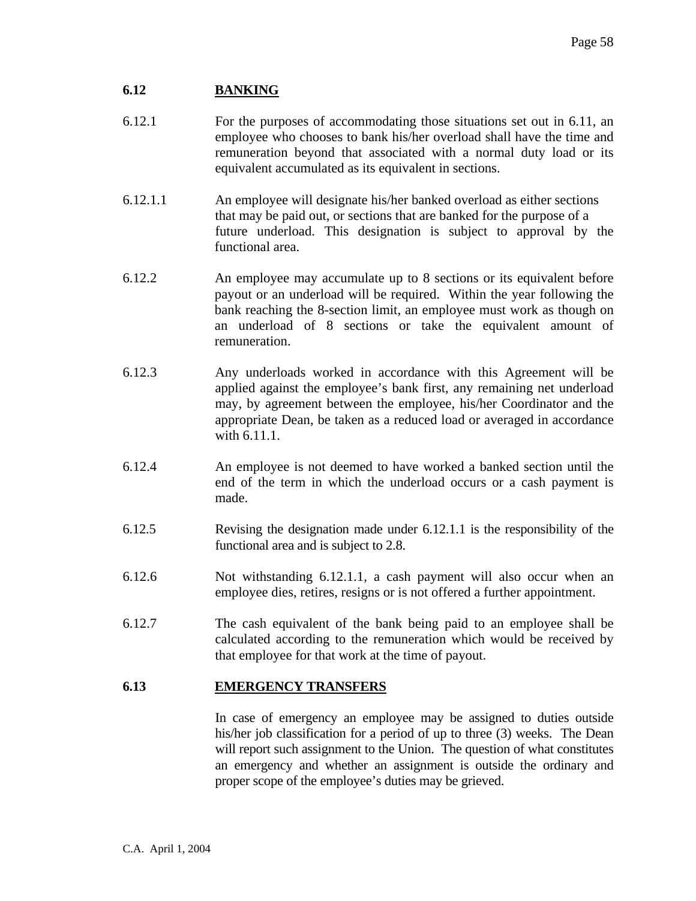## 6.12 BANKING

6.12.1 For the purposes of accommodating those situations set out in 6.11, an employee who chooses to bank his/her overload shall have the time and remuneration beyond that associated with a normal duty load or its equivalent accumulated as its equivalent in sections.

6.12.1.1 An employee will designate his/her banked overload as either sections that may be paid out, or sections that are banked for the purpose of a future underload. This designation is subject to approval by the functional area.

6.12.2 An employee may accumulate up to 8 sections or its equivalent before payout or an underload will be required. Within the year following the bank reaching the 8-section limit, an employee must work as though on an underload of 8 sections or take the equivalent amount of remuneration.

6.12.3 Any underloads worked in accordance with this Agreement will be applied against the employee's bank first, any remaining net underload may, by agreement between the employee, his/her Coordinator and the appropriate Dean, be taken as a reduced load or averaged in accordance with 6.11.1.

6.12.4 An employee is not deemed to have worked a banked section until the end of the term in which the underload occurs or a cash payment is made.

6.12.5 Revising the designation made under 6.12.1.1 is the responsibility of the functional area and is subject to 2.8.

6.12.6 Not withstanding 6.12.1.1, a cash payment will also occur when an employee dies, retires, resigns or is not offered a further appointment.

6.12.7 The cash equivalent of the bank being paid to an employee shall be calculated according to the remuneration which would be received by that employee for that work at the time of payout.

## 6.13 EMERGENCY TRANSFERS

In case of emergency an employee may be assigned to duties outside his/her job classification for a period of up to three (3) weeks. The Dean will report such assignment to the Union. The question of what constitutes an emergency and whether an assignment is outside the ordinary and proper scope of the employee's duties may be grieved.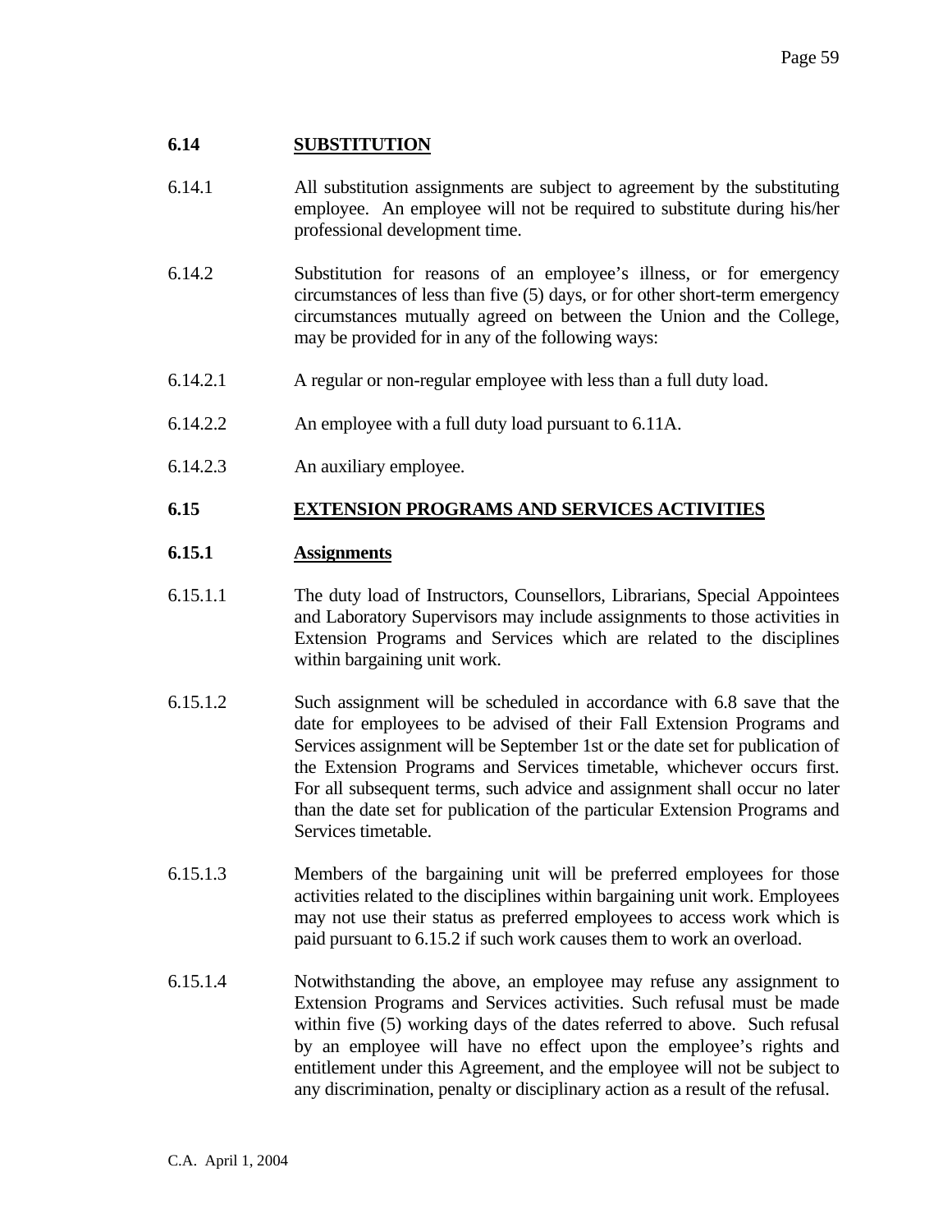## 6.14 SUBSTITUTION

6.14.1 All substitution assignments are subject to agreement by the substituting employee. An employee will not be required to substitute during his/her professional development time.

6.14.2 Substitution for reasons of an employee's illness, or for emergency circumstances of less than five (5) days, or for other short-term emergency circumstances mutually agreed on between the Union and the College, may be provided for in any of the following ways:

6.14.2.1 A regular or non-regular employee with less than a full duty load.

6.14.2.2 An employee with a full duty load pursuant to 6.11A.

6.14.2.3 An auxiliary employee.

## 6.15 EXTENSION PROGRAMS AND SERVICES ACTIVITIES

### 6.15.1 Assignments

6.15.1.1 The duty load of Instructors, Counsellors, Librarians, Special Appointees and Laboratory Supervisors may include assignments to those activities in Extension Programs and Services which are related to the disciplines within bargaining unit work.

6.15.1.2 Such assignment will be scheduled in accordance with 6.8 save that the date for employees to be advised of their Fall Extension Programs and Services assignment will be September 1st or the date set for publication of the Extension Programs and Services timetable, whichever occurs first. For all subsequent terms, such advice and assignment shall occur no later than the date set for publication of the particular Extension Programs and Services timetable.

6.15.1.3 Members of the bargaining unit will be preferred employees for those activities related to the disciplines within bargaining unit work. Employees may not use their status as preferred employees to access work which is paid pursuant to 6.15.2 if such work causes them to work an overload.

6.15.1.4 Notwithstanding the above, an employee may refuse any assignment to Extension Programs and Services activities. Such refusal must be made within five (5) working days of the dates referred to above. Such refusal by an employee will have no effect upon the employee's rights and entitlement under this Agreement, and the employee will not be subject to any discrimination, penalty or disciplinary action as a result of the refusal.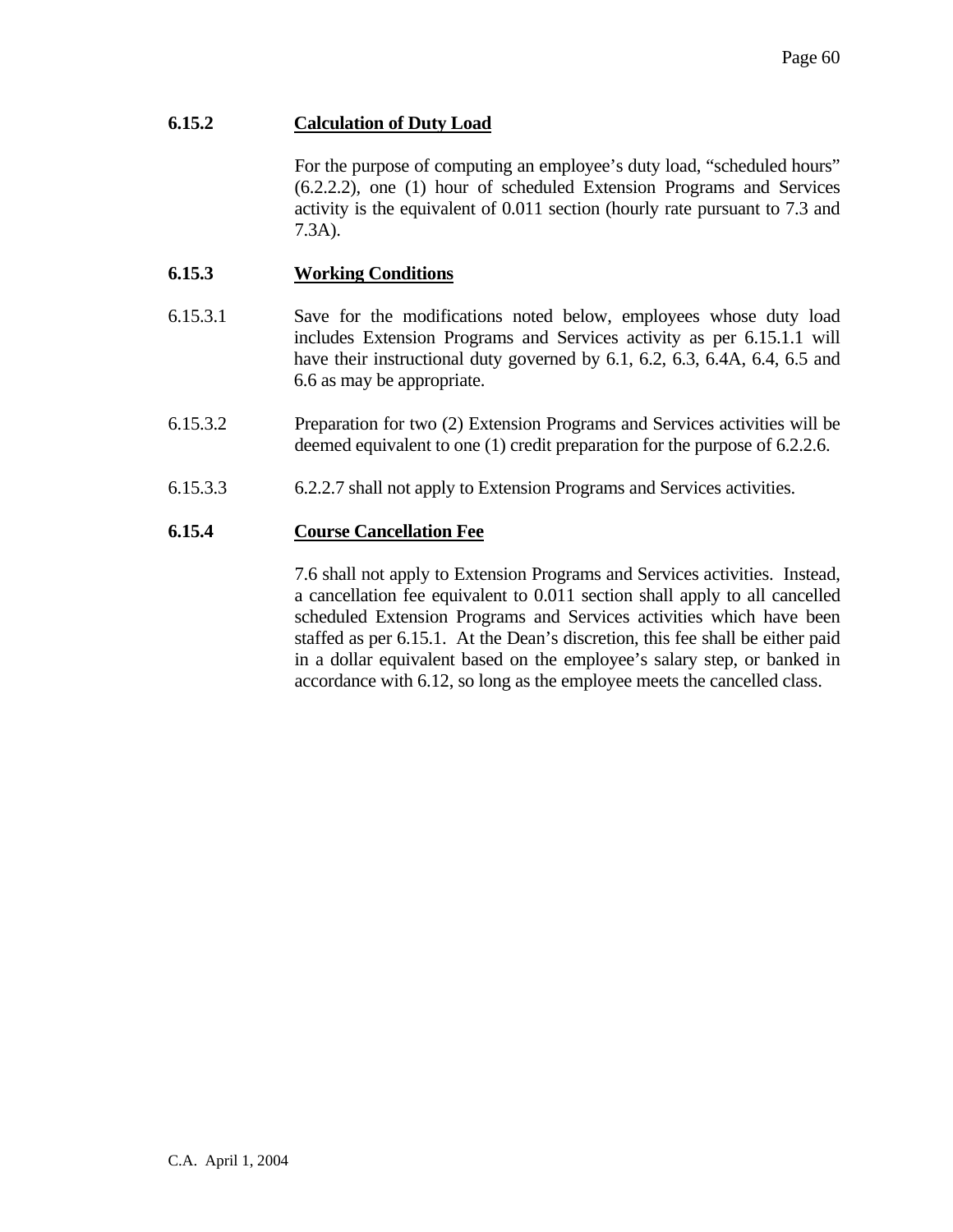### 6.15.2 Calculation of Duty Load

For the purpose of computing an employee's duty load, "scheduled hours" (6.2.2.2), one (1) hour of scheduled Extension Programs and Services activity is the equivalent of 0.011 section (hourly rate pursuant to 7.3 and 7.3A).

### 6.15.3 Working Conditions

6.15.3.1 Save for the modifications noted below, employees whose duty load includes Extension Programs and Services activity as per 6.15.1.1 will have their instructional duty governed by 6.1, 6.2, 6.3, 6.4A, 6.4, 6.5 and 6.6 as may be appropriate.

6.15.3.2 Preparation for two (2) Extension Programs and Services activities will be deemed equivalent to one (1) credit preparation for the purpose of 6.2.2.6.

6.15.3.3 6.2.2.7 shall not apply to Extension Programs and Services activities.

### 6.15.4 Course Cancellation Fee

7.6 shall not apply to Extension Programs and Services activities. Instead, a cancellation fee equivalent to 0.011 section shall apply to all cancelled scheduled Extension Programs and Services activities which have been staffed as per 6.15.1. At the Dean's discretion, this fee shall be either paid in a dollar equivalent based on the employee's salary step, or banked in accordance with 6.12, so long as the employee meets the cancelled class.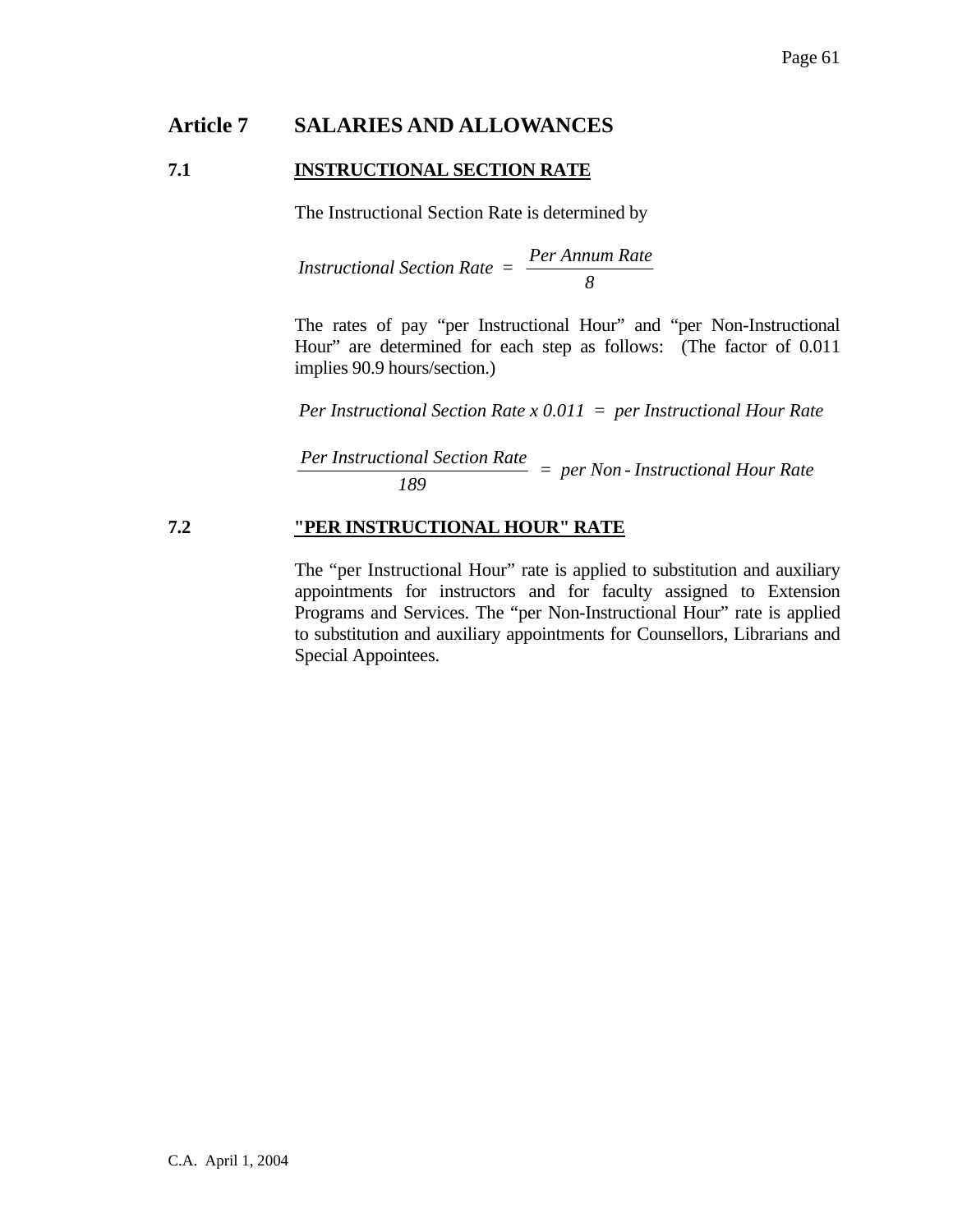# Article 7 SALARIES AND ALLOWANCES

## 7.1 INSTRUCTIONAL SECTION RATE

The Instructional Section Rate is determined by

$$\textit{Instructional Section Rate} = \frac{\textit{Per Annum Rate}}{8}$$

The rates of pay "per Instructional Hour" and "per Non-Instructional Hour" are determined for each step as follows: (The factor of 0.011 implies 90.9 hours/section.)

$$\textit{Per Instructional Section Rate x 0.011} = \textit{per Instructional Hour Rate}$$

$$\frac{\textit{Per Instructional Section Rate}}{189} = \textit{per Non-Instructional Hour Rate}$$

## 7.2 "PER INSTRUCTIONAL HOUR" RATE

The "per Instructional Hour" rate is applied to substitution and auxiliary appointments for instructors and for faculty assigned to Extension Programs and Services. The "per Non-Instructional Hour" rate is applied to substitution and auxiliary appointments for Counsellors, Librarians and Special Appointees.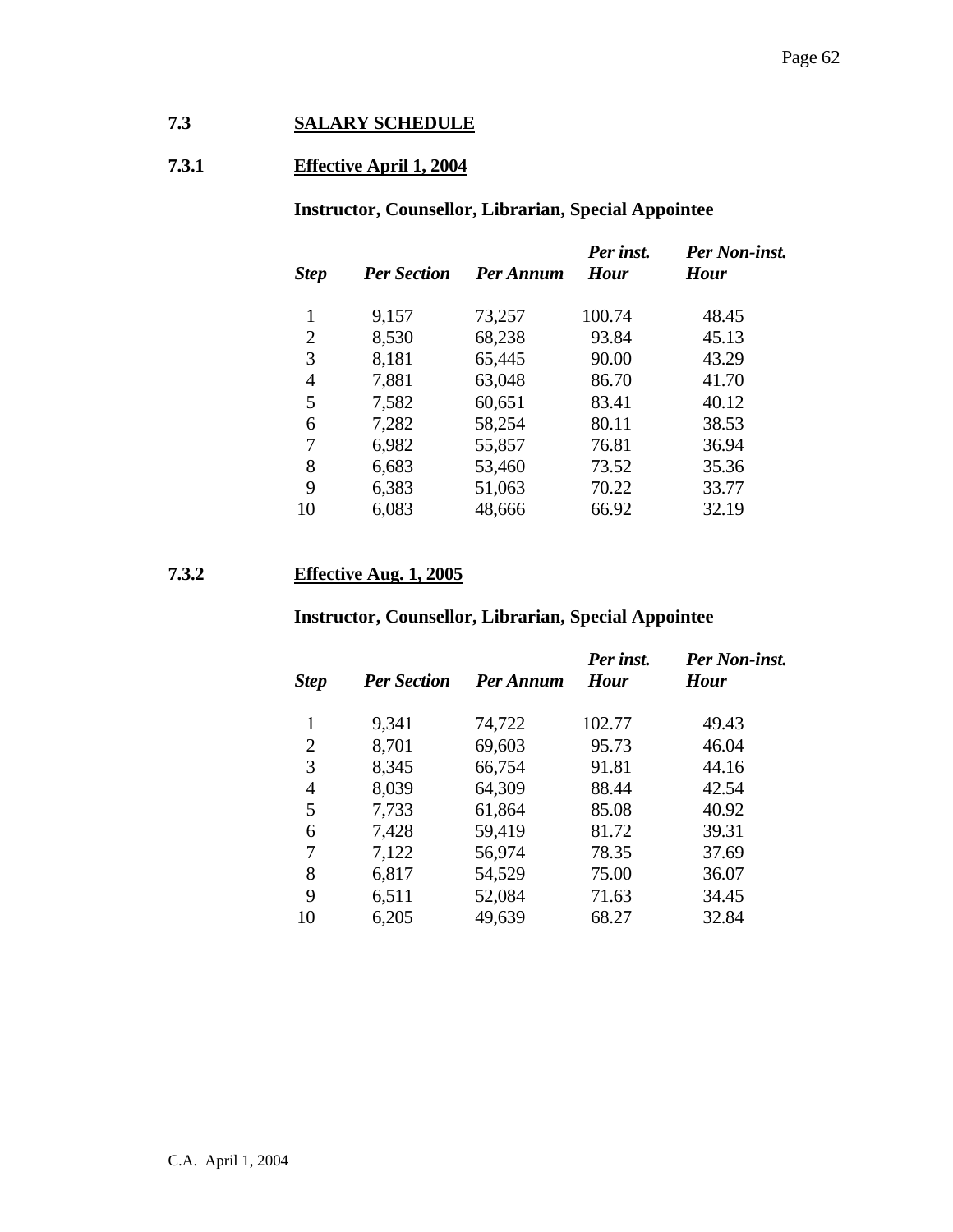## 7.3 SALARY SCHEDULE

### 7.3.1 Effective April 1, 2004

**Instructor, Counsellor, Librarian, Special Appointee**

| *Step* | *Per Section* | *Per Annum* | *Per inst. Hour* | *Per Non-inst. Hour* |
|---|---|---|---|---|
| 1 | 9,157 | 73,257 | 100.74 | 48.45 |
| 2 | 8,530 | 68,238 | 93.84 | 45.13 |
| 3 | 8,181 | 65,445 | 90.00 | 43.29 |
| 4 | 7,881 | 63,048 | 86.70 | 41.70 |
| 5 | 7,582 | 60,651 | 83.41 | 40.12 |
| 6 | 7,282 | 58,254 | 80.11 | 38.53 |
| 7 | 6,982 | 55,857 | 76.81 | 36.94 |
| 8 | 6,683 | 53,460 | 73.52 | 35.36 |
| 9 | 6,383 | 51,063 | 70.22 | 33.77 |
| 10 | 6,083 | 48,666 | 66.92 | 32.19 |

### 7.3.2 Effective Aug. 1, 2005

**Instructor, Counsellor, Librarian, Special Appointee**

| *Step* | *Per Section* | *Per Annum* | *Per inst. Hour* | *Per Non-inst. Hour* |
|---|---|---|---|---|
| 1 | 9,341 | 74,722 | 102.77 | 49.43 |
| 2 | 8,701 | 69,603 | 95.73 | 46.04 |
| 3 | 8,345 | 66,754 | 91.81 | 44.16 |
| 4 | 8,039 | 64,309 | 88.44 | 42.54 |
| 5 | 7,733 | 61,864 | 85.08 | 40.92 |
| 6 | 7,428 | 59,419 | 81.72 | 39.31 |
| 7 | 7,122 | 56,974 | 78.35 | 37.69 |
| 8 | 6,817 | 54,529 | 75.00 | 36.07 |
| 9 | 6,511 | 52,084 | 71.63 | 34.45 |
| 10 | 6,205 | 49,639 | 68.27 | 32.84 |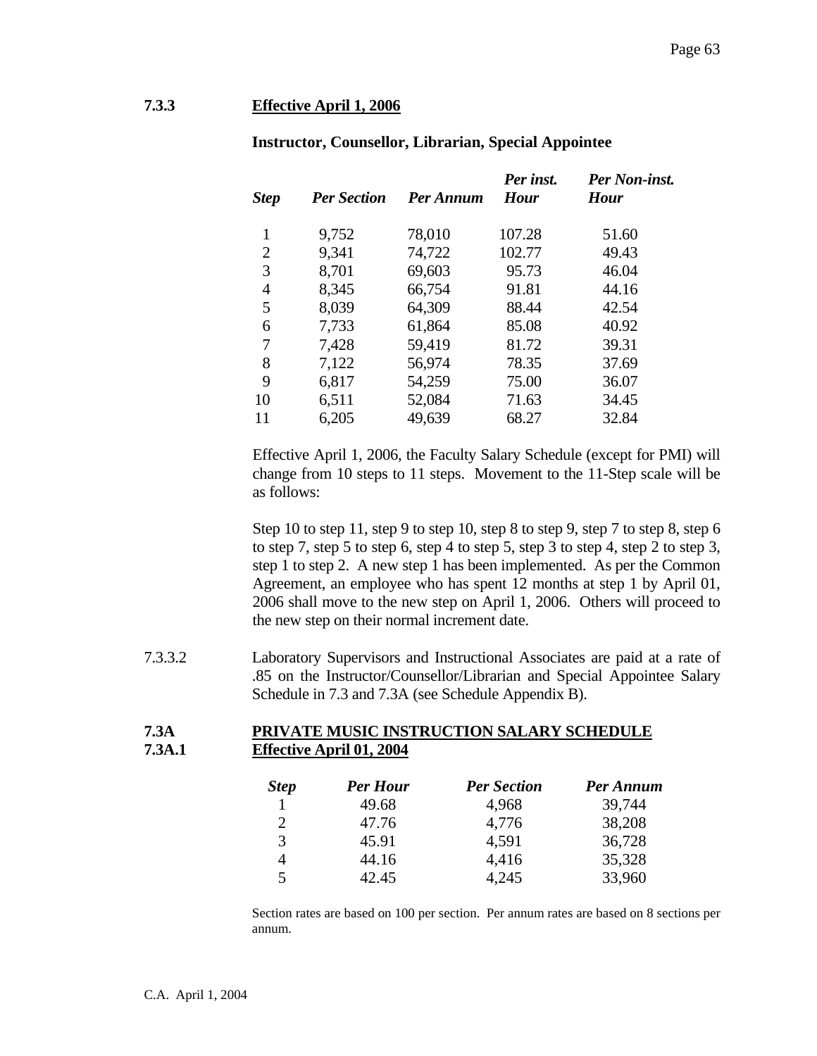### 7.3.3 Effective April 1, 2006

**Instructor, Counsellor, Librarian, Special Appointee**

| *Step* | *Per Section* | *Per Annum* | *Per inst. Hour* | *Per Non-inst. Hour* |
|---|---|---|---|---|
| 1 | 9,752 | 78,010 | 107.28 | 51.60 |
| 2 | 9,341 | 74,722 | 102.77 | 49.43 |
| 3 | 8,701 | 69,603 | 95.73 | 46.04 |
| 4 | 8,345 | 66,754 | 91.81 | 44.16 |
| 5 | 8,039 | 64,309 | 88.44 | 42.54 |
| 6 | 7,733 | 61,864 | 85.08 | 40.92 |
| 7 | 7,428 | 59,419 | 81.72 | 39.31 |
| 8 | 7,122 | 56,974 | 78.35 | 37.69 |
| 9 | 6,817 | 54,259 | 75.00 | 36.07 |
| 10 | 6,511 | 52,084 | 71.63 | 34.45 |
| 11 | 6,205 | 49,639 | 68.27 | 32.84 |

Effective April 1, 2006, the Faculty Salary Schedule (except for PMI) will change from 10 steps to 11 steps. Movement to the 11-Step scale will be as follows:

Step 10 to step 11, step 9 to step 10, step 8 to step 9, step 7 to step 8, step 6 to step 7, step 5 to step 6, step 4 to step 5, step 3 to step 4, step 2 to step 3, step 1 to step 2. A new step 1 has been implemented. As per the Common Agreement, an employee who has spent 12 months at step 1 by April 01, 2006 shall move to the new step on April 1, 2006. Others will proceed to the new step on their normal increment date.

7.3.3.2 Laboratory Supervisors and Instructional Associates are paid at a rate of .85 on the Instructor/Counsellor/Librarian and Special Appointee Salary Schedule in 7.3 and 7.3A (see Schedule Appendix B).

## 7.3A PRIVATE MUSIC INSTRUCTION SALARY SCHEDULE

### 7.3A.1 Effective April 01, 2004

| *Step* | *Per Hour* | *Per Section* | *Per Annum* |
|---|---|---|---|
| 1 | 49.68 | 4,968 | 39,744 |
| 2 | 47.76 | 4,776 | 38,208 |
| 3 | 45.91 | 4,591 | 36,728 |
| 4 | 44.16 | 4,416 | 35,328 |
| 5 | 42.45 | 4,245 | 33,960 |

Section rates are based on 100 per section. Per annum rates are based on 8 sections per annum.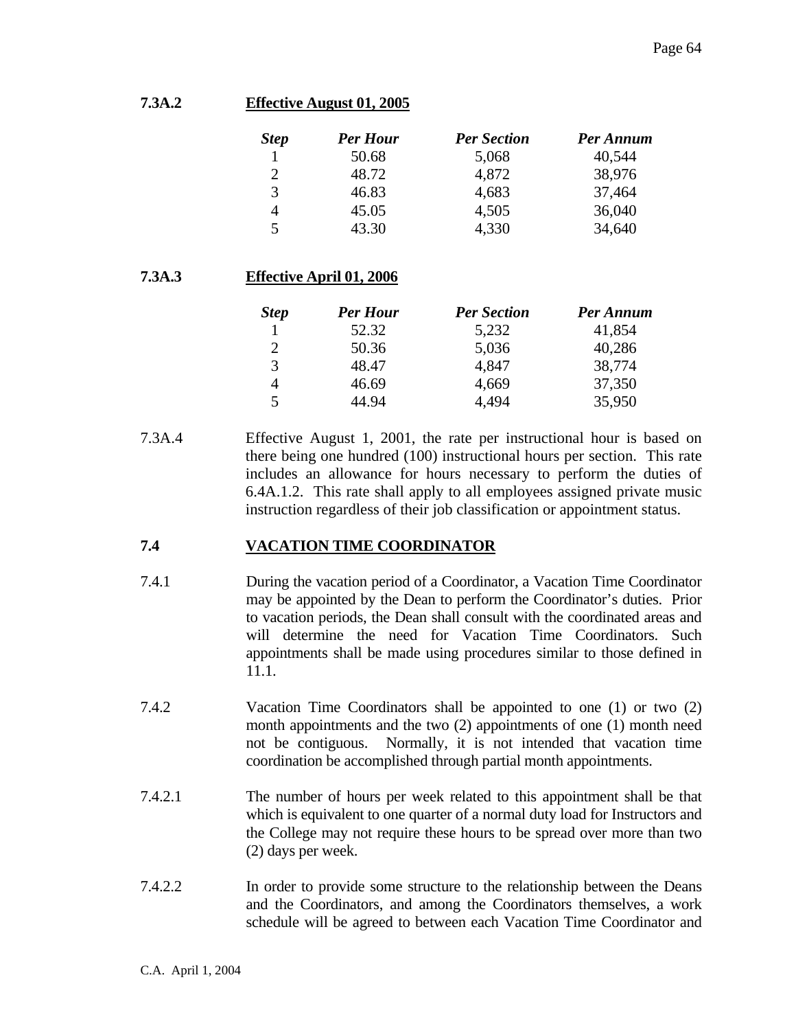**7.3A.2 Effective August 01, 2005**

| *Step* | *Per Hour* | *Per Section* | *Per Annum* |
|---|---|---|---|
| 1 | 50.68 | 5,068 | 40,544 |
| 2 | 48.72 | 4,872 | 38,976 |
| 3 | 46.83 | 4,683 | 37,464 |
| 4 | 45.05 | 4,505 | 36,040 |
| 5 | 43.30 | 4,330 | 34,640 |

**7.3A.3 Effective April 01, 2006**

| *Step* | *Per Hour* | *Per Section* | *Per Annum* |
|---|---|---|---|
| 1 | 52.32 | 5,232 | 41,854 |
| 2 | 50.36 | 5,036 | 40,286 |
| 3 | 48.47 | 4,847 | 38,774 |
| 4 | 46.69 | 4,669 | 37,350 |
| 5 | 44.94 | 4,494 | 35,950 |

7.3A.4 Effective August 1, 2001, the rate per instructional hour is based on there being one hundred (100) instructional hours per section. This rate includes an allowance for hours necessary to perform the duties of 6.4A.1.2. This rate shall apply to all employees assigned private music instruction regardless of their job classification or appointment status.

## 7.4 VACATION TIME COORDINATOR

7.4.1 During the vacation period of a Coordinator, a Vacation Time Coordinator may be appointed by the Dean to perform the Coordinator's duties. Prior to vacation periods, the Dean shall consult with the coordinated areas and will determine the need for Vacation Time Coordinators. Such appointments shall be made using procedures similar to those defined in 11.1.

7.4.2 Vacation Time Coordinators shall be appointed to one (1) or two (2) month appointments and the two (2) appointments of one (1) month need not be contiguous. Normally, it is not intended that vacation time coordination be accomplished through partial month appointments.

7.4.2.1 The number of hours per week related to this appointment shall be that which is equivalent to one quarter of a normal duty load for Instructors and the College may not require these hours to be spread over more than two (2) days per week.

7.4.2.2 In order to provide some structure to the relationship between the Deans and the Coordinators, and among the Coordinators themselves, a work schedule will be agreed to between each Vacation Time Coordinator and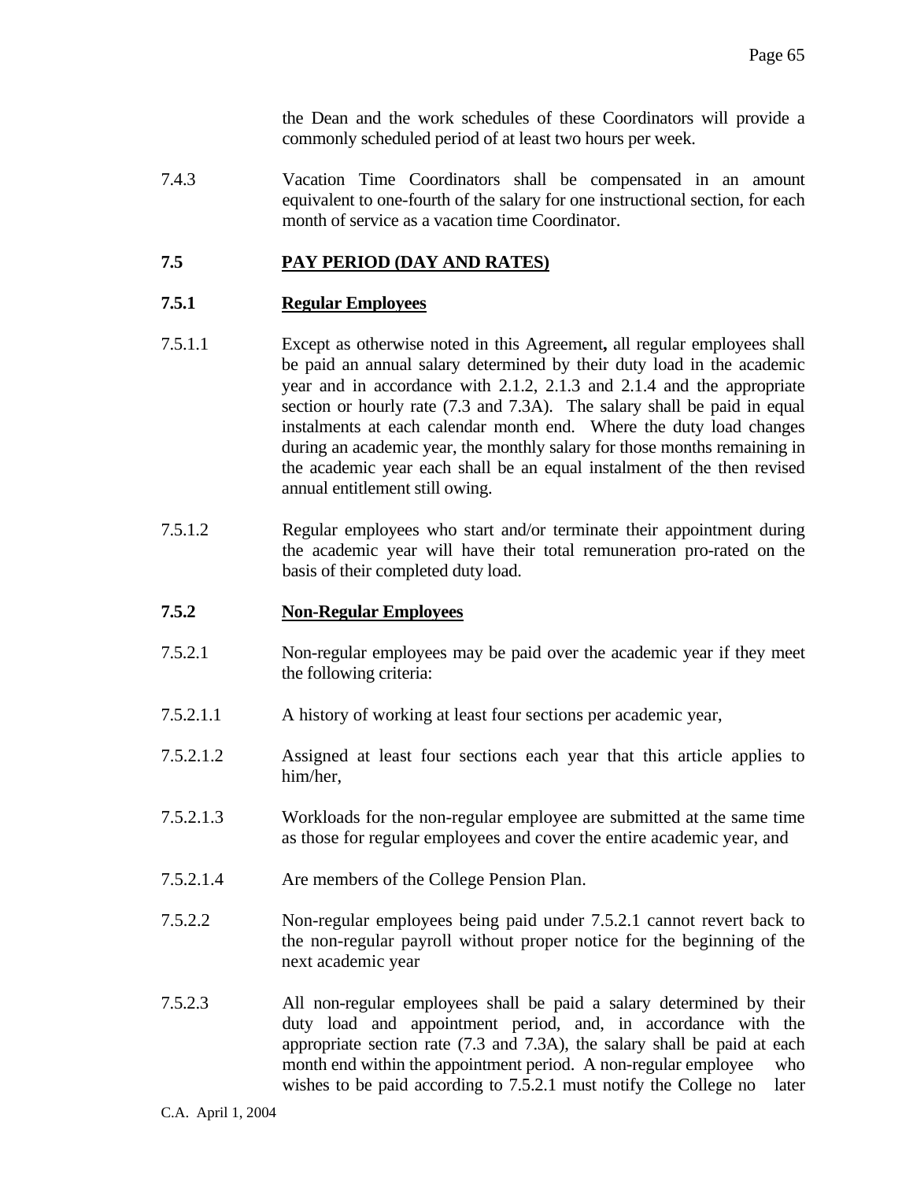the Dean and the work schedules of these Coordinators will provide a commonly scheduled period of at least two hours per week.

7.4.3 Vacation Time Coordinators shall be compensated in an amount equivalent to one-fourth of the salary for one instructional section, for each month of service as a vacation time Coordinator.

## 7.5 PAY PERIOD (DAY AND RATES)

### 7.5.1 Regular Employees

7.5.1.1 Except as otherwise noted in this Agreement**,** all regular employees shall be paid an annual salary determined by their duty load in the academic year and in accordance with 2.1.2, 2.1.3 and 2.1.4 and the appropriate section or hourly rate (7.3 and 7.3A). The salary shall be paid in equal instalments at each calendar month end. Where the duty load changes during an academic year, the monthly salary for those months remaining in the academic year each shall be an equal instalment of the then revised annual entitlement still owing.

7.5.1.2 Regular employees who start and/or terminate their appointment during the academic year will have their total remuneration pro-rated on the basis of their completed duty load.

### 7.5.2 Non-Regular Employees

7.5.2.1 Non-regular employees may be paid over the academic year if they meet the following criteria:

7.5.2.1.1 A history of working at least four sections per academic year,

7.5.2.1.2 Assigned at least four sections each year that this article applies to him/her,

7.5.2.1.3 Workloads for the non-regular employee are submitted at the same time as those for regular employees and cover the entire academic year, and

7.5.2.1.4 Are members of the College Pension Plan.

7.5.2.2 Non-regular employees being paid under 7.5.2.1 cannot revert back to the non-regular payroll without proper notice for the beginning of the next academic year

7.5.2.3 All non-regular employees shall be paid a salary determined by their duty load and appointment period, and, in accordance with the appropriate section rate (7.3 and 7.3A), the salary shall be paid at each month end within the appointment period. A non-regular employee who wishes to be paid according to 7.5.2.1 must notify the College no later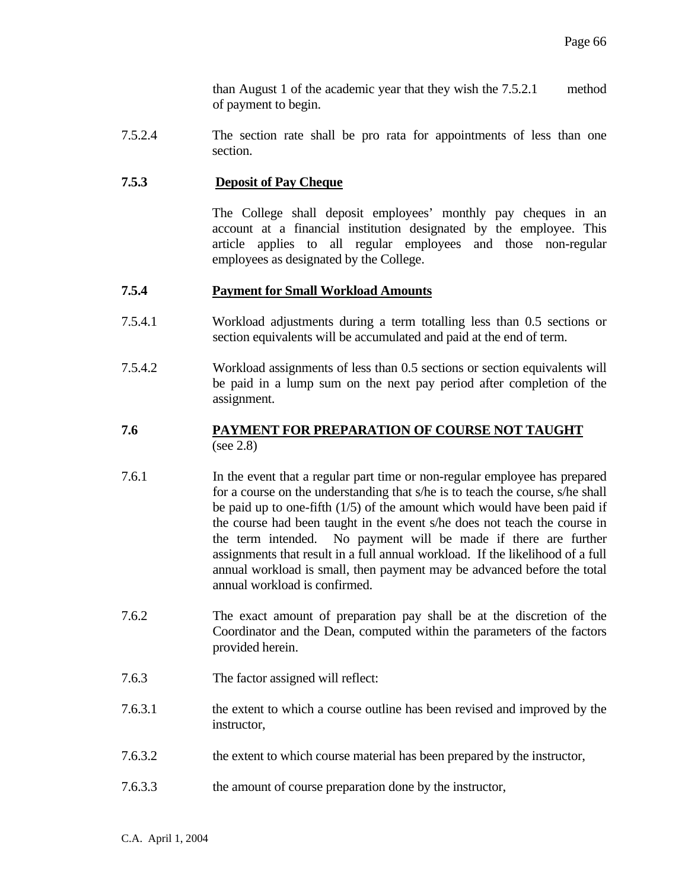than August 1 of the academic year that they wish the 7.5.2.1 method of payment to begin.

7.5.2.4 The section rate shall be pro rata for appointments of less than one section.

**7.5.3 <u>Deposit of Pay Cheque</u>**

The College shall deposit employees' monthly pay cheques in an account at a financial institution designated by the employee. This article applies to all regular employees and those non-regular employees as designated by the College.

**7.5.4 <u>Payment for Small Workload Amounts</u>**

7.5.4.1 Workload adjustments during a term totalling less than 0.5 sections or section equivalents will be accumulated and paid at the end of term.

7.5.4.2 Workload assignments of less than 0.5 sections or section equivalents will be paid in a lump sum on the next pay period after completion of the assignment.

**7.6 <u>PAYMENT FOR PREPARATION OF COURSE NOT TAUGHT</u>**
(see 2.8)

7.6.1 In the event that a regular part time or non-regular employee has prepared for a course on the understanding that s/he is to teach the course, s/he shall be paid up to one-fifth (1/5) of the amount which would have been paid if the course had been taught in the event s/he does not teach the course in the term intended. No payment will be made if there are further assignments that result in a full annual workload. If the likelihood of a full annual workload is small, then payment may be advanced before the total annual workload is confirmed.

7.6.2 The exact amount of preparation pay shall be at the discretion of the Coordinator and the Dean, computed within the parameters of the factors provided herein.

7.6.3 The factor assigned will reflect:

7.6.3.1 the extent to which a course outline has been revised and improved by the instructor,

7.6.3.2 the extent to which course material has been prepared by the instructor,

7.6.3.3 the amount of course preparation done by the instructor,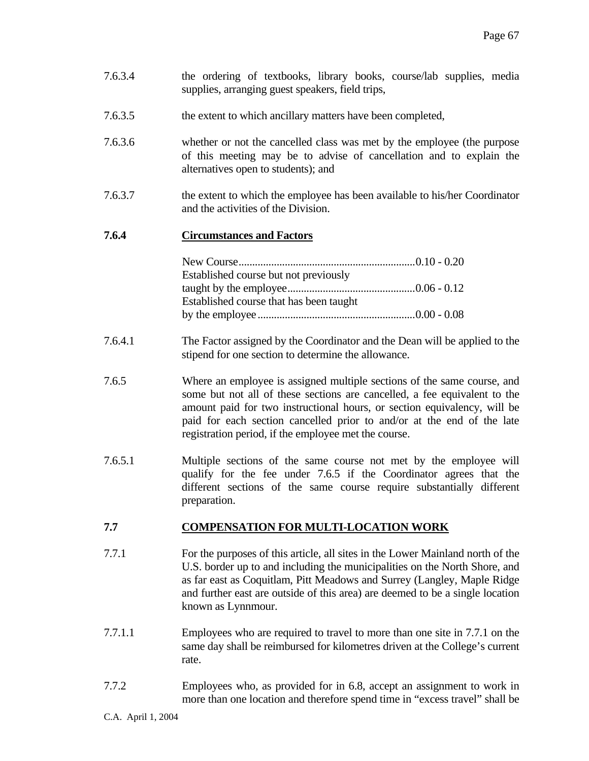7.6.3.4 the ordering of textbooks, library books, course/lab supplies, media supplies, arranging guest speakers, field trips,

7.6.3.5 the extent to which ancillary matters have been completed,

7.6.3.6 whether or not the cancelled class was met by the employee (the purpose of this meeting may be to advise of cancellation and to explain the alternatives open to students); and

7.6.3.7 the extent to which the employee has been available to his/her Coordinator and the activities of the Division.

### 7.6.4 Circumstances and Factors

| | |
|---|---|
| New Course | 0.10 - 0.20 |
| Established course but not previously taught by the employee | 0.06 - 0.12 |
| Established course that has been taught by the employee | 0.00 - 0.08 |

7.6.4.1 The Factor assigned by the Coordinator and the Dean will be applied to the stipend for one section to determine the allowance.

7.6.5 Where an employee is assigned multiple sections of the same course, and some but not all of these sections are cancelled, a fee equivalent to the amount paid for two instructional hours, or section equivalency, will be paid for each section cancelled prior to and/or at the end of the late registration period, if the employee met the course.

7.6.5.1 Multiple sections of the same course not met by the employee will qualify for the fee under 7.6.5 if the Coordinator agrees that the different sections of the same course require substantially different preparation.

## 7.7 COMPENSATION FOR MULTI-LOCATION WORK

7.7.1 For the purposes of this article, all sites in the Lower Mainland north of the U.S. border up to and including the municipalities on the North Shore, and as far east as Coquitlam, Pitt Meadows and Surrey (Langley, Maple Ridge and further east are outside of this area) are deemed to be a single location known as Lynnmour.

7.7.1.1 Employees who are required to travel to more than one site in 7.7.1 on the same day shall be reimbursed for kilometres driven at the College's current rate.

7.7.2 Employees who, as provided for in 6.8, accept an assignment to work in more than one location and therefore spend time in "excess travel" shall be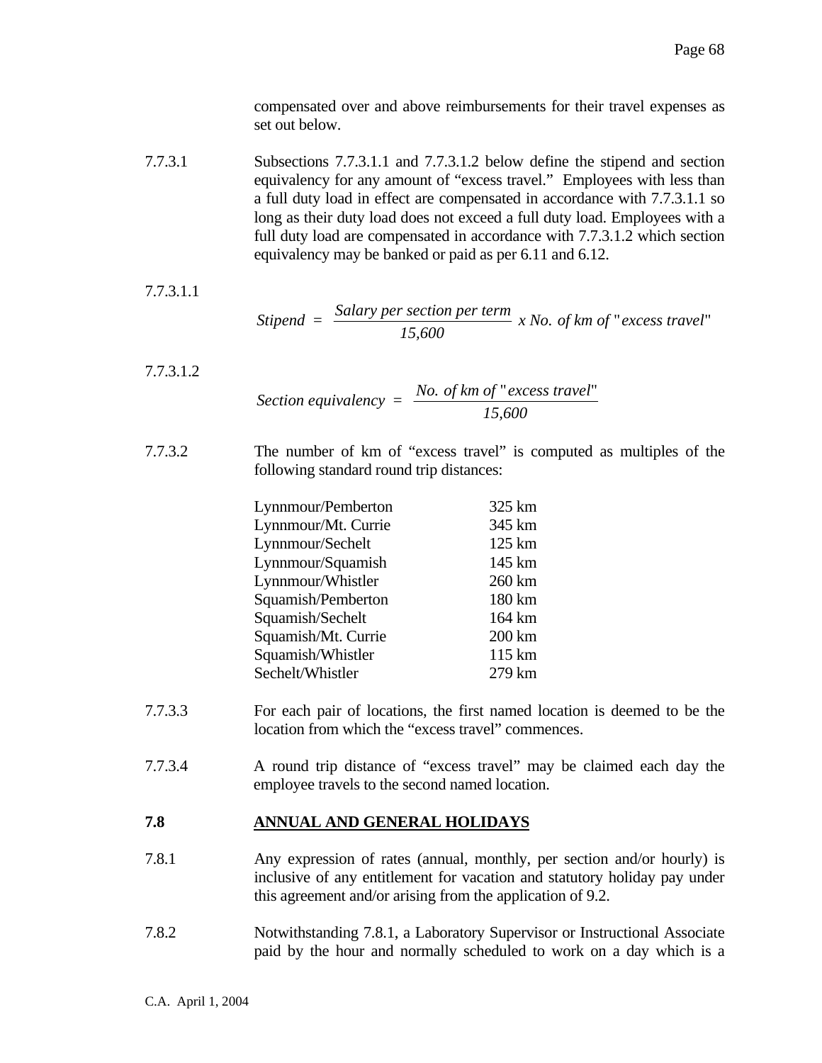compensated over and above reimbursements for their travel expenses as set out below.

7.7.3.1 Subsections 7.7.3.1.1 and 7.7.3.1.2 below define the stipend and section equivalency for any amount of "excess travel." Employees with less than a full duty load in effect are compensated in accordance with 7.7.3.1.1 so long as their duty load does not exceed a full duty load. Employees with a full duty load are compensated in accordance with 7.7.3.1.2 which section equivalency may be banked or paid as per 6.11 and 6.12.

7.7.3.1.1

$$Stipend = \frac{Salary\ per\ section\ per\ term}{15{,}600} \times No.\ of\ km\ of\ \text{"}excess\ travel\text{"}$$

7.7.3.1.2

$$Section\ equivalency = \frac{No.\ of\ km\ of\ \text{"}excess\ travel\text{"}}{15{,}600}$$

7.7.3.2 The number of km of "excess travel" is computed as multiples of the following standard round trip distances:

| Route | Distance |
|---|---|
| Lynnmour/Pemberton | 325 km |
| Lynnmour/Mt. Currie | 345 km |
| Lynnmour/Sechelt | 125 km |
| Lynnmour/Squamish | 145 km |
| Lynnmour/Whistler | 260 km |
| Squamish/Pemberton | 180 km |
| Squamish/Sechelt | 164 km |
| Squamish/Mt. Currie | 200 km |
| Squamish/Whistler | 115 km |
| Sechelt/Whistler | 279 km |

7.7.3.3 For each pair of locations, the first named location is deemed to be the location from which the "excess travel" commences.

7.7.3.4 A round trip distance of "excess travel" may be claimed each day the employee travels to the second named location.

## 7.8 ANNUAL AND GENERAL HOLIDAYS

7.8.1 Any expression of rates (annual, monthly, per section and/or hourly) is inclusive of any entitlement for vacation and statutory holiday pay under this agreement and/or arising from the application of 9.2.

7.8.2 Notwithstanding 7.8.1, a Laboratory Supervisor or Instructional Associate paid by the hour and normally scheduled to work on a day which is a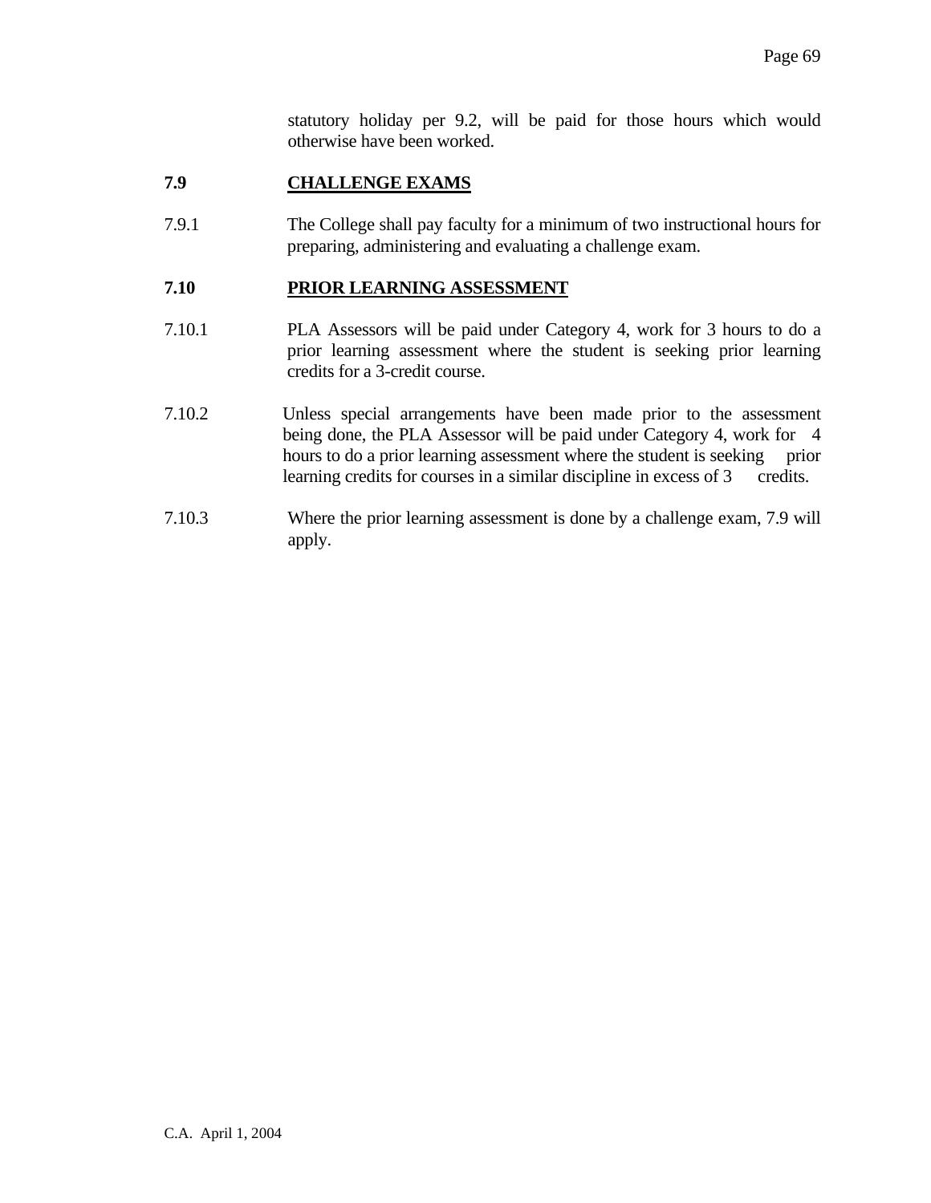statutory holiday per 9.2, will be paid for those hours which would otherwise have been worked.

## 7.9 CHALLENGE EXAMS

7.9.1 The College shall pay faculty for a minimum of two instructional hours for preparing, administering and evaluating a challenge exam.

## 7.10 PRIOR LEARNING ASSESSMENT

7.10.1 PLA Assessors will be paid under Category 4, work for 3 hours to do a prior learning assessment where the student is seeking prior learning credits for a 3-credit course.

7.10.2 Unless special arrangements have been made prior to the assessment being done, the PLA Assessor will be paid under Category 4, work for 4 hours to do a prior learning assessment where the student is seeking prior learning credits for courses in a similar discipline in excess of 3 credits.

7.10.3 Where the prior learning assessment is done by a challenge exam, 7.9 will apply.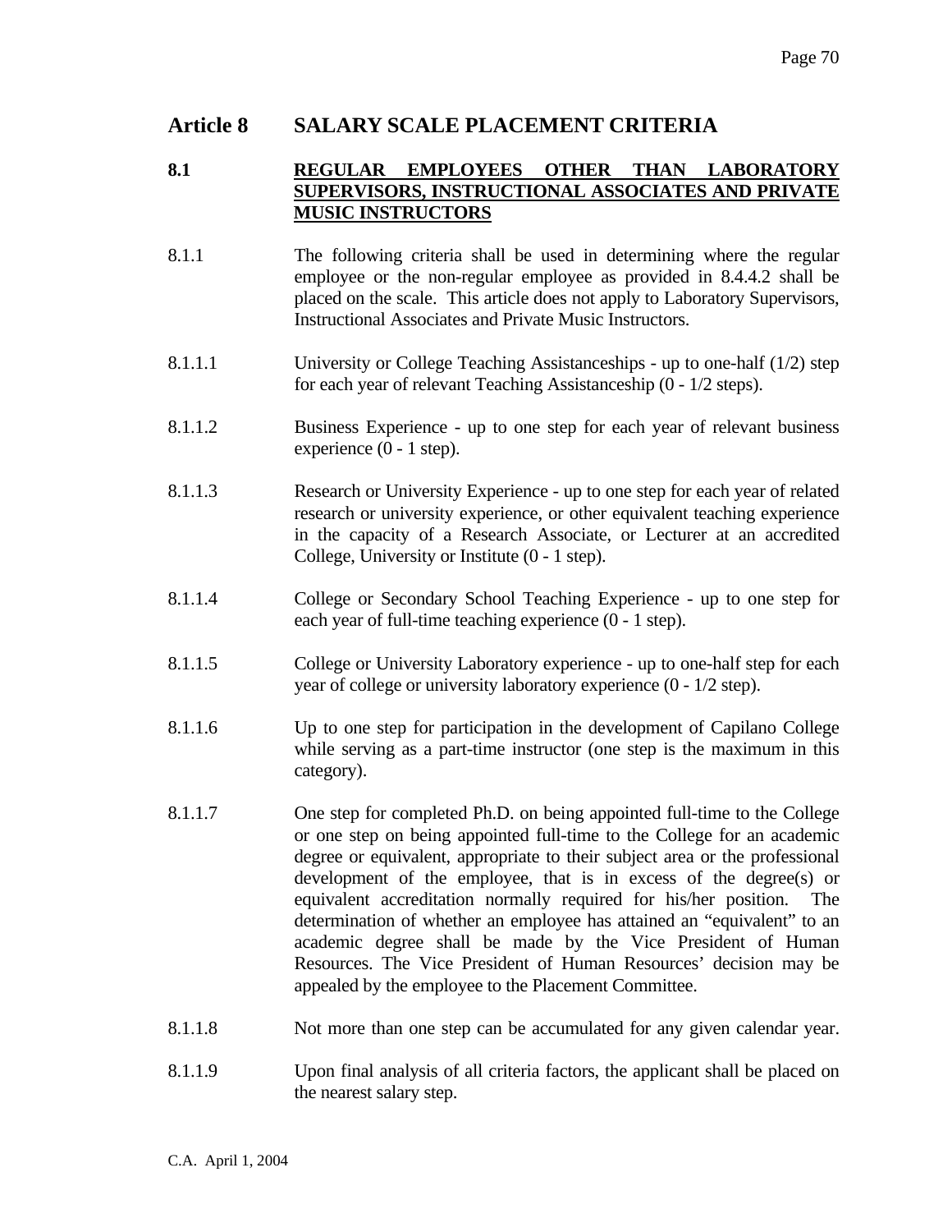# Article 8 SALARY SCALE PLACEMENT CRITERIA

## 8.1 REGULAR EMPLOYEES OTHER THAN LABORATORY SUPERVISORS, INSTRUCTIONAL ASSOCIATES AND PRIVATE MUSIC INSTRUCTORS

8.1.1 The following criteria shall be used in determining where the regular employee or the non-regular employee as provided in 8.4.4.2 shall be placed on the scale. This article does not apply to Laboratory Supervisors, Instructional Associates and Private Music Instructors.

8.1.1.1 University or College Teaching Assistanceships - up to one-half (1/2) step for each year of relevant Teaching Assistanceship (0 - 1/2 steps).

8.1.1.2 Business Experience - up to one step for each year of relevant business experience (0 - 1 step).

8.1.1.3 Research or University Experience - up to one step for each year of related research or university experience, or other equivalent teaching experience in the capacity of a Research Associate, or Lecturer at an accredited College, University or Institute (0 - 1 step).

8.1.1.4 College or Secondary School Teaching Experience - up to one step for each year of full-time teaching experience (0 - 1 step).

8.1.1.5 College or University Laboratory experience - up to one-half step for each year of college or university laboratory experience (0 - 1/2 step).

8.1.1.6 Up to one step for participation in the development of Capilano College while serving as a part-time instructor (one step is the maximum in this category).

8.1.1.7 One step for completed Ph.D. on being appointed full-time to the College or one step on being appointed full-time to the College for an academic degree or equivalent, appropriate to their subject area or the professional development of the employee, that is in excess of the degree(s) or equivalent accreditation normally required for his/her position. The determination of whether an employee has attained an "equivalent" to an academic degree shall be made by the Vice President of Human Resources. The Vice President of Human Resources' decision may be appealed by the employee to the Placement Committee.

8.1.1.8 Not more than one step can be accumulated for any given calendar year.

8.1.1.9 Upon final analysis of all criteria factors, the applicant shall be placed on the nearest salary step.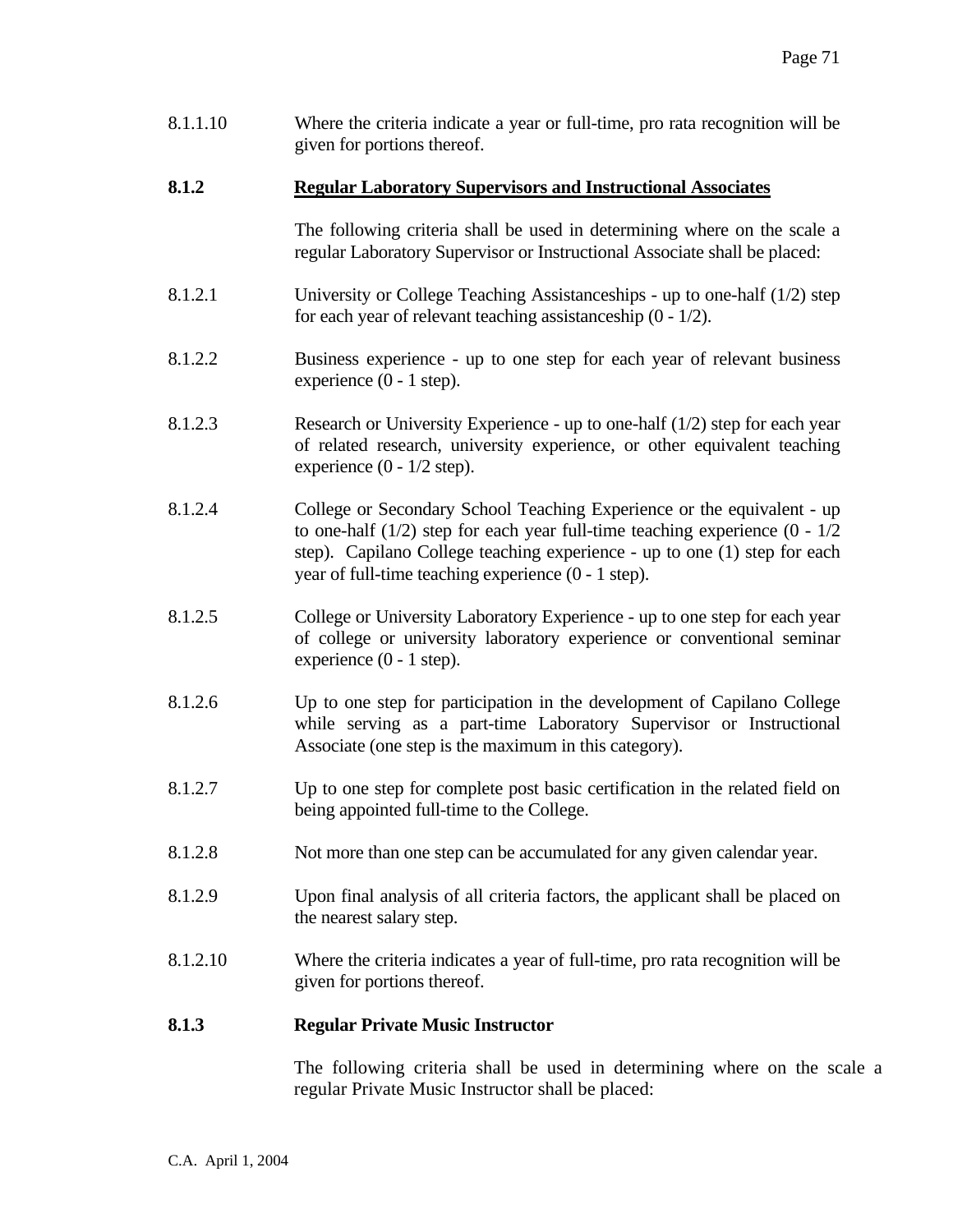8.1.1.10 Where the criteria indicate a year or full-time, pro rata recognition will be given for portions thereof.

### 8.1.2 Regular Laboratory Supervisors and Instructional Associates

The following criteria shall be used in determining where on the scale a regular Laboratory Supervisor or Instructional Associate shall be placed:

8.1.2.1 University or College Teaching Assistanceships - up to one-half (1/2) step for each year of relevant teaching assistanceship (0 - 1/2).

8.1.2.2 Business experience - up to one step for each year of relevant business experience (0 - 1 step).

8.1.2.3 Research or University Experience - up to one-half (1/2) step for each year of related research, university experience, or other equivalent teaching experience (0 - 1/2 step).

8.1.2.4 College or Secondary School Teaching Experience or the equivalent - up to one-half (1/2) step for each year full-time teaching experience (0 - 1/2 step). Capilano College teaching experience - up to one (1) step for each year of full-time teaching experience (0 - 1 step).

8.1.2.5 College or University Laboratory Experience - up to one step for each year of college or university laboratory experience or conventional seminar experience (0 - 1 step).

8.1.2.6 Up to one step for participation in the development of Capilano College while serving as a part-time Laboratory Supervisor or Instructional Associate (one step is the maximum in this category).

8.1.2.7 Up to one step for complete post basic certification in the related field on being appointed full-time to the College.

8.1.2.8 Not more than one step can be accumulated for any given calendar year.

8.1.2.9 Upon final analysis of all criteria factors, the applicant shall be placed on the nearest salary step.

8.1.2.10 Where the criteria indicates a year of full-time, pro rata recognition will be given for portions thereof.

### 8.1.3 Regular Private Music Instructor

The following criteria shall be used in determining where on the scale a regular Private Music Instructor shall be placed: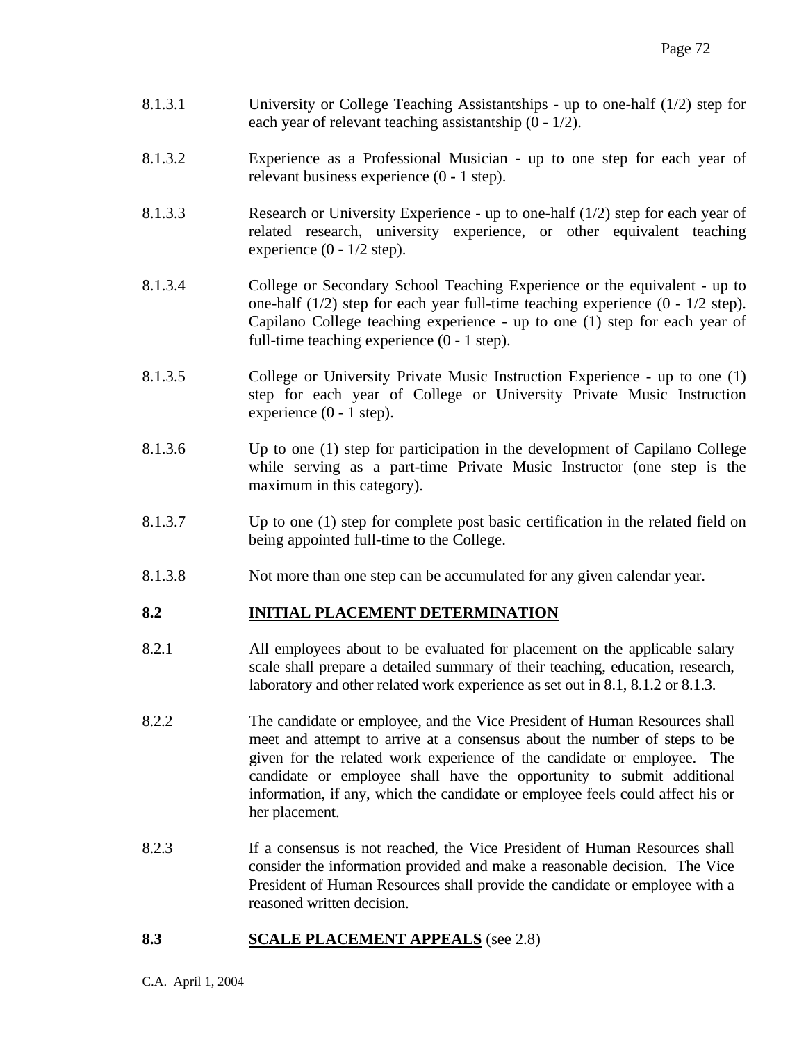8.1.3.1 University or College Teaching Assistantships - up to one-half (1/2) step for each year of relevant teaching assistantship (0 - 1/2).

8.1.3.2 Experience as a Professional Musician - up to one step for each year of relevant business experience (0 - 1 step).

8.1.3.3 Research or University Experience - up to one-half (1/2) step for each year of related research, university experience, or other equivalent teaching experience (0 - 1/2 step).

8.1.3.4 College or Secondary School Teaching Experience or the equivalent - up to one-half (1/2) step for each year full-time teaching experience (0 - 1/2 step). Capilano College teaching experience - up to one (1) step for each year of full-time teaching experience (0 - 1 step).

8.1.3.5 College or University Private Music Instruction Experience - up to one (1) step for each year of College or University Private Music Instruction experience (0 - 1 step).

8.1.3.6 Up to one (1) step for participation in the development of Capilano College while serving as a part-time Private Music Instructor (one step is the maximum in this category).

8.1.3.7 Up to one (1) step for complete post basic certification in the related field on being appointed full-time to the College.

8.1.3.8 Not more than one step can be accumulated for any given calendar year.

## 8.2 INITIAL PLACEMENT DETERMINATION

8.2.1 All employees about to be evaluated for placement on the applicable salary scale shall prepare a detailed summary of their teaching, education, research, laboratory and other related work experience as set out in 8.1, 8.1.2 or 8.1.3.

8.2.2 The candidate or employee, and the Vice President of Human Resources shall meet and attempt to arrive at a consensus about the number of steps to be given for the related work experience of the candidate or employee. The candidate or employee shall have the opportunity to submit additional information, if any, which the candidate or employee feels could affect his or her placement.

8.2.3 If a consensus is not reached, the Vice President of Human Resources shall consider the information provided and make a reasonable decision. The Vice President of Human Resources shall provide the candidate or employee with a reasoned written decision.

## 8.3 SCALE PLACEMENT APPEALS (see 2.8)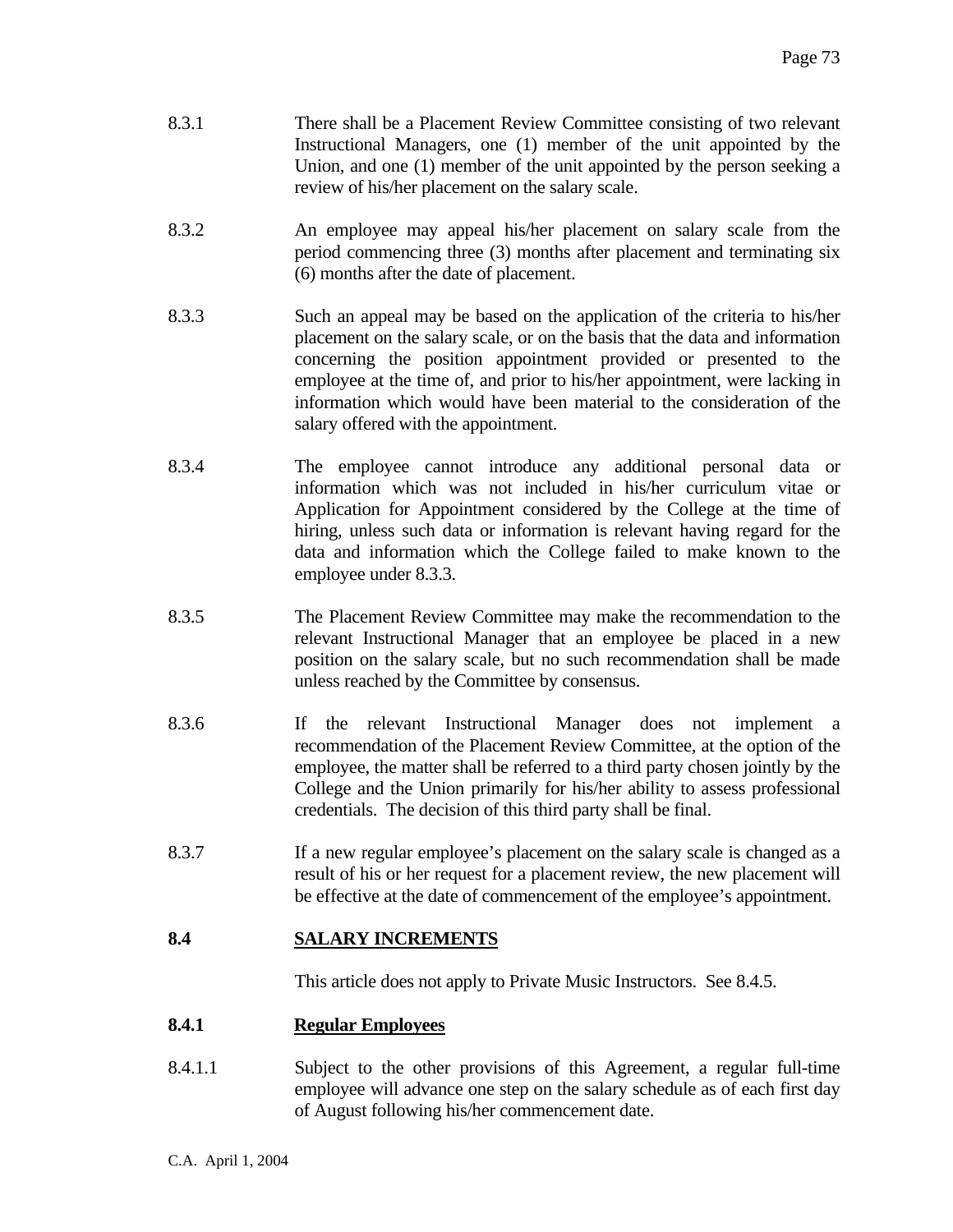8.3.1 There shall be a Placement Review Committee consisting of two relevant Instructional Managers, one (1) member of the unit appointed by the Union, and one (1) member of the unit appointed by the person seeking a review of his/her placement on the salary scale.

8.3.2 An employee may appeal his/her placement on salary scale from the period commencing three (3) months after placement and terminating six (6) months after the date of placement.

8.3.3 Such an appeal may be based on the application of the criteria to his/her placement on the salary scale, or on the basis that the data and information concerning the position appointment provided or presented to the employee at the time of, and prior to his/her appointment, were lacking in information which would have been material to the consideration of the salary offered with the appointment.

8.3.4 The employee cannot introduce any additional personal data or information which was not included in his/her curriculum vitae or Application for Appointment considered by the College at the time of hiring, unless such data or information is relevant having regard for the data and information which the College failed to make known to the employee under 8.3.3.

8.3.5 The Placement Review Committee may make the recommendation to the relevant Instructional Manager that an employee be placed in a new position on the salary scale, but no such recommendation shall be made unless reached by the Committee by consensus.

8.3.6 If the relevant Instructional Manager does not implement a recommendation of the Placement Review Committee, at the option of the employee, the matter shall be referred to a third party chosen jointly by the College and the Union primarily for his/her ability to assess professional credentials. The decision of this third party shall be final.

8.3.7 If a new regular employee's placement on the salary scale is changed as a result of his or her request for a placement review, the new placement will be effective at the date of commencement of the employee's appointment.

## 8.4 SALARY INCREMENTS

This article does not apply to Private Music Instructors. See 8.4.5.

### 8.4.1 Regular Employees

8.4.1.1 Subject to the other provisions of this Agreement, a regular full-time employee will advance one step on the salary schedule as of each first day of August following his/her commencement date.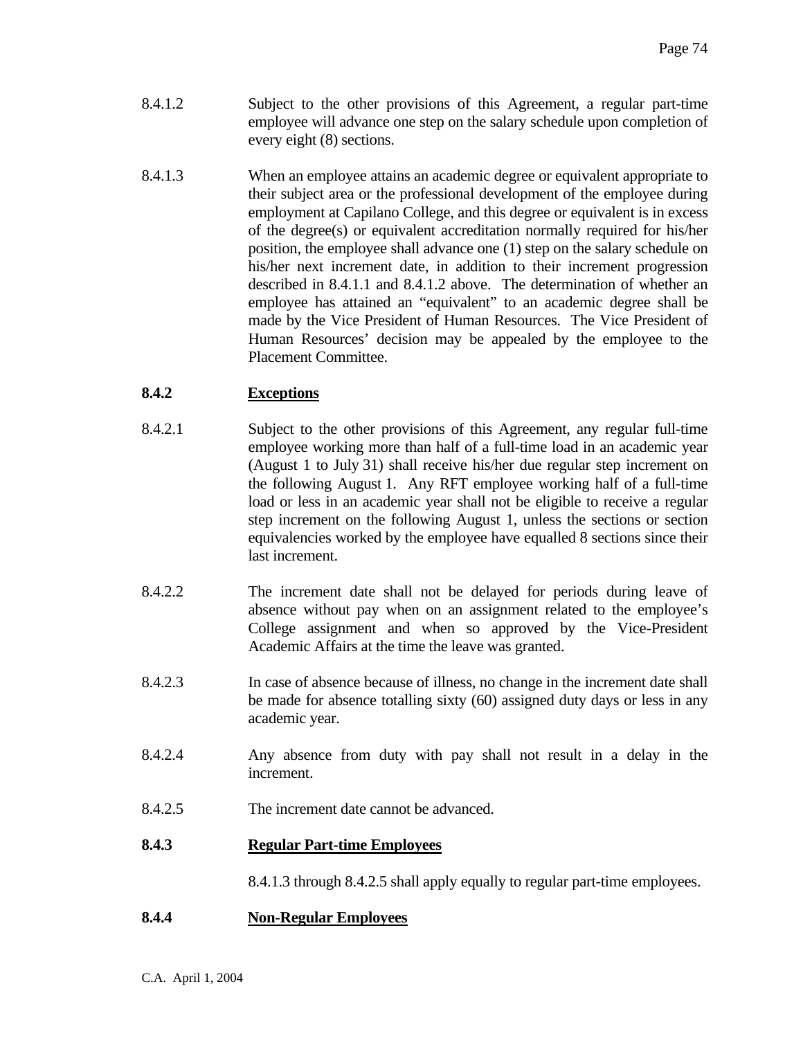8.4.1.2 Subject to the other provisions of this Agreement, a regular part-time employee will advance one step on the salary schedule upon completion of every eight (8) sections.

8.4.1.3 When an employee attains an academic degree or equivalent appropriate to their subject area or the professional development of the employee during employment at Capilano College, and this degree or equivalent is in excess of the degree(s) or equivalent accreditation normally required for his/her position, the employee shall advance one (1) step on the salary schedule on his/her next increment date, in addition to their increment progression described in 8.4.1.1 and 8.4.1.2 above. The determination of whether an employee has attained an "equivalent" to an academic degree shall be made by the Vice President of Human Resources. The Vice President of Human Resources' decision may be appealed by the employee to the Placement Committee.

**8.4.2 <u>Exceptions</u>**

8.4.2.1 Subject to the other provisions of this Agreement, any regular full-time employee working more than half of a full-time load in an academic year (August 1 to July 31) shall receive his/her due regular step increment on the following August 1. Any RFT employee working half of a full-time load or less in an academic year shall not be eligible to receive a regular step increment on the following August 1, unless the sections or section equivalencies worked by the employee have equalled 8 sections since their last increment.

8.4.2.2 The increment date shall not be delayed for periods during leave of absence without pay when on an assignment related to the employee's College assignment and when so approved by the Vice-President Academic Affairs at the time the leave was granted.

8.4.2.3 In case of absence because of illness, no change in the increment date shall be made for absence totalling sixty (60) assigned duty days or less in any academic year.

8.4.2.4 Any absence from duty with pay shall not result in a delay in the increment.

8.4.2.5 The increment date cannot be advanced.

**8.4.3 <u>Regular Part-time Employees</u>**

8.4.1.3 through 8.4.2.5 shall apply equally to regular part-time employees.

**8.4.4 <u>Non-Regular Employees</u>**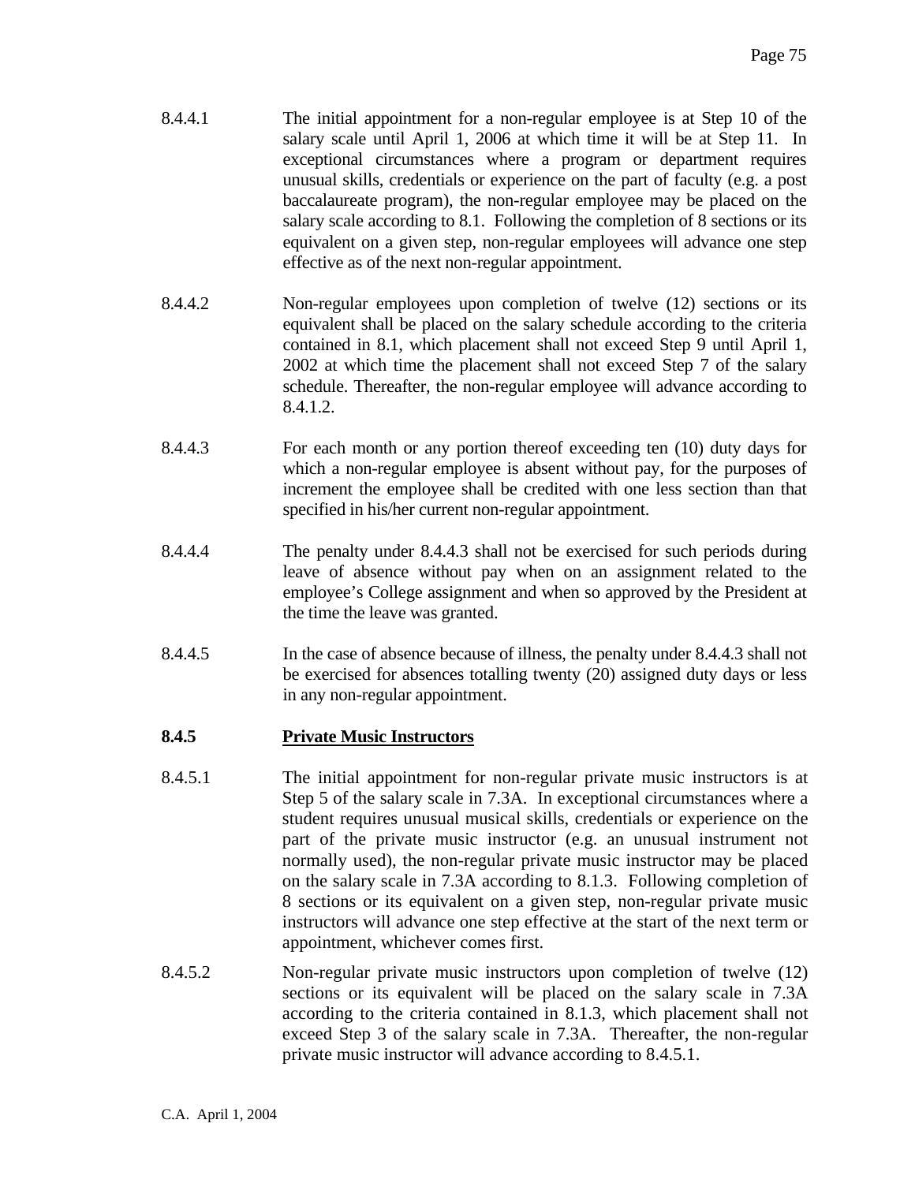8.4.4.1 The initial appointment for a non-regular employee is at Step 10 of the salary scale until April 1, 2006 at which time it will be at Step 11. In exceptional circumstances where a program or department requires unusual skills, credentials or experience on the part of faculty (e.g. a post baccalaureate program), the non-regular employee may be placed on the salary scale according to 8.1. Following the completion of 8 sections or its equivalent on a given step, non-regular employees will advance one step effective as of the next non-regular appointment.

8.4.4.2 Non-regular employees upon completion of twelve (12) sections or its equivalent shall be placed on the salary schedule according to the criteria contained in 8.1, which placement shall not exceed Step 9 until April 1, 2002 at which time the placement shall not exceed Step 7 of the salary schedule. Thereafter, the non-regular employee will advance according to 8.4.1.2.

8.4.4.3 For each month or any portion thereof exceeding ten (10) duty days for which a non-regular employee is absent without pay, for the purposes of increment the employee shall be credited with one less section than that specified in his/her current non-regular appointment.

8.4.4.4 The penalty under 8.4.4.3 shall not be exercised for such periods during leave of absence without pay when on an assignment related to the employee's College assignment and when so approved by the President at the time the leave was granted.

8.4.4.5 In the case of absence because of illness, the penalty under 8.4.4.3 shall not be exercised for absences totalling twenty (20) assigned duty days or less in any non-regular appointment.

### 8.4.5 Private Music Instructors

8.4.5.1 The initial appointment for non-regular private music instructors is at Step 5 of the salary scale in 7.3A. In exceptional circumstances where a student requires unusual musical skills, credentials or experience on the part of the private music instructor (e.g. an unusual instrument not normally used), the non-regular private music instructor may be placed on the salary scale in 7.3A according to 8.1.3. Following completion of 8 sections or its equivalent on a given step, non-regular private music instructors will advance one step effective at the start of the next term or appointment, whichever comes first.

8.4.5.2 Non-regular private music instructors upon completion of twelve (12) sections or its equivalent will be placed on the salary scale in 7.3A according to the criteria contained in 8.1.3, which placement shall not exceed Step 3 of the salary scale in 7.3A. Thereafter, the non-regular private music instructor will advance according to 8.4.5.1.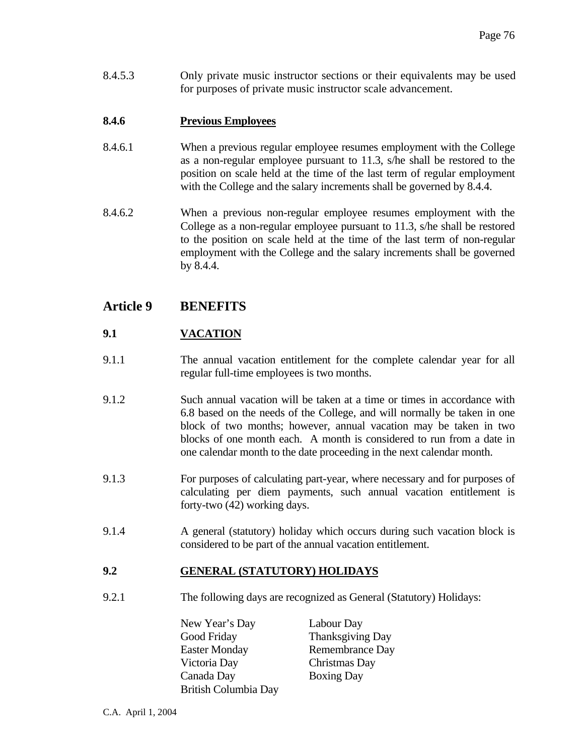8.4.5.3 Only private music instructor sections or their equivalents may be used for purposes of private music instructor scale advancement.

**8.4.6 Previous Employees**

8.4.6.1 When a previous regular employee resumes employment with the College as a non-regular employee pursuant to 11.3, s/he shall be restored to the position on scale held at the time of the last term of regular employment with the College and the salary increments shall be governed by 8.4.4.

8.4.6.2 When a previous non-regular employee resumes employment with the College as a non-regular employee pursuant to 11.3, s/he shall be restored to the position on scale held at the time of the last term of non-regular employment with the College and the salary increments shall be governed by 8.4.4.

## Article 9 BENEFITS

### 9.1 VACATION

9.1.1 The annual vacation entitlement for the complete calendar year for all regular full-time employees is two months.

9.1.2 Such annual vacation will be taken at a time or times in accordance with 6.8 based on the needs of the College, and will normally be taken in one block of two months; however, annual vacation may be taken in two blocks of one month each. A month is considered to run from a date in one calendar month to the date proceeding in the next calendar month.

9.1.3 For purposes of calculating part-year, where necessary and for purposes of calculating per diem payments, such annual vacation entitlement is forty-two (42) working days.

9.1.4 A general (statutory) holiday which occurs during such vacation block is considered to be part of the annual vacation entitlement.

### 9.2 GENERAL (STATUTORY) HOLIDAYS

9.2.1 The following days are recognized as General (Statutory) Holidays:

New Year's Day
Good Friday
Easter Monday
Victoria Day
Canada Day
British Columbia Day
Labour Day
Thanksgiving Day
Remembrance Day
Christmas Day
Boxing Day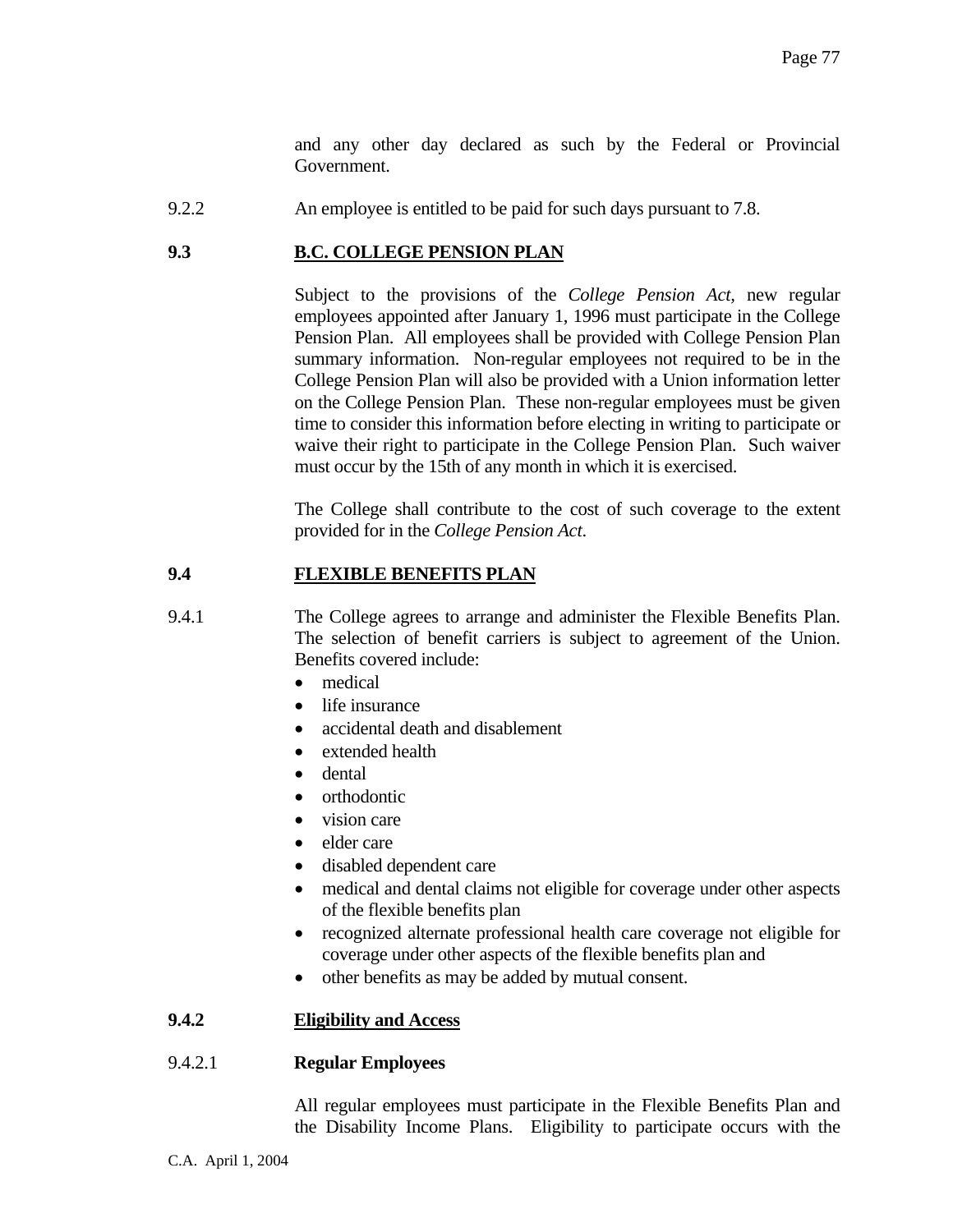and any other day declared as such by the Federal or Provincial Government.

9.2.2 An employee is entitled to be paid for such days pursuant to 7.8.

## 9.3 B.C. COLLEGE PENSION PLAN

Subject to the provisions of the *College Pension Act*, new regular employees appointed after January 1, 1996 must participate in the College Pension Plan. All employees shall be provided with College Pension Plan summary information. Non-regular employees not required to be in the College Pension Plan will also be provided with a Union information letter on the College Pension Plan. These non-regular employees must be given time to consider this information before electing in writing to participate or waive their right to participate in the College Pension Plan. Such waiver must occur by the 15th of any month in which it is exercised.

The College shall contribute to the cost of such coverage to the extent provided for in the *College Pension Act*.

## 9.4 FLEXIBLE BENEFITS PLAN

9.4.1 The College agrees to arrange and administer the Flexible Benefits Plan. The selection of benefit carriers is subject to agreement of the Union. Benefits covered include:

- medical
- life insurance
- accidental death and disablement
- extended health
- dental
- orthodontic
- vision care
- elder care
- disabled dependent care
- medical and dental claims not eligible for coverage under other aspects of the flexible benefits plan
- recognized alternate professional health care coverage not eligible for coverage under other aspects of the flexible benefits plan and
- other benefits as may be added by mutual consent.

### 9.4.2 Eligibility and Access

9.4.2.1 **Regular Employees**

All regular employees must participate in the Flexible Benefits Plan and the Disability Income Plans. Eligibility to participate occurs with the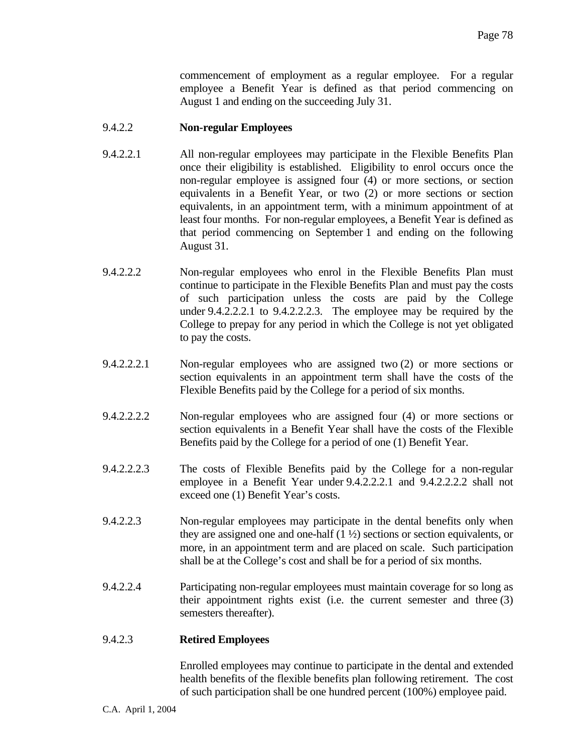commencement of employment as a regular employee. For a regular employee a Benefit Year is defined as that period commencing on August 1 and ending on the succeeding July 31.

9.4.2.2 **Non-regular Employees**

9.4.2.2.1 All non-regular employees may participate in the Flexible Benefits Plan once their eligibility is established. Eligibility to enrol occurs once the non-regular employee is assigned four (4) or more sections, or section equivalents in a Benefit Year, or two (2) or more sections or section equivalents, in an appointment term, with a minimum appointment of at least four months. For non-regular employees, a Benefit Year is defined as that period commencing on September 1 and ending on the following August 31.

9.4.2.2.2 Non-regular employees who enrol in the Flexible Benefits Plan must continue to participate in the Flexible Benefits Plan and must pay the costs of such participation unless the costs are paid by the College under 9.4.2.2.2.1 to 9.4.2.2.2.3. The employee may be required by the College to prepay for any period in which the College is not yet obligated to pay the costs.

9.4.2.2.2.1 Non-regular employees who are assigned two (2) or more sections or section equivalents in an appointment term shall have the costs of the Flexible Benefits paid by the College for a period of six months.

9.4.2.2.2.2 Non-regular employees who are assigned four (4) or more sections or section equivalents in a Benefit Year shall have the costs of the Flexible Benefits paid by the College for a period of one (1) Benefit Year.

9.4.2.2.2.3 The costs of Flexible Benefits paid by the College for a non-regular employee in a Benefit Year under 9.4.2.2.2.1 and 9.4.2.2.2.2 shall not exceed one (1) Benefit Year's costs.

9.4.2.2.3 Non-regular employees may participate in the dental benefits only when they are assigned one and one-half (1 ½) sections or section equivalents, or more, in an appointment term and are placed on scale. Such participation shall be at the College's cost and shall be for a period of six months.

9.4.2.2.4 Participating non-regular employees must maintain coverage for so long as their appointment rights exist (i.e. the current semester and three (3) semesters thereafter).

9.4.2.3 **Retired Employees**

Enrolled employees may continue to participate in the dental and extended health benefits of the flexible benefits plan following retirement. The cost of such participation shall be one hundred percent (100%) employee paid.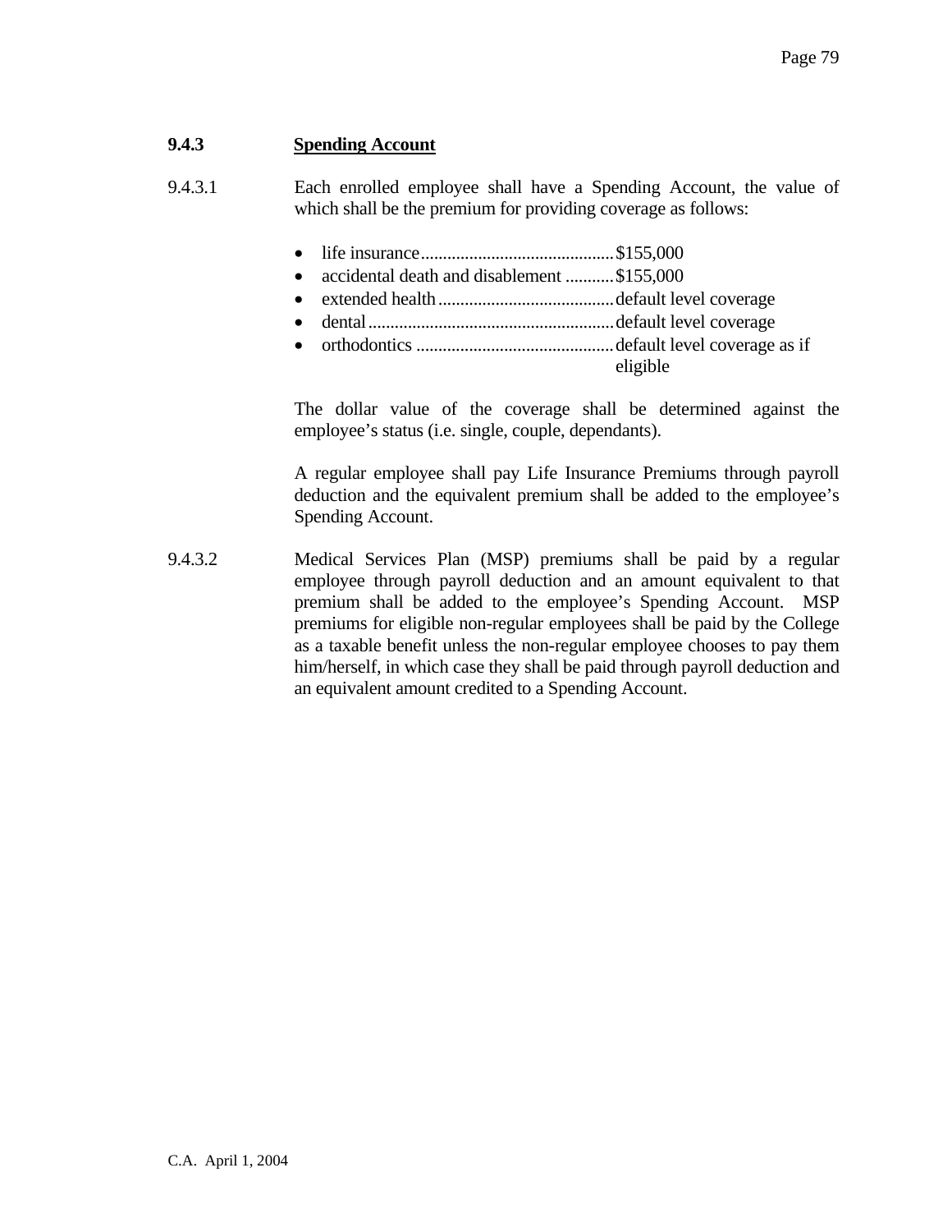### 9.4.3 Spending Account

9.4.3.1 Each enrolled employee shall have a Spending Account, the value of which shall be the premium for providing coverage as follows:

- life insurance............................................$155,000
- accidental death and disablement ...........$155,000
- extended health........................................default level coverage
- dental........................................................default level coverage
- orthodontics .............................................default level coverage as if eligible

The dollar value of the coverage shall be determined against the employee's status (i.e. single, couple, dependants).

A regular employee shall pay Life Insurance Premiums through payroll deduction and the equivalent premium shall be added to the employee's Spending Account.

9.4.3.2 Medical Services Plan (MSP) premiums shall be paid by a regular employee through payroll deduction and an amount equivalent to that premium shall be added to the employee's Spending Account. MSP premiums for eligible non-regular employees shall be paid by the College as a taxable benefit unless the non-regular employee chooses to pay them him/herself, in which case they shall be paid through payroll deduction and an equivalent amount credited to a Spending Account.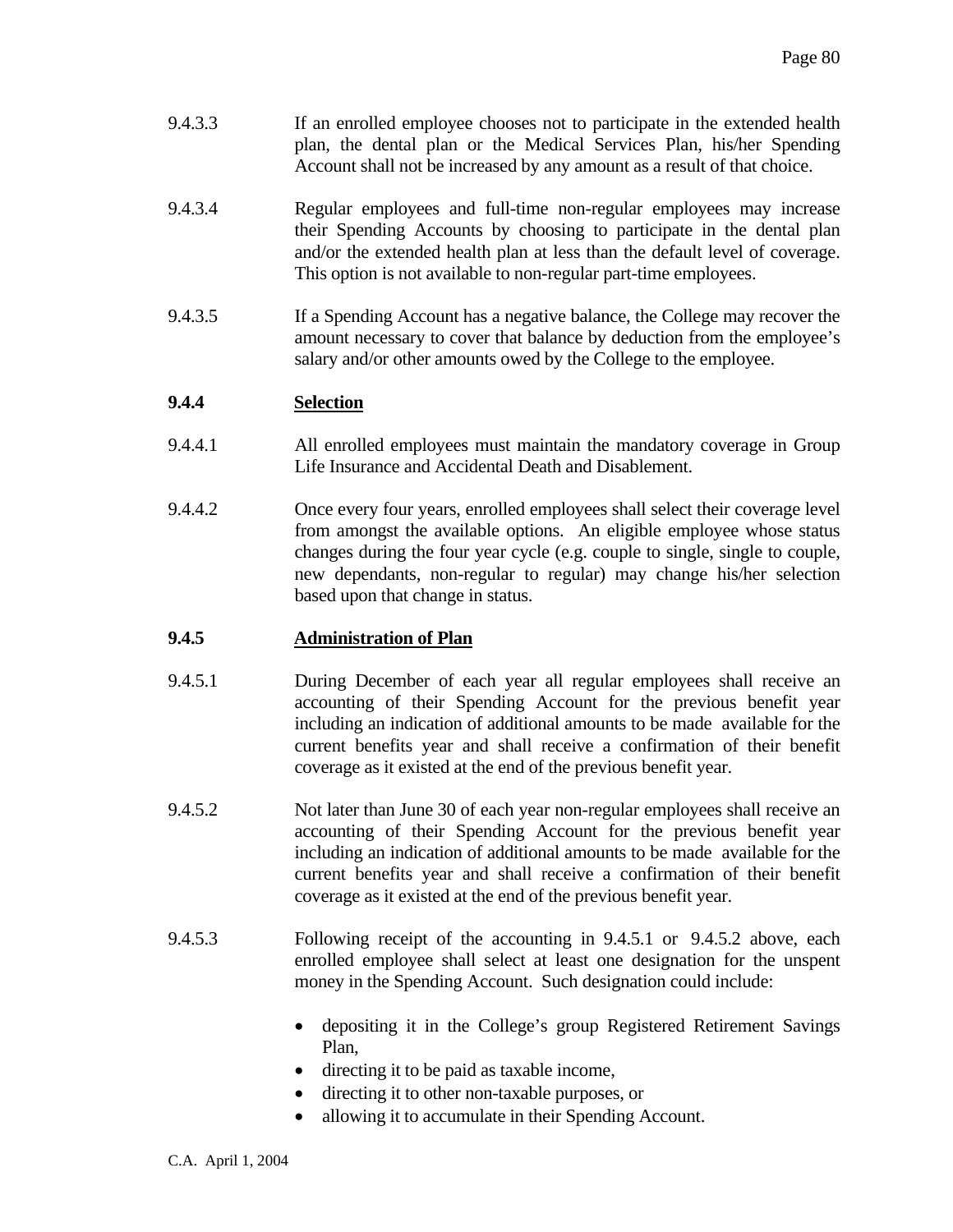9.4.3.3 If an enrolled employee chooses not to participate in the extended health plan, the dental plan or the Medical Services Plan, his/her Spending Account shall not be increased by any amount as a result of that choice.

9.4.3.4 Regular employees and full-time non-regular employees may increase their Spending Accounts by choosing to participate in the dental plan and/or the extended health plan at less than the default level of coverage. This option is not available to non-regular part-time employees.

9.4.3.5 If a Spending Account has a negative balance, the College may recover the amount necessary to cover that balance by deduction from the employee's salary and/or other amounts owed by the College to the employee.

### 9.4.4 <u>Selection</u>

9.4.4.1 All enrolled employees must maintain the mandatory coverage in Group Life Insurance and Accidental Death and Disablement.

9.4.4.2 Once every four years, enrolled employees shall select their coverage level from amongst the available options. An eligible employee whose status changes during the four year cycle (e.g. couple to single, single to couple, new dependants, non-regular to regular) may change his/her selection based upon that change in status.

### 9.4.5 <u>Administration of Plan</u>

9.4.5.1 During December of each year all regular employees shall receive an accounting of their Spending Account for the previous benefit year including an indication of additional amounts to be made available for the current benefits year and shall receive a confirmation of their benefit coverage as it existed at the end of the previous benefit year.

9.4.5.2 Not later than June 30 of each year non-regular employees shall receive an accounting of their Spending Account for the previous benefit year including an indication of additional amounts to be made available for the current benefits year and shall receive a confirmation of their benefit coverage as it existed at the end of the previous benefit year.

9.4.5.3 Following receipt of the accounting in 9.4.5.1 or 9.4.5.2 above, each enrolled employee shall select at least one designation for the unspent money in the Spending Account. Such designation could include:

- depositing it in the College's group Registered Retirement Savings Plan,
- directing it to be paid as taxable income,
- directing it to other non-taxable purposes, or
- allowing it to accumulate in their Spending Account.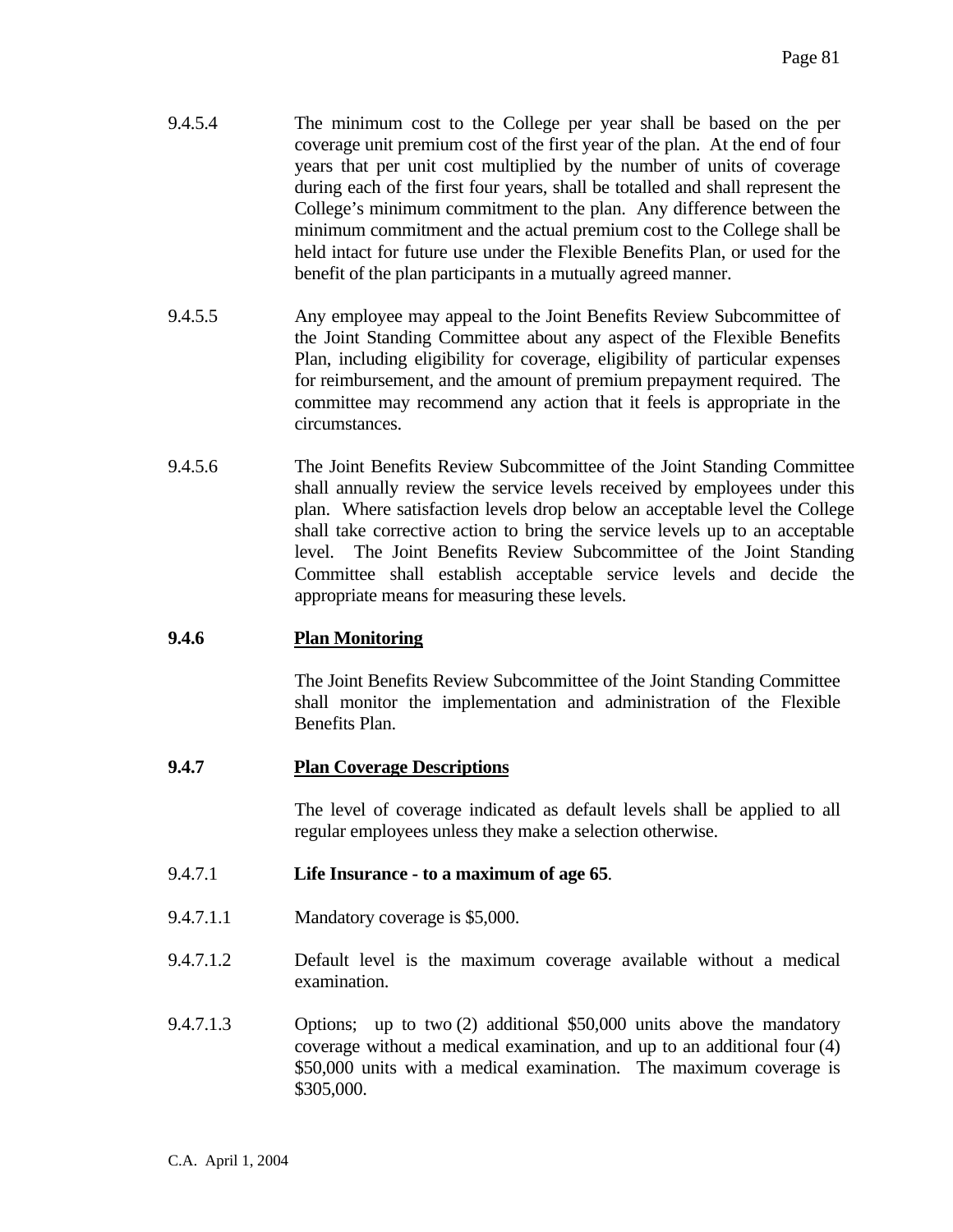9.4.5.4 The minimum cost to the College per year shall be based on the per coverage unit premium cost of the first year of the plan. At the end of four years that per unit cost multiplied by the number of units of coverage during each of the first four years, shall be totalled and shall represent the College's minimum commitment to the plan. Any difference between the minimum commitment and the actual premium cost to the College shall be held intact for future use under the Flexible Benefits Plan, or used for the benefit of the plan participants in a mutually agreed manner.

9.4.5.5 Any employee may appeal to the Joint Benefits Review Subcommittee of the Joint Standing Committee about any aspect of the Flexible Benefits Plan, including eligibility for coverage, eligibility of particular expenses for reimbursement, and the amount of premium prepayment required. The committee may recommend any action that it feels is appropriate in the circumstances.

9.4.5.6 The Joint Benefits Review Subcommittee of the Joint Standing Committee shall annually review the service levels received by employees under this plan. Where satisfaction levels drop below an acceptable level the College shall take corrective action to bring the service levels up to an acceptable level. The Joint Benefits Review Subcommittee of the Joint Standing Committee shall establish acceptable service levels and decide the appropriate means for measuring these levels.

**9.4.6 Plan Monitoring**

The Joint Benefits Review Subcommittee of the Joint Standing Committee shall monitor the implementation and administration of the Flexible Benefits Plan.

**9.4.7 Plan Coverage Descriptions**

The level of coverage indicated as default levels shall be applied to all regular employees unless they make a selection otherwise.

9.4.7.1 **Life Insurance - to a maximum of age 65**.

9.4.7.1.1 Mandatory coverage is $5,000.

9.4.7.1.2 Default level is the maximum coverage available without a medical examination.

9.4.7.1.3 Options; up to two (2) additional $50,000 units above the mandatory coverage without a medical examination, and up to an additional four (4) $50,000 units with a medical examination. The maximum coverage is $305,000.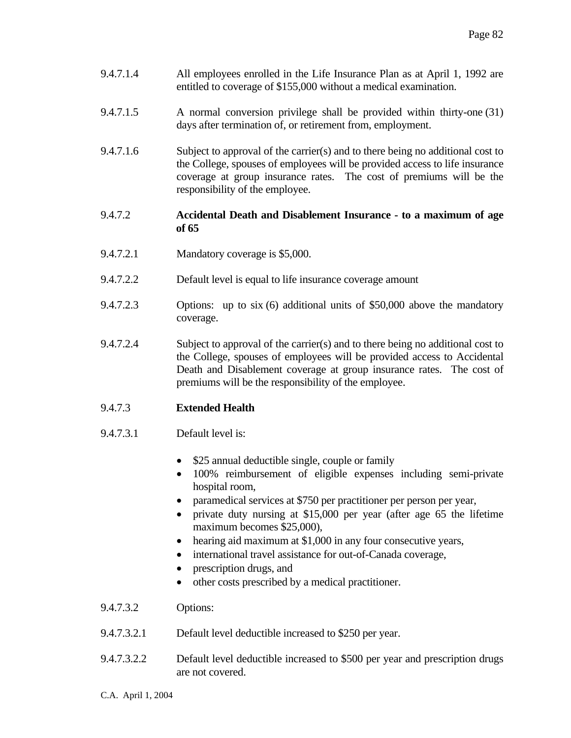9.4.7.1.4 All employees enrolled in the Life Insurance Plan as at April 1, 1992 are entitled to coverage of $155,000 without a medical examination.

9.4.7.1.5 A normal conversion privilege shall be provided within thirty-one (31) days after termination of, or retirement from, employment.

9.4.7.1.6 Subject to approval of the carrier(s) and to there being no additional cost to the College, spouses of employees will be provided access to life insurance coverage at group insurance rates. The cost of premiums will be the responsibility of the employee.

9.4.7.2 **Accidental Death and Disablement Insurance - to a maximum of age of 65**

9.4.7.2.1 Mandatory coverage is $5,000.

9.4.7.2.2 Default level is equal to life insurance coverage amount

9.4.7.2.3 Options: up to six (6) additional units of $50,000 above the mandatory coverage.

9.4.7.2.4 Subject to approval of the carrier(s) and to there being no additional cost to the College, spouses of employees will be provided access to Accidental Death and Disablement coverage at group insurance rates. The cost of premiums will be the responsibility of the employee.

9.4.7.3 **Extended Health**

9.4.7.3.1 Default level is:

- $25 annual deductible single, couple or family
- 100% reimbursement of eligible expenses including semi-private hospital room,
- paramedical services at $750 per practitioner per person per year,
- private duty nursing at $15,000 per year (after age 65 the lifetime maximum becomes $25,000),
- hearing aid maximum at $1,000 in any four consecutive years,
- international travel assistance for out-of-Canada coverage,
- prescription drugs, and
- other costs prescribed by a medical practitioner.

9.4.7.3.2 Options:

9.4.7.3.2.1 Default level deductible increased to $250 per year.

9.4.7.3.2.2 Default level deductible increased to $500 per year and prescription drugs are not covered.

C.A. April 1, 2004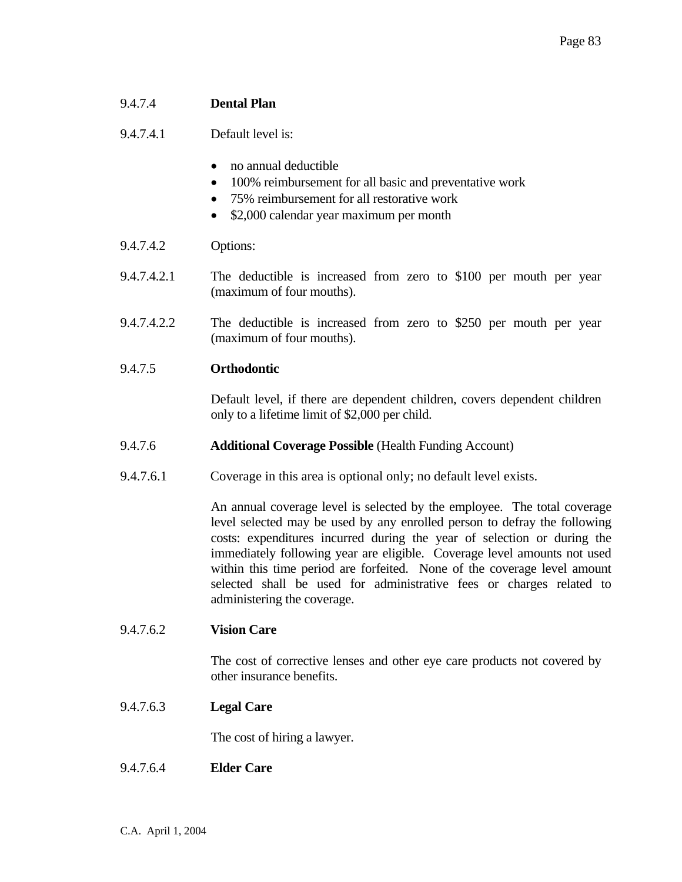9.4.7.4 **Dental Plan**

9.4.7.4.1 Default level is:

- no annual deductible
- 100% reimbursement for all basic and preventative work
- 75% reimbursement for all restorative work
- $2,000 calendar year maximum per month

9.4.7.4.2 Options:

9.4.7.4.2.1 The deductible is increased from zero to $100 per mouth per year (maximum of four mouths).

9.4.7.4.2.2 The deductible is increased from zero to $250 per mouth per year (maximum of four mouths).

9.4.7.5 **Orthodontic**

Default level, if there are dependent children, covers dependent children only to a lifetime limit of $2,000 per child.

9.4.7.6 **Additional Coverage Possible** (Health Funding Account)

9.4.7.6.1 Coverage in this area is optional only; no default level exists.

An annual coverage level is selected by the employee. The total coverage level selected may be used by any enrolled person to defray the following costs: expenditures incurred during the year of selection or during the immediately following year are eligible. Coverage level amounts not used within this time period are forfeited. None of the coverage level amount selected shall be used for administrative fees or charges related to administering the coverage.

9.4.7.6.2 **Vision Care**

The cost of corrective lenses and other eye care products not covered by other insurance benefits.

9.4.7.6.3 **Legal Care**

The cost of hiring a lawyer.

9.4.7.6.4 **Elder Care**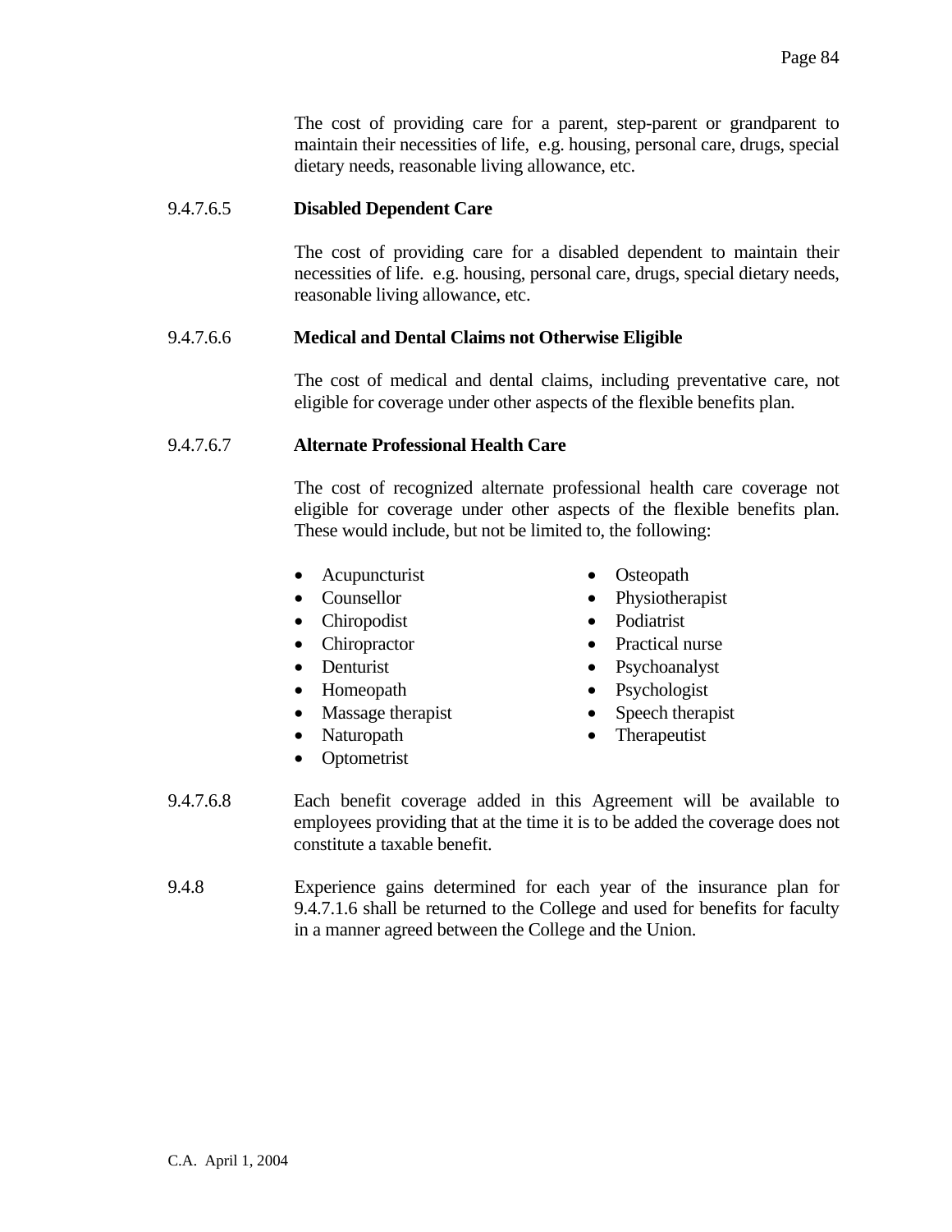The cost of providing care for a parent, step-parent or grandparent to maintain their necessities of life, e.g. housing, personal care, drugs, special dietary needs, reasonable living allowance, etc.

9.4.7.6.5 **Disabled Dependent Care**

The cost of providing care for a disabled dependent to maintain their necessities of life. e.g. housing, personal care, drugs, special dietary needs, reasonable living allowance, etc.

9.4.7.6.6 **Medical and Dental Claims not Otherwise Eligible**

The cost of medical and dental claims, including preventative care, not eligible for coverage under other aspects of the flexible benefits plan.

9.4.7.6.7 **Alternate Professional Health Care**

The cost of recognized alternate professional health care coverage not eligible for coverage under other aspects of the flexible benefits plan. These would include, but not be limited to, the following:

- Acupuncturist
- Counsellor
- Chiropodist
- Chiropractor
- Denturist
- Homeopath
- Massage therapist
- Naturopath
- Optometrist
- Osteopath
- Physiotherapist
- Podiatrist
- Practical nurse
- Psychoanalyst
- Psychologist
- Speech therapist
- Therapeutist

9.4.7.6.8 Each benefit coverage added in this Agreement will be available to employees providing that at the time it is to be added the coverage does not constitute a taxable benefit.

9.4.8 Experience gains determined for each year of the insurance plan for 9.4.7.1.6 shall be returned to the College and used for benefits for faculty in a manner agreed between the College and the Union.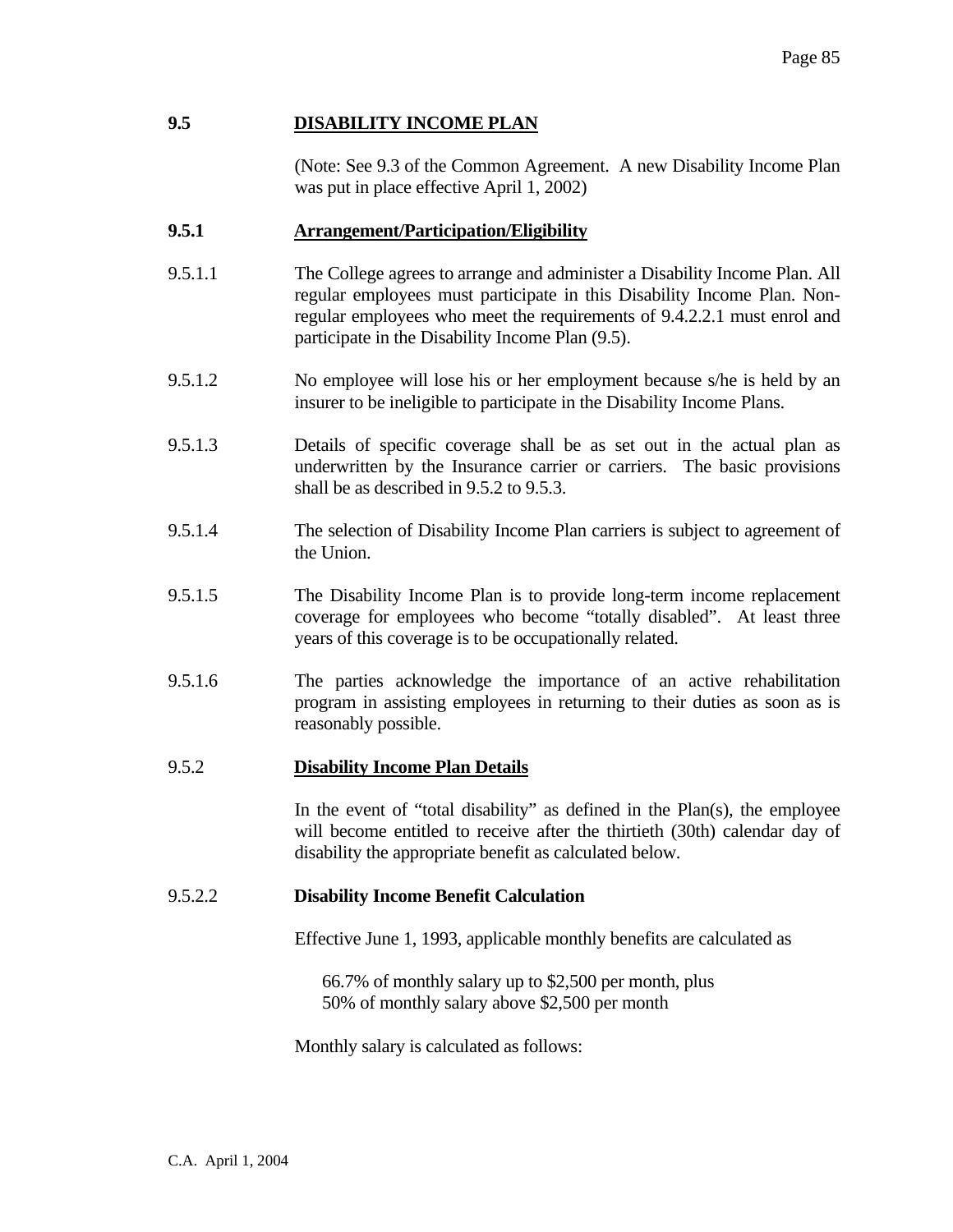## 9.5 DISABILITY INCOME PLAN

(Note: See 9.3 of the Common Agreement. A new Disability Income Plan was put in place effective April 1, 2002)

### 9.5.1 Arrangement/Participation/Eligibility

9.5.1.1 The College agrees to arrange and administer a Disability Income Plan. All regular employees must participate in this Disability Income Plan. Non-regular employees who meet the requirements of 9.4.2.2.1 must enrol and participate in the Disability Income Plan (9.5).

9.5.1.2 No employee will lose his or her employment because s/he is held by an insurer to be ineligible to participate in the Disability Income Plans.

9.5.1.3 Details of specific coverage shall be as set out in the actual plan as underwritten by the Insurance carrier or carriers. The basic provisions shall be as described in 9.5.2 to 9.5.3.

9.5.1.4 The selection of Disability Income Plan carriers is subject to agreement of the Union.

9.5.1.5 The Disability Income Plan is to provide long-term income replacement coverage for employees who become "totally disabled". At least three years of this coverage is to be occupationally related.

9.5.1.6 The parties acknowledge the importance of an active rehabilitation program in assisting employees in returning to their duties as soon as is reasonably possible.

### 9.5.2 Disability Income Plan Details

In the event of "total disability" as defined in the Plan(s), the employee will become entitled to receive after the thirtieth (30th) calendar day of disability the appropriate benefit as calculated below.

#### 9.5.2.2 Disability Income Benefit Calculation

Effective June 1, 1993, applicable monthly benefits are calculated as

66.7% of monthly salary up to $2,500 per month, plus
50% of monthly salary above $2,500 per month

Monthly salary is calculated as follows: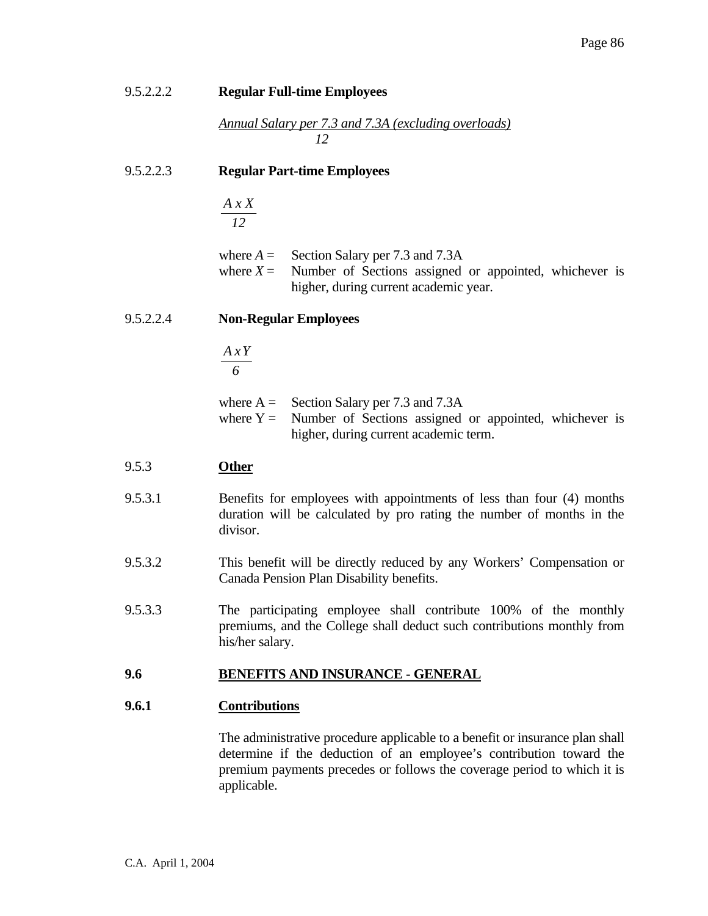9.5.2.2.2 **Regular Full-time Employees**

$$\frac{\text{Annual Salary per 7.3 and 7.3A (excluding overloads)}}{12}$$

9.5.2.2.3 **Regular Part-time Employees**

$$\frac{A \times X}{12}$$

where $A$ = Section Salary per 7.3 and 7.3A
where $X$ = Number of Sections assigned or appointed, whichever is higher, during current academic year.

9.5.2.2.4 **Non-Regular Employees**

$$\frac{A \times Y}{6}$$

where A = Section Salary per 7.3 and 7.3A
where Y = Number of Sections assigned or appointed, whichever is higher, during current academic term.

9.5.3 **Other**

9.5.3.1 Benefits for employees with appointments of less than four (4) months duration will be calculated by pro rating the number of months in the divisor.

9.5.3.2 This benefit will be directly reduced by any Workers' Compensation or Canada Pension Plan Disability benefits.

9.5.3.3 The participating employee shall contribute 100% of the monthly premiums, and the College shall deduct such contributions monthly from his/her salary.

## 9.6 BENEFITS AND INSURANCE - GENERAL

### 9.6.1 Contributions

The administrative procedure applicable to a benefit or insurance plan shall determine if the deduction of an employee's contribution toward the premium payments precedes or follows the coverage period to which it is applicable.

C.A. April 1, 2004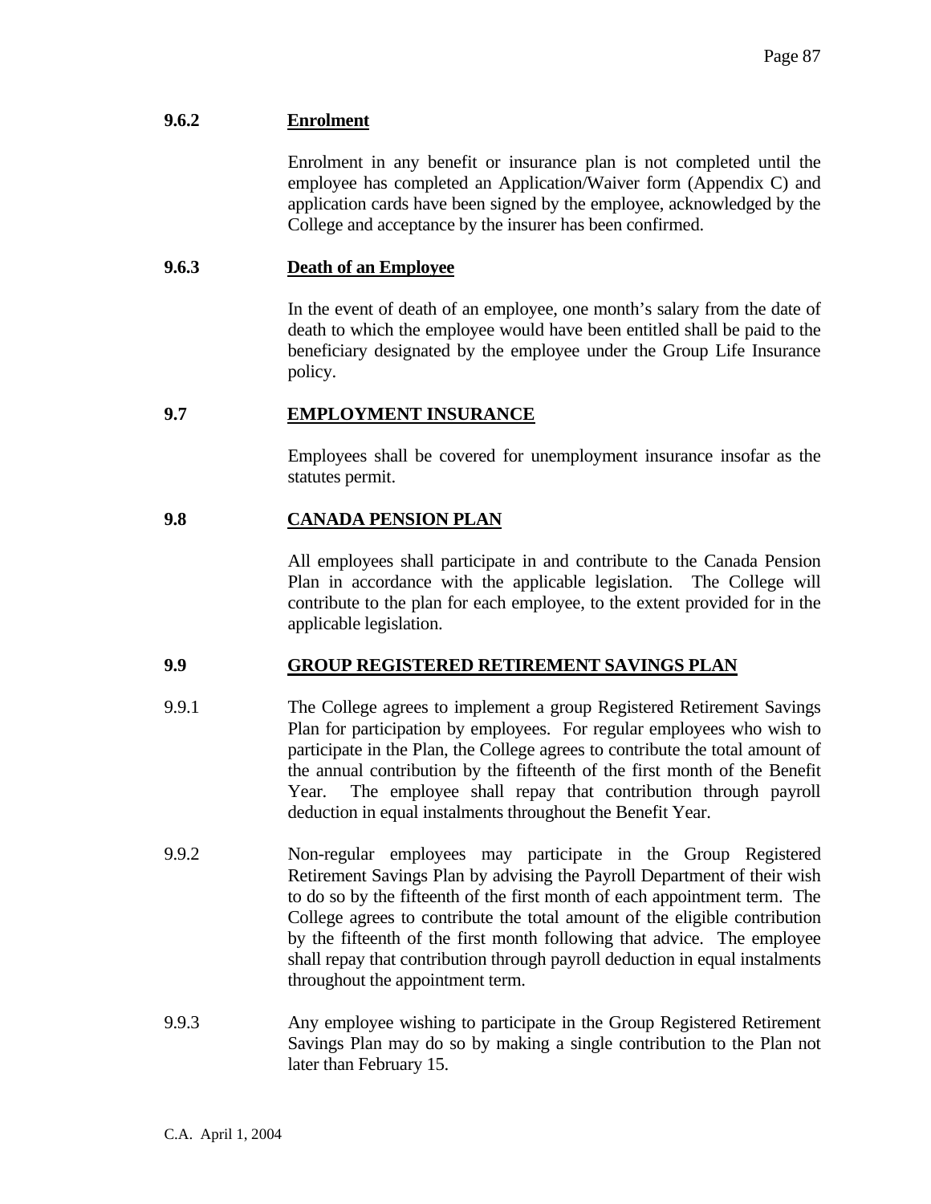### 9.6.2 Enrolment

Enrolment in any benefit or insurance plan is not completed until the employee has completed an Application/Waiver form (Appendix C) and application cards have been signed by the employee, acknowledged by the College and acceptance by the insurer has been confirmed.

### 9.6.3 Death of an Employee

In the event of death of an employee, one month's salary from the date of death to which the employee would have been entitled shall be paid to the beneficiary designated by the employee under the Group Life Insurance policy.

## 9.7 EMPLOYMENT INSURANCE

Employees shall be covered for unemployment insurance insofar as the statutes permit.

## 9.8 CANADA PENSION PLAN

All employees shall participate in and contribute to the Canada Pension Plan in accordance with the applicable legislation. The College will contribute to the plan for each employee, to the extent provided for in the applicable legislation.

## 9.9 GROUP REGISTERED RETIREMENT SAVINGS PLAN

9.9.1 The College agrees to implement a group Registered Retirement Savings Plan for participation by employees. For regular employees who wish to participate in the Plan, the College agrees to contribute the total amount of the annual contribution by the fifteenth of the first month of the Benefit Year. The employee shall repay that contribution through payroll deduction in equal instalments throughout the Benefit Year.

9.9.2 Non-regular employees may participate in the Group Registered Retirement Savings Plan by advising the Payroll Department of their wish to do so by the fifteenth of the first month of each appointment term. The College agrees to contribute the total amount of the eligible contribution by the fifteenth of the first month following that advice. The employee shall repay that contribution through payroll deduction in equal instalments throughout the appointment term.

9.9.3 Any employee wishing to participate in the Group Registered Retirement Savings Plan may do so by making a single contribution to the Plan not later than February 15.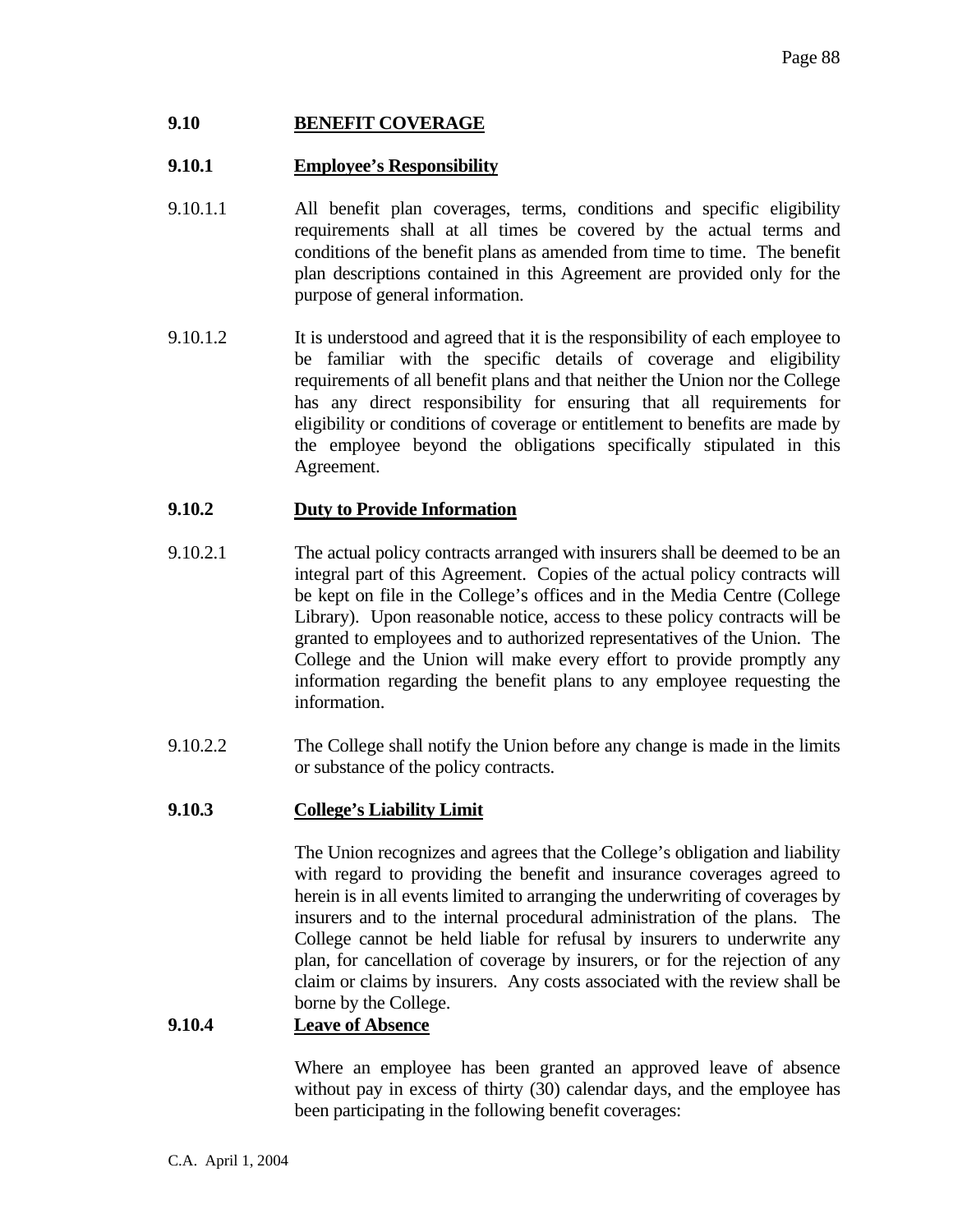## 9.10 BENEFIT COVERAGE

### 9.10.1 Employee's Responsibility

9.10.1.1 All benefit plan coverages, terms, conditions and specific eligibility requirements shall at all times be covered by the actual terms and conditions of the benefit plans as amended from time to time. The benefit plan descriptions contained in this Agreement are provided only for the purpose of general information.

9.10.1.2 It is understood and agreed that it is the responsibility of each employee to be familiar with the specific details of coverage and eligibility requirements of all benefit plans and that neither the Union nor the College has any direct responsibility for ensuring that all requirements for eligibility or conditions of coverage or entitlement to benefits are made by the employee beyond the obligations specifically stipulated in this Agreement.

### 9.10.2 Duty to Provide Information

9.10.2.1 The actual policy contracts arranged with insurers shall be deemed to be an integral part of this Agreement. Copies of the actual policy contracts will be kept on file in the College's offices and in the Media Centre (College Library). Upon reasonable notice, access to these policy contracts will be granted to employees and to authorized representatives of the Union. The College and the Union will make every effort to provide promptly any information regarding the benefit plans to any employee requesting the information.

9.10.2.2 The College shall notify the Union before any change is made in the limits or substance of the policy contracts.

### 9.10.3 College's Liability Limit

The Union recognizes and agrees that the College's obligation and liability with regard to providing the benefit and insurance coverages agreed to herein is in all events limited to arranging the underwriting of coverages by insurers and to the internal procedural administration of the plans. The College cannot be held liable for refusal by insurers to underwrite any plan, for cancellation of coverage by insurers, or for the rejection of any claim or claims by insurers. Any costs associated with the review shall be borne by the College.

### 9.10.4 Leave of Absence

Where an employee has been granted an approved leave of absence without pay in excess of thirty (30) calendar days, and the employee has been participating in the following benefit coverages: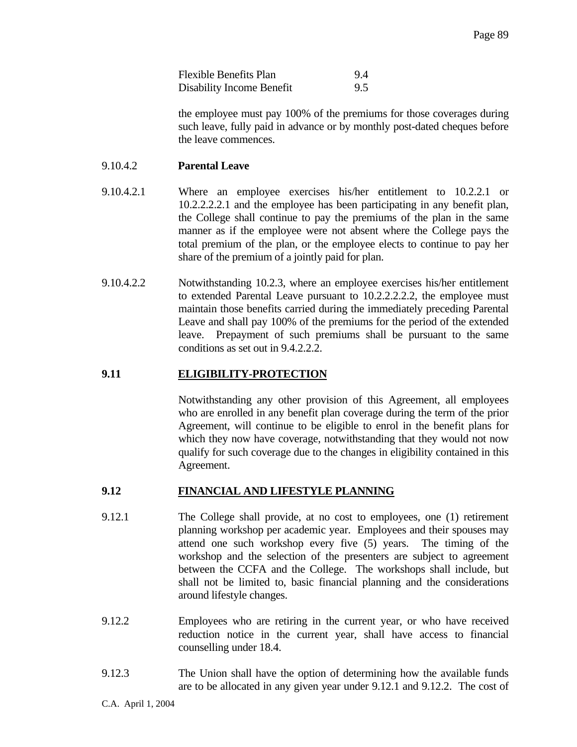| | |
|---|---|
| Flexible Benefits Plan | 9.4 |
| Disability Income Benefit | 9.5 |

the employee must pay 100% of the premiums for those coverages during such leave, fully paid in advance or by monthly post-dated cheques before the leave commences.

9.10.4.2 **Parental Leave**

9.10.4.2.1 Where an employee exercises his/her entitlement to 10.2.2.1 or 10.2.2.2.2.1 and the employee has been participating in any benefit plan, the College shall continue to pay the premiums of the plan in the same manner as if the employee were not absent where the College pays the total premium of the plan, or the employee elects to continue to pay her share of the premium of a jointly paid for plan.

9.10.4.2.2 Notwithstanding 10.2.3, where an employee exercises his/her entitlement to extended Parental Leave pursuant to 10.2.2.2.2.2, the employee must maintain those benefits carried during the immediately preceding Parental Leave and shall pay 100% of the premiums for the period of the extended leave. Prepayment of such premiums shall be pursuant to the same conditions as set out in 9.4.2.2.2.

## 9.11 ELIGIBILITY-PROTECTION

Notwithstanding any other provision of this Agreement, all employees who are enrolled in any benefit plan coverage during the term of the prior Agreement, will continue to be eligible to enrol in the benefit plans for which they now have coverage, notwithstanding that they would not now qualify for such coverage due to the changes in eligibility contained in this Agreement.

## 9.12 FINANCIAL AND LIFESTYLE PLANNING

9.12.1 The College shall provide, at no cost to employees, one (1) retirement planning workshop per academic year. Employees and their spouses may attend one such workshop every five (5) years. The timing of the workshop and the selection of the presenters are subject to agreement between the CCFA and the College. The workshops shall include, but shall not be limited to, basic financial planning and the considerations around lifestyle changes.

9.12.2 Employees who are retiring in the current year, or who have received reduction notice in the current year, shall have access to financial counselling under 18.4.

9.12.3 The Union shall have the option of determining how the available funds are to be allocated in any given year under 9.12.1 and 9.12.2. The cost of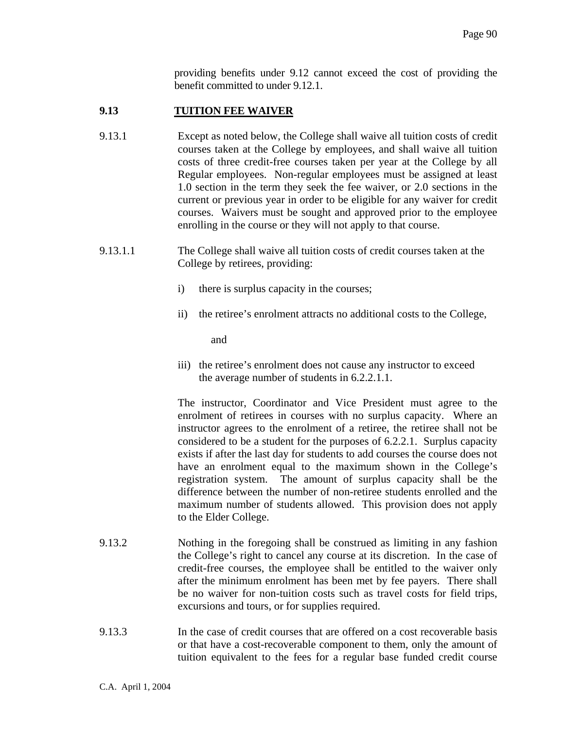providing benefits under 9.12 cannot exceed the cost of providing the benefit committed to under 9.12.1.

## 9.13 TUITION FEE WAIVER

9.13.1 Except as noted below, the College shall waive all tuition costs of credit courses taken at the College by employees, and shall waive all tuition costs of three credit-free courses taken per year at the College by all Regular employees. Non-regular employees must be assigned at least 1.0 section in the term they seek the fee waiver, or 2.0 sections in the current or previous year in order to be eligible for any waiver for credit courses. Waivers must be sought and approved prior to the employee enrolling in the course or they will not apply to that course.

9.13.1.1 The College shall waive all tuition costs of credit courses taken at the College by retirees, providing:

i) there is surplus capacity in the courses;

ii) the retiree's enrolment attracts no additional costs to the College,

and

iii) the retiree's enrolment does not cause any instructor to exceed the average number of students in 6.2.2.1.1.

The instructor, Coordinator and Vice President must agree to the enrolment of retirees in courses with no surplus capacity. Where an instructor agrees to the enrolment of a retiree, the retiree shall not be considered to be a student for the purposes of 6.2.2.1. Surplus capacity exists if after the last day for students to add courses the course does not have an enrolment equal to the maximum shown in the College's registration system. The amount of surplus capacity shall be the difference between the number of non-retiree students enrolled and the maximum number of students allowed. This provision does not apply to the Elder College.

9.13.2 Nothing in the foregoing shall be construed as limiting in any fashion the College's right to cancel any course at its discretion. In the case of credit-free courses, the employee shall be entitled to the waiver only after the minimum enrolment has been met by fee payers. There shall be no waiver for non-tuition costs such as travel costs for field trips, excursions and tours, or for supplies required.

9.13.3 In the case of credit courses that are offered on a cost recoverable basis or that have a cost-recoverable component to them, only the amount of tuition equivalent to the fees for a regular base funded credit course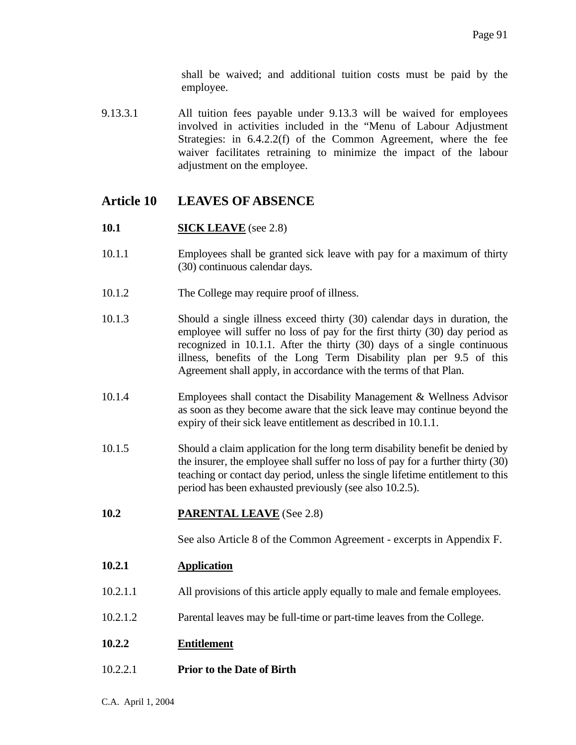shall be waived; and additional tuition costs must be paid by the employee.

9.13.3.1 All tuition fees payable under 9.13.3 will be waived for employees involved in activities included in the "Menu of Labour Adjustment Strategies: in 6.4.2.2(f) of the Common Agreement, where the fee waiver facilitates retraining to minimize the impact of the labour adjustment on the employee.

## Article 10 LEAVES OF ABSENCE

### 10.1 SICK LEAVE (see 2.8)

10.1.1 Employees shall be granted sick leave with pay for a maximum of thirty (30) continuous calendar days.

10.1.2 The College may require proof of illness.

10.1.3 Should a single illness exceed thirty (30) calendar days in duration, the employee will suffer no loss of pay for the first thirty (30) day period as recognized in 10.1.1. After the thirty (30) days of a single continuous illness, benefits of the Long Term Disability plan per 9.5 of this Agreement shall apply, in accordance with the terms of that Plan.

10.1.4 Employees shall contact the Disability Management & Wellness Advisor as soon as they become aware that the sick leave may continue beyond the expiry of their sick leave entitlement as described in 10.1.1.

10.1.5 Should a claim application for the long term disability benefit be denied by the insurer, the employee shall suffer no loss of pay for a further thirty (30) teaching or contact day period, unless the single lifetime entitlement to this period has been exhausted previously (see also 10.2.5).

### 10.2 PARENTAL LEAVE (See 2.8)

See also Article 8 of the Common Agreement - excerpts in Appendix F.

#### 10.2.1 Application

10.2.1.1 All provisions of this article apply equally to male and female employees.

10.2.1.2 Parental leaves may be full-time or part-time leaves from the College.

#### 10.2.2 Entitlement

10.2.2.1 **Prior to the Date of Birth**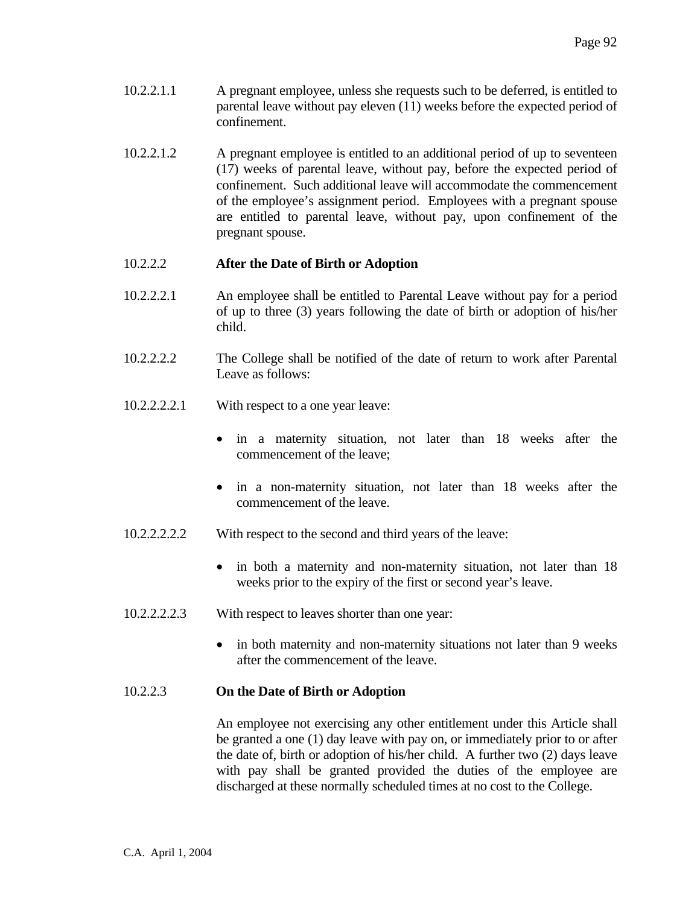10.2.2.1.1 A pregnant employee, unless she requests such to be deferred, is entitled to parental leave without pay eleven (11) weeks before the expected period of confinement.

10.2.2.1.2 A pregnant employee is entitled to an additional period of up to seventeen (17) weeks of parental leave, without pay, before the expected period of confinement. Such additional leave will accommodate the commencement of the employee's assignment period. Employees with a pregnant spouse are entitled to parental leave, without pay, upon confinement of the pregnant spouse.

10.2.2.2 **After the Date of Birth or Adoption**

10.2.2.2.1 An employee shall be entitled to Parental Leave without pay for a period of up to three (3) years following the date of birth or adoption of his/her child.

10.2.2.2.2 The College shall be notified of the date of return to work after Parental Leave as follows:

10.2.2.2.2.1 With respect to a one year leave:

- in a maternity situation, not later than 18 weeks after the commencement of the leave;
- in a non-maternity situation, not later than 18 weeks after the commencement of the leave.

10.2.2.2.2.2 With respect to the second and third years of the leave:

- in both a maternity and non-maternity situation, not later than 18 weeks prior to the expiry of the first or second year's leave.

10.2.2.2.2.3 With respect to leaves shorter than one year:

- in both maternity and non-maternity situations not later than 9 weeks after the commencement of the leave.

10.2.2.3 **On the Date of Birth or Adoption**

An employee not exercising any other entitlement under this Article shall be granted a one (1) day leave with pay on, or immediately prior to or after the date of, birth or adoption of his/her child. A further two (2) days leave with pay shall be granted provided the duties of the employee are discharged at these normally scheduled times at no cost to the College.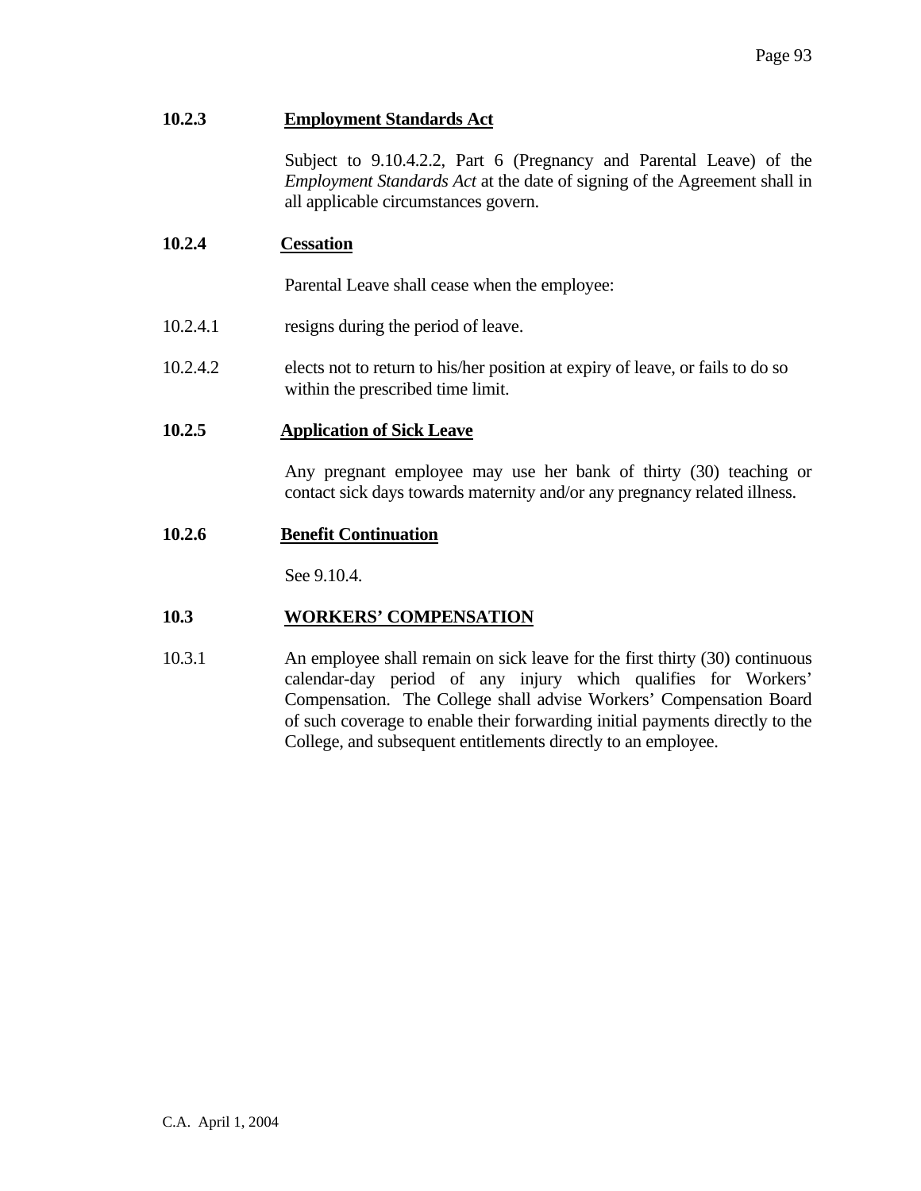**10.2.3 Employment Standards Act**

Subject to 9.10.4.2.2, Part 6 (Pregnancy and Parental Leave) of the *Employment Standards Act* at the date of signing of the Agreement shall in all applicable circumstances govern.

**10.2.4 Cessation**

Parental Leave shall cease when the employee:

10.2.4.1 resigns during the period of leave.

10.2.4.2 elects not to return to his/her position at expiry of leave, or fails to do so within the prescribed time limit.

**10.2.5 Application of Sick Leave**

Any pregnant employee may use her bank of thirty (30) teaching or contact sick days towards maternity and/or any pregnancy related illness.

**10.2.6 Benefit Continuation**

See 9.10.4.

## 10.3 WORKERS' COMPENSATION

10.3.1 An employee shall remain on sick leave for the first thirty (30) continuous calendar-day period of any injury which qualifies for Workers' Compensation. The College shall advise Workers' Compensation Board of such coverage to enable their forwarding initial payments directly to the College, and subsequent entitlements directly to an employee.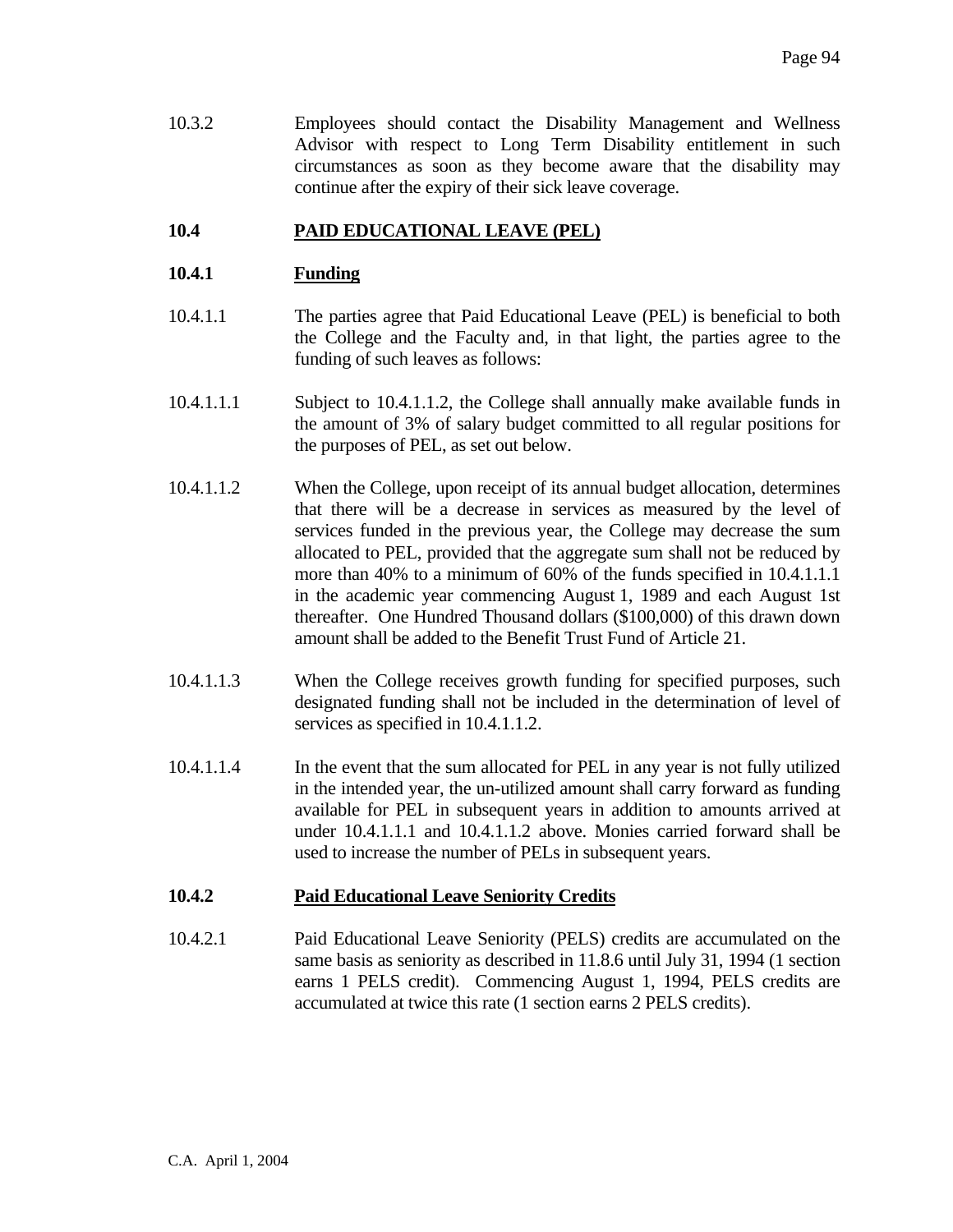10.3.2 Employees should contact the Disability Management and Wellness Advisor with respect to Long Term Disability entitlement in such circumstances as soon as they become aware that the disability may continue after the expiry of their sick leave coverage.

## 10.4 PAID EDUCATIONAL LEAVE (PEL)

### 10.4.1 Funding

10.4.1.1 The parties agree that Paid Educational Leave (PEL) is beneficial to both the College and the Faculty and, in that light, the parties agree to the funding of such leaves as follows:

10.4.1.1.1 Subject to 10.4.1.1.2, the College shall annually make available funds in the amount of 3% of salary budget committed to all regular positions for the purposes of PEL, as set out below.

10.4.1.1.2 When the College, upon receipt of its annual budget allocation, determines that there will be a decrease in services as measured by the level of services funded in the previous year, the College may decrease the sum allocated to PEL, provided that the aggregate sum shall not be reduced by more than 40% to a minimum of 60% of the funds specified in 10.4.1.1.1 in the academic year commencing August 1, 1989 and each August 1st thereafter. One Hundred Thousand dollars ($100,000) of this drawn down amount shall be added to the Benefit Trust Fund of Article 21.

10.4.1.1.3 When the College receives growth funding for specified purposes, such designated funding shall not be included in the determination of level of services as specified in 10.4.1.1.2.

10.4.1.1.4 In the event that the sum allocated for PEL in any year is not fully utilized in the intended year, the un-utilized amount shall carry forward as funding available for PEL in subsequent years in addition to amounts arrived at under 10.4.1.1.1 and 10.4.1.1.2 above. Monies carried forward shall be used to increase the number of PELs in subsequent years.

### 10.4.2 Paid Educational Leave Seniority Credits

10.4.2.1 Paid Educational Leave Seniority (PELS) credits are accumulated on the same basis as seniority as described in 11.8.6 until July 31, 1994 (1 section earns 1 PELS credit). Commencing August 1, 1994, PELS credits are accumulated at twice this rate (1 section earns 2 PELS credits).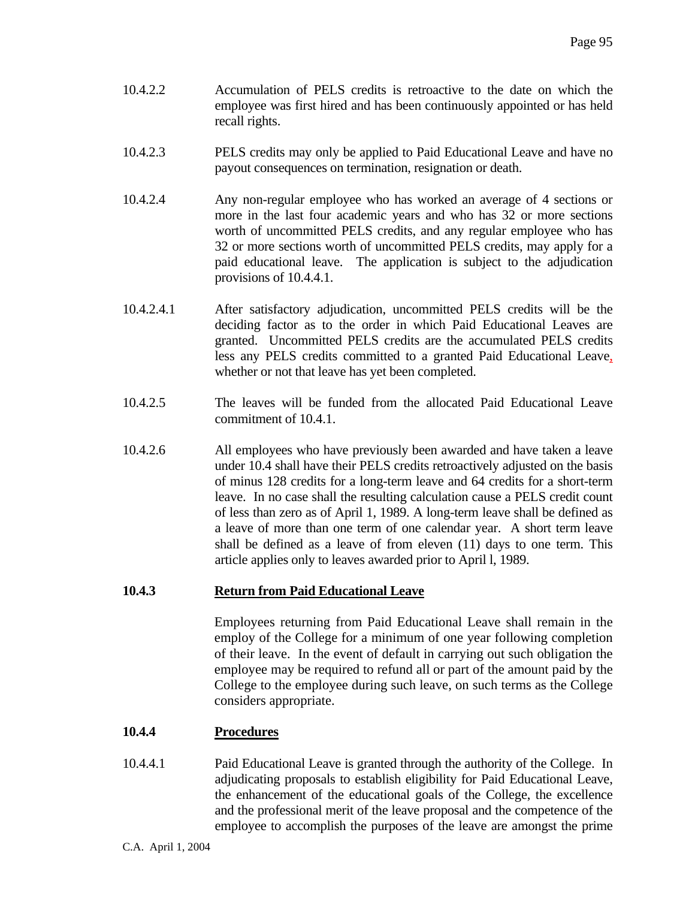10.4.2.2 Accumulation of PELS credits is retroactive to the date on which the employee was first hired and has been continuously appointed or has held recall rights.

10.4.2.3 PELS credits may only be applied to Paid Educational Leave and have no payout consequences on termination, resignation or death.

10.4.2.4 Any non-regular employee who has worked an average of 4 sections or more in the last four academic years and who has 32 or more sections worth of uncommitted PELS credits, and any regular employee who has 32 or more sections worth of uncommitted PELS credits, may apply for a paid educational leave. The application is subject to the adjudication provisions of 10.4.4.1.

10.4.2.4.1 After satisfactory adjudication, uncommitted PELS credits will be the deciding factor as to the order in which Paid Educational Leaves are granted. Uncommitted PELS credits are the accumulated PELS credits less any PELS credits committed to a granted Paid Educational Leave, whether or not that leave has yet been completed.

10.4.2.5 The leaves will be funded from the allocated Paid Educational Leave commitment of 10.4.1.

10.4.2.6 All employees who have previously been awarded and have taken a leave under 10.4 shall have their PELS credits retroactively adjusted on the basis of minus 128 credits for a long-term leave and 64 credits for a short-term leave. In no case shall the resulting calculation cause a PELS credit count of less than zero as of April 1, 1989. A long-term leave shall be defined as a leave of more than one term of one calendar year. A short term leave shall be defined as a leave of from eleven (11) days to one term. This article applies only to leaves awarded prior to April l, 1989.

### 10.4.3 <u>Return from Paid Educational Leave</u>

Employees returning from Paid Educational Leave shall remain in the employ of the College for a minimum of one year following completion of their leave. In the event of default in carrying out such obligation the employee may be required to refund all or part of the amount paid by the College to the employee during such leave, on such terms as the College considers appropriate.

### 10.4.4 <u>Procedures</u>

10.4.4.1 Paid Educational Leave is granted through the authority of the College. In adjudicating proposals to establish eligibility for Paid Educational Leave, the enhancement of the educational goals of the College, the excellence and the professional merit of the leave proposal and the competence of the employee to accomplish the purposes of the leave are amongst the prime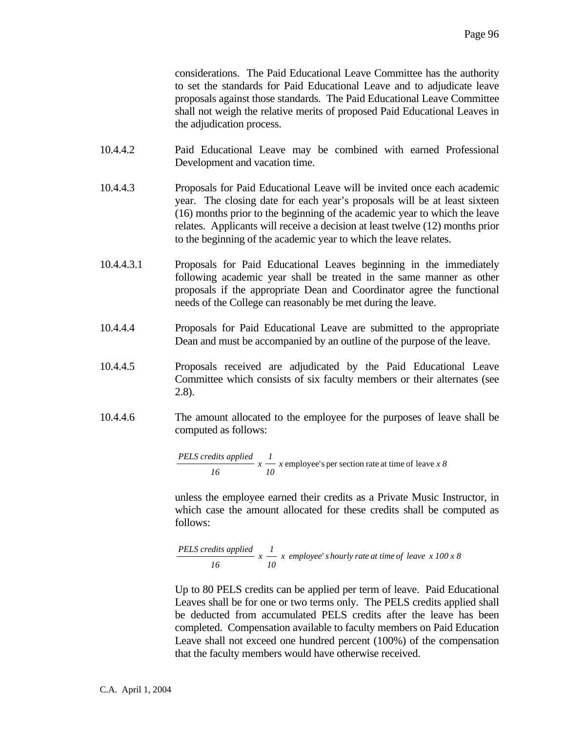considerations. The Paid Educational Leave Committee has the authority to set the standards for Paid Educational Leave and to adjudicate leave proposals against those standards. The Paid Educational Leave Committee shall not weigh the relative merits of proposed Paid Educational Leaves in the adjudication process.

10.4.4.2 Paid Educational Leave may be combined with earned Professional Development and vacation time.

10.4.4.3 Proposals for Paid Educational Leave will be invited once each academic year. The closing date for each year's proposals will be at least sixteen (16) months prior to the beginning of the academic year to which the leave relates. Applicants will receive a decision at least twelve (12) months prior to the beginning of the academic year to which the leave relates.

10.4.4.3.1 Proposals for Paid Educational Leaves beginning in the immediately following academic year shall be treated in the same manner as other proposals if the appropriate Dean and Coordinator agree the functional needs of the College can reasonably be met during the leave.

10.4.4.4 Proposals for Paid Educational Leave are submitted to the appropriate Dean and must be accompanied by an outline of the purpose of the leave.

10.4.4.5 Proposals received are adjudicated by the Paid Educational Leave Committee which consists of six faculty members or their alternates (see 2.8).

10.4.4.6 The amount allocated to the employee for the purposes of leave shall be computed as follows:

$$\frac{\textit{PELS credits applied}}{16} \; x \; \frac{1}{10} \; x \text{ employee's per section rate at time of leave } x \; 8$$

unless the employee earned their credits as a Private Music Instructor, in which case the amount allocated for these credits shall be computed as follows:

$$\frac{\textit{PELS credits applied}}{16} \; x \; \frac{1}{10} \; x \; \textit{employee's hourly rate at time of leave } x \; 100 \; x \; 8$$

Up to 80 PELS credits can be applied per term of leave. Paid Educational Leaves shall be for one or two terms only. The PELS credits applied shall be deducted from accumulated PELS credits after the leave has been completed. Compensation available to faculty members on Paid Education Leave shall not exceed one hundred percent (100%) of the compensation that the faculty members would have otherwise received.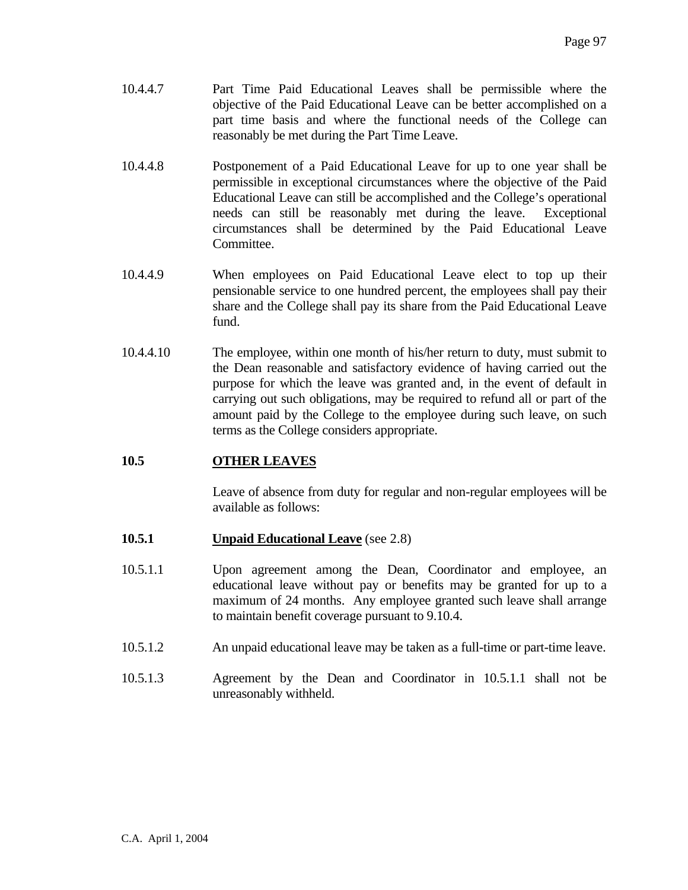10.4.4.7 Part Time Paid Educational Leaves shall be permissible where the objective of the Paid Educational Leave can be better accomplished on a part time basis and where the functional needs of the College can reasonably be met during the Part Time Leave.

10.4.4.8 Postponement of a Paid Educational Leave for up to one year shall be permissible in exceptional circumstances where the objective of the Paid Educational Leave can still be accomplished and the College's operational needs can still be reasonably met during the leave. Exceptional circumstances shall be determined by the Paid Educational Leave Committee.

10.4.4.9 When employees on Paid Educational Leave elect to top up their pensionable service to one hundred percent, the employees shall pay their share and the College shall pay its share from the Paid Educational Leave fund.

10.4.4.10 The employee, within one month of his/her return to duty, must submit to the Dean reasonable and satisfactory evidence of having carried out the purpose for which the leave was granted and, in the event of default in carrying out such obligations, may be required to refund all or part of the amount paid by the College to the employee during such leave, on such terms as the College considers appropriate.

## 10.5 OTHER LEAVES

Leave of absence from duty for regular and non-regular employees will be available as follows:

### 10.5.1 Unpaid Educational Leave (see 2.8)

10.5.1.1 Upon agreement among the Dean, Coordinator and employee, an educational leave without pay or benefits may be granted for up to a maximum of 24 months. Any employee granted such leave shall arrange to maintain benefit coverage pursuant to 9.10.4.

10.5.1.2 An unpaid educational leave may be taken as a full-time or part-time leave.

10.5.1.3 Agreement by the Dean and Coordinator in 10.5.1.1 shall not be unreasonably withheld.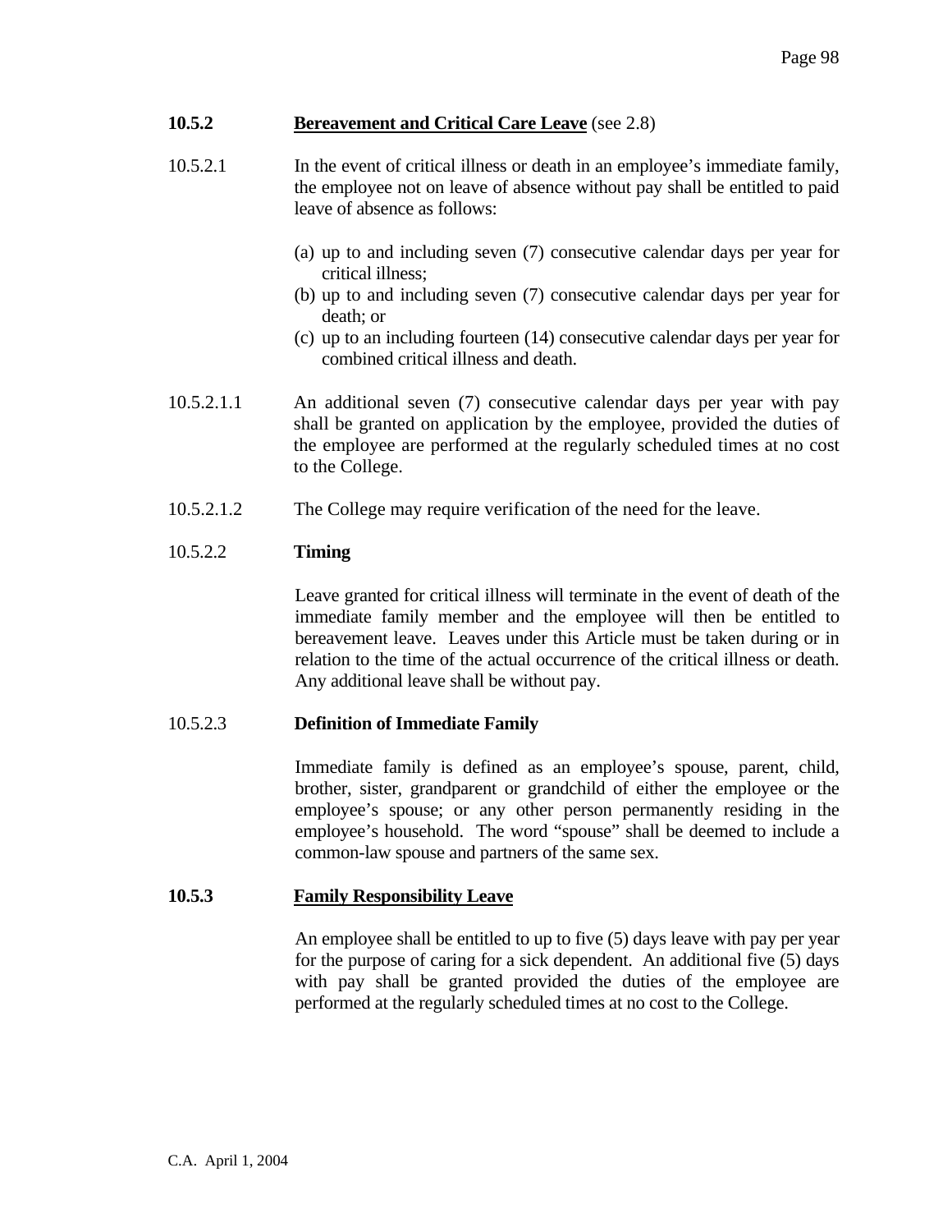### 10.5.2 Bereavement and Critical Care Leave (see 2.8)

10.5.2.1 In the event of critical illness or death in an employee's immediate family, the employee not on leave of absence without pay shall be entitled to paid leave of absence as follows:

(a) up to and including seven (7) consecutive calendar days per year for critical illness;
(b) up to and including seven (7) consecutive calendar days per year for death; or
(c) up to an including fourteen (14) consecutive calendar days per year for combined critical illness and death.

10.5.2.1.1 An additional seven (7) consecutive calendar days per year with pay shall be granted on application by the employee, provided the duties of the employee are performed at the regularly scheduled times at no cost to the College.

10.5.2.1.2 The College may require verification of the need for the leave.

10.5.2.2 **Timing**

Leave granted for critical illness will terminate in the event of death of the immediate family member and the employee will then be entitled to bereavement leave. Leaves under this Article must be taken during or in relation to the time of the actual occurrence of the critical illness or death. Any additional leave shall be without pay.

10.5.2.3 **Definition of Immediate Family**

Immediate family is defined as an employee's spouse, parent, child, brother, sister, grandparent or grandchild of either the employee or the employee's spouse; or any other person permanently residing in the employee's household. The word "spouse" shall be deemed to include a common-law spouse and partners of the same sex.

### 10.5.3 Family Responsibility Leave

An employee shall be entitled to up to five (5) days leave with pay per year for the purpose of caring for a sick dependent. An additional five (5) days with pay shall be granted provided the duties of the employee are performed at the regularly scheduled times at no cost to the College.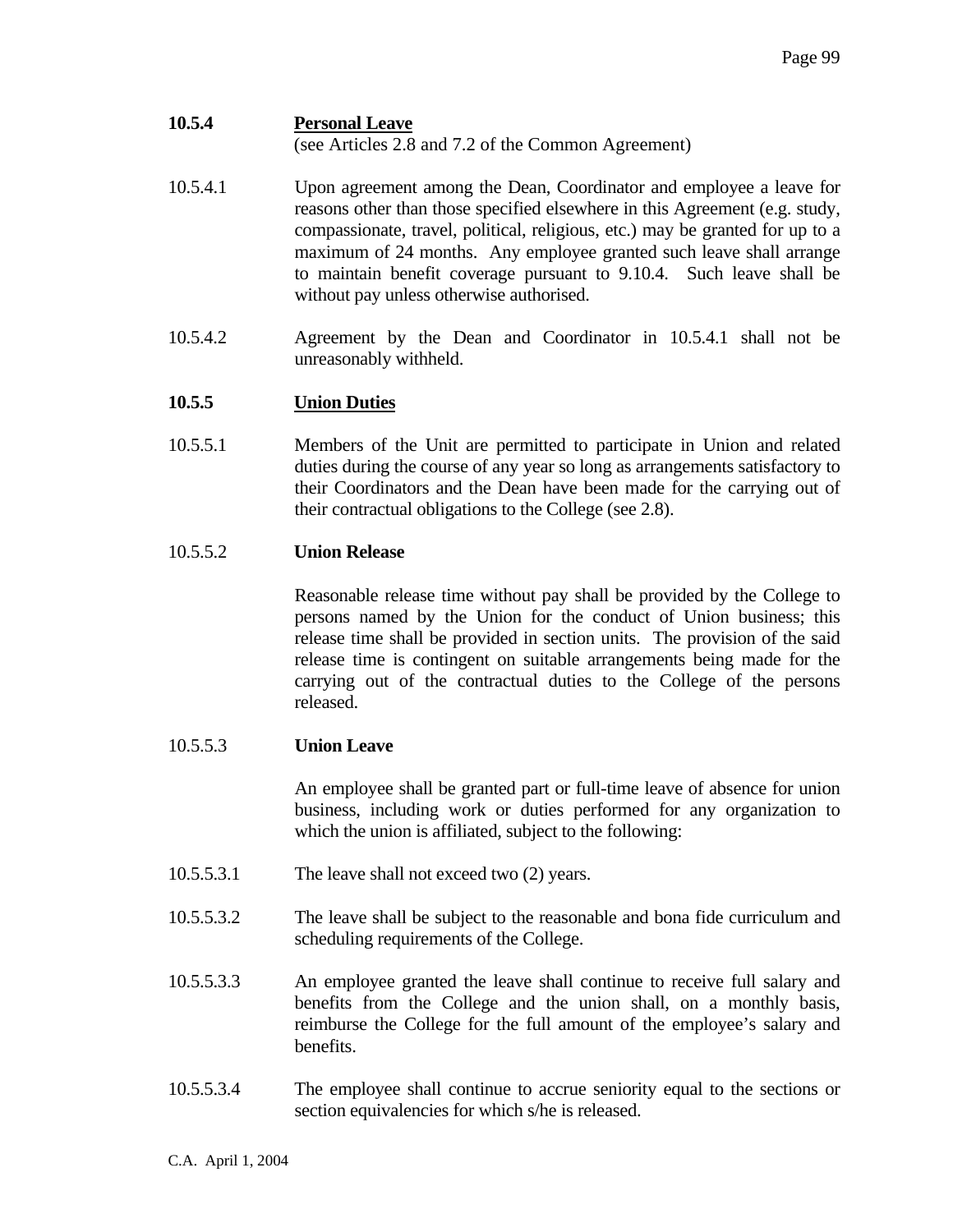### 10.5.4 Personal Leave

(see Articles 2.8 and 7.2 of the Common Agreement)

10.5.4.1 Upon agreement among the Dean, Coordinator and employee a leave for reasons other than those specified elsewhere in this Agreement (e.g. study, compassionate, travel, political, religious, etc.) may be granted for up to a maximum of 24 months. Any employee granted such leave shall arrange to maintain benefit coverage pursuant to 9.10.4. Such leave shall be without pay unless otherwise authorised.

10.5.4.2 Agreement by the Dean and Coordinator in 10.5.4.1 shall not be unreasonably withheld.

### 10.5.5 Union Duties

10.5.5.1 Members of the Unit are permitted to participate in Union and related duties during the course of any year so long as arrangements satisfactory to their Coordinators and the Dean have been made for the carrying out of their contractual obligations to the College (see 2.8).

10.5.5.2 **Union Release**

Reasonable release time without pay shall be provided by the College to persons named by the Union for the conduct of Union business; this release time shall be provided in section units. The provision of the said release time is contingent on suitable arrangements being made for the carrying out of the contractual duties to the College of the persons released.

10.5.5.3 **Union Leave**

An employee shall be granted part or full-time leave of absence for union business, including work or duties performed for any organization to which the union is affiliated, subject to the following:

10.5.5.3.1 The leave shall not exceed two (2) years.

10.5.5.3.2 The leave shall be subject to the reasonable and bona fide curriculum and scheduling requirements of the College.

10.5.5.3.3 An employee granted the leave shall continue to receive full salary and benefits from the College and the union shall, on a monthly basis, reimburse the College for the full amount of the employee's salary and benefits.

10.5.5.3.4 The employee shall continue to accrue seniority equal to the sections or section equivalencies for which s/he is released.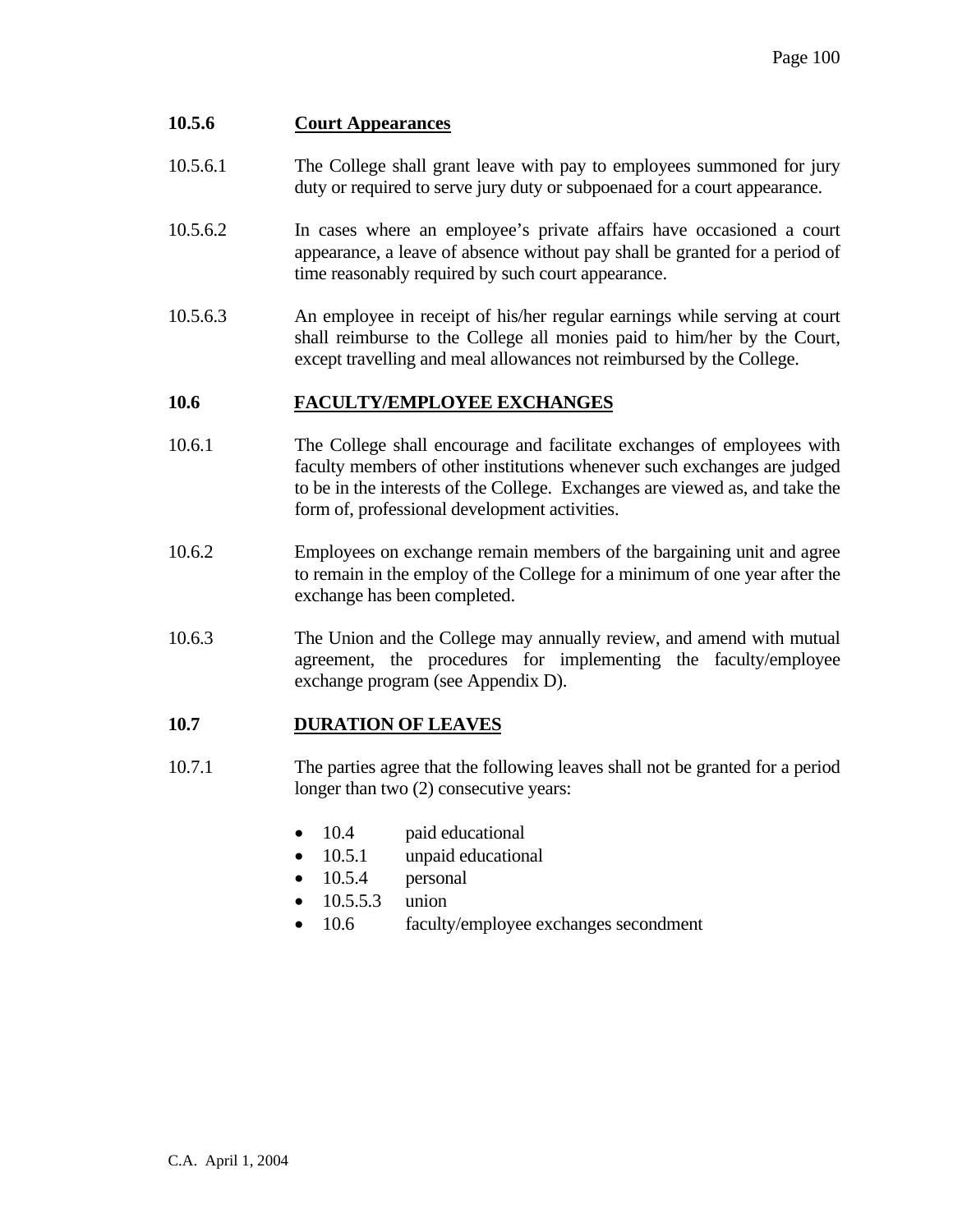### 10.5.6 Court Appearances

10.5.6.1 The College shall grant leave with pay to employees summoned for jury duty or required to serve jury duty or subpoenaed for a court appearance.

10.5.6.2 In cases where an employee's private affairs have occasioned a court appearance, a leave of absence without pay shall be granted for a period of time reasonably required by such court appearance.

10.5.6.3 An employee in receipt of his/her regular earnings while serving at court shall reimburse to the College all monies paid to him/her by the Court, except travelling and meal allowances not reimbursed by the College.

## 10.6 FACULTY/EMPLOYEE EXCHANGES

10.6.1 The College shall encourage and facilitate exchanges of employees with faculty members of other institutions whenever such exchanges are judged to be in the interests of the College. Exchanges are viewed as, and take the form of, professional development activities.

10.6.2 Employees on exchange remain members of the bargaining unit and agree to remain in the employ of the College for a minimum of one year after the exchange has been completed.

10.6.3 The Union and the College may annually review, and amend with mutual agreement, the procedures for implementing the faculty/employee exchange program (see Appendix D).

## 10.7 DURATION OF LEAVES

10.7.1 The parties agree that the following leaves shall not be granted for a period longer than two (2) consecutive years:

- 10.4 paid educational
- 10.5.1 unpaid educational
- 10.5.4 personal
- 10.5.5.3 union
- 10.6 faculty/employee exchanges secondment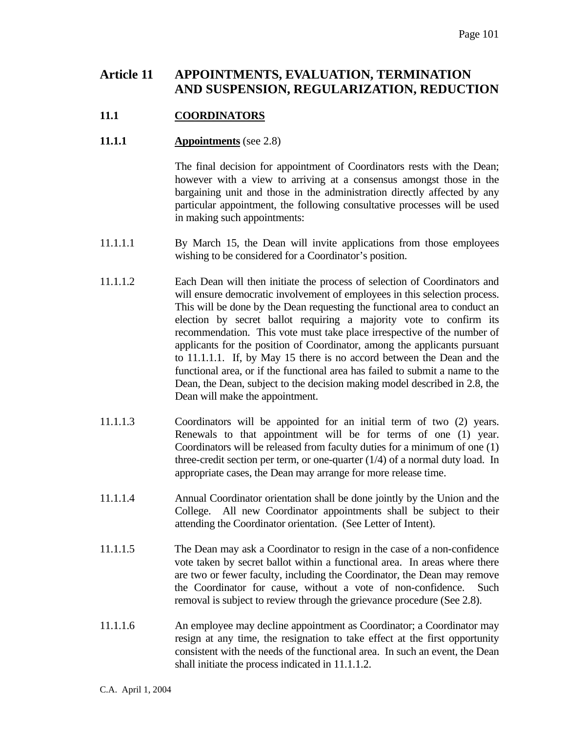# Article 11 APPOINTMENTS, EVALUATION, TERMINATION AND SUSPENSION, REGULARIZATION, REDUCTION

## 11.1 COORDINATORS

### 11.1.1 Appointments (see 2.8)

The final decision for appointment of Coordinators rests with the Dean; however with a view to arriving at a consensus amongst those in the bargaining unit and those in the administration directly affected by any particular appointment, the following consultative processes will be used in making such appointments:

11.1.1.1 By March 15, the Dean will invite applications from those employees wishing to be considered for a Coordinator's position.

11.1.1.2 Each Dean will then initiate the process of selection of Coordinators and will ensure democratic involvement of employees in this selection process. This will be done by the Dean requesting the functional area to conduct an election by secret ballot requiring a majority vote to confirm its recommendation. This vote must take place irrespective of the number of applicants for the position of Coordinator, among the applicants pursuant to 11.1.1.1. If, by May 15 there is no accord between the Dean and the functional area, or if the functional area has failed to submit a name to the Dean, the Dean, subject to the decision making model described in 2.8, the Dean will make the appointment.

11.1.1.3 Coordinators will be appointed for an initial term of two (2) years. Renewals to that appointment will be for terms of one (1) year. Coordinators will be released from faculty duties for a minimum of one (1) three-credit section per term, or one-quarter (1/4) of a normal duty load. In appropriate cases, the Dean may arrange for more release time.

11.1.1.4 Annual Coordinator orientation shall be done jointly by the Union and the College. All new Coordinator appointments shall be subject to their attending the Coordinator orientation. (See Letter of Intent).

11.1.1.5 The Dean may ask a Coordinator to resign in the case of a non-confidence vote taken by secret ballot within a functional area. In areas where there are two or fewer faculty, including the Coordinator, the Dean may remove the Coordinator for cause, without a vote of non-confidence. Such removal is subject to review through the grievance procedure (See 2.8).

11.1.1.6 An employee may decline appointment as Coordinator; a Coordinator may resign at any time, the resignation to take effect at the first opportunity consistent with the needs of the functional area. In such an event, the Dean shall initiate the process indicated in 11.1.1.2.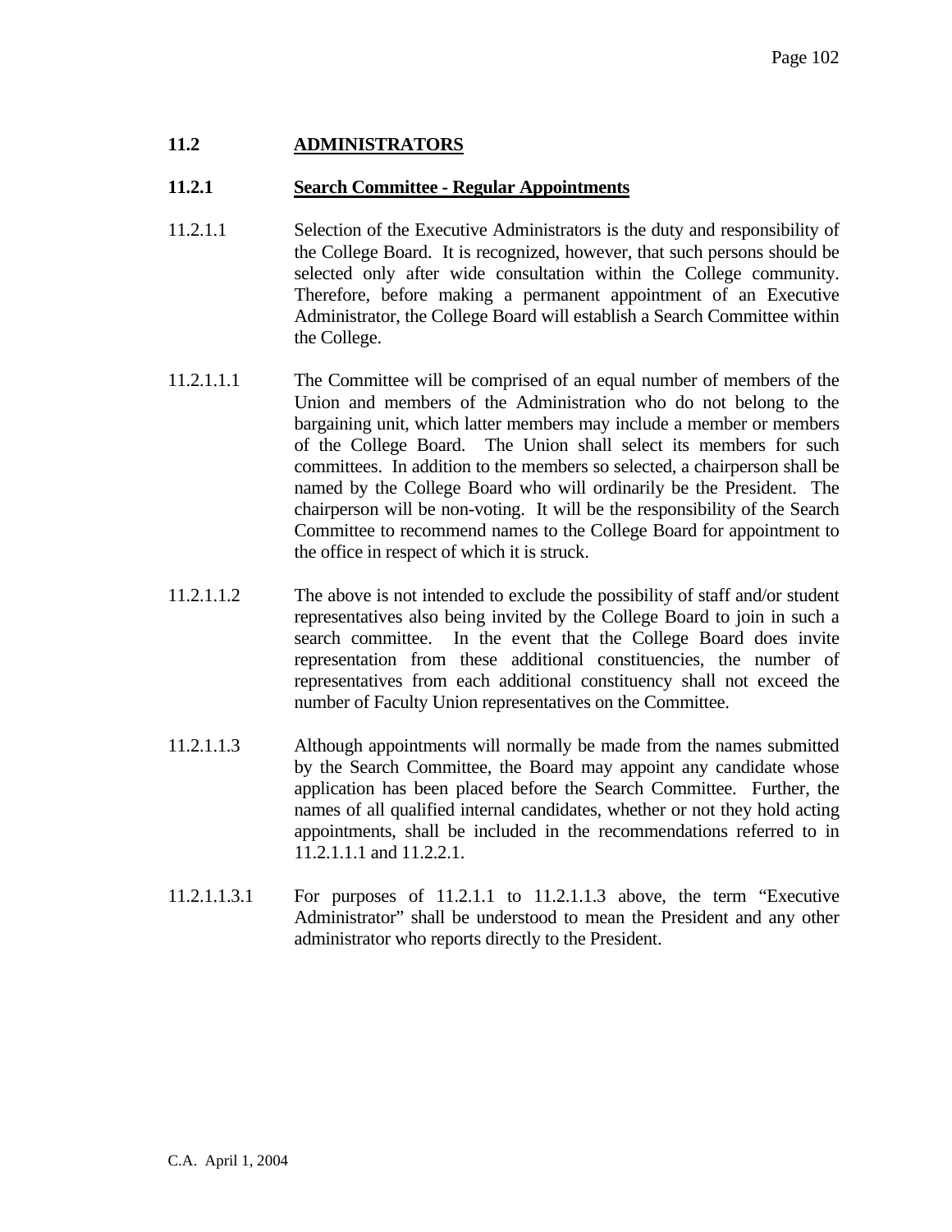## 11.2 ADMINISTRATORS

### 11.2.1 Search Committee - Regular Appointments

11.2.1.1 Selection of the Executive Administrators is the duty and responsibility of the College Board. It is recognized, however, that such persons should be selected only after wide consultation within the College community. Therefore, before making a permanent appointment of an Executive Administrator, the College Board will establish a Search Committee within the College.

11.2.1.1.1 The Committee will be comprised of an equal number of members of the Union and members of the Administration who do not belong to the bargaining unit, which latter members may include a member or members of the College Board. The Union shall select its members for such committees. In addition to the members so selected, a chairperson shall be named by the College Board who will ordinarily be the President. The chairperson will be non-voting. It will be the responsibility of the Search Committee to recommend names to the College Board for appointment to the office in respect of which it is struck.

11.2.1.1.2 The above is not intended to exclude the possibility of staff and/or student representatives also being invited by the College Board to join in such a search committee. In the event that the College Board does invite representation from these additional constituencies, the number of representatives from each additional constituency shall not exceed the number of Faculty Union representatives on the Committee.

11.2.1.1.3 Although appointments will normally be made from the names submitted by the Search Committee, the Board may appoint any candidate whose application has been placed before the Search Committee. Further, the names of all qualified internal candidates, whether or not they hold acting appointments, shall be included in the recommendations referred to in 11.2.1.1.1 and 11.2.2.1.

11.2.1.1.3.1 For purposes of 11.2.1.1 to 11.2.1.1.3 above, the term "Executive Administrator" shall be understood to mean the President and any other administrator who reports directly to the President.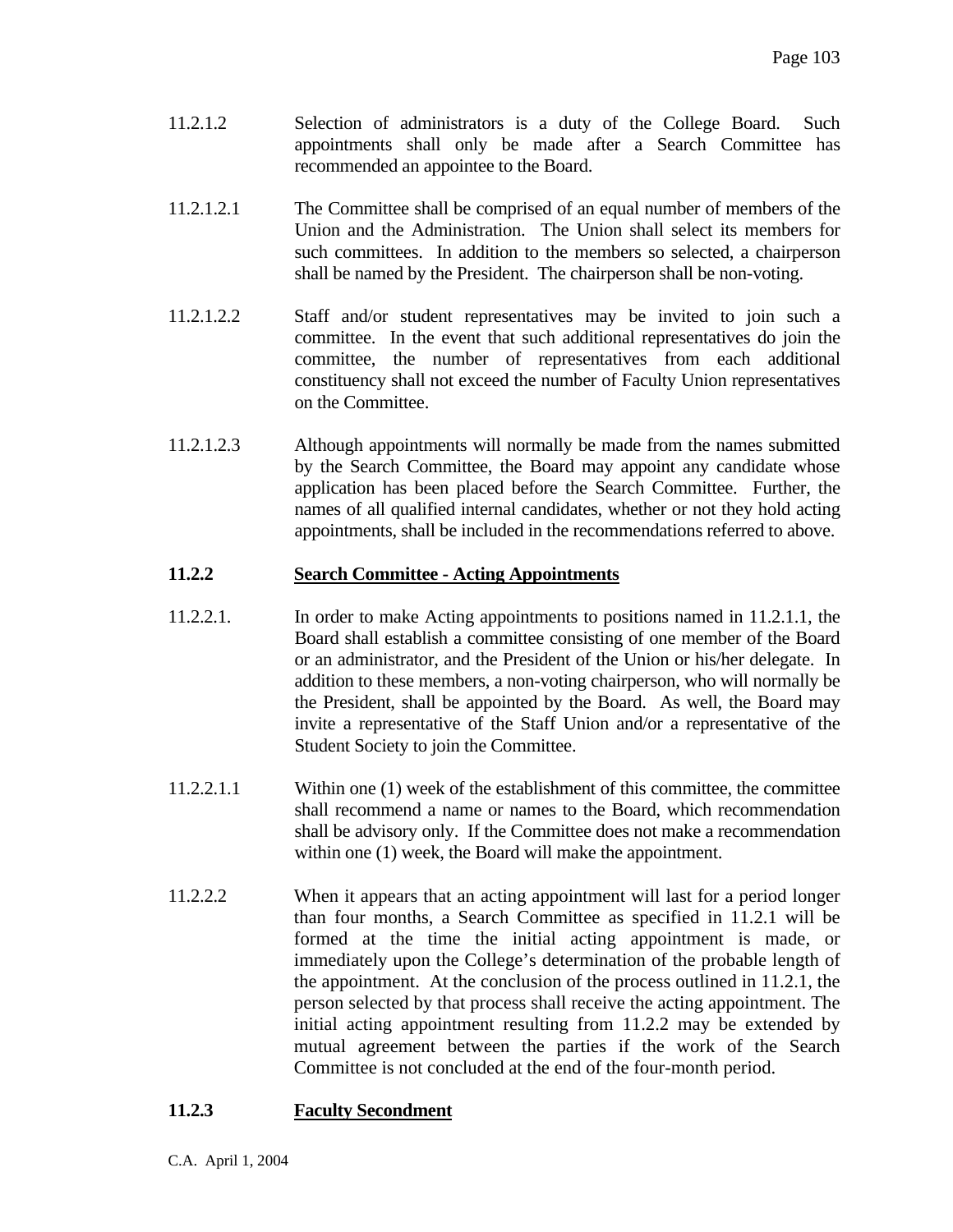11.2.1.2 Selection of administrators is a duty of the College Board. Such appointments shall only be made after a Search Committee has recommended an appointee to the Board.

11.2.1.2.1 The Committee shall be comprised of an equal number of members of the Union and the Administration. The Union shall select its members for such committees. In addition to the members so selected, a chairperson shall be named by the President. The chairperson shall be non-voting.

11.2.1.2.2 Staff and/or student representatives may be invited to join such a committee. In the event that such additional representatives do join the committee, the number of representatives from each additional constituency shall not exceed the number of Faculty Union representatives on the Committee.

11.2.1.2.3 Although appointments will normally be made from the names submitted by the Search Committee, the Board may appoint any candidate whose application has been placed before the Search Committee. Further, the names of all qualified internal candidates, whether or not they hold acting appointments, shall be included in the recommendations referred to above.

**11.2.2** **<u>Search Committee - Acting Appointments</u>**

11.2.2.1. In order to make Acting appointments to positions named in 11.2.1.1, the Board shall establish a committee consisting of one member of the Board or an administrator, and the President of the Union or his/her delegate. In addition to these members, a non-voting chairperson, who will normally be the President, shall be appointed by the Board. As well, the Board may invite a representative of the Staff Union and/or a representative of the Student Society to join the Committee.

11.2.2.1.1 Within one (1) week of the establishment of this committee, the committee shall recommend a name or names to the Board, which recommendation shall be advisory only. If the Committee does not make a recommendation within one (1) week, the Board will make the appointment.

11.2.2.2 When it appears that an acting appointment will last for a period longer than four months, a Search Committee as specified in 11.2.1 will be formed at the time the initial acting appointment is made, or immediately upon the College's determination of the probable length of the appointment. At the conclusion of the process outlined in 11.2.1, the person selected by that process shall receive the acting appointment. The initial acting appointment resulting from 11.2.2 may be extended by mutual agreement between the parties if the work of the Search Committee is not concluded at the end of the four-month period.

**11.2.3** **<u>Faculty Secondment</u>**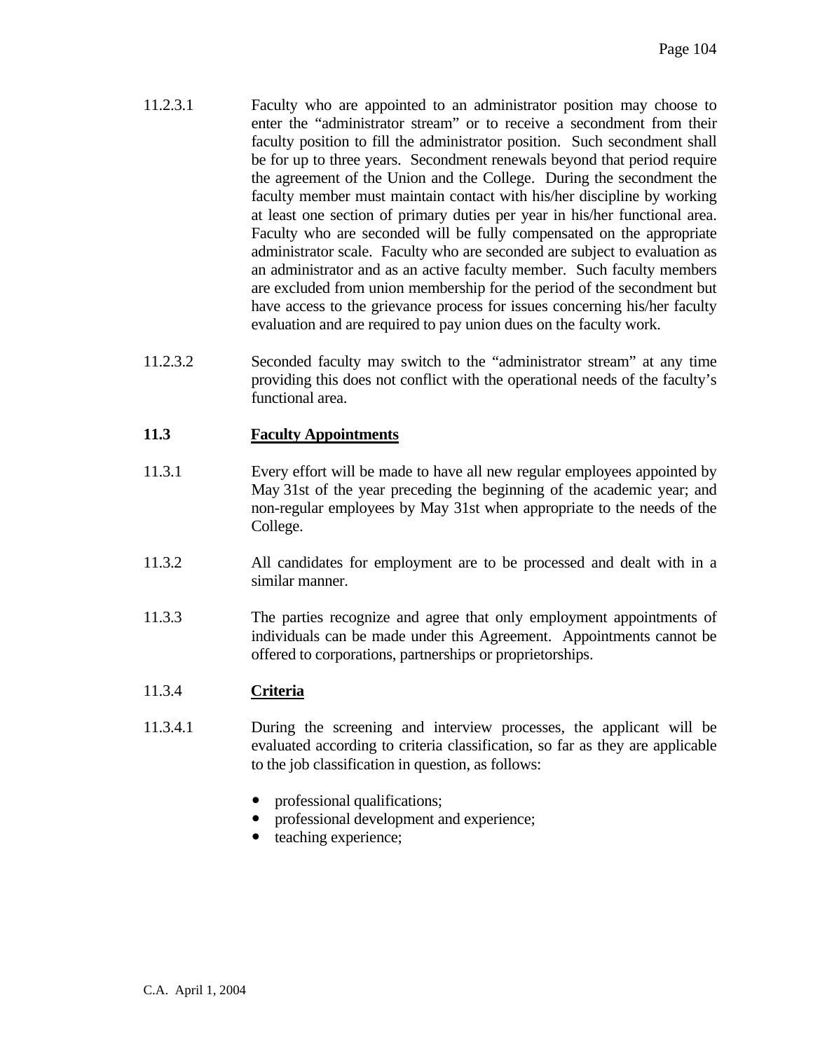11.2.3.1 Faculty who are appointed to an administrator position may choose to enter the "administrator stream" or to receive a secondment from their faculty position to fill the administrator position. Such secondment shall be for up to three years. Secondment renewals beyond that period require the agreement of the Union and the College. During the secondment the faculty member must maintain contact with his/her discipline by working at least one section of primary duties per year in his/her functional area. Faculty who are seconded will be fully compensated on the appropriate administrator scale. Faculty who are seconded are subject to evaluation as an administrator and as an active faculty member. Such faculty members are excluded from union membership for the period of the secondment but have access to the grievance process for issues concerning his/her faculty evaluation and are required to pay union dues on the faculty work.

11.2.3.2 Seconded faculty may switch to the "administrator stream" at any time providing this does not conflict with the operational needs of the faculty's functional area.

## 11.3 Faculty Appointments

11.3.1 Every effort will be made to have all new regular employees appointed by May 31st of the year preceding the beginning of the academic year; and non-regular employees by May 31st when appropriate to the needs of the College.

11.3.2 All candidates for employment are to be processed and dealt with in a similar manner.

11.3.3 The parties recognize and agree that only employment appointments of individuals can be made under this Agreement. Appointments cannot be offered to corporations, partnerships or proprietorships.

### 11.3.4 Criteria

11.3.4.1 During the screening and interview processes, the applicant will be evaluated according to criteria classification, so far as they are applicable to the job classification in question, as follows:

- professional qualifications;
- professional development and experience;
- teaching experience;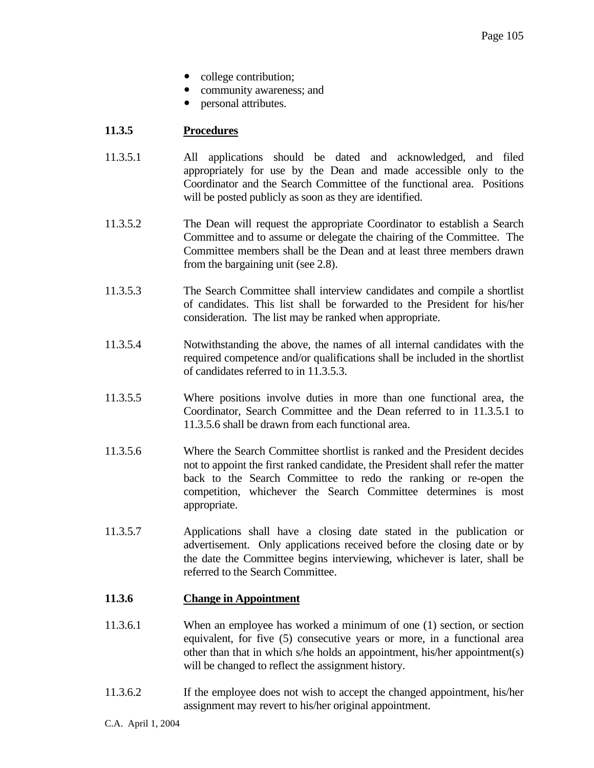- college contribution;
- community awareness; and
- personal attributes.

### 11.3.5 Procedures

11.3.5.1 All applications should be dated and acknowledged, and filed appropriately for use by the Dean and made accessible only to the Coordinator and the Search Committee of the functional area. Positions will be posted publicly as soon as they are identified.

11.3.5.2 The Dean will request the appropriate Coordinator to establish a Search Committee and to assume or delegate the chairing of the Committee. The Committee members shall be the Dean and at least three members drawn from the bargaining unit (see 2.8).

11.3.5.3 The Search Committee shall interview candidates and compile a shortlist of candidates. This list shall be forwarded to the President for his/her consideration. The list may be ranked when appropriate.

11.3.5.4 Notwithstanding the above, the names of all internal candidates with the required competence and/or qualifications shall be included in the shortlist of candidates referred to in 11.3.5.3.

11.3.5.5 Where positions involve duties in more than one functional area, the Coordinator, Search Committee and the Dean referred to in 11.3.5.1 to 11.3.5.6 shall be drawn from each functional area.

11.3.5.6 Where the Search Committee shortlist is ranked and the President decides not to appoint the first ranked candidate, the President shall refer the matter back to the Search Committee to redo the ranking or re-open the competition, whichever the Search Committee determines is most appropriate.

11.3.5.7 Applications shall have a closing date stated in the publication or advertisement. Only applications received before the closing date or by the date the Committee begins interviewing, whichever is later, shall be referred to the Search Committee.

### 11.3.6 Change in Appointment

11.3.6.1 When an employee has worked a minimum of one (1) section, or section equivalent, for five (5) consecutive years or more, in a functional area other than that in which s/he holds an appointment, his/her appointment(s) will be changed to reflect the assignment history.

11.3.6.2 If the employee does not wish to accept the changed appointment, his/her assignment may revert to his/her original appointment.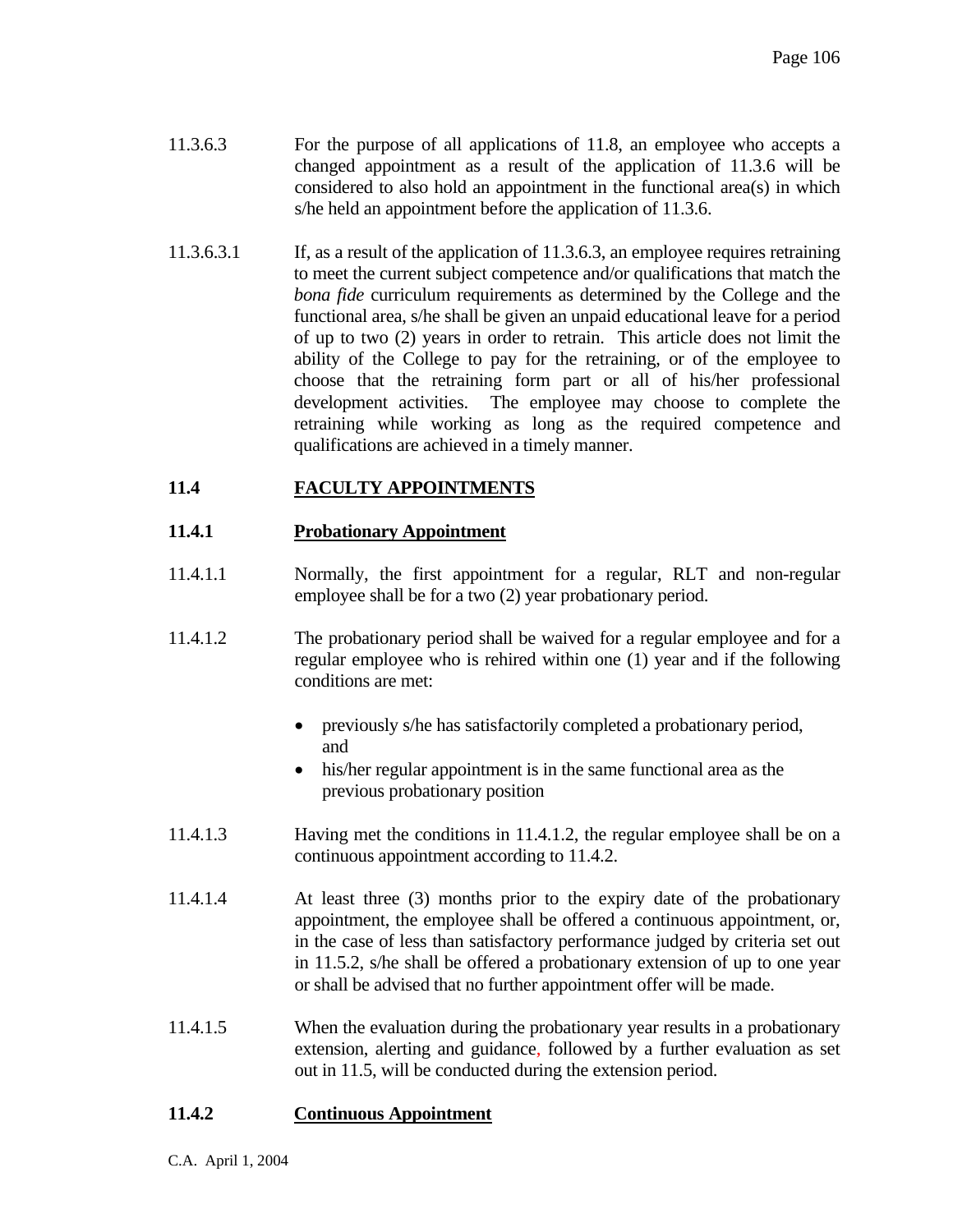11.3.6.3 For the purpose of all applications of 11.8, an employee who accepts a changed appointment as a result of the application of 11.3.6 will be considered to also hold an appointment in the functional area(s) in which s/he held an appointment before the application of 11.3.6.

11.3.6.3.1 If, as a result of the application of 11.3.6.3, an employee requires retraining to meet the current subject competence and/or qualifications that match the *bona fide* curriculum requirements as determined by the College and the functional area, s/he shall be given an unpaid educational leave for a period of up to two (2) years in order to retrain. This article does not limit the ability of the College to pay for the retraining, or of the employee to choose that the retraining form part or all of his/her professional development activities. The employee may choose to complete the retraining while working as long as the required competence and qualifications are achieved in a timely manner.

## 11.4 FACULTY APPOINTMENTS

### 11.4.1 Probationary Appointment

11.4.1.1 Normally, the first appointment for a regular, RLT and non-regular employee shall be for a two (2) year probationary period.

11.4.1.2 The probationary period shall be waived for a regular employee and for a regular employee who is rehired within one (1) year and if the following conditions are met:

- previously s/he has satisfactorily completed a probationary period, and
- his/her regular appointment is in the same functional area as the previous probationary position

11.4.1.3 Having met the conditions in 11.4.1.2, the regular employee shall be on a continuous appointment according to 11.4.2.

11.4.1.4 At least three (3) months prior to the expiry date of the probationary appointment, the employee shall be offered a continuous appointment, or, in the case of less than satisfactory performance judged by criteria set out in 11.5.2, s/he shall be offered a probationary extension of up to one year or shall be advised that no further appointment offer will be made.

11.4.1.5 When the evaluation during the probationary year results in a probationary extension, alerting and guidance, followed by a further evaluation as set out in 11.5, will be conducted during the extension period.

### 11.4.2 Continuous Appointment

C.A. April 1, 2004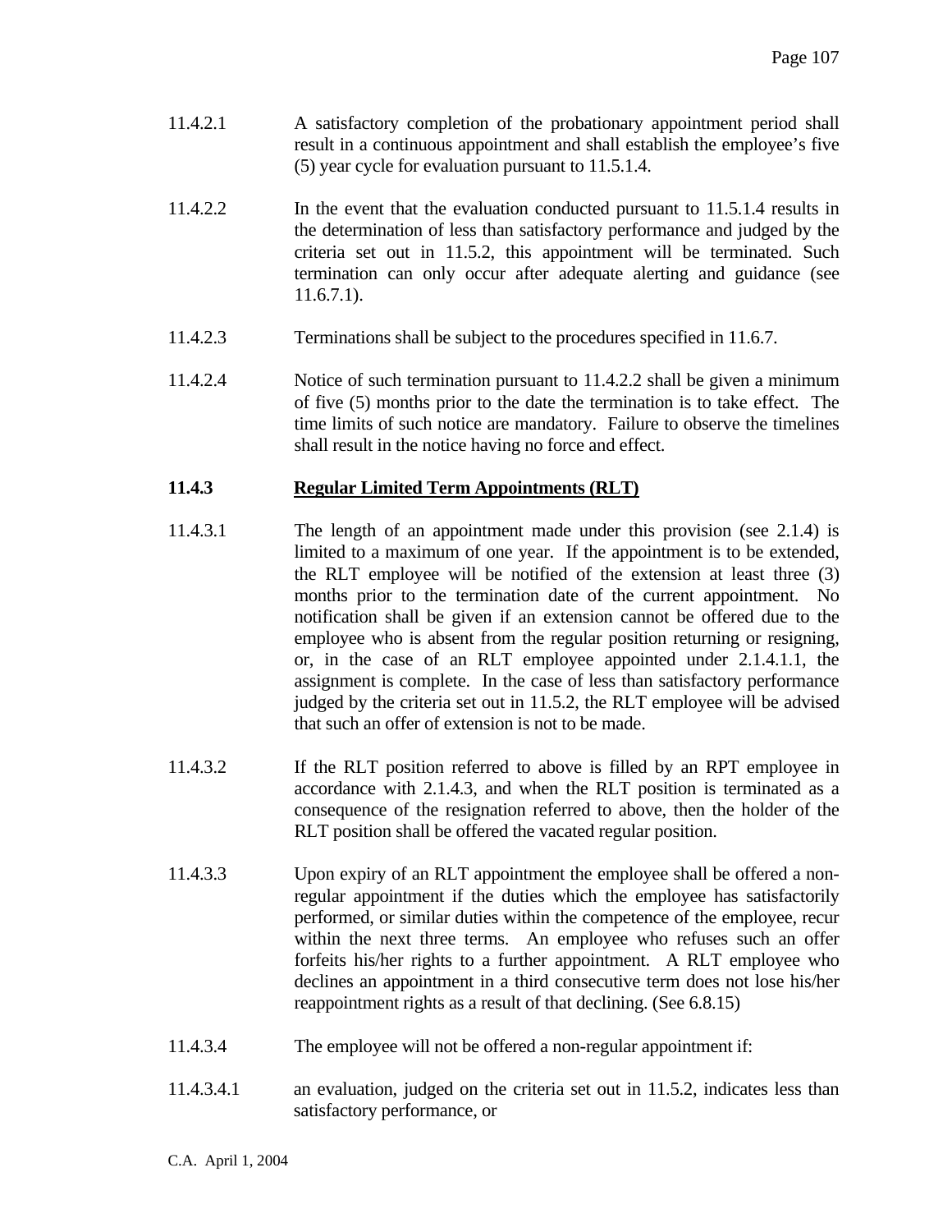11.4.2.1 A satisfactory completion of the probationary appointment period shall result in a continuous appointment and shall establish the employee's five (5) year cycle for evaluation pursuant to 11.5.1.4.

11.4.2.2 In the event that the evaluation conducted pursuant to 11.5.1.4 results in the determination of less than satisfactory performance and judged by the criteria set out in 11.5.2, this appointment will be terminated. Such termination can only occur after adequate alerting and guidance (see 11.6.7.1).

11.4.2.3 Terminations shall be subject to the procedures specified in 11.6.7.

11.4.2.4 Notice of such termination pursuant to 11.4.2.2 shall be given a minimum of five (5) months prior to the date the termination is to take effect. The time limits of such notice are mandatory. Failure to observe the timelines shall result in the notice having no force and effect.

### 11.4.3 Regular Limited Term Appointments (RLT)

11.4.3.1 The length of an appointment made under this provision (see 2.1.4) is limited to a maximum of one year. If the appointment is to be extended, the RLT employee will be notified of the extension at least three (3) months prior to the termination date of the current appointment. No notification shall be given if an extension cannot be offered due to the employee who is absent from the regular position returning or resigning, or, in the case of an RLT employee appointed under 2.1.4.1.1, the assignment is complete. In the case of less than satisfactory performance judged by the criteria set out in 11.5.2, the RLT employee will be advised that such an offer of extension is not to be made.

11.4.3.2 If the RLT position referred to above is filled by an RPT employee in accordance with 2.1.4.3, and when the RLT position is terminated as a consequence of the resignation referred to above, then the holder of the RLT position shall be offered the vacated regular position.

11.4.3.3 Upon expiry of an RLT appointment the employee shall be offered a non-regular appointment if the duties which the employee has satisfactorily performed, or similar duties within the competence of the employee, recur within the next three terms. An employee who refuses such an offer forfeits his/her rights to a further appointment. A RLT employee who declines an appointment in a third consecutive term does not lose his/her reappointment rights as a result of that declining. (See 6.8.15)

11.4.3.4 The employee will not be offered a non-regular appointment if:

11.4.3.4.1 an evaluation, judged on the criteria set out in 11.5.2, indicates less than satisfactory performance, or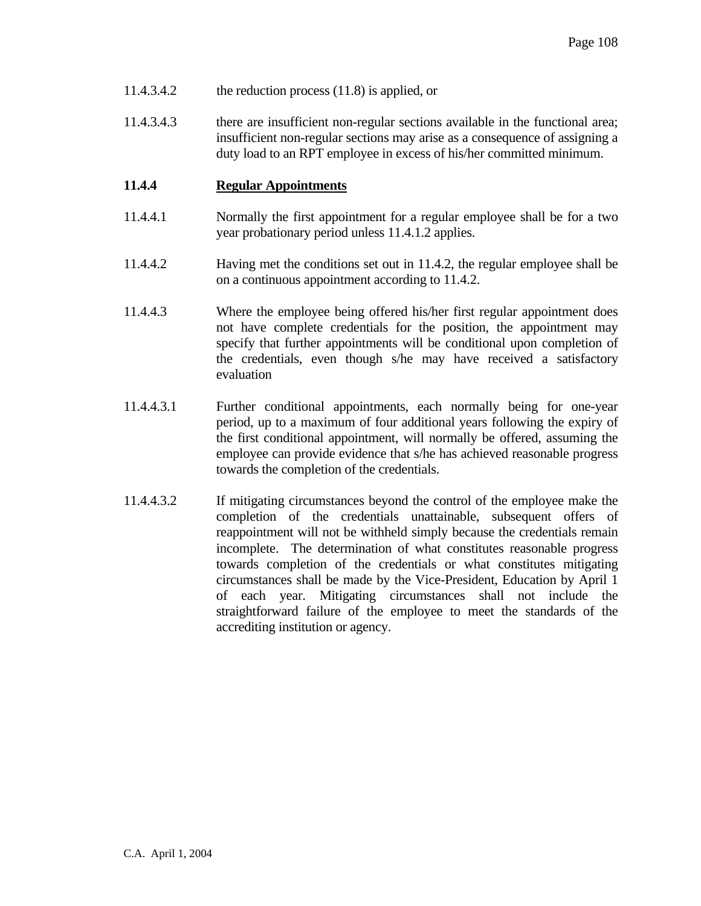11.4.3.4.2 the reduction process (11.8) is applied, or

11.4.3.4.3 there are insufficient non-regular sections available in the functional area; insufficient non-regular sections may arise as a consequence of assigning a duty load to an RPT employee in excess of his/her committed minimum.

**11.4.4 Regular Appointments**

11.4.4.1 Normally the first appointment for a regular employee shall be for a two year probationary period unless 11.4.1.2 applies.

11.4.4.2 Having met the conditions set out in 11.4.2, the regular employee shall be on a continuous appointment according to 11.4.2.

11.4.4.3 Where the employee being offered his/her first regular appointment does not have complete credentials for the position, the appointment may specify that further appointments will be conditional upon completion of the credentials, even though s/he may have received a satisfactory evaluation

11.4.4.3.1 Further conditional appointments, each normally being for one-year period, up to a maximum of four additional years following the expiry of the first conditional appointment, will normally be offered, assuming the employee can provide evidence that s/he has achieved reasonable progress towards the completion of the credentials.

11.4.4.3.2 If mitigating circumstances beyond the control of the employee make the completion of the credentials unattainable, subsequent offers of reappointment will not be withheld simply because the credentials remain incomplete. The determination of what constitutes reasonable progress towards completion of the credentials or what constitutes mitigating circumstances shall be made by the Vice-President, Education by April 1 of each year. Mitigating circumstances shall not include the straightforward failure of the employee to meet the standards of the accrediting institution or agency.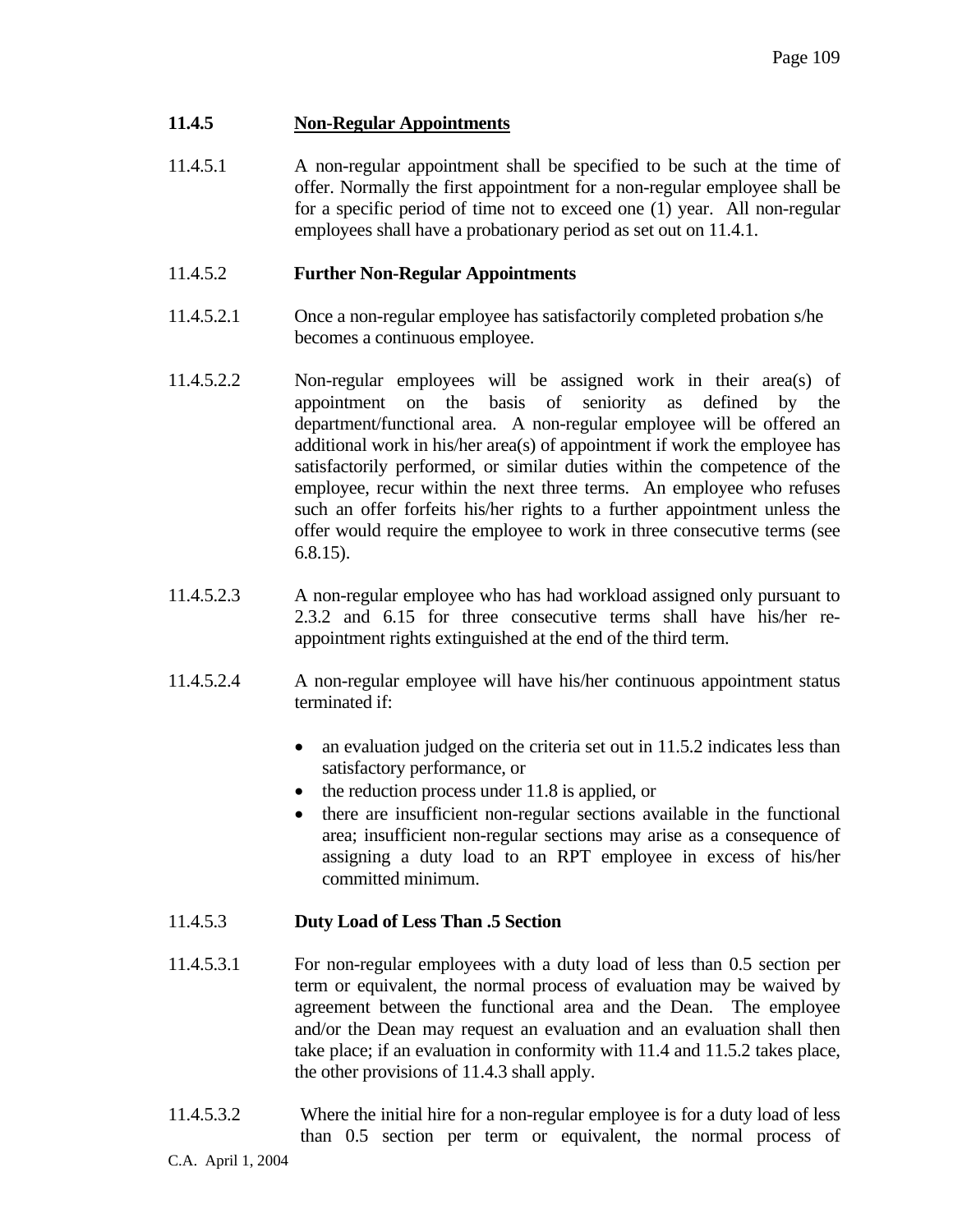### 11.4.5 Non-Regular Appointments

11.4.5.1 A non-regular appointment shall be specified to be such at the time of offer. Normally the first appointment for a non-regular employee shall be for a specific period of time not to exceed one (1) year. All non-regular employees shall have a probationary period as set out on 11.4.1.

11.4.5.2 **Further Non-Regular Appointments**

11.4.5.2.1 Once a non-regular employee has satisfactorily completed probation s/he becomes a continuous employee.

11.4.5.2.2 Non-regular employees will be assigned work in their area(s) of appointment on the basis of seniority as defined by the department/functional area. A non-regular employee will be offered an additional work in his/her area(s) of appointment if work the employee has satisfactorily performed, or similar duties within the competence of the employee, recur within the next three terms. An employee who refuses such an offer forfeits his/her rights to a further appointment unless the offer would require the employee to work in three consecutive terms (see 6.8.15).

11.4.5.2.3 A non-regular employee who has had workload assigned only pursuant to 2.3.2 and 6.15 for three consecutive terms shall have his/her re-appointment rights extinguished at the end of the third term.

11.4.5.2.4 A non-regular employee will have his/her continuous appointment status terminated if:

- an evaluation judged on the criteria set out in 11.5.2 indicates less than satisfactory performance, or
- the reduction process under 11.8 is applied, or
- there are insufficient non-regular sections available in the functional area; insufficient non-regular sections may arise as a consequence of assigning a duty load to an RPT employee in excess of his/her committed minimum.

11.4.5.3 **Duty Load of Less Than .5 Section**

11.4.5.3.1 For non-regular employees with a duty load of less than 0.5 section per term or equivalent, the normal process of evaluation may be waived by agreement between the functional area and the Dean. The employee and/or the Dean may request an evaluation and an evaluation shall then take place; if an evaluation in conformity with 11.4 and 11.5.2 takes place, the other provisions of 11.4.3 shall apply.

11.4.5.3.2 Where the initial hire for a non-regular employee is for a duty load of less than 0.5 section per term or equivalent, the normal process of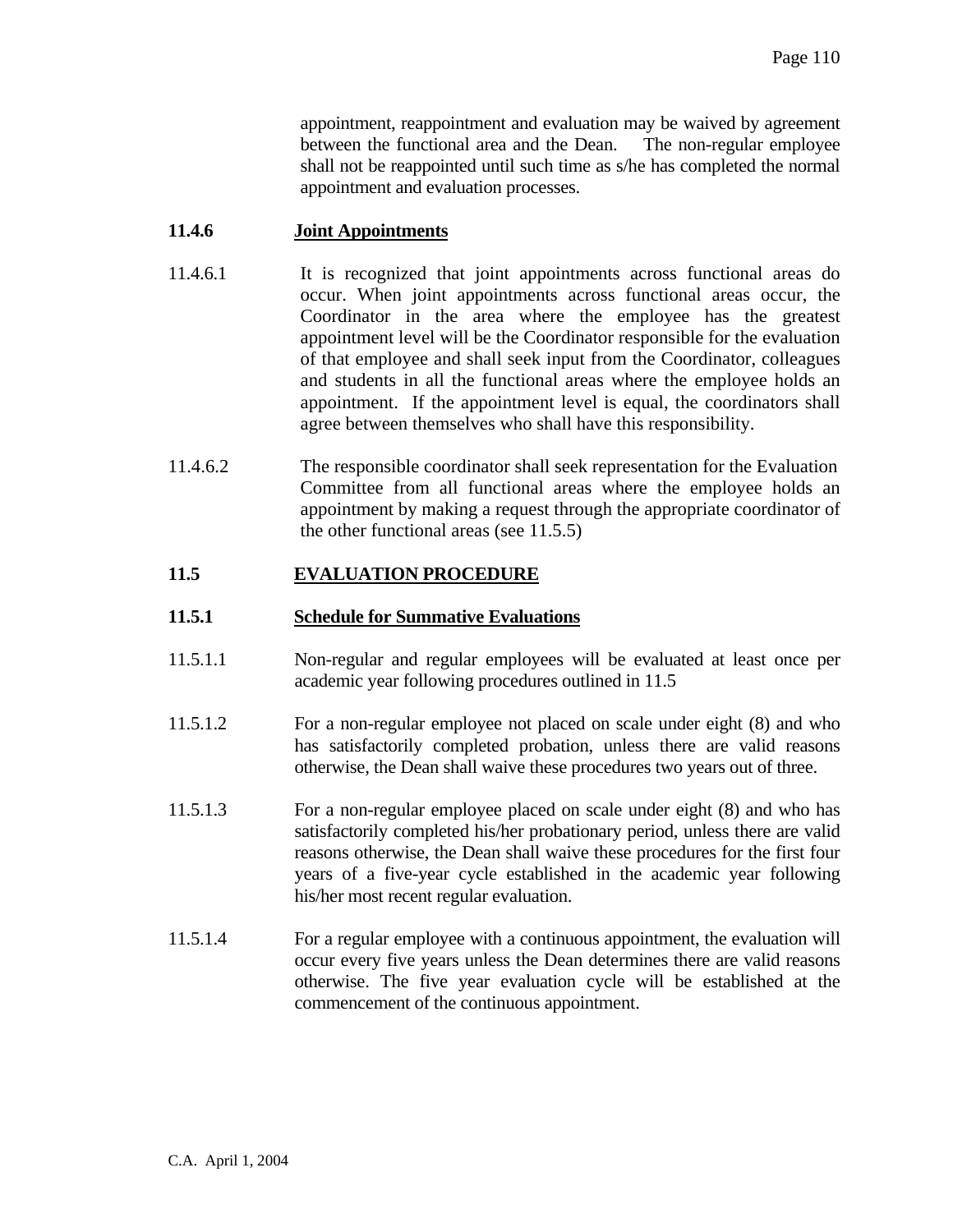appointment, reappointment and evaluation may be waived by agreement between the functional area and the Dean. The non-regular employee shall not be reappointed until such time as s/he has completed the normal appointment and evaluation processes.

### 11.4.6 Joint Appointments

11.4.6.1 It is recognized that joint appointments across functional areas do occur. When joint appointments across functional areas occur, the Coordinator in the area where the employee has the greatest appointment level will be the Coordinator responsible for the evaluation of that employee and shall seek input from the Coordinator, colleagues and students in all the functional areas where the employee holds an appointment. If the appointment level is equal, the coordinators shall agree between themselves who shall have this responsibility.

11.4.6.2 The responsible coordinator shall seek representation for the Evaluation Committee from all functional areas where the employee holds an appointment by making a request through the appropriate coordinator of the other functional areas (see 11.5.5)

## 11.5 EVALUATION PROCEDURE

### 11.5.1 Schedule for Summative Evaluations

11.5.1.1 Non-regular and regular employees will be evaluated at least once per academic year following procedures outlined in 11.5

11.5.1.2 For a non-regular employee not placed on scale under eight (8) and who has satisfactorily completed probation, unless there are valid reasons otherwise, the Dean shall waive these procedures two years out of three.

11.5.1.3 For a non-regular employee placed on scale under eight (8) and who has satisfactorily completed his/her probationary period, unless there are valid reasons otherwise, the Dean shall waive these procedures for the first four years of a five-year cycle established in the academic year following his/her most recent regular evaluation.

11.5.1.4 For a regular employee with a continuous appointment, the evaluation will occur every five years unless the Dean determines there are valid reasons otherwise. The five year evaluation cycle will be established at the commencement of the continuous appointment.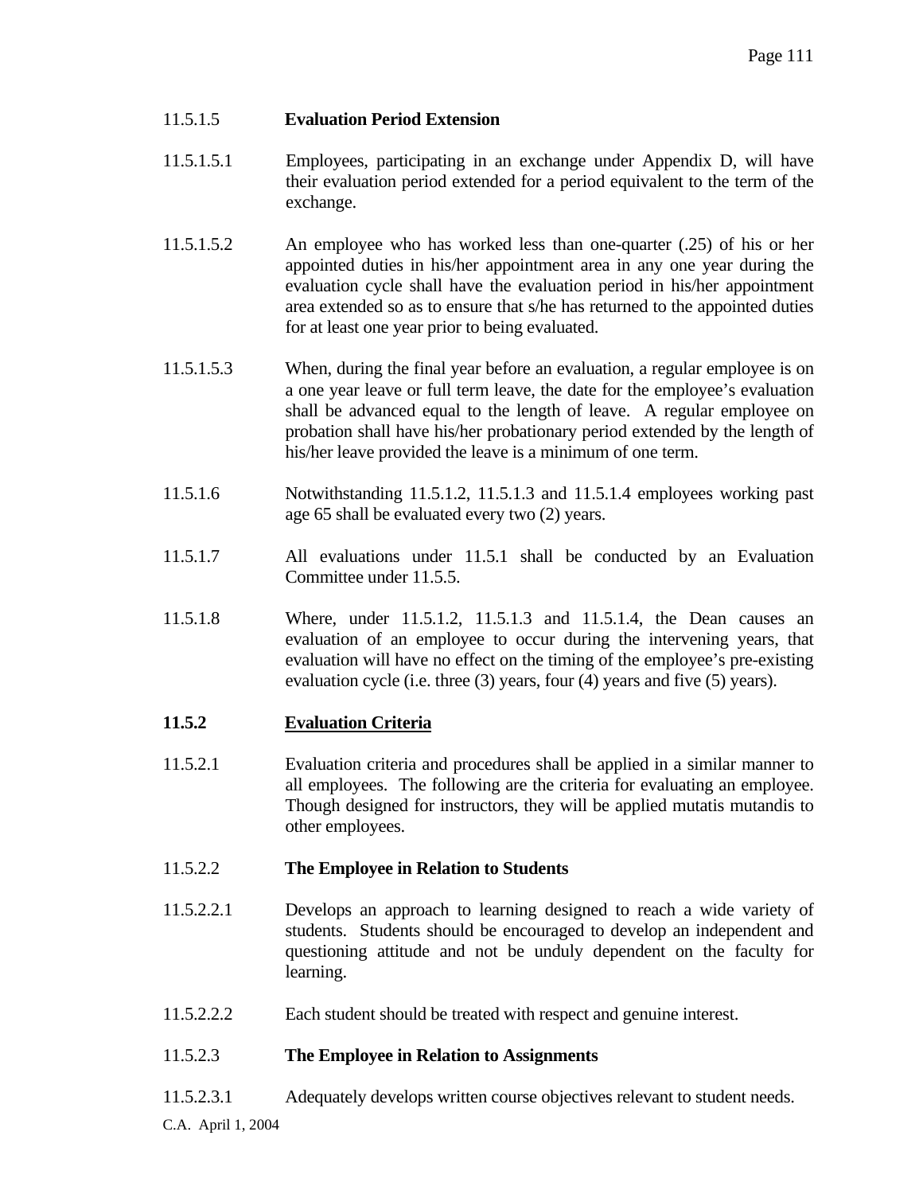11.5.1.5 **Evaluation Period Extension**

11.5.1.5.1 Employees, participating in an exchange under Appendix D, will have their evaluation period extended for a period equivalent to the term of the exchange.

11.5.1.5.2 An employee who has worked less than one-quarter (.25) of his or her appointed duties in his/her appointment area in any one year during the evaluation cycle shall have the evaluation period in his/her appointment area extended so as to ensure that s/he has returned to the appointed duties for at least one year prior to being evaluated.

11.5.1.5.3 When, during the final year before an evaluation, a regular employee is on a one year leave or full term leave, the date for the employee's evaluation shall be advanced equal to the length of leave. A regular employee on probation shall have his/her probationary period extended by the length of his/her leave provided the leave is a minimum of one term.

11.5.1.6 Notwithstanding 11.5.1.2, 11.5.1.3 and 11.5.1.4 employees working past age 65 shall be evaluated every two (2) years.

11.5.1.7 All evaluations under 11.5.1 shall be conducted by an Evaluation Committee under 11.5.5.

11.5.1.8 Where, under 11.5.1.2, 11.5.1.3 and 11.5.1.4, the Dean causes an evaluation of an employee to occur during the intervening years, that evaluation will have no effect on the timing of the employee's pre-existing evaluation cycle (i.e. three (3) years, four (4) years and five (5) years).

**11.5.2** **<u>Evaluation Criteria</u>**

11.5.2.1 Evaluation criteria and procedures shall be applied in a similar manner to all employees. The following are the criteria for evaluating an employee. Though designed for instructors, they will be applied mutatis mutandis to other employees.

11.5.2.2 **The Employee in Relation to Students**

11.5.2.2.1 Develops an approach to learning designed to reach a wide variety of students. Students should be encouraged to develop an independent and questioning attitude and not be unduly dependent on the faculty for learning.

11.5.2.2.2 Each student should be treated with respect and genuine interest.

11.5.2.3 **The Employee in Relation to Assignments**

11.5.2.3.1 Adequately develops written course objectives relevant to student needs.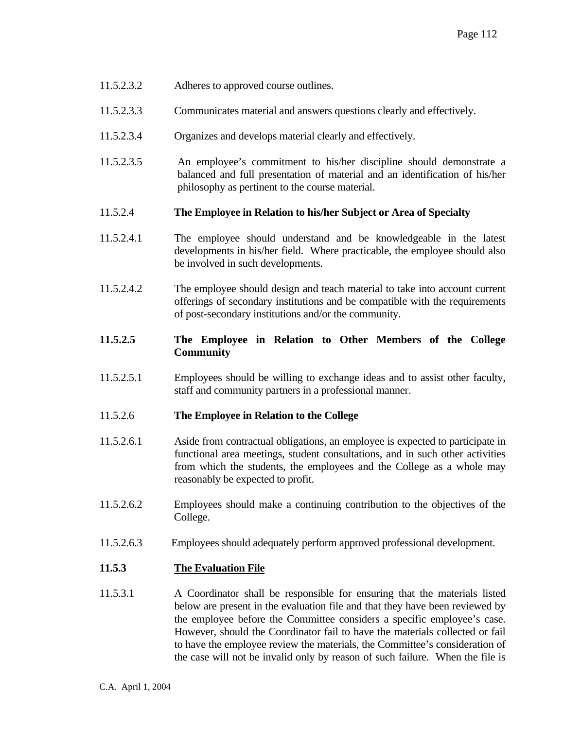11.5.2.3.2 Adheres to approved course outlines.

11.5.2.3.3 Communicates material and answers questions clearly and effectively.

11.5.2.3.4 Organizes and develops material clearly and effectively.

11.5.2.3.5 An employee's commitment to his/her discipline should demonstrate a balanced and full presentation of material and an identification of his/her philosophy as pertinent to the course material.

11.5.2.4 **The Employee in Relation to his/her Subject or Area of Specialty**

11.5.2.4.1 The employee should understand and be knowledgeable in the latest developments in his/her field. Where practicable, the employee should also be involved in such developments.

11.5.2.4.2 The employee should design and teach material to take into account current offerings of secondary institutions and be compatible with the requirements of post-secondary institutions and/or the community.

**11.5.2.5 The Employee in Relation to Other Members of the College Community**

11.5.2.5.1 Employees should be willing to exchange ideas and to assist other faculty, staff and community partners in a professional manner.

11.5.2.6 **The Employee in Relation to the College**

11.5.2.6.1 Aside from contractual obligations, an employee is expected to participate in functional area meetings, student consultations, and in such other activities from which the students, the employees and the College as a whole may reasonably be expected to profit.

11.5.2.6.2 Employees should make a continuing contribution to the objectives of the College.

11.5.2.6.3 Employees should adequately perform approved professional development.

**11.5.3 <u>The Evaluation File</u>**

11.5.3.1 A Coordinator shall be responsible for ensuring that the materials listed below are present in the evaluation file and that they have been reviewed by the employee before the Committee considers a specific employee's case. However, should the Coordinator fail to have the materials collected or fail to have the employee review the materials, the Committee's consideration of the case will not be invalid only by reason of such failure. When the file is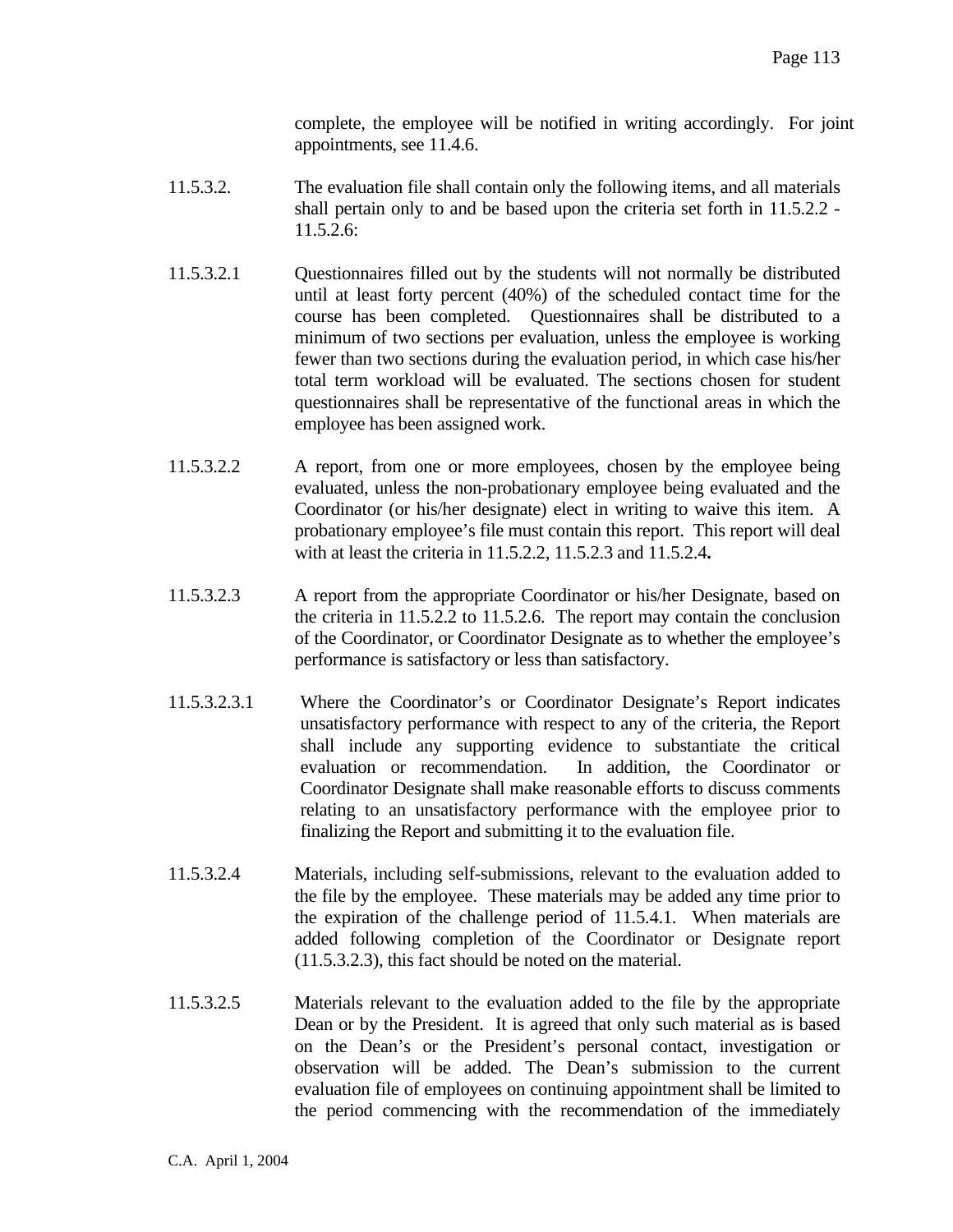complete, the employee will be notified in writing accordingly. For joint appointments, see 11.4.6.

11.5.3.2. The evaluation file shall contain only the following items, and all materials shall pertain only to and be based upon the criteria set forth in 11.5.2.2 - 11.5.2.6:

11.5.3.2.1 Questionnaires filled out by the students will not normally be distributed until at least forty percent (40%) of the scheduled contact time for the course has been completed. Questionnaires shall be distributed to a minimum of two sections per evaluation, unless the employee is working fewer than two sections during the evaluation period, in which case his/her total term workload will be evaluated. The sections chosen for student questionnaires shall be representative of the functional areas in which the employee has been assigned work.

11.5.3.2.2 A report, from one or more employees, chosen by the employee being evaluated, unless the non-probationary employee being evaluated and the Coordinator (or his/her designate) elect in writing to waive this item. A probationary employee's file must contain this report. This report will deal with at least the criteria in 11.5.2.2, 11.5.2.3 and 11.5.2.4**.**

11.5.3.2.3 A report from the appropriate Coordinator or his/her Designate, based on the criteria in 11.5.2.2 to 11.5.2.6. The report may contain the conclusion of the Coordinator, or Coordinator Designate as to whether the employee's performance is satisfactory or less than satisfactory.

11.5.3.2.3.1 Where the Coordinator's or Coordinator Designate's Report indicates unsatisfactory performance with respect to any of the criteria, the Report shall include any supporting evidence to substantiate the critical evaluation or recommendation. In addition, the Coordinator or Coordinator Designate shall make reasonable efforts to discuss comments relating to an unsatisfactory performance with the employee prior to finalizing the Report and submitting it to the evaluation file.

11.5.3.2.4 Materials, including self-submissions, relevant to the evaluation added to the file by the employee. These materials may be added any time prior to the expiration of the challenge period of 11.5.4.1. When materials are added following completion of the Coordinator or Designate report (11.5.3.2.3), this fact should be noted on the material.

11.5.3.2.5 Materials relevant to the evaluation added to the file by the appropriate Dean or by the President. It is agreed that only such material as is based on the Dean's or the President's personal contact, investigation or observation will be added. The Dean's submission to the current evaluation file of employees on continuing appointment shall be limited to the period commencing with the recommendation of the immediately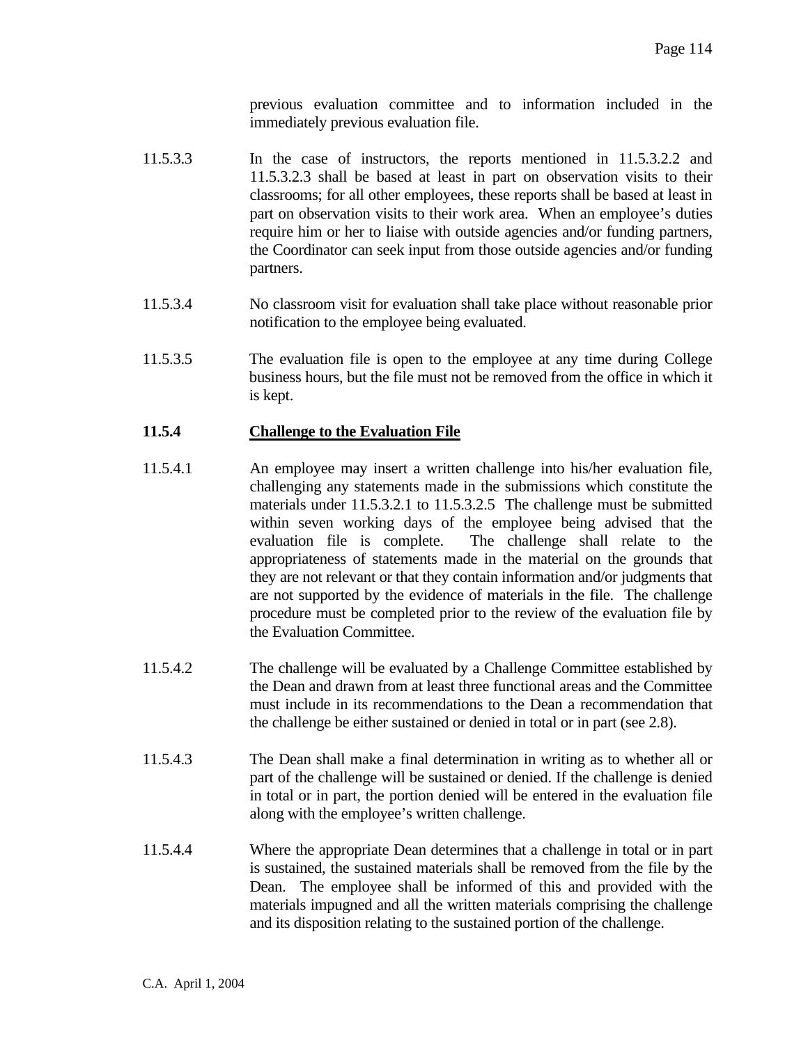previous evaluation committee and to information included in the immediately previous evaluation file.

11.5.3.3 In the case of instructors, the reports mentioned in 11.5.3.2.2 and 11.5.3.2.3 shall be based at least in part on observation visits to their classrooms; for all other employees, these reports shall be based at least in part on observation visits to their work area. When an employee's duties require him or her to liaise with outside agencies and/or funding partners, the Coordinator can seek input from those outside agencies and/or funding partners.

11.5.3.4 No classroom visit for evaluation shall take place without reasonable prior notification to the employee being evaluated.

11.5.3.5 The evaluation file is open to the employee at any time during College business hours, but the file must not be removed from the office in which it is kept.

### 11.5.4 Challenge to the Evaluation File

11.5.4.1 An employee may insert a written challenge into his/her evaluation file, challenging any statements made in the submissions which constitute the materials under 11.5.3.2.1 to 11.5.3.2.5 The challenge must be submitted within seven working days of the employee being advised that the evaluation file is complete. The challenge shall relate to the appropriateness of statements made in the material on the grounds that they are not relevant or that they contain information and/or judgments that are not supported by the evidence of materials in the file. The challenge procedure must be completed prior to the review of the evaluation file by the Evaluation Committee.

11.5.4.2 The challenge will be evaluated by a Challenge Committee established by the Dean and drawn from at least three functional areas and the Committee must include in its recommendations to the Dean a recommendation that the challenge be either sustained or denied in total or in part (see 2.8).

11.5.4.3 The Dean shall make a final determination in writing as to whether all or part of the challenge will be sustained or denied. If the challenge is denied in total or in part, the portion denied will be entered in the evaluation file along with the employee's written challenge.

11.5.4.4 Where the appropriate Dean determines that a challenge in total or in part is sustained, the sustained materials shall be removed from the file by the Dean. The employee shall be informed of this and provided with the materials impugned and all the written materials comprising the challenge and its disposition relating to the sustained portion of the challenge.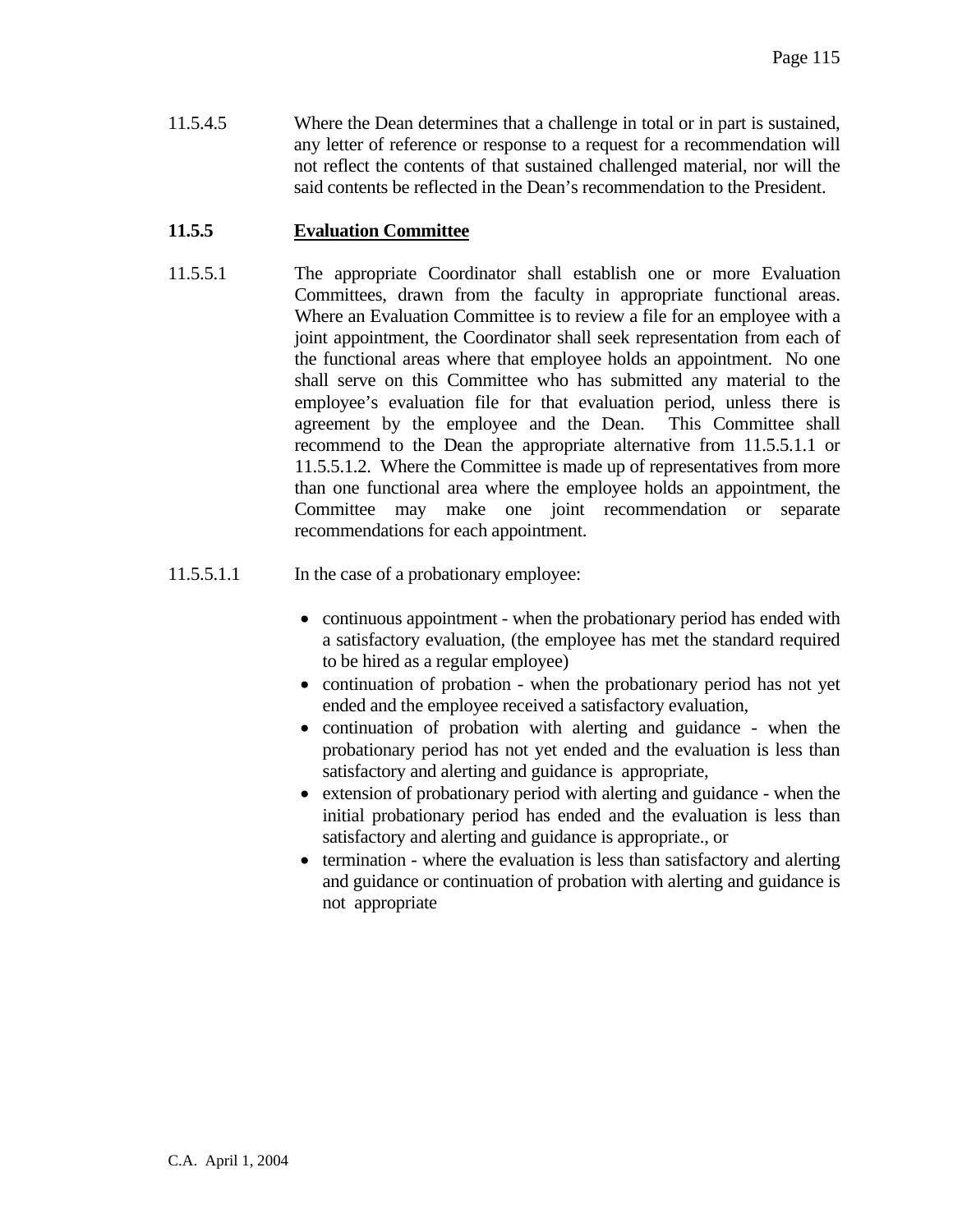11.5.4.5 Where the Dean determines that a challenge in total or in part is sustained, any letter of reference or response to a request for a recommendation will not reflect the contents of that sustained challenged material, nor will the said contents be reflected in the Dean's recommendation to the President.

### 11.5.5 Evaluation Committee

11.5.5.1 The appropriate Coordinator shall establish one or more Evaluation Committees, drawn from the faculty in appropriate functional areas. Where an Evaluation Committee is to review a file for an employee with a joint appointment, the Coordinator shall seek representation from each of the functional areas where that employee holds an appointment. No one shall serve on this Committee who has submitted any material to the employee's evaluation file for that evaluation period, unless there is agreement by the employee and the Dean. This Committee shall recommend to the Dean the appropriate alternative from 11.5.5.1.1 or 11.5.5.1.2. Where the Committee is made up of representatives from more than one functional area where the employee holds an appointment, the Committee may make one joint recommendation or separate recommendations for each appointment.

11.5.5.1.1 In the case of a probationary employee:

- continuous appointment - when the probationary period has ended with a satisfactory evaluation, (the employee has met the standard required to be hired as a regular employee)
- continuation of probation - when the probationary period has not yet ended and the employee received a satisfactory evaluation,
- continuation of probation with alerting and guidance - when the probationary period has not yet ended and the evaluation is less than satisfactory and alerting and guidance is appropriate,
- extension of probationary period with alerting and guidance - when the initial probationary period has ended and the evaluation is less than satisfactory and alerting and guidance is appropriate., or
- termination - where the evaluation is less than satisfactory and alerting and guidance or continuation of probation with alerting and guidance is not appropriate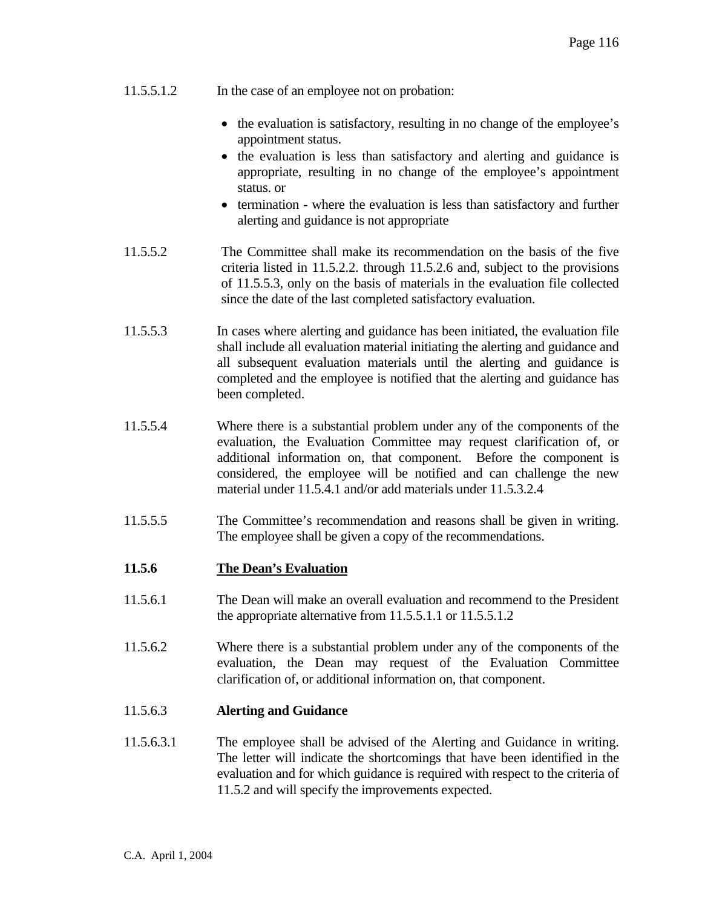11.5.5.1.2 In the case of an employee not on probation:

- the evaluation is satisfactory, resulting in no change of the employee's appointment status.
- the evaluation is less than satisfactory and alerting and guidance is appropriate, resulting in no change of the employee's appointment status. or
- termination - where the evaluation is less than satisfactory and further alerting and guidance is not appropriate

11.5.5.2 The Committee shall make its recommendation on the basis of the five criteria listed in 11.5.2.2. through 11.5.2.6 and, subject to the provisions of 11.5.5.3, only on the basis of materials in the evaluation file collected since the date of the last completed satisfactory evaluation.

11.5.5.3 In cases where alerting and guidance has been initiated, the evaluation file shall include all evaluation material initiating the alerting and guidance and all subsequent evaluation materials until the alerting and guidance is completed and the employee is notified that the alerting and guidance has been completed.

11.5.5.4 Where there is a substantial problem under any of the components of the evaluation, the Evaluation Committee may request clarification of, or additional information on, that component. Before the component is considered, the employee will be notified and can challenge the new material under 11.5.4.1 and/or add materials under 11.5.3.2.4

11.5.5.5 The Committee's recommendation and reasons shall be given in writing. The employee shall be given a copy of the recommendations.

**11.5.6 <u>The Dean's Evaluation</u>**

11.5.6.1 The Dean will make an overall evaluation and recommend to the President the appropriate alternative from 11.5.5.1.1 or 11.5.5.1.2

11.5.6.2 Where there is a substantial problem under any of the components of the evaluation, the Dean may request of the Evaluation Committee clarification of, or additional information on, that component.

11.5.6.3 **Alerting and Guidance**

11.5.6.3.1 The employee shall be advised of the Alerting and Guidance in writing. The letter will indicate the shortcomings that have been identified in the evaluation and for which guidance is required with respect to the criteria of 11.5.2 and will specify the improvements expected.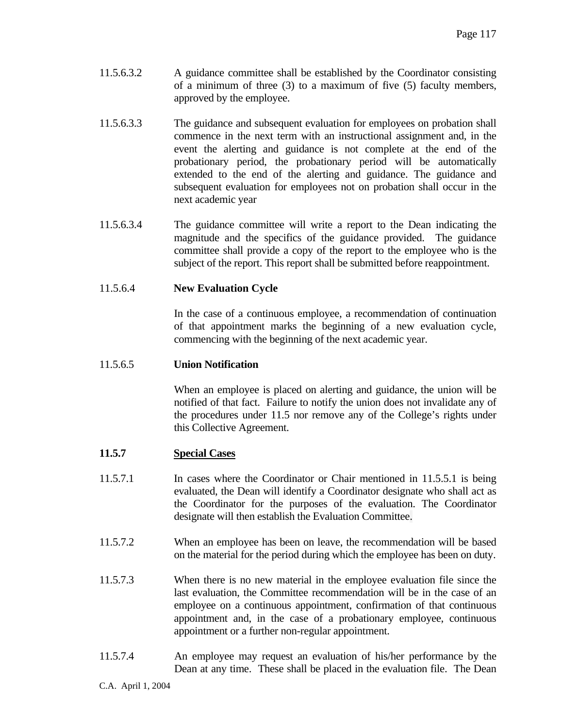11.5.6.3.2 A guidance committee shall be established by the Coordinator consisting of a minimum of three (3) to a maximum of five (5) faculty members, approved by the employee.

11.5.6.3.3 The guidance and subsequent evaluation for employees on probation shall commence in the next term with an instructional assignment and, in the event the alerting and guidance is not complete at the end of the probationary period, the probationary period will be automatically extended to the end of the alerting and guidance. The guidance and subsequent evaluation for employees not on probation shall occur in the next academic year

11.5.6.3.4 The guidance committee will write a report to the Dean indicating the magnitude and the specifics of the guidance provided. The guidance committee shall provide a copy of the report to the employee who is the subject of the report. This report shall be submitted before reappointment.

11.5.6.4 **New Evaluation Cycle**

In the case of a continuous employee, a recommendation of continuation of that appointment marks the beginning of a new evaluation cycle, commencing with the beginning of the next academic year.

11.5.6.5 **Union Notification**

When an employee is placed on alerting and guidance, the union will be notified of that fact. Failure to notify the union does not invalidate any of the procedures under 11.5 nor remove any of the College's rights under this Collective Agreement.

**11.5.7** **<u>Special Cases</u>**

11.5.7.1 In cases where the Coordinator or Chair mentioned in 11.5.5.1 is being evaluated, the Dean will identify a Coordinator designate who shall act as the Coordinator for the purposes of the evaluation. The Coordinator designate will then establish the Evaluation Committee.

11.5.7.2 When an employee has been on leave, the recommendation will be based on the material for the period during which the employee has been on duty.

11.5.7.3 When there is no new material in the employee evaluation file since the last evaluation, the Committee recommendation will be in the case of an employee on a continuous appointment, confirmation of that continuous appointment and, in the case of a probationary employee, continuous appointment or a further non-regular appointment.

11.5.7.4 An employee may request an evaluation of his/her performance by the Dean at any time. These shall be placed in the evaluation file. The Dean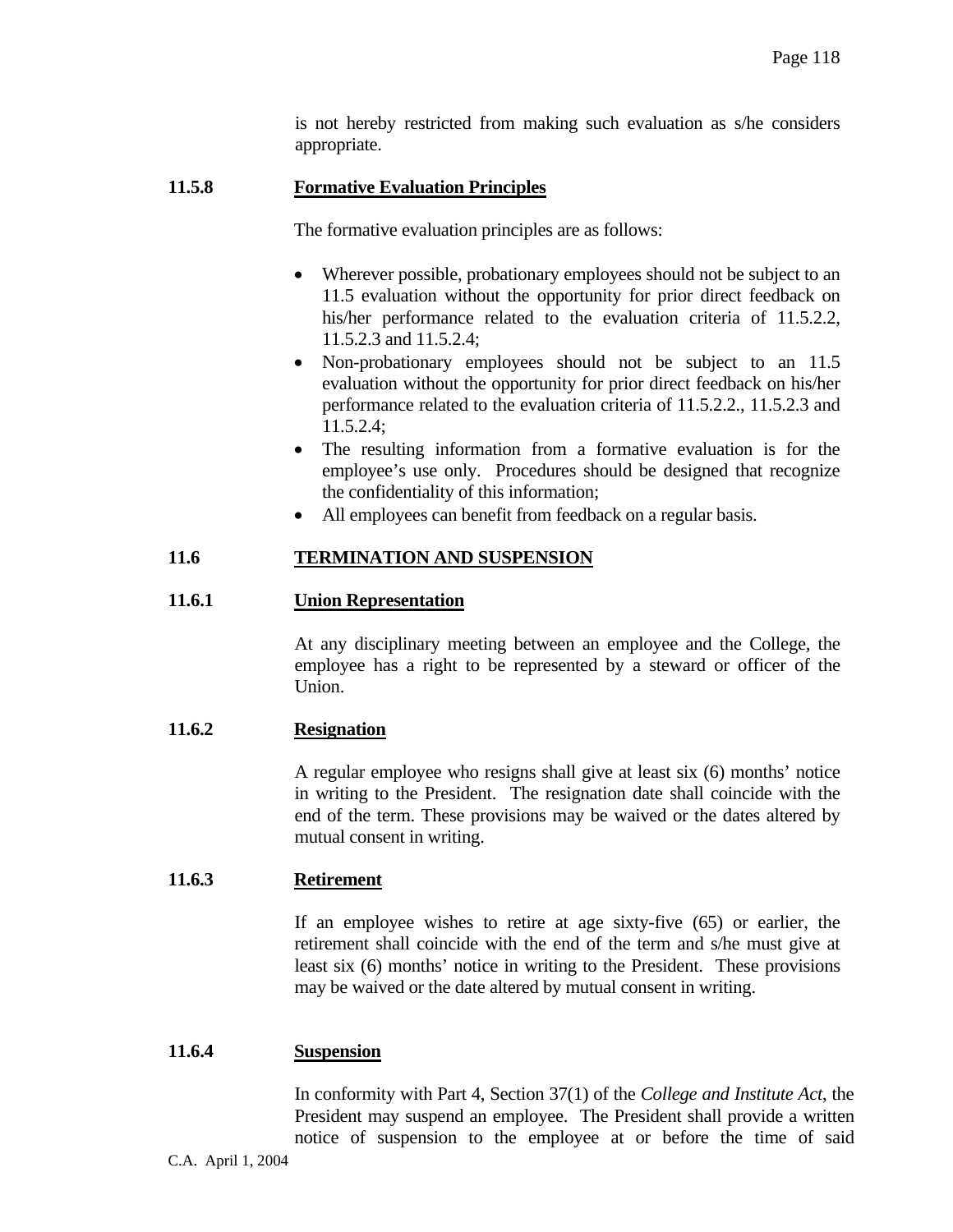is not hereby restricted from making such evaluation as s/he considers appropriate.

### 11.5.8 Formative Evaluation Principles

The formative evaluation principles are as follows:

- Wherever possible, probationary employees should not be subject to an 11.5 evaluation without the opportunity for prior direct feedback on his/her performance related to the evaluation criteria of 11.5.2.2, 11.5.2.3 and 11.5.2.4;
- Non-probationary employees should not be subject to an 11.5 evaluation without the opportunity for prior direct feedback on his/her performance related to the evaluation criteria of 11.5.2.2., 11.5.2.3 and 11.5.2.4;
- The resulting information from a formative evaluation is for the employee's use only. Procedures should be designed that recognize the confidentiality of this information;
- All employees can benefit from feedback on a regular basis.

## 11.6 TERMINATION AND SUSPENSION

### 11.6.1 Union Representation

At any disciplinary meeting between an employee and the College, the employee has a right to be represented by a steward or officer of the Union.

### 11.6.2 Resignation

A regular employee who resigns shall give at least six (6) months' notice in writing to the President. The resignation date shall coincide with the end of the term. These provisions may be waived or the dates altered by mutual consent in writing.

### 11.6.3 Retirement

If an employee wishes to retire at age sixty-five (65) or earlier, the retirement shall coincide with the end of the term and s/he must give at least six (6) months' notice in writing to the President. These provisions may be waived or the date altered by mutual consent in writing.

### 11.6.4 Suspension

In conformity with Part 4, Section 37(1) of the *College and Institute Act*, the President may suspend an employee. The President shall provide a written notice of suspension to the employee at or before the time of said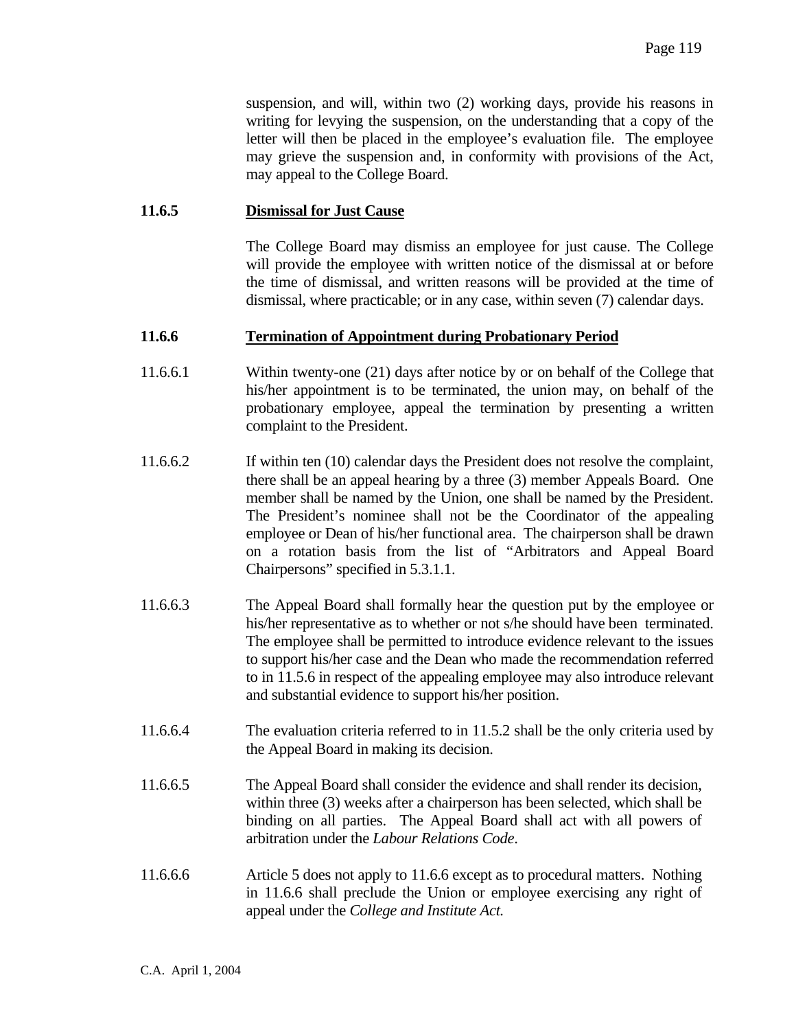suspension, and will, within two (2) working days, provide his reasons in writing for levying the suspension, on the understanding that a copy of the letter will then be placed in the employee's evaluation file. The employee may grieve the suspension and, in conformity with provisions of the Act, may appeal to the College Board.

**11.6.5 Dismissal for Just Cause**

The College Board may dismiss an employee for just cause. The College will provide the employee with written notice of the dismissal at or before the time of dismissal, and written reasons will be provided at the time of dismissal, where practicable; or in any case, within seven (7) calendar days.

**11.6.6 Termination of Appointment during Probationary Period**

11.6.6.1 Within twenty-one (21) days after notice by or on behalf of the College that his/her appointment is to be terminated, the union may, on behalf of the probationary employee, appeal the termination by presenting a written complaint to the President.

11.6.6.2 If within ten (10) calendar days the President does not resolve the complaint, there shall be an appeal hearing by a three (3) member Appeals Board. One member shall be named by the Union, one shall be named by the President. The President's nominee shall not be the Coordinator of the appealing employee or Dean of his/her functional area. The chairperson shall be drawn on a rotation basis from the list of "Arbitrators and Appeal Board Chairpersons" specified in 5.3.1.1.

11.6.6.3 The Appeal Board shall formally hear the question put by the employee or his/her representative as to whether or not s/he should have been terminated. The employee shall be permitted to introduce evidence relevant to the issues to support his/her case and the Dean who made the recommendation referred to in 11.5.6 in respect of the appealing employee may also introduce relevant and substantial evidence to support his/her position.

11.6.6.4 The evaluation criteria referred to in 11.5.2 shall be the only criteria used by the Appeal Board in making its decision.

11.6.6.5 The Appeal Board shall consider the evidence and shall render its decision, within three (3) weeks after a chairperson has been selected, which shall be binding on all parties. The Appeal Board shall act with all powers of arbitration under the *Labour Relations Code*.

11.6.6.6 Article 5 does not apply to 11.6.6 except as to procedural matters. Nothing in 11.6.6 shall preclude the Union or employee exercising any right of appeal under the *College and Institute Act.*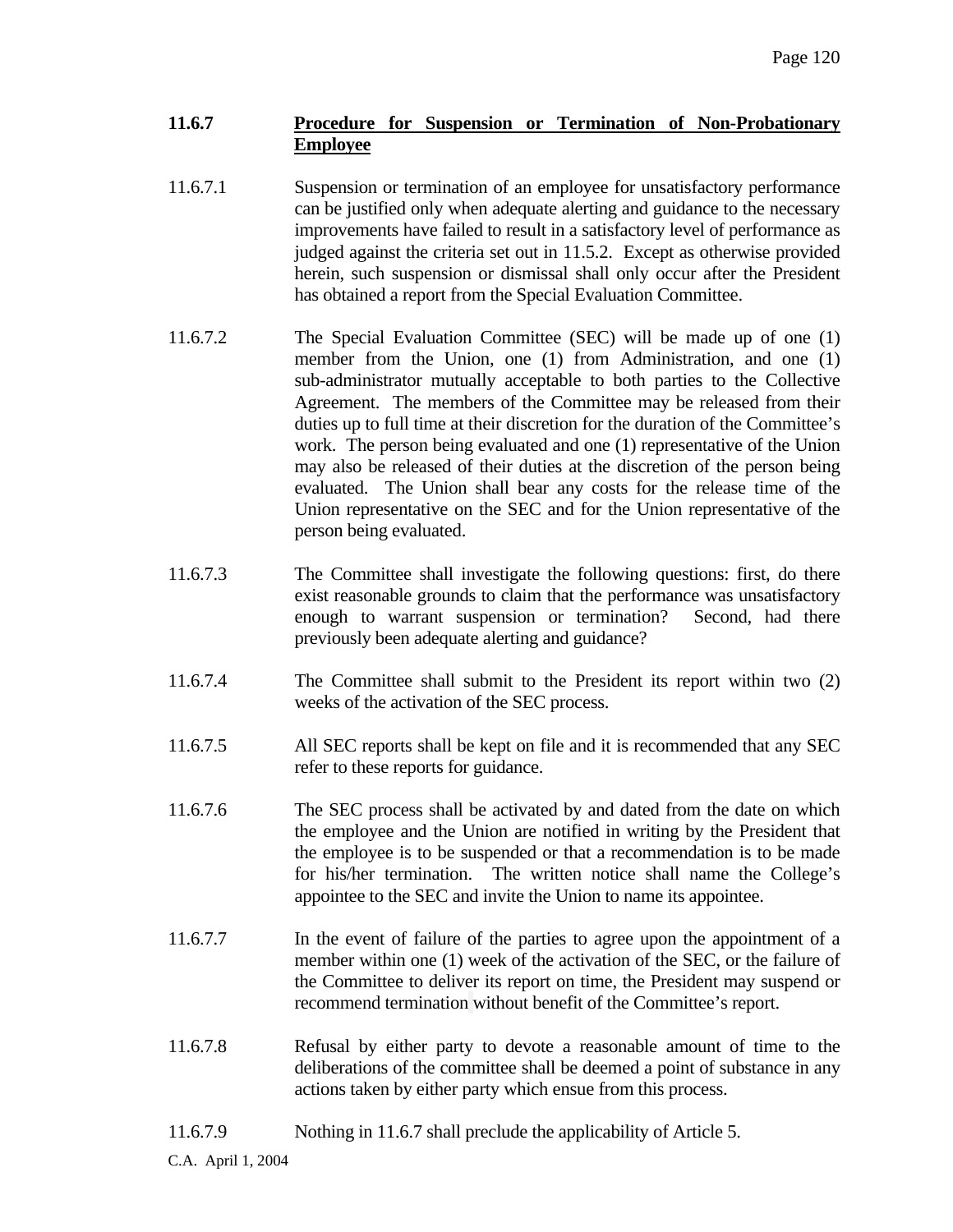**11.6.7 Procedure for Suspension or Termination of Non-Probationary Employee**

11.6.7.1 Suspension or termination of an employee for unsatisfactory performance can be justified only when adequate alerting and guidance to the necessary improvements have failed to result in a satisfactory level of performance as judged against the criteria set out in 11.5.2. Except as otherwise provided herein, such suspension or dismissal shall only occur after the President has obtained a report from the Special Evaluation Committee.

11.6.7.2 The Special Evaluation Committee (SEC) will be made up of one (1) member from the Union, one (1) from Administration, and one (1) sub-administrator mutually acceptable to both parties to the Collective Agreement. The members of the Committee may be released from their duties up to full time at their discretion for the duration of the Committee's work. The person being evaluated and one (1) representative of the Union may also be released of their duties at the discretion of the person being evaluated. The Union shall bear any costs for the release time of the Union representative on the SEC and for the Union representative of the person being evaluated.

11.6.7.3 The Committee shall investigate the following questions: first, do there exist reasonable grounds to claim that the performance was unsatisfactory enough to warrant suspension or termination? Second, had there previously been adequate alerting and guidance?

11.6.7.4 The Committee shall submit to the President its report within two (2) weeks of the activation of the SEC process.

11.6.7.5 All SEC reports shall be kept on file and it is recommended that any SEC refer to these reports for guidance.

11.6.7.6 The SEC process shall be activated by and dated from the date on which the employee and the Union are notified in writing by the President that the employee is to be suspended or that a recommendation is to be made for his/her termination. The written notice shall name the College's appointee to the SEC and invite the Union to name its appointee.

11.6.7.7 In the event of failure of the parties to agree upon the appointment of a member within one (1) week of the activation of the SEC, or the failure of the Committee to deliver its report on time, the President may suspend or recommend termination without benefit of the Committee's report.

11.6.7.8 Refusal by either party to devote a reasonable amount of time to the deliberations of the committee shall be deemed a point of substance in any actions taken by either party which ensue from this process.

11.6.7.9 Nothing in 11.6.7 shall preclude the applicability of Article 5.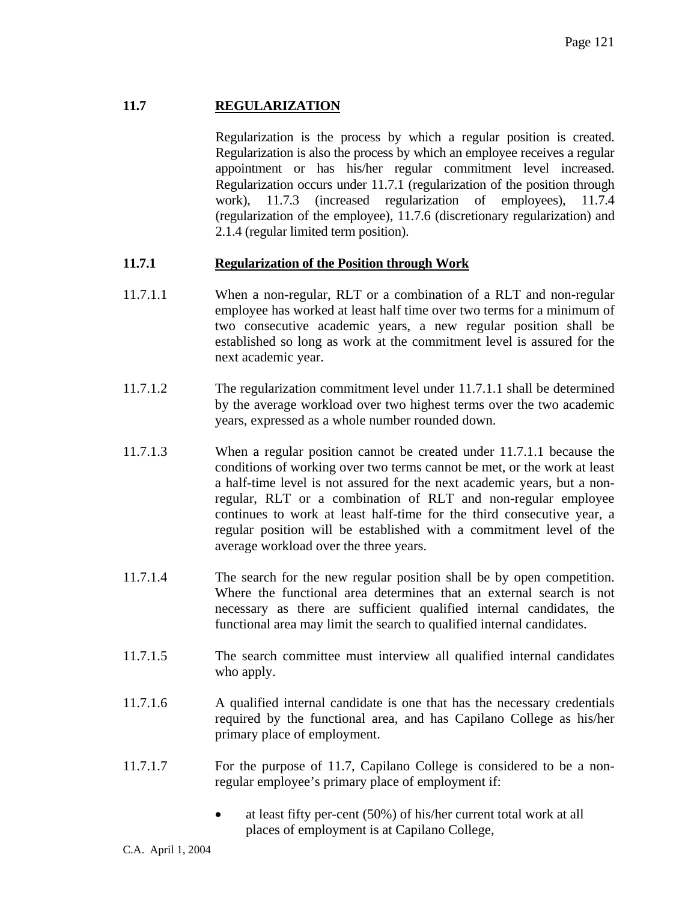## 11.7 REGULARIZATION

Regularization is the process by which a regular position is created. Regularization is also the process by which an employee receives a regular appointment or has his/her regular commitment level increased. Regularization occurs under 11.7.1 (regularization of the position through work), 11.7.3 (increased regularization of employees), 11.7.4 (regularization of the employee), 11.7.6 (discretionary regularization) and 2.1.4 (regular limited term position).

### 11.7.1 Regularization of the Position through Work

11.7.1.1 When a non-regular, RLT or a combination of a RLT and non-regular employee has worked at least half time over two terms for a minimum of two consecutive academic years, a new regular position shall be established so long as work at the commitment level is assured for the next academic year.

11.7.1.2 The regularization commitment level under 11.7.1.1 shall be determined by the average workload over two highest terms over the two academic years, expressed as a whole number rounded down.

11.7.1.3 When a regular position cannot be created under 11.7.1.1 because the conditions of working over two terms cannot be met, or the work at least a half-time level is not assured for the next academic years, but a non-regular, RLT or a combination of RLT and non-regular employee continues to work at least half-time for the third consecutive year, a regular position will be established with a commitment level of the average workload over the three years.

11.7.1.4 The search for the new regular position shall be by open competition. Where the functional area determines that an external search is not necessary as there are sufficient qualified internal candidates, the functional area may limit the search to qualified internal candidates.

11.7.1.5 The search committee must interview all qualified internal candidates who apply.

11.7.1.6 A qualified internal candidate is one that has the necessary credentials required by the functional area, and has Capilano College as his/her primary place of employment.

11.7.1.7 For the purpose of 11.7, Capilano College is considered to be a non-regular employee's primary place of employment if:

- at least fifty per-cent (50%) of his/her current total work at all places of employment is at Capilano College,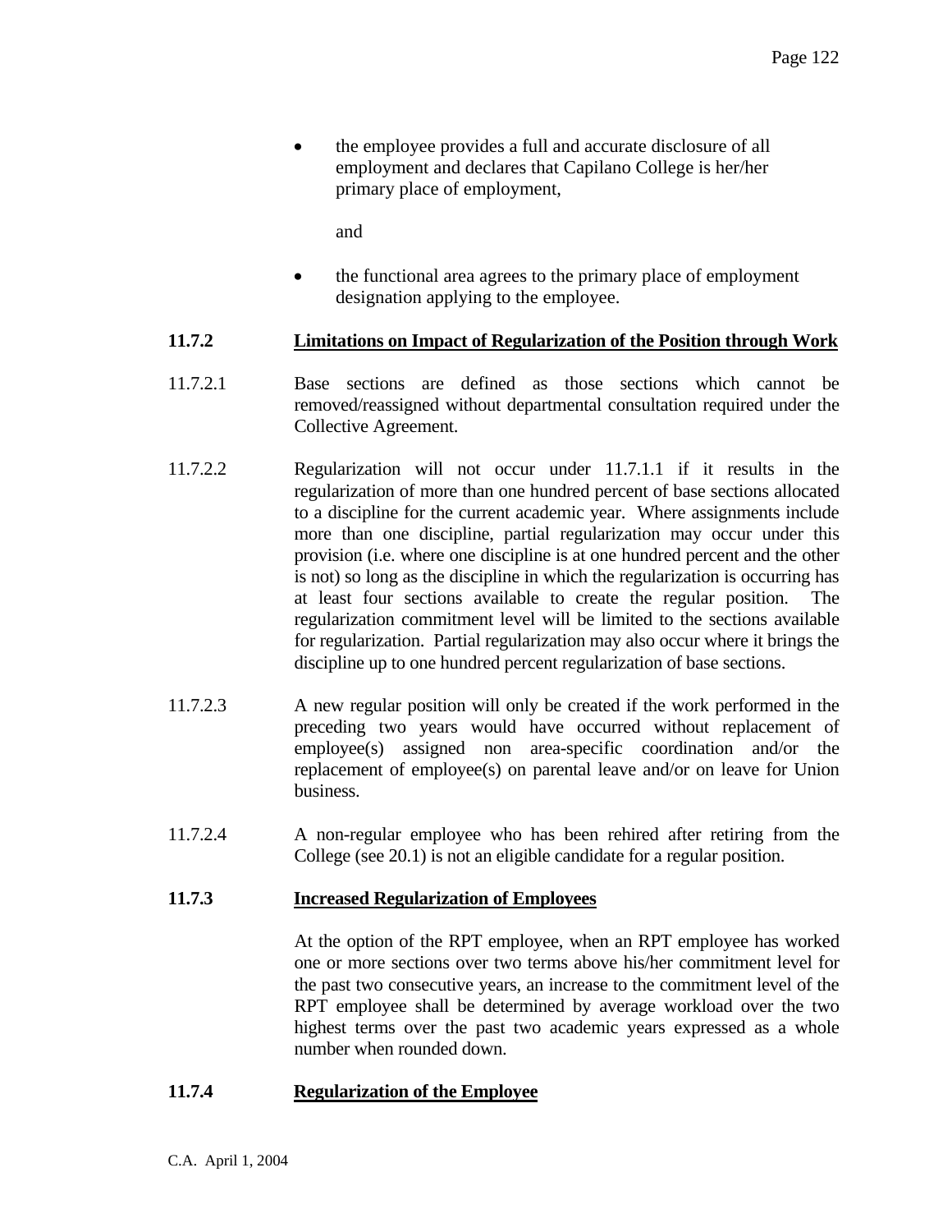- the employee provides a full and accurate disclosure of all employment and declares that Capilano College is her/her primary place of employment,

  and

- the functional area agrees to the primary place of employment designation applying to the employee.

### 11.7.2 Limitations on Impact of Regularization of the Position through Work

11.7.2.1 Base sections are defined as those sections which cannot be removed/reassigned without departmental consultation required under the Collective Agreement.

11.7.2.2 Regularization will not occur under 11.7.1.1 if it results in the regularization of more than one hundred percent of base sections allocated to a discipline for the current academic year. Where assignments include more than one discipline, partial regularization may occur under this provision (i.e. where one discipline is at one hundred percent and the other is not) so long as the discipline in which the regularization is occurring has at least four sections available to create the regular position. The regularization commitment level will be limited to the sections available for regularization. Partial regularization may also occur where it brings the discipline up to one hundred percent regularization of base sections.

11.7.2.3 A new regular position will only be created if the work performed in the preceding two years would have occurred without replacement of employee(s) assigned non area-specific coordination and/or the replacement of employee(s) on parental leave and/or on leave for Union business.

11.7.2.4 A non-regular employee who has been rehired after retiring from the College (see 20.1) is not an eligible candidate for a regular position.

### 11.7.3 Increased Regularization of Employees

At the option of the RPT employee, when an RPT employee has worked one or more sections over two terms above his/her commitment level for the past two consecutive years, an increase to the commitment level of the RPT employee shall be determined by average workload over the two highest terms over the past two academic years expressed as a whole number when rounded down.

### 11.7.4 Regularization of the Employee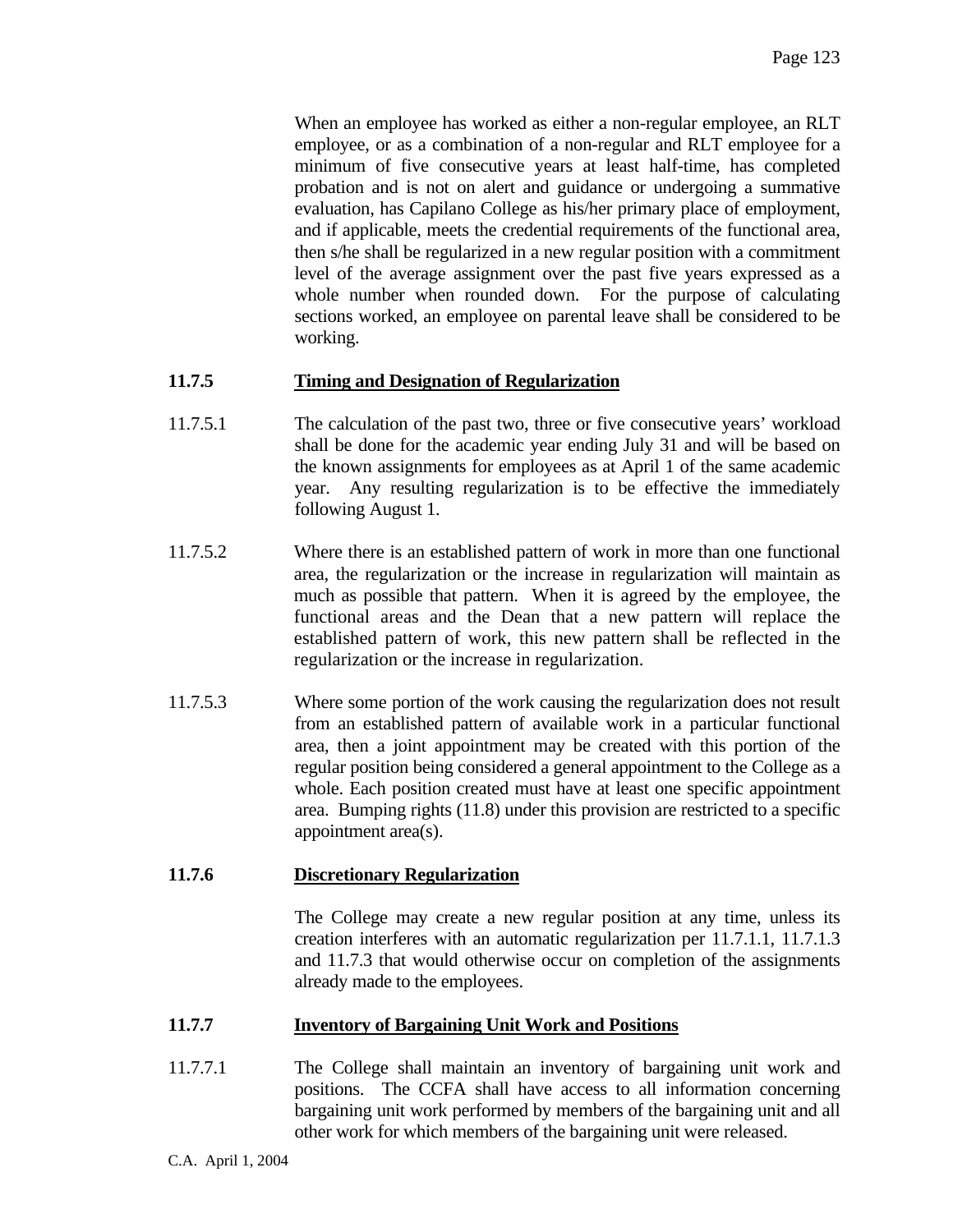When an employee has worked as either a non-regular employee, an RLT employee, or as a combination of a non-regular and RLT employee for a minimum of five consecutive years at least half-time, has completed probation and is not on alert and guidance or undergoing a summative evaluation, has Capilano College as his/her primary place of employment, and if applicable, meets the credential requirements of the functional area, then s/he shall be regularized in a new regular position with a commitment level of the average assignment over the past five years expressed as a whole number when rounded down. For the purpose of calculating sections worked, an employee on parental leave shall be considered to be working.

### 11.7.5 Timing and Designation of Regularization

11.7.5.1 The calculation of the past two, three or five consecutive years' workload shall be done for the academic year ending July 31 and will be based on the known assignments for employees as at April 1 of the same academic year. Any resulting regularization is to be effective the immediately following August 1.

11.7.5.2 Where there is an established pattern of work in more than one functional area, the regularization or the increase in regularization will maintain as much as possible that pattern. When it is agreed by the employee, the functional areas and the Dean that a new pattern will replace the established pattern of work, this new pattern shall be reflected in the regularization or the increase in regularization.

11.7.5.3 Where some portion of the work causing the regularization does not result from an established pattern of available work in a particular functional area, then a joint appointment may be created with this portion of the regular position being considered a general appointment to the College as a whole. Each position created must have at least one specific appointment area. Bumping rights (11.8) under this provision are restricted to a specific appointment area(s).

### 11.7.6 Discretionary Regularization

The College may create a new regular position at any time, unless its creation interferes with an automatic regularization per 11.7.1.1, 11.7.1.3 and 11.7.3 that would otherwise occur on completion of the assignments already made to the employees.

### 11.7.7 Inventory of Bargaining Unit Work and Positions

11.7.7.1 The College shall maintain an inventory of bargaining unit work and positions. The CCFA shall have access to all information concerning bargaining unit work performed by members of the bargaining unit and all other work for which members of the bargaining unit were released.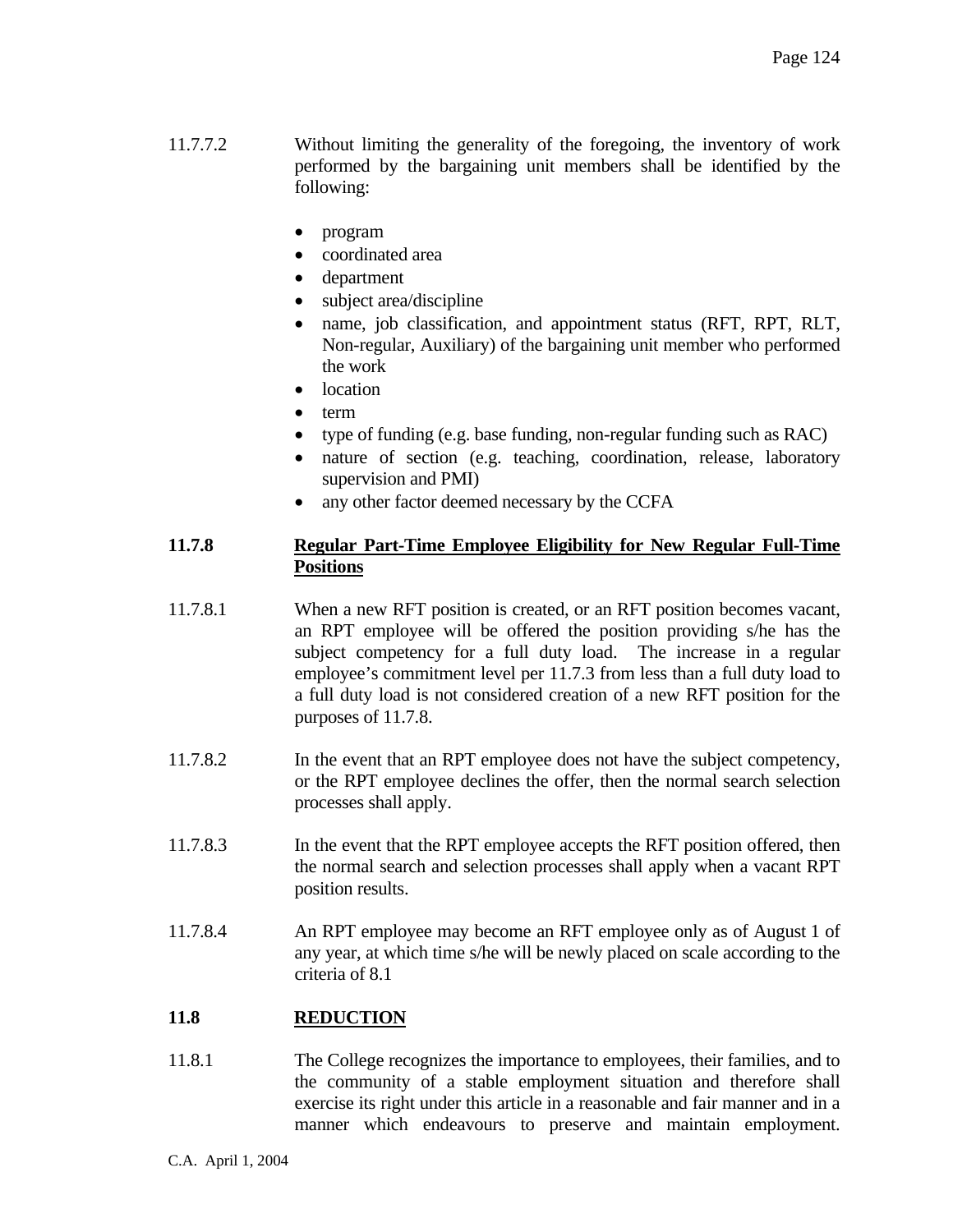11.7.7.2 Without limiting the generality of the foregoing, the inventory of work performed by the bargaining unit members shall be identified by the following:

- program
- coordinated area
- department
- subject area/discipline
- name, job classification, and appointment status (RFT, RPT, RLT, Non-regular, Auxiliary) of the bargaining unit member who performed the work
- location
- term
- type of funding (e.g. base funding, non-regular funding such as RAC)
- nature of section (e.g. teaching, coordination, release, laboratory supervision and PMI)
- any other factor deemed necessary by the CCFA

**11.7.8 <u>Regular Part-Time Employee Eligibility for New Regular Full-Time Positions</u>**

11.7.8.1 When a new RFT position is created, or an RFT position becomes vacant, an RPT employee will be offered the position providing s/he has the subject competency for a full duty load. The increase in a regular employee's commitment level per 11.7.3 from less than a full duty load to a full duty load is not considered creation of a new RFT position for the purposes of 11.7.8.

11.7.8.2 In the event that an RPT employee does not have the subject competency, or the RPT employee declines the offer, then the normal search selection processes shall apply.

11.7.8.3 In the event that the RPT employee accepts the RFT position offered, then the normal search and selection processes shall apply when a vacant RPT position results.

11.7.8.4 An RPT employee may become an RFT employee only as of August 1 of any year, at which time s/he will be newly placed on scale according to the criteria of 8.1

**11.8 <u>REDUCTION</u>**

11.8.1 The College recognizes the importance to employees, their families, and to the community of a stable employment situation and therefore shall exercise its right under this article in a reasonable and fair manner and in a manner which endeavours to preserve and maintain employment.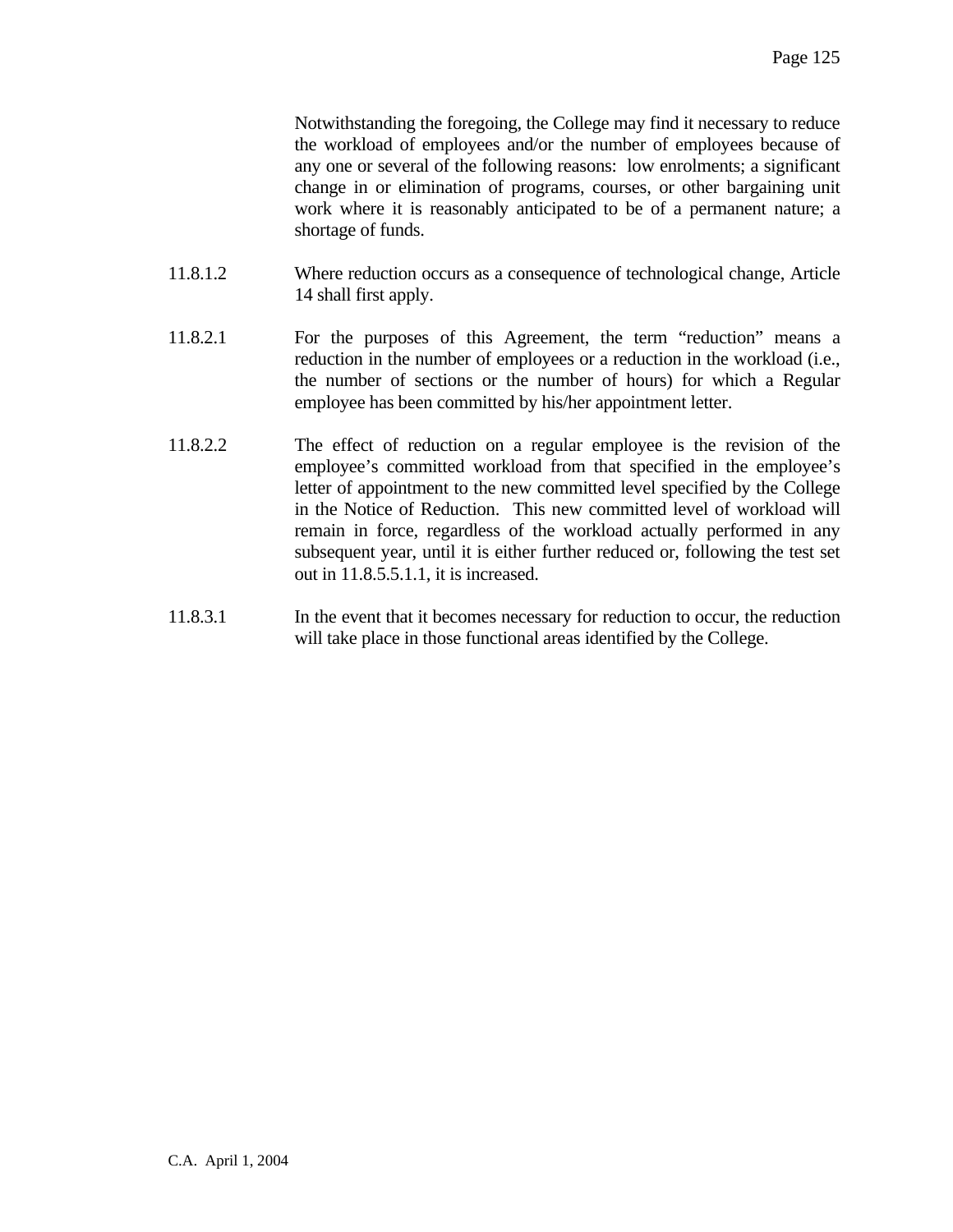Notwithstanding the foregoing, the College may find it necessary to reduce the workload of employees and/or the number of employees because of any one or several of the following reasons: low enrolments; a significant change in or elimination of programs, courses, or other bargaining unit work where it is reasonably anticipated to be of a permanent nature; a shortage of funds.

11.8.1.2 Where reduction occurs as a consequence of technological change, Article 14 shall first apply.

11.8.2.1 For the purposes of this Agreement, the term "reduction" means a reduction in the number of employees or a reduction in the workload (i.e., the number of sections or the number of hours) for which a Regular employee has been committed by his/her appointment letter.

11.8.2.2 The effect of reduction on a regular employee is the revision of the employee's committed workload from that specified in the employee's letter of appointment to the new committed level specified by the College in the Notice of Reduction. This new committed level of workload will remain in force, regardless of the workload actually performed in any subsequent year, until it is either further reduced or, following the test set out in 11.8.5.5.1.1, it is increased.

11.8.3.1 In the event that it becomes necessary for reduction to occur, the reduction will take place in those functional areas identified by the College.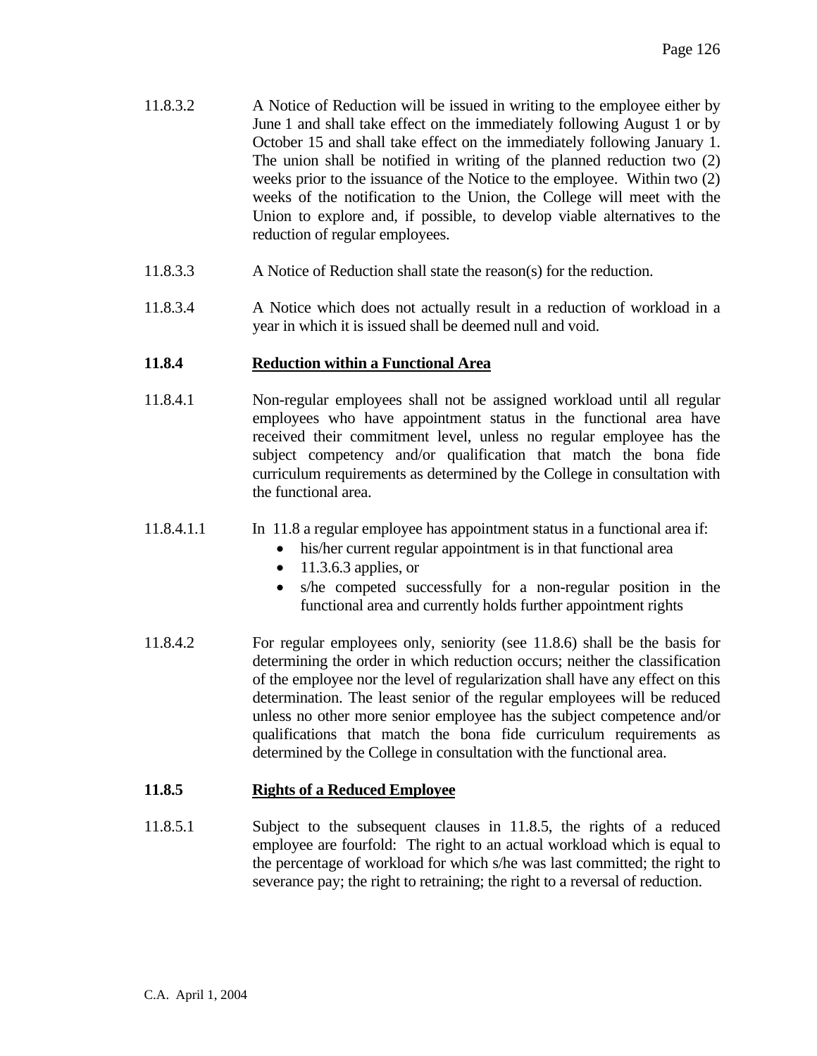11.8.3.2 A Notice of Reduction will be issued in writing to the employee either by June 1 and shall take effect on the immediately following August 1 or by October 15 and shall take effect on the immediately following January 1. The union shall be notified in writing of the planned reduction two (2) weeks prior to the issuance of the Notice to the employee. Within two (2) weeks of the notification to the Union, the College will meet with the Union to explore and, if possible, to develop viable alternatives to the reduction of regular employees.

11.8.3.3 A Notice of Reduction shall state the reason(s) for the reduction.

11.8.3.4 A Notice which does not actually result in a reduction of workload in a year in which it is issued shall be deemed null and void.

### 11.8.4 Reduction within a Functional Area

11.8.4.1 Non-regular employees shall not be assigned workload until all regular employees who have appointment status in the functional area have received their commitment level, unless no regular employee has the subject competency and/or qualification that match the bona fide curriculum requirements as determined by the College in consultation with the functional area.

11.8.4.1.1 In 11.8 a regular employee has appointment status in a functional area if:

- his/her current regular appointment is in that functional area
- 11.3.6.3 applies, or
- s/he competed successfully for a non-regular position in the functional area and currently holds further appointment rights

11.8.4.2 For regular employees only, seniority (see 11.8.6) shall be the basis for determining the order in which reduction occurs; neither the classification of the employee nor the level of regularization shall have any effect on this determination. The least senior of the regular employees will be reduced unless no other more senior employee has the subject competence and/or qualifications that match the bona fide curriculum requirements as determined by the College in consultation with the functional area.

### 11.8.5 Rights of a Reduced Employee

11.8.5.1 Subject to the subsequent clauses in 11.8.5, the rights of a reduced employee are fourfold: The right to an actual workload which is equal to the percentage of workload for which s/he was last committed; the right to severance pay; the right to retraining; the right to a reversal of reduction.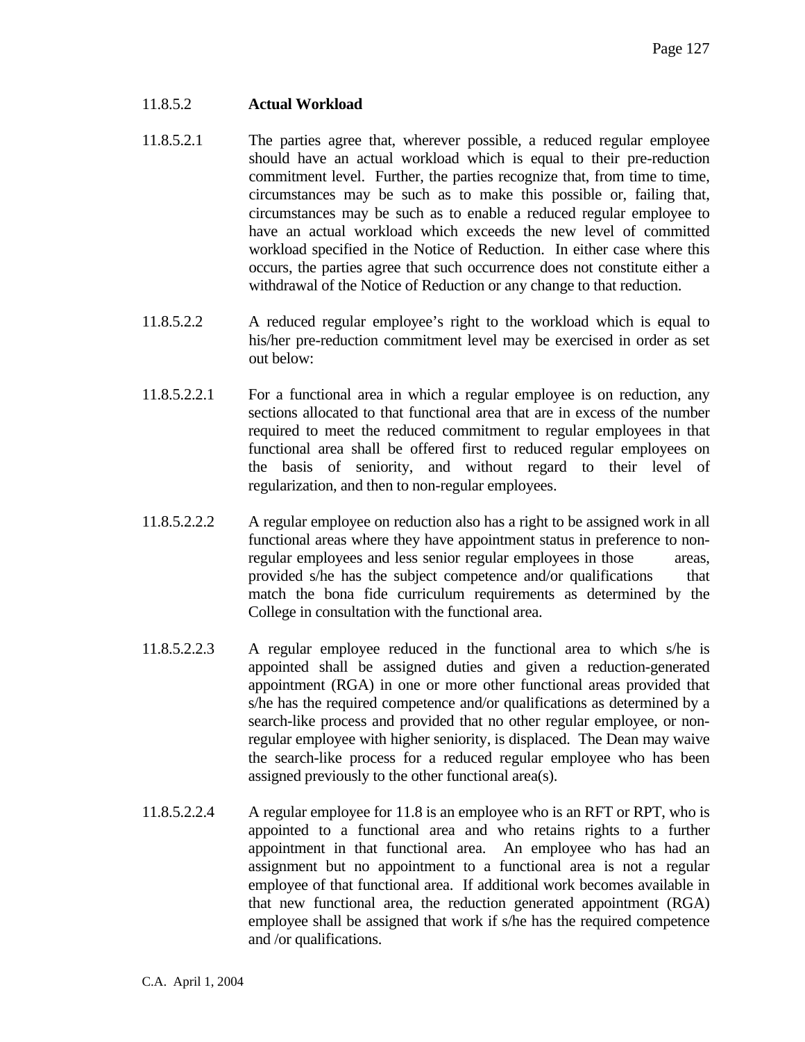11.8.5.2 **Actual Workload**

11.8.5.2.1 The parties agree that, wherever possible, a reduced regular employee should have an actual workload which is equal to their pre-reduction commitment level. Further, the parties recognize that, from time to time, circumstances may be such as to make this possible or, failing that, circumstances may be such as to enable a reduced regular employee to have an actual workload which exceeds the new level of committed workload specified in the Notice of Reduction. In either case where this occurs, the parties agree that such occurrence does not constitute either a withdrawal of the Notice of Reduction or any change to that reduction.

11.8.5.2.2 A reduced regular employee's right to the workload which is equal to his/her pre-reduction commitment level may be exercised in order as set out below:

11.8.5.2.2.1 For a functional area in which a regular employee is on reduction, any sections allocated to that functional area that are in excess of the number required to meet the reduced commitment to regular employees in that functional area shall be offered first to reduced regular employees on the basis of seniority, and without regard to their level of regularization, and then to non-regular employees.

11.8.5.2.2.2 A regular employee on reduction also has a right to be assigned work in all functional areas where they have appointment status in preference to non-regular employees and less senior regular employees in those areas, provided s/he has the subject competence and/or qualifications that match the bona fide curriculum requirements as determined by the College in consultation with the functional area.

11.8.5.2.2.3 A regular employee reduced in the functional area to which s/he is appointed shall be assigned duties and given a reduction-generated appointment (RGA) in one or more other functional areas provided that s/he has the required competence and/or qualifications as determined by a search-like process and provided that no other regular employee, or non-regular employee with higher seniority, is displaced. The Dean may waive the search-like process for a reduced regular employee who has been assigned previously to the other functional area(s).

11.8.5.2.2.4 A regular employee for 11.8 is an employee who is an RFT or RPT, who is appointed to a functional area and who retains rights to a further appointment in that functional area. An employee who has had an assignment but no appointment to a functional area is not a regular employee of that functional area. If additional work becomes available in that new functional area, the reduction generated appointment (RGA) employee shall be assigned that work if s/he has the required competence and /or qualifications.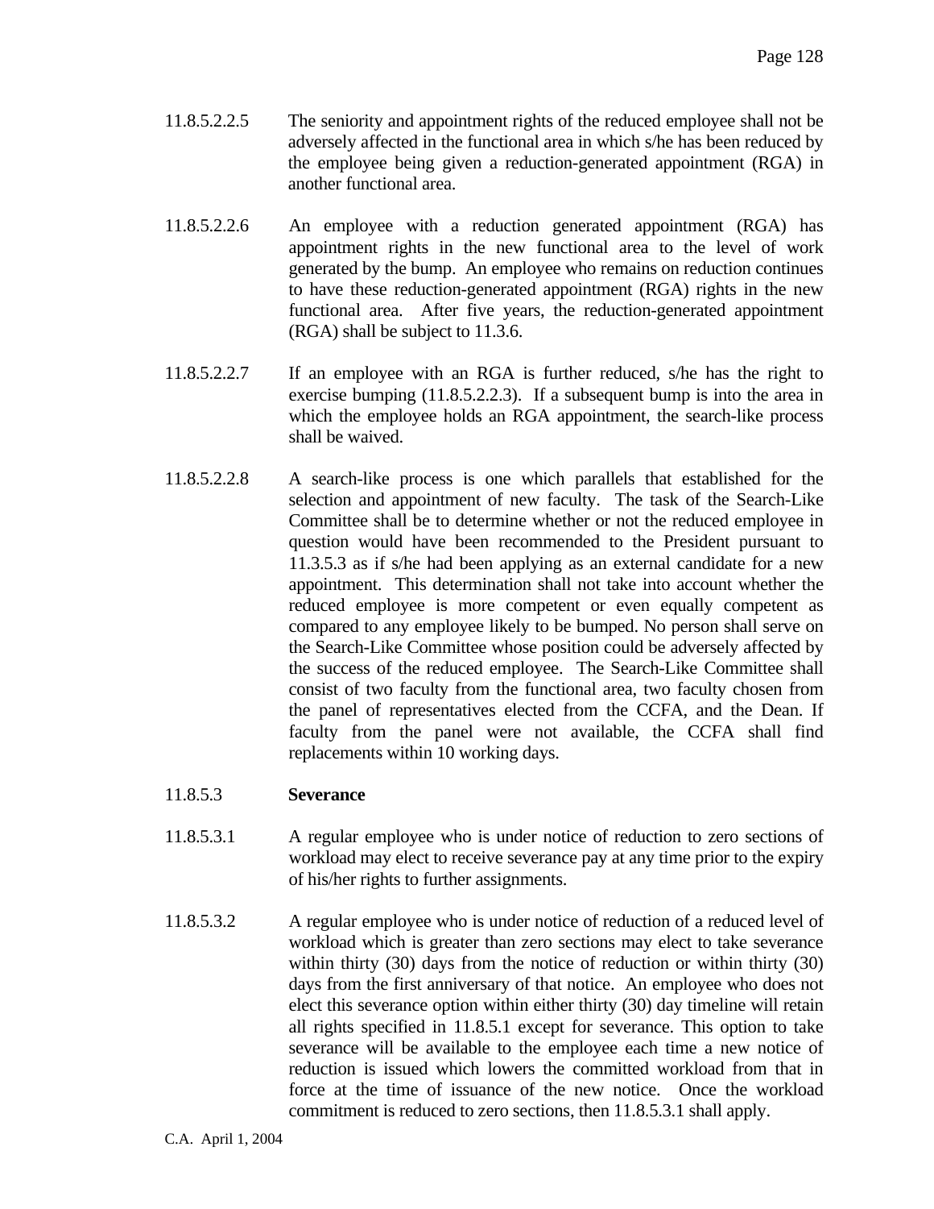11.8.5.2.2.5 The seniority and appointment rights of the reduced employee shall not be adversely affected in the functional area in which s/he has been reduced by the employee being given a reduction-generated appointment (RGA) in another functional area.

11.8.5.2.2.6 An employee with a reduction generated appointment (RGA) has appointment rights in the new functional area to the level of work generated by the bump. An employee who remains on reduction continues to have these reduction-generated appointment (RGA) rights in the new functional area. After five years, the reduction-generated appointment (RGA) shall be subject to 11.3.6.

11.8.5.2.2.7 If an employee with an RGA is further reduced, s/he has the right to exercise bumping (11.8.5.2.2.3). If a subsequent bump is into the area in which the employee holds an RGA appointment, the search-like process shall be waived.

11.8.5.2.2.8 A search-like process is one which parallels that established for the selection and appointment of new faculty. The task of the Search-Like Committee shall be to determine whether or not the reduced employee in question would have been recommended to the President pursuant to 11.3.5.3 as if s/he had been applying as an external candidate for a new appointment. This determination shall not take into account whether the reduced employee is more competent or even equally competent as compared to any employee likely to be bumped. No person shall serve on the Search-Like Committee whose position could be adversely affected by the success of the reduced employee. The Search-Like Committee shall consist of two faculty from the functional area, two faculty chosen from the panel of representatives elected from the CCFA, and the Dean. If faculty from the panel were not available, the CCFA shall find replacements within 10 working days.

11.8.5.3 **Severance**

11.8.5.3.1 A regular employee who is under notice of reduction to zero sections of workload may elect to receive severance pay at any time prior to the expiry of his/her rights to further assignments.

11.8.5.3.2 A regular employee who is under notice of reduction of a reduced level of workload which is greater than zero sections may elect to take severance within thirty (30) days from the notice of reduction or within thirty (30) days from the first anniversary of that notice. An employee who does not elect this severance option within either thirty (30) day timeline will retain all rights specified in 11.8.5.1 except for severance. This option to take severance will be available to the employee each time a new notice of reduction is issued which lowers the committed workload from that in force at the time of issuance of the new notice. Once the workload commitment is reduced to zero sections, then 11.8.5.3.1 shall apply.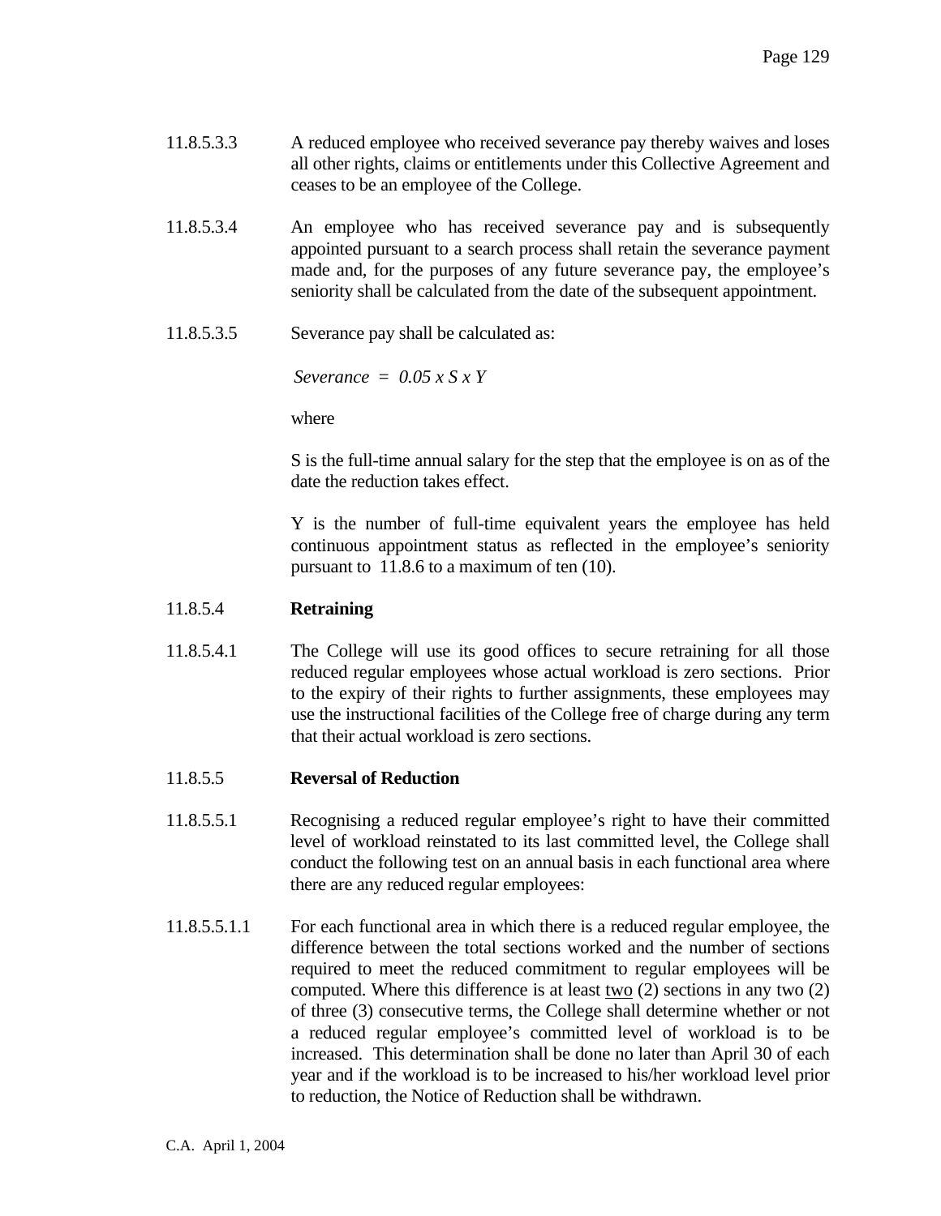11.8.5.3.3 A reduced employee who received severance pay thereby waives and loses all other rights, claims or entitlements under this Collective Agreement and ceases to be an employee of the College.

11.8.5.3.4 An employee who has received severance pay and is subsequently appointed pursuant to a search process shall retain the severance payment made and, for the purposes of any future severance pay, the employee's seniority shall be calculated from the date of the subsequent appointment.

11.8.5.3.5 Severance pay shall be calculated as:

$$Severance = 0.05 \times S \times Y$$

where

S is the full-time annual salary for the step that the employee is on as of the date the reduction takes effect.

Y is the number of full-time equivalent years the employee has held continuous appointment status as reflected in the employee's seniority pursuant to 11.8.6 to a maximum of ten (10).

11.8.5.4 **Retraining**

11.8.5.4.1 The College will use its good offices to secure retraining for all those reduced regular employees whose actual workload is zero sections. Prior to the expiry of their rights to further assignments, these employees may use the instructional facilities of the College free of charge during any term that their actual workload is zero sections.

11.8.5.5 **Reversal of Reduction**

11.8.5.5.1 Recognising a reduced regular employee's right to have their committed level of workload reinstated to its last committed level, the College shall conduct the following test on an annual basis in each functional area where there are any reduced regular employees:

11.8.5.5.1.1 For each functional area in which there is a reduced regular employee, the difference between the total sections worked and the number of sections required to meet the reduced commitment to regular employees will be computed. Where this difference is at least two (2) sections in any two (2) of three (3) consecutive terms, the College shall determine whether or not a reduced regular employee's committed level of workload is to be increased. This determination shall be done no later than April 30 of each year and if the workload is to be increased to his/her workload level prior to reduction, the Notice of Reduction shall be withdrawn.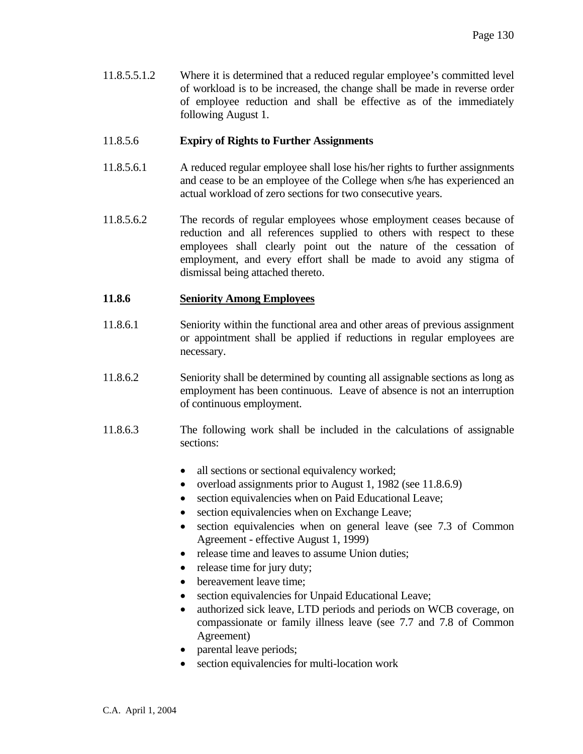11.8.5.5.1.2 Where it is determined that a reduced regular employee's committed level of workload is to be increased, the change shall be made in reverse order of employee reduction and shall be effective as of the immediately following August 1.

11.8.5.6 **Expiry of Rights to Further Assignments**

11.8.5.6.1 A reduced regular employee shall lose his/her rights to further assignments and cease to be an employee of the College when s/he has experienced an actual workload of zero sections for two consecutive years.

11.8.5.6.2 The records of regular employees whose employment ceases because of reduction and all references supplied to others with respect to these employees shall clearly point out the nature of the cessation of employment, and every effort shall be made to avoid any stigma of dismissal being attached thereto.

**11.8.6** <u>**Seniority Among Employees**</u>

11.8.6.1 Seniority within the functional area and other areas of previous assignment or appointment shall be applied if reductions in regular employees are necessary.

11.8.6.2 Seniority shall be determined by counting all assignable sections as long as employment has been continuous. Leave of absence is not an interruption of continuous employment.

11.8.6.3 The following work shall be included in the calculations of assignable sections:

- all sections or sectional equivalency worked;
- overload assignments prior to August 1, 1982 (see 11.8.6.9)
- section equivalencies when on Paid Educational Leave;
- section equivalencies when on Exchange Leave;
- section equivalencies when on general leave (see 7.3 of Common Agreement - effective August 1, 1999)
- release time and leaves to assume Union duties;
- release time for jury duty;
- bereavement leave time;
- section equivalencies for Unpaid Educational Leave;
- authorized sick leave, LTD periods and periods on WCB coverage, on compassionate or family illness leave (see 7.7 and 7.8 of Common Agreement)
- parental leave periods;
- section equivalencies for multi-location work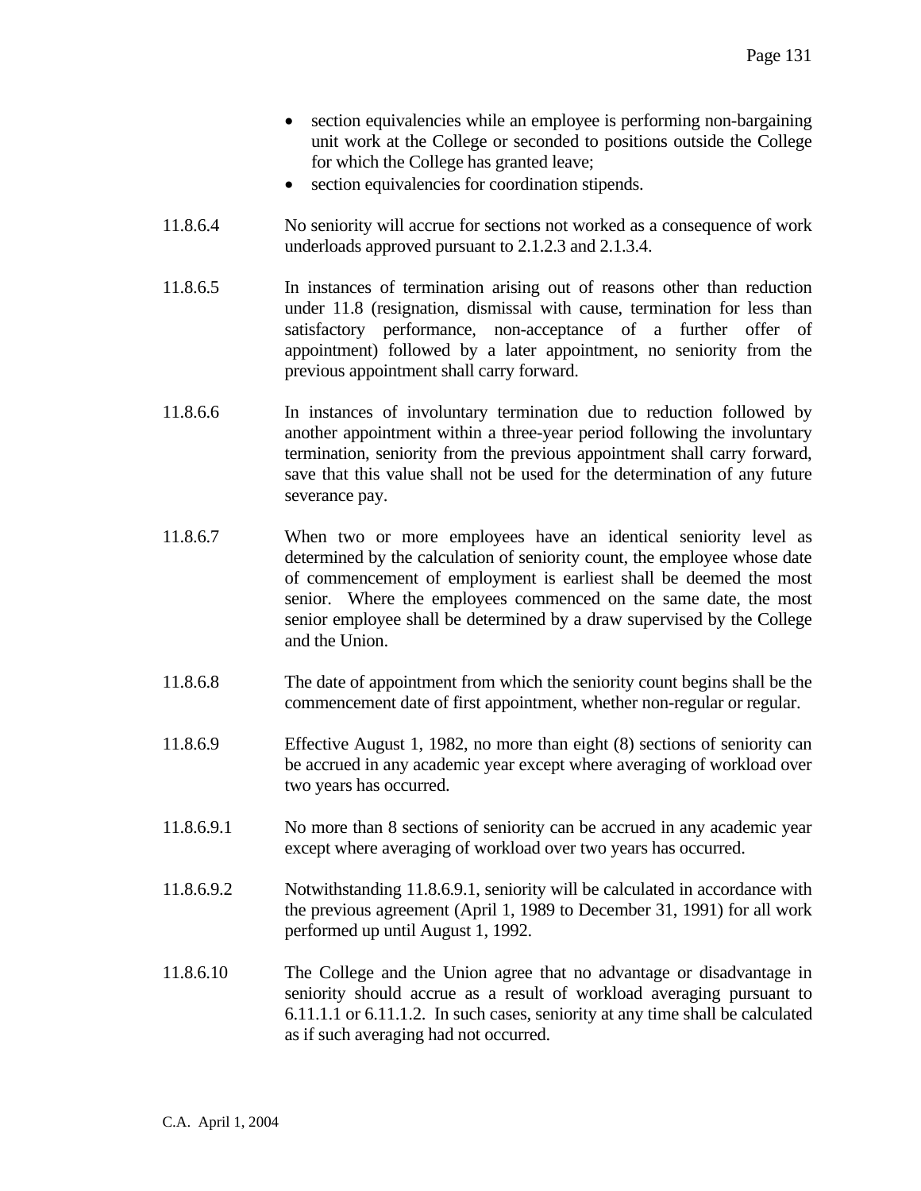- section equivalencies while an employee is performing non-bargaining unit work at the College or seconded to positions outside the College for which the College has granted leave;
- section equivalencies for coordination stipends.

11.8.6.4 No seniority will accrue for sections not worked as a consequence of work underloads approved pursuant to 2.1.2.3 and 2.1.3.4.

11.8.6.5 In instances of termination arising out of reasons other than reduction under 11.8 (resignation, dismissal with cause, termination for less than satisfactory performance, non-acceptance of a further offer of appointment) followed by a later appointment, no seniority from the previous appointment shall carry forward.

11.8.6.6 In instances of involuntary termination due to reduction followed by another appointment within a three-year period following the involuntary termination, seniority from the previous appointment shall carry forward, save that this value shall not be used for the determination of any future severance pay.

11.8.6.7 When two or more employees have an identical seniority level as determined by the calculation of seniority count, the employee whose date of commencement of employment is earliest shall be deemed the most senior. Where the employees commenced on the same date, the most senior employee shall be determined by a draw supervised by the College and the Union.

11.8.6.8 The date of appointment from which the seniority count begins shall be the commencement date of first appointment, whether non-regular or regular.

11.8.6.9 Effective August 1, 1982, no more than eight (8) sections of seniority can be accrued in any academic year except where averaging of workload over two years has occurred.

11.8.6.9.1 No more than 8 sections of seniority can be accrued in any academic year except where averaging of workload over two years has occurred.

11.8.6.9.2 Notwithstanding 11.8.6.9.1, seniority will be calculated in accordance with the previous agreement (April 1, 1989 to December 31, 1991) for all work performed up until August 1, 1992.

11.8.6.10 The College and the Union agree that no advantage or disadvantage in seniority should accrue as a result of workload averaging pursuant to 6.11.1.1 or 6.11.1.2. In such cases, seniority at any time shall be calculated as if such averaging had not occurred.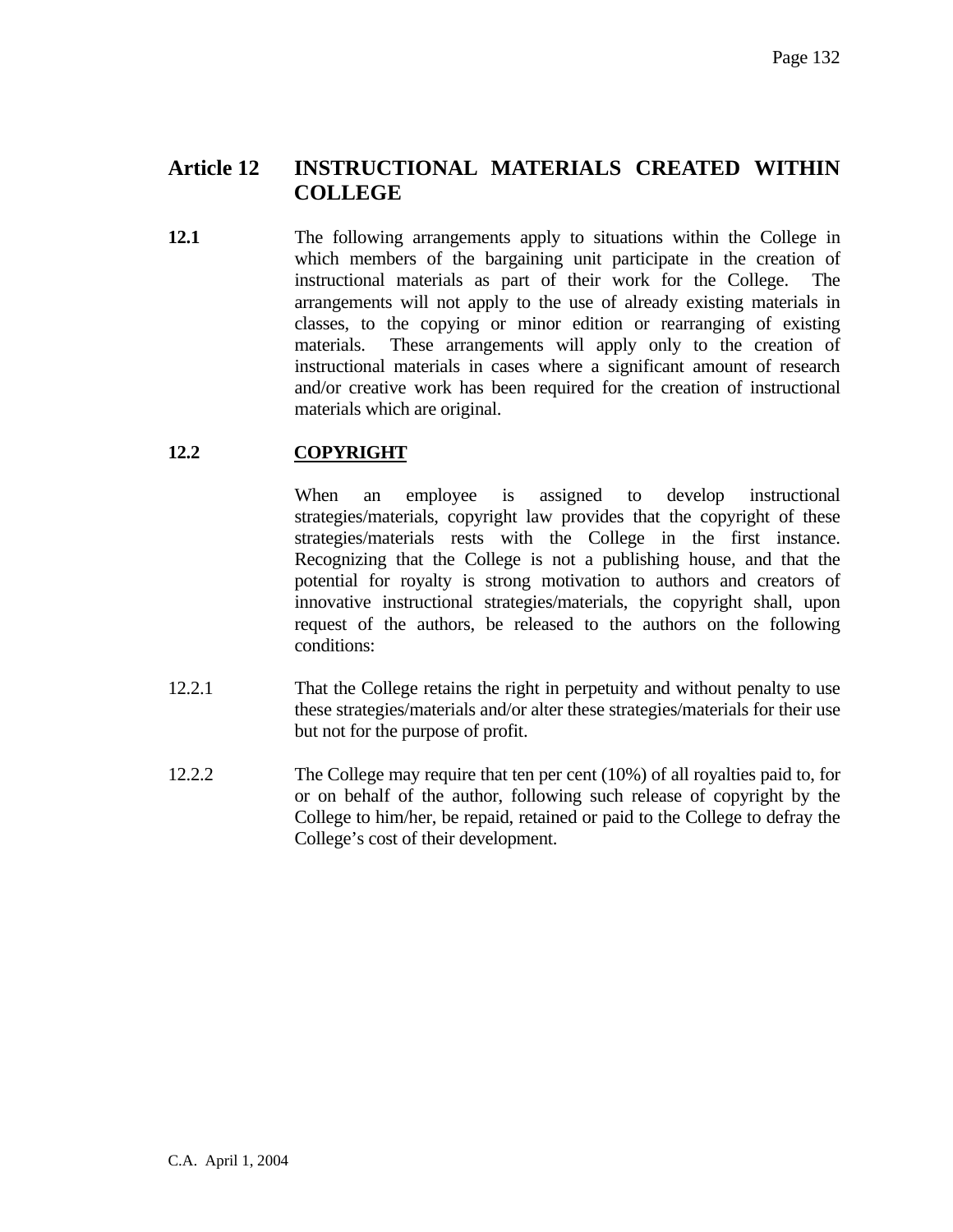## Article 12 INSTRUCTIONAL MATERIALS CREATED WITHIN COLLEGE

**12.1** The following arrangements apply to situations within the College in which members of the bargaining unit participate in the creation of instructional materials as part of their work for the College. The arrangements will not apply to the use of already existing materials in classes, to the copying or minor edition or rearranging of existing materials. These arrangements will apply only to the creation of instructional materials in cases where a significant amount of research and/or creative work has been required for the creation of instructional materials which are original.

**12.2** **<u>COPYRIGHT</u>**

When an employee is assigned to develop instructional strategies/materials, copyright law provides that the copyright of these strategies/materials rests with the College in the first instance. Recognizing that the College is not a publishing house, and that the potential for royalty is strong motivation to authors and creators of innovative instructional strategies/materials, the copyright shall, upon request of the authors, be released to the authors on the following conditions:

12.2.1 That the College retains the right in perpetuity and without penalty to use these strategies/materials and/or alter these strategies/materials for their use but not for the purpose of profit.

12.2.2 The College may require that ten per cent (10%) of all royalties paid to, for or on behalf of the author, following such release of copyright by the College to him/her, be repaid, retained or paid to the College to defray the College's cost of their development.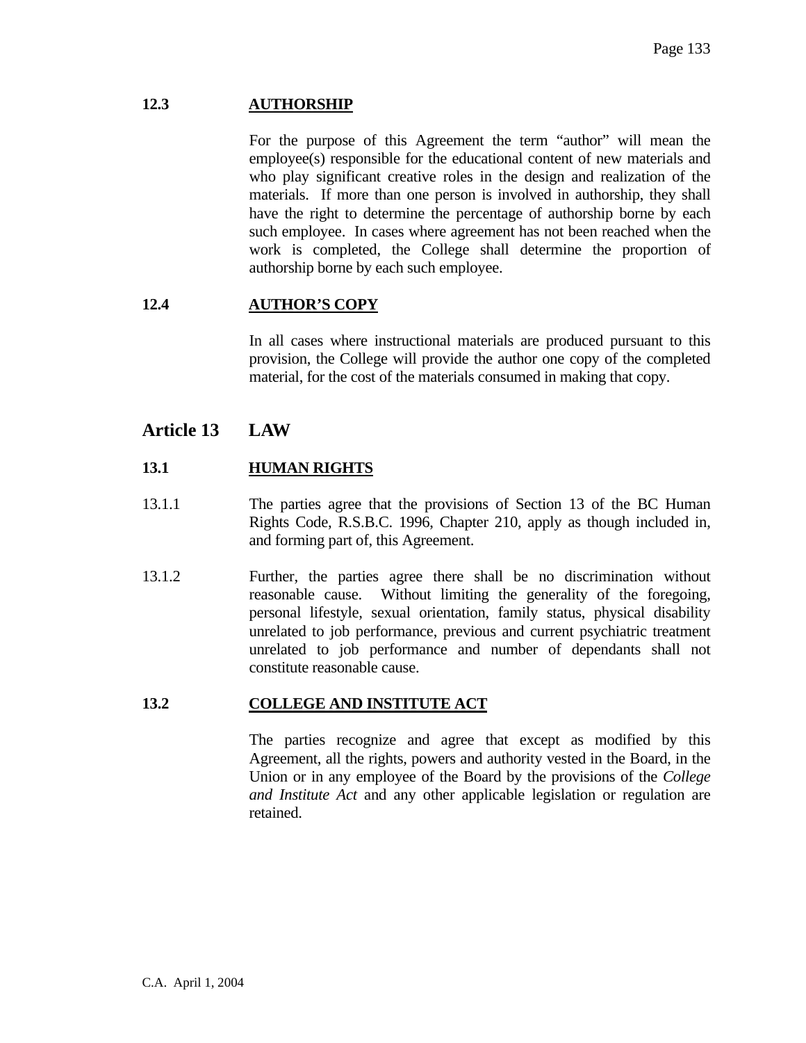### 12.3 AUTHORSHIP

For the purpose of this Agreement the term "author" will mean the employee(s) responsible for the educational content of new materials and who play significant creative roles in the design and realization of the materials. If more than one person is involved in authorship, they shall have the right to determine the percentage of authorship borne by each such employee. In cases where agreement has not been reached when the work is completed, the College shall determine the proportion of authorship borne by each such employee.

### 12.4 AUTHOR'S COPY

In all cases where instructional materials are produced pursuant to this provision, the College will provide the author one copy of the completed material, for the cost of the materials consumed in making that copy.

## Article 13 LAW

### 13.1 HUMAN RIGHTS

13.1.1 The parties agree that the provisions of Section 13 of the BC Human Rights Code, R.S.B.C. 1996, Chapter 210, apply as though included in, and forming part of, this Agreement.

13.1.2 Further, the parties agree there shall be no discrimination without reasonable cause. Without limiting the generality of the foregoing, personal lifestyle, sexual orientation, family status, physical disability unrelated to job performance, previous and current psychiatric treatment unrelated to job performance and number of dependants shall not constitute reasonable cause.

### 13.2 COLLEGE AND INSTITUTE ACT

The parties recognize and agree that except as modified by this Agreement, all the rights, powers and authority vested in the Board, in the Union or in any employee of the Board by the provisions of the *College and Institute Act* and any other applicable legislation or regulation are retained.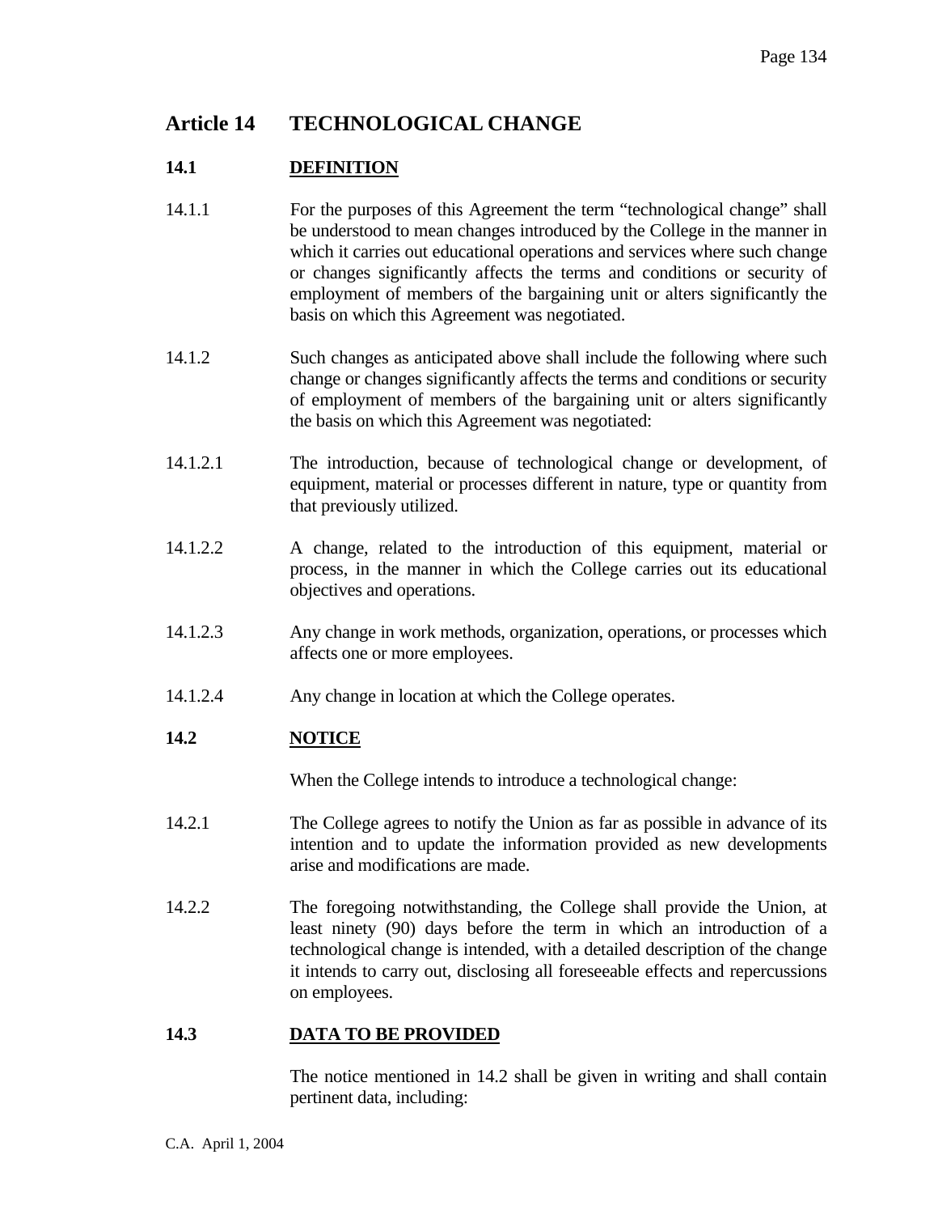# Article 14 TECHNOLOGICAL CHANGE

## 14.1 DEFINITION

14.1.1 For the purposes of this Agreement the term "technological change" shall be understood to mean changes introduced by the College in the manner in which it carries out educational operations and services where such change or changes significantly affects the terms and conditions or security of employment of members of the bargaining unit or alters significantly the basis on which this Agreement was negotiated.

14.1.2 Such changes as anticipated above shall include the following where such change or changes significantly affects the terms and conditions or security of employment of members of the bargaining unit or alters significantly the basis on which this Agreement was negotiated:

14.1.2.1 The introduction, because of technological change or development, of equipment, material or processes different in nature, type or quantity from that previously utilized.

14.1.2.2 A change, related to the introduction of this equipment, material or process, in the manner in which the College carries out its educational objectives and operations.

14.1.2.3 Any change in work methods, organization, operations, or processes which affects one or more employees.

14.1.2.4 Any change in location at which the College operates.

## 14.2 NOTICE

When the College intends to introduce a technological change:

14.2.1 The College agrees to notify the Union as far as possible in advance of its intention and to update the information provided as new developments arise and modifications are made.

14.2.2 The foregoing notwithstanding, the College shall provide the Union, at least ninety (90) days before the term in which an introduction of a technological change is intended, with a detailed description of the change it intends to carry out, disclosing all foreseeable effects and repercussions on employees.

## 14.3 DATA TO BE PROVIDED

The notice mentioned in 14.2 shall be given in writing and shall contain pertinent data, including: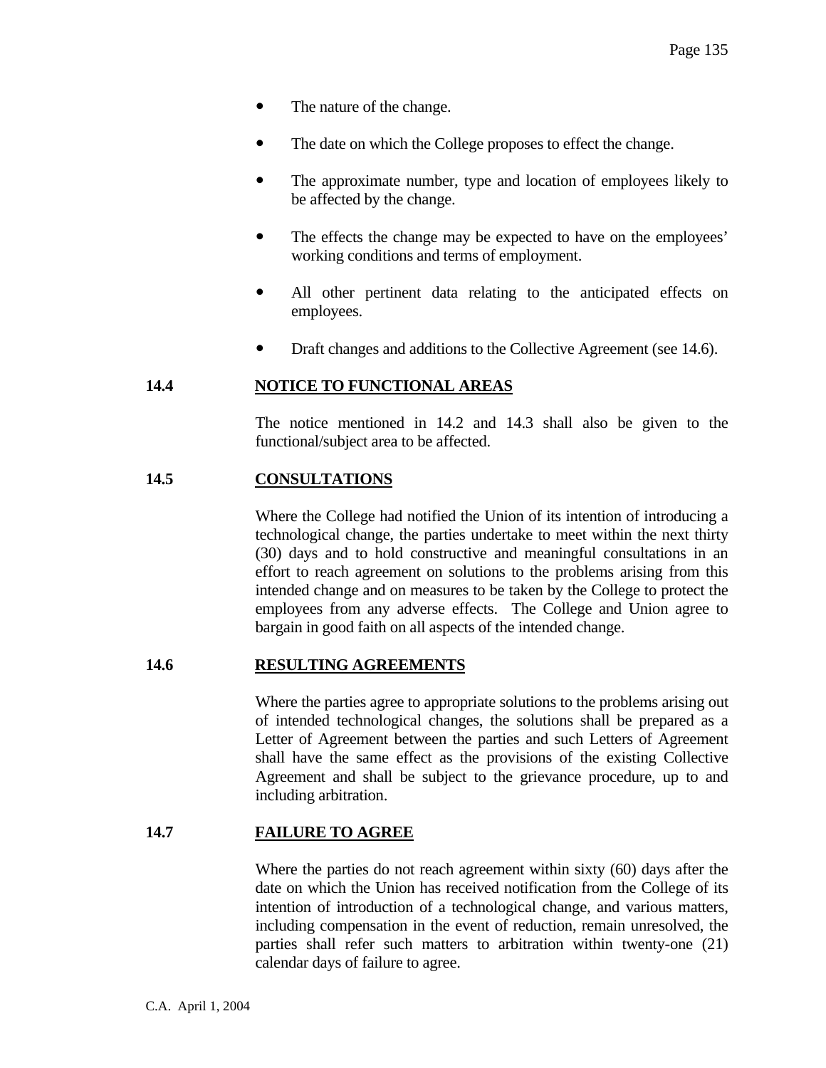- The nature of the change.
- The date on which the College proposes to effect the change.
- The approximate number, type and location of employees likely to be affected by the change.
- The effects the change may be expected to have on the employees' working conditions and terms of employment.
- All other pertinent data relating to the anticipated effects on employees.
- Draft changes and additions to the Collective Agreement (see 14.6).

### 14.4 NOTICE TO FUNCTIONAL AREAS

The notice mentioned in 14.2 and 14.3 shall also be given to the functional/subject area to be affected.

### 14.5 CONSULTATIONS

Where the College had notified the Union of its intention of introducing a technological change, the parties undertake to meet within the next thirty (30) days and to hold constructive and meaningful consultations in an effort to reach agreement on solutions to the problems arising from this intended change and on measures to be taken by the College to protect the employees from any adverse effects. The College and Union agree to bargain in good faith on all aspects of the intended change.

### 14.6 RESULTING AGREEMENTS

Where the parties agree to appropriate solutions to the problems arising out of intended technological changes, the solutions shall be prepared as a Letter of Agreement between the parties and such Letters of Agreement shall have the same effect as the provisions of the existing Collective Agreement and shall be subject to the grievance procedure, up to and including arbitration.

### 14.7 FAILURE TO AGREE

Where the parties do not reach agreement within sixty (60) days after the date on which the Union has received notification from the College of its intention of introduction of a technological change, and various matters, including compensation in the event of reduction, remain unresolved, the parties shall refer such matters to arbitration within twenty-one (21) calendar days of failure to agree.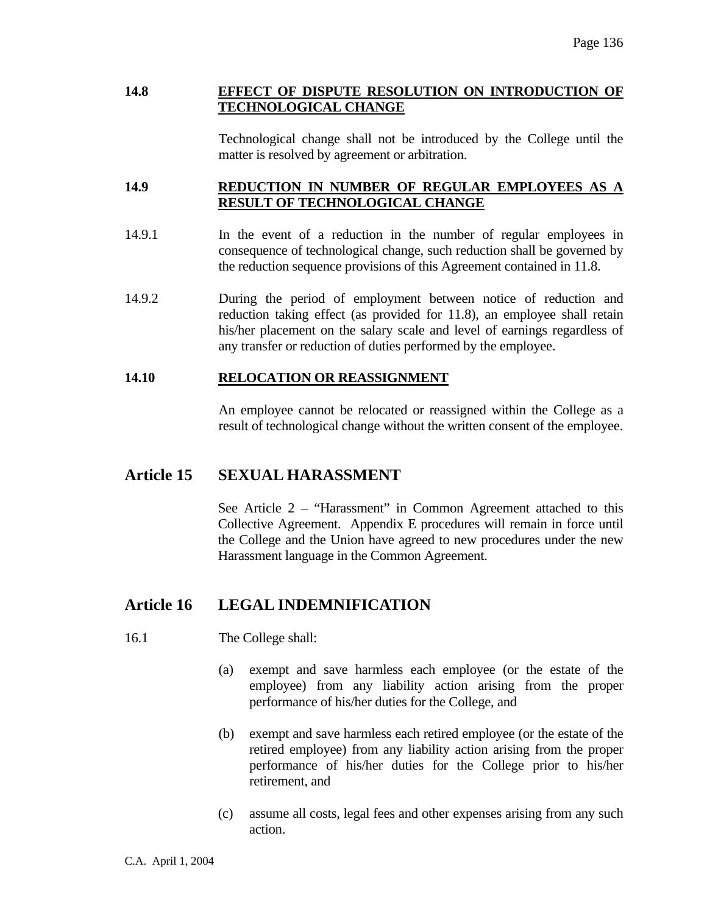### 14.8 EFFECT OF DISPUTE RESOLUTION ON INTRODUCTION OF TECHNOLOGICAL CHANGE

Technological change shall not be introduced by the College until the matter is resolved by agreement or arbitration.

### 14.9 REDUCTION IN NUMBER OF REGULAR EMPLOYEES AS A RESULT OF TECHNOLOGICAL CHANGE

14.9.1 In the event of a reduction in the number of regular employees in consequence of technological change, such reduction shall be governed by the reduction sequence provisions of this Agreement contained in 11.8.

14.9.2 During the period of employment between notice of reduction and reduction taking effect (as provided for 11.8), an employee shall retain his/her placement on the salary scale and level of earnings regardless of any transfer or reduction of duties performed by the employee.

### 14.10 RELOCATION OR REASSIGNMENT

An employee cannot be relocated or reassigned within the College as a result of technological change without the written consent of the employee.

## Article 15 SEXUAL HARASSMENT

See Article 2 – "Harassment" in Common Agreement attached to this Collective Agreement. Appendix E procedures will remain in force until the College and the Union have agreed to new procedures under the new Harassment language in the Common Agreement.

## Article 16 LEGAL INDEMNIFICATION

16.1 The College shall:

(a) exempt and save harmless each employee (or the estate of the employee) from any liability action arising from the proper performance of his/her duties for the College, and

(b) exempt and save harmless each retired employee (or the estate of the retired employee) from any liability action arising from the proper performance of his/her duties for the College prior to his/her retirement, and

(c) assume all costs, legal fees and other expenses arising from any such action.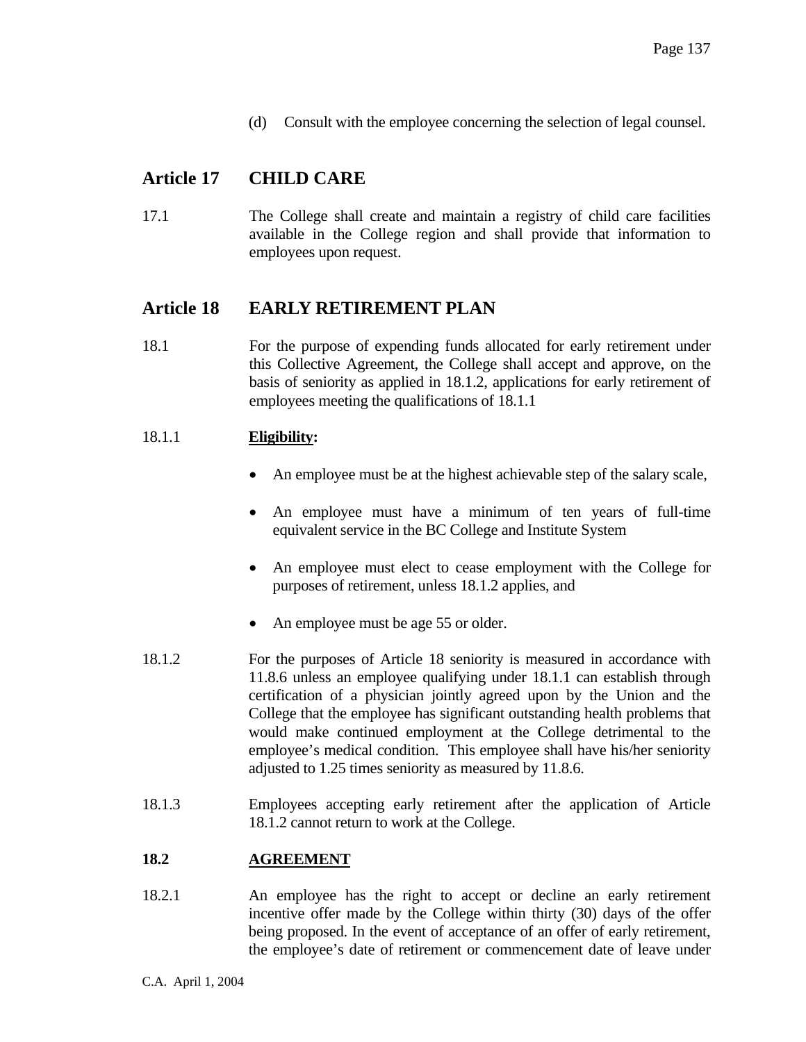(d) Consult with the employee concerning the selection of legal counsel.

## Article 17 CHILD CARE

17.1 The College shall create and maintain a registry of child care facilities available in the College region and shall provide that information to employees upon request.

## Article 18 EARLY RETIREMENT PLAN

18.1 For the purpose of expending funds allocated for early retirement under this Collective Agreement, the College shall accept and approve, on the basis of seniority as applied in 18.1.2, applications for early retirement of employees meeting the qualifications of 18.1.1

18.1.1 **Eligibility:**

- An employee must be at the highest achievable step of the salary scale,
- An employee must have a minimum of ten years of full-time equivalent service in the BC College and Institute System
- An employee must elect to cease employment with the College for purposes of retirement, unless 18.1.2 applies, and
- An employee must be age 55 or older.

18.1.2 For the purposes of Article 18 seniority is measured in accordance with 11.8.6 unless an employee qualifying under 18.1.1 can establish through certification of a physician jointly agreed upon by the Union and the College that the employee has significant outstanding health problems that would make continued employment at the College detrimental to the employee's medical condition. This employee shall have his/her seniority adjusted to 1.25 times seniority as measured by 11.8.6.

18.1.3 Employees accepting early retirement after the application of Article 18.1.2 cannot return to work at the College.

**18.2 AGREEMENT**

18.2.1 An employee has the right to accept or decline an early retirement incentive offer made by the College within thirty (30) days of the offer being proposed. In the event of acceptance of an offer of early retirement, the employee's date of retirement or commencement date of leave under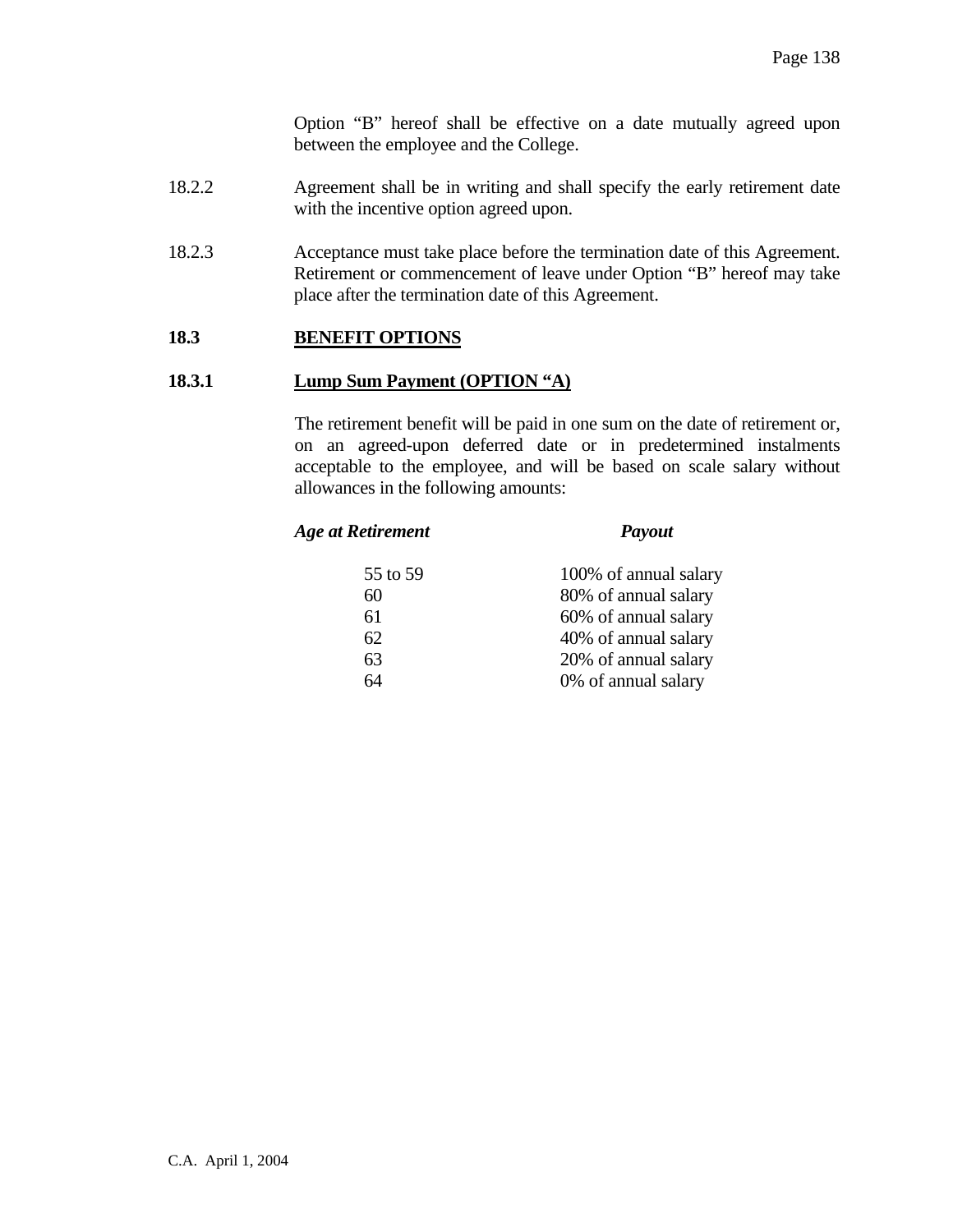Option "B" hereof shall be effective on a date mutually agreed upon between the employee and the College.

18.2.2 Agreement shall be in writing and shall specify the early retirement date with the incentive option agreed upon.

18.2.3 Acceptance must take place before the termination date of this Agreement. Retirement or commencement of leave under Option "B" hereof may take place after the termination date of this Agreement.

## 18.3 BENEFIT OPTIONS

### 18.3.1 Lump Sum Payment (OPTION "A)

The retirement benefit will be paid in one sum on the date of retirement or, on an agreed-upon deferred date or in predetermined instalments acceptable to the employee, and will be based on scale salary without allowances in the following amounts:

| *Age at Retirement* | *Payout* |
|---|---|
| 55 to 59 | 100% of annual salary |
| 60 | 80% of annual salary |
| 61 | 60% of annual salary |
| 62 | 40% of annual salary |
| 63 | 20% of annual salary |
| 64 | 0% of annual salary |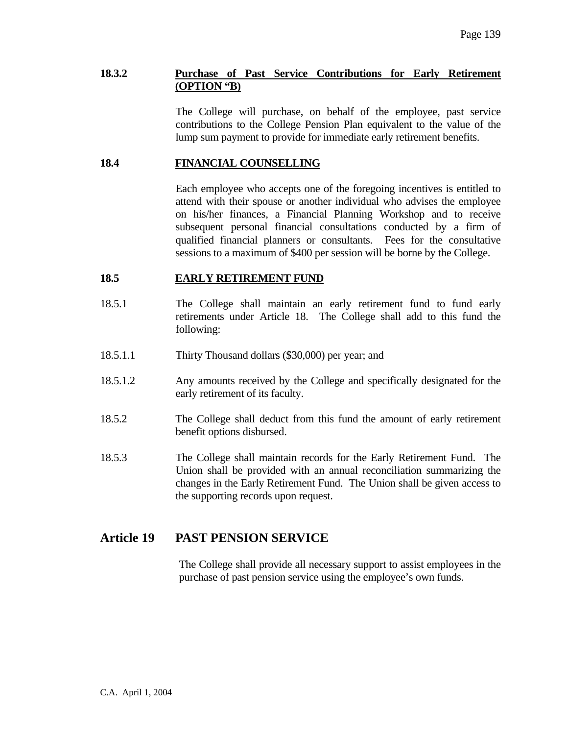### 18.3.2 Purchase of Past Service Contributions for Early Retirement (OPTION "B)

The College will purchase, on behalf of the employee, past service contributions to the College Pension Plan equivalent to the value of the lump sum payment to provide for immediate early retirement benefits.

### 18.4 FINANCIAL COUNSELLING

Each employee who accepts one of the foregoing incentives is entitled to attend with their spouse or another individual who advises the employee on his/her finances, a Financial Planning Workshop and to receive subsequent personal financial consultations conducted by a firm of qualified financial planners or consultants. Fees for the consultative sessions to a maximum of $400 per session will be borne by the College.

### 18.5 EARLY RETIREMENT FUND

18.5.1 The College shall maintain an early retirement fund to fund early retirements under Article 18. The College shall add to this fund the following:

18.5.1.1 Thirty Thousand dollars ($30,000) per year; and

18.5.1.2 Any amounts received by the College and specifically designated for the early retirement of its faculty.

18.5.2 The College shall deduct from this fund the amount of early retirement benefit options disbursed.

18.5.3 The College shall maintain records for the Early Retirement Fund. The Union shall be provided with an annual reconciliation summarizing the changes in the Early Retirement Fund. The Union shall be given access to the supporting records upon request.

## Article 19 PAST PENSION SERVICE

The College shall provide all necessary support to assist employees in the purchase of past pension service using the employee's own funds.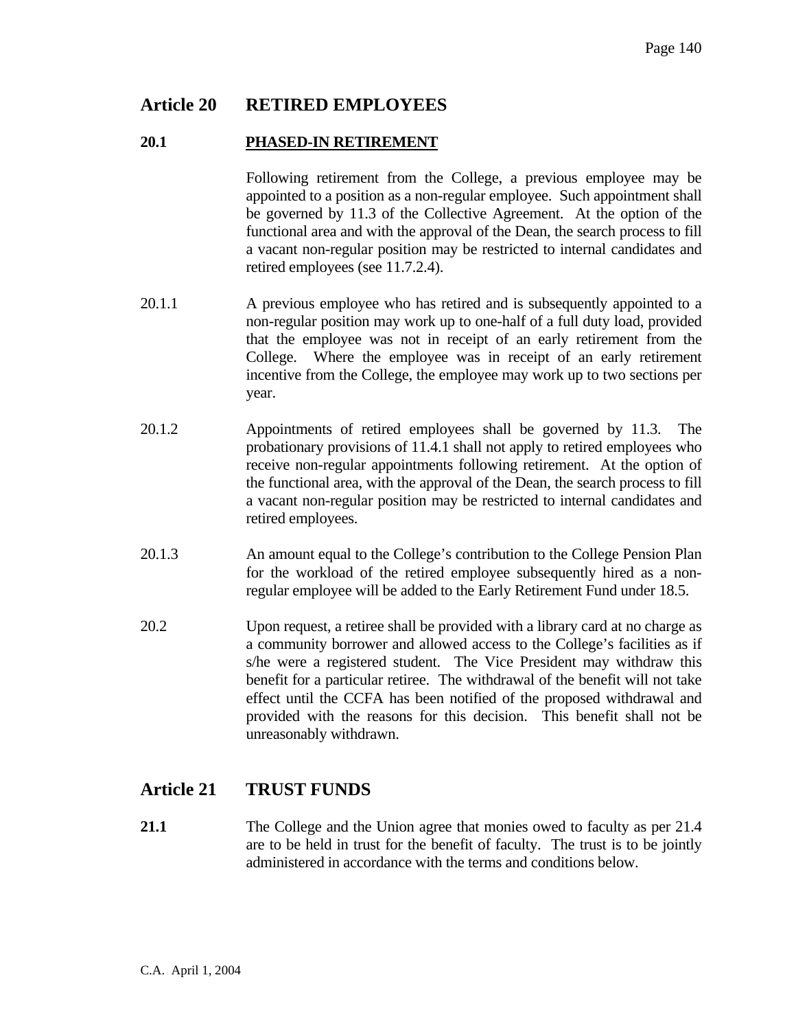## Article 20 RETIRED EMPLOYEES

### 20.1 PHASED-IN RETIREMENT

Following retirement from the College, a previous employee may be appointed to a position as a non-regular employee. Such appointment shall be governed by 11.3 of the Collective Agreement. At the option of the functional area and with the approval of the Dean, the search process to fill a vacant non-regular position may be restricted to internal candidates and retired employees (see 11.7.2.4).

20.1.1 A previous employee who has retired and is subsequently appointed to a non-regular position may work up to one-half of a full duty load, provided that the employee was not in receipt of an early retirement from the College. Where the employee was in receipt of an early retirement incentive from the College, the employee may work up to two sections per year.

20.1.2 Appointments of retired employees shall be governed by 11.3. The probationary provisions of 11.4.1 shall not apply to retired employees who receive non-regular appointments following retirement. At the option of the functional area, with the approval of the Dean, the search process to fill a vacant non-regular position may be restricted to internal candidates and retired employees.

20.1.3 An amount equal to the College's contribution to the College Pension Plan for the workload of the retired employee subsequently hired as a non-regular employee will be added to the Early Retirement Fund under 18.5.

20.2 Upon request, a retiree shall be provided with a library card at no charge as a community borrower and allowed access to the College's facilities as if s/he were a registered student. The Vice President may withdraw this benefit for a particular retiree. The withdrawal of the benefit will not take effect until the CCFA has been notified of the proposed withdrawal and provided with the reasons for this decision. This benefit shall not be unreasonably withdrawn.

## Article 21 TRUST FUNDS

**21.1** The College and the Union agree that monies owed to faculty as per 21.4 are to be held in trust for the benefit of faculty. The trust is to be jointly administered in accordance with the terms and conditions below.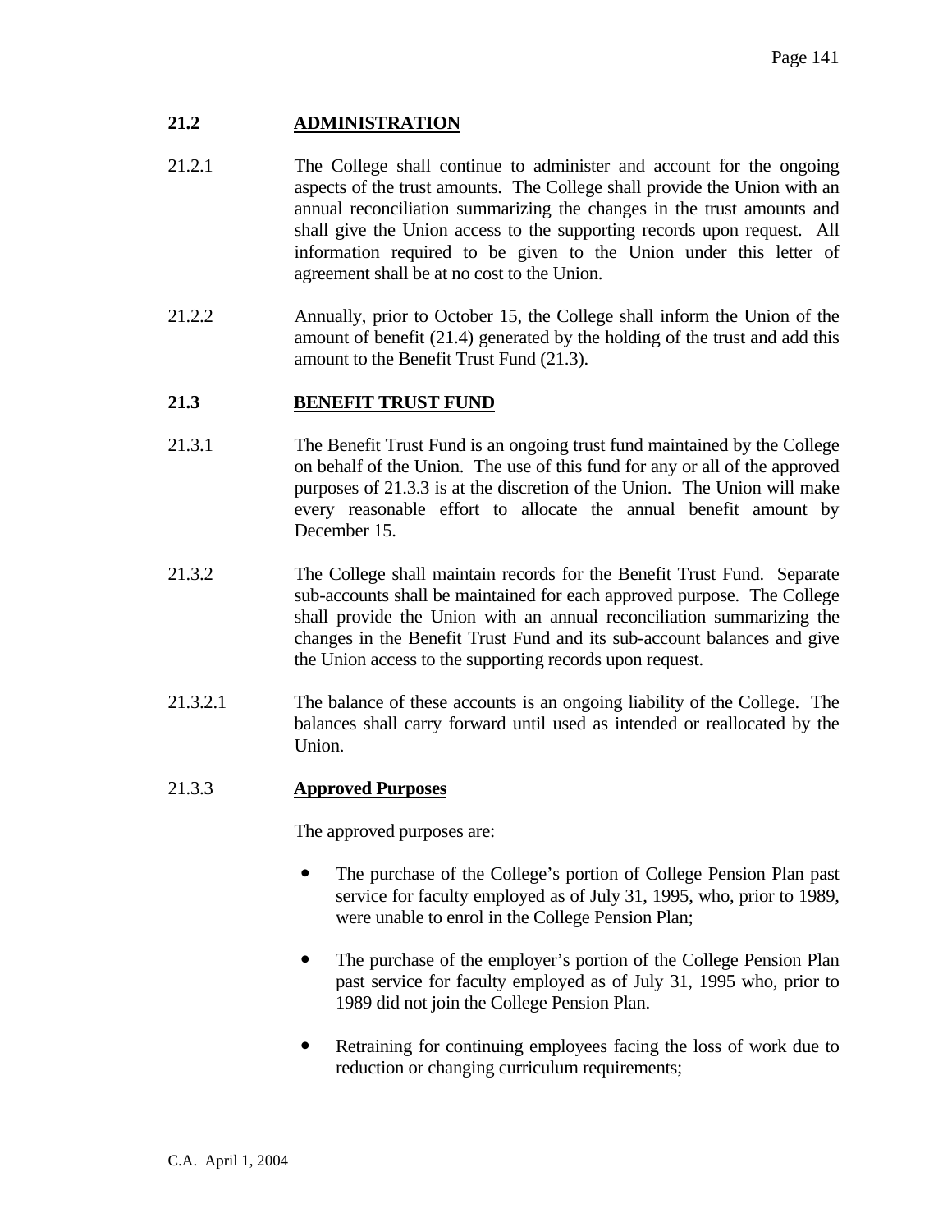## 21.2 ADMINISTRATION

21.2.1 The College shall continue to administer and account for the ongoing aspects of the trust amounts. The College shall provide the Union with an annual reconciliation summarizing the changes in the trust amounts and shall give the Union access to the supporting records upon request. All information required to be given to the Union under this letter of agreement shall be at no cost to the Union.

21.2.2 Annually, prior to October 15, the College shall inform the Union of the amount of benefit (21.4) generated by the holding of the trust and add this amount to the Benefit Trust Fund (21.3).

## 21.3 BENEFIT TRUST FUND

21.3.1 The Benefit Trust Fund is an ongoing trust fund maintained by the College on behalf of the Union. The use of this fund for any or all of the approved purposes of 21.3.3 is at the discretion of the Union. The Union will make every reasonable effort to allocate the annual benefit amount by December 15.

21.3.2 The College shall maintain records for the Benefit Trust Fund. Separate sub-accounts shall be maintained for each approved purpose. The College shall provide the Union with an annual reconciliation summarizing the changes in the Benefit Trust Fund and its sub-account balances and give the Union access to the supporting records upon request.

21.3.2.1 The balance of these accounts is an ongoing liability of the College. The balances shall carry forward until used as intended or reallocated by the Union.

### 21.3.3 Approved Purposes

The approved purposes are:

- The purchase of the College's portion of College Pension Plan past service for faculty employed as of July 31, 1995, who, prior to 1989, were unable to enrol in the College Pension Plan;
- The purchase of the employer's portion of the College Pension Plan past service for faculty employed as of July 31, 1995 who, prior to 1989 did not join the College Pension Plan.
- Retraining for continuing employees facing the loss of work due to reduction or changing curriculum requirements;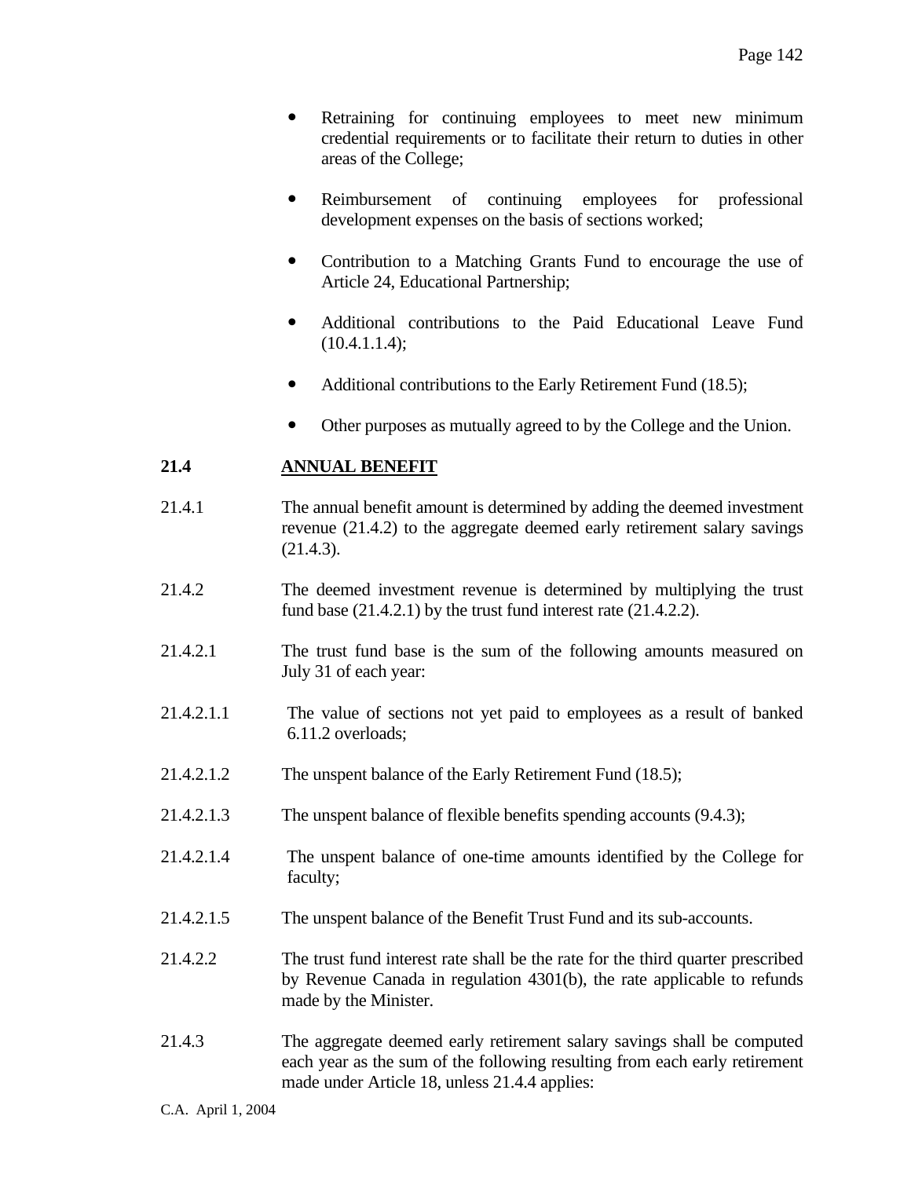- Retraining for continuing employees to meet new minimum credential requirements or to facilitate their return to duties in other areas of the College;

- Reimbursement of continuing employees for professional development expenses on the basis of sections worked;

- Contribution to a Matching Grants Fund to encourage the use of Article 24, Educational Partnership;

- Additional contributions to the Paid Educational Leave Fund (10.4.1.1.4);

- Additional contributions to the Early Retirement Fund (18.5);

- Other purposes as mutually agreed to by the College and the Union.

**21.4** **ANNUAL BENEFIT**

21.4.1 The annual benefit amount is determined by adding the deemed investment revenue (21.4.2) to the aggregate deemed early retirement salary savings (21.4.3).

21.4.2 The deemed investment revenue is determined by multiplying the trust fund base (21.4.2.1) by the trust fund interest rate (21.4.2.2).

21.4.2.1 The trust fund base is the sum of the following amounts measured on July 31 of each year:

21.4.2.1.1 The value of sections not yet paid to employees as a result of banked 6.11.2 overloads;

21.4.2.1.2 The unspent balance of the Early Retirement Fund (18.5);

21.4.2.1.3 The unspent balance of flexible benefits spending accounts (9.4.3);

21.4.2.1.4 The unspent balance of one-time amounts identified by the College for faculty;

21.4.2.1.5 The unspent balance of the Benefit Trust Fund and its sub-accounts.

21.4.2.2 The trust fund interest rate shall be the rate for the third quarter prescribed by Revenue Canada in regulation 4301(b), the rate applicable to refunds made by the Minister.

21.4.3 The aggregate deemed early retirement salary savings shall be computed each year as the sum of the following resulting from each early retirement made under Article 18, unless 21.4.4 applies: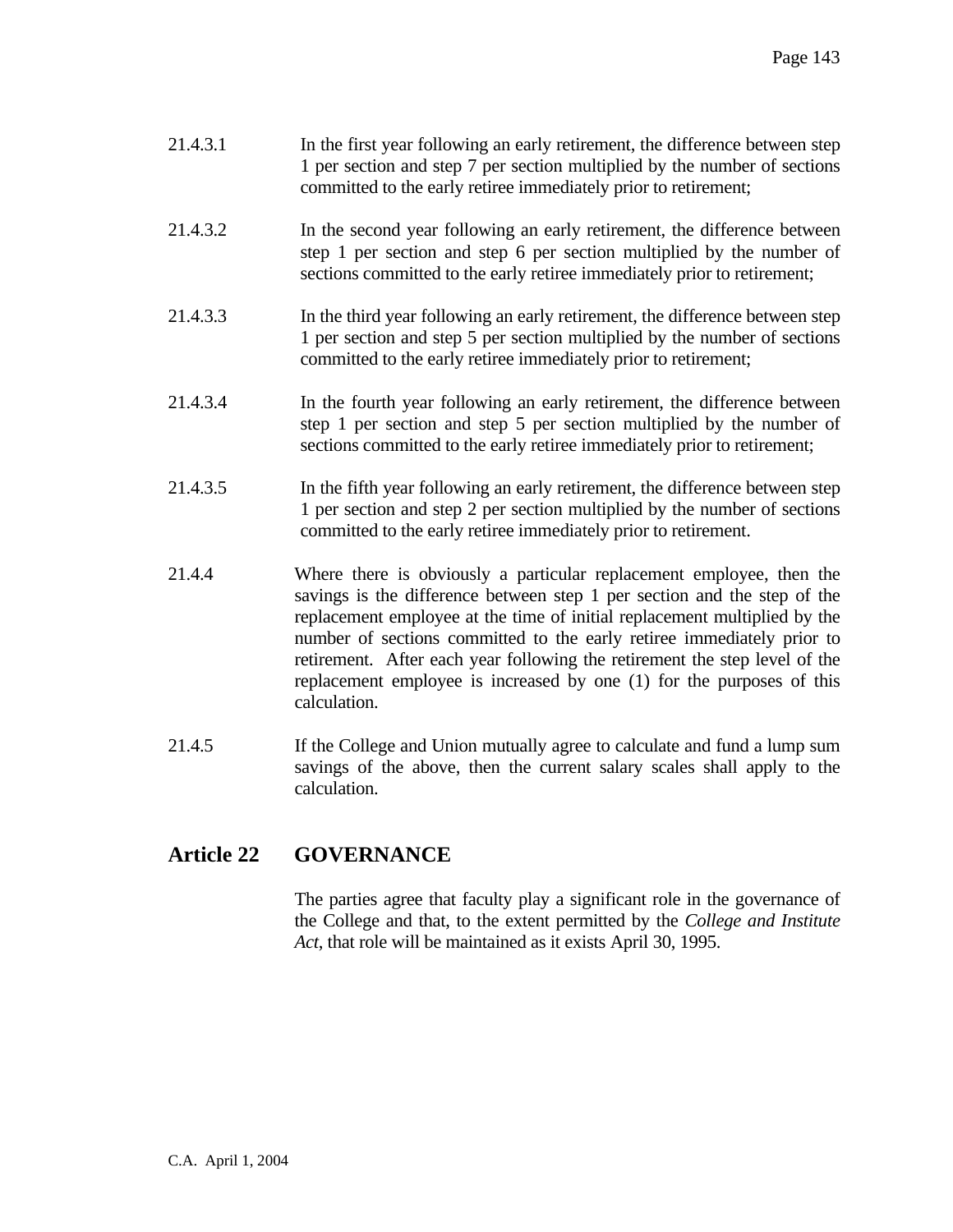21.4.3.1 In the first year following an early retirement, the difference between step 1 per section and step 7 per section multiplied by the number of sections committed to the early retiree immediately prior to retirement;

21.4.3.2 In the second year following an early retirement, the difference between step 1 per section and step 6 per section multiplied by the number of sections committed to the early retiree immediately prior to retirement;

21.4.3.3 In the third year following an early retirement, the difference between step 1 per section and step 5 per section multiplied by the number of sections committed to the early retiree immediately prior to retirement;

21.4.3.4 In the fourth year following an early retirement, the difference between step 1 per section and step 5 per section multiplied by the number of sections committed to the early retiree immediately prior to retirement;

21.4.3.5 In the fifth year following an early retirement, the difference between step 1 per section and step 2 per section multiplied by the number of sections committed to the early retiree immediately prior to retirement.

21.4.4 Where there is obviously a particular replacement employee, then the savings is the difference between step 1 per section and the step of the replacement employee at the time of initial replacement multiplied by the number of sections committed to the early retiree immediately prior to retirement. After each year following the retirement the step level of the replacement employee is increased by one (1) for the purposes of this calculation.

21.4.5 If the College and Union mutually agree to calculate and fund a lump sum savings of the above, then the current salary scales shall apply to the calculation.

## Article 22 GOVERNANCE

The parties agree that faculty play a significant role in the governance of the College and that, to the extent permitted by the *College and Institute Act*, that role will be maintained as it exists April 30, 1995.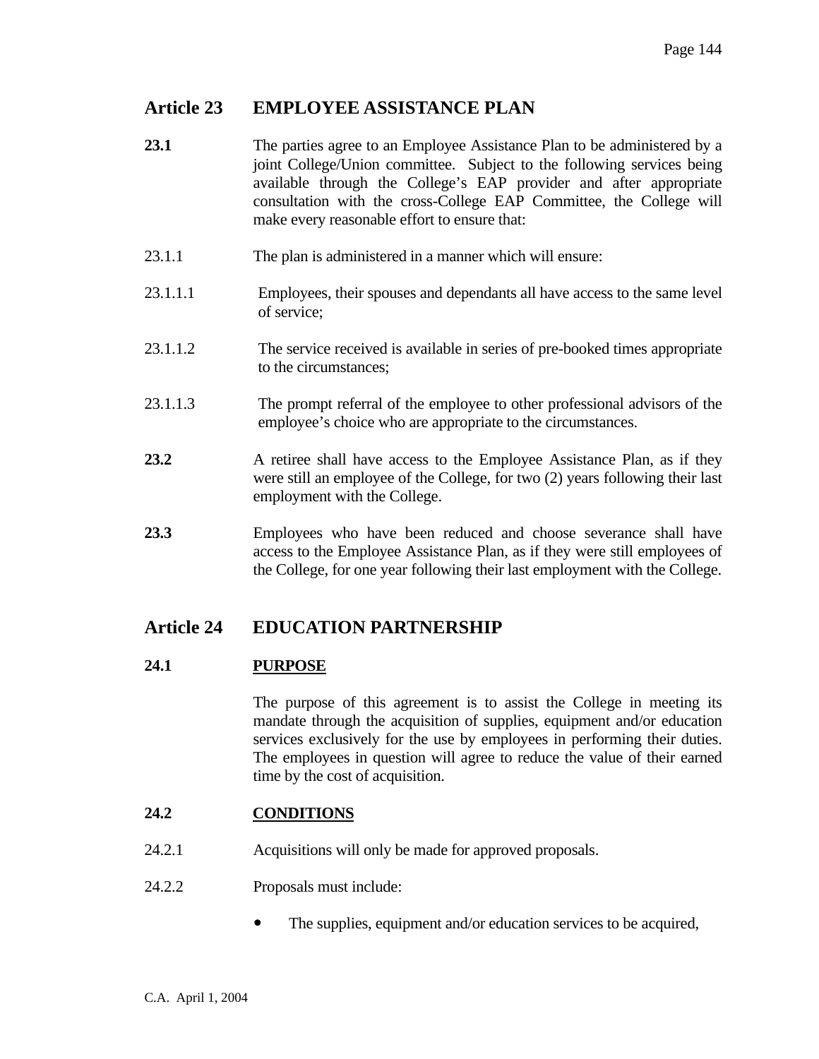## Article 23 EMPLOYEE ASSISTANCE PLAN

**23.1** The parties agree to an Employee Assistance Plan to be administered by a joint College/Union committee. Subject to the following services being available through the College's EAP provider and after appropriate consultation with the cross-College EAP Committee, the College will make every reasonable effort to ensure that:

23.1.1 The plan is administered in a manner which will ensure:

23.1.1.1 Employees, their spouses and dependants all have access to the same level of service;

23.1.1.2 The service received is available in series of pre-booked times appropriate to the circumstances;

23.1.1.3 The prompt referral of the employee to other professional advisors of the employee's choice who are appropriate to the circumstances.

**23.2** A retiree shall have access to the Employee Assistance Plan, as if they were still an employee of the College, for two (2) years following their last employment with the College.

**23.3** Employees who have been reduced and choose severance shall have access to the Employee Assistance Plan, as if they were still employees of the College, for one year following their last employment with the College.

## Article 24 EDUCATION PARTNERSHIP

**24.1** **<u>PURPOSE</u>**

The purpose of this agreement is to assist the College in meeting its mandate through the acquisition of supplies, equipment and/or education services exclusively for the use by employees in performing their duties. The employees in question will agree to reduce the value of their earned time by the cost of acquisition.

**24.2** **<u>CONDITIONS</u>**

24.2.1 Acquisitions will only be made for approved proposals.

24.2.2 Proposals must include:

- The supplies, equipment and/or education services to be acquired,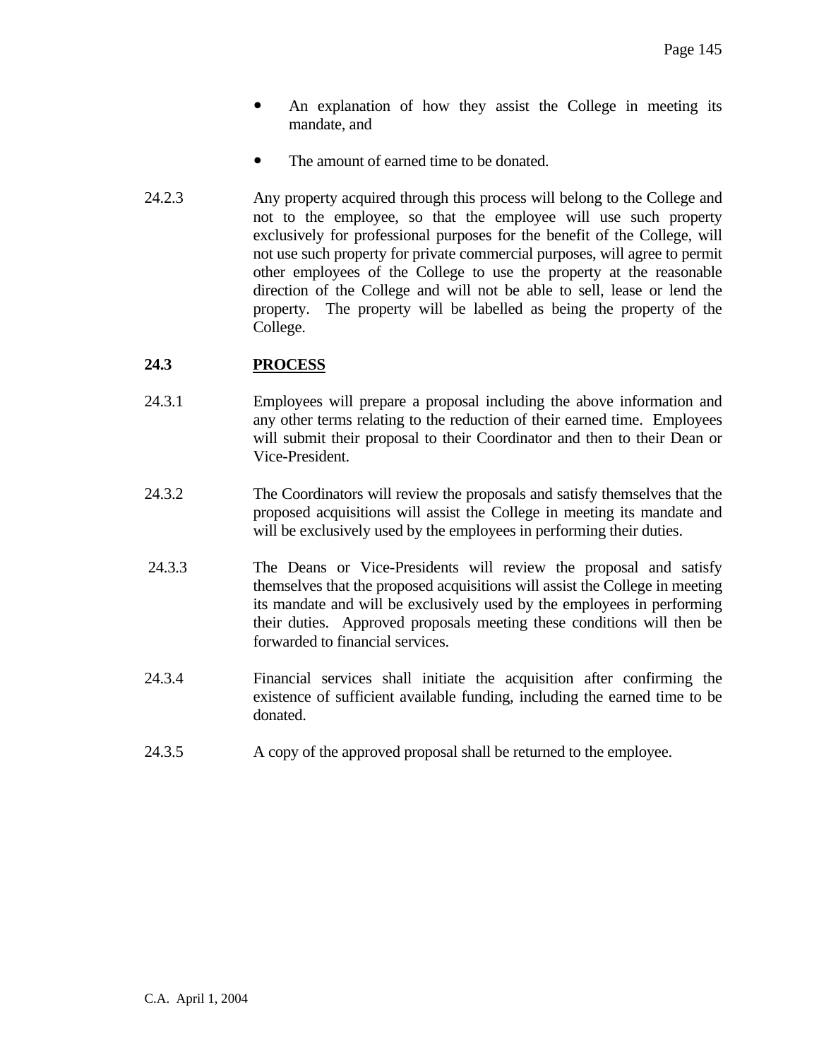- An explanation of how they assist the College in meeting its mandate, and
- The amount of earned time to be donated.

24.2.3 Any property acquired through this process will belong to the College and not to the employee, so that the employee will use such property exclusively for professional purposes for the benefit of the College, will not use such property for private commercial purposes, will agree to permit other employees of the College to use the property at the reasonable direction of the College and will not be able to sell, lease or lend the property. The property will be labelled as being the property of the College.

**24.3 PROCESS**

24.3.1 Employees will prepare a proposal including the above information and any other terms relating to the reduction of their earned time. Employees will submit their proposal to their Coordinator and then to their Dean or Vice-President.

24.3.2 The Coordinators will review the proposals and satisfy themselves that the proposed acquisitions will assist the College in meeting its mandate and will be exclusively used by the employees in performing their duties.

24.3.3 The Deans or Vice-Presidents will review the proposal and satisfy themselves that the proposed acquisitions will assist the College in meeting its mandate and will be exclusively used by the employees in performing their duties. Approved proposals meeting these conditions will then be forwarded to financial services.

24.3.4 Financial services shall initiate the acquisition after confirming the existence of sufficient available funding, including the earned time to be donated.

24.3.5 A copy of the approved proposal shall be returned to the employee.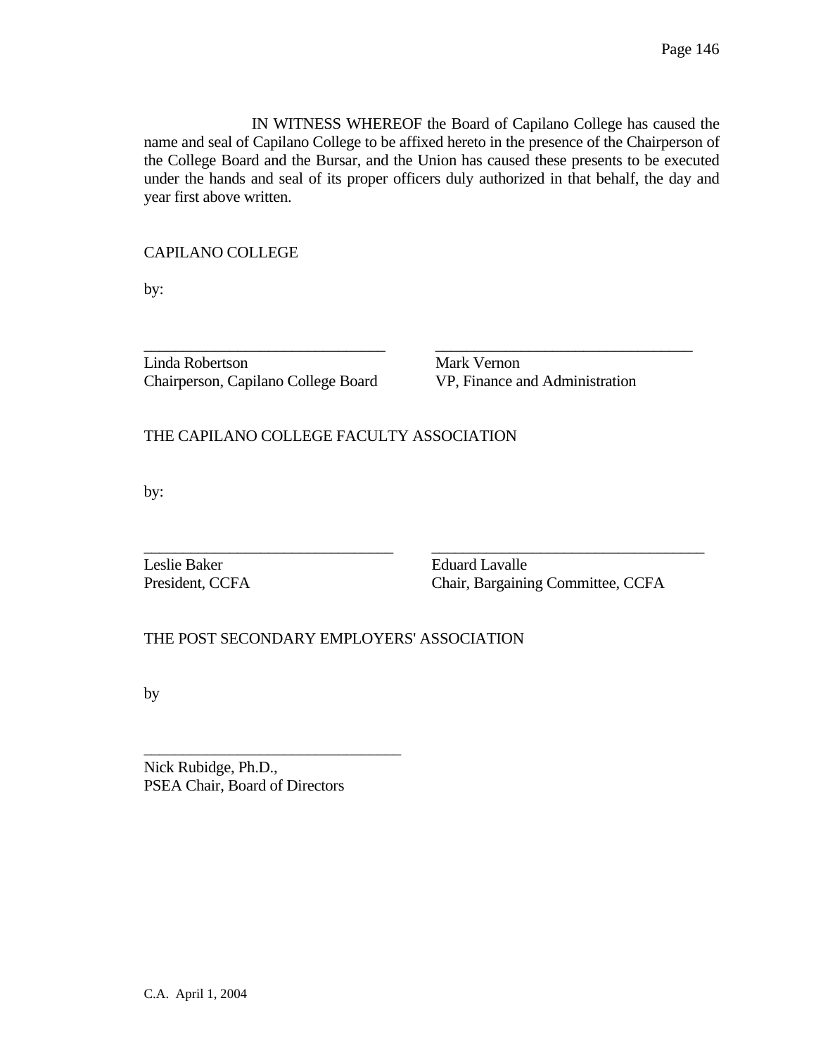IN WITNESS WHEREOF the Board of Capilano College has caused the name and seal of Capilano College to be affixed hereto in the presence of the Chairperson of the College Board and the Bursar, and the Union has caused these presents to be executed under the hands and seal of its proper officers duly authorized in that behalf, the day and year first above written.

CAPILANO COLLEGE

by:

| _______________________________ | _________________________________ |
| --- | --- |
| Linda Robertson | Mark Vernon |
| Chairperson, Capilano College Board | VP, Finance and Administration |

THE CAPILANO COLLEGE FACULTY ASSOCIATION

by:

| ________________________________ | ___________________________________ |
| --- | --- |
| Leslie Baker | Eduard Lavalle |
| President, CCFA | Chair, Bargaining Committee, CCFA |

THE POST SECONDARY EMPLOYERS' ASSOCIATION

by

_________________________________

Nick Rubidge, Ph.D.,
PSEA Chair, Board of Directors

C.A. April 1, 2004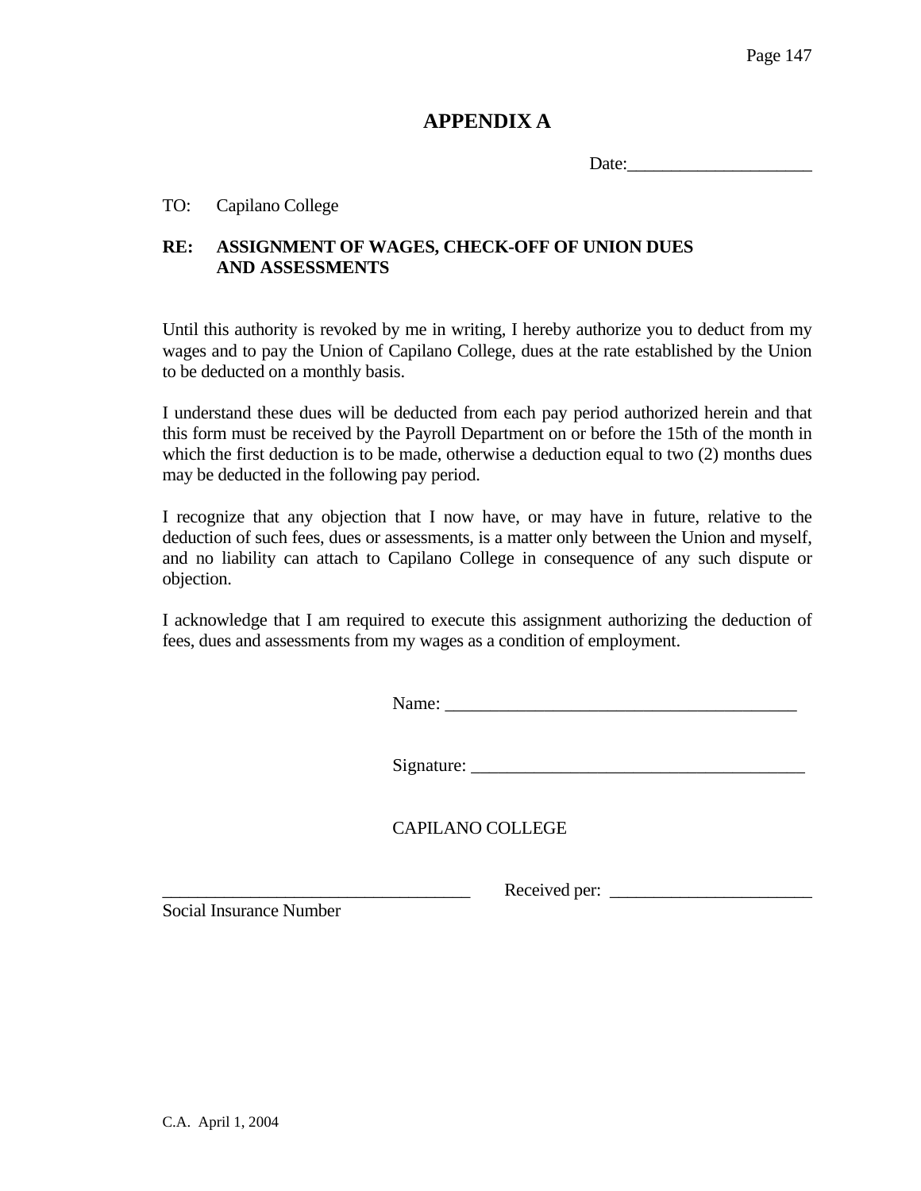# APPENDIX A

Date:____________________

TO: Capilano College

**RE: ASSIGNMENT OF WAGES, CHECK-OFF OF UNION DUES AND ASSESSMENTS**

Until this authority is revoked by me in writing, I hereby authorize you to deduct from my wages and to pay the Union of Capilano College, dues at the rate established by the Union to be deducted on a monthly basis.

I understand these dues will be deducted from each pay period authorized herein and that this form must be received by the Payroll Department on or before the 15th of the month in which the first deduction is to be made, otherwise a deduction equal to two (2) months dues may be deducted in the following pay period.

I recognize that any objection that I now have, or may have in future, relative to the deduction of such fees, dues or assessments, is a matter only between the Union and myself, and no liability can attach to Capilano College in consequence of any such dispute or objection.

I acknowledge that I am required to execute this assignment authorizing the deduction of fees, dues and assessments from my wages as a condition of employment.

Name: ________________________________________

Signature: _____________________________________

CAPILANO COLLEGE

___________________________________ Received per: ______________________

Social Insurance Number

C.A. April 1, 2004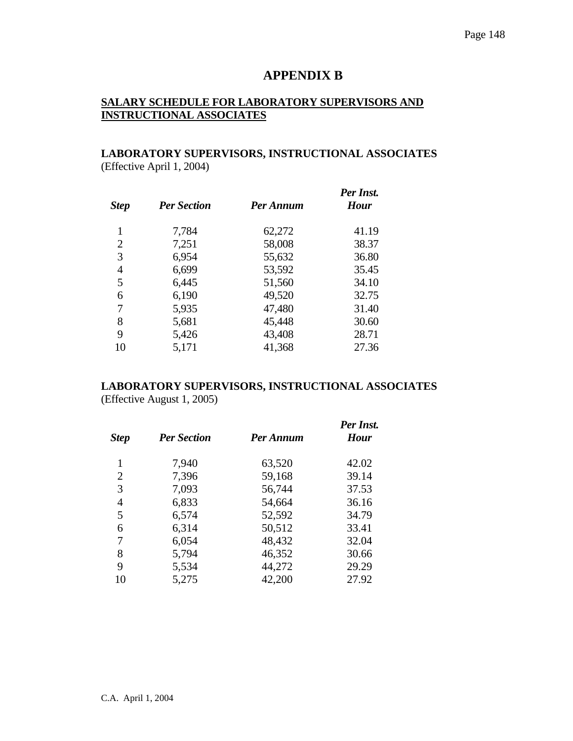# APPENDIX B

**SALARY SCHEDULE FOR LABORATORY SUPERVISORS AND INSTRUCTIONAL ASSOCIATES**

**LABORATORY SUPERVISORS, INSTRUCTIONAL ASSOCIATES**
(Effective April 1, 2004)

| *Step* | *Per Section* | *Per Annum* | *Per Inst. Hour* |
|---|---|---|---|
| 1 | 7,784 | 62,272 | 41.19 |
| 2 | 7,251 | 58,008 | 38.37 |
| 3 | 6,954 | 55,632 | 36.80 |
| 4 | 6,699 | 53,592 | 35.45 |
| 5 | 6,445 | 51,560 | 34.10 |
| 6 | 6,190 | 49,520 | 32.75 |
| 7 | 5,935 | 47,480 | 31.40 |
| 8 | 5,681 | 45,448 | 30.60 |
| 9 | 5,426 | 43,408 | 28.71 |
| 10 | 5,171 | 41,368 | 27.36 |

**LABORATORY SUPERVISORS, INSTRUCTIONAL ASSOCIATES**
(Effective August 1, 2005)

| *Step* | *Per Section* | *Per Annum* | *Per Inst. Hour* |
|---|---|---|---|
| 1 | 7,940 | 63,520 | 42.02 |
| 2 | 7,396 | 59,168 | 39.14 |
| 3 | 7,093 | 56,744 | 37.53 |
| 4 | 6,833 | 54,664 | 36.16 |
| 5 | 6,574 | 52,592 | 34.79 |
| 6 | 6,314 | 50,512 | 33.41 |
| 7 | 6,054 | 48,432 | 32.04 |
| 8 | 5,794 | 46,352 | 30.66 |
| 9 | 5,534 | 44,272 | 29.29 |
| 10 | 5,275 | 42,200 | 27.92 |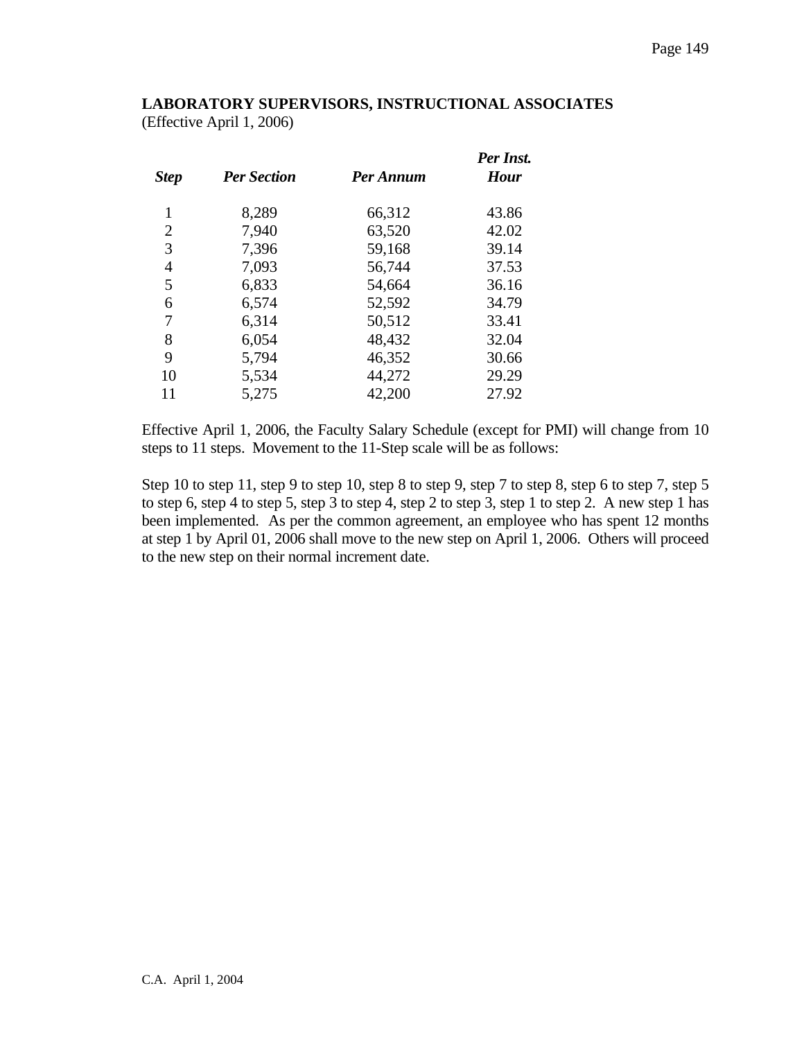**LABORATORY SUPERVISORS, INSTRUCTIONAL ASSOCIATES**
(Effective April 1, 2006)

| *Step* | *Per Section* | *Per Annum* | *Per Inst. Hour* |
|---|---|---|---|
| 1 | 8,289 | 66,312 | 43.86 |
| 2 | 7,940 | 63,520 | 42.02 |
| 3 | 7,396 | 59,168 | 39.14 |
| 4 | 7,093 | 56,744 | 37.53 |
| 5 | 6,833 | 54,664 | 36.16 |
| 6 | 6,574 | 52,592 | 34.79 |
| 7 | 6,314 | 50,512 | 33.41 |
| 8 | 6,054 | 48,432 | 32.04 |
| 9 | 5,794 | 46,352 | 30.66 |
| 10 | 5,534 | 44,272 | 29.29 |
| 11 | 5,275 | 42,200 | 27.92 |

Effective April 1, 2006, the Faculty Salary Schedule (except for PMI) will change from 10 steps to 11 steps. Movement to the 11-Step scale will be as follows:

Step 10 to step 11, step 9 to step 10, step 8 to step 9, step 7 to step 8, step 6 to step 7, step 5 to step 6, step 4 to step 5, step 3 to step 4, step 2 to step 3, step 1 to step 2. A new step 1 has been implemented. As per the common agreement, an employee who has spent 12 months at step 1 by April 01, 2006 shall move to the new step on April 1, 2006. Others will proceed to the new step on their normal increment date.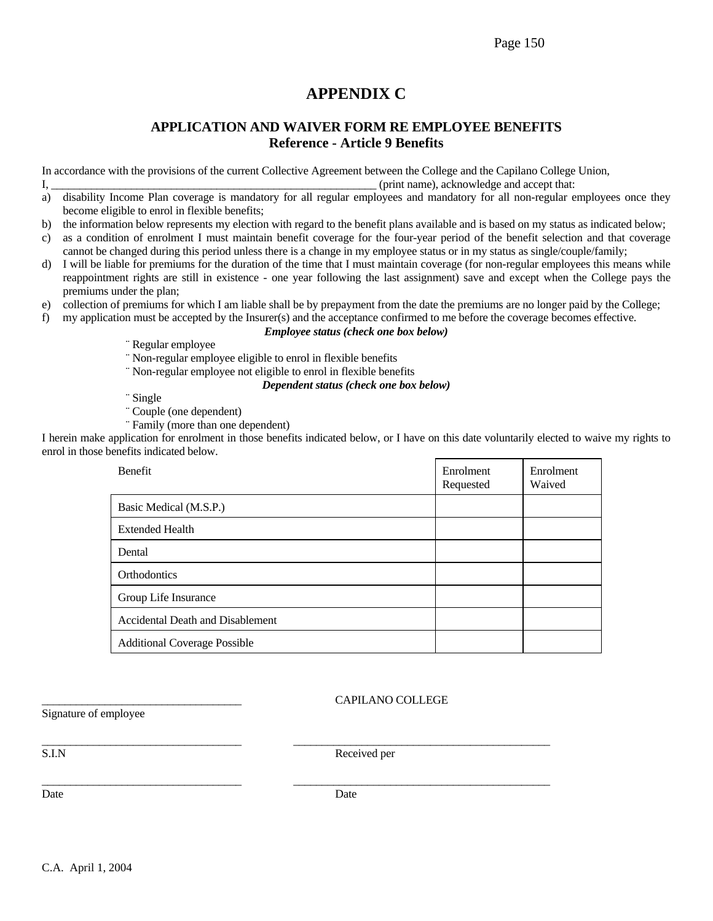# APPENDIX C

## APPLICATION AND WAIVER FORM RE EMPLOYEE BENEFITS
### Reference - Article 9 Benefits

In accordance with the provisions of the current Collective Agreement between the College and the Capilano College Union,
I, ________________________________________________________ (print name), acknowledge and accept that:

a) disability Income Plan coverage is mandatory for all regular employees and mandatory for all non-regular employees once they become eligible to enrol in flexible benefits;
b) the information below represents my election with regard to the benefit plans available and is based on my status as indicated below;
c) as a condition of enrolment I must maintain benefit coverage for the four-year period of the benefit selection and that coverage cannot be changed during this period unless there is a change in my employee status or in my status as single/couple/family;
d) I will be liable for premiums for the duration of the time that I must maintain coverage (for non-regular employees this means while reappointment rights are still in existence - one year following the last assignment) save and except when the College pays the premiums under the plan;
e) collection of premiums for which I am liable shall be by prepayment from the date the premiums are no longer paid by the College;
f) my application must be accepted by the Insurer(s) and the acceptance confirmed to me before the coverage becomes effective.

***Employee status (check one box below)***

- ¨ Regular employee
- ¨ Non-regular employee eligible to enrol in flexible benefits
- ¨ Non-regular employee not eligible to enrol in flexible benefits

***Dependent status (check one box below)***

- ¨ Single
- ¨ Couple (one dependent)
- ¨ Family (more than one dependent)

I herein make application for enrolment in those benefits indicated below, or I have on this date voluntarily elected to waive my rights to enrol in those benefits indicated below.

| Benefit | Enrolment Requested | Enrolment Waived |
|---|---|---|
| Basic Medical (M.S.P.) | | |
| Extended Health | | |
| Dental | | |
| Orthodontics | | |
| Group Life Insurance | | |
| Accidental Death and Disablement | | |
| Additional Coverage Possible | | |

___________________________________
Signature of employee

CAPILANO COLLEGE

___________________________________
S.I.N

___________________________________
Received per

___________________________________
Date

___________________________________
Date

C.A. April 1, 2004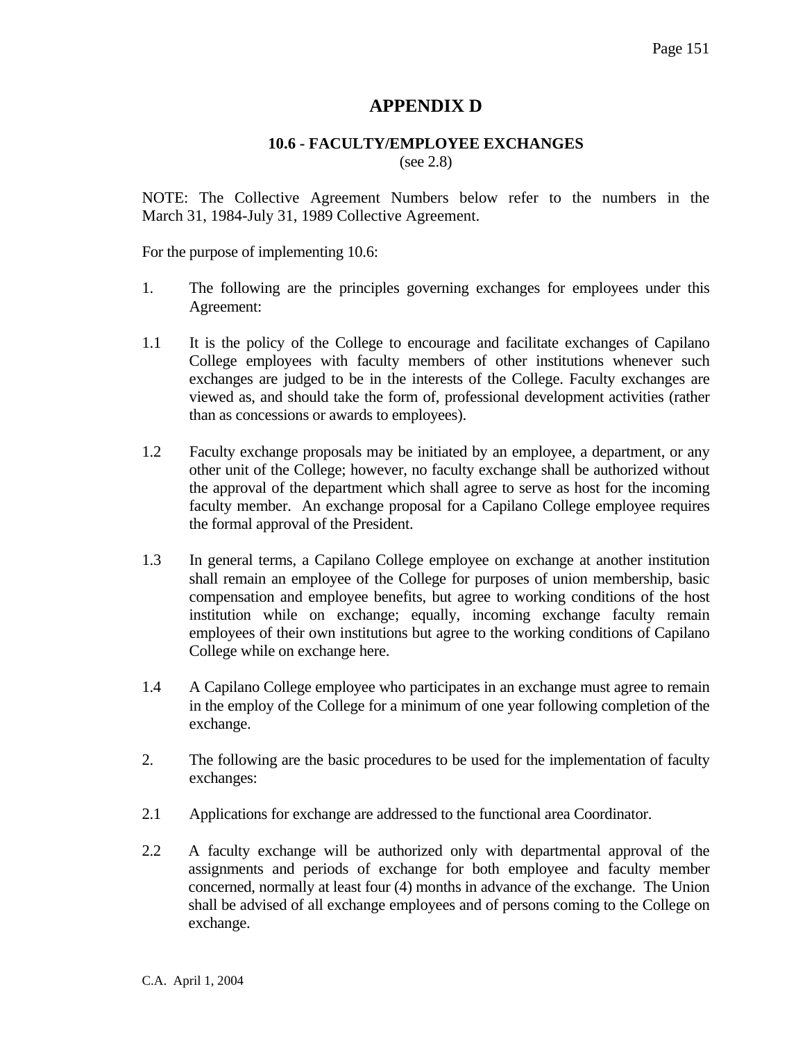# APPENDIX D

### 10.6 - FACULTY/EMPLOYEE EXCHANGES

(see 2.8)

NOTE: The Collective Agreement Numbers below refer to the numbers in the March 31, 1984-July 31, 1989 Collective Agreement.

For the purpose of implementing 10.6:

1. The following are the principles governing exchanges for employees under this Agreement:

1.1 It is the policy of the College to encourage and facilitate exchanges of Capilano College employees with faculty members of other institutions whenever such exchanges are judged to be in the interests of the College. Faculty exchanges are viewed as, and should take the form of, professional development activities (rather than as concessions or awards to employees).

1.2 Faculty exchange proposals may be initiated by an employee, a department, or any other unit of the College; however, no faculty exchange shall be authorized without the approval of the department which shall agree to serve as host for the incoming faculty member. An exchange proposal for a Capilano College employee requires the formal approval of the President.

1.3 In general terms, a Capilano College employee on exchange at another institution shall remain an employee of the College for purposes of union membership, basic compensation and employee benefits, but agree to working conditions of the host institution while on exchange; equally, incoming exchange faculty remain employees of their own institutions but agree to the working conditions of Capilano College while on exchange here.

1.4 A Capilano College employee who participates in an exchange must agree to remain in the employ of the College for a minimum of one year following completion of the exchange.

2. The following are the basic procedures to be used for the implementation of faculty exchanges:

2.1 Applications for exchange are addressed to the functional area Coordinator.

2.2 A faculty exchange will be authorized only with departmental approval of the assignments and periods of exchange for both employee and faculty member concerned, normally at least four (4) months in advance of the exchange. The Union shall be advised of all exchange employees and of persons coming to the College on exchange.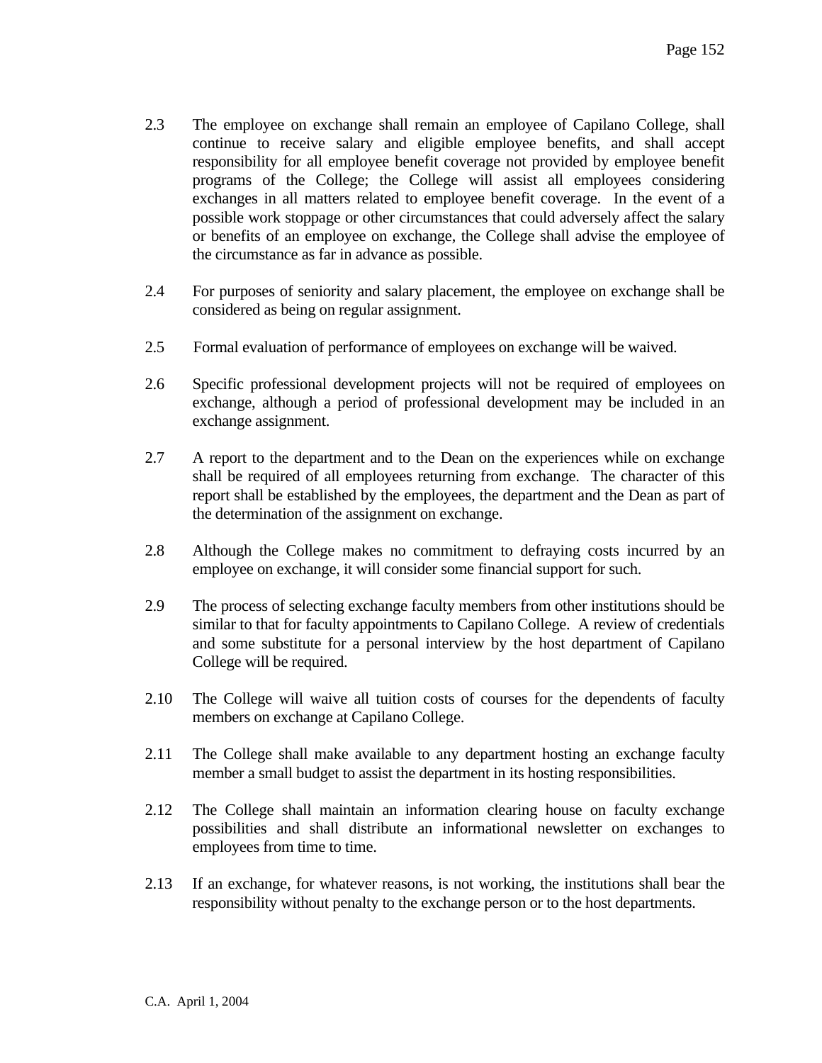2.3 The employee on exchange shall remain an employee of Capilano College, shall continue to receive salary and eligible employee benefits, and shall accept responsibility for all employee benefit coverage not provided by employee benefit programs of the College; the College will assist all employees considering exchanges in all matters related to employee benefit coverage. In the event of a possible work stoppage or other circumstances that could adversely affect the salary or benefits of an employee on exchange, the College shall advise the employee of the circumstance as far in advance as possible.

2.4 For purposes of seniority and salary placement, the employee on exchange shall be considered as being on regular assignment.

2.5 Formal evaluation of performance of employees on exchange will be waived.

2.6 Specific professional development projects will not be required of employees on exchange, although a period of professional development may be included in an exchange assignment.

2.7 A report to the department and to the Dean on the experiences while on exchange shall be required of all employees returning from exchange. The character of this report shall be established by the employees, the department and the Dean as part of the determination of the assignment on exchange.

2.8 Although the College makes no commitment to defraying costs incurred by an employee on exchange, it will consider some financial support for such.

2.9 The process of selecting exchange faculty members from other institutions should be similar to that for faculty appointments to Capilano College. A review of credentials and some substitute for a personal interview by the host department of Capilano College will be required.

2.10 The College will waive all tuition costs of courses for the dependents of faculty members on exchange at Capilano College.

2.11 The College shall make available to any department hosting an exchange faculty member a small budget to assist the department in its hosting responsibilities.

2.12 The College shall maintain an information clearing house on faculty exchange possibilities and shall distribute an informational newsletter on exchanges to employees from time to time.

2.13 If an exchange, for whatever reasons, is not working, the institutions shall bear the responsibility without penalty to the exchange person or to the host departments.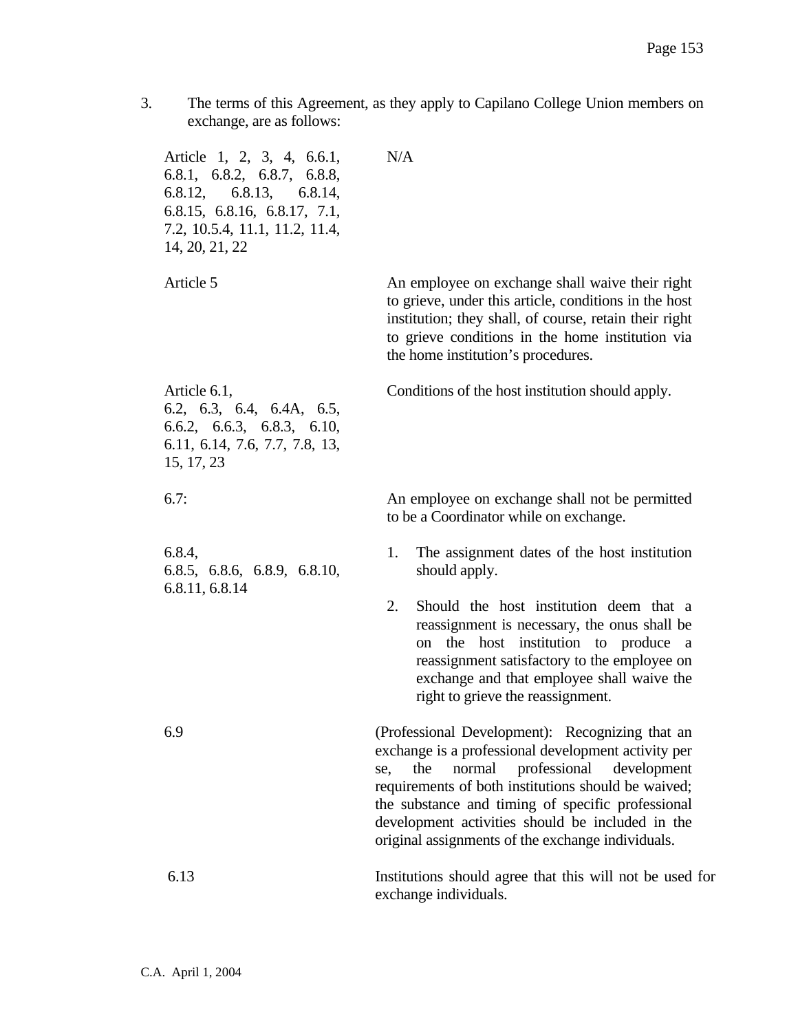3. The terms of this Agreement, as they apply to Capilano College Union members on exchange, are as follows:

| Article | Terms |
|---|---|
| Article 1, 2, 3, 4, 6.6.1, 6.8.1, 6.8.2, 6.8.7, 6.8.8, 6.8.12, 6.8.13, 6.8.14, 6.8.15, 6.8.16, 6.8.17, 7.1, 7.2, 10.5.4, 11.1, 11.2, 11.4, 14, 20, 21, 22 | N/A |
| Article 5 | An employee on exchange shall waive their right to grieve, under this article, conditions in the host institution; they shall, of course, retain their right to grieve conditions in the home institution via the home institution's procedures. |
| Article 6.1, 6.2, 6.3, 6.4, 6.4A, 6.5, 6.6.2, 6.6.3, 6.8.3, 6.10, 6.11, 6.14, 7.6, 7.7, 7.8, 13, 15, 17, 23 | Conditions of the host institution should apply. |
| 6.7: | An employee on exchange shall not be permitted to be a Coordinator while on exchange. |
| 6.8.4, 6.8.5, 6.8.6, 6.8.9, 6.8.10, 6.8.11, 6.8.14 | 1. The assignment dates of the host institution should apply.<br>2. Should the host institution deem that a reassignment is necessary, the onus shall be on the host institution to produce a reassignment satisfactory to the employee on exchange and that employee shall waive the right to grieve the reassignment. |
| 6.9 | (Professional Development): Recognizing that an exchange is a professional development activity per se, the normal professional development requirements of both institutions should be waived; the substance and timing of specific professional development activities should be included in the original assignments of the exchange individuals. |
| 6.13 | Institutions should agree that this will not be used for exchange individuals. |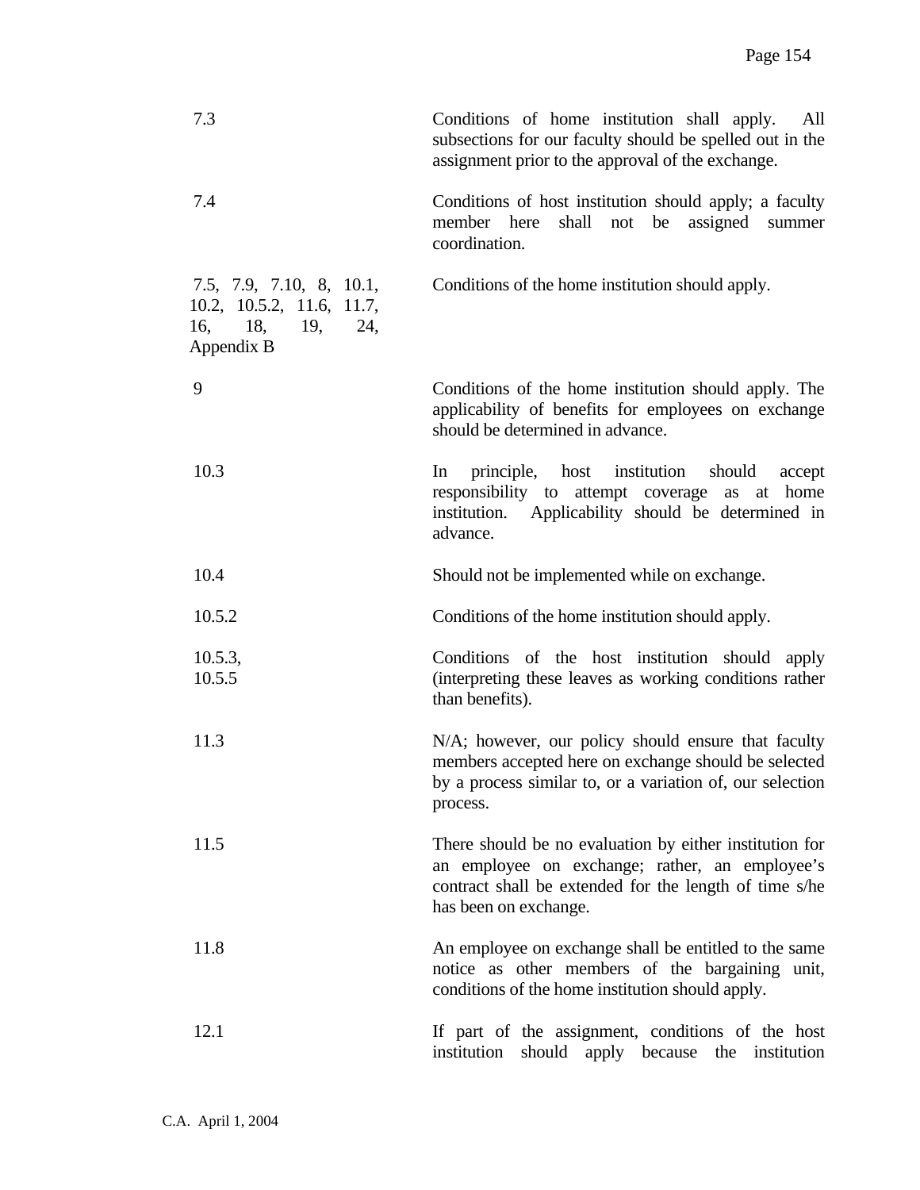| | |
|---|---|
| 7.3 | Conditions of home institution shall apply. All subsections for our faculty should be spelled out in the assignment prior to the approval of the exchange. |
| 7.4 | Conditions of host institution should apply; a faculty member here shall not be assigned summer coordination. |
| 7.5, 7.9, 7.10, 8, 10.1, 10.2, 10.5.2, 11.6, 11.7, 16, 18, 19, 24, Appendix B | Conditions of the home institution should apply. |
| 9 | Conditions of the home institution should apply. The applicability of benefits for employees on exchange should be determined in advance. |
| 10.3 | In principle, host institution should accept responsibility to attempt coverage as at home institution. Applicability should be determined in advance. |
| 10.4 | Should not be implemented while on exchange. |
| 10.5.2 | Conditions of the home institution should apply. |
| 10.5.3, 10.5.5 | Conditions of the host institution should apply (interpreting these leaves as working conditions rather than benefits). |
| 11.3 | N/A; however, our policy should ensure that faculty members accepted here on exchange should be selected by a process similar to, or a variation of, our selection process. |
| 11.5 | There should be no evaluation by either institution for an employee on exchange; rather, an employee's contract shall be extended for the length of time s/he has been on exchange. |
| 11.8 | An employee on exchange shall be entitled to the same notice as other members of the bargaining unit, conditions of the home institution should apply. |
| 12.1 | If part of the assignment, conditions of the host institution should apply because the institution |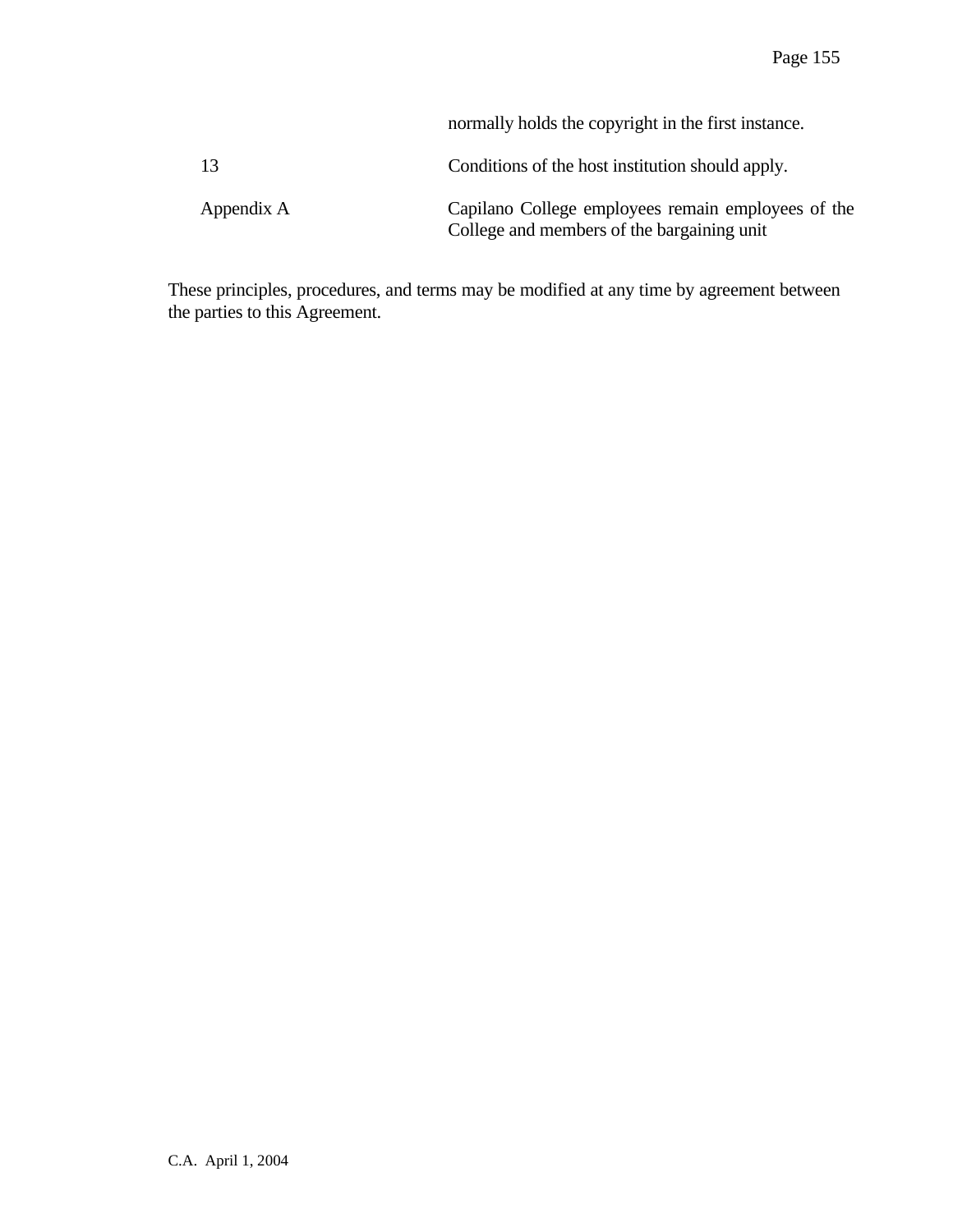| | |
|---|---|
| | normally holds the copyright in the first instance. |
| 13 | Conditions of the host institution should apply. |
| Appendix A | Capilano College employees remain employees of the College and members of the bargaining unit |

These principles, procedures, and terms may be modified at any time by agreement between the parties to this Agreement.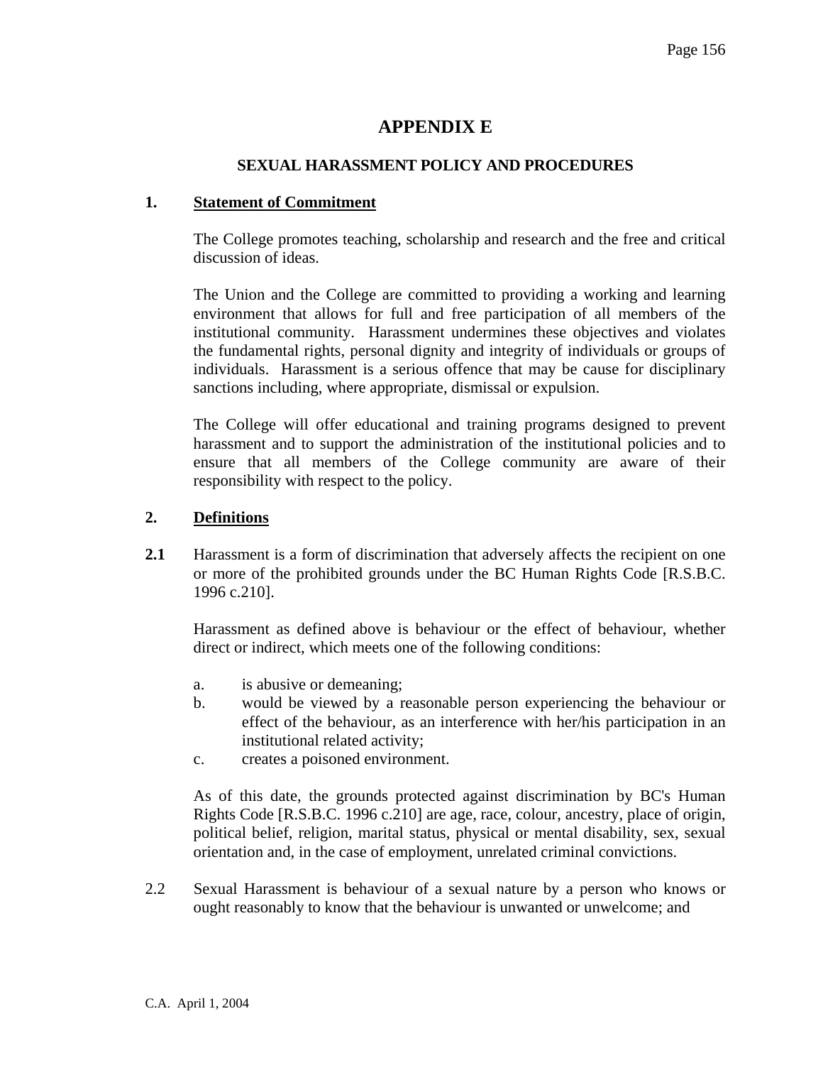# APPENDIX E

## SEXUAL HARASSMENT POLICY AND PROCEDURES

### 1. Statement of Commitment

The College promotes teaching, scholarship and research and the free and critical discussion of ideas.

The Union and the College are committed to providing a working and learning environment that allows for full and free participation of all members of the institutional community. Harassment undermines these objectives and violates the fundamental rights, personal dignity and integrity of individuals or groups of individuals. Harassment is a serious offence that may be cause for disciplinary sanctions including, where appropriate, dismissal or expulsion.

The College will offer educational and training programs designed to prevent harassment and to support the administration of the institutional policies and to ensure that all members of the College community are aware of their responsibility with respect to the policy.

### 2. Definitions

**2.1** Harassment is a form of discrimination that adversely affects the recipient on one or more of the prohibited grounds under the BC Human Rights Code [R.S.B.C. 1996 c.210].

Harassment as defined above is behaviour or the effect of behaviour, whether direct or indirect, which meets one of the following conditions:

a. is abusive or demeaning;
b. would be viewed by a reasonable person experiencing the behaviour or effect of the behaviour, as an interference with her/his participation in an institutional related activity;
c. creates a poisoned environment.

As of this date, the grounds protected against discrimination by BC's Human Rights Code [R.S.B.C. 1996 c.210] are age, race, colour, ancestry, place of origin, political belief, religion, marital status, physical or mental disability, sex, sexual orientation and, in the case of employment, unrelated criminal convictions.

2.2 Sexual Harassment is behaviour of a sexual nature by a person who knows or ought reasonably to know that the behaviour is unwanted or unwelcome; and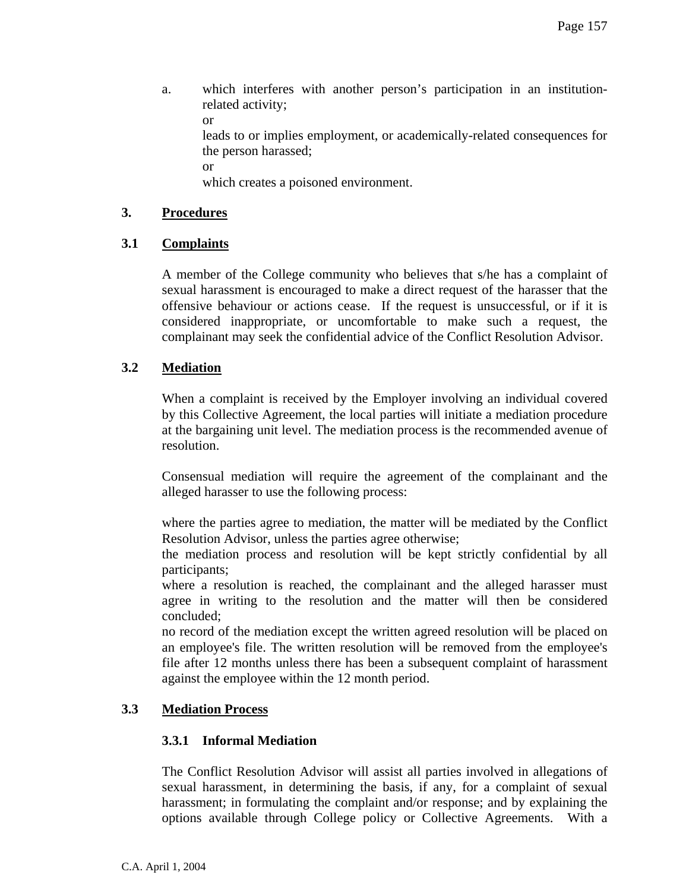a. which interferes with another person's participation in an institution-related activity;

   or

   leads to or implies employment, or academically-related consequences for the person harassed;

   or

   which creates a poisoned environment.

### 3. Procedures

### 3.1 Complaints

A member of the College community who believes that s/he has a complaint of sexual harassment is encouraged to make a direct request of the harasser that the offensive behaviour or actions cease. If the request is unsuccessful, or if it is considered inappropriate, or uncomfortable to make such a request, the complainant may seek the confidential advice of the Conflict Resolution Advisor.

### 3.2 Mediation

When a complaint is received by the Employer involving an individual covered by this Collective Agreement, the local parties will initiate a mediation procedure at the bargaining unit level. The mediation process is the recommended avenue of resolution.

Consensual mediation will require the agreement of the complainant and the alleged harasser to use the following process:

where the parties agree to mediation, the matter will be mediated by the Conflict Resolution Advisor, unless the parties agree otherwise;

the mediation process and resolution will be kept strictly confidential by all participants;

where a resolution is reached, the complainant and the alleged harasser must agree in writing to the resolution and the matter will then be considered concluded;

no record of the mediation except the written agreed resolution will be placed on an employee's file. The written resolution will be removed from the employee's file after 12 months unless there has been a subsequent complaint of harassment against the employee within the 12 month period.

### 3.3 Mediation Process

#### 3.3.1 Informal Mediation

The Conflict Resolution Advisor will assist all parties involved in allegations of sexual harassment, in determining the basis, if any, for a complaint of sexual harassment; in formulating the complaint and/or response; and by explaining the options available through College policy or Collective Agreements. With a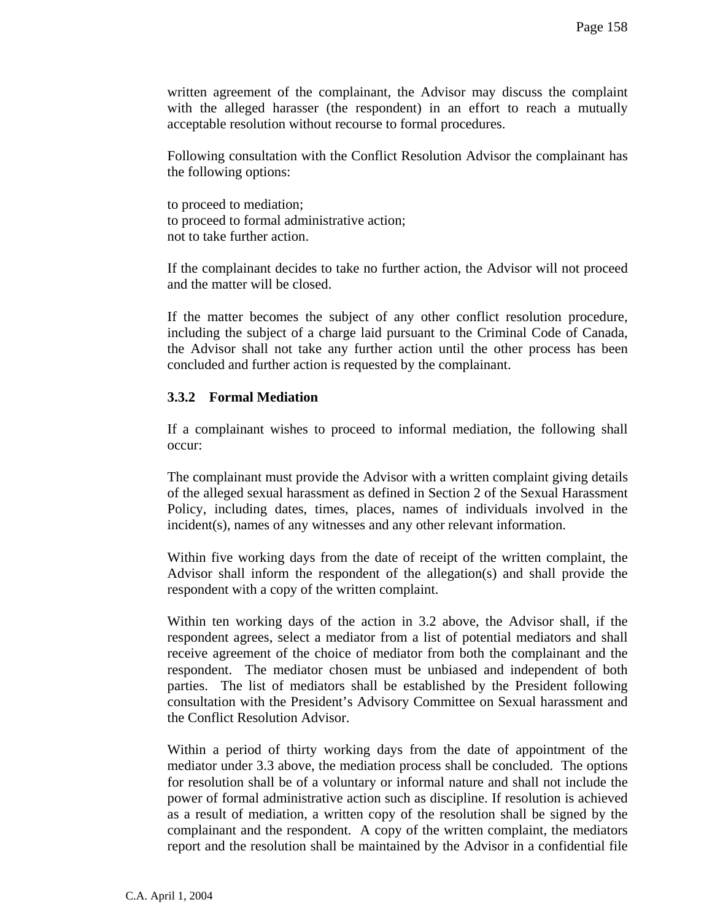written agreement of the complainant, the Advisor may discuss the complaint with the alleged harasser (the respondent) in an effort to reach a mutually acceptable resolution without recourse to formal procedures.

Following consultation with the Conflict Resolution Advisor the complainant has the following options:

to proceed to mediation;
to proceed to formal administrative action;
not to take further action.

If the complainant decides to take no further action, the Advisor will not proceed and the matter will be closed.

If the matter becomes the subject of any other conflict resolution procedure, including the subject of a charge laid pursuant to the Criminal Code of Canada, the Advisor shall not take any further action until the other process has been concluded and further action is requested by the complainant.

### 3.3.2 Formal Mediation

If a complainant wishes to proceed to informal mediation, the following shall occur:

The complainant must provide the Advisor with a written complaint giving details of the alleged sexual harassment as defined in Section 2 of the Sexual Harassment Policy, including dates, times, places, names of individuals involved in the incident(s), names of any witnesses and any other relevant information.

Within five working days from the date of receipt of the written complaint, the Advisor shall inform the respondent of the allegation(s) and shall provide the respondent with a copy of the written complaint.

Within ten working days of the action in 3.2 above, the Advisor shall, if the respondent agrees, select a mediator from a list of potential mediators and shall receive agreement of the choice of mediator from both the complainant and the respondent. The mediator chosen must be unbiased and independent of both parties. The list of mediators shall be established by the President following consultation with the President's Advisory Committee on Sexual harassment and the Conflict Resolution Advisor.

Within a period of thirty working days from the date of appointment of the mediator under 3.3 above, the mediation process shall be concluded. The options for resolution shall be of a voluntary or informal nature and shall not include the power of formal administrative action such as discipline. If resolution is achieved as a result of mediation, a written copy of the resolution shall be signed by the complainant and the respondent. A copy of the written complaint, the mediators report and the resolution shall be maintained by the Advisor in a confidential file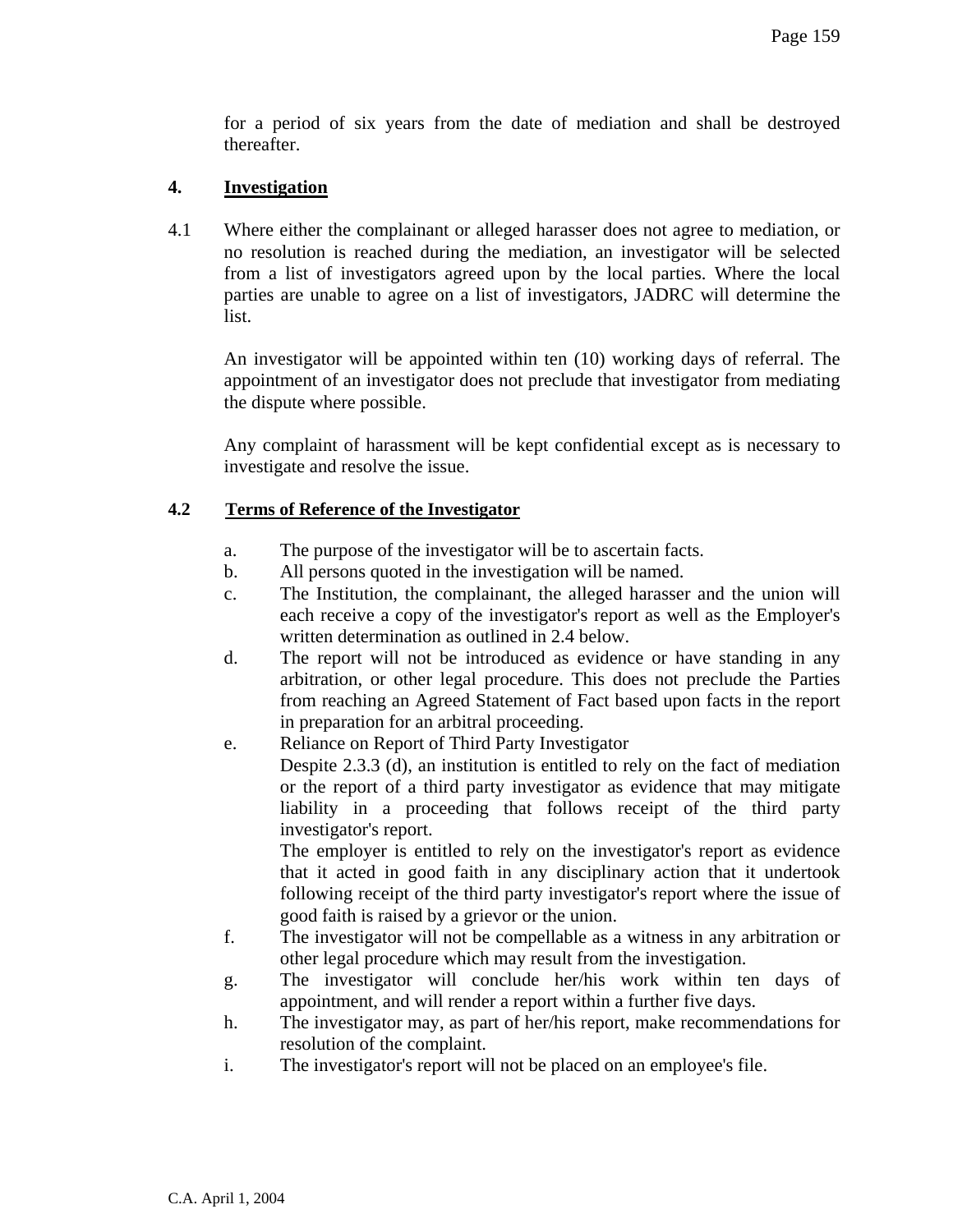for a period of six years from the date of mediation and shall be destroyed thereafter.

## 4. Investigation

4.1 Where either the complainant or alleged harasser does not agree to mediation, or no resolution is reached during the mediation, an investigator will be selected from a list of investigators agreed upon by the local parties. Where the local parties are unable to agree on a list of investigators, JADRC will determine the list.

An investigator will be appointed within ten (10) working days of referral. The appointment of an investigator does not preclude that investigator from mediating the dispute where possible.

Any complaint of harassment will be kept confidential except as is necessary to investigate and resolve the issue.

### 4.2 Terms of Reference of the Investigator

a. The purpose of the investigator will be to ascertain facts.

b. All persons quoted in the investigation will be named.

c. The Institution, the complainant, the alleged harasser and the union will each receive a copy of the investigator's report as well as the Employer's written determination as outlined in 2.4 below.

d. The report will not be introduced as evidence or have standing in any arbitration, or other legal procedure. This does not preclude the Parties from reaching an Agreed Statement of Fact based upon facts in the report in preparation for an arbitral proceeding.

e. Reliance on Report of Third Party Investigator
Despite 2.3.3 (d), an institution is entitled to rely on the fact of mediation or the report of a third party investigator as evidence that may mitigate liability in a proceeding that follows receipt of the third party investigator's report.
The employer is entitled to rely on the investigator's report as evidence that it acted in good faith in any disciplinary action that it undertook following receipt of the third party investigator's report where the issue of good faith is raised by a grievor or the union.

f. The investigator will not be compellable as a witness in any arbitration or other legal procedure which may result from the investigation.

g. The investigator will conclude her/his work within ten days of appointment, and will render a report within a further five days.

h. The investigator may, as part of her/his report, make recommendations for resolution of the complaint.

i. The investigator's report will not be placed on an employee's file.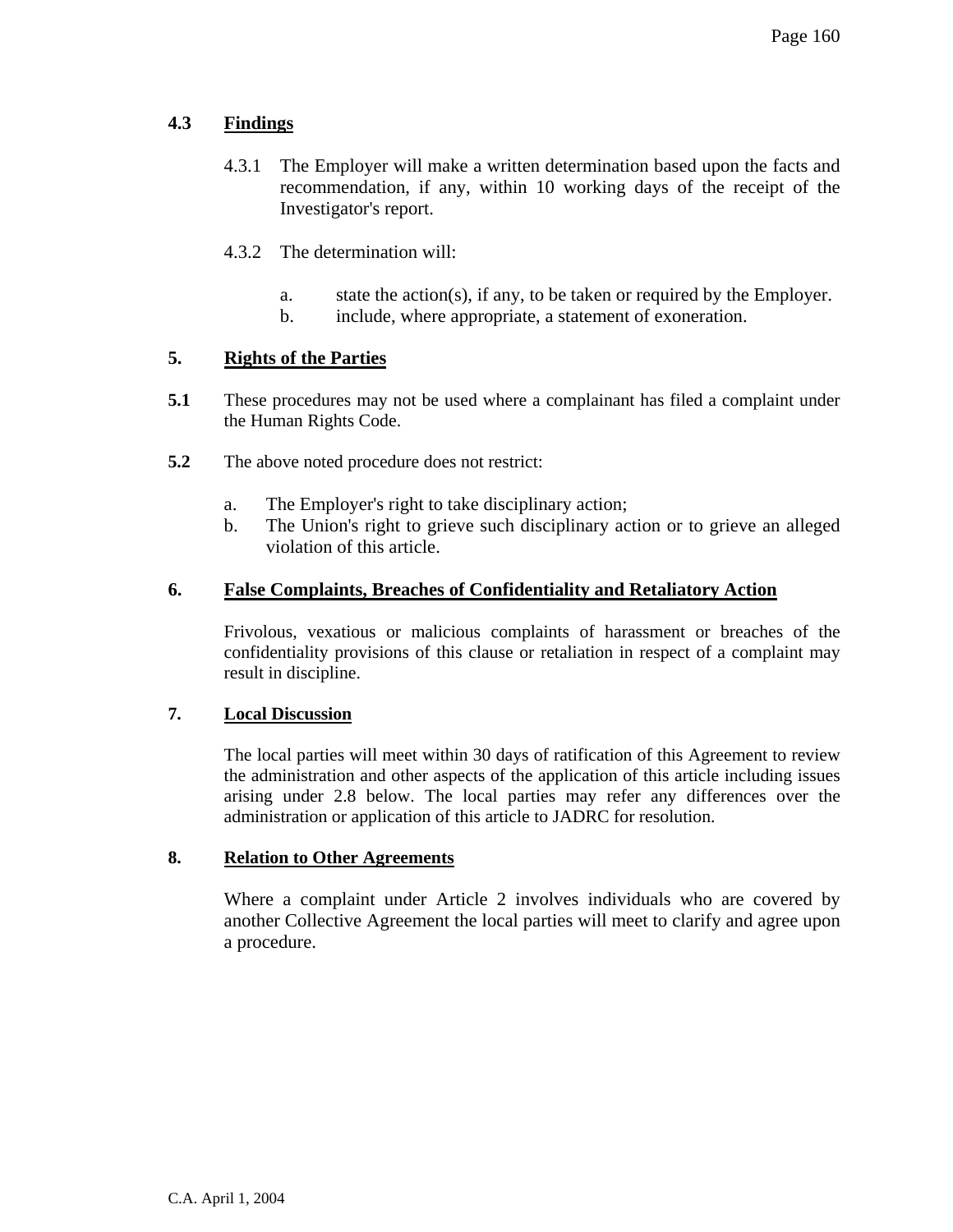### 4.3 Findings

4.3.1 The Employer will make a written determination based upon the facts and recommendation, if any, within 10 working days of the receipt of the Investigator's report.

4.3.2 The determination will:

a. state the action(s), if any, to be taken or required by the Employer.
b. include, where appropriate, a statement of exoneration.

## 5. Rights of the Parties

**5.1** These procedures may not be used where a complainant has filed a complaint under the Human Rights Code.

**5.2** The above noted procedure does not restrict:

a. The Employer's right to take disciplinary action;
b. The Union's right to grieve such disciplinary action or to grieve an alleged violation of this article.

## 6. False Complaints, Breaches of Confidentiality and Retaliatory Action

Frivolous, vexatious or malicious complaints of harassment or breaches of the confidentiality provisions of this clause or retaliation in respect of a complaint may result in discipline.

## 7. Local Discussion

The local parties will meet within 30 days of ratification of this Agreement to review the administration and other aspects of the application of this article including issues arising under 2.8 below. The local parties may refer any differences over the administration or application of this article to JADRC for resolution.

## 8. Relation to Other Agreements

Where a complaint under Article 2 involves individuals who are covered by another Collective Agreement the local parties will meet to clarify and agree upon a procedure.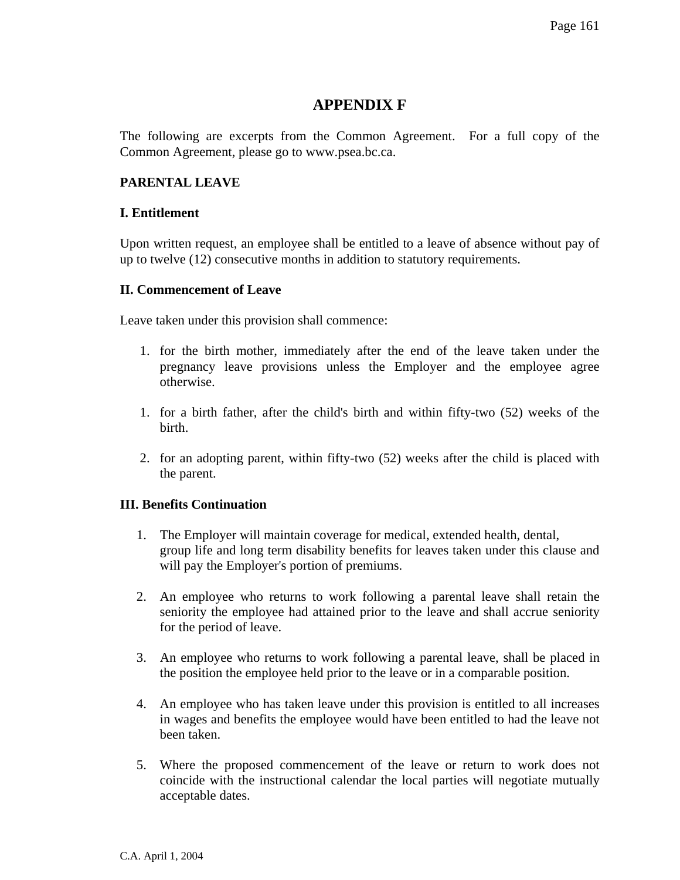# APPENDIX F

The following are excerpts from the Common Agreement. For a full copy of the Common Agreement, please go to www.psea.bc.ca.

**PARENTAL LEAVE**

**I. Entitlement**

Upon written request, an employee shall be entitled to a leave of absence without pay of up to twelve (12) consecutive months in addition to statutory requirements.

**II. Commencement of Leave**

Leave taken under this provision shall commence:

1. for the birth mother, immediately after the end of the leave taken under the pregnancy leave provisions unless the Employer and the employee agree otherwise.

1. for a birth father, after the child's birth and within fifty-two (52) weeks of the birth.

2. for an adopting parent, within fifty-two (52) weeks after the child is placed with the parent.

**III. Benefits Continuation**

1. The Employer will maintain coverage for medical, extended health, dental, group life and long term disability benefits for leaves taken under this clause and will pay the Employer's portion of premiums.

2. An employee who returns to work following a parental leave shall retain the seniority the employee had attained prior to the leave and shall accrue seniority for the period of leave.

3. An employee who returns to work following a parental leave, shall be placed in the position the employee held prior to the leave or in a comparable position.

4. An employee who has taken leave under this provision is entitled to all increases in wages and benefits the employee would have been entitled to had the leave not been taken.

5. Where the proposed commencement of the leave or return to work does not coincide with the instructional calendar the local parties will negotiate mutually acceptable dates.

C.A. April 1, 2004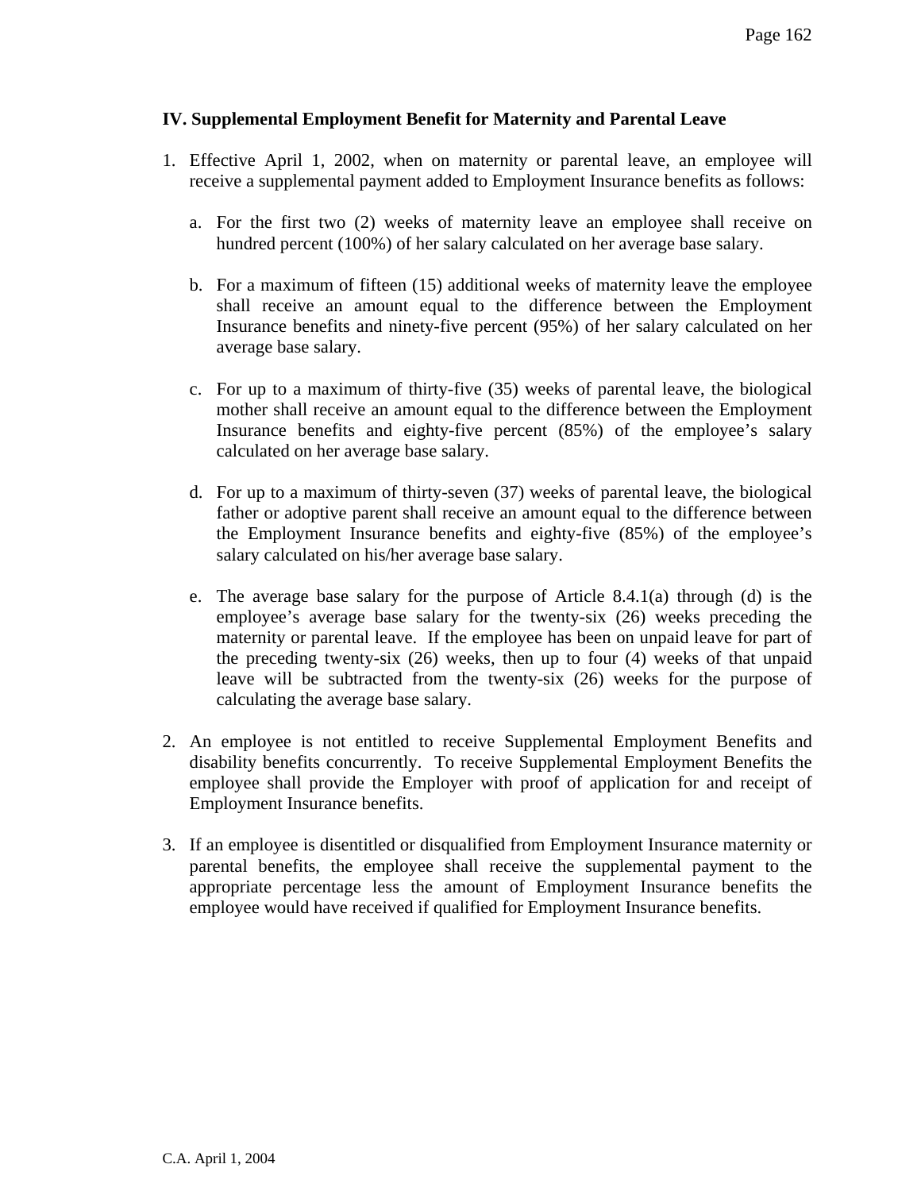## IV. Supplemental Employment Benefit for Maternity and Parental Leave

1. Effective April 1, 2002, when on maternity or parental leave, an employee will receive a supplemental payment added to Employment Insurance benefits as follows:

   a. For the first two (2) weeks of maternity leave an employee shall receive on hundred percent (100%) of her salary calculated on her average base salary.

   b. For a maximum of fifteen (15) additional weeks of maternity leave the employee shall receive an amount equal to the difference between the Employment Insurance benefits and ninety-five percent (95%) of her salary calculated on her average base salary.

   c. For up to a maximum of thirty-five (35) weeks of parental leave, the biological mother shall receive an amount equal to the difference between the Employment Insurance benefits and eighty-five percent (85%) of the employee's salary calculated on her average base salary.

   d. For up to a maximum of thirty-seven (37) weeks of parental leave, the biological father or adoptive parent shall receive an amount equal to the difference between the Employment Insurance benefits and eighty-five (85%) of the employee's salary calculated on his/her average base salary.

   e. The average base salary for the purpose of Article 8.4.1(a) through (d) is the employee's average base salary for the twenty-six (26) weeks preceding the maternity or parental leave. If the employee has been on unpaid leave for part of the preceding twenty-six (26) weeks, then up to four (4) weeks of that unpaid leave will be subtracted from the twenty-six (26) weeks for the purpose of calculating the average base salary.

2. An employee is not entitled to receive Supplemental Employment Benefits and disability benefits concurrently. To receive Supplemental Employment Benefits the employee shall provide the Employer with proof of application for and receipt of Employment Insurance benefits.

3. If an employee is disentitled or disqualified from Employment Insurance maternity or parental benefits, the employee shall receive the supplemental payment to the appropriate percentage less the amount of Employment Insurance benefits the employee would have received if qualified for Employment Insurance benefits.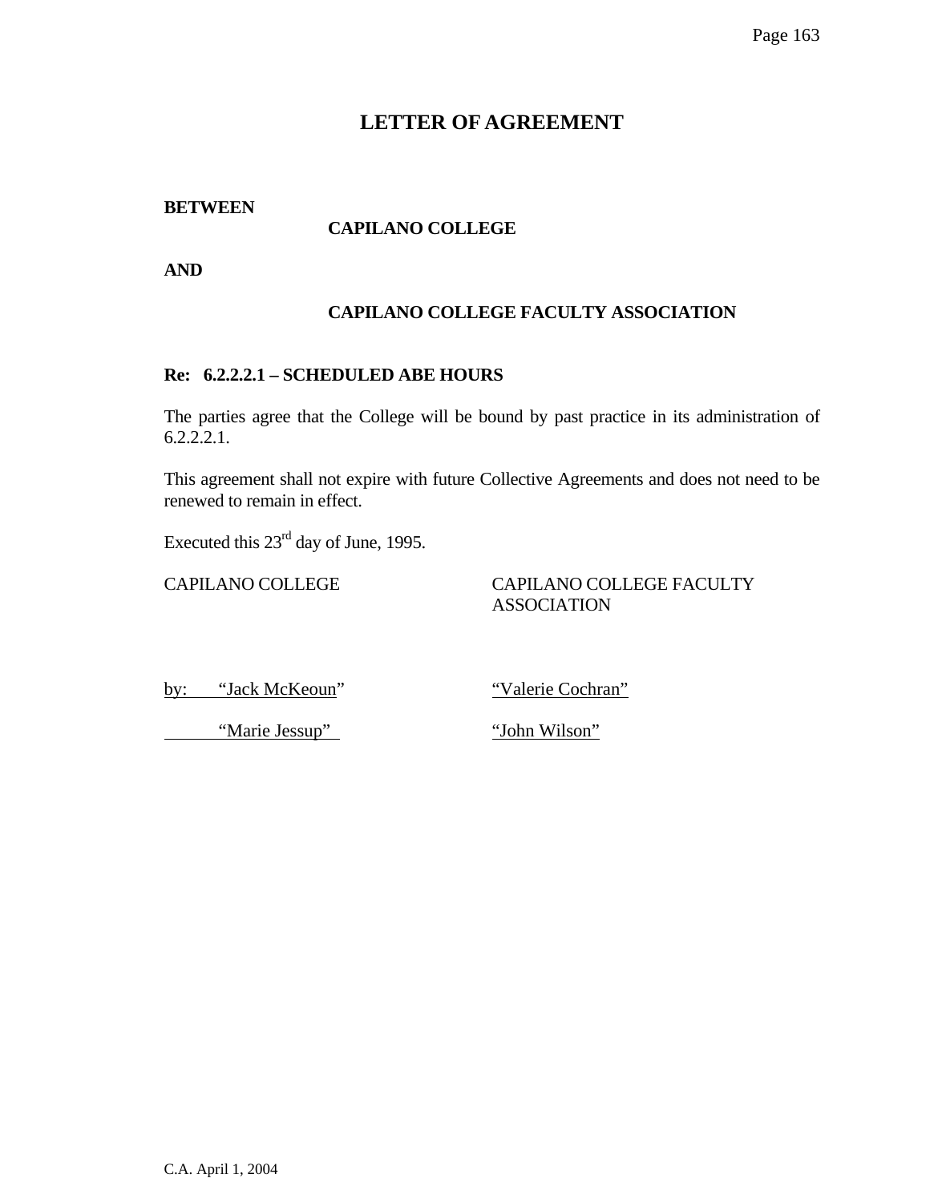# LETTER OF AGREEMENT

**BETWEEN**

**CAPILANO COLLEGE**

**AND**

**CAPILANO COLLEGE FACULTY ASSOCIATION**

**Re: 6.2.2.2.1 – SCHEDULED ABE HOURS**

The parties agree that the College will be bound by past practice in its administration of 6.2.2.2.1.

This agreement shall not expire with future Collective Agreements and does not need to be renewed to remain in effect.

Executed this 23rd day of June, 1995.

| CAPILANO COLLEGE | CAPILANO COLLEGE FACULTY ASSOCIATION |
|---|---|
| by: "Jack McKeoun" | "Valerie Cochran" |
| "Marie Jessup" | "John Wilson" |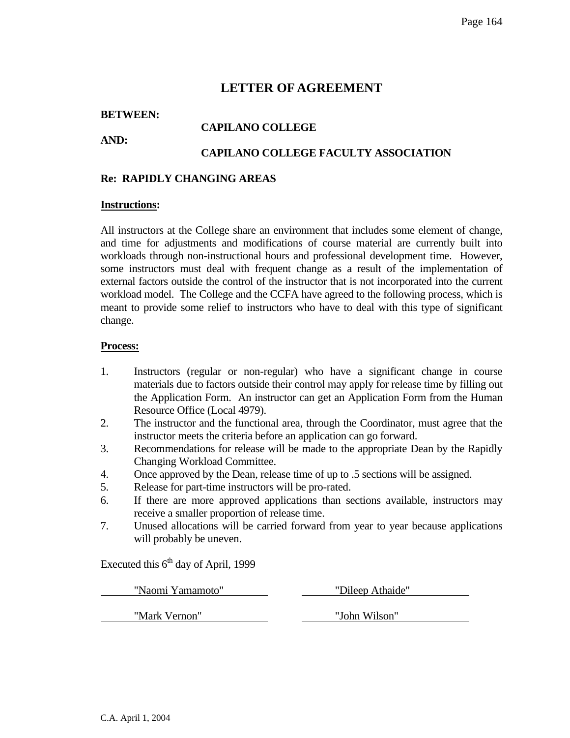# LETTER OF AGREEMENT

**BETWEEN:**

**CAPILANO COLLEGE**

**AND:**

**CAPILANO COLLEGE FACULTY ASSOCIATION**

**Re: RAPIDLY CHANGING AREAS**

**Instructions:**

All instructors at the College share an environment that includes some element of change, and time for adjustments and modifications of course material are currently built into workloads through non-instructional hours and professional development time. However, some instructors must deal with frequent change as a result of the implementation of external factors outside the control of the instructor that is not incorporated into the current workload model. The College and the CCFA have agreed to the following process, which is meant to provide some relief to instructors who have to deal with this type of significant change.

**Process:**

1. Instructors (regular or non-regular) who have a significant change in course materials due to factors outside their control may apply for release time by filling out the Application Form. An instructor can get an Application Form from the Human Resource Office (Local 4979).
2. The instructor and the functional area, through the Coordinator, must agree that the instructor meets the criteria before an application can go forward.
3. Recommendations for release will be made to the appropriate Dean by the Rapidly Changing Workload Committee.
4. Once approved by the Dean, release time of up to .5 sections will be assigned.
5. Release for part-time instructors will be pro-rated.
6. If there are more approved applications than sections available, instructors may receive a smaller proportion of release time.
7. Unused allocations will be carried forward from year to year because applications will probably be uneven.

Executed this 6th day of April, 1999

"Naomi Yamamoto" "Dileep Athaide"

"Mark Vernon" "John Wilson"

C.A. April 1, 2004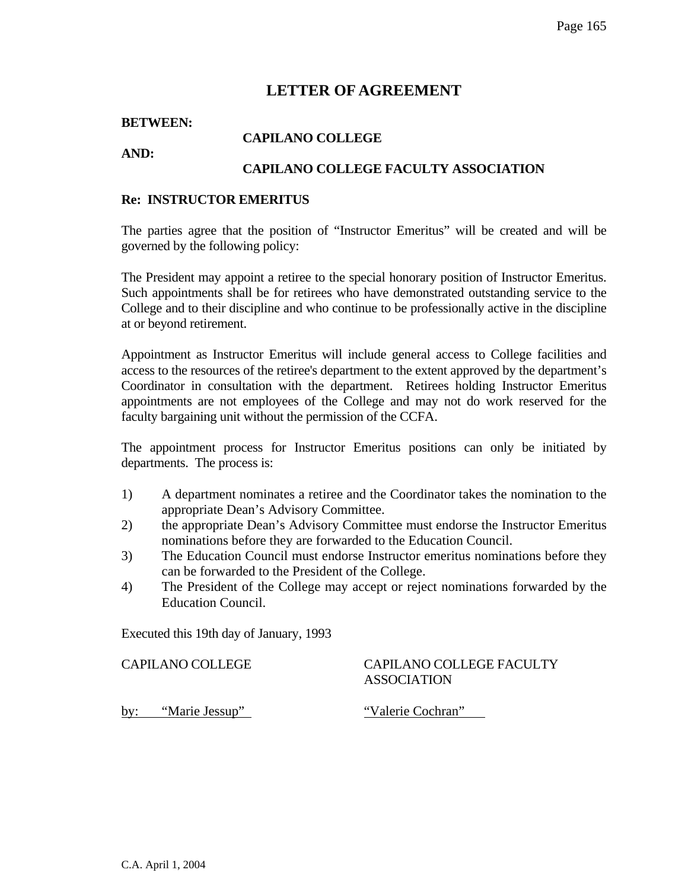# LETTER OF AGREEMENT

**BETWEEN:**

**CAPILANO COLLEGE**

**AND:**

**CAPILANO COLLEGE FACULTY ASSOCIATION**

**Re: INSTRUCTOR EMERITUS**

The parties agree that the position of "Instructor Emeritus" will be created and will be governed by the following policy:

The President may appoint a retiree to the special honorary position of Instructor Emeritus. Such appointments shall be for retirees who have demonstrated outstanding service to the College and to their discipline and who continue to be professionally active in the discipline at or beyond retirement.

Appointment as Instructor Emeritus will include general access to College facilities and access to the resources of the retiree's department to the extent approved by the department's Coordinator in consultation with the department. Retirees holding Instructor Emeritus appointments are not employees of the College and may not do work reserved for the faculty bargaining unit without the permission of the CCFA.

The appointment process for Instructor Emeritus positions can only be initiated by departments. The process is:

1) A department nominates a retiree and the Coordinator takes the nomination to the appropriate Dean's Advisory Committee.
2) the appropriate Dean's Advisory Committee must endorse the Instructor Emeritus nominations before they are forwarded to the Education Council.
3) The Education Council must endorse Instructor emeritus nominations before they can be forwarded to the President of the College.
4) The President of the College may accept or reject nominations forwarded by the Education Council.

Executed this 19th day of January, 1993

| CAPILANO COLLEGE | CAPILANO COLLEGE FACULTY ASSOCIATION |
|---|---|
| by: "Marie Jessup" | "Valerie Cochran" |

C.A. April 1, 2004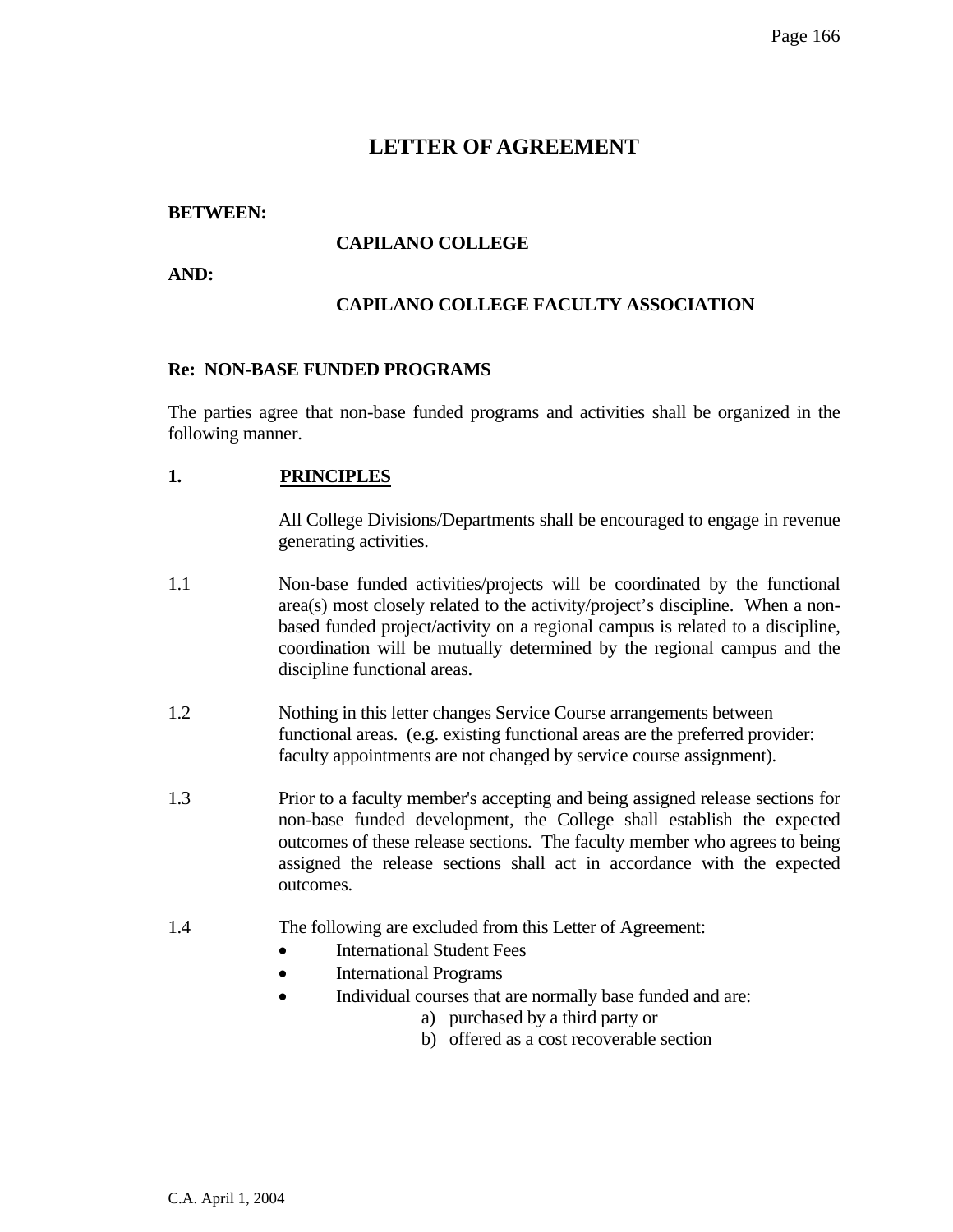# LETTER OF AGREEMENT

**BETWEEN:**

**CAPILANO COLLEGE**

**AND:**

**CAPILANO COLLEGE FACULTY ASSOCIATION**

**Re: NON-BASE FUNDED PROGRAMS**

The parties agree that non-base funded programs and activities shall be organized in the following manner.

**1. PRINCIPLES**

All College Divisions/Departments shall be encouraged to engage in revenue generating activities.

1.1 Non-base funded activities/projects will be coordinated by the functional area(s) most closely related to the activity/project's discipline. When a non-based funded project/activity on a regional campus is related to a discipline, coordination will be mutually determined by the regional campus and the discipline functional areas.

1.2 Nothing in this letter changes Service Course arrangements between functional areas. (e.g. existing functional areas are the preferred provider: faculty appointments are not changed by service course assignment).

1.3 Prior to a faculty member's accepting and being assigned release sections for non-base funded development, the College shall establish the expected outcomes of these release sections. The faculty member who agrees to being assigned the release sections shall act in accordance with the expected outcomes.

1.4 The following are excluded from this Letter of Agreement:

- International Student Fees
- International Programs
- Individual courses that are normally base funded and are:
  a) purchased by a third party or
  b) offered as a cost recoverable section

C.A. April 1, 2004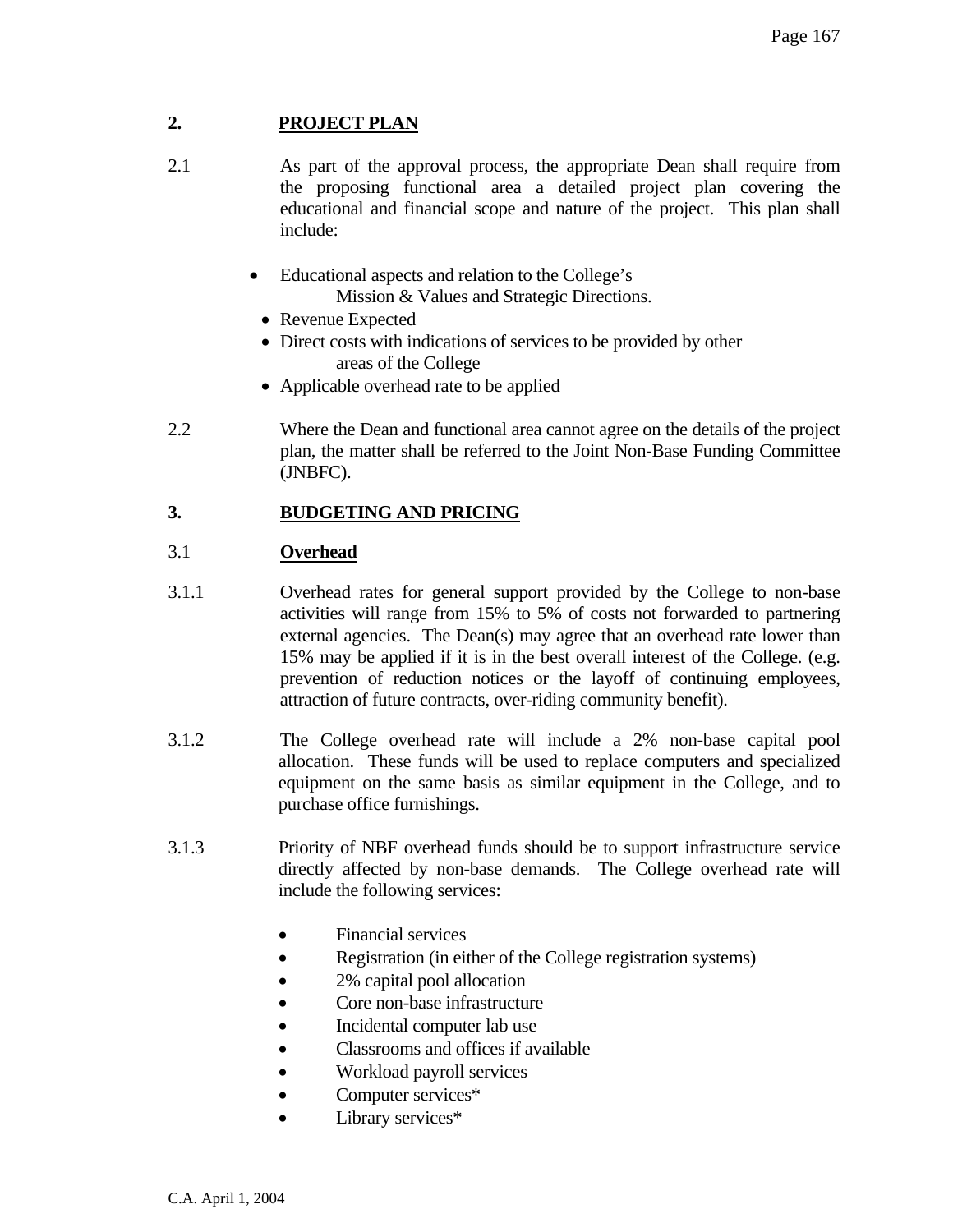## 2. PROJECT PLAN

2.1 As part of the approval process, the appropriate Dean shall require from the proposing functional area a detailed project plan covering the educational and financial scope and nature of the project. This plan shall include:

- Educational aspects and relation to the College's Mission & Values and Strategic Directions.
- Revenue Expected
- Direct costs with indications of services to be provided by other areas of the College
- Applicable overhead rate to be applied

2.2 Where the Dean and functional area cannot agree on the details of the project plan, the matter shall be referred to the Joint Non-Base Funding Committee (JNBFC).

## 3. BUDGETING AND PRICING

### 3.1 Overhead

3.1.1 Overhead rates for general support provided by the College to non-base activities will range from 15% to 5% of costs not forwarded to partnering external agencies. The Dean(s) may agree that an overhead rate lower than 15% may be applied if it is in the best overall interest of the College. (e.g. prevention of reduction notices or the layoff of continuing employees, attraction of future contracts, over-riding community benefit).

3.1.2 The College overhead rate will include a 2% non-base capital pool allocation. These funds will be used to replace computers and specialized equipment on the same basis as similar equipment in the College, and to purchase office furnishings.

3.1.3 Priority of NBF overhead funds should be to support infrastructure service directly affected by non-base demands. The College overhead rate will include the following services:

- Financial services
- Registration (in either of the College registration systems)
- 2% capital pool allocation
- Core non-base infrastructure
- Incidental computer lab use
- Classrooms and offices if available
- Workload payroll services
- Computer services*
- Library services*

C.A. April 1, 2004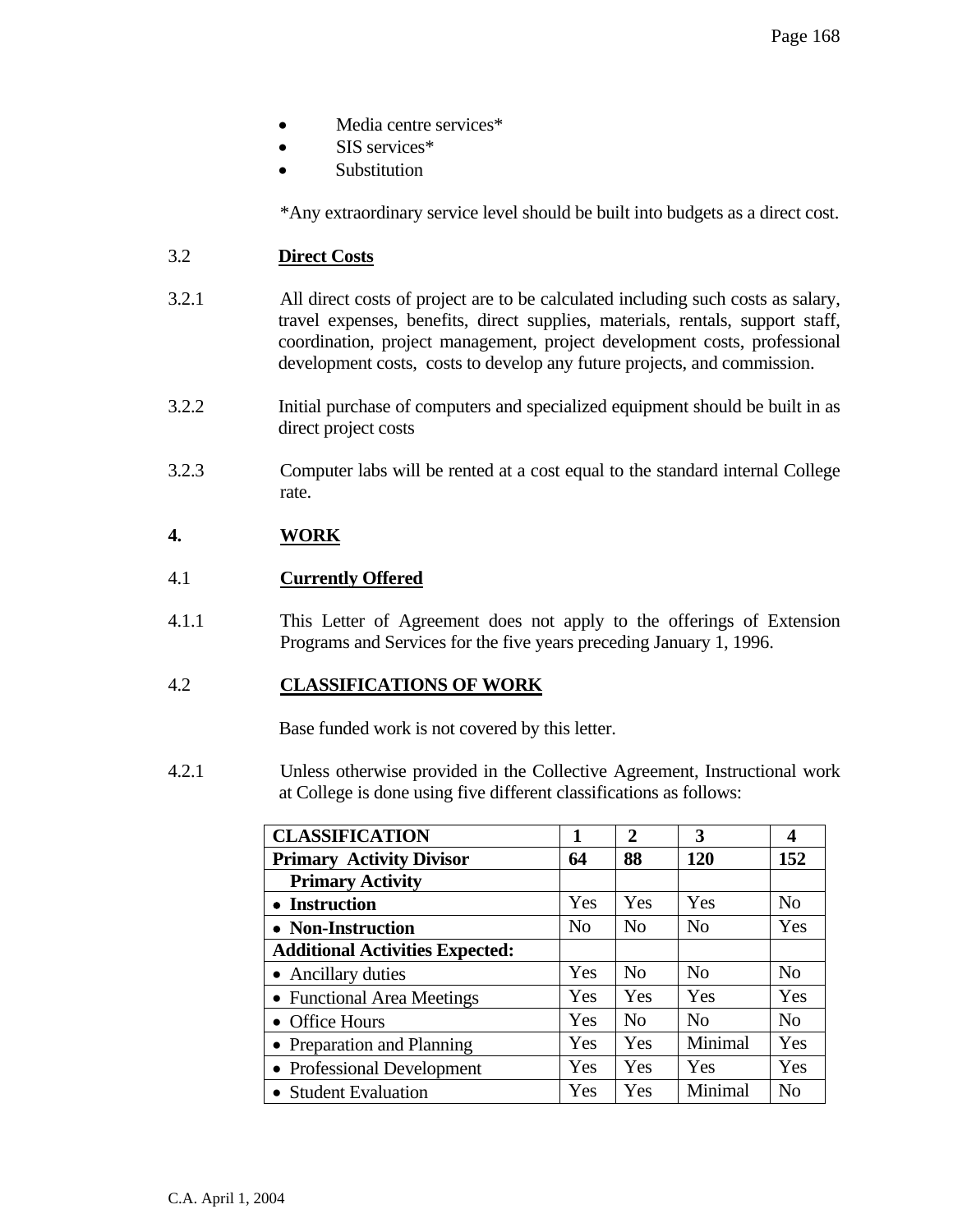- Media centre services*
- SIS services*
- Substitution

*Any extraordinary service level should be built into budgets as a direct cost.

3.2 **Direct Costs**

3.2.1 All direct costs of project are to be calculated including such costs as salary, travel expenses, benefits, direct supplies, materials, rentals, support staff, coordination, project management, project development costs, professional development costs, costs to develop any future projects, and commission.

3.2.2 Initial purchase of computers and specialized equipment should be built in as direct project costs

3.2.3 Computer labs will be rented at a cost equal to the standard internal College rate.

## 4. WORK

4.1 **Currently Offered**

4.1.1 This Letter of Agreement does not apply to the offerings of Extension Programs and Services for the five years preceding January 1, 1996.

4.2 **CLASSIFICATIONS OF WORK**

Base funded work is not covered by this letter.

4.2.1 Unless otherwise provided in the Collective Agreement, Instructional work at College is done using five different classifications as follows:

| **CLASSIFICATION** | **1** | **2** | **3** | **4** |
|---|---|---|---|---|
| **Primary Activity Divisor** | **64** | **88** | **120** | **152** |
| **Primary Activity** | | | | |
| • **Instruction** | Yes | Yes | Yes | No |
| • **Non-Instruction** | No | No | No | Yes |
| **Additional Activities Expected:** | | | | |
| • Ancillary duties | Yes | No | No | No |
| • Functional Area Meetings | Yes | Yes | Yes | Yes |
| • Office Hours | Yes | No | No | No |
| • Preparation and Planning | Yes | Yes | Minimal | Yes |
| • Professional Development | Yes | Yes | Yes | Yes |
| • Student Evaluation | Yes | Yes | Minimal | No |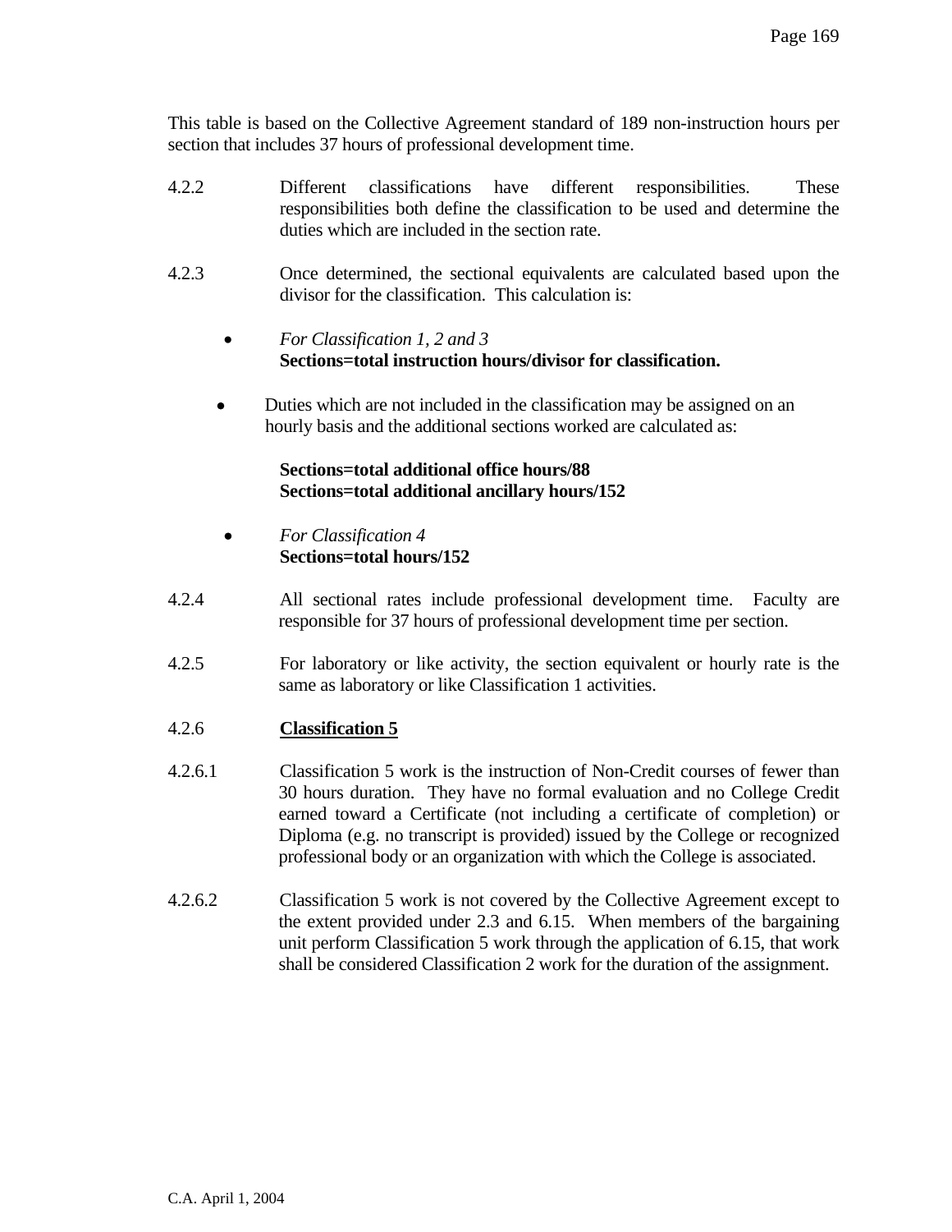This table is based on the Collective Agreement standard of 189 non-instruction hours per section that includes 37 hours of professional development time.

4.2.2 Different classifications have different responsibilities. These responsibilities both define the classification to be used and determine the duties which are included in the section rate.

4.2.3 Once determined, the sectional equivalents are calculated based upon the divisor for the classification. This calculation is:

- *For Classification 1, 2 and 3*
  **Sections=total instruction hours/divisor for classification.**

- Duties which are not included in the classification may be assigned on an hourly basis and the additional sections worked are calculated as:

  **Sections=total additional office hours/88**
  **Sections=total additional ancillary hours/152**

- *For Classification 4*
  **Sections=total hours/152**

4.2.4 All sectional rates include professional development time. Faculty are responsible for 37 hours of professional development time per section.

4.2.5 For laboratory or like activity, the section equivalent or hourly rate is the same as laboratory or like Classification 1 activities.

4.2.6 <u>**Classification 5**</u>

4.2.6.1 Classification 5 work is the instruction of Non-Credit courses of fewer than 30 hours duration. They have no formal evaluation and no College Credit earned toward a Certificate (not including a certificate of completion) or Diploma (e.g. no transcript is provided) issued by the College or recognized professional body or an organization with which the College is associated.

4.2.6.2 Classification 5 work is not covered by the Collective Agreement except to the extent provided under 2.3 and 6.15. When members of the bargaining unit perform Classification 5 work through the application of 6.15, that work shall be considered Classification 2 work for the duration of the assignment.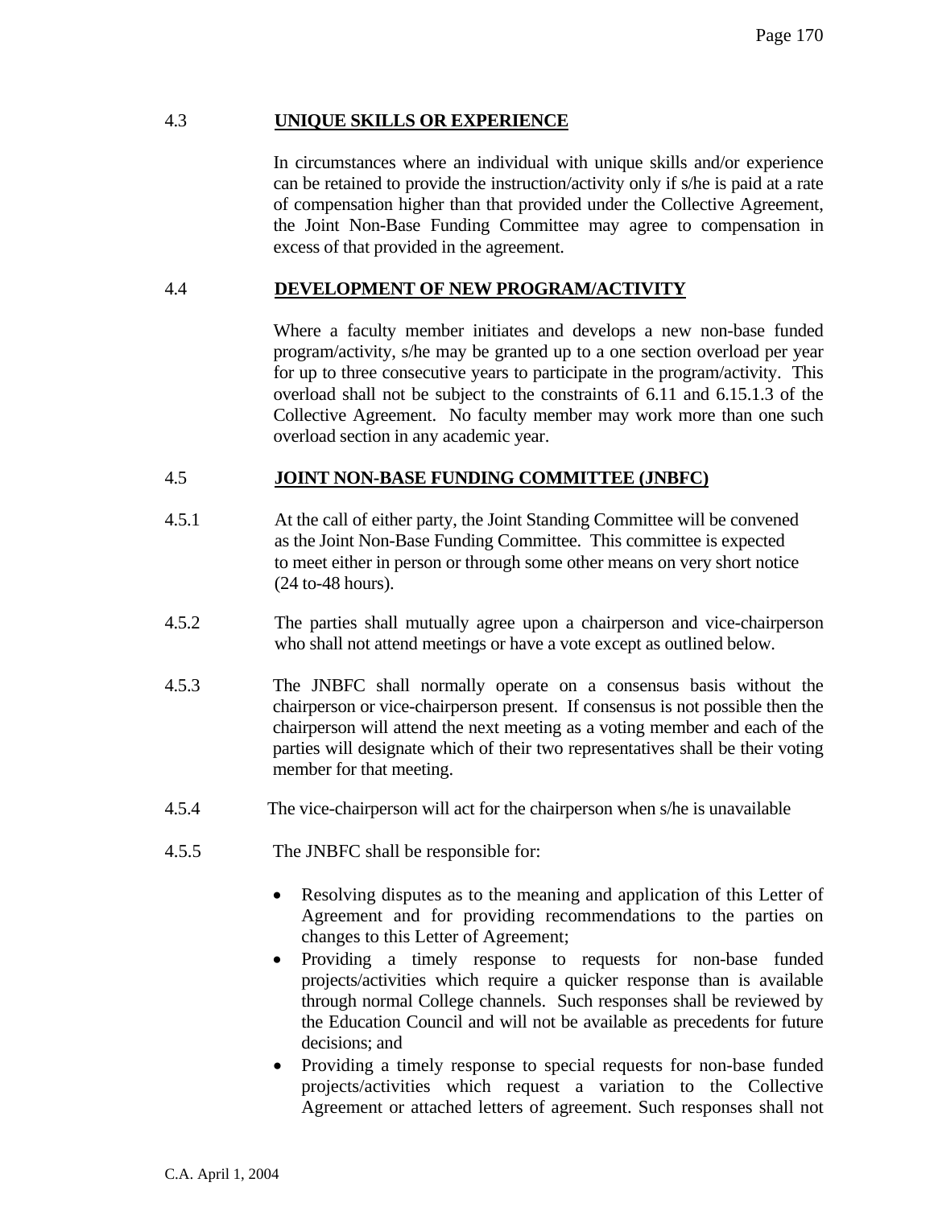### 4.3 UNIQUE SKILLS OR EXPERIENCE

In circumstances where an individual with unique skills and/or experience can be retained to provide the instruction/activity only if s/he is paid at a rate of compensation higher than that provided under the Collective Agreement, the Joint Non-Base Funding Committee may agree to compensation in excess of that provided in the agreement.

### 4.4 DEVELOPMENT OF NEW PROGRAM/ACTIVITY

Where a faculty member initiates and develops a new non-base funded program/activity, s/he may be granted up to a one section overload per year for up to three consecutive years to participate in the program/activity. This overload shall not be subject to the constraints of 6.11 and 6.15.1.3 of the Collective Agreement. No faculty member may work more than one such overload section in any academic year.

### 4.5 JOINT NON-BASE FUNDING COMMITTEE (JNBFC)

4.5.1 At the call of either party, the Joint Standing Committee will be convened as the Joint Non-Base Funding Committee. This committee is expected to meet either in person or through some other means on very short notice (24 to-48 hours).

4.5.2 The parties shall mutually agree upon a chairperson and vice-chairperson who shall not attend meetings or have a vote except as outlined below.

4.5.3 The JNBFC shall normally operate on a consensus basis without the chairperson or vice-chairperson present. If consensus is not possible then the chairperson will attend the next meeting as a voting member and each of the parties will designate which of their two representatives shall be their voting member for that meeting.

4.5.4 The vice-chairperson will act for the chairperson when s/he is unavailable

4.5.5 The JNBFC shall be responsible for:

- Resolving disputes as to the meaning and application of this Letter of Agreement and for providing recommendations to the parties on changes to this Letter of Agreement;
- Providing a timely response to requests for non-base funded projects/activities which require a quicker response than is available through normal College channels. Such responses shall be reviewed by the Education Council and will not be available as precedents for future decisions; and
- Providing a timely response to special requests for non-base funded projects/activities which request a variation to the Collective Agreement or attached letters of agreement. Such responses shall not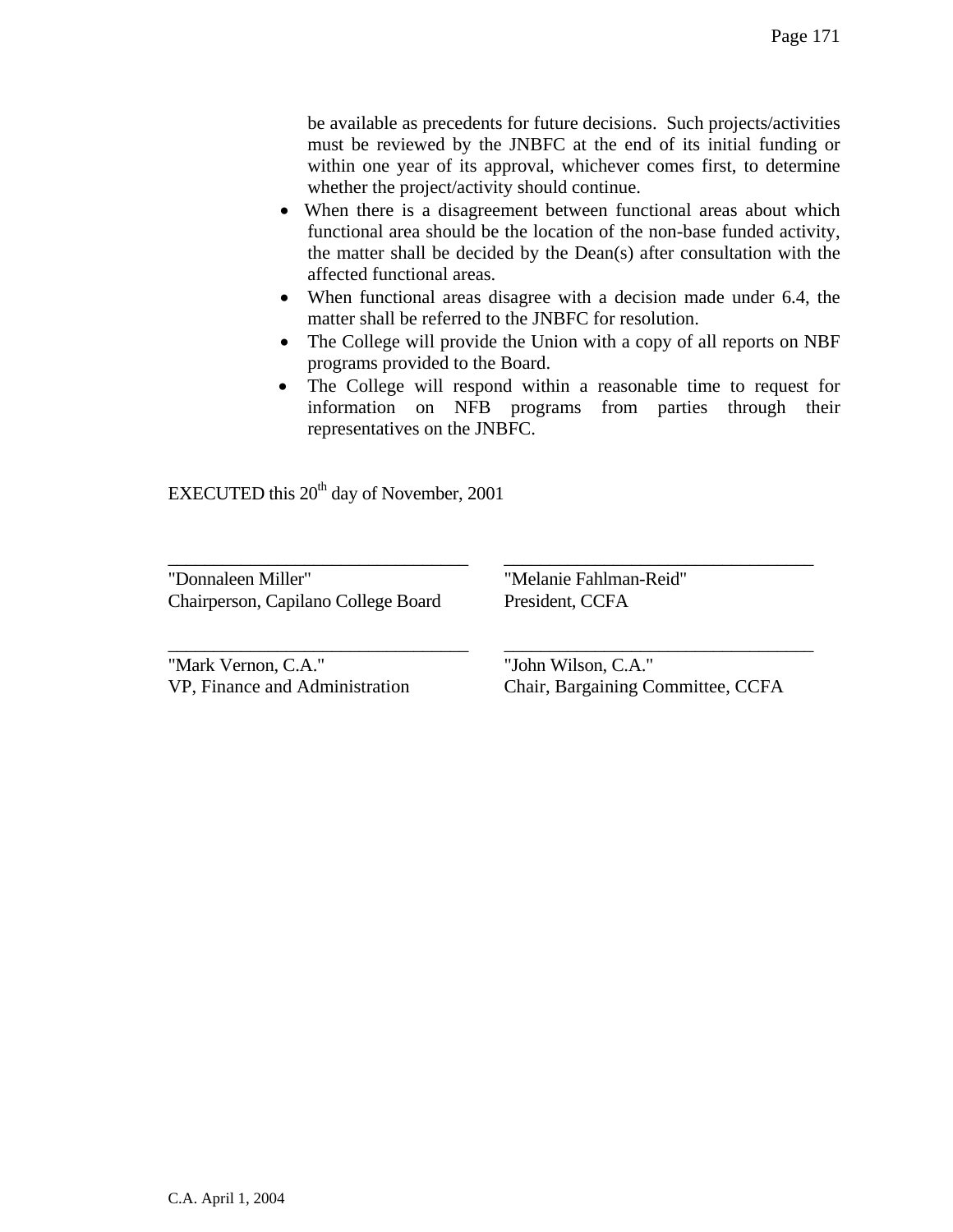be available as precedents for future decisions. Such projects/activities must be reviewed by the JNBFC at the end of its initial funding or within one year of its approval, whichever comes first, to determine whether the project/activity should continue.

- When there is a disagreement between functional areas about which functional area should be the location of the non-base funded activity, the matter shall be decided by the Dean(s) after consultation with the affected functional areas.
- When functional areas disagree with a decision made under 6.4, the matter shall be referred to the JNBFC for resolution.
- The College will provide the Union with a copy of all reports on NBF programs provided to the Board.
- The College will respond within a reasonable time to request for information on NFB programs from parties through their representatives on the JNBFC.

EXECUTED this 20th day of November, 2001

| | |
|---|---|
| "Donnaleen Miller" | "Melanie Fahlman-Reid" |
| Chairperson, Capilano College Board | President, CCFA |
| "Mark Vernon, C.A." | "John Wilson, C.A." |
| VP, Finance and Administration | Chair, Bargaining Committee, CCFA |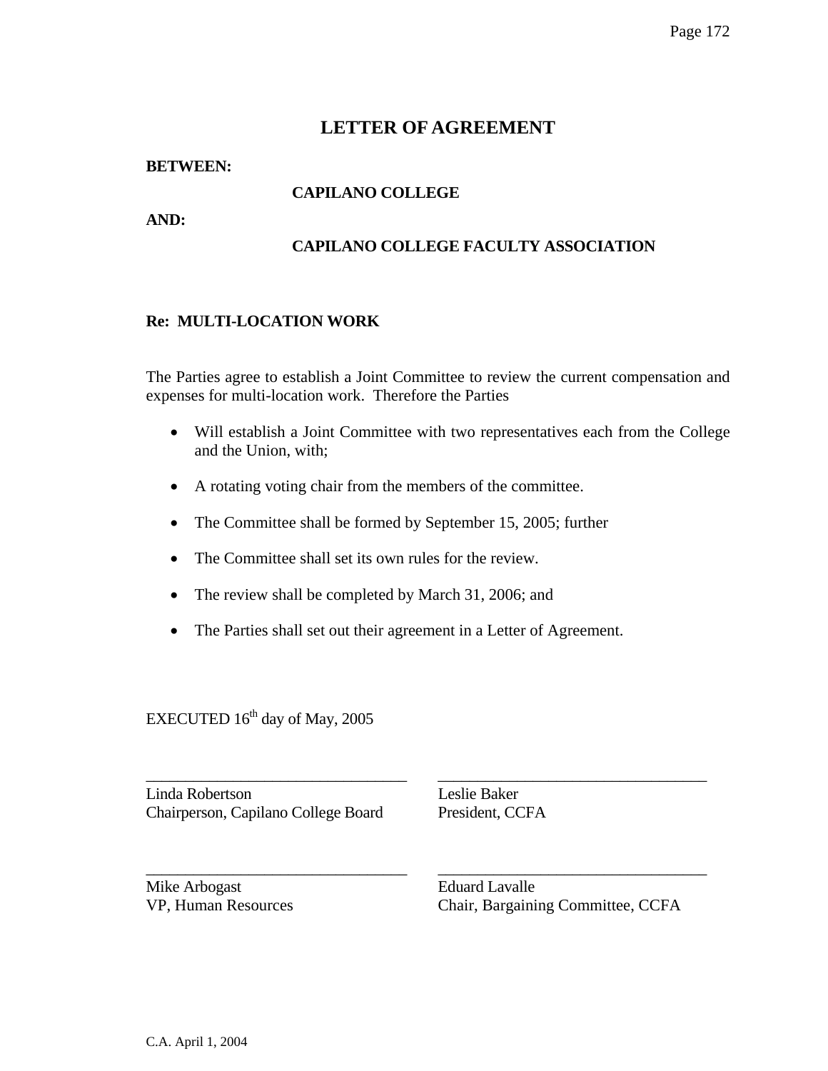# LETTER OF AGREEMENT

**BETWEEN:**

**CAPILANO COLLEGE**

**AND:**

**CAPILANO COLLEGE FACULTY ASSOCIATION**

**Re: MULTI-LOCATION WORK**

The Parties agree to establish a Joint Committee to review the current compensation and expenses for multi-location work. Therefore the Parties

- Will establish a Joint Committee with two representatives each from the College and the Union, with;
- A rotating voting chair from the members of the committee.
- The Committee shall be formed by September 15, 2005; further
- The Committee shall set its own rules for the review.
- The review shall be completed by March 31, 2006; and
- The Parties shall set out their agreement in a Letter of Agreement.

EXECUTED 16th day of May, 2005

| | |
|---|---|
| \_\_\_\_\_\_\_\_\_\_\_\_\_\_\_\_\_\_\_\_\_\_\_\_\_\_\_\_\_\_\_\_ | \_\_\_\_\_\_\_\_\_\_\_\_\_\_\_\_\_\_\_\_\_\_\_\_\_\_\_\_\_\_\_\_ |
| Linda Robertson<br>Chairperson, Capilano College Board | Leslie Baker<br>President, CCFA |
| \_\_\_\_\_\_\_\_\_\_\_\_\_\_\_\_\_\_\_\_\_\_\_\_\_\_\_\_\_\_\_\_ | \_\_\_\_\_\_\_\_\_\_\_\_\_\_\_\_\_\_\_\_\_\_\_\_\_\_\_\_\_\_\_\_ |
| Mike Arbogast<br>VP, Human Resources | Eduard Lavalle<br>Chair, Bargaining Committee, CCFA |

C.A. April 1, 2004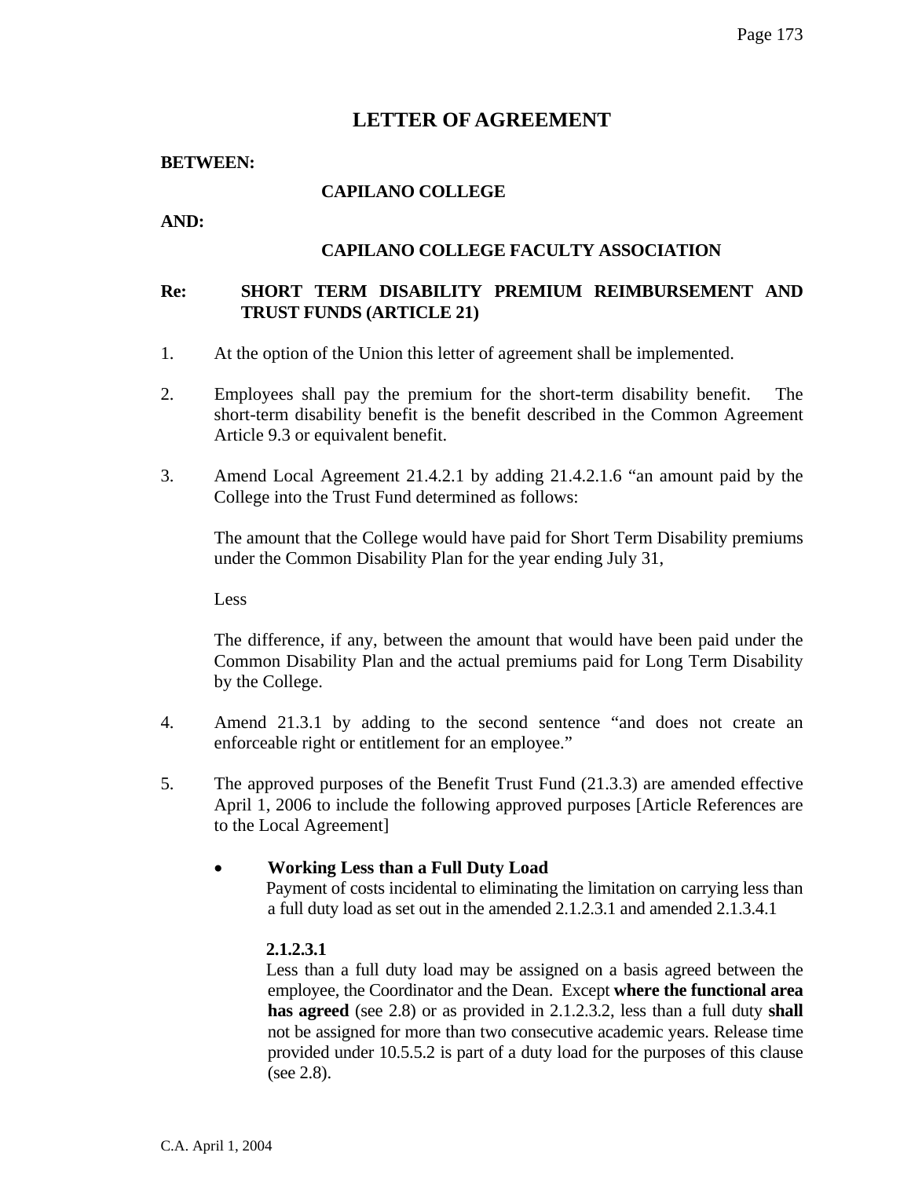# LETTER OF AGREEMENT

**BETWEEN:**

**CAPILANO COLLEGE**

**AND:**

**CAPILANO COLLEGE FACULTY ASSOCIATION**

**Re: SHORT TERM DISABILITY PREMIUM REIMBURSEMENT AND TRUST FUNDS (ARTICLE 21)**

1. At the option of the Union this letter of agreement shall be implemented.

2. Employees shall pay the premium for the short-term disability benefit. The short-term disability benefit is the benefit described in the Common Agreement Article 9.3 or equivalent benefit.

3. Amend Local Agreement 21.4.2.1 by adding 21.4.2.1.6 "an amount paid by the College into the Trust Fund determined as follows:

   The amount that the College would have paid for Short Term Disability premiums under the Common Disability Plan for the year ending July 31,

   Less

   The difference, if any, between the amount that would have been paid under the Common Disability Plan and the actual premiums paid for Long Term Disability by the College.

4. Amend 21.3.1 by adding to the second sentence "and does not create an enforceable right or entitlement for an employee."

5. The approved purposes of the Benefit Trust Fund (21.3.3) are amended effective April 1, 2006 to include the following approved purposes [Article References are to the Local Agreement]

   - **Working Less than a Full Duty Load**
     Payment of costs incidental to eliminating the limitation on carrying less than a full duty load as set out in the amended 2.1.2.3.1 and amended 2.1.3.4.1

     **2.1.2.3.1**
     Less than a full duty load may be assigned on a basis agreed between the employee, the Coordinator and the Dean. Except **where the functional area has agreed** (see 2.8) or as provided in 2.1.2.3.2, less than a full duty **shall** not be assigned for more than two consecutive academic years. Release time provided under 10.5.5.2 is part of a duty load for the purposes of this clause (see 2.8).

C.A. April 1, 2004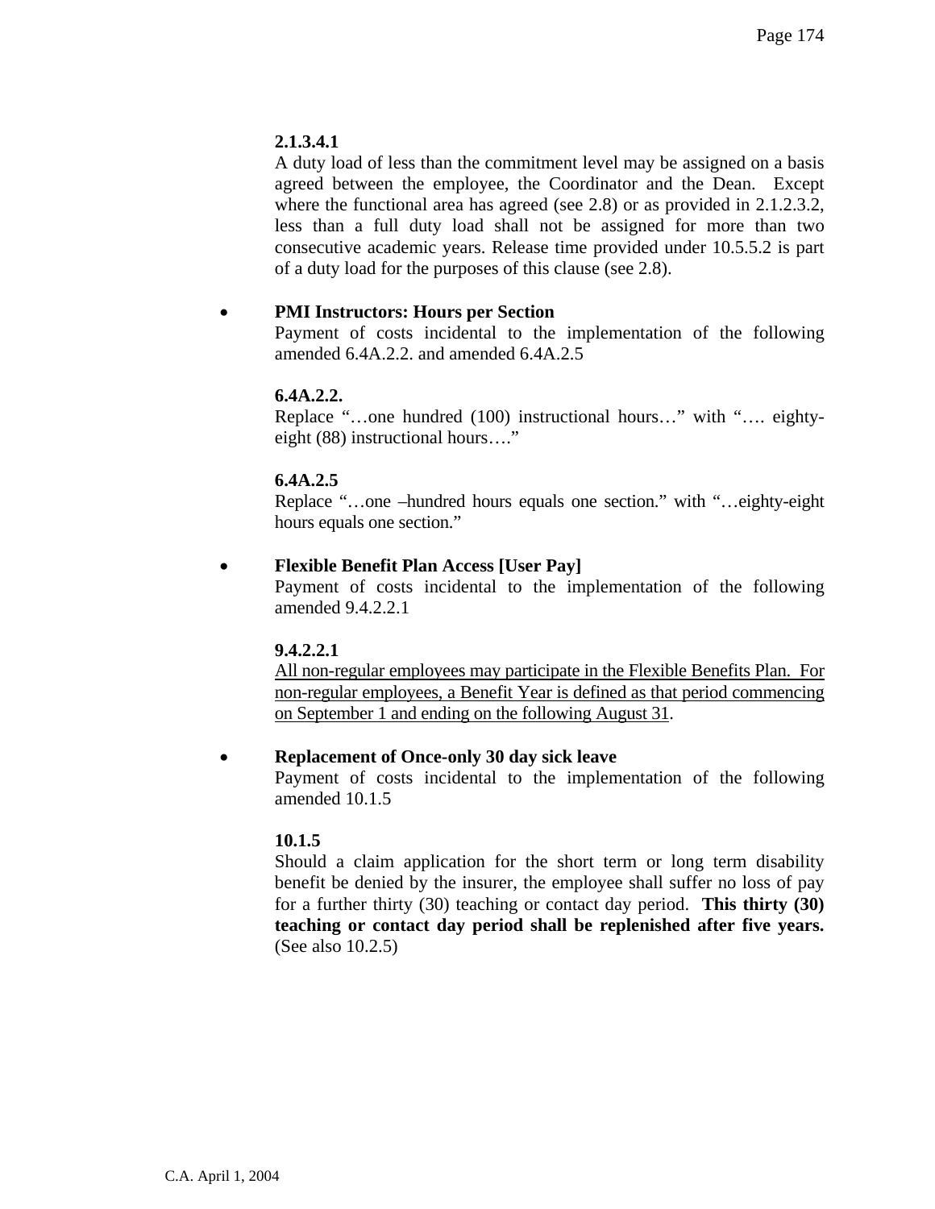**2.1.3.4.1**

A duty load of less than the commitment level may be assigned on a basis agreed between the employee, the Coordinator and the Dean. Except where the functional area has agreed (see 2.8) or as provided in 2.1.2.3.2, less than a full duty load shall not be assigned for more than two consecutive academic years. Release time provided under 10.5.5.2 is part of a duty load for the purposes of this clause (see 2.8).

- **PMI Instructors: Hours per Section**

  Payment of costs incidental to the implementation of the following amended 6.4A.2.2. and amended 6.4A.2.5

  **6.4A.2.2.**

  Replace "…one hundred (100) instructional hours…" with "…. eighty-eight (88) instructional hours…."

  **6.4A.2.5**

  Replace "…one –hundred hours equals one section." with "…eighty-eight hours equals one section."

- **Flexible Benefit Plan Access [User Pay]**

  Payment of costs incidental to the implementation of the following amended 9.4.2.2.1

  **9.4.2.2.1**

  <u>All non-regular employees may participate in the Flexible Benefits Plan. For non-regular employees, a Benefit Year is defined as that period commencing on September 1 and ending on the following August 31</u>.

- **Replacement of Once-only 30 day sick leave**

  Payment of costs incidental to the implementation of the following amended 10.1.5

  **10.1.5**

  Should a claim application for the short term or long term disability benefit be denied by the insurer, the employee shall suffer no loss of pay for a further thirty (30) teaching or contact day period. **This thirty (30) teaching or contact day period shall be replenished after five years.** (See also 10.2.5)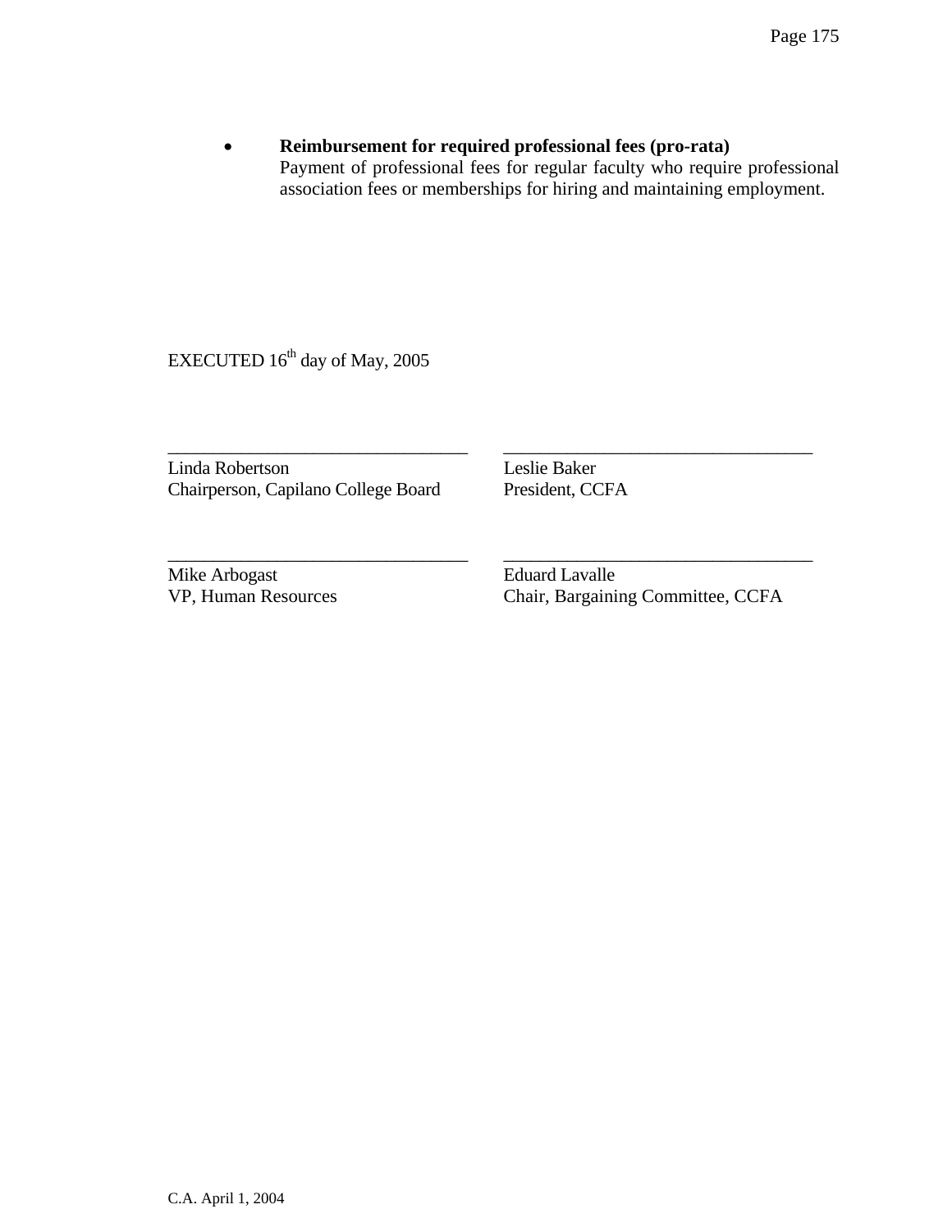- **Reimbursement for required professional fees (pro-rata)**
  Payment of professional fees for regular faculty who require professional association fees or memberships for hiring and maintaining employment.

EXECUTED 16th day of May, 2005

| | |
|---|---|
| \_\_\_\_\_\_\_\_\_\_\_\_\_\_\_\_\_\_\_\_\_\_\_\_\_\_\_\_\_\_\_\_ | \_\_\_\_\_\_\_\_\_\_\_\_\_\_\_\_\_\_\_\_\_\_\_\_\_\_\_\_\_\_\_\_ |
| Linda Robertson<br>Chairperson, Capilano College Board | Leslie Baker<br>President, CCFA |
| \_\_\_\_\_\_\_\_\_\_\_\_\_\_\_\_\_\_\_\_\_\_\_\_\_\_\_\_\_\_\_\_ | \_\_\_\_\_\_\_\_\_\_\_\_\_\_\_\_\_\_\_\_\_\_\_\_\_\_\_\_\_\_\_\_ |
| Mike Arbogast<br>VP, Human Resources | Eduard Lavalle<br>Chair, Bargaining Committee, CCFA |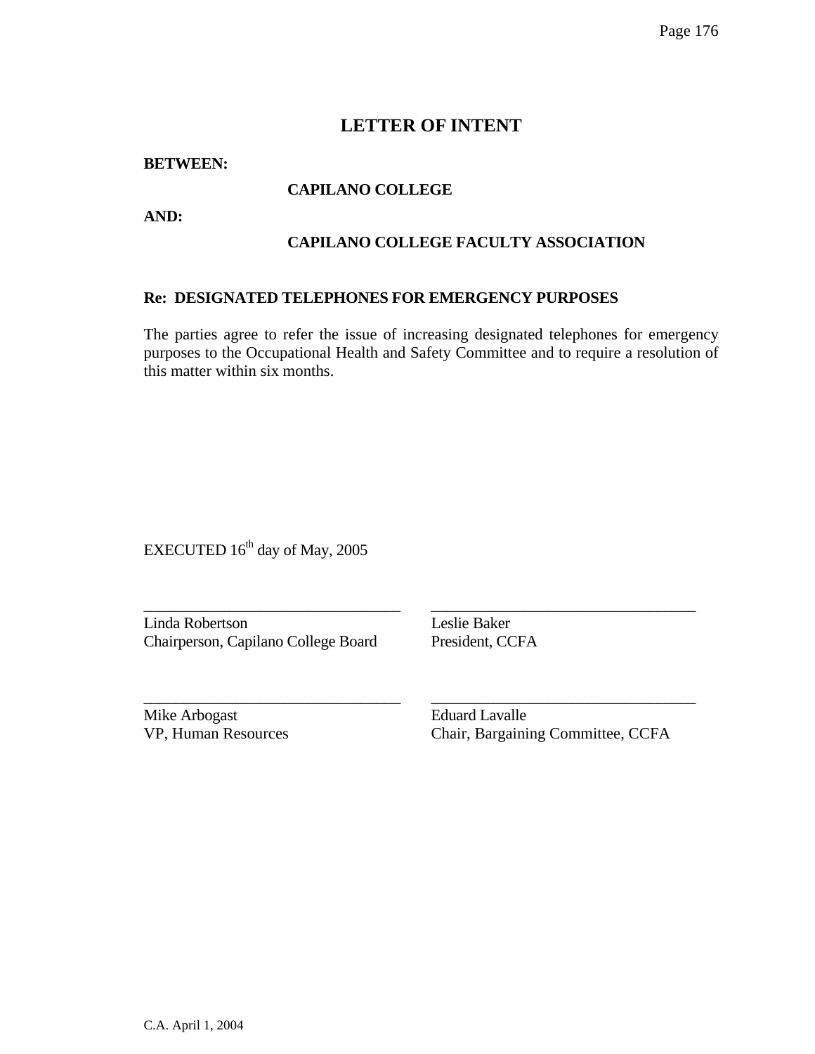# LETTER OF INTENT

**BETWEEN:**

**CAPILANO COLLEGE**

**AND:**

**CAPILANO COLLEGE FACULTY ASSOCIATION**

**Re: DESIGNATED TELEPHONES FOR EMERGENCY PURPOSES**

The parties agree to refer the issue of increasing designated telephones for emergency purposes to the Occupational Health and Safety Committee and to require a resolution of this matter within six months.

EXECUTED 16th day of May, 2005

| | |
|---|---|
| Linda Robertson<br>Chairperson, Capilano College Board | Leslie Baker<br>President, CCFA |
| Mike Arbogast<br>VP, Human Resources | Eduard Lavalle<br>Chair, Bargaining Committee, CCFA |

C.A. April 1, 2004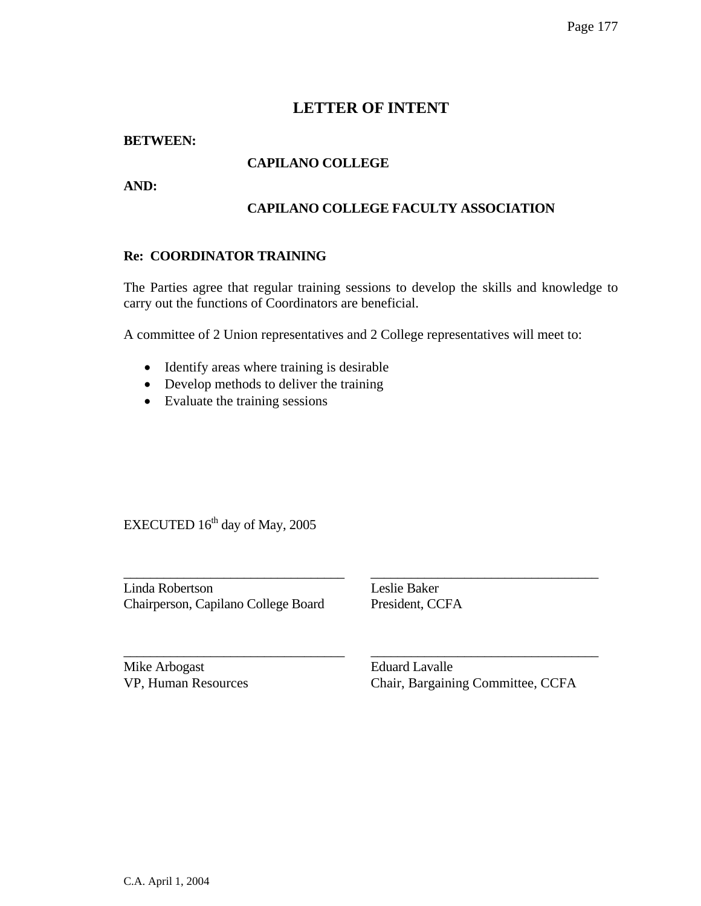# LETTER OF INTENT

**BETWEEN:**

**CAPILANO COLLEGE**

**AND:**

**CAPILANO COLLEGE FACULTY ASSOCIATION**

**Re: COORDINATOR TRAINING**

The Parties agree that regular training sessions to develop the skills and knowledge to carry out the functions of Coordinators are beneficial.

A committee of 2 Union representatives and 2 College representatives will meet to:

- Identify areas where training is desirable
- Develop methods to deliver the training
- Evaluate the training sessions

EXECUTED 16th day of May, 2005

| ________________________________ | ________________________________ |
|---|---|
| Linda Robertson<br>Chairperson, Capilano College Board | Leslie Baker<br>President, CCFA |
| ________________________________ | ________________________________ |
| Mike Arbogast<br>VP, Human Resources | Eduard Lavalle<br>Chair, Bargaining Committee, CCFA |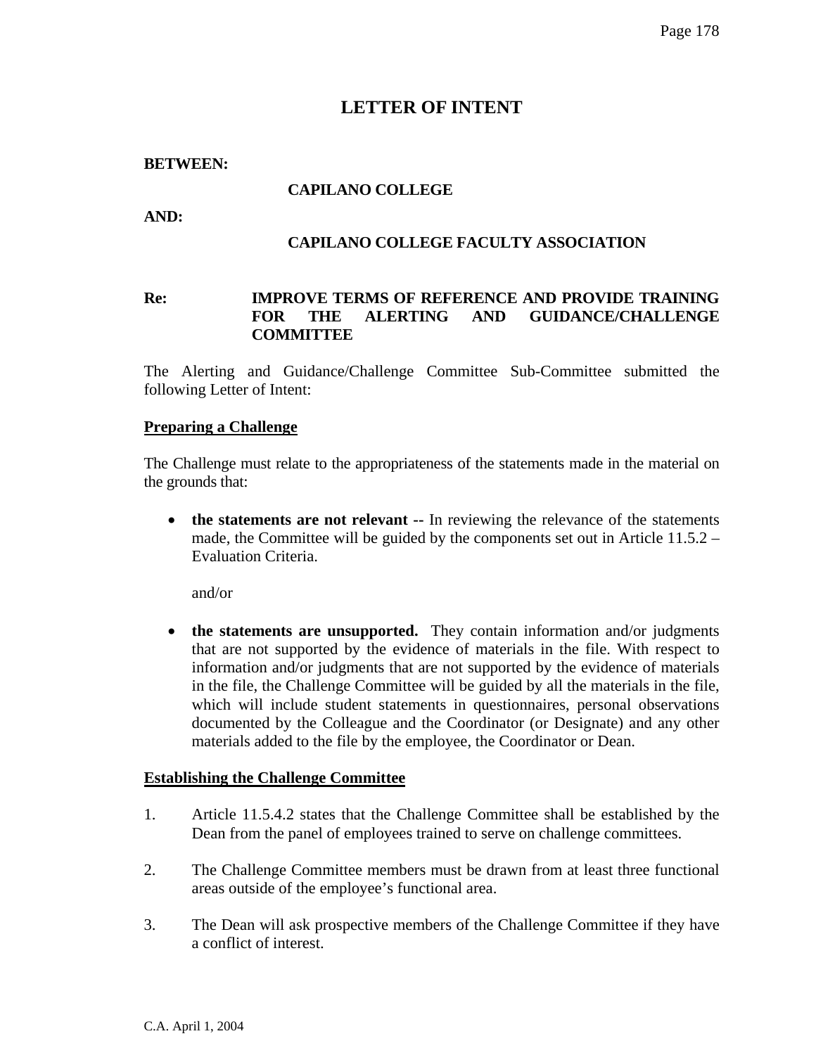# LETTER OF INTENT

**BETWEEN:**

**CAPILANO COLLEGE**

**AND:**

**CAPILANO COLLEGE FACULTY ASSOCIATION**

**Re: IMPROVE TERMS OF REFERENCE AND PROVIDE TRAINING FOR THE ALERTING AND GUIDANCE/CHALLENGE COMMITTEE**

The Alerting and Guidance/Challenge Committee Sub-Committee submitted the following Letter of Intent:

**Preparing a Challenge**

The Challenge must relate to the appropriateness of the statements made in the material on the grounds that:

- **the statements are not relevant --** In reviewing the relevance of the statements made, the Committee will be guided by the components set out in Article 11.5.2 – Evaluation Criteria.

  and/or

- **the statements are unsupported.** They contain information and/or judgments that are not supported by the evidence of materials in the file. With respect to information and/or judgments that are not supported by the evidence of materials in the file, the Challenge Committee will be guided by all the materials in the file, which will include student statements in questionnaires, personal observations documented by the Colleague and the Coordinator (or Designate) and any other materials added to the file by the employee, the Coordinator or Dean.

**Establishing the Challenge Committee**

1. Article 11.5.4.2 states that the Challenge Committee shall be established by the Dean from the panel of employees trained to serve on challenge committees.

2. The Challenge Committee members must be drawn from at least three functional areas outside of the employee's functional area.

3. The Dean will ask prospective members of the Challenge Committee if they have a conflict of interest.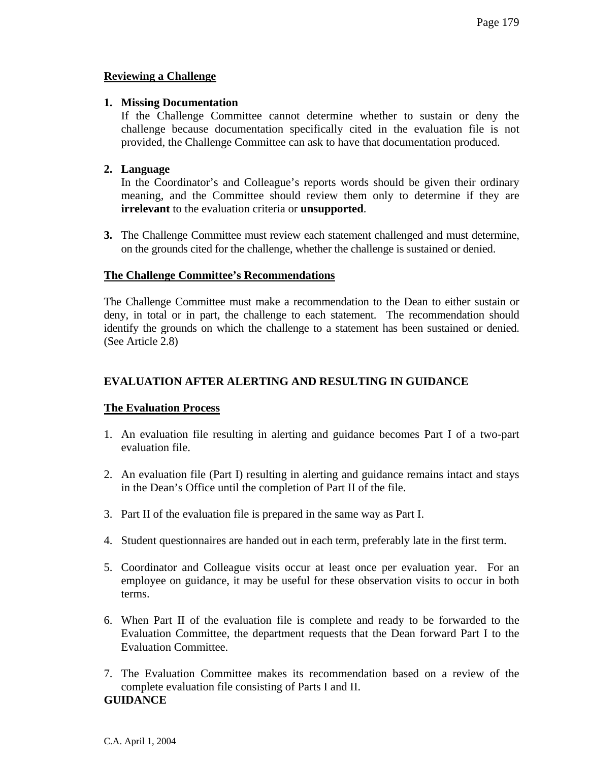**Reviewing a Challenge**

1. **Missing Documentation**
   If the Challenge Committee cannot determine whether to sustain or deny the challenge because documentation specifically cited in the evaluation file is not provided, the Challenge Committee can ask to have that documentation produced.

2. **Language**
   In the Coordinator's and Colleague's reports words should be given their ordinary meaning, and the Committee should review them only to determine if they are **irrelevant** to the evaluation criteria or **unsupported**.

3. The Challenge Committee must review each statement challenged and must determine, on the grounds cited for the challenge, whether the challenge is sustained or denied.

**The Challenge Committee's Recommendations**

The Challenge Committee must make a recommendation to the Dean to either sustain or deny, in total or in part, the challenge to each statement. The recommendation should identify the grounds on which the challenge to a statement has been sustained or denied. (See Article 2.8)

## EVALUATION AFTER ALERTING AND RESULTING IN GUIDANCE

**The Evaluation Process**

1. An evaluation file resulting in alerting and guidance becomes Part I of a two-part evaluation file.

2. An evaluation file (Part I) resulting in alerting and guidance remains intact and stays in the Dean's Office until the completion of Part II of the file.

3. Part II of the evaluation file is prepared in the same way as Part I.

4. Student questionnaires are handed out in each term, preferably late in the first term.

5. Coordinator and Colleague visits occur at least once per evaluation year. For an employee on guidance, it may be useful for these observation visits to occur in both terms.

6. When Part II of the evaluation file is complete and ready to be forwarded to the Evaluation Committee, the department requests that the Dean forward Part I to the Evaluation Committee.

7. The Evaluation Committee makes its recommendation based on a review of the complete evaluation file consisting of Parts I and II.

**GUIDANCE**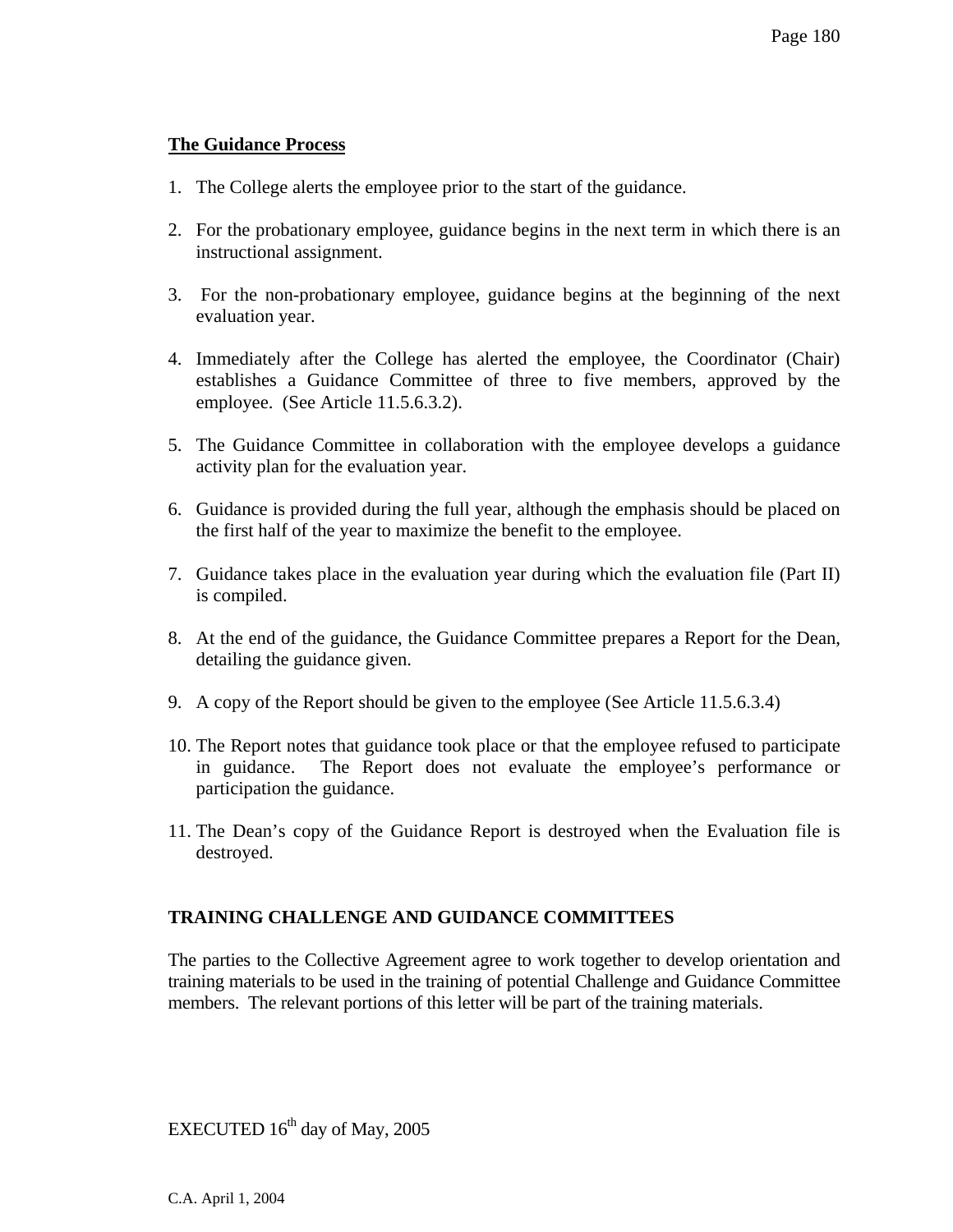**The Guidance Process**

1. The College alerts the employee prior to the start of the guidance.

2. For the probationary employee, guidance begins in the next term in which there is an instructional assignment.

3. For the non-probationary employee, guidance begins at the beginning of the next evaluation year.

4. Immediately after the College has alerted the employee, the Coordinator (Chair) establishes a Guidance Committee of three to five members, approved by the employee. (See Article 11.5.6.3.2).

5. The Guidance Committee in collaboration with the employee develops a guidance activity plan for the evaluation year.

6. Guidance is provided during the full year, although the emphasis should be placed on the first half of the year to maximize the benefit to the employee.

7. Guidance takes place in the evaluation year during which the evaluation file (Part II) is compiled.

8. At the end of the guidance, the Guidance Committee prepares a Report for the Dean, detailing the guidance given.

9. A copy of the Report should be given to the employee (See Article 11.5.6.3.4)

10. The Report notes that guidance took place or that the employee refused to participate in guidance. The Report does not evaluate the employee's performance or participation the guidance.

11. The Dean's copy of the Guidance Report is destroyed when the Evaluation file is destroyed.

**TRAINING CHALLENGE AND GUIDANCE COMMITTEES**

The parties to the Collective Agreement agree to work together to develop orientation and training materials to be used in the training of potential Challenge and Guidance Committee members. The relevant portions of this letter will be part of the training materials.

EXECUTED 16th day of May, 2005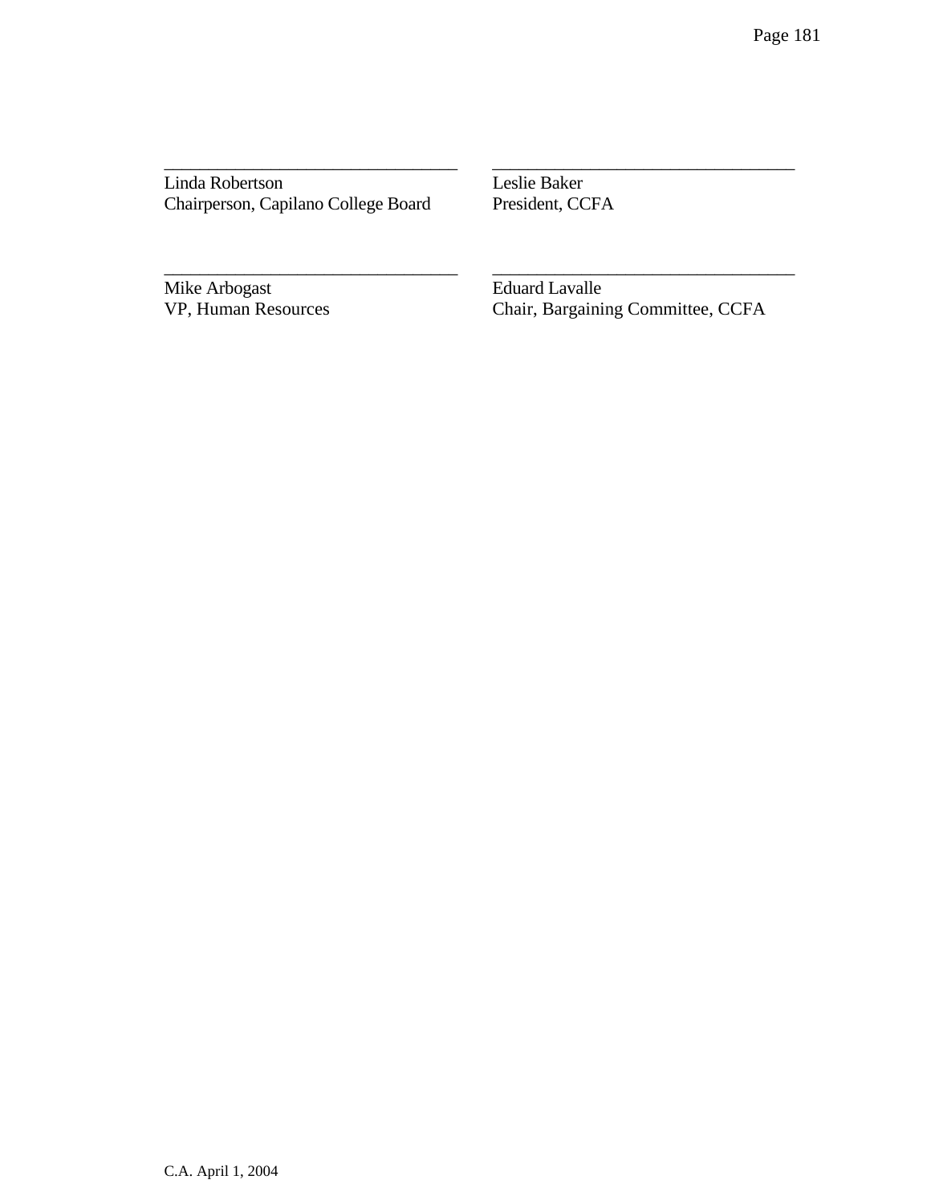| \_\_\_\_\_\_\_\_\_\_\_\_\_\_\_\_\_\_\_\_\_\_\_\_\_\_\_\_\_\_\_\_\_\_ | \_\_\_\_\_\_\_\_\_\_\_\_\_\_\_\_\_\_\_\_\_\_\_\_\_\_\_\_\_\_\_\_\_\_ |
|---|---|
| Linda Robertson<br>Chairperson, Capilano College Board | Leslie Baker<br>President, CCFA |
| \_\_\_\_\_\_\_\_\_\_\_\_\_\_\_\_\_\_\_\_\_\_\_\_\_\_\_\_\_\_\_\_\_\_ | \_\_\_\_\_\_\_\_\_\_\_\_\_\_\_\_\_\_\_\_\_\_\_\_\_\_\_\_\_\_\_\_\_\_ |
| Mike Arbogast<br>VP, Human Resources | Eduard Lavalle<br>Chair, Bargaining Committee, CCFA |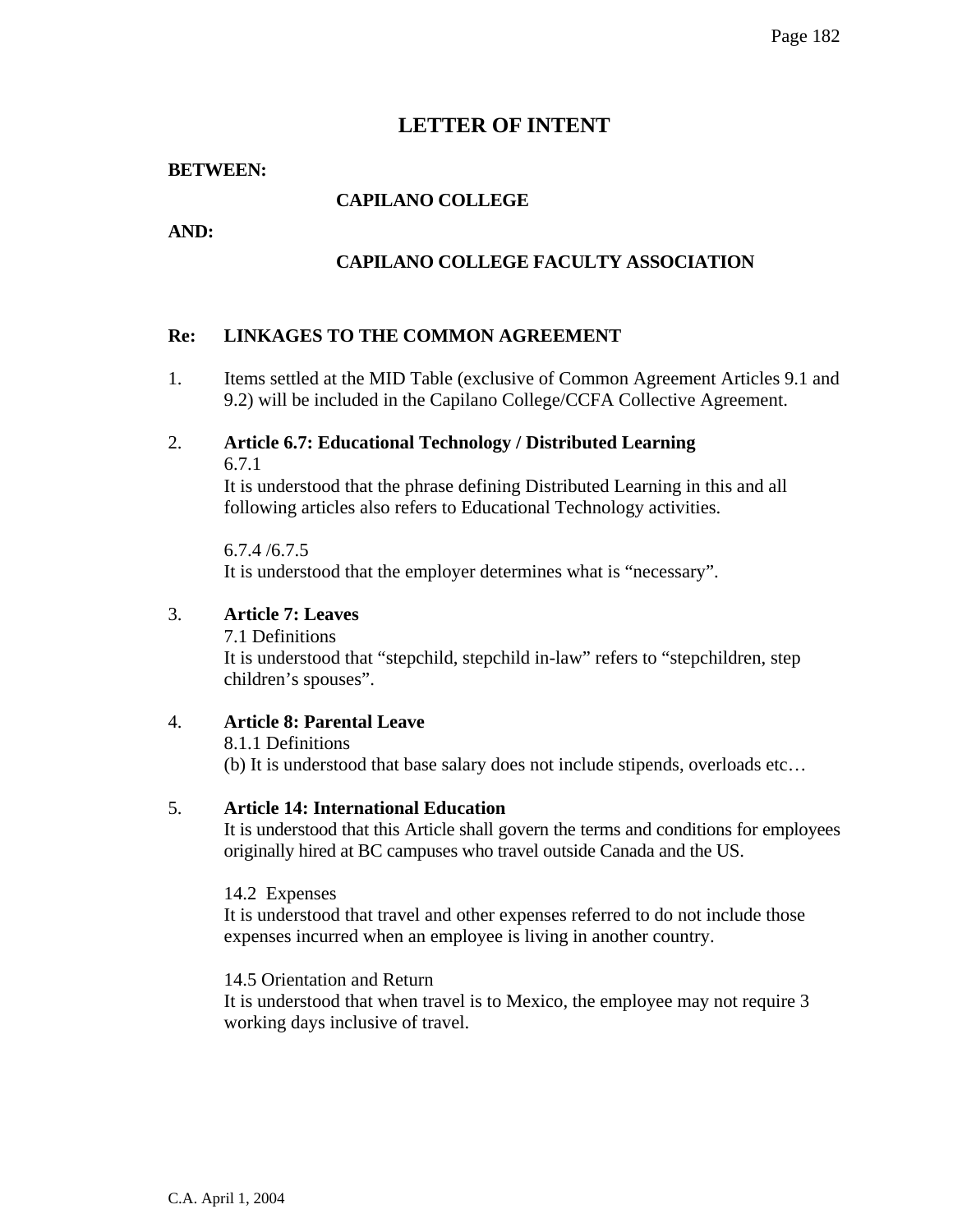# LETTER OF INTENT

**BETWEEN:**

**CAPILANO COLLEGE**

**AND:**

**CAPILANO COLLEGE FACULTY ASSOCIATION**

**Re: LINKAGES TO THE COMMON AGREEMENT**

1. Items settled at the MID Table (exclusive of Common Agreement Articles 9.1 and 9.2) will be included in the Capilano College/CCFA Collective Agreement.

2. **Article 6.7: Educational Technology / Distributed Learning**

   6.7.1
   It is understood that the phrase defining Distributed Learning in this and all following articles also refers to Educational Technology activities.

   6.7.4 /6.7.5
   It is understood that the employer determines what is "necessary".

3. **Article 7: Leaves**

   7.1 Definitions
   It is understood that "stepchild, stepchild in-law" refers to "stepchildren, step children's spouses".

4. **Article 8: Parental Leave**

   8.1.1 Definitions
   (b) It is understood that base salary does not include stipends, overloads etc…

5. **Article 14: International Education**

   It is understood that this Article shall govern the terms and conditions for employees originally hired at BC campuses who travel outside Canada and the US.

   14.2 Expenses
   It is understood that travel and other expenses referred to do not include those expenses incurred when an employee is living in another country.

   14.5 Orientation and Return
   It is understood that when travel is to Mexico, the employee may not require 3 working days inclusive of travel.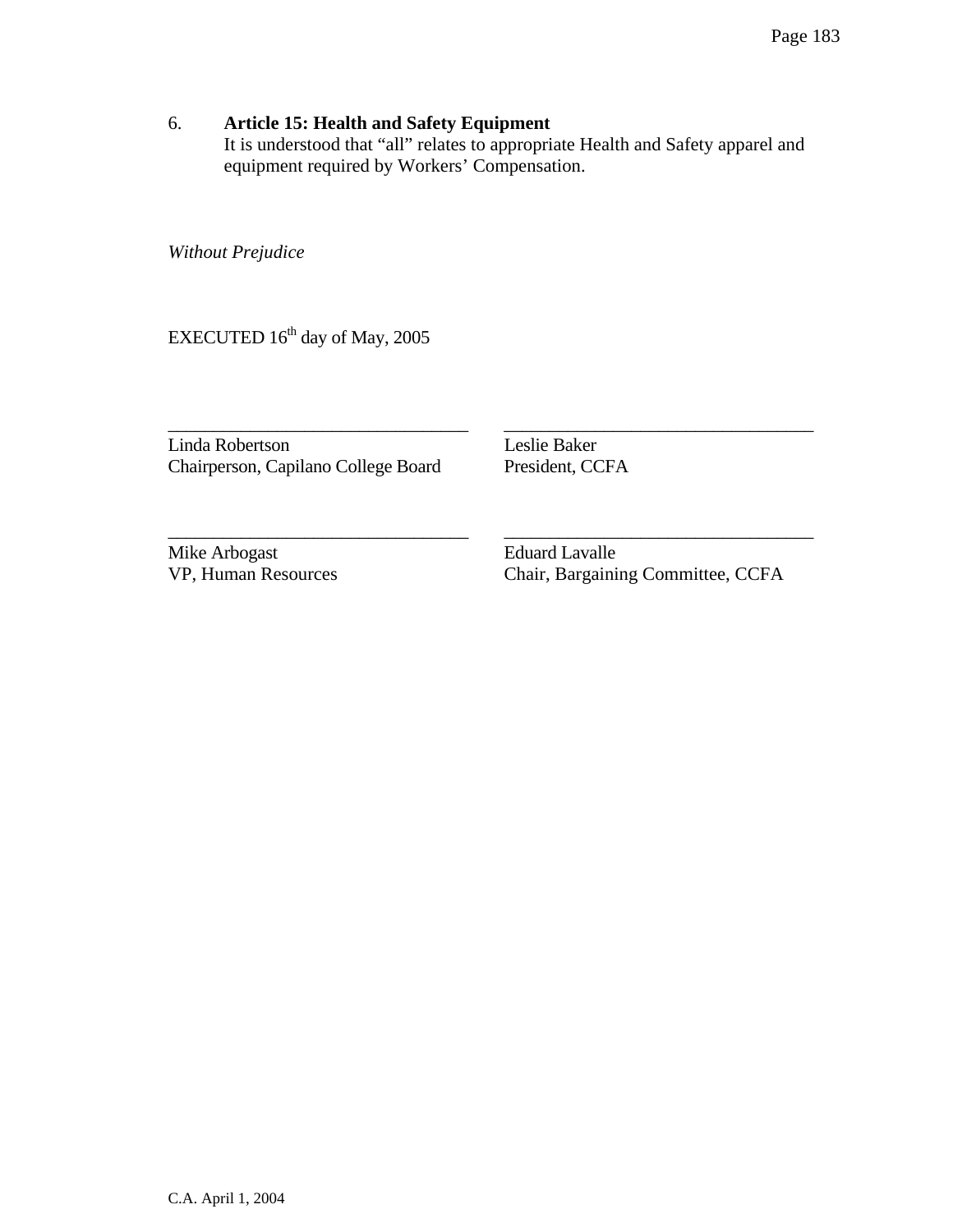6. **Article 15: Health and Safety Equipment**
   It is understood that "all" relates to appropriate Health and Safety apparel and equipment required by Workers' Compensation.

*Without Prejudice*

EXECUTED 16th day of May, 2005

| \_\_\_\_\_\_\_\_\_\_\_\_\_\_\_\_\_\_\_\_\_\_\_\_\_\_\_\_\_\_\_\_ | \_\_\_\_\_\_\_\_\_\_\_\_\_\_\_\_\_\_\_\_\_\_\_\_\_\_\_\_\_\_\_\_ |
|---|---|
| Linda Robertson<br>Chairperson, Capilano College Board | Leslie Baker<br>President, CCFA |
| \_\_\_\_\_\_\_\_\_\_\_\_\_\_\_\_\_\_\_\_\_\_\_\_\_\_\_\_\_\_\_\_ | \_\_\_\_\_\_\_\_\_\_\_\_\_\_\_\_\_\_\_\_\_\_\_\_\_\_\_\_\_\_\_\_ |
| Mike Arbogast<br>VP, Human Resources | Eduard Lavalle<br>Chair, Bargaining Committee, CCFA |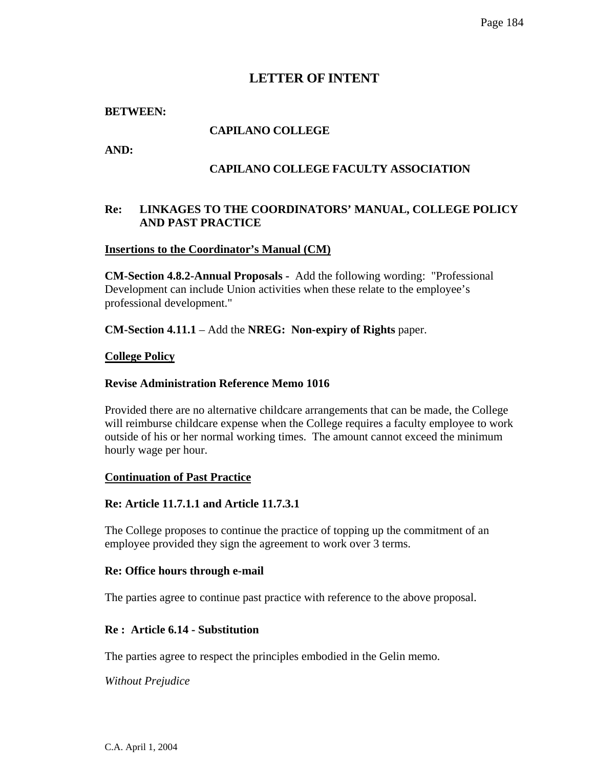# LETTER OF INTENT

**BETWEEN:**

**CAPILANO COLLEGE**

**AND:**

**CAPILANO COLLEGE FACULTY ASSOCIATION**

**Re: LINKAGES TO THE COORDINATORS' MANUAL, COLLEGE POLICY AND PAST PRACTICE**

**Insertions to the Coordinator's Manual (CM)**

**CM-Section 4.8.2-Annual Proposals -** Add the following wording: "Professional Development can include Union activities when these relate to the employee's professional development."

**CM-Section 4.11.1** – Add the **NREG: Non-expiry of Rights** paper.

**College Policy**

**Revise Administration Reference Memo 1016**

Provided there are no alternative childcare arrangements that can be made, the College will reimburse childcare expense when the College requires a faculty employee to work outside of his or her normal working times. The amount cannot exceed the minimum hourly wage per hour.

**Continuation of Past Practice**

**Re: Article 11.7.1.1 and Article 11.7.3.1**

The College proposes to continue the practice of topping up the commitment of an employee provided they sign the agreement to work over 3 terms.

**Re: Office hours through e-mail**

The parties agree to continue past practice with reference to the above proposal.

**Re : Article 6.14 - Substitution**

The parties agree to respect the principles embodied in the Gelin memo.

*Without Prejudice*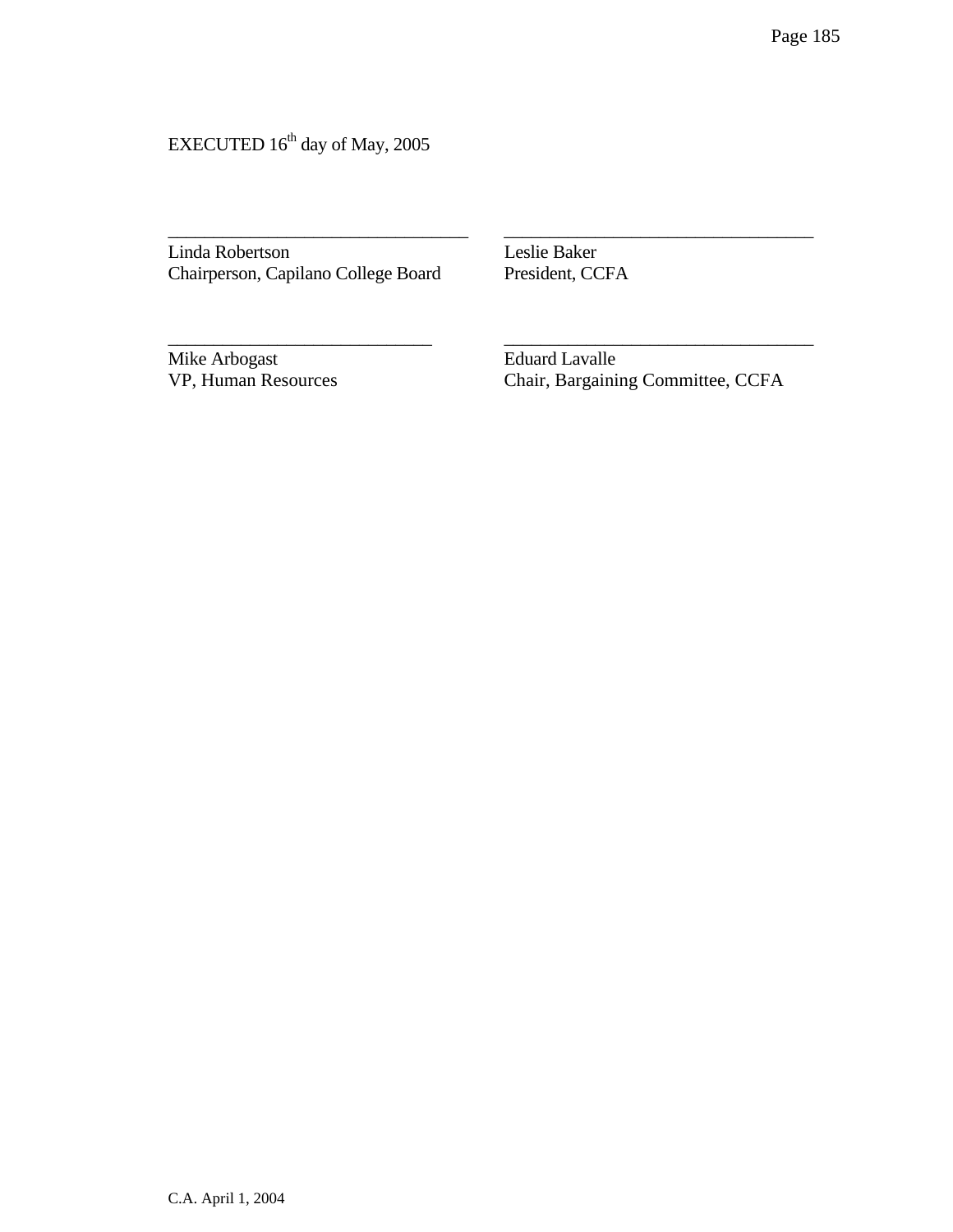EXECUTED 16th day of May, 2005

| | |
|---|---|
| \_\_\_\_\_\_\_\_\_\_\_\_\_\_\_\_\_\_\_\_\_\_\_\_\_\_\_\_\_\_\_\_\_\_ | \_\_\_\_\_\_\_\_\_\_\_\_\_\_\_\_\_\_\_\_\_\_\_\_\_\_\_\_\_\_\_\_\_\_ |
| Linda Robertson<br>Chairperson, Capilano College Board | Leslie Baker<br>President, CCFA |
| \_\_\_\_\_\_\_\_\_\_\_\_\_\_\_\_\_\_\_\_\_\_\_\_\_\_\_\_\_\_ | \_\_\_\_\_\_\_\_\_\_\_\_\_\_\_\_\_\_\_\_\_\_\_\_\_\_\_\_\_\_\_\_\_\_ |
| Mike Arbogast<br>VP, Human Resources | Eduard Lavalle<br>Chair, Bargaining Committee, CCFA |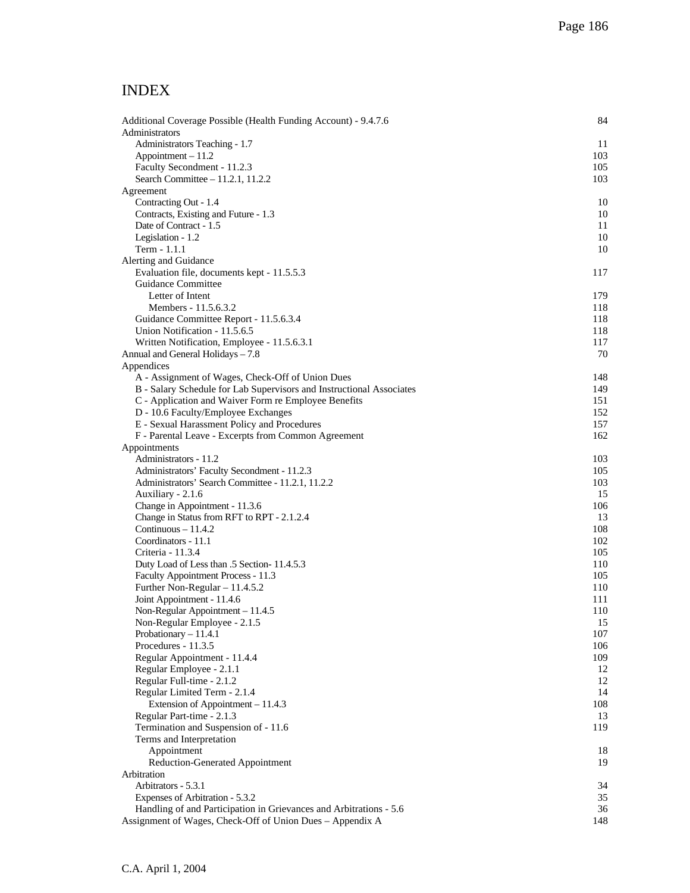# INDEX

| | |
|---|---|
| Additional Coverage Possible (Health Funding Account) - 9.4.7.6 | 84 |
| Administrators | |
| Administrators Teaching - 1.7 | 11 |
| Appointment – 11.2 | 103 |
| Faculty Secondment - 11.2.3 | 105 |
| Search Committee – 11.2.1, 11.2.2 | 103 |
| Agreement | |
| Contracting Out - 1.4 | 10 |
| Contracts, Existing and Future - 1.3 | 10 |
| Date of Contract - 1.5 | 11 |
| Legislation - 1.2 | 10 |
| Term - 1.1.1 | 10 |
| Alerting and Guidance | |
| Evaluation file, documents kept - 11.5.5.3 | 117 |
| Guidance Committee | |
| Letter of Intent | 179 |
| Members - 11.5.6.3.2 | 118 |
| Guidance Committee Report - 11.5.6.3.4 | 118 |
| Union Notification - 11.5.6.5 | 118 |
| Written Notification, Employee - 11.5.6.3.1 | 117 |
| Annual and General Holidays – 7.8 | 70 |
| Appendices | |
| A - Assignment of Wages, Check-Off of Union Dues | 148 |
| B - Salary Schedule for Lab Supervisors and Instructional Associates | 149 |
| C - Application and Waiver Form re Employee Benefits | 151 |
| D - 10.6 Faculty/Employee Exchanges | 152 |
| E - Sexual Harassment Policy and Procedures | 157 |
| F - Parental Leave - Excerpts from Common Agreement | 162 |
| Appointments | |
| Administrators - 11.2 | 103 |
| Administrators' Faculty Secondment - 11.2.3 | 105 |
| Administrators' Search Committee - 11.2.1, 11.2.2 | 103 |
| Auxiliary - 2.1.6 | 15 |
| Change in Appointment - 11.3.6 | 106 |
| Change in Status from RFT to RPT - 2.1.2.4 | 13 |
| Continuous – 11.4.2 | 108 |
| Coordinators - 11.1 | 102 |
| Criteria - 11.3.4 | 105 |
| Duty Load of Less than .5 Section- 11.4.5.3 | 110 |
| Faculty Appointment Process - 11.3 | 105 |
| Further Non-Regular – 11.4.5.2 | 110 |
| Joint Appointment - 11.4.6 | 111 |
| Non-Regular Appointment – 11.4.5 | 110 |
| Non-Regular Employee - 2.1.5 | 15 |
| Probationary – 11.4.1 | 107 |
| Procedures - 11.3.5 | 106 |
| Regular Appointment - 11.4.4 | 109 |
| Regular Employee - 2.1.1 | 12 |
| Regular Full-time - 2.1.2 | 12 |
| Regular Limited Term - 2.1.4 | 14 |
| Extension of Appointment – 11.4.3 | 108 |
| Regular Part-time - 2.1.3 | 13 |
| Termination and Suspension of - 11.6 | 119 |
| Terms and Interpretation | |
| Appointment | 18 |
| Reduction-Generated Appointment | 19 |
| Arbitration | |
| Arbitrators - 5.3.1 | 34 |
| Expenses of Arbitration - 5.3.2 | 35 |
| Handling of and Participation in Grievances and Arbitrations - 5.6 | 36 |
| Assignment of Wages, Check-Off of Union Dues – Appendix A | 148 |

C.A. April 1, 2004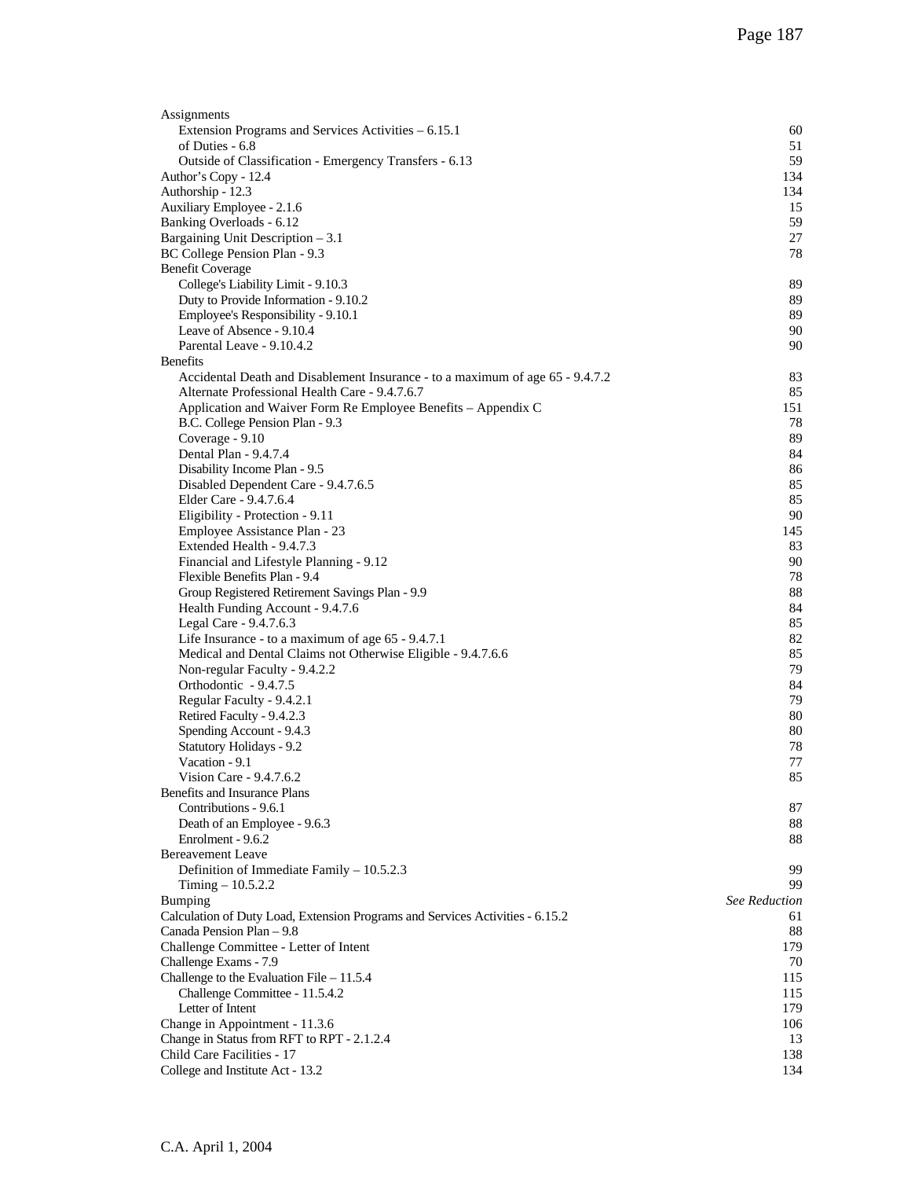| | |
|---|---|
| Assignments | |
| Extension Programs and Services Activities – 6.15.1 | 60 |
| of Duties - 6.8 | 51 |
| Outside of Classification - Emergency Transfers - 6.13 | 59 |
| Author's Copy - 12.4 | 134 |
| Authorship - 12.3 | 134 |
| Auxiliary Employee - 2.1.6 | 15 |
| Banking Overloads - 6.12 | 59 |
| Bargaining Unit Description – 3.1 | 27 |
| BC College Pension Plan - 9.3 | 78 |
| Benefit Coverage | |
| College's Liability Limit - 9.10.3 | 89 |
| Duty to Provide Information - 9.10.2 | 89 |
| Employee's Responsibility - 9.10.1 | 89 |
| Leave of Absence - 9.10.4 | 90 |
| Parental Leave - 9.10.4.2 | 90 |
| Benefits | |
| Accidental Death and Disablement Insurance - to a maximum of age 65 - 9.4.7.2 | 83 |
| Alternate Professional Health Care - 9.4.7.6.7 | 85 |
| Application and Waiver Form Re Employee Benefits – Appendix C | 151 |
| B.C. College Pension Plan - 9.3 | 78 |
| Coverage - 9.10 | 89 |
| Dental Plan - 9.4.7.4 | 84 |
| Disability Income Plan - 9.5 | 86 |
| Disabled Dependent Care - 9.4.7.6.5 | 85 |
| Elder Care - 9.4.7.6.4 | 85 |
| Eligibility - Protection - 9.11 | 90 |
| Employee Assistance Plan - 23 | 145 |
| Extended Health - 9.4.7.3 | 83 |
| Financial and Lifestyle Planning - 9.12 | 90 |
| Flexible Benefits Plan - 9.4 | 78 |
| Group Registered Retirement Savings Plan - 9.9 | 88 |
| Health Funding Account - 9.4.7.6 | 84 |
| Legal Care - 9.4.7.6.3 | 85 |
| Life Insurance - to a maximum of age 65 - 9.4.7.1 | 82 |
| Medical and Dental Claims not Otherwise Eligible - 9.4.7.6.6 | 85 |
| Non-regular Faculty - 9.4.2.2 | 79 |
| Orthodontic - 9.4.7.5 | 84 |
| Regular Faculty - 9.4.2.1 | 79 |
| Retired Faculty - 9.4.2.3 | 80 |
| Spending Account - 9.4.3 | 80 |
| Statutory Holidays - 9.2 | 78 |
| Vacation - 9.1 | 77 |
| Vision Care - 9.4.7.6.2 | 85 |
| Benefits and Insurance Plans | |
| Contributions - 9.6.1 | 87 |
| Death of an Employee - 9.6.3 | 88 |
| Enrolment - 9.6.2 | 88 |
| Bereavement Leave | |
| Definition of Immediate Family – 10.5.2.3 | 99 |
| Timing – 10.5.2.2 | 99 |
| Bumping | *See Reduction* |
| Calculation of Duty Load, Extension Programs and Services Activities - 6.15.2 | 61 |
| Canada Pension Plan – 9.8 | 88 |
| Challenge Committee - Letter of Intent | 179 |
| Challenge Exams - 7.9 | 70 |
| Challenge to the Evaluation File – 11.5.4 | 115 |
| Challenge Committee - 11.5.4.2 | 115 |
| Letter of Intent | 179 |
| Change in Appointment - 11.3.6 | 106 |
| Change in Status from RFT to RPT - 2.1.2.4 | 13 |
| Child Care Facilities - 17 | 138 |
| College and Institute Act - 13.2 | 134 |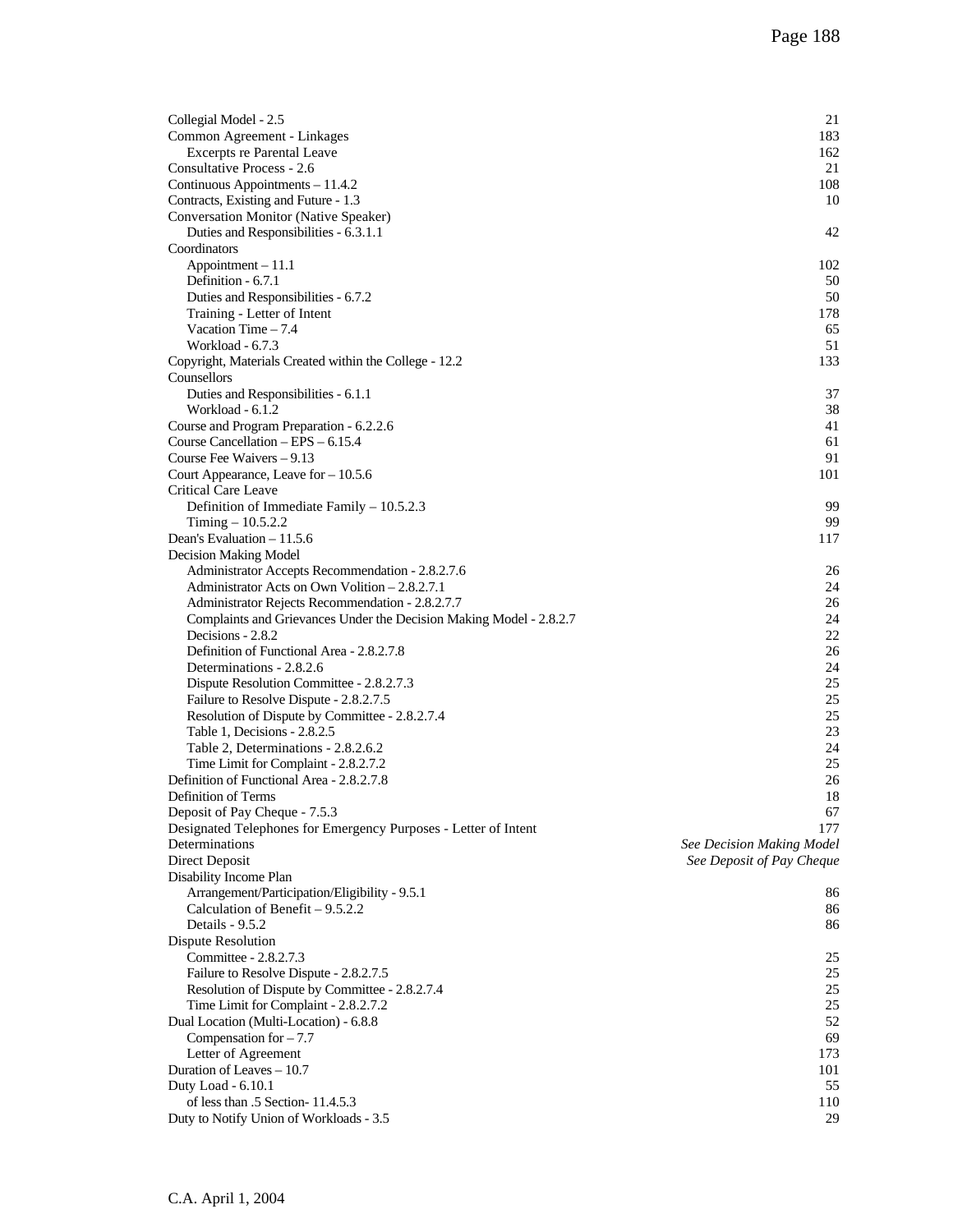| | |
|---|---|
| Collegial Model - 2.5 | 21 |
| Common Agreement - Linkages | 183 |
| Excerpts re Parental Leave | 162 |
| Consultative Process - 2.6 | 21 |
| Continuous Appointments – 11.4.2 | 108 |
| Contracts, Existing and Future - 1.3 | 10 |
| Conversation Monitor (Native Speaker) | |
| Duties and Responsibilities - 6.3.1.1 | 42 |
| Coordinators | |
| Appointment – 11.1 | 102 |
| Definition - 6.7.1 | 50 |
| Duties and Responsibilities - 6.7.2 | 50 |
| Training - Letter of Intent | 178 |
| Vacation Time – 7.4 | 65 |
| Workload - 6.7.3 | 51 |
| Copyright, Materials Created within the College - 12.2 | 133 |
| Counsellors | |
| Duties and Responsibilities - 6.1.1 | 37 |
| Workload - 6.1.2 | 38 |
| Course and Program Preparation - 6.2.2.6 | 41 |
| Course Cancellation – EPS – 6.15.4 | 61 |
| Course Fee Waivers – 9.13 | 91 |
| Court Appearance, Leave for – 10.5.6 | 101 |
| Critical Care Leave | |
| Definition of Immediate Family – 10.5.2.3 | 99 |
| Timing – 10.5.2.2 | 99 |
| Dean's Evaluation – 11.5.6 | 117 |
| Decision Making Model | |
| Administrator Accepts Recommendation - 2.8.2.7.6 | 26 |
| Administrator Acts on Own Volition – 2.8.2.7.1 | 24 |
| Administrator Rejects Recommendation - 2.8.2.7.7 | 26 |
| Complaints and Grievances Under the Decision Making Model - 2.8.2.7 | 24 |
| Decisions - 2.8.2 | 22 |
| Definition of Functional Area - 2.8.2.7.8 | 26 |
| Determinations - 2.8.2.6 | 24 |
| Dispute Resolution Committee - 2.8.2.7.3 | 25 |
| Failure to Resolve Dispute - 2.8.2.7.5 | 25 |
| Resolution of Dispute by Committee - 2.8.2.7.4 | 25 |
| Table 1, Decisions - 2.8.2.5 | 23 |
| Table 2, Determinations - 2.8.2.6.2 | 24 |
| Time Limit for Complaint - 2.8.2.7.2 | 25 |
| Definition of Functional Area - 2.8.2.7.8 | 26 |
| Definition of Terms | 18 |
| Deposit of Pay Cheque - 7.5.3 | 67 |
| Designated Telephones for Emergency Purposes - Letter of Intent | 177 |
| Determinations | *See Decision Making Model* |
| Direct Deposit | *See Deposit of Pay Cheque* |
| Disability Income Plan | |
| Arrangement/Participation/Eligibility - 9.5.1 | 86 |
| Calculation of Benefit – 9.5.2.2 | 86 |
| Details - 9.5.2 | 86 |
| Dispute Resolution | |
| Committee - 2.8.2.7.3 | 25 |
| Failure to Resolve Dispute - 2.8.2.7.5 | 25 |
| Resolution of Dispute by Committee - 2.8.2.7.4 | 25 |
| Time Limit for Complaint - 2.8.2.7.2 | 25 |
| Dual Location (Multi-Location) - 6.8.8 | 52 |
| Compensation for – 7.7 | 69 |
| Letter of Agreement | 173 |
| Duration of Leaves – 10.7 | 101 |
| Duty Load - 6.10.1 | 55 |
| of less than .5 Section- 11.4.5.3 | 110 |
| Duty to Notify Union of Workloads - 3.5 | 29 |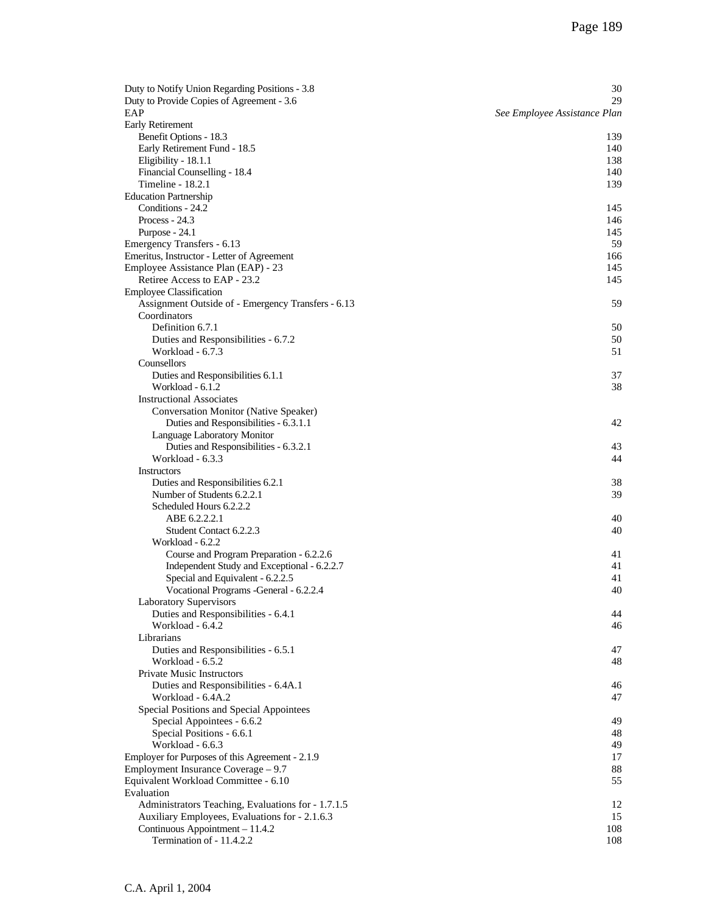| Entry | Page |
|---|---|
| Duty to Notify Union Regarding Positions - 3.8 | 30 |
| Duty to Provide Copies of Agreement - 3.6 | 29 |
| EAP | *See Employee Assistance Plan* |
| Early Retirement | |
| Benefit Options - 18.3 | 139 |
| Early Retirement Fund - 18.5 | 140 |
| Eligibility - 18.1.1 | 138 |
| Financial Counselling - 18.4 | 140 |
| Timeline - 18.2.1 | 139 |
| Education Partnership | |
| Conditions - 24.2 | 145 |
| Process - 24.3 | 146 |
| Purpose - 24.1 | 145 |
| Emergency Transfers - 6.13 | 59 |
| Emeritus, Instructor - Letter of Agreement | 166 |
| Employee Assistance Plan (EAP) - 23 | 145 |
| Retiree Access to EAP - 23.2 | 145 |
| Employee Classification | |
| Assignment Outside of - Emergency Transfers - 6.13 | 59 |
| Coordinators | |
| Definition 6.7.1 | 50 |
| Duties and Responsibilities - 6.7.2 | 50 |
| Workload - 6.7.3 | 51 |
| Counsellors | |
| Duties and Responsibilities 6.1.1 | 37 |
| Workload - 6.1.2 | 38 |
| Instructional Associates | |
| Conversation Monitor (Native Speaker) | |
| Duties and Responsibilities - 6.3.1.1 | 42 |
| Language Laboratory Monitor | |
| Duties and Responsibilities - 6.3.2.1 | 43 |
| Workload - 6.3.3 | 44 |
| Instructors | |
| Duties and Responsibilities 6.2.1 | 38 |
| Number of Students 6.2.2.1 | 39 |
| Scheduled Hours 6.2.2.2 | |
| ABE 6.2.2.2.1 | 40 |
| Student Contact 6.2.2.3 | 40 |
| Workload - 6.2.2 | |
| Course and Program Preparation - 6.2.2.6 | 41 |
| Independent Study and Exceptional - 6.2.2.7 | 41 |
| Special and Equivalent - 6.2.2.5 | 41 |
| Vocational Programs -General - 6.2.2.4 | 40 |
| Laboratory Supervisors | |
| Duties and Responsibilities - 6.4.1 | 44 |
| Workload - 6.4.2 | 46 |
| Librarians | |
| Duties and Responsibilities - 6.5.1 | 47 |
| Workload - 6.5.2 | 48 |
| Private Music Instructors | |
| Duties and Responsibilities - 6.4A.1 | 46 |
| Workload - 6.4A.2 | 47 |
| Special Positions and Special Appointees | |
| Special Appointees - 6.6.2 | 49 |
| Special Positions - 6.6.1 | 48 |
| Workload - 6.6.3 | 49 |
| Employer for Purposes of this Agreement - 2.1.9 | 17 |
| Employment Insurance Coverage – 9.7 | 88 |
| Equivalent Workload Committee - 6.10 | 55 |
| Evaluation | |
| Administrators Teaching, Evaluations for - 1.7.1.5 | 12 |
| Auxiliary Employees, Evaluations for - 2.1.6.3 | 15 |
| Continuous Appointment – 11.4.2 | 108 |
| Termination of - 11.4.2.2 | 108 |

C.A. April 1, 2004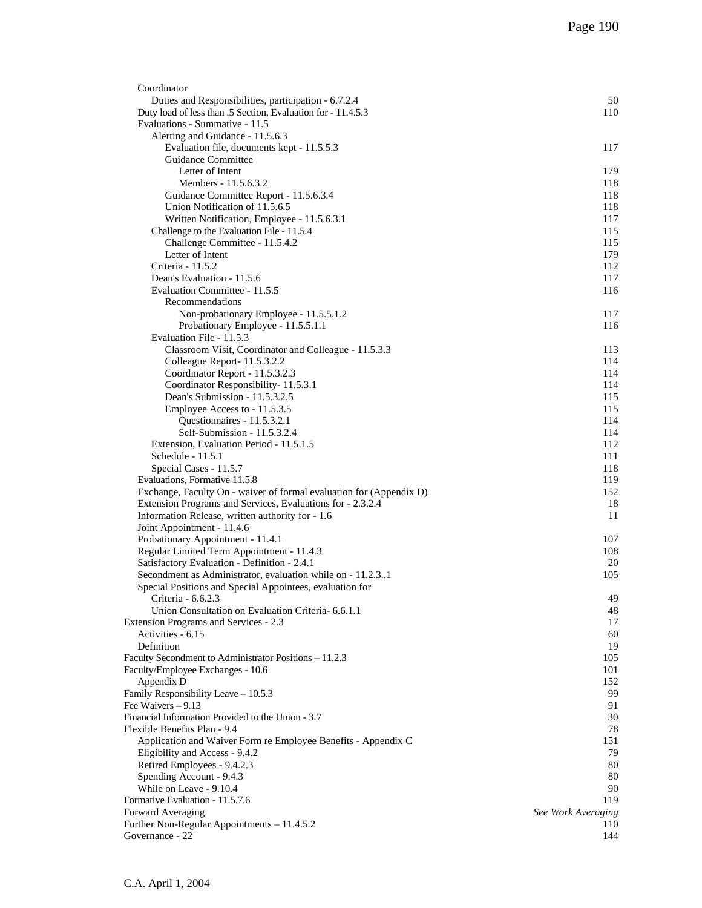| Entry | Page |
|---|---|
| Coordinator | |
| Duties and Responsibilities, participation - 6.7.2.4 | 50 |
| Duty load of less than .5 Section, Evaluation for - 11.4.5.3 | 110 |
| Evaluations - Summative - 11.5 | |
| Alerting and Guidance - 11.5.6.3 | |
| Evaluation file, documents kept - 11.5.5.3 | 117 |
| Guidance Committee | |
| Letter of Intent | 179 |
| Members - 11.5.6.3.2 | 118 |
| Guidance Committee Report - 11.5.6.3.4 | 118 |
| Union Notification of 11.5.6.5 | 118 |
| Written Notification, Employee - 11.5.6.3.1 | 117 |
| Challenge to the Evaluation File - 11.5.4 | 115 |
| Challenge Committee - 11.5.4.2 | 115 |
| Letter of Intent | 179 |
| Criteria - 11.5.2 | 112 |
| Dean's Evaluation - 11.5.6 | 117 |
| Evaluation Committee - 11.5.5 | 116 |
| Recommendations | |
| Non-probationary Employee - 11.5.5.1.2 | 117 |
| Probationary Employee - 11.5.5.1.1 | 116 |
| Evaluation File - 11.5.3 | |
| Classroom Visit, Coordinator and Colleague - 11.5.3.3 | 113 |
| Colleague Report- 11.5.3.2.2 | 114 |
| Coordinator Report - 11.5.3.2.3 | 114 |
| Coordinator Responsibility- 11.5.3.1 | 114 |
| Dean's Submission - 11.5.3.2.5 | 115 |
| Employee Access to - 11.5.3.5 | 115 |
| Questionnaires - 11.5.3.2.1 | 114 |
| Self-Submission - 11.5.3.2.4 | 114 |
| Extension, Evaluation Period - 11.5.1.5 | 112 |
| Schedule - 11.5.1 | 111 |
| Special Cases - 11.5.7 | 118 |
| Evaluations, Formative 11.5.8 | 119 |
| Exchange, Faculty On - waiver of formal evaluation for (Appendix D) | 152 |
| Extension Programs and Services, Evaluations for - 2.3.2.4 | 18 |
| Information Release, written authority for - 1.6 | 11 |
| Joint Appointment - 11.4.6 | |
| Probationary Appointment - 11.4.1 | 107 |
| Regular Limited Term Appointment - 11.4.3 | 108 |
| Satisfactory Evaluation - Definition - 2.4.1 | 20 |
| Secondment as Administrator, evaluation while on - 11.2.3..1 | 105 |
| Special Positions and Special Appointees, evaluation for | |
| Criteria - 6.6.2.3 | 49 |
| Union Consultation on Evaluation Criteria- 6.6.1.1 | 48 |
| Extension Programs and Services - 2.3 | 17 |
| Activities - 6.15 | 60 |
| Definition | 19 |
| Faculty Secondment to Administrator Positions – 11.2.3 | 105 |
| Faculty/Employee Exchanges - 10.6 | 101 |
| Appendix D | 152 |
| Family Responsibility Leave – 10.5.3 | 99 |
| Fee Waivers – 9.13 | 91 |
| Financial Information Provided to the Union - 3.7 | 30 |
| Flexible Benefits Plan - 9.4 | 78 |
| Application and Waiver Form re Employee Benefits - Appendix C | 151 |
| Eligibility and Access - 9.4.2 | 79 |
| Retired Employees - 9.4.2.3 | 80 |
| Spending Account - 9.4.3 | 80 |
| While on Leave - 9.10.4 | 90 |
| Formative Evaluation - 11.5.7.6 | 119 |
| Forward Averaging | *See Work Averaging* |
| Further Non-Regular Appointments – 11.4.5.2 | 110 |
| Governance - 22 | 144 |

C.A. April 1, 2004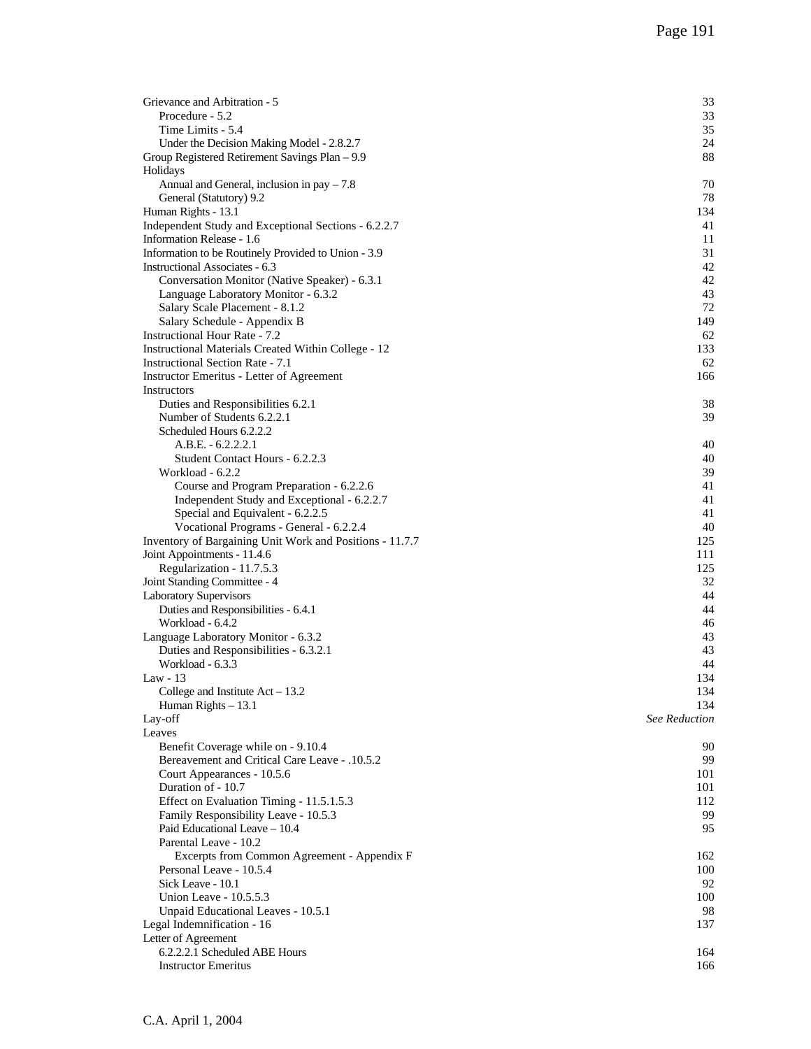| | |
|---|---|
| Grievance and Arbitration - 5 | 33 |
| Procedure - 5.2 | 33 |
| Time Limits - 5.4 | 35 |
| Under the Decision Making Model - 2.8.2.7 | 24 |
| Group Registered Retirement Savings Plan – 9.9 | 88 |
| Holidays | |
| Annual and General, inclusion in pay – 7.8 | 70 |
| General (Statutory) 9.2 | 78 |
| Human Rights - 13.1 | 134 |
| Independent Study and Exceptional Sections - 6.2.2.7 | 41 |
| Information Release - 1.6 | 11 |
| Information to be Routinely Provided to Union - 3.9 | 31 |
| Instructional Associates - 6.3 | 42 |
| Conversation Monitor (Native Speaker) - 6.3.1 | 42 |
| Language Laboratory Monitor - 6.3.2 | 43 |
| Salary Scale Placement - 8.1.2 | 72 |
| Salary Schedule - Appendix B | 149 |
| Instructional Hour Rate - 7.2 | 62 |
| Instructional Materials Created Within College - 12 | 133 |
| Instructional Section Rate - 7.1 | 62 |
| Instructor Emeritus - Letter of Agreement | 166 |
| Instructors | |
| Duties and Responsibilities 6.2.1 | 38 |
| Number of Students 6.2.2.1 | 39 |
| Scheduled Hours 6.2.2.2 | |
| A.B.E. - 6.2.2.2.1 | 40 |
| Student Contact Hours - 6.2.2.3 | 40 |
| Workload - 6.2.2 | 39 |
| Course and Program Preparation - 6.2.2.6 | 41 |
| Independent Study and Exceptional - 6.2.2.7 | 41 |
| Special and Equivalent - 6.2.2.5 | 41 |
| Vocational Programs - General - 6.2.2.4 | 40 |
| Inventory of Bargaining Unit Work and Positions - 11.7.7 | 125 |
| Joint Appointments - 11.4.6 | 111 |
| Regularization - 11.7.5.3 | 125 |
| Joint Standing Committee - 4 | 32 |
| Laboratory Supervisors | 44 |
| Duties and Responsibilities - 6.4.1 | 44 |
| Workload - 6.4.2 | 46 |
| Language Laboratory Monitor - 6.3.2 | 43 |
| Duties and Responsibilities - 6.3.2.1 | 43 |
| Workload - 6.3.3 | 44 |
| Law - 13 | 134 |
| College and Institute Act – 13.2 | 134 |
| Human Rights – 13.1 | 134 |
| Lay-off | *See Reduction* |
| Leaves | |
| Benefit Coverage while on - 9.10.4 | 90 |
| Bereavement and Critical Care Leave - .10.5.2 | 99 |
| Court Appearances - 10.5.6 | 101 |
| Duration of - 10.7 | 101 |
| Effect on Evaluation Timing - 11.5.1.5.3 | 112 |
| Family Responsibility Leave - 10.5.3 | 99 |
| Paid Educational Leave – 10.4 | 95 |
| Parental Leave - 10.2 | |
| Excerpts from Common Agreement - Appendix F | 162 |
| Personal Leave - 10.5.4 | 100 |
| Sick Leave - 10.1 | 92 |
| Union Leave - 10.5.5.3 | 100 |
| Unpaid Educational Leaves - 10.5.1 | 98 |
| Legal Indemnification - 16 | 137 |
| Letter of Agreement | |
| 6.2.2.2.1 Scheduled ABE Hours | 164 |
| Instructor Emeritus | 166 |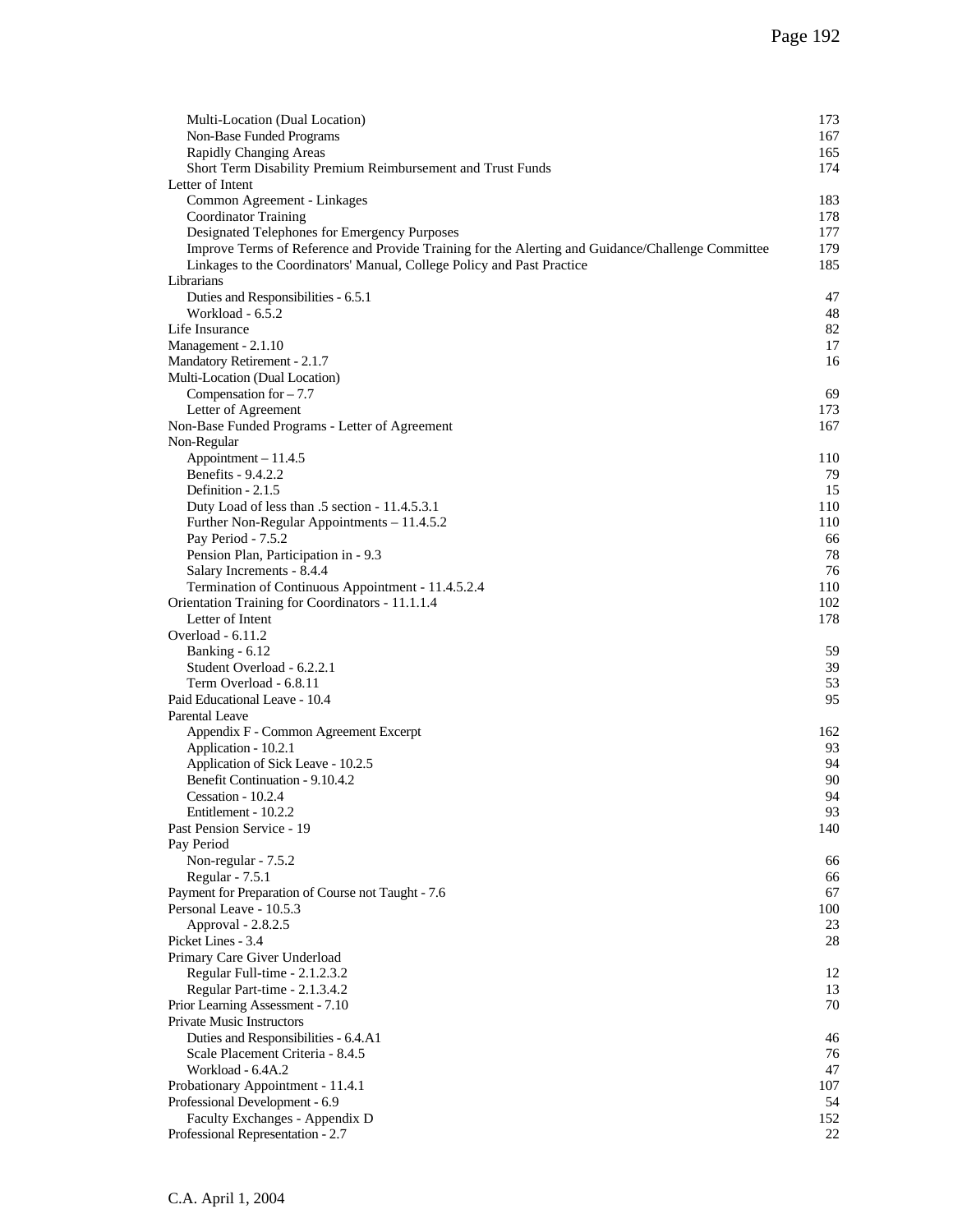| | |
|---|---|
| Multi-Location (Dual Location) | 173 |
| Non-Base Funded Programs | 167 |
| Rapidly Changing Areas | 165 |
| Short Term Disability Premium Reimbursement and Trust Funds | 174 |
| Letter of Intent | |
| Common Agreement - Linkages | 183 |
| Coordinator Training | 178 |
| Designated Telephones for Emergency Purposes | 177 |
| Improve Terms of Reference and Provide Training for the Alerting and Guidance/Challenge Committee | 179 |
| Linkages to the Coordinators' Manual, College Policy and Past Practice | 185 |
| Librarians | |
| Duties and Responsibilities - 6.5.1 | 47 |
| Workload - 6.5.2 | 48 |
| Life Insurance | 82 |
| Management - 2.1.10 | 17 |
| Mandatory Retirement - 2.1.7 | 16 |
| Multi-Location (Dual Location) | |
| Compensation for – 7.7 | 69 |
| Letter of Agreement | 173 |
| Non-Base Funded Programs - Letter of Agreement | 167 |
| Non-Regular | |
| Appointment – 11.4.5 | 110 |
| Benefits - 9.4.2.2 | 79 |
| Definition - 2.1.5 | 15 |
| Duty Load of less than .5 section - 11.4.5.3.1 | 110 |
| Further Non-Regular Appointments – 11.4.5.2 | 110 |
| Pay Period - 7.5.2 | 66 |
| Pension Plan, Participation in - 9.3 | 78 |
| Salary Increments - 8.4.4 | 76 |
| Termination of Continuous Appointment - 11.4.5.2.4 | 110 |
| Orientation Training for Coordinators - 11.1.1.4 | 102 |
| Letter of Intent | 178 |
| Overload - 6.11.2 | |
| Banking - 6.12 | 59 |
| Student Overload - 6.2.2.1 | 39 |
| Term Overload - 6.8.11 | 53 |
| Paid Educational Leave - 10.4 | 95 |
| Parental Leave | |
| Appendix F - Common Agreement Excerpt | 162 |
| Application - 10.2.1 | 93 |
| Application of Sick Leave - 10.2.5 | 94 |
| Benefit Continuation - 9.10.4.2 | 90 |
| Cessation - 10.2.4 | 94 |
| Entitlement - 10.2.2 | 93 |
| Past Pension Service - 19 | 140 |
| Pay Period | |
| Non-regular - 7.5.2 | 66 |
| Regular - 7.5.1 | 66 |
| Payment for Preparation of Course not Taught - 7.6 | 67 |
| Personal Leave - 10.5.3 | 100 |
| Approval - 2.8.2.5 | 23 |
| Picket Lines - 3.4 | 28 |
| Primary Care Giver Underload | |
| Regular Full-time - 2.1.2.3.2 | 12 |
| Regular Part-time - 2.1.3.4.2 | 13 |
| Prior Learning Assessment - 7.10 | 70 |
| Private Music Instructors | |
| Duties and Responsibilities - 6.4.A1 | 46 |
| Scale Placement Criteria - 8.4.5 | 76 |
| Workload - 6.4A.2 | 47 |
| Probationary Appointment - 11.4.1 | 107 |
| Professional Development - 6.9 | 54 |
| Faculty Exchanges - Appendix D | 152 |
| Professional Representation - 2.7 | 22 |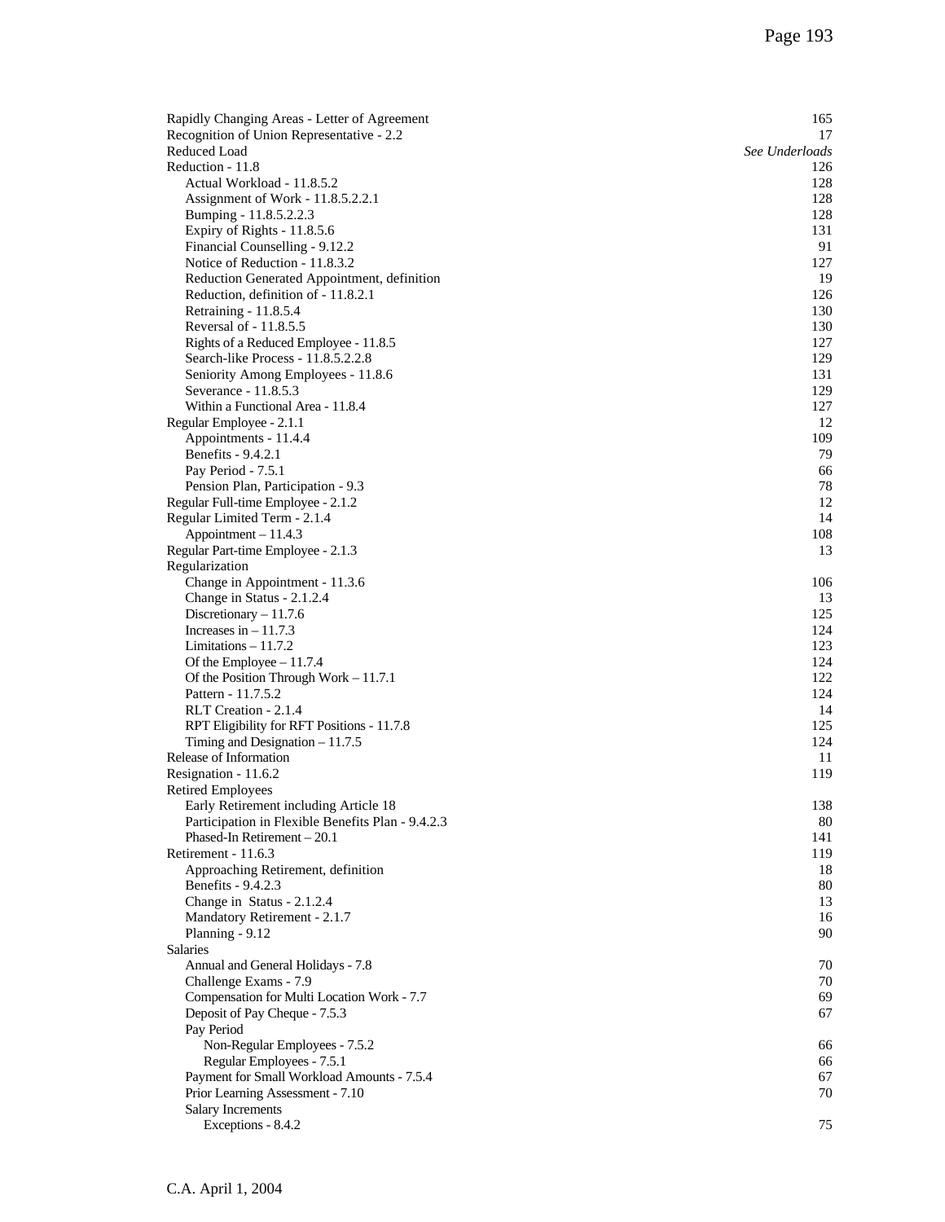| | |
|---|---|
| Rapidly Changing Areas - Letter of Agreement | 165 |
| Recognition of Union Representative - 2.2 | 17 |
| Reduced Load | *See Underloads* |
| Reduction - 11.8 | 126 |
| &nbsp;&nbsp;&nbsp;&nbsp;Actual Workload - 11.8.5.2 | 128 |
| &nbsp;&nbsp;&nbsp;&nbsp;Assignment of Work - 11.8.5.2.2.1 | 128 |
| &nbsp;&nbsp;&nbsp;&nbsp;Bumping - 11.8.5.2.2.3 | 128 |
| &nbsp;&nbsp;&nbsp;&nbsp;Expiry of Rights - 11.8.5.6 | 131 |
| &nbsp;&nbsp;&nbsp;&nbsp;Financial Counselling - 9.12.2 | 91 |
| &nbsp;&nbsp;&nbsp;&nbsp;Notice of Reduction - 11.8.3.2 | 127 |
| &nbsp;&nbsp;&nbsp;&nbsp;Reduction Generated Appointment, definition | 19 |
| &nbsp;&nbsp;&nbsp;&nbsp;Reduction, definition of - 11.8.2.1 | 126 |
| &nbsp;&nbsp;&nbsp;&nbsp;Retraining - 11.8.5.4 | 130 |
| &nbsp;&nbsp;&nbsp;&nbsp;Reversal of - 11.8.5.5 | 130 |
| &nbsp;&nbsp;&nbsp;&nbsp;Rights of a Reduced Employee - 11.8.5 | 127 |
| &nbsp;&nbsp;&nbsp;&nbsp;Search-like Process - 11.8.5.2.2.8 | 129 |
| &nbsp;&nbsp;&nbsp;&nbsp;Seniority Among Employees - 11.8.6 | 131 |
| &nbsp;&nbsp;&nbsp;&nbsp;Severance - 11.8.5.3 | 129 |
| &nbsp;&nbsp;&nbsp;&nbsp;Within a Functional Area - 11.8.4 | 127 |
| Regular Employee - 2.1.1 | 12 |
| &nbsp;&nbsp;&nbsp;&nbsp;Appointments - 11.4.4 | 109 |
| &nbsp;&nbsp;&nbsp;&nbsp;Benefits - 9.4.2.1 | 79 |
| &nbsp;&nbsp;&nbsp;&nbsp;Pay Period - 7.5.1 | 66 |
| &nbsp;&nbsp;&nbsp;&nbsp;Pension Plan, Participation - 9.3 | 78 |
| Regular Full-time Employee - 2.1.2 | 12 |
| Regular Limited Term - 2.1.4 | 14 |
| &nbsp;&nbsp;&nbsp;&nbsp;Appointment – 11.4.3 | 108 |
| Regular Part-time Employee - 2.1.3 | 13 |
| Regularization | |
| &nbsp;&nbsp;&nbsp;&nbsp;Change in Appointment - 11.3.6 | 106 |
| &nbsp;&nbsp;&nbsp;&nbsp;Change in Status - 2.1.2.4 | 13 |
| &nbsp;&nbsp;&nbsp;&nbsp;Discretionary – 11.7.6 | 125 |
| &nbsp;&nbsp;&nbsp;&nbsp;Increases in – 11.7.3 | 124 |
| &nbsp;&nbsp;&nbsp;&nbsp;Limitations – 11.7.2 | 123 |
| &nbsp;&nbsp;&nbsp;&nbsp;Of the Employee – 11.7.4 | 124 |
| &nbsp;&nbsp;&nbsp;&nbsp;Of the Position Through Work – 11.7.1 | 122 |
| &nbsp;&nbsp;&nbsp;&nbsp;Pattern - 11.7.5.2 | 124 |
| &nbsp;&nbsp;&nbsp;&nbsp;RLT Creation - 2.1.4 | 14 |
| &nbsp;&nbsp;&nbsp;&nbsp;RPT Eligibility for RFT Positions - 11.7.8 | 125 |
| &nbsp;&nbsp;&nbsp;&nbsp;Timing and Designation – 11.7.5 | 124 |
| Release of Information | 11 |
| Resignation - 11.6.2 | 119 |
| Retired Employees | |
| &nbsp;&nbsp;&nbsp;&nbsp;Early Retirement including Article 18 | 138 |
| &nbsp;&nbsp;&nbsp;&nbsp;Participation in Flexible Benefits Plan - 9.4.2.3 | 80 |
| &nbsp;&nbsp;&nbsp;&nbsp;Phased-In Retirement – 20.1 | 141 |
| Retirement - 11.6.3 | 119 |
| &nbsp;&nbsp;&nbsp;&nbsp;Approaching Retirement, definition | 18 |
| &nbsp;&nbsp;&nbsp;&nbsp;Benefits - 9.4.2.3 | 80 |
| &nbsp;&nbsp;&nbsp;&nbsp;Change in Status - 2.1.2.4 | 13 |
| &nbsp;&nbsp;&nbsp;&nbsp;Mandatory Retirement - 2.1.7 | 16 |
| &nbsp;&nbsp;&nbsp;&nbsp;Planning - 9.12 | 90 |
| Salaries | |
| &nbsp;&nbsp;&nbsp;&nbsp;Annual and General Holidays - 7.8 | 70 |
| &nbsp;&nbsp;&nbsp;&nbsp;Challenge Exams - 7.9 | 70 |
| &nbsp;&nbsp;&nbsp;&nbsp;Compensation for Multi Location Work - 7.7 | 69 |
| &nbsp;&nbsp;&nbsp;&nbsp;Deposit of Pay Cheque - 7.5.3 | 67 |
| &nbsp;&nbsp;&nbsp;&nbsp;Pay Period | |
| &nbsp;&nbsp;&nbsp;&nbsp;&nbsp;&nbsp;&nbsp;&nbsp;Non-Regular Employees - 7.5.2 | 66 |
| &nbsp;&nbsp;&nbsp;&nbsp;&nbsp;&nbsp;&nbsp;&nbsp;Regular Employees - 7.5.1 | 66 |
| &nbsp;&nbsp;&nbsp;&nbsp;Payment for Small Workload Amounts - 7.5.4 | 67 |
| &nbsp;&nbsp;&nbsp;&nbsp;Prior Learning Assessment - 7.10 | 70 |
| &nbsp;&nbsp;&nbsp;&nbsp;Salary Increments | |
| &nbsp;&nbsp;&nbsp;&nbsp;&nbsp;&nbsp;&nbsp;&nbsp;Exceptions - 8.4.2 | 75 |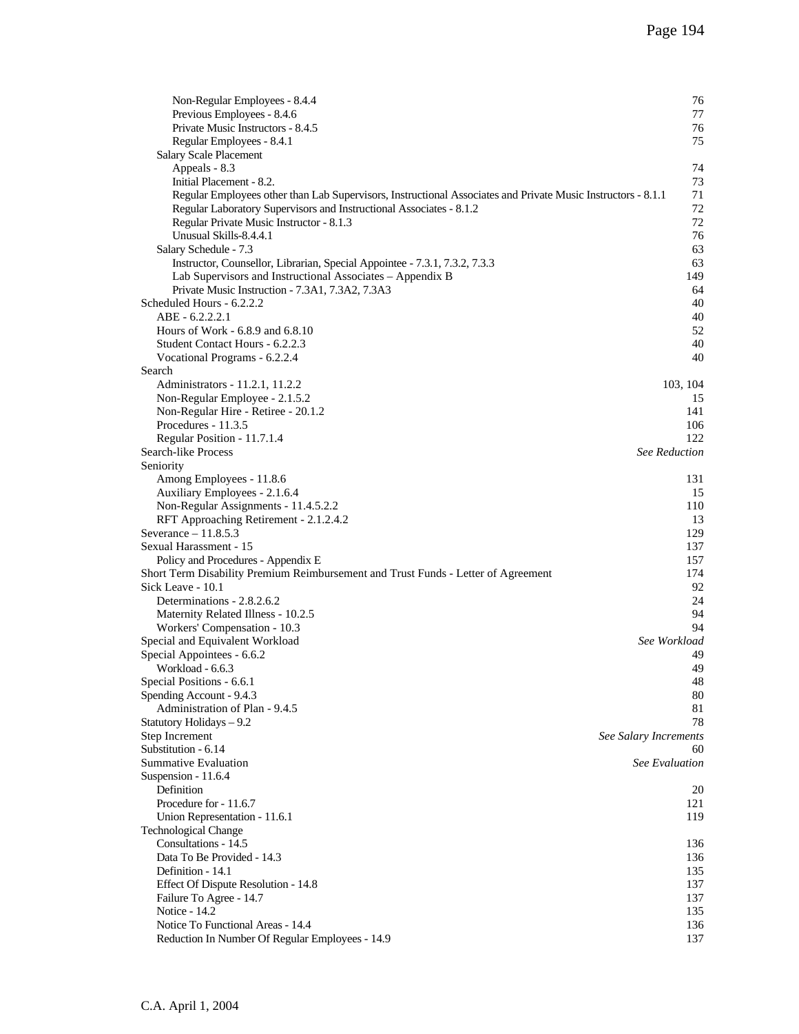| | |
|---|---|
| Non-Regular Employees - 8.4.4 | 76 |
| Previous Employees - 8.4.6 | 77 |
| Private Music Instructors - 8.4.5 | 76 |
| Regular Employees - 8.4.1 | 75 |
| Salary Scale Placement | |
| Appeals - 8.3 | 74 |
| Initial Placement - 8.2. | 73 |
| Regular Employees other than Lab Supervisors, Instructional Associates and Private Music Instructors - 8.1.1 | 71 |
| Regular Laboratory Supervisors and Instructional Associates - 8.1.2 | 72 |
| Regular Private Music Instructor - 8.1.3 | 72 |
| Unusual Skills-8.4.4.1 | 76 |
| Salary Schedule - 7.3 | 63 |
| Instructor, Counsellor, Librarian, Special Appointee - 7.3.1, 7.3.2, 7.3.3 | 63 |
| Lab Supervisors and Instructional Associates – Appendix B | 149 |
| Private Music Instruction - 7.3A1, 7.3A2, 7.3A3 | 64 |
| Scheduled Hours - 6.2.2.2 | 40 |
| ABE - 6.2.2.2.1 | 40 |
| Hours of Work - 6.8.9 and 6.8.10 | 52 |
| Student Contact Hours - 6.2.2.3 | 40 |
| Vocational Programs - 6.2.2.4 | 40 |
| Search | |
| Administrators - 11.2.1, 11.2.2 | 103, 104 |
| Non-Regular Employee - 2.1.5.2 | 15 |
| Non-Regular Hire - Retiree - 20.1.2 | 141 |
| Procedures - 11.3.5 | 106 |
| Regular Position - 11.7.1.4 | 122 |
| Search-like Process | *See Reduction* |
| Seniority | |
| Among Employees - 11.8.6 | 131 |
| Auxiliary Employees - 2.1.6.4 | 15 |
| Non-Regular Assignments - 11.4.5.2.2 | 110 |
| RFT Approaching Retirement - 2.1.2.4.2 | 13 |
| Severance – 11.8.5.3 | 129 |
| Sexual Harassment - 15 | 137 |
| Policy and Procedures - Appendix E | 157 |
| Short Term Disability Premium Reimbursement and Trust Funds - Letter of Agreement | 174 |
| Sick Leave - 10.1 | 92 |
| Determinations - 2.8.2.6.2 | 24 |
| Maternity Related Illness - 10.2.5 | 94 |
| Workers' Compensation - 10.3 | 94 |
| Special and Equivalent Workload | *See Workload* |
| Special Appointees - 6.6.2 | 49 |
| Workload - 6.6.3 | 49 |
| Special Positions - 6.6.1 | 48 |
| Spending Account - 9.4.3 | 80 |
| Administration of Plan - 9.4.5 | 81 |
| Statutory Holidays – 9.2 | 78 |
| Step Increment | *See Salary Increments* |
| Substitution - 6.14 | 60 |
| Summative Evaluation | *See Evaluation* |
| Suspension - 11.6.4 | |
| Definition | 20 |
| Procedure for - 11.6.7 | 121 |
| Union Representation - 11.6.1 | 119 |
| Technological Change | |
| Consultations - 14.5 | 136 |
| Data To Be Provided - 14.3 | 136 |
| Definition - 14.1 | 135 |
| Effect Of Dispute Resolution - 14.8 | 137 |
| Failure To Agree - 14.7 | 137 |
| Notice - 14.2 | 135 |
| Notice To Functional Areas - 14.4 | 136 |
| Reduction In Number Of Regular Employees - 14.9 | 137 |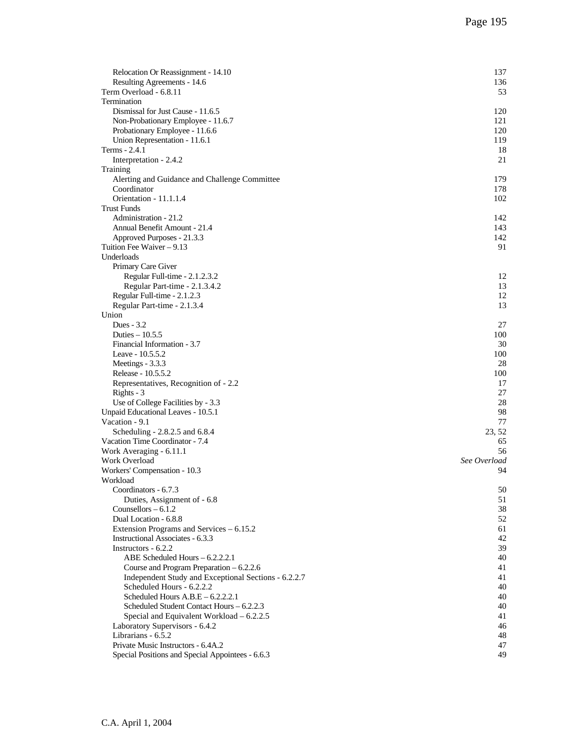| | |
|---|---|
| Relocation Or Reassignment - 14.10 | 137 |
| Resulting Agreements - 14.6 | 136 |
| Term Overload - 6.8.11 | 53 |
| Termination | |
| Dismissal for Just Cause - 11.6.5 | 120 |
| Non-Probationary Employee - 11.6.7 | 121 |
| Probationary Employee - 11.6.6 | 120 |
| Union Representation - 11.6.1 | 119 |
| Terms - 2.4.1 | 18 |
| Interpretation - 2.4.2 | 21 |
| Training | |
| Alerting and Guidance and Challenge Committee | 179 |
| Coordinator | 178 |
| Orientation - 11.1.1.4 | 102 |
| Trust Funds | |
| Administration - 21.2 | 142 |
| Annual Benefit Amount - 21.4 | 143 |
| Approved Purposes - 21.3.3 | 142 |
| Tuition Fee Waiver – 9.13 | 91 |
| Underloads | |
| Primary Care Giver | |
| Regular Full-time - 2.1.2.3.2 | 12 |
| Regular Part-time - 2.1.3.4.2 | 13 |
| Regular Full-time - 2.1.2.3 | 12 |
| Regular Part-time - 2.1.3.4 | 13 |
| Union | |
| Dues - 3.2 | 27 |
| Duties – 10.5.5 | 100 |
| Financial Information - 3.7 | 30 |
| Leave - 10.5.5.2 | 100 |
| Meetings - 3.3.3 | 28 |
| Release - 10.5.5.2 | 100 |
| Representatives, Recognition of - 2.2 | 17 |
| Rights - 3 | 27 |
| Use of College Facilities by - 3.3 | 28 |
| Unpaid Educational Leaves - 10.5.1 | 98 |
| Vacation - 9.1 | 77 |
| Scheduling - 2.8.2.5 and 6.8.4 | 23, 52 |
| Vacation Time Coordinator - 7.4 | 65 |
| Work Averaging - 6.11.1 | 56 |
| Work Overload | *See Overload* |
| Workers' Compensation - 10.3 | 94 |
| Workload | |
| Coordinators - 6.7.3 | 50 |
| Duties, Assignment of - 6.8 | 51 |
| Counsellors – 6.1.2 | 38 |
| Dual Location - 6.8.8 | 52 |
| Extension Programs and Services – 6.15.2 | 61 |
| Instructional Associates - 6.3.3 | 42 |
| Instructors - 6.2.2 | 39 |
| ABE Scheduled Hours – 6.2.2.2.1 | 40 |
| Course and Program Preparation – 6.2.2.6 | 41 |
| Independent Study and Exceptional Sections - 6.2.2.7 | 41 |
| Scheduled Hours - 6.2.2.2 | 40 |
| Scheduled Hours A.B.E – 6.2.2.2.1 | 40 |
| Scheduled Student Contact Hours – 6.2.2.3 | 40 |
| Special and Equivalent Workload – 6.2.2.5 | 41 |
| Laboratory Supervisors - 6.4.2 | 46 |
| Librarians - 6.5.2 | 48 |
| Private Music Instructors - 6.4A.2 | 47 |
| Special Positions and Special Appointees - 6.6.3 | 49 |

C.A. April 1, 2004